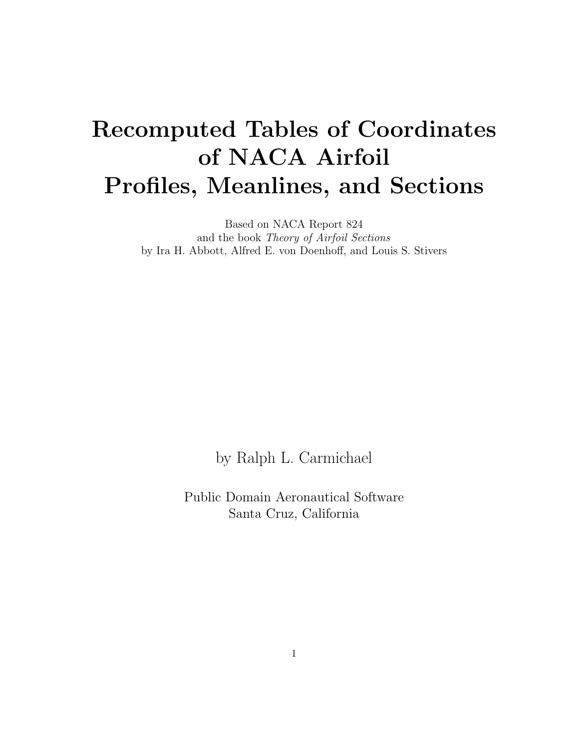# Recomputed Tables of Coordinates of NACA Airfoil Profiles, Meanlines, and Sections

Based on NACA Report 824
and the book *Theory of Airfoil Sections*
by Ira H. Abbott, Alfred E. von Doenhoff, and Louis S. Stivers

by Ralph L. Carmichael

Public Domain Aeronautical Software
Santa Cruz, California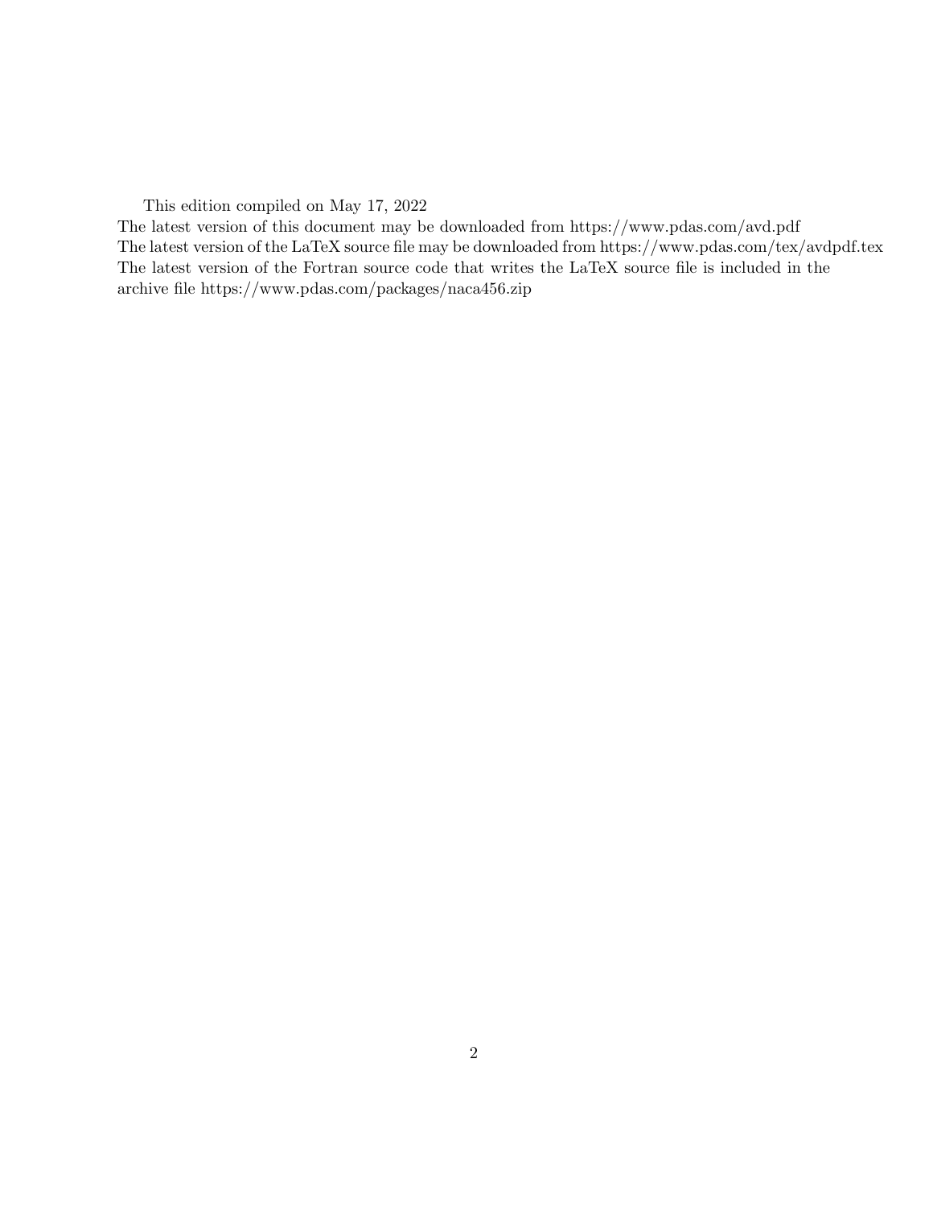This edition compiled on May 17, 2022

The latest version of this document may be downloaded from https://www.pdas.com/avd.pdf

The latest version of the LaTeX source file may be downloaded from https://www.pdas.com/tex/avdpdf.tex

The latest version of the Fortran source code that writes the LaTeX source file is included in the archive file https://www.pdas.com/packages/naca456.zip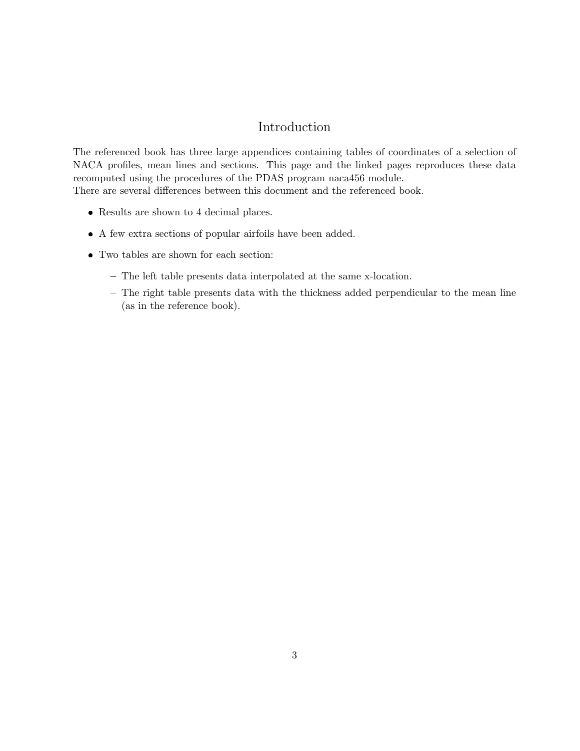# Introduction

The referenced book has three large appendices containing tables of coordinates of a selection of NACA profiles, mean lines and sections. This page and the linked pages reproduces these data recomputed using the procedures of the PDAS program naca456 module.
There are several differences between this document and the referenced book.

- Results are shown to 4 decimal places.
- A few extra sections of popular airfoils have been added.
- Two tables are shown for each section:
  - The left table presents data interpolated at the same x-location.
  - The right table presents data with the thickness added perpendicular to the mean line (as in the reference book).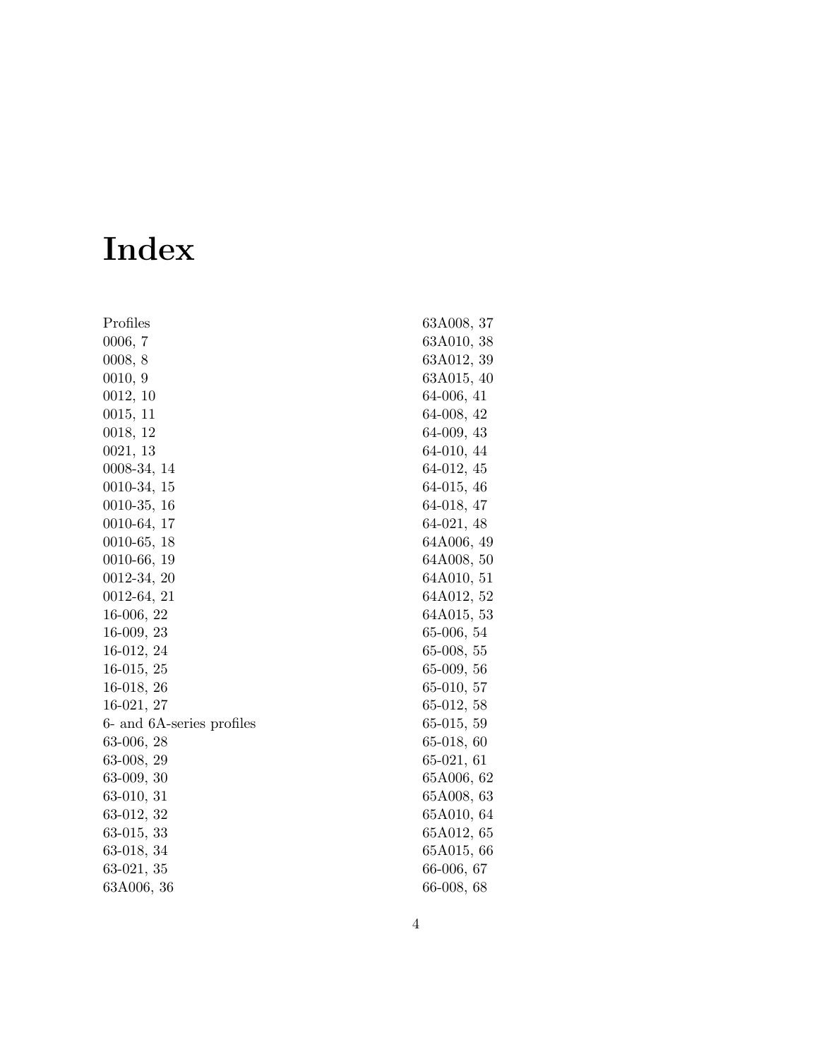# Index

Profiles
0006, 7
0008, 8
0010, 9
0012, 10
0015, 11
0018, 12
0021, 13
0008-34, 14
0010-34, 15
0010-35, 16
0010-64, 17
0010-65, 18
0010-66, 19
0012-34, 20
0012-64, 21
16-006, 22
16-009, 23
16-012, 24
16-015, 25
16-018, 26
16-021, 27
6- and 6A-series profiles
63-006, 28
63-008, 29
63-009, 30
63-010, 31
63-012, 32
63-015, 33
63-018, 34
63-021, 35
63A006, 36
63A008, 37
63A010, 38
63A012, 39
63A015, 40
64-006, 41
64-008, 42
64-009, 43
64-010, 44
64-012, 45
64-015, 46
64-018, 47
64-021, 48
64A006, 49
64A008, 50
64A010, 51
64A012, 52
64A015, 53
65-006, 54
65-008, 55
65-009, 56
65-010, 57
65-012, 58
65-015, 59
65-018, 60
65-021, 61
65A006, 62
65A008, 63
65A010, 64
65A012, 65
65A015, 66
66-006, 67
66-008, 68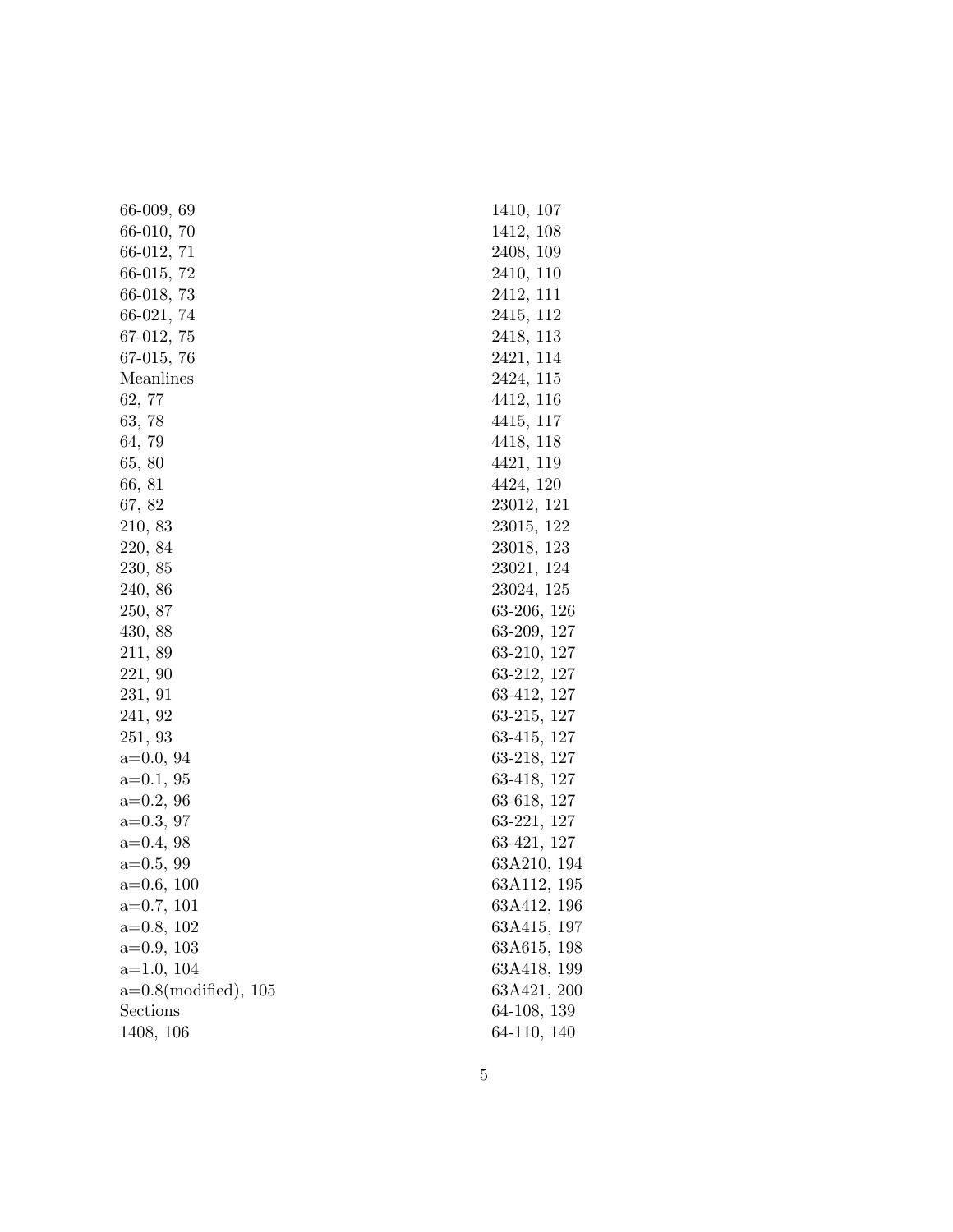66-009, 69
66-010, 70
66-012, 71
66-015, 72
66-018, 73
66-021, 74
67-012, 75
67-015, 76
Meanlines
62, 77
63, 78
64, 79
65, 80
66, 81
67, 82
210, 83
220, 84
230, 85
240, 86
250, 87
430, 88
211, 89
221, 90
231, 91
241, 92
251, 93
a=0.0, 94
a=0.1, 95
a=0.2, 96
a=0.3, 97
a=0.4, 98
a=0.5, 99
a=0.6, 100
a=0.7, 101
a=0.8, 102
a=0.9, 103
a=1.0, 104
a=0.8(modified), 105
Sections
1408, 106
1410, 107
1412, 108
2408, 109
2410, 110
2412, 111
2415, 112
2418, 113
2421, 114
2424, 115
4412, 116
4415, 117
4418, 118
4421, 119
4424, 120
23012, 121
23015, 122
23018, 123
23021, 124
23024, 125
63-206, 126
63-209, 127
63-210, 127
63-212, 127
63-412, 127
63-215, 127
63-415, 127
63-218, 127
63-418, 127
63-618, 127
63-221, 127
63-421, 127
63A210, 194
63A112, 195
63A412, 196
63A415, 197
63A615, 198
63A418, 199
63A421, 200
64-108, 139
64-110, 140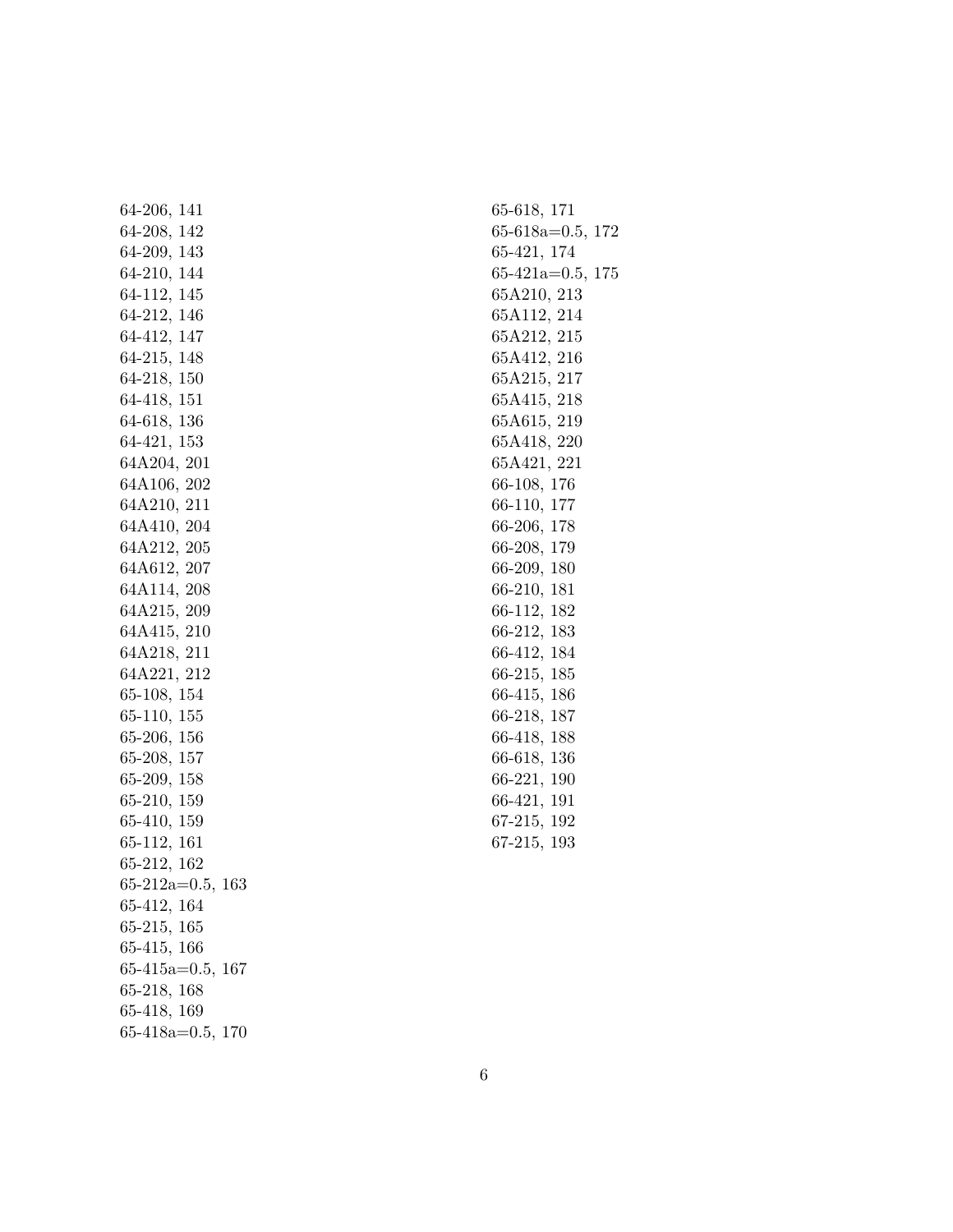64-206, 141
64-208, 142
64-209, 143
64-210, 144
64-112, 145
64-212, 146
64-412, 147
64-215, 148
64-218, 150
64-418, 151
64-618, 136
64-421, 153
64A204, 201
64A106, 202
64A210, 211
64A410, 204
64A212, 205
64A612, 207
64A114, 208
64A215, 209
64A415, 210
64A218, 211
64A221, 212
65-108, 154
65-110, 155
65-206, 156
65-208, 157
65-209, 158
65-210, 159
65-410, 159
65-112, 161
65-212, 162
65-212a=0.5, 163
65-412, 164
65-215, 165
65-415, 166
65-415a=0.5, 167
65-218, 168
65-418, 169
65-418a=0.5, 170
65-618, 171
65-618a=0.5, 172
65-421, 174
65-421a=0.5, 175
65A210, 213
65A112, 214
65A212, 215
65A412, 216
65A215, 217
65A415, 218
65A615, 219
65A418, 220
65A421, 221
66-108, 176
66-110, 177
66-206, 178
66-208, 179
66-209, 180
66-210, 181
66-112, 182
66-212, 183
66-412, 184
66-215, 185
66-415, 186
66-218, 187
66-418, 188
66-618, 136
66-221, 190
66-421, 191
67-215, 192
67-215, 193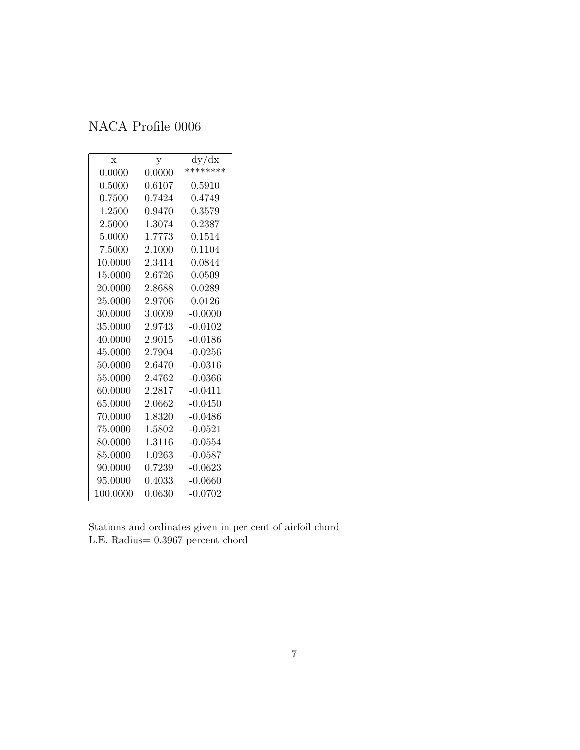# NACA Profile 0006

| x | y | dy/dx |
|---|---|---|
| 0.0000 | 0.0000 | ******** |
| 0.5000 | 0.6107 | 0.5910 |
| 0.7500 | 0.7424 | 0.4749 |
| 1.2500 | 0.9470 | 0.3579 |
| 2.5000 | 1.3074 | 0.2387 |
| 5.0000 | 1.7773 | 0.1514 |
| 7.5000 | 2.1000 | 0.1104 |
| 10.0000 | 2.3414 | 0.0844 |
| 15.0000 | 2.6726 | 0.0509 |
| 20.0000 | 2.8688 | 0.0289 |
| 25.0000 | 2.9706 | 0.0126 |
| 30.0000 | 3.0009 | -0.0000 |
| 35.0000 | 2.9743 | -0.0102 |
| 40.0000 | 2.9015 | -0.0186 |
| 45.0000 | 2.7904 | -0.0256 |
| 50.0000 | 2.6470 | -0.0316 |
| 55.0000 | 2.4762 | -0.0366 |
| 60.0000 | 2.2817 | -0.0411 |
| 65.0000 | 2.0662 | -0.0450 |
| 70.0000 | 1.8320 | -0.0486 |
| 75.0000 | 1.5802 | -0.0521 |
| 80.0000 | 1.3116 | -0.0554 |
| 85.0000 | 1.0263 | -0.0587 |
| 90.0000 | 0.7239 | -0.0623 |
| 95.0000 | 0.4033 | -0.0660 |
| 100.0000 | 0.0630 | -0.0702 |

Stations and ordinates given in per cent of airfoil chord
L.E. Radius= 0.3967 percent chord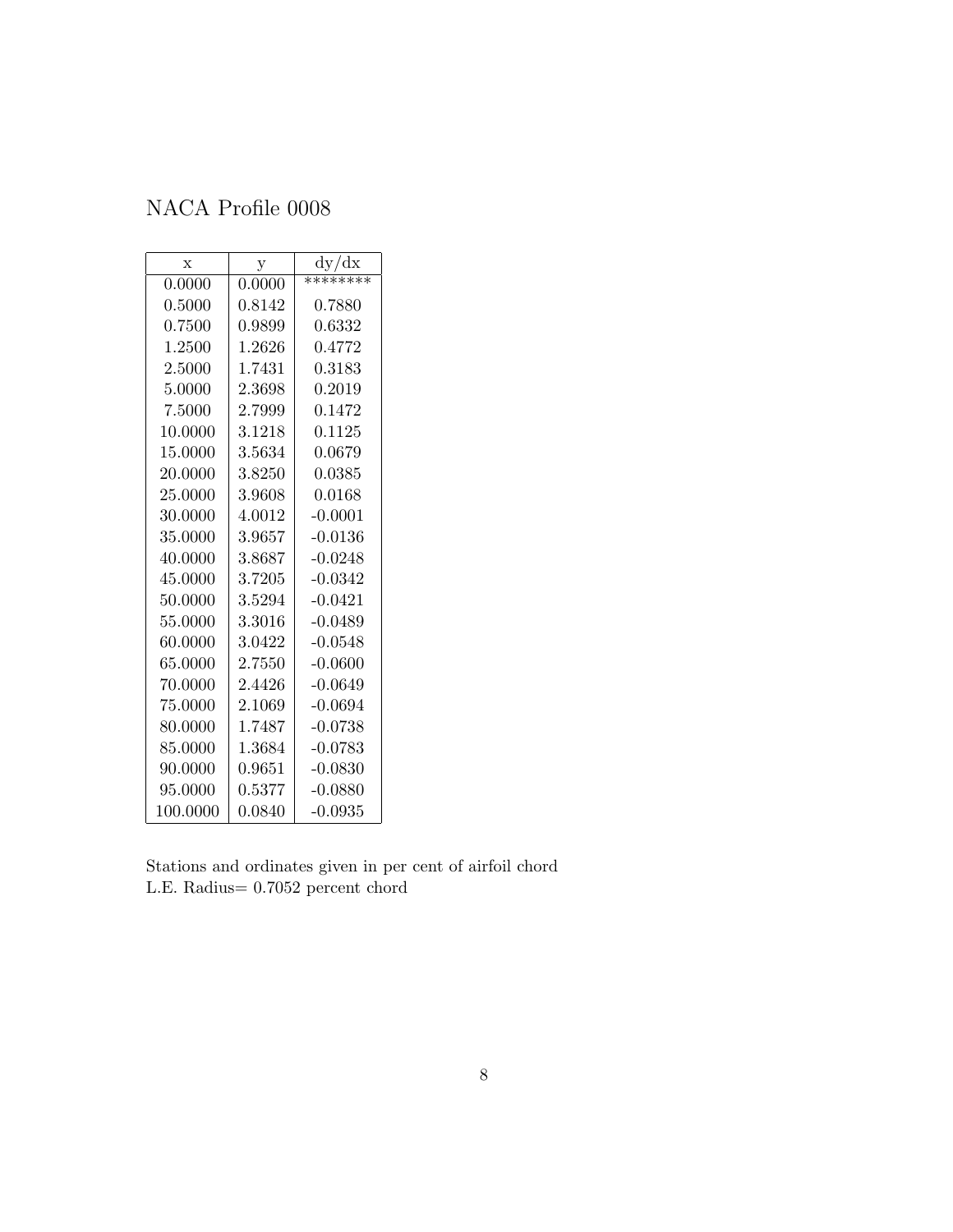# NACA Profile 0008

| x | y | dy/dx |
|---|---|---|
| 0.0000 | 0.0000 | ******** |
| 0.5000 | 0.8142 | 0.7880 |
| 0.7500 | 0.9899 | 0.6332 |
| 1.2500 | 1.2626 | 0.4772 |
| 2.5000 | 1.7431 | 0.3183 |
| 5.0000 | 2.3698 | 0.2019 |
| 7.5000 | 2.7999 | 0.1472 |
| 10.0000 | 3.1218 | 0.1125 |
| 15.0000 | 3.5634 | 0.0679 |
| 20.0000 | 3.8250 | 0.0385 |
| 25.0000 | 3.9608 | 0.0168 |
| 30.0000 | 4.0012 | -0.0001 |
| 35.0000 | 3.9657 | -0.0136 |
| 40.0000 | 3.8687 | -0.0248 |
| 45.0000 | 3.7205 | -0.0342 |
| 50.0000 | 3.5294 | -0.0421 |
| 55.0000 | 3.3016 | -0.0489 |
| 60.0000 | 3.0422 | -0.0548 |
| 65.0000 | 2.7550 | -0.0600 |
| 70.0000 | 2.4426 | -0.0649 |
| 75.0000 | 2.1069 | -0.0694 |
| 80.0000 | 1.7487 | -0.0738 |
| 85.0000 | 1.3684 | -0.0783 |
| 90.0000 | 0.9651 | -0.0830 |
| 95.0000 | 0.5377 | -0.0880 |
| 100.0000 | 0.0840 | -0.0935 |

Stations and ordinates given in per cent of airfoil chord
L.E. Radius= 0.7052 percent chord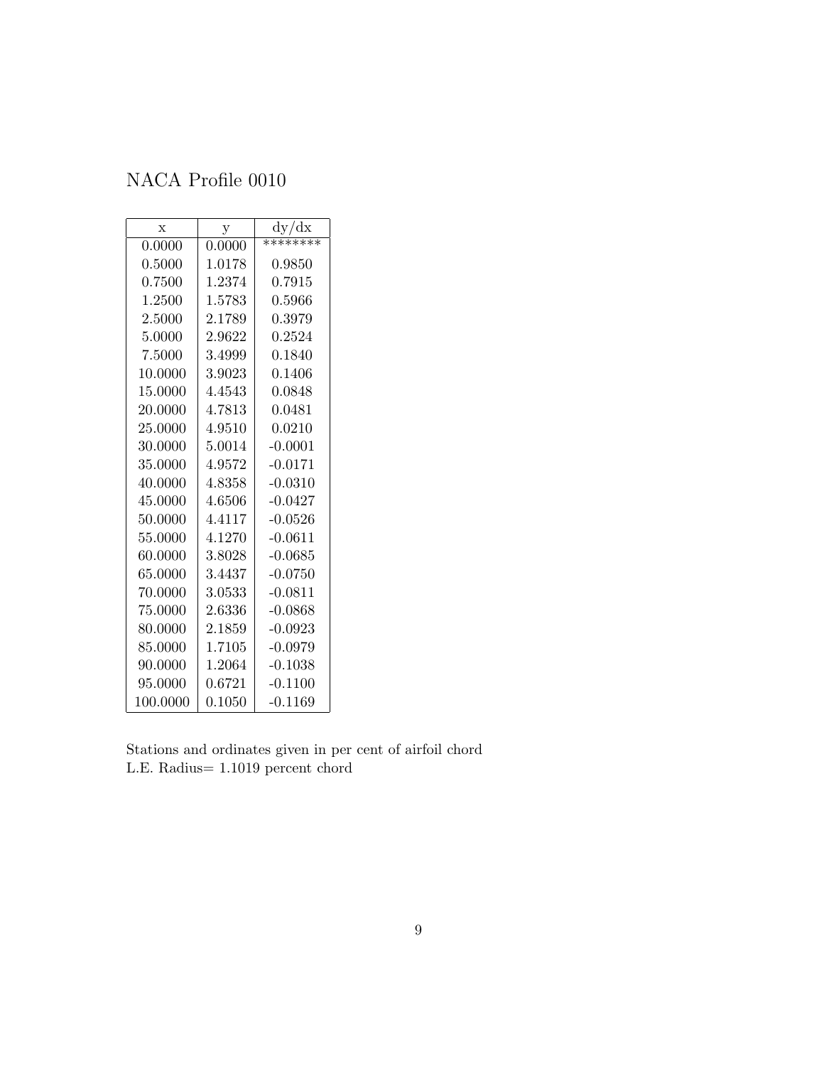# NACA Profile 0010

| x | y | dy/dx |
|---|---|---|
| 0.0000 | 0.0000 | ******** |
| 0.5000 | 1.0178 | 0.9850 |
| 0.7500 | 1.2374 | 0.7915 |
| 1.2500 | 1.5783 | 0.5966 |
| 2.5000 | 2.1789 | 0.3979 |
| 5.0000 | 2.9622 | 0.2524 |
| 7.5000 | 3.4999 | 0.1840 |
| 10.0000 | 3.9023 | 0.1406 |
| 15.0000 | 4.4543 | 0.0848 |
| 20.0000 | 4.7813 | 0.0481 |
| 25.0000 | 4.9510 | 0.0210 |
| 30.0000 | 5.0014 | -0.0001 |
| 35.0000 | 4.9572 | -0.0171 |
| 40.0000 | 4.8358 | -0.0310 |
| 45.0000 | 4.6506 | -0.0427 |
| 50.0000 | 4.4117 | -0.0526 |
| 55.0000 | 4.1270 | -0.0611 |
| 60.0000 | 3.8028 | -0.0685 |
| 65.0000 | 3.4437 | -0.0750 |
| 70.0000 | 3.0533 | -0.0811 |
| 75.0000 | 2.6336 | -0.0868 |
| 80.0000 | 2.1859 | -0.0923 |
| 85.0000 | 1.7105 | -0.0979 |
| 90.0000 | 1.2064 | -0.1038 |
| 95.0000 | 0.6721 | -0.1100 |
| 100.0000 | 0.1050 | -0.1169 |

Stations and ordinates given in per cent of airfoil chord
L.E. Radius= 1.1019 percent chord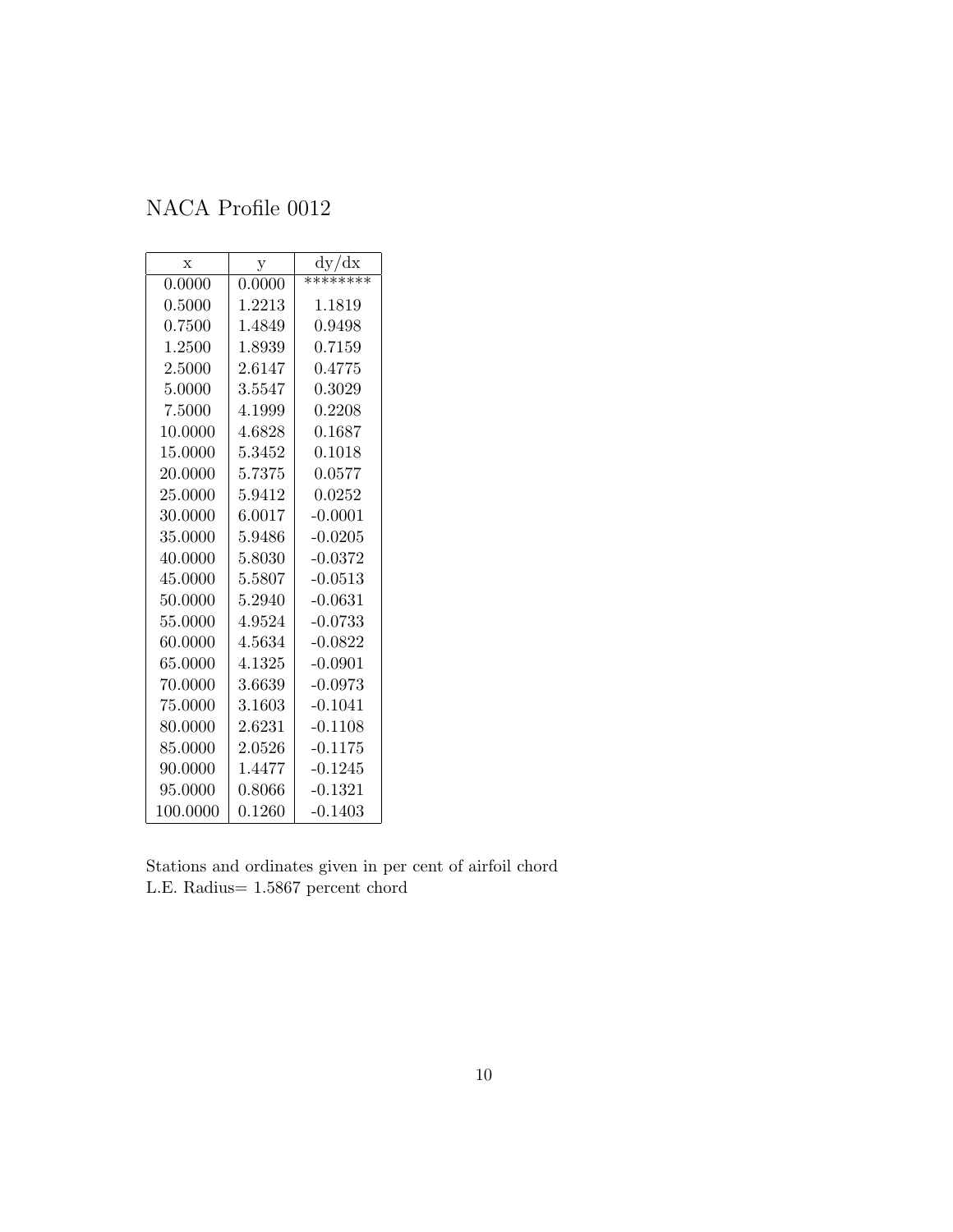# NACA Profile 0012

| x | y | dy/dx |
|---|---|---|
| 0.0000 | 0.0000 | ******** |
| 0.5000 | 1.2213 | 1.1819 |
| 0.7500 | 1.4849 | 0.9498 |
| 1.2500 | 1.8939 | 0.7159 |
| 2.5000 | 2.6147 | 0.4775 |
| 5.0000 | 3.5547 | 0.3029 |
| 7.5000 | 4.1999 | 0.2208 |
| 10.0000 | 4.6828 | 0.1687 |
| 15.0000 | 5.3452 | 0.1018 |
| 20.0000 | 5.7375 | 0.0577 |
| 25.0000 | 5.9412 | 0.0252 |
| 30.0000 | 6.0017 | -0.0001 |
| 35.0000 | 5.9486 | -0.0205 |
| 40.0000 | 5.8030 | -0.0372 |
| 45.0000 | 5.5807 | -0.0513 |
| 50.0000 | 5.2940 | -0.0631 |
| 55.0000 | 4.9524 | -0.0733 |
| 60.0000 | 4.5634 | -0.0822 |
| 65.0000 | 4.1325 | -0.0901 |
| 70.0000 | 3.6639 | -0.0973 |
| 75.0000 | 3.1603 | -0.1041 |
| 80.0000 | 2.6231 | -0.1108 |
| 85.0000 | 2.0526 | -0.1175 |
| 90.0000 | 1.4477 | -0.1245 |
| 95.0000 | 0.8066 | -0.1321 |
| 100.0000 | 0.1260 | -0.1403 |

Stations and ordinates given in per cent of airfoil chord
L.E. Radius= 1.5867 percent chord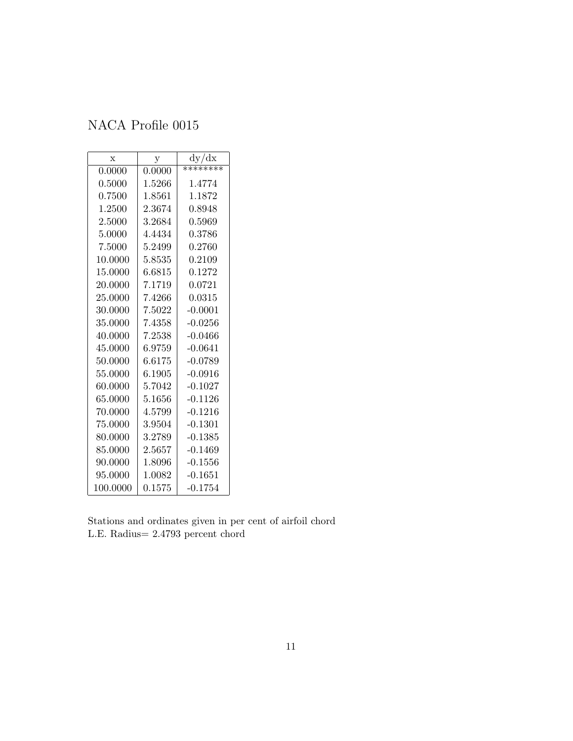# NACA Profile 0015

| x | y | dy/dx |
|---|---|---|
| 0.0000 | 0.0000 | ******** |
| 0.5000 | 1.5266 | 1.4774 |
| 0.7500 | 1.8561 | 1.1872 |
| 1.2500 | 2.3674 | 0.8948 |
| 2.5000 | 3.2684 | 0.5969 |
| 5.0000 | 4.4434 | 0.3786 |
| 7.5000 | 5.2499 | 0.2760 |
| 10.0000 | 5.8535 | 0.2109 |
| 15.0000 | 6.6815 | 0.1272 |
| 20.0000 | 7.1719 | 0.0721 |
| 25.0000 | 7.4266 | 0.0315 |
| 30.0000 | 7.5022 | -0.0001 |
| 35.0000 | 7.4358 | -0.0256 |
| 40.0000 | 7.2538 | -0.0466 |
| 45.0000 | 6.9759 | -0.0641 |
| 50.0000 | 6.6175 | -0.0789 |
| 55.0000 | 6.1905 | -0.0916 |
| 60.0000 | 5.7042 | -0.1027 |
| 65.0000 | 5.1656 | -0.1126 |
| 70.0000 | 4.5799 | -0.1216 |
| 75.0000 | 3.9504 | -0.1301 |
| 80.0000 | 3.2789 | -0.1385 |
| 85.0000 | 2.5657 | -0.1469 |
| 90.0000 | 1.8096 | -0.1556 |
| 95.0000 | 1.0082 | -0.1651 |
| 100.0000 | 0.1575 | -0.1754 |

Stations and ordinates given in per cent of airfoil chord
L.E. Radius= 2.4793 percent chord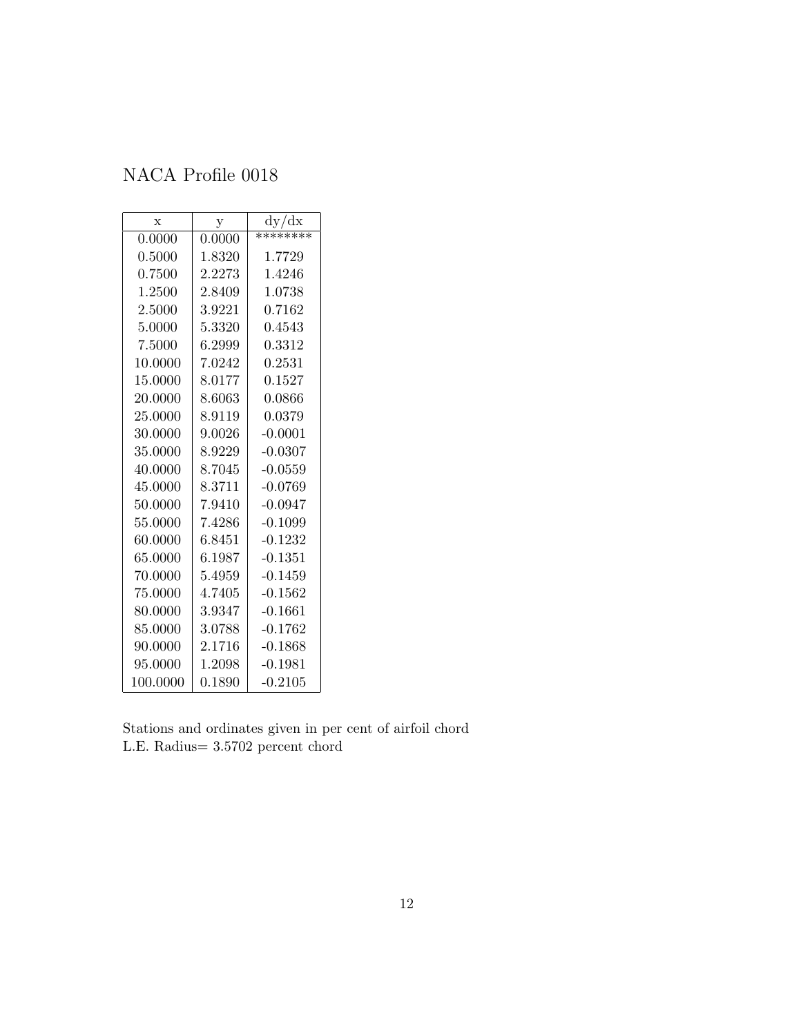# NACA Profile 0018

| x | y | dy/dx |
|---|---|---|
| 0.0000 | 0.0000 | ******** |
| 0.5000 | 1.8320 | 1.7729 |
| 0.7500 | 2.2273 | 1.4246 |
| 1.2500 | 2.8409 | 1.0738 |
| 2.5000 | 3.9221 | 0.7162 |
| 5.0000 | 5.3320 | 0.4543 |
| 7.5000 | 6.2999 | 0.3312 |
| 10.0000 | 7.0242 | 0.2531 |
| 15.0000 | 8.0177 | 0.1527 |
| 20.0000 | 8.6063 | 0.0866 |
| 25.0000 | 8.9119 | 0.0379 |
| 30.0000 | 9.0026 | -0.0001 |
| 35.0000 | 8.9229 | -0.0307 |
| 40.0000 | 8.7045 | -0.0559 |
| 45.0000 | 8.3711 | -0.0769 |
| 50.0000 | 7.9410 | -0.0947 |
| 55.0000 | 7.4286 | -0.1099 |
| 60.0000 | 6.8451 | -0.1232 |
| 65.0000 | 6.1987 | -0.1351 |
| 70.0000 | 5.4959 | -0.1459 |
| 75.0000 | 4.7405 | -0.1562 |
| 80.0000 | 3.9347 | -0.1661 |
| 85.0000 | 3.0788 | -0.1762 |
| 90.0000 | 2.1716 | -0.1868 |
| 95.0000 | 1.2098 | -0.1981 |
| 100.0000 | 0.1890 | -0.2105 |

Stations and ordinates given in per cent of airfoil chord
L.E. Radius= 3.5702 percent chord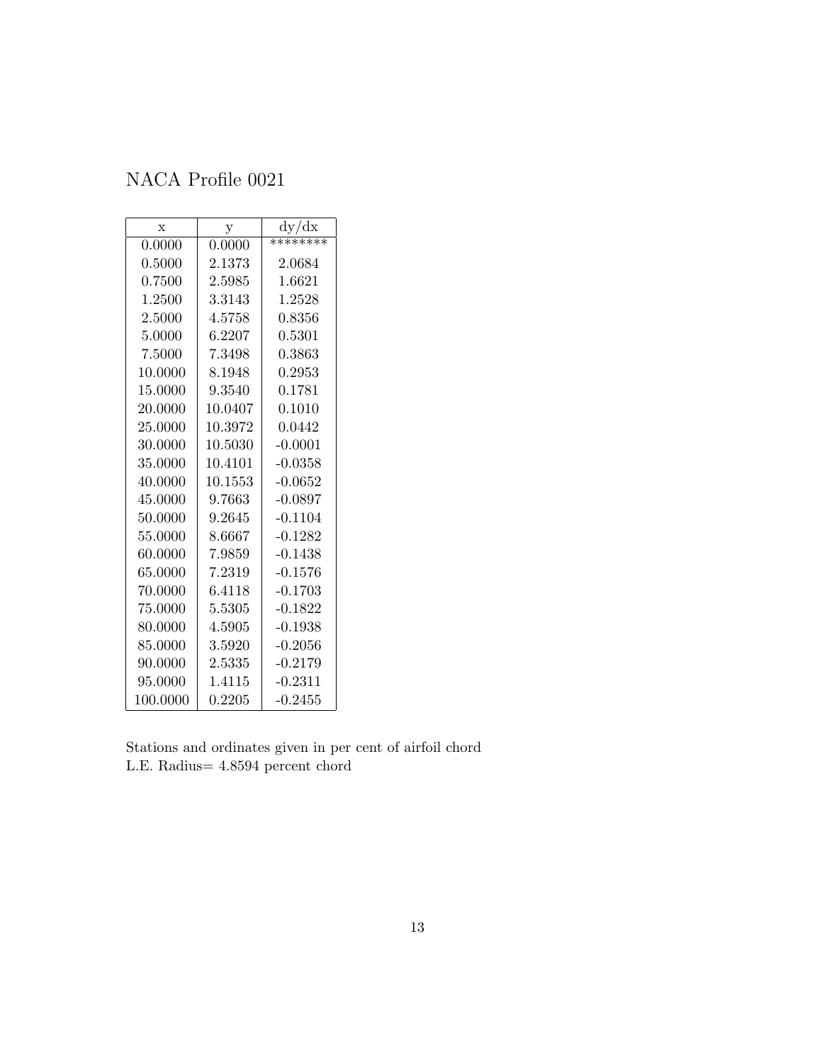# NACA Profile 0021

| x | y | dy/dx |
|---|---|---|
| 0.0000 | 0.0000 | ******** |
| 0.5000 | 2.1373 | 2.0684 |
| 0.7500 | 2.5985 | 1.6621 |
| 1.2500 | 3.3143 | 1.2528 |
| 2.5000 | 4.5758 | 0.8356 |
| 5.0000 | 6.2207 | 0.5301 |
| 7.5000 | 7.3498 | 0.3863 |
| 10.0000 | 8.1948 | 0.2953 |
| 15.0000 | 9.3540 | 0.1781 |
| 20.0000 | 10.0407 | 0.1010 |
| 25.0000 | 10.3972 | 0.0442 |
| 30.0000 | 10.5030 | -0.0001 |
| 35.0000 | 10.4101 | -0.0358 |
| 40.0000 | 10.1553 | -0.0652 |
| 45.0000 | 9.7663 | -0.0897 |
| 50.0000 | 9.2645 | -0.1104 |
| 55.0000 | 8.6667 | -0.1282 |
| 60.0000 | 7.9859 | -0.1438 |
| 65.0000 | 7.2319 | -0.1576 |
| 70.0000 | 6.4118 | -0.1703 |
| 75.0000 | 5.5305 | -0.1822 |
| 80.0000 | 4.5905 | -0.1938 |
| 85.0000 | 3.5920 | -0.2056 |
| 90.0000 | 2.5335 | -0.2179 |
| 95.0000 | 1.4115 | -0.2311 |
| 100.0000 | 0.2205 | -0.2455 |

Stations and ordinates given in per cent of airfoil chord
L.E. Radius= 4.8594 percent chord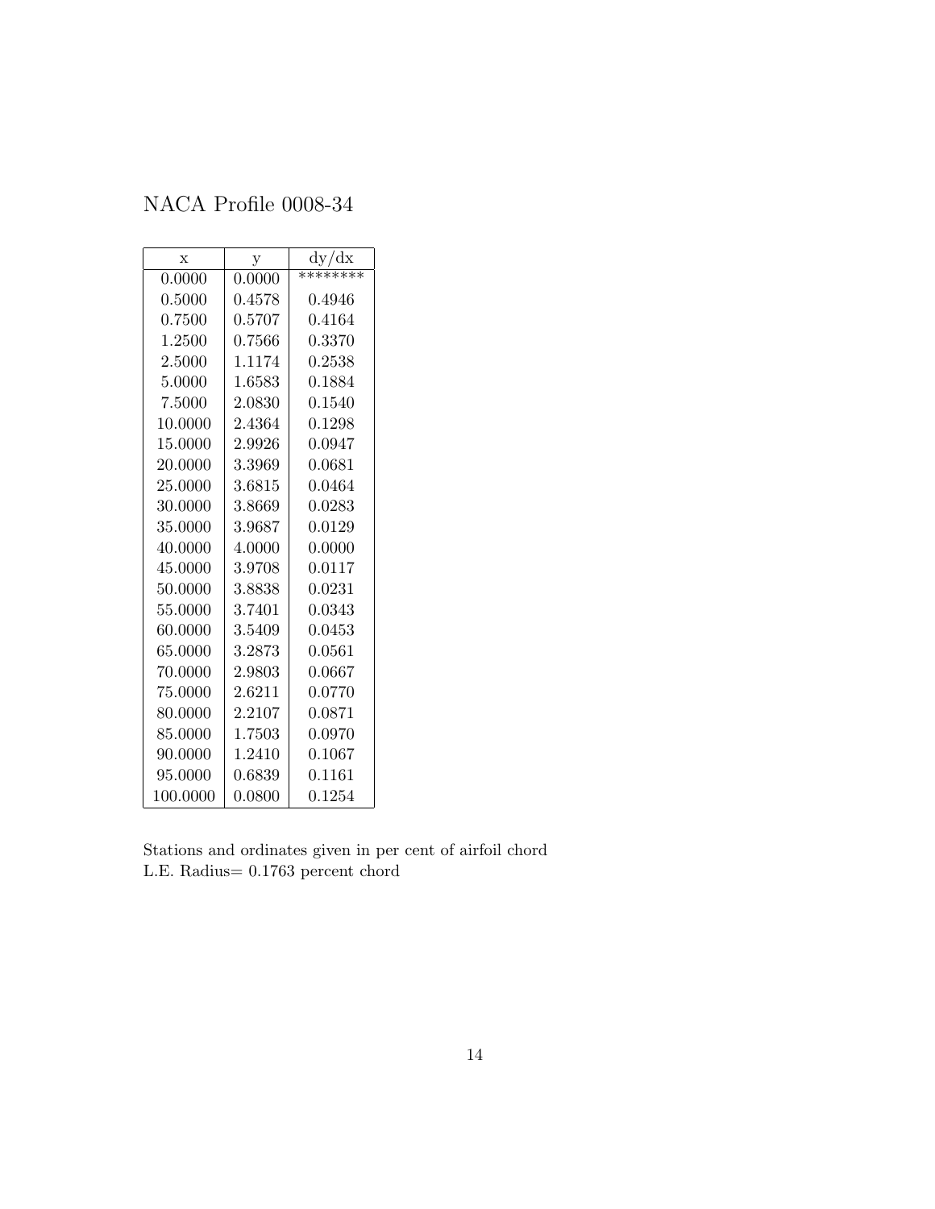# NACA Profile 0008-34

| x | y | dy/dx |
|---|---|---|
| 0.0000 | 0.0000 | ******** |
| 0.5000 | 0.4578 | 0.4946 |
| 0.7500 | 0.5707 | 0.4164 |
| 1.2500 | 0.7566 | 0.3370 |
| 2.5000 | 1.1174 | 0.2538 |
| 5.0000 | 1.6583 | 0.1884 |
| 7.5000 | 2.0830 | 0.1540 |
| 10.0000 | 2.4364 | 0.1298 |
| 15.0000 | 2.9926 | 0.0947 |
| 20.0000 | 3.3969 | 0.0681 |
| 25.0000 | 3.6815 | 0.0464 |
| 30.0000 | 3.8669 | 0.0283 |
| 35.0000 | 3.9687 | 0.0129 |
| 40.0000 | 4.0000 | 0.0000 |
| 45.0000 | 3.9708 | 0.0117 |
| 50.0000 | 3.8838 | 0.0231 |
| 55.0000 | 3.7401 | 0.0343 |
| 60.0000 | 3.5409 | 0.0453 |
| 65.0000 | 3.2873 | 0.0561 |
| 70.0000 | 2.9803 | 0.0667 |
| 75.0000 | 2.6211 | 0.0770 |
| 80.0000 | 2.2107 | 0.0871 |
| 85.0000 | 1.7503 | 0.0970 |
| 90.0000 | 1.2410 | 0.1067 |
| 95.0000 | 0.6839 | 0.1161 |
| 100.0000 | 0.0800 | 0.1254 |

Stations and ordinates given in per cent of airfoil chord
L.E. Radius= 0.1763 percent chord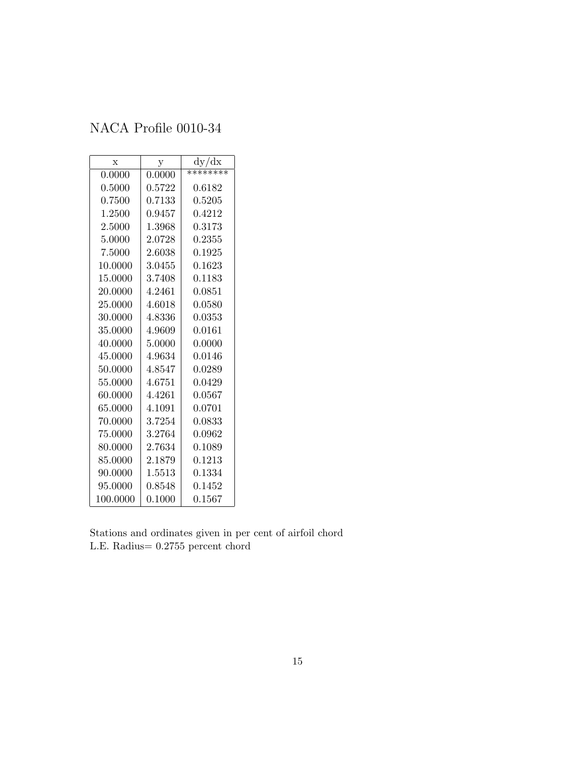# NACA Profile 0010-34

| x | y | dy/dx |
|---|---|---|
| 0.0000 | 0.0000 | ******** |
| 0.5000 | 0.5722 | 0.6182 |
| 0.7500 | 0.7133 | 0.5205 |
| 1.2500 | 0.9457 | 0.4212 |
| 2.5000 | 1.3968 | 0.3173 |
| 5.0000 | 2.0728 | 0.2355 |
| 7.5000 | 2.6038 | 0.1925 |
| 10.0000 | 3.0455 | 0.1623 |
| 15.0000 | 3.7408 | 0.1183 |
| 20.0000 | 4.2461 | 0.0851 |
| 25.0000 | 4.6018 | 0.0580 |
| 30.0000 | 4.8336 | 0.0353 |
| 35.0000 | 4.9609 | 0.0161 |
| 40.0000 | 5.0000 | 0.0000 |
| 45.0000 | 4.9634 | 0.0146 |
| 50.0000 | 4.8547 | 0.0289 |
| 55.0000 | 4.6751 | 0.0429 |
| 60.0000 | 4.4261 | 0.0567 |
| 65.0000 | 4.1091 | 0.0701 |
| 70.0000 | 3.7254 | 0.0833 |
| 75.0000 | 3.2764 | 0.0962 |
| 80.0000 | 2.7634 | 0.1089 |
| 85.0000 | 2.1879 | 0.1213 |
| 90.0000 | 1.5513 | 0.1334 |
| 95.0000 | 0.8548 | 0.1452 |
| 100.0000 | 0.1000 | 0.1567 |

Stations and ordinates given in per cent of airfoil chord
L.E. Radius= 0.2755 percent chord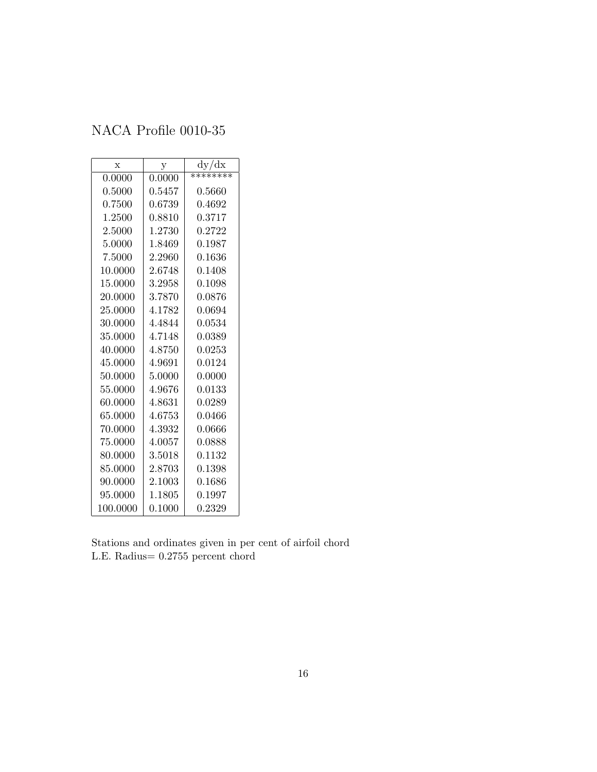# NACA Profile 0010-35

| x | y | dy/dx |
|---|---|---|
| 0.0000 | 0.0000 | ******** |
| 0.5000 | 0.5457 | 0.5660 |
| 0.7500 | 0.6739 | 0.4692 |
| 1.2500 | 0.8810 | 0.3717 |
| 2.5000 | 1.2730 | 0.2722 |
| 5.0000 | 1.8469 | 0.1987 |
| 7.5000 | 2.2960 | 0.1636 |
| 10.0000 | 2.6748 | 0.1408 |
| 15.0000 | 3.2958 | 0.1098 |
| 20.0000 | 3.7870 | 0.0876 |
| 25.0000 | 4.1782 | 0.0694 |
| 30.0000 | 4.4844 | 0.0534 |
| 35.0000 | 4.7148 | 0.0389 |
| 40.0000 | 4.8750 | 0.0253 |
| 45.0000 | 4.9691 | 0.0124 |
| 50.0000 | 5.0000 | 0.0000 |
| 55.0000 | 4.9676 | 0.0133 |
| 60.0000 | 4.8631 | 0.0289 |
| 65.0000 | 4.6753 | 0.0466 |
| 70.0000 | 4.3932 | 0.0666 |
| 75.0000 | 4.0057 | 0.0888 |
| 80.0000 | 3.5018 | 0.1132 |
| 85.0000 | 2.8703 | 0.1398 |
| 90.0000 | 2.1003 | 0.1686 |
| 95.0000 | 1.1805 | 0.1997 |
| 100.0000 | 0.1000 | 0.2329 |

Stations and ordinates given in per cent of airfoil chord
L.E. Radius= 0.2755 percent chord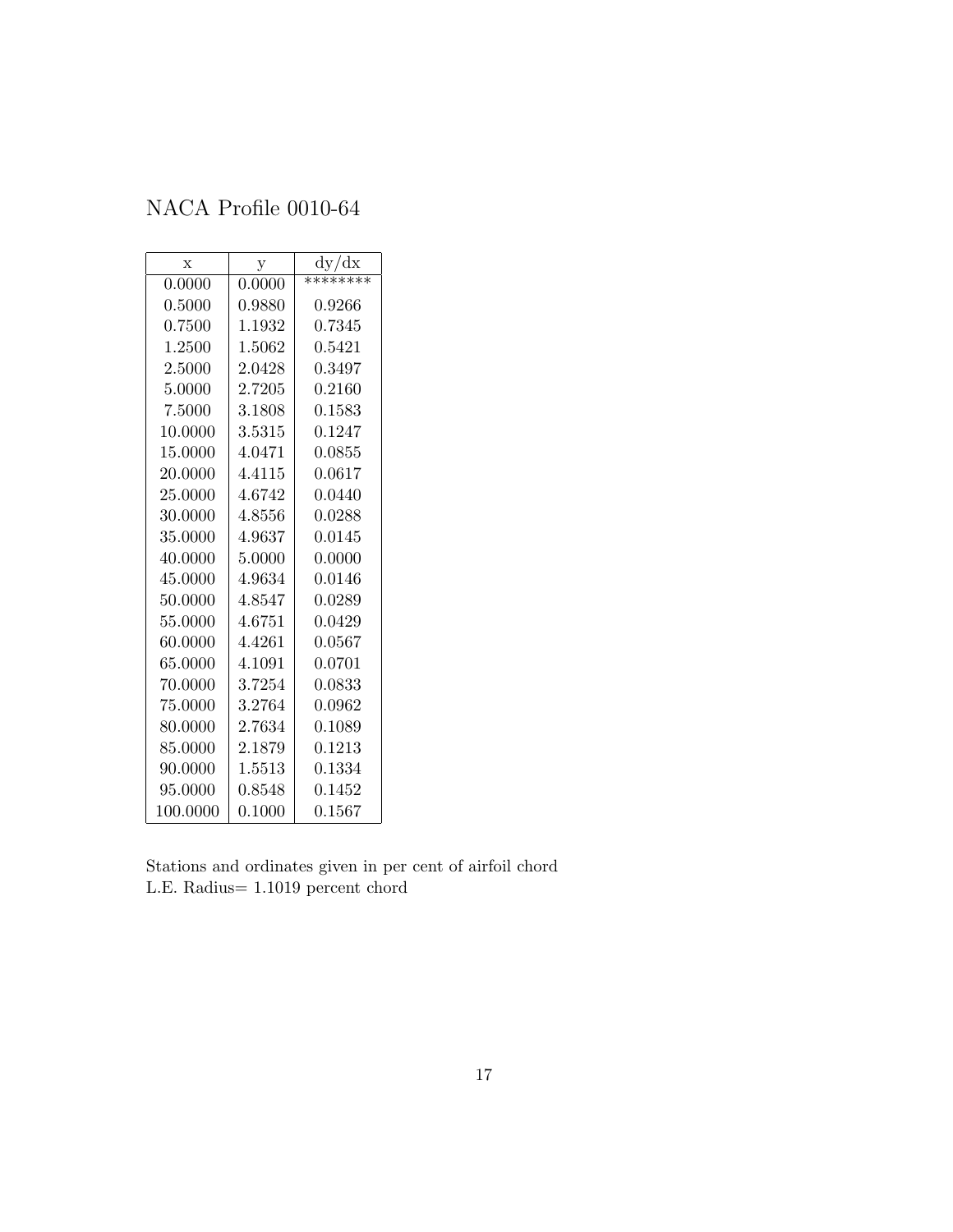# NACA Profile 0010-64

| x | y | dy/dx |
|---|---|---|
| 0.0000 | 0.0000 | ******** |
| 0.5000 | 0.9880 | 0.9266 |
| 0.7500 | 1.1932 | 0.7345 |
| 1.2500 | 1.5062 | 0.5421 |
| 2.5000 | 2.0428 | 0.3497 |
| 5.0000 | 2.7205 | 0.2160 |
| 7.5000 | 3.1808 | 0.1583 |
| 10.0000 | 3.5315 | 0.1247 |
| 15.0000 | 4.0471 | 0.0855 |
| 20.0000 | 4.4115 | 0.0617 |
| 25.0000 | 4.6742 | 0.0440 |
| 30.0000 | 4.8556 | 0.0288 |
| 35.0000 | 4.9637 | 0.0145 |
| 40.0000 | 5.0000 | 0.0000 |
| 45.0000 | 4.9634 | 0.0146 |
| 50.0000 | 4.8547 | 0.0289 |
| 55.0000 | 4.6751 | 0.0429 |
| 60.0000 | 4.4261 | 0.0567 |
| 65.0000 | 4.1091 | 0.0701 |
| 70.0000 | 3.7254 | 0.0833 |
| 75.0000 | 3.2764 | 0.0962 |
| 80.0000 | 2.7634 | 0.1089 |
| 85.0000 | 2.1879 | 0.1213 |
| 90.0000 | 1.5513 | 0.1334 |
| 95.0000 | 0.8548 | 0.1452 |
| 100.0000 | 0.1000 | 0.1567 |

Stations and ordinates given in per cent of airfoil chord
L.E. Radius= 1.1019 percent chord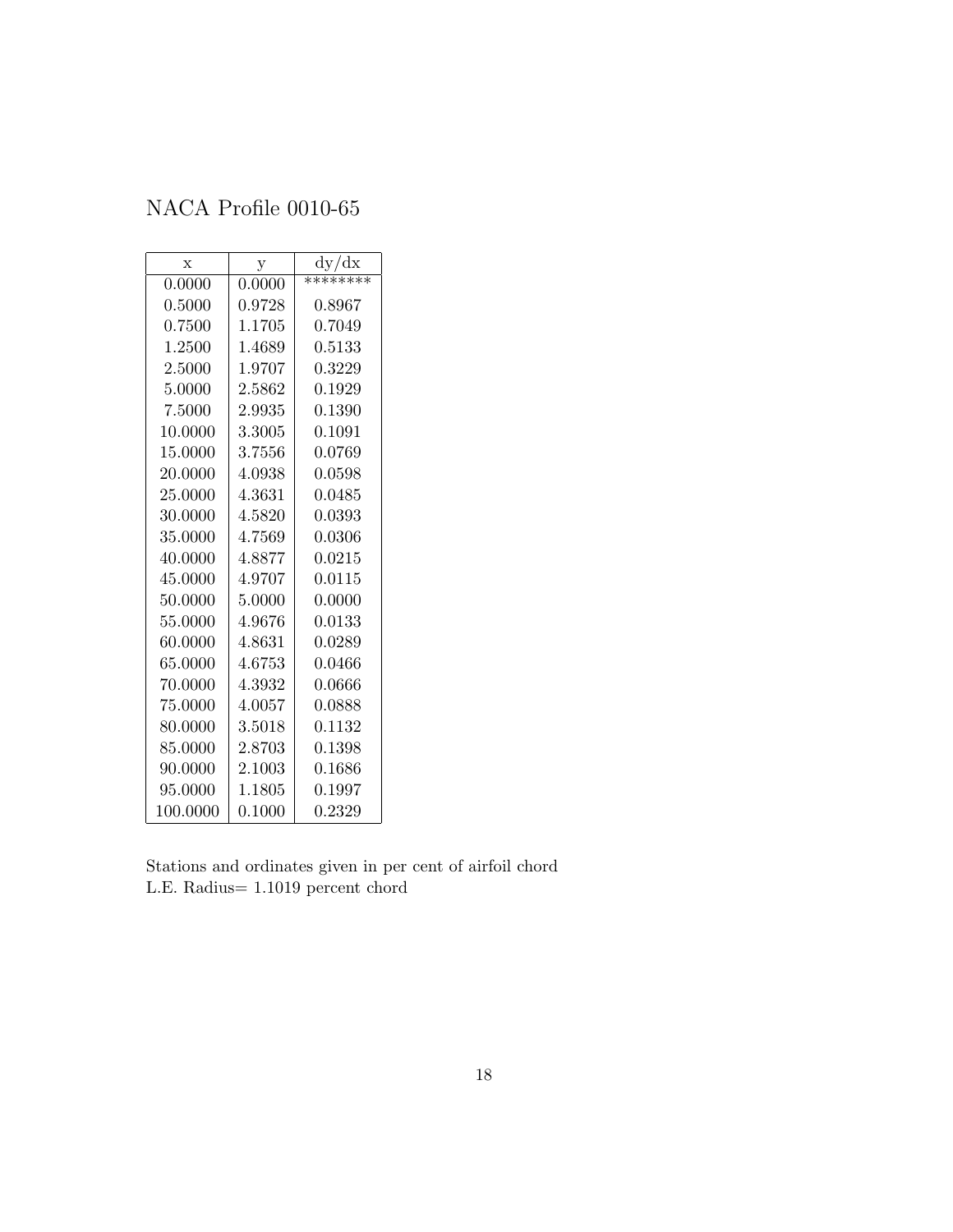# NACA Profile 0010-65

| x | y | dy/dx |
|---|---|---|
| 0.0000 | 0.0000 | ******** |
| 0.5000 | 0.9728 | 0.8967 |
| 0.7500 | 1.1705 | 0.7049 |
| 1.2500 | 1.4689 | 0.5133 |
| 2.5000 | 1.9707 | 0.3229 |
| 5.0000 | 2.5862 | 0.1929 |
| 7.5000 | 2.9935 | 0.1390 |
| 10.0000 | 3.3005 | 0.1091 |
| 15.0000 | 3.7556 | 0.0769 |
| 20.0000 | 4.0938 | 0.0598 |
| 25.0000 | 4.3631 | 0.0485 |
| 30.0000 | 4.5820 | 0.0393 |
| 35.0000 | 4.7569 | 0.0306 |
| 40.0000 | 4.8877 | 0.0215 |
| 45.0000 | 4.9707 | 0.0115 |
| 50.0000 | 5.0000 | 0.0000 |
| 55.0000 | 4.9676 | 0.0133 |
| 60.0000 | 4.8631 | 0.0289 |
| 65.0000 | 4.6753 | 0.0466 |
| 70.0000 | 4.3932 | 0.0666 |
| 75.0000 | 4.0057 | 0.0888 |
| 80.0000 | 3.5018 | 0.1132 |
| 85.0000 | 2.8703 | 0.1398 |
| 90.0000 | 2.1003 | 0.1686 |
| 95.0000 | 1.1805 | 0.1997 |
| 100.0000 | 0.1000 | 0.2329 |

Stations and ordinates given in per cent of airfoil chord
L.E. Radius= 1.1019 percent chord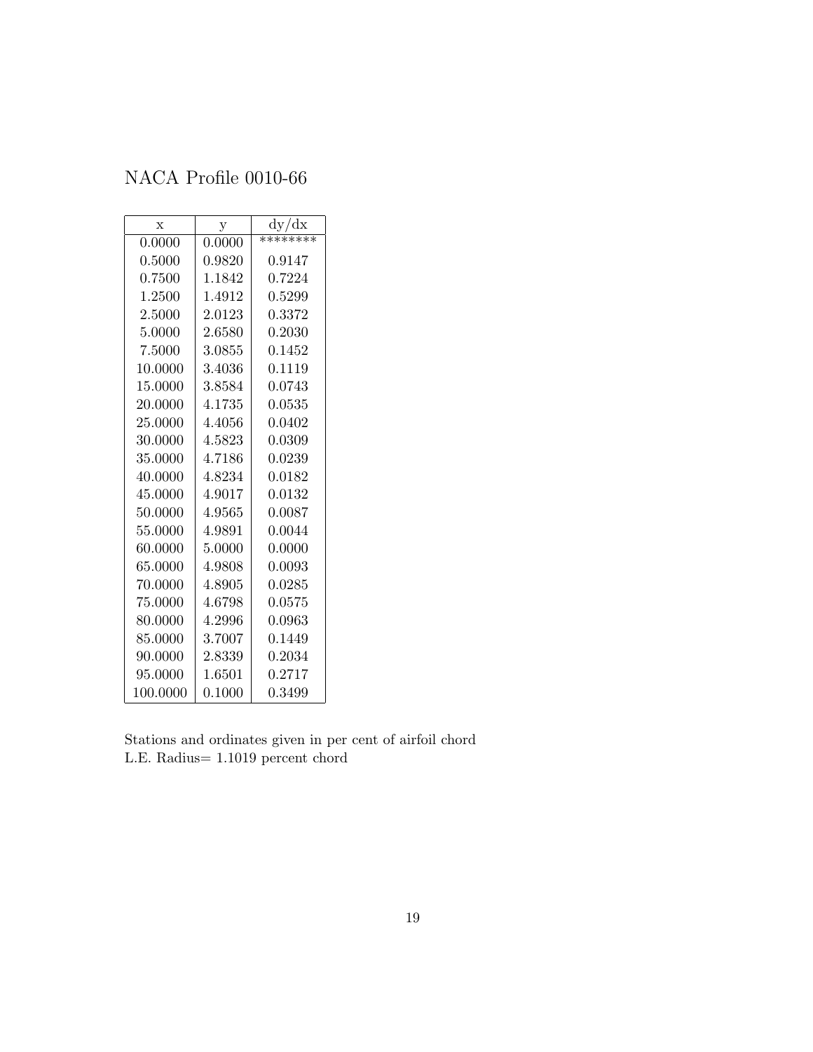# NACA Profile 0010-66

| x | y | dy/dx |
|---|---|---|
| 0.0000 | 0.0000 | ******** |
| 0.5000 | 0.9820 | 0.9147 |
| 0.7500 | 1.1842 | 0.7224 |
| 1.2500 | 1.4912 | 0.5299 |
| 2.5000 | 2.0123 | 0.3372 |
| 5.0000 | 2.6580 | 0.2030 |
| 7.5000 | 3.0855 | 0.1452 |
| 10.0000 | 3.4036 | 0.1119 |
| 15.0000 | 3.8584 | 0.0743 |
| 20.0000 | 4.1735 | 0.0535 |
| 25.0000 | 4.4056 | 0.0402 |
| 30.0000 | 4.5823 | 0.0309 |
| 35.0000 | 4.7186 | 0.0239 |
| 40.0000 | 4.8234 | 0.0182 |
| 45.0000 | 4.9017 | 0.0132 |
| 50.0000 | 4.9565 | 0.0087 |
| 55.0000 | 4.9891 | 0.0044 |
| 60.0000 | 5.0000 | 0.0000 |
| 65.0000 | 4.9808 | 0.0093 |
| 70.0000 | 4.8905 | 0.0285 |
| 75.0000 | 4.6798 | 0.0575 |
| 80.0000 | 4.2996 | 0.0963 |
| 85.0000 | 3.7007 | 0.1449 |
| 90.0000 | 2.8339 | 0.2034 |
| 95.0000 | 1.6501 | 0.2717 |
| 100.0000 | 0.1000 | 0.3499 |

Stations and ordinates given in per cent of airfoil chord
L.E. Radius= 1.1019 percent chord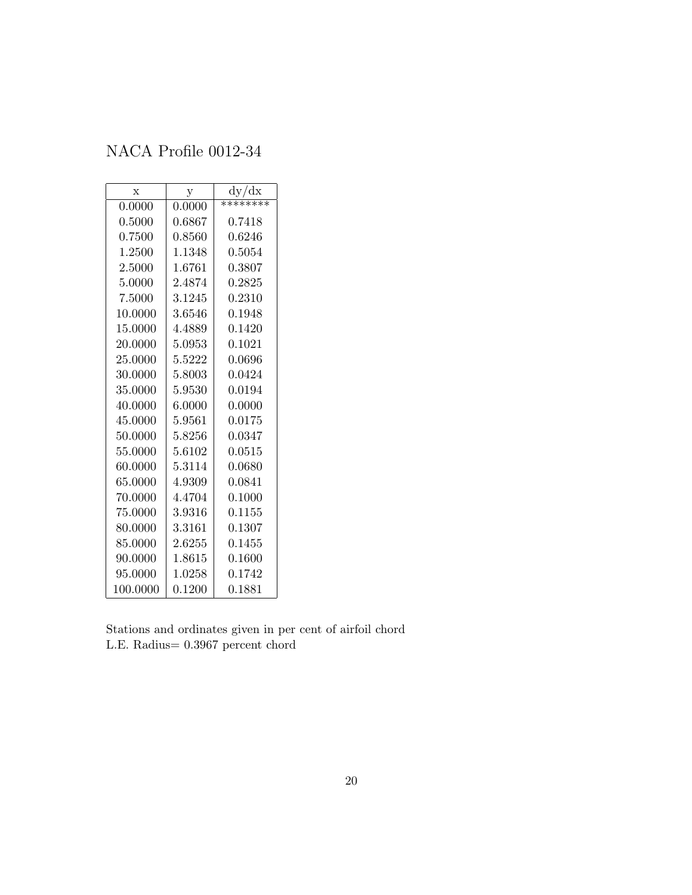# NACA Profile 0012-34

| x | y | dy/dx |
|---|---|---|
| 0.0000 | 0.0000 | ******** |
| 0.5000 | 0.6867 | 0.7418 |
| 0.7500 | 0.8560 | 0.6246 |
| 1.2500 | 1.1348 | 0.5054 |
| 2.5000 | 1.6761 | 0.3807 |
| 5.0000 | 2.4874 | 0.2825 |
| 7.5000 | 3.1245 | 0.2310 |
| 10.0000 | 3.6546 | 0.1948 |
| 15.0000 | 4.4889 | 0.1420 |
| 20.0000 | 5.0953 | 0.1021 |
| 25.0000 | 5.5222 | 0.0696 |
| 30.0000 | 5.8003 | 0.0424 |
| 35.0000 | 5.9530 | 0.0194 |
| 40.0000 | 6.0000 | 0.0000 |
| 45.0000 | 5.9561 | 0.0175 |
| 50.0000 | 5.8256 | 0.0347 |
| 55.0000 | 5.6102 | 0.0515 |
| 60.0000 | 5.3114 | 0.0680 |
| 65.0000 | 4.9309 | 0.0841 |
| 70.0000 | 4.4704 | 0.1000 |
| 75.0000 | 3.9316 | 0.1155 |
| 80.0000 | 3.3161 | 0.1307 |
| 85.0000 | 2.6255 | 0.1455 |
| 90.0000 | 1.8615 | 0.1600 |
| 95.0000 | 1.0258 | 0.1742 |
| 100.0000 | 0.1200 | 0.1881 |

Stations and ordinates given in per cent of airfoil chord
L.E. Radius= 0.3967 percent chord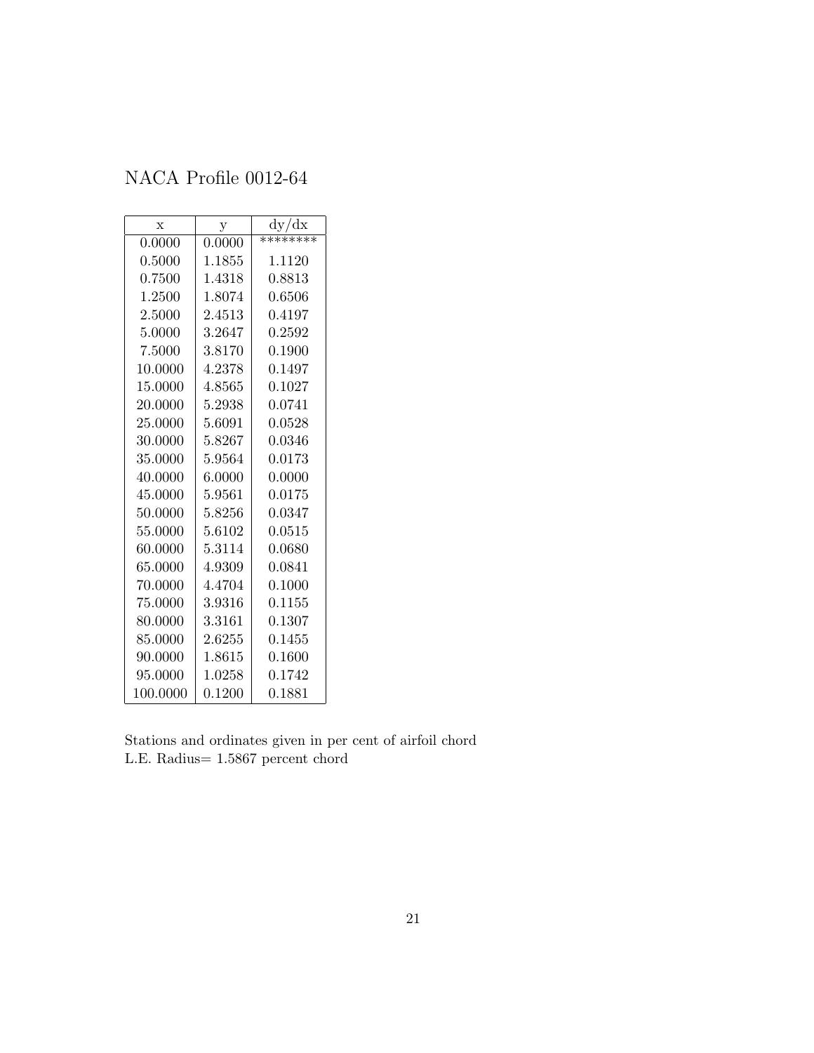NACA Profile 0012-64

| x | y | dy/dx |
|---|---|---|
| 0.0000 | 0.0000 | ******** |
| 0.5000 | 1.1855 | 1.1120 |
| 0.7500 | 1.4318 | 0.8813 |
| 1.2500 | 1.8074 | 0.6506 |
| 2.5000 | 2.4513 | 0.4197 |
| 5.0000 | 3.2647 | 0.2592 |
| 7.5000 | 3.8170 | 0.1900 |
| 10.0000 | 4.2378 | 0.1497 |
| 15.0000 | 4.8565 | 0.1027 |
| 20.0000 | 5.2938 | 0.0741 |
| 25.0000 | 5.6091 | 0.0528 |
| 30.0000 | 5.8267 | 0.0346 |
| 35.0000 | 5.9564 | 0.0173 |
| 40.0000 | 6.0000 | 0.0000 |
| 45.0000 | 5.9561 | 0.0175 |
| 50.0000 | 5.8256 | 0.0347 |
| 55.0000 | 5.6102 | 0.0515 |
| 60.0000 | 5.3114 | 0.0680 |
| 65.0000 | 4.9309 | 0.0841 |
| 70.0000 | 4.4704 | 0.1000 |
| 75.0000 | 3.9316 | 0.1155 |
| 80.0000 | 3.3161 | 0.1307 |
| 85.0000 | 2.6255 | 0.1455 |
| 90.0000 | 1.8615 | 0.1600 |
| 95.0000 | 1.0258 | 0.1742 |
| 100.0000 | 0.1200 | 0.1881 |

Stations and ordinates given in per cent of airfoil chord
L.E. Radius= 1.5867 percent chord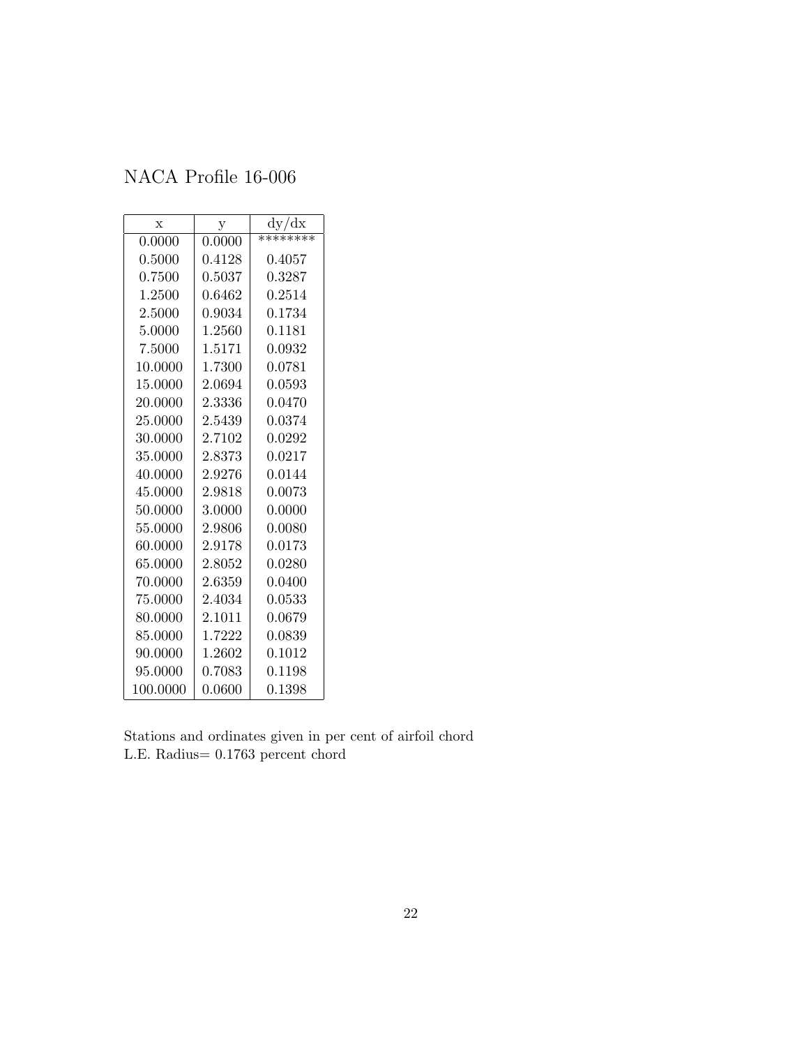# NACA Profile 16-006

| x | y | dy/dx |
|---|---|---|
| 0.0000 | 0.0000 | ******** |
| 0.5000 | 0.4128 | 0.4057 |
| 0.7500 | 0.5037 | 0.3287 |
| 1.2500 | 0.6462 | 0.2514 |
| 2.5000 | 0.9034 | 0.1734 |
| 5.0000 | 1.2560 | 0.1181 |
| 7.5000 | 1.5171 | 0.0932 |
| 10.0000 | 1.7300 | 0.0781 |
| 15.0000 | 2.0694 | 0.0593 |
| 20.0000 | 2.3336 | 0.0470 |
| 25.0000 | 2.5439 | 0.0374 |
| 30.0000 | 2.7102 | 0.0292 |
| 35.0000 | 2.8373 | 0.0217 |
| 40.0000 | 2.9276 | 0.0144 |
| 45.0000 | 2.9818 | 0.0073 |
| 50.0000 | 3.0000 | 0.0000 |
| 55.0000 | 2.9806 | 0.0080 |
| 60.0000 | 2.9178 | 0.0173 |
| 65.0000 | 2.8052 | 0.0280 |
| 70.0000 | 2.6359 | 0.0400 |
| 75.0000 | 2.4034 | 0.0533 |
| 80.0000 | 2.1011 | 0.0679 |
| 85.0000 | 1.7222 | 0.0839 |
| 90.0000 | 1.2602 | 0.1012 |
| 95.0000 | 0.7083 | 0.1198 |
| 100.0000 | 0.0600 | 0.1398 |

Stations and ordinates given in per cent of airfoil chord
L.E. Radius= 0.1763 percent chord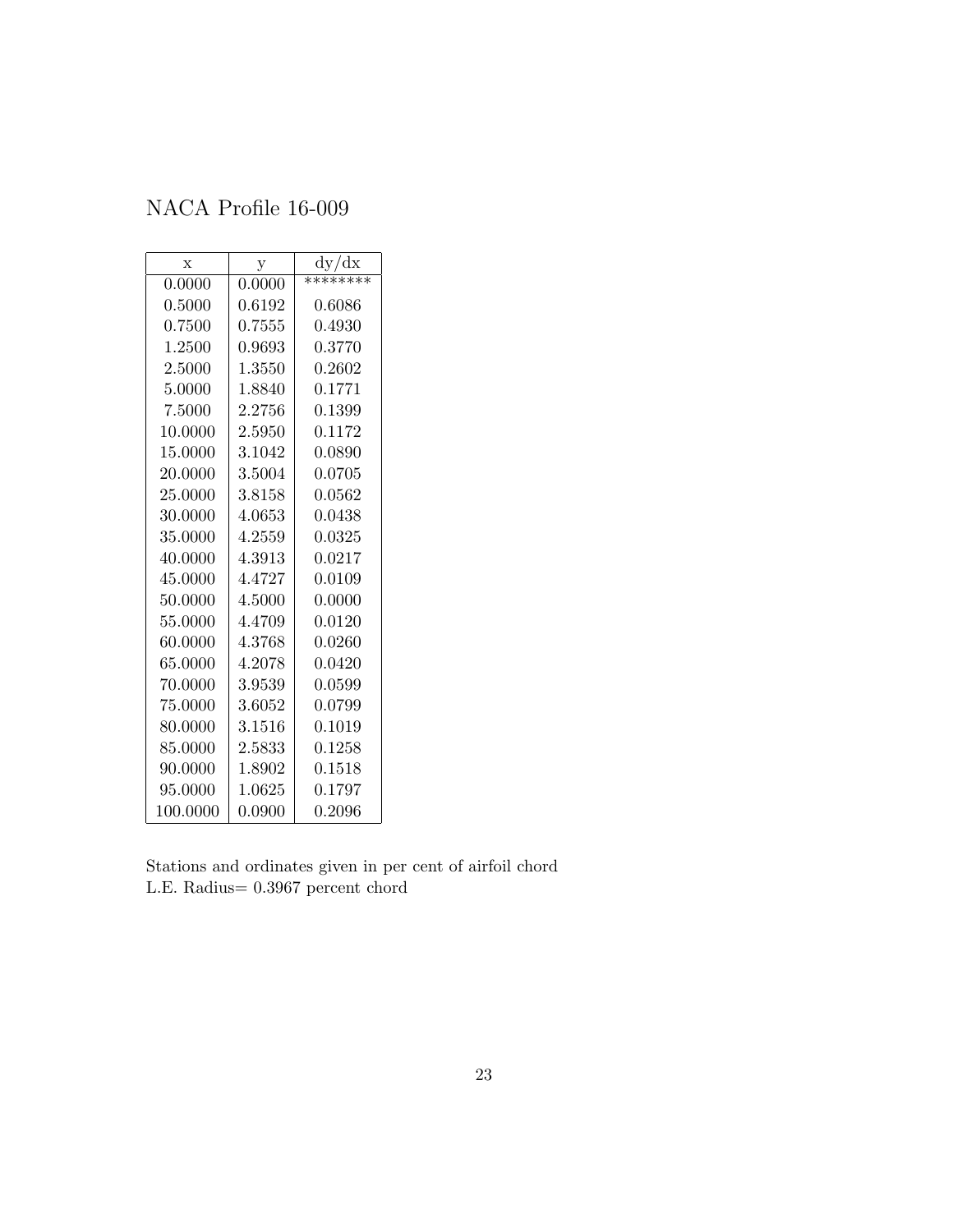# NACA Profile 16-009

| x | y | dy/dx |
|---|---|---|
| 0.0000 | 0.0000 | ******** |
| 0.5000 | 0.6192 | 0.6086 |
| 0.7500 | 0.7555 | 0.4930 |
| 1.2500 | 0.9693 | 0.3770 |
| 2.5000 | 1.3550 | 0.2602 |
| 5.0000 | 1.8840 | 0.1771 |
| 7.5000 | 2.2756 | 0.1399 |
| 10.0000 | 2.5950 | 0.1172 |
| 15.0000 | 3.1042 | 0.0890 |
| 20.0000 | 3.5004 | 0.0705 |
| 25.0000 | 3.8158 | 0.0562 |
| 30.0000 | 4.0653 | 0.0438 |
| 35.0000 | 4.2559 | 0.0325 |
| 40.0000 | 4.3913 | 0.0217 |
| 45.0000 | 4.4727 | 0.0109 |
| 50.0000 | 4.5000 | 0.0000 |
| 55.0000 | 4.4709 | 0.0120 |
| 60.0000 | 4.3768 | 0.0260 |
| 65.0000 | 4.2078 | 0.0420 |
| 70.0000 | 3.9539 | 0.0599 |
| 75.0000 | 3.6052 | 0.0799 |
| 80.0000 | 3.1516 | 0.1019 |
| 85.0000 | 2.5833 | 0.1258 |
| 90.0000 | 1.8902 | 0.1518 |
| 95.0000 | 1.0625 | 0.1797 |
| 100.0000 | 0.0900 | 0.2096 |

Stations and ordinates given in per cent of airfoil chord
L.E. Radius= 0.3967 percent chord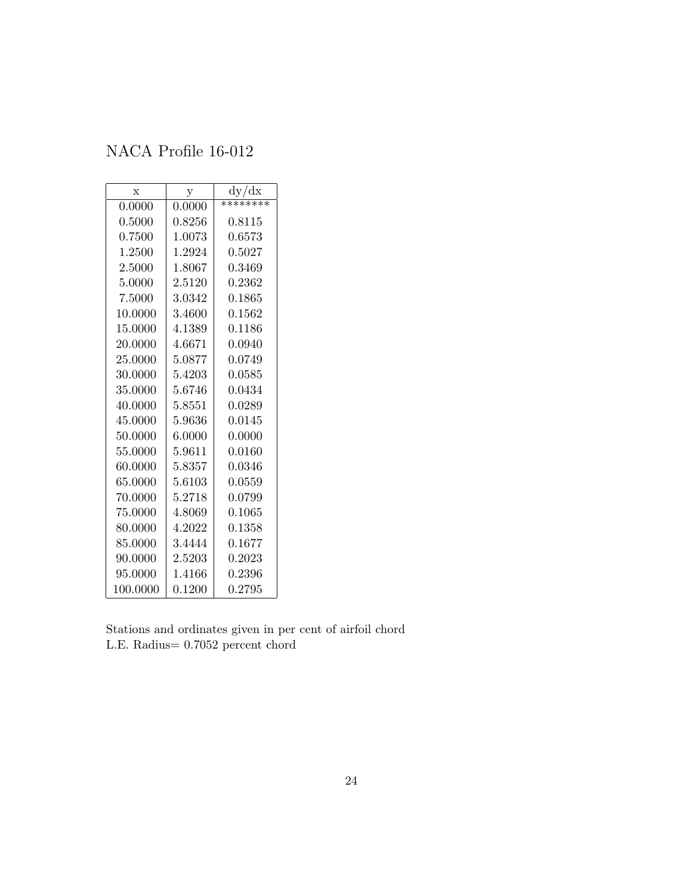# NACA Profile 16-012

| x | y | dy/dx |
|---|---|---|
| 0.0000 | 0.0000 | ******** |
| 0.5000 | 0.8256 | 0.8115 |
| 0.7500 | 1.0073 | 0.6573 |
| 1.2500 | 1.2924 | 0.5027 |
| 2.5000 | 1.8067 | 0.3469 |
| 5.0000 | 2.5120 | 0.2362 |
| 7.5000 | 3.0342 | 0.1865 |
| 10.0000 | 3.4600 | 0.1562 |
| 15.0000 | 4.1389 | 0.1186 |
| 20.0000 | 4.6671 | 0.0940 |
| 25.0000 | 5.0877 | 0.0749 |
| 30.0000 | 5.4203 | 0.0585 |
| 35.0000 | 5.6746 | 0.0434 |
| 40.0000 | 5.8551 | 0.0289 |
| 45.0000 | 5.9636 | 0.0145 |
| 50.0000 | 6.0000 | 0.0000 |
| 55.0000 | 5.9611 | 0.0160 |
| 60.0000 | 5.8357 | 0.0346 |
| 65.0000 | 5.6103 | 0.0559 |
| 70.0000 | 5.2718 | 0.0799 |
| 75.0000 | 4.8069 | 0.1065 |
| 80.0000 | 4.2022 | 0.1358 |
| 85.0000 | 3.4444 | 0.1677 |
| 90.0000 | 2.5203 | 0.2023 |
| 95.0000 | 1.4166 | 0.2396 |
| 100.0000 | 0.1200 | 0.2795 |

Stations and ordinates given in per cent of airfoil chord
L.E. Radius= 0.7052 percent chord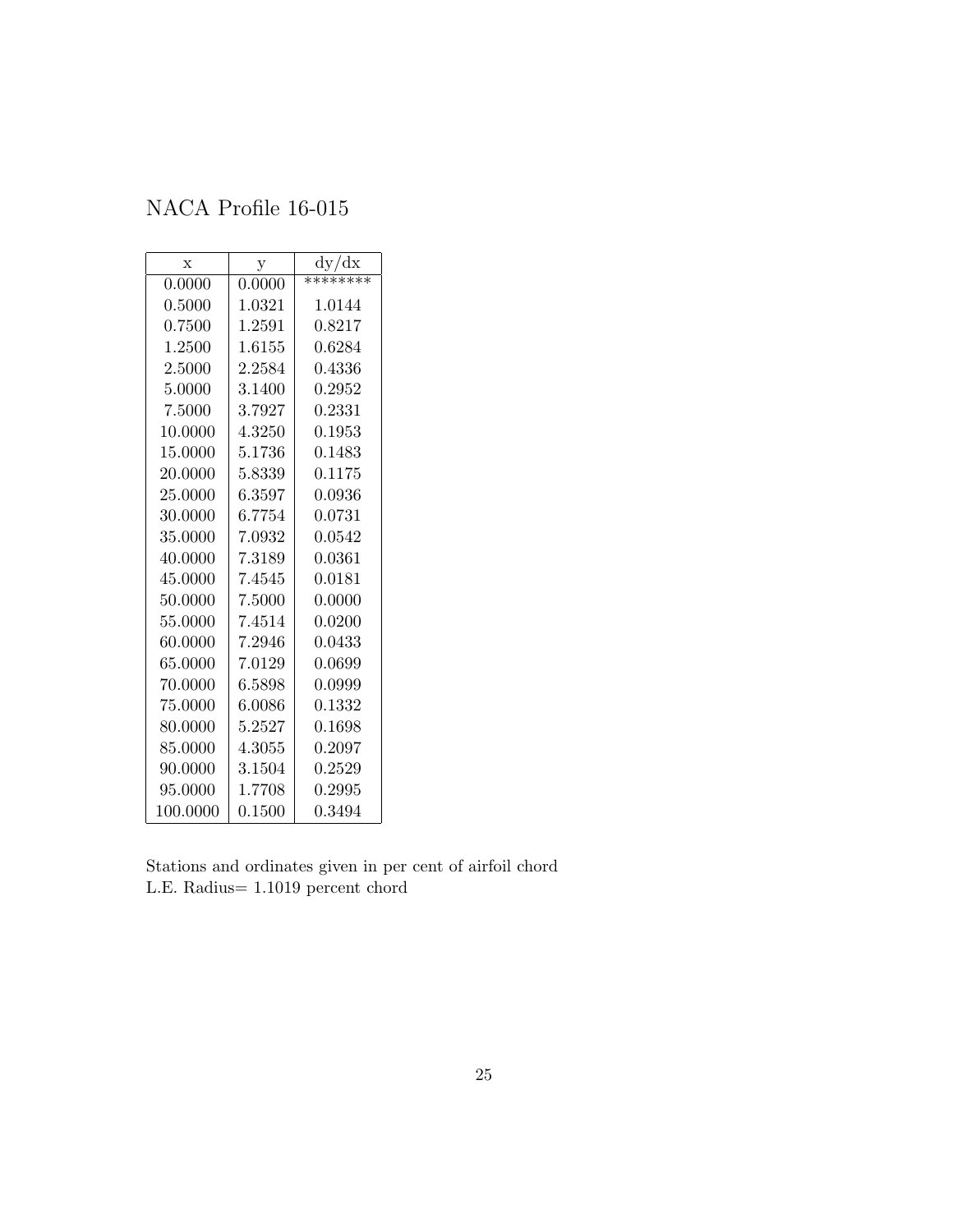# NACA Profile 16-015

| x | y | dy/dx |
|---|---|---|
| 0.0000 | 0.0000 | ******** |
| 0.5000 | 1.0321 | 1.0144 |
| 0.7500 | 1.2591 | 0.8217 |
| 1.2500 | 1.6155 | 0.6284 |
| 2.5000 | 2.2584 | 0.4336 |
| 5.0000 | 3.1400 | 0.2952 |
| 7.5000 | 3.7927 | 0.2331 |
| 10.0000 | 4.3250 | 0.1953 |
| 15.0000 | 5.1736 | 0.1483 |
| 20.0000 | 5.8339 | 0.1175 |
| 25.0000 | 6.3597 | 0.0936 |
| 30.0000 | 6.7754 | 0.0731 |
| 35.0000 | 7.0932 | 0.0542 |
| 40.0000 | 7.3189 | 0.0361 |
| 45.0000 | 7.4545 | 0.0181 |
| 50.0000 | 7.5000 | 0.0000 |
| 55.0000 | 7.4514 | 0.0200 |
| 60.0000 | 7.2946 | 0.0433 |
| 65.0000 | 7.0129 | 0.0699 |
| 70.0000 | 6.5898 | 0.0999 |
| 75.0000 | 6.0086 | 0.1332 |
| 80.0000 | 5.2527 | 0.1698 |
| 85.0000 | 4.3055 | 0.2097 |
| 90.0000 | 3.1504 | 0.2529 |
| 95.0000 | 1.7708 | 0.2995 |
| 100.0000 | 0.1500 | 0.3494 |

Stations and ordinates given in per cent of airfoil chord
L.E. Radius= 1.1019 percent chord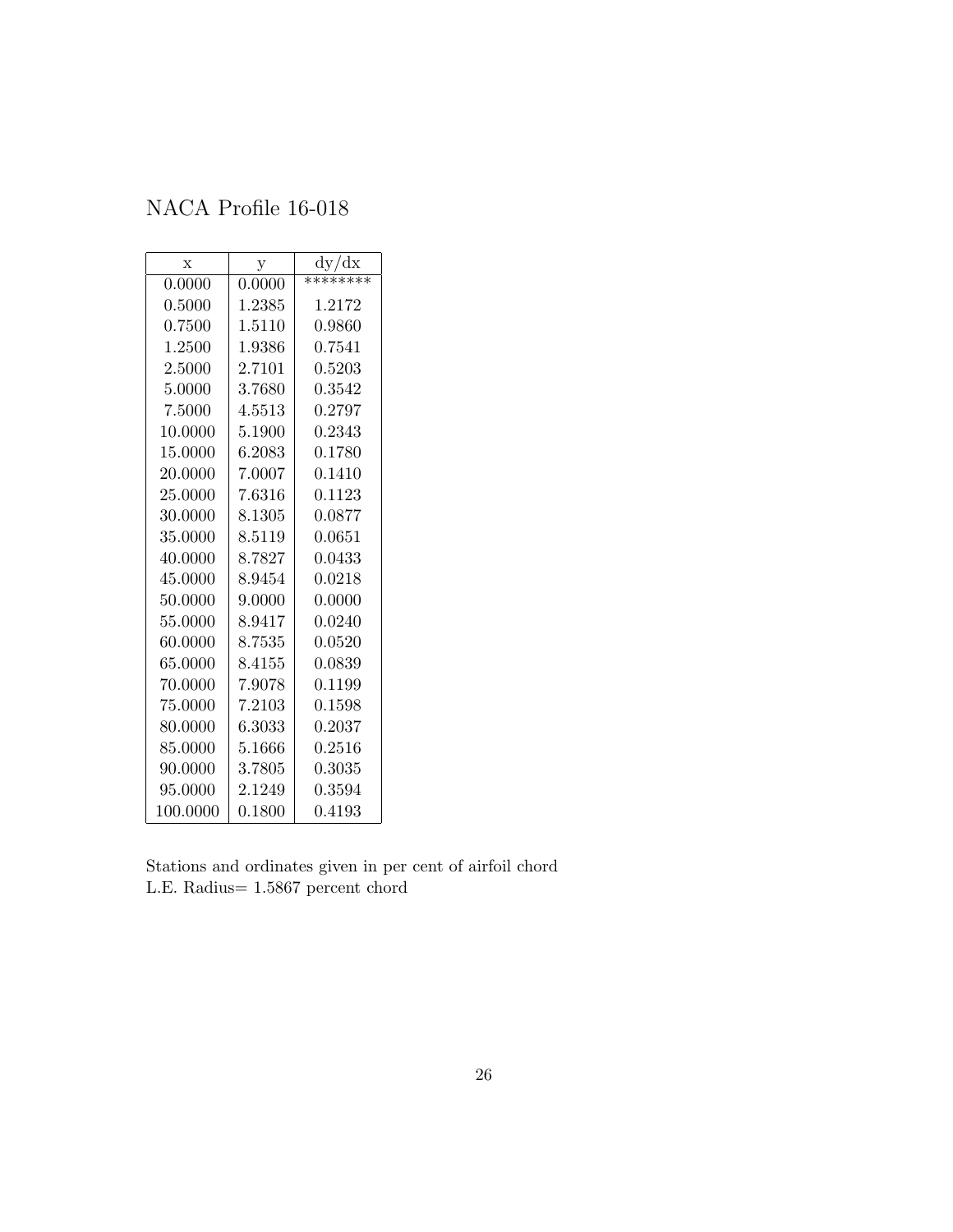# NACA Profile 16-018

| x | y | dy/dx |
|---|---|---|
| 0.0000 | 0.0000 | ******** |
| 0.5000 | 1.2385 | 1.2172 |
| 0.7500 | 1.5110 | 0.9860 |
| 1.2500 | 1.9386 | 0.7541 |
| 2.5000 | 2.7101 | 0.5203 |
| 5.0000 | 3.7680 | 0.3542 |
| 7.5000 | 4.5513 | 0.2797 |
| 10.0000 | 5.1900 | 0.2343 |
| 15.0000 | 6.2083 | 0.1780 |
| 20.0000 | 7.0007 | 0.1410 |
| 25.0000 | 7.6316 | 0.1123 |
| 30.0000 | 8.1305 | 0.0877 |
| 35.0000 | 8.5119 | 0.0651 |
| 40.0000 | 8.7827 | 0.0433 |
| 45.0000 | 8.9454 | 0.0218 |
| 50.0000 | 9.0000 | 0.0000 |
| 55.0000 | 8.9417 | 0.0240 |
| 60.0000 | 8.7535 | 0.0520 |
| 65.0000 | 8.4155 | 0.0839 |
| 70.0000 | 7.9078 | 0.1199 |
| 75.0000 | 7.2103 | 0.1598 |
| 80.0000 | 6.3033 | 0.2037 |
| 85.0000 | 5.1666 | 0.2516 |
| 90.0000 | 3.7805 | 0.3035 |
| 95.0000 | 2.1249 | 0.3594 |
| 100.0000 | 0.1800 | 0.4193 |

Stations and ordinates given in per cent of airfoil chord
L.E. Radius= 1.5867 percent chord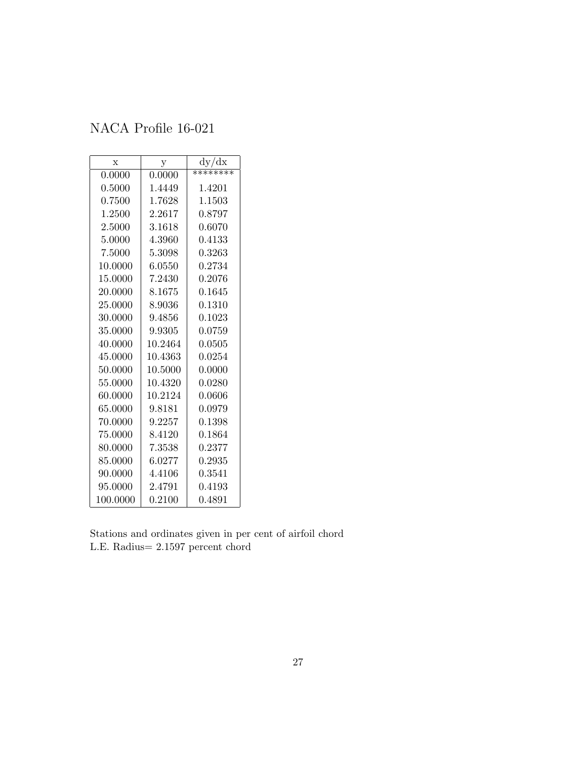# NACA Profile 16-021

| x | y | dy/dx |
|---|---|---|
| 0.0000 | 0.0000 | ******** |
| 0.5000 | 1.4449 | 1.4201 |
| 0.7500 | 1.7628 | 1.1503 |
| 1.2500 | 2.2617 | 0.8797 |
| 2.5000 | 3.1618 | 0.6070 |
| 5.0000 | 4.3960 | 0.4133 |
| 7.5000 | 5.3098 | 0.3263 |
| 10.0000 | 6.0550 | 0.2734 |
| 15.0000 | 7.2430 | 0.2076 |
| 20.0000 | 8.1675 | 0.1645 |
| 25.0000 | 8.9036 | 0.1310 |
| 30.0000 | 9.4856 | 0.1023 |
| 35.0000 | 9.9305 | 0.0759 |
| 40.0000 | 10.2464 | 0.0505 |
| 45.0000 | 10.4363 | 0.0254 |
| 50.0000 | 10.5000 | 0.0000 |
| 55.0000 | 10.4320 | 0.0280 |
| 60.0000 | 10.2124 | 0.0606 |
| 65.0000 | 9.8181 | 0.0979 |
| 70.0000 | 9.2257 | 0.1398 |
| 75.0000 | 8.4120 | 0.1864 |
| 80.0000 | 7.3538 | 0.2377 |
| 85.0000 | 6.0277 | 0.2935 |
| 90.0000 | 4.4106 | 0.3541 |
| 95.0000 | 2.4791 | 0.4193 |
| 100.0000 | 0.2100 | 0.4891 |

Stations and ordinates given in per cent of airfoil chord
L.E. Radius= 2.1597 percent chord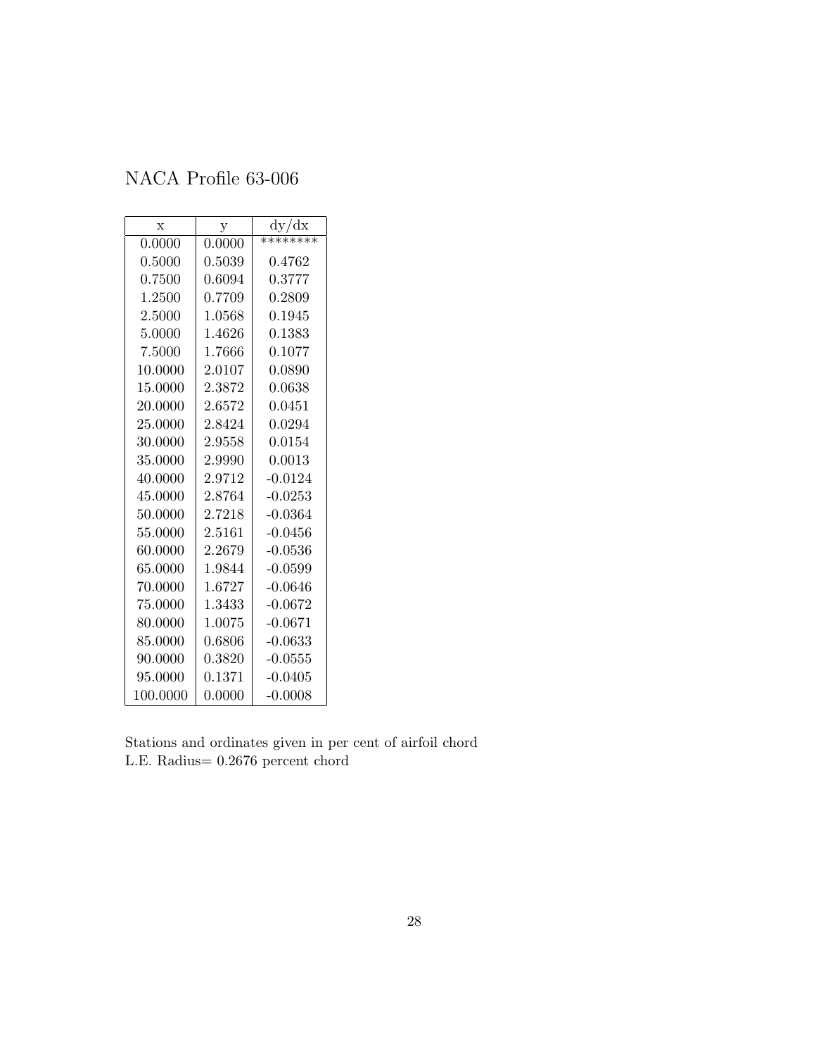# NACA Profile 63-006

| x | y | dy/dx |
|---|---|---|
| 0.0000 | 0.0000 | ******** |
| 0.5000 | 0.5039 | 0.4762 |
| 0.7500 | 0.6094 | 0.3777 |
| 1.2500 | 0.7709 | 0.2809 |
| 2.5000 | 1.0568 | 0.1945 |
| 5.0000 | 1.4626 | 0.1383 |
| 7.5000 | 1.7666 | 0.1077 |
| 10.0000 | 2.0107 | 0.0890 |
| 15.0000 | 2.3872 | 0.0638 |
| 20.0000 | 2.6572 | 0.0451 |
| 25.0000 | 2.8424 | 0.0294 |
| 30.0000 | 2.9558 | 0.0154 |
| 35.0000 | 2.9990 | 0.0013 |
| 40.0000 | 2.9712 | -0.0124 |
| 45.0000 | 2.8764 | -0.0253 |
| 50.0000 | 2.7218 | -0.0364 |
| 55.0000 | 2.5161 | -0.0456 |
| 60.0000 | 2.2679 | -0.0536 |
| 65.0000 | 1.9844 | -0.0599 |
| 70.0000 | 1.6727 | -0.0646 |
| 75.0000 | 1.3433 | -0.0672 |
| 80.0000 | 1.0075 | -0.0671 |
| 85.0000 | 0.6806 | -0.0633 |
| 90.0000 | 0.3820 | -0.0555 |
| 95.0000 | 0.1371 | -0.0405 |
| 100.0000 | 0.0000 | -0.0008 |

Stations and ordinates given in per cent of airfoil chord
L.E. Radius= 0.2676 percent chord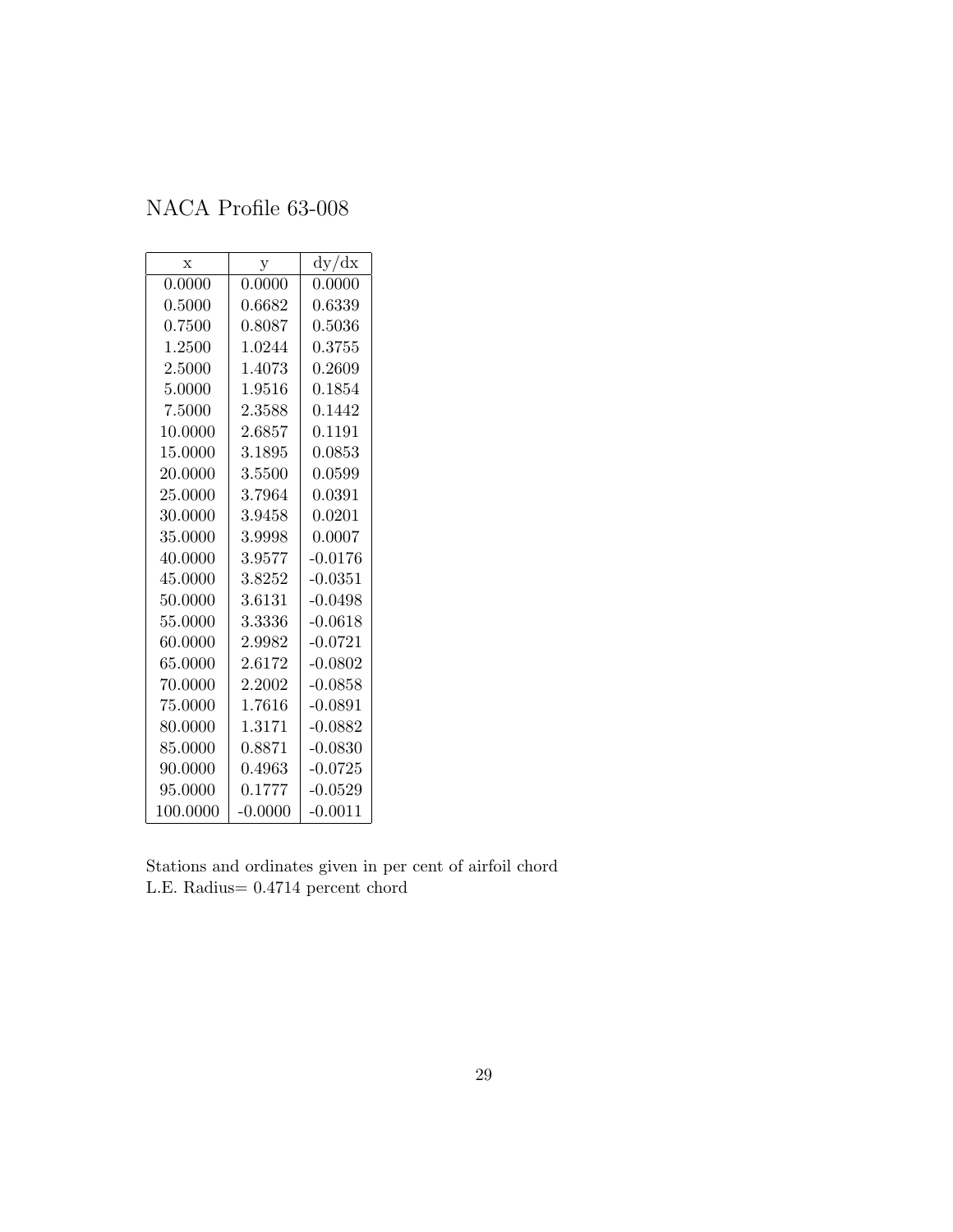NACA Profile 63-008

| x | y | dy/dx |
|---|---|---|
| 0.0000 | 0.0000 | 0.0000 |
| 0.5000 | 0.6682 | 0.6339 |
| 0.7500 | 0.8087 | 0.5036 |
| 1.2500 | 1.0244 | 0.3755 |
| 2.5000 | 1.4073 | 0.2609 |
| 5.0000 | 1.9516 | 0.1854 |
| 7.5000 | 2.3588 | 0.1442 |
| 10.0000 | 2.6857 | 0.1191 |
| 15.0000 | 3.1895 | 0.0853 |
| 20.0000 | 3.5500 | 0.0599 |
| 25.0000 | 3.7964 | 0.0391 |
| 30.0000 | 3.9458 | 0.0201 |
| 35.0000 | 3.9998 | 0.0007 |
| 40.0000 | 3.9577 | -0.0176 |
| 45.0000 | 3.8252 | -0.0351 |
| 50.0000 | 3.6131 | -0.0498 |
| 55.0000 | 3.3336 | -0.0618 |
| 60.0000 | 2.9982 | -0.0721 |
| 65.0000 | 2.6172 | -0.0802 |
| 70.0000 | 2.2002 | -0.0858 |
| 75.0000 | 1.7616 | -0.0891 |
| 80.0000 | 1.3171 | -0.0882 |
| 85.0000 | 0.8871 | -0.0830 |
| 90.0000 | 0.4963 | -0.0725 |
| 95.0000 | 0.1777 | -0.0529 |
| 100.0000 | -0.0000 | -0.0011 |

Stations and ordinates given in per cent of airfoil chord
L.E. Radius= 0.4714 percent chord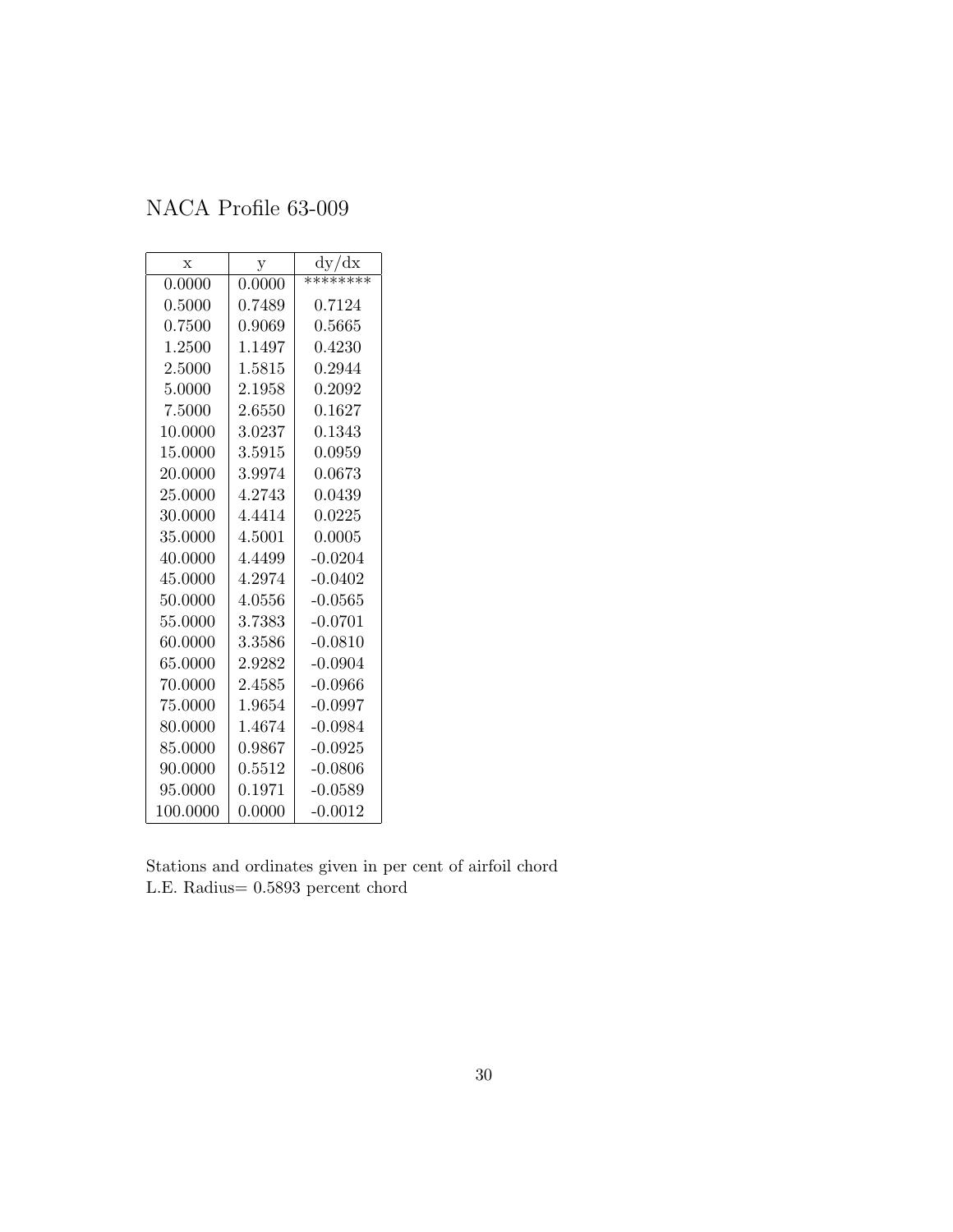# NACA Profile 63-009

| x | y | dy/dx |
|---|---|---|
| 0.0000 | 0.0000 | ******** |
| 0.5000 | 0.7489 | 0.7124 |
| 0.7500 | 0.9069 | 0.5665 |
| 1.2500 | 1.1497 | 0.4230 |
| 2.5000 | 1.5815 | 0.2944 |
| 5.0000 | 2.1958 | 0.2092 |
| 7.5000 | 2.6550 | 0.1627 |
| 10.0000 | 3.0237 | 0.1343 |
| 15.0000 | 3.5915 | 0.0959 |
| 20.0000 | 3.9974 | 0.0673 |
| 25.0000 | 4.2743 | 0.0439 |
| 30.0000 | 4.4414 | 0.0225 |
| 35.0000 | 4.5001 | 0.0005 |
| 40.0000 | 4.4499 | -0.0204 |
| 45.0000 | 4.2974 | -0.0402 |
| 50.0000 | 4.0556 | -0.0565 |
| 55.0000 | 3.7383 | -0.0701 |
| 60.0000 | 3.3586 | -0.0810 |
| 65.0000 | 2.9282 | -0.0904 |
| 70.0000 | 2.4585 | -0.0966 |
| 75.0000 | 1.9654 | -0.0997 |
| 80.0000 | 1.4674 | -0.0984 |
| 85.0000 | 0.9867 | -0.0925 |
| 90.0000 | 0.5512 | -0.0806 |
| 95.0000 | 0.1971 | -0.0589 |
| 100.0000 | 0.0000 | -0.0012 |

Stations and ordinates given in per cent of airfoil chord
L.E. Radius= 0.5893 percent chord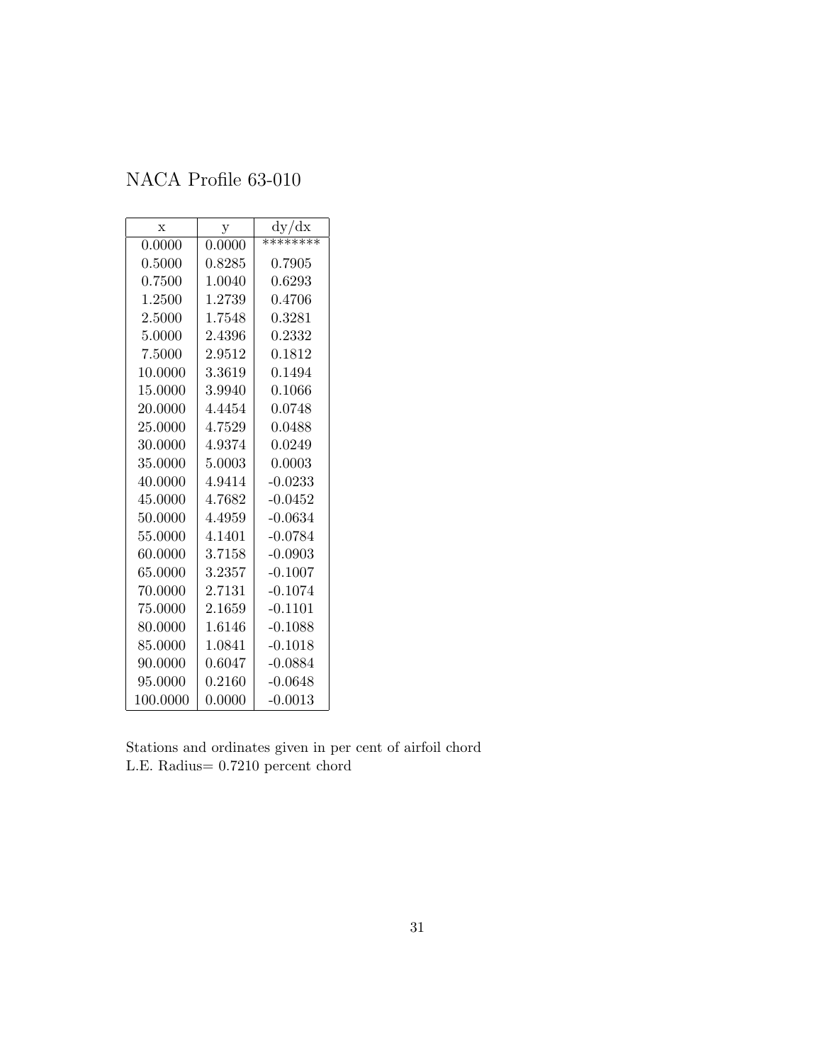# NACA Profile 63-010

| x | y | dy/dx |
|---|---|---|
| 0.0000 | 0.0000 | ******** |
| 0.5000 | 0.8285 | 0.7905 |
| 0.7500 | 1.0040 | 0.6293 |
| 1.2500 | 1.2739 | 0.4706 |
| 2.5000 | 1.7548 | 0.3281 |
| 5.0000 | 2.4396 | 0.2332 |
| 7.5000 | 2.9512 | 0.1812 |
| 10.0000 | 3.3619 | 0.1494 |
| 15.0000 | 3.9940 | 0.1066 |
| 20.0000 | 4.4454 | 0.0748 |
| 25.0000 | 4.7529 | 0.0488 |
| 30.0000 | 4.9374 | 0.0249 |
| 35.0000 | 5.0003 | 0.0003 |
| 40.0000 | 4.9414 | -0.0233 |
| 45.0000 | 4.7682 | -0.0452 |
| 50.0000 | 4.4959 | -0.0634 |
| 55.0000 | 4.1401 | -0.0784 |
| 60.0000 | 3.7158 | -0.0903 |
| 65.0000 | 3.2357 | -0.1007 |
| 70.0000 | 2.7131 | -0.1074 |
| 75.0000 | 2.1659 | -0.1101 |
| 80.0000 | 1.6146 | -0.1088 |
| 85.0000 | 1.0841 | -0.1018 |
| 90.0000 | 0.6047 | -0.0884 |
| 95.0000 | 0.2160 | -0.0648 |
| 100.0000 | 0.0000 | -0.0013 |

Stations and ordinates given in per cent of airfoil chord
L.E. Radius= 0.7210 percent chord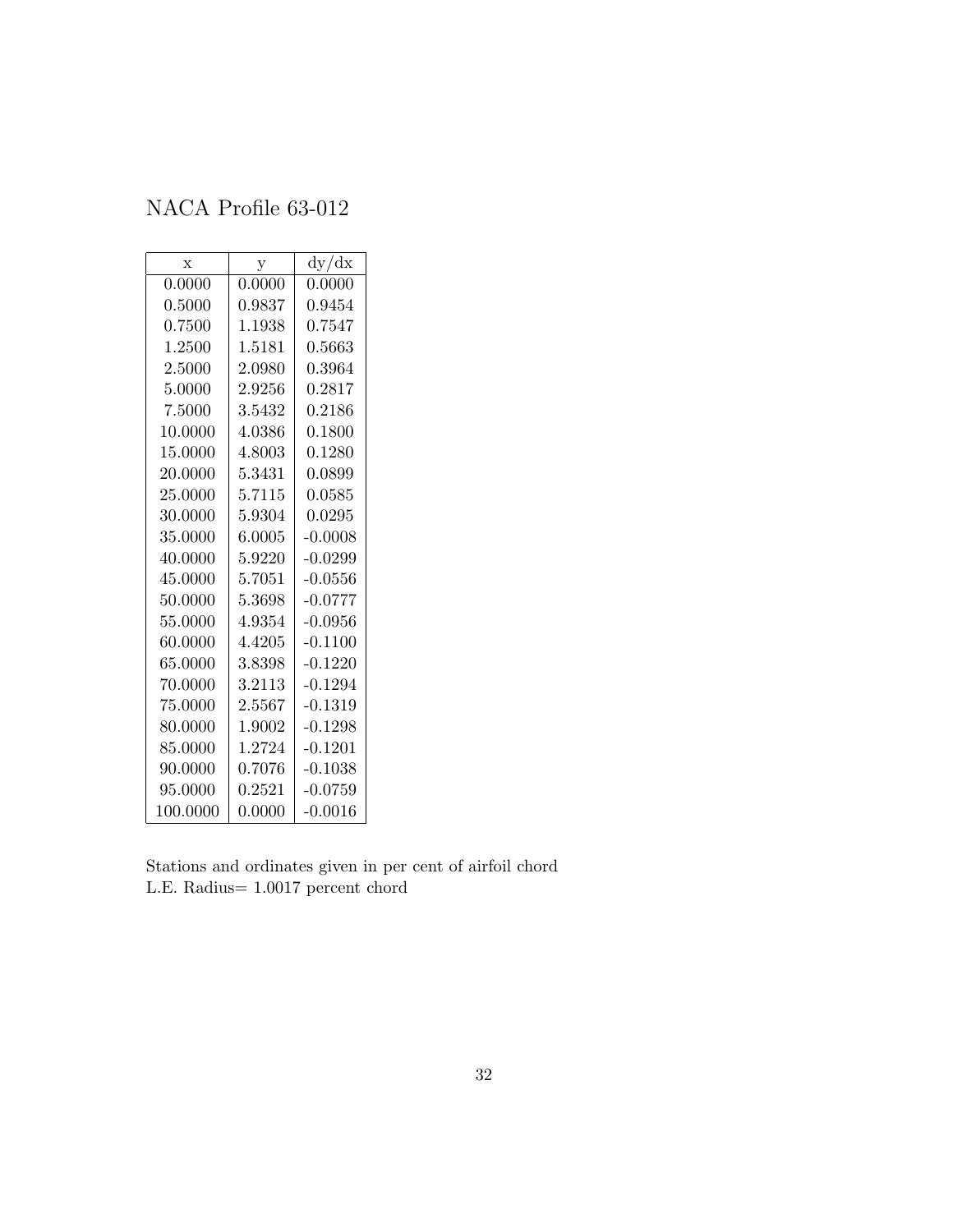# NACA Profile 63-012

| x | y | dy/dx |
|---|---|---|
| 0.0000 | 0.0000 | 0.0000 |
| 0.5000 | 0.9837 | 0.9454 |
| 0.7500 | 1.1938 | 0.7547 |
| 1.2500 | 1.5181 | 0.5663 |
| 2.5000 | 2.0980 | 0.3964 |
| 5.0000 | 2.9256 | 0.2817 |
| 7.5000 | 3.5432 | 0.2186 |
| 10.0000 | 4.0386 | 0.1800 |
| 15.0000 | 4.8003 | 0.1280 |
| 20.0000 | 5.3431 | 0.0899 |
| 25.0000 | 5.7115 | 0.0585 |
| 30.0000 | 5.9304 | 0.0295 |
| 35.0000 | 6.0005 | -0.0008 |
| 40.0000 | 5.9220 | -0.0299 |
| 45.0000 | 5.7051 | -0.0556 |
| 50.0000 | 5.3698 | -0.0777 |
| 55.0000 | 4.9354 | -0.0956 |
| 60.0000 | 4.4205 | -0.1100 |
| 65.0000 | 3.8398 | -0.1220 |
| 70.0000 | 3.2113 | -0.1294 |
| 75.0000 | 2.5567 | -0.1319 |
| 80.0000 | 1.9002 | -0.1298 |
| 85.0000 | 1.2724 | -0.1201 |
| 90.0000 | 0.7076 | -0.1038 |
| 95.0000 | 0.2521 | -0.0759 |
| 100.0000 | 0.0000 | -0.0016 |

Stations and ordinates given in per cent of airfoil chord
L.E. Radius= 1.0017 percent chord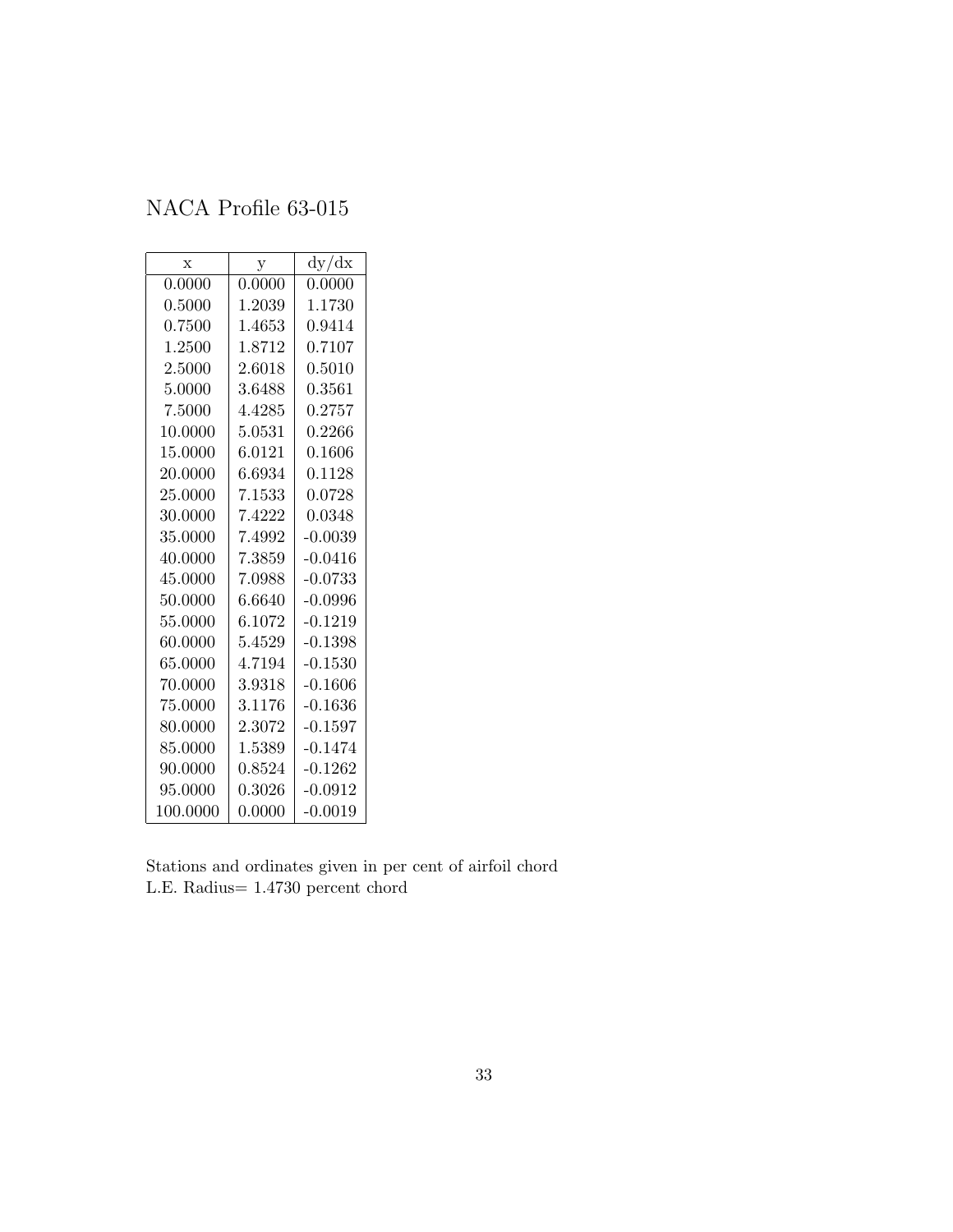# NACA Profile 63-015

| x | y | dy/dx |
|---|---|---|
| 0.0000 | 0.0000 | 0.0000 |
| 0.5000 | 1.2039 | 1.1730 |
| 0.7500 | 1.4653 | 0.9414 |
| 1.2500 | 1.8712 | 0.7107 |
| 2.5000 | 2.6018 | 0.5010 |
| 5.0000 | 3.6488 | 0.3561 |
| 7.5000 | 4.4285 | 0.2757 |
| 10.0000 | 5.0531 | 0.2266 |
| 15.0000 | 6.0121 | 0.1606 |
| 20.0000 | 6.6934 | 0.1128 |
| 25.0000 | 7.1533 | 0.0728 |
| 30.0000 | 7.4222 | 0.0348 |
| 35.0000 | 7.4992 | -0.0039 |
| 40.0000 | 7.3859 | -0.0416 |
| 45.0000 | 7.0988 | -0.0733 |
| 50.0000 | 6.6640 | -0.0996 |
| 55.0000 | 6.1072 | -0.1219 |
| 60.0000 | 5.4529 | -0.1398 |
| 65.0000 | 4.7194 | -0.1530 |
| 70.0000 | 3.9318 | -0.1606 |
| 75.0000 | 3.1176 | -0.1636 |
| 80.0000 | 2.3072 | -0.1597 |
| 85.0000 | 1.5389 | -0.1474 |
| 90.0000 | 0.8524 | -0.1262 |
| 95.0000 | 0.3026 | -0.0912 |
| 100.0000 | 0.0000 | -0.0019 |

Stations and ordinates given in per cent of airfoil chord
L.E. Radius= 1.4730 percent chord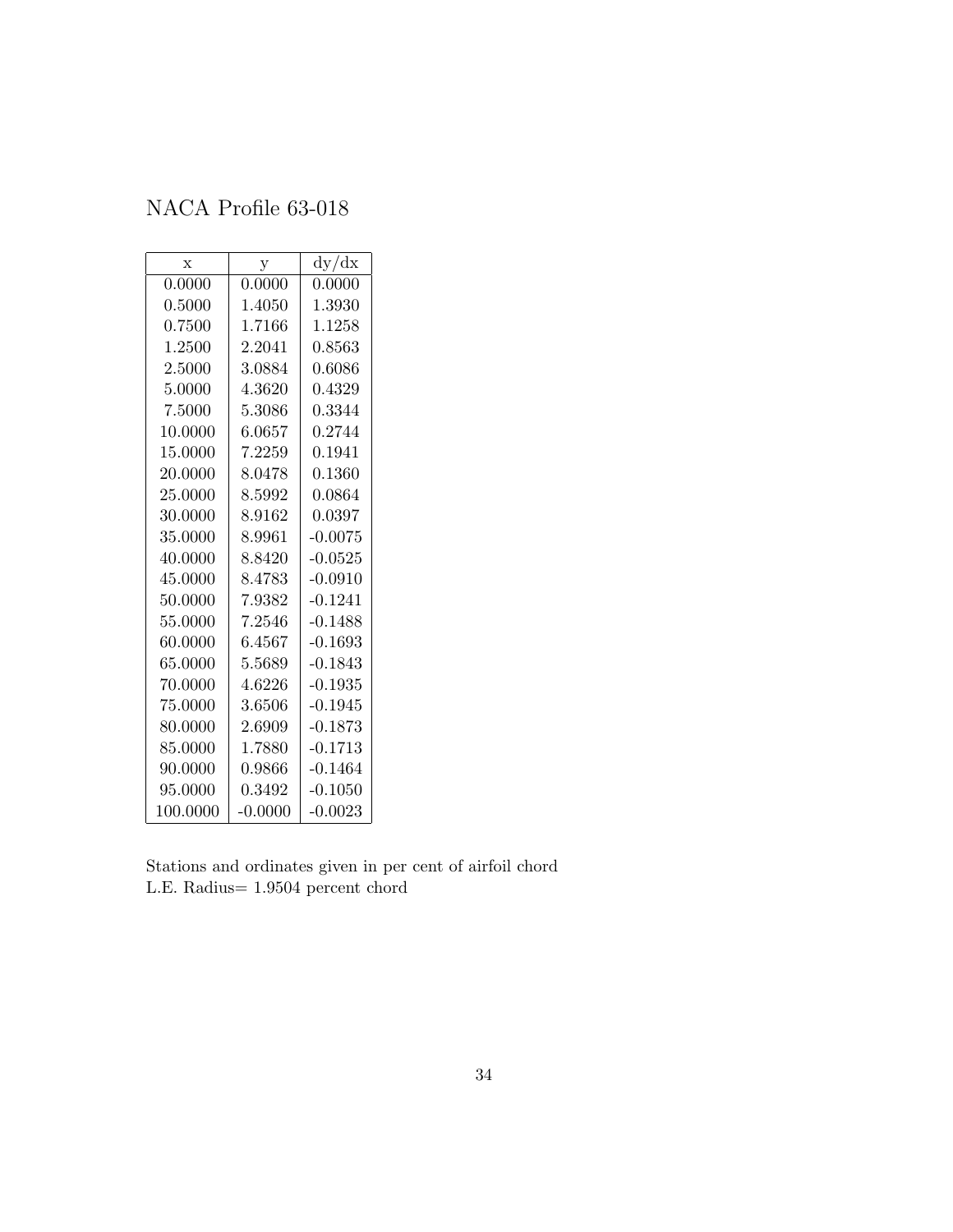NACA Profile 63-018

| x | y | dy/dx |
|---|---|---|
| 0.0000 | 0.0000 | 0.0000 |
| 0.5000 | 1.4050 | 1.3930 |
| 0.7500 | 1.7166 | 1.1258 |
| 1.2500 | 2.2041 | 0.8563 |
| 2.5000 | 3.0884 | 0.6086 |
| 5.0000 | 4.3620 | 0.4329 |
| 7.5000 | 5.3086 | 0.3344 |
| 10.0000 | 6.0657 | 0.2744 |
| 15.0000 | 7.2259 | 0.1941 |
| 20.0000 | 8.0478 | 0.1360 |
| 25.0000 | 8.5992 | 0.0864 |
| 30.0000 | 8.9162 | 0.0397 |
| 35.0000 | 8.9961 | -0.0075 |
| 40.0000 | 8.8420 | -0.0525 |
| 45.0000 | 8.4783 | -0.0910 |
| 50.0000 | 7.9382 | -0.1241 |
| 55.0000 | 7.2546 | -0.1488 |
| 60.0000 | 6.4567 | -0.1693 |
| 65.0000 | 5.5689 | -0.1843 |
| 70.0000 | 4.6226 | -0.1935 |
| 75.0000 | 3.6506 | -0.1945 |
| 80.0000 | 2.6909 | -0.1873 |
| 85.0000 | 1.7880 | -0.1713 |
| 90.0000 | 0.9866 | -0.1464 |
| 95.0000 | 0.3492 | -0.1050 |
| 100.0000 | -0.0000 | -0.0023 |

Stations and ordinates given in per cent of airfoil chord
L.E. Radius= 1.9504 percent chord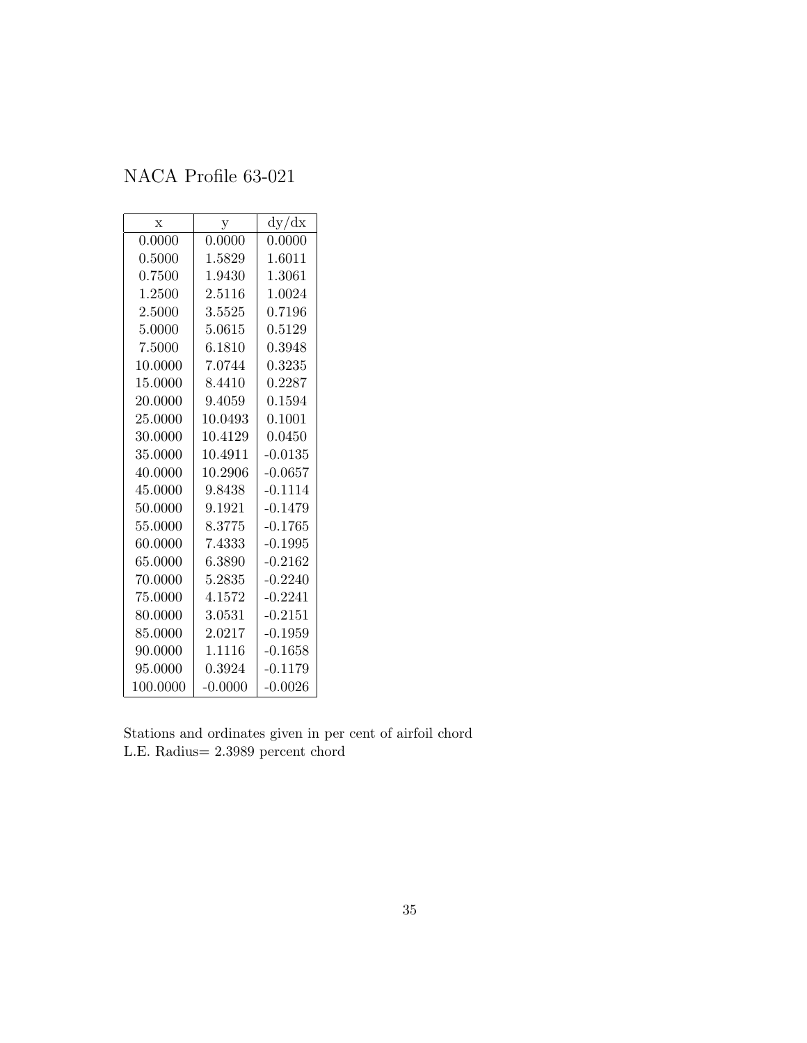# NACA Profile 63-021

| x | y | dy/dx |
|---|---|---|
| 0.0000 | 0.0000 | 0.0000 |
| 0.5000 | 1.5829 | 1.6011 |
| 0.7500 | 1.9430 | 1.3061 |
| 1.2500 | 2.5116 | 1.0024 |
| 2.5000 | 3.5525 | 0.7196 |
| 5.0000 | 5.0615 | 0.5129 |
| 7.5000 | 6.1810 | 0.3948 |
| 10.0000 | 7.0744 | 0.3235 |
| 15.0000 | 8.4410 | 0.2287 |
| 20.0000 | 9.4059 | 0.1594 |
| 25.0000 | 10.0493 | 0.1001 |
| 30.0000 | 10.4129 | 0.0450 |
| 35.0000 | 10.4911 | -0.0135 |
| 40.0000 | 10.2906 | -0.0657 |
| 45.0000 | 9.8438 | -0.1114 |
| 50.0000 | 9.1921 | -0.1479 |
| 55.0000 | 8.3775 | -0.1765 |
| 60.0000 | 7.4333 | -0.1995 |
| 65.0000 | 6.3890 | -0.2162 |
| 70.0000 | 5.2835 | -0.2240 |
| 75.0000 | 4.1572 | -0.2241 |
| 80.0000 | 3.0531 | -0.2151 |
| 85.0000 | 2.0217 | -0.1959 |
| 90.0000 | 1.1116 | -0.1658 |
| 95.0000 | 0.3924 | -0.1179 |
| 100.0000 | -0.0000 | -0.0026 |

Stations and ordinates given in per cent of airfoil chord
L.E. Radius= 2.3989 percent chord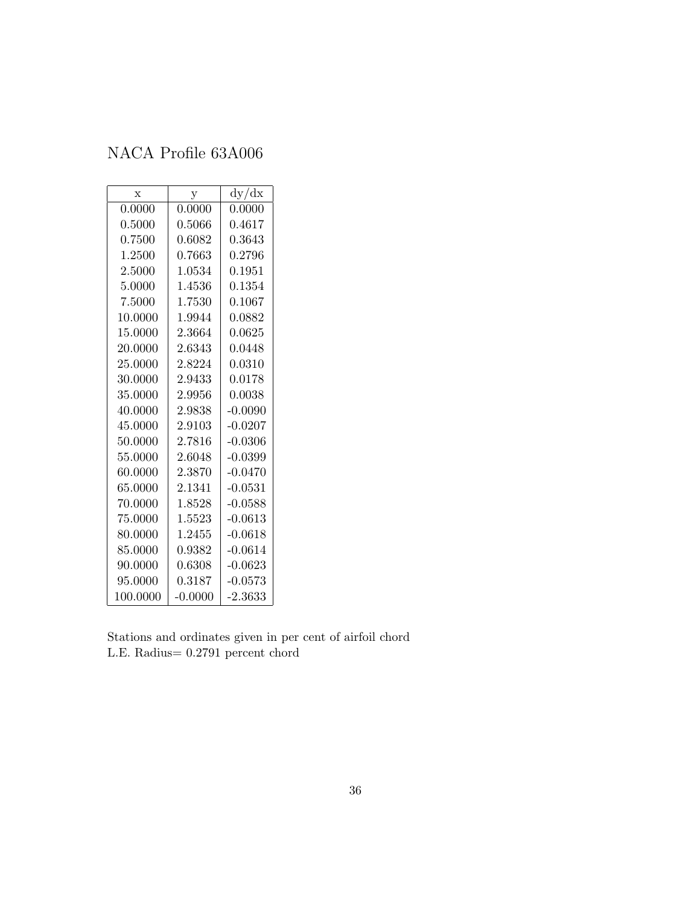# NACA Profile 63A006

| x | y | dy/dx |
|---|---|---|
| 0.0000 | 0.0000 | 0.0000 |
| 0.5000 | 0.5066 | 0.4617 |
| 0.7500 | 0.6082 | 0.3643 |
| 1.2500 | 0.7663 | 0.2796 |
| 2.5000 | 1.0534 | 0.1951 |
| 5.0000 | 1.4536 | 0.1354 |
| 7.5000 | 1.7530 | 0.1067 |
| 10.0000 | 1.9944 | 0.0882 |
| 15.0000 | 2.3664 | 0.0625 |
| 20.0000 | 2.6343 | 0.0448 |
| 25.0000 | 2.8224 | 0.0310 |
| 30.0000 | 2.9433 | 0.0178 |
| 35.0000 | 2.9956 | 0.0038 |
| 40.0000 | 2.9838 | -0.0090 |
| 45.0000 | 2.9103 | -0.0207 |
| 50.0000 | 2.7816 | -0.0306 |
| 55.0000 | 2.6048 | -0.0399 |
| 60.0000 | 2.3870 | -0.0470 |
| 65.0000 | 2.1341 | -0.0531 |
| 70.0000 | 1.8528 | -0.0588 |
| 75.0000 | 1.5523 | -0.0613 |
| 80.0000 | 1.2455 | -0.0618 |
| 85.0000 | 0.9382 | -0.0614 |
| 90.0000 | 0.6308 | -0.0623 |
| 95.0000 | 0.3187 | -0.0573 |
| 100.0000 | -0.0000 | -2.3633 |

Stations and ordinates given in per cent of airfoil chord
L.E. Radius= 0.2791 percent chord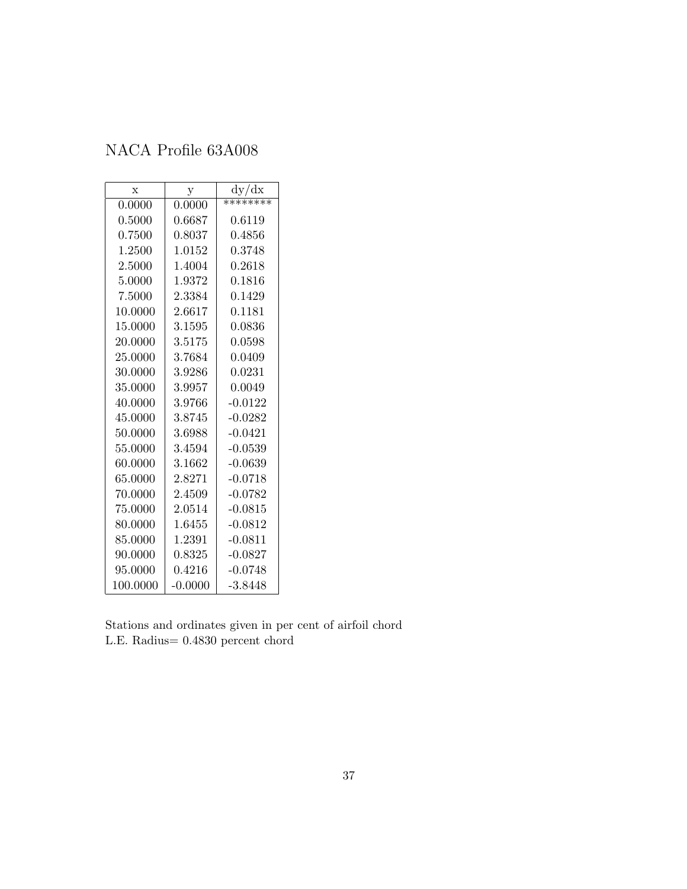# NACA Profile 63A008

| x | y | dy/dx |
|---|---|---|
| 0.0000 | 0.0000 | ******** |
| 0.5000 | 0.6687 | 0.6119 |
| 0.7500 | 0.8037 | 0.4856 |
| 1.2500 | 1.0152 | 0.3748 |
| 2.5000 | 1.4004 | 0.2618 |
| 5.0000 | 1.9372 | 0.1816 |
| 7.5000 | 2.3384 | 0.1429 |
| 10.0000 | 2.6617 | 0.1181 |
| 15.0000 | 3.1595 | 0.0836 |
| 20.0000 | 3.5175 | 0.0598 |
| 25.0000 | 3.7684 | 0.0409 |
| 30.0000 | 3.9286 | 0.0231 |
| 35.0000 | 3.9957 | 0.0049 |
| 40.0000 | 3.9766 | -0.0122 |
| 45.0000 | 3.8745 | -0.0282 |
| 50.0000 | 3.6988 | -0.0421 |
| 55.0000 | 3.4594 | -0.0539 |
| 60.0000 | 3.1662 | -0.0639 |
| 65.0000 | 2.8271 | -0.0718 |
| 70.0000 | 2.4509 | -0.0782 |
| 75.0000 | 2.0514 | -0.0815 |
| 80.0000 | 1.6455 | -0.0812 |
| 85.0000 | 1.2391 | -0.0811 |
| 90.0000 | 0.8325 | -0.0827 |
| 95.0000 | 0.4216 | -0.0748 |
| 100.0000 | -0.0000 | -3.8448 |

Stations and ordinates given in per cent of airfoil chord
L.E. Radius= 0.4830 percent chord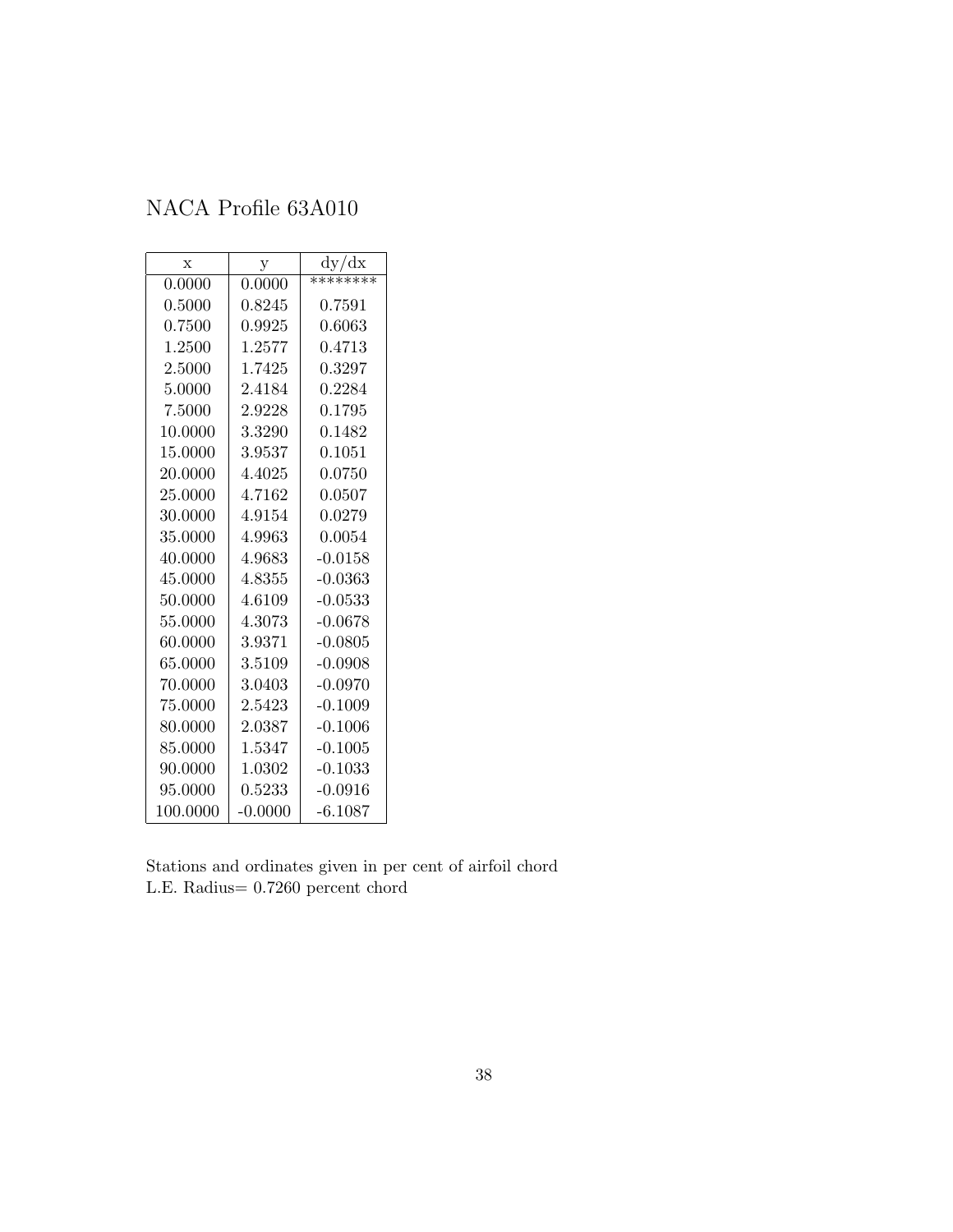NACA Profile 63A010

| x | y | dy/dx |
|---|---|---|
| 0.0000 | 0.0000 | ******** |
| 0.5000 | 0.8245 | 0.7591 |
| 0.7500 | 0.9925 | 0.6063 |
| 1.2500 | 1.2577 | 0.4713 |
| 2.5000 | 1.7425 | 0.3297 |
| 5.0000 | 2.4184 | 0.2284 |
| 7.5000 | 2.9228 | 0.1795 |
| 10.0000 | 3.3290 | 0.1482 |
| 15.0000 | 3.9537 | 0.1051 |
| 20.0000 | 4.4025 | 0.0750 |
| 25.0000 | 4.7162 | 0.0507 |
| 30.0000 | 4.9154 | 0.0279 |
| 35.0000 | 4.9963 | 0.0054 |
| 40.0000 | 4.9683 | -0.0158 |
| 45.0000 | 4.8355 | -0.0363 |
| 50.0000 | 4.6109 | -0.0533 |
| 55.0000 | 4.3073 | -0.0678 |
| 60.0000 | 3.9371 | -0.0805 |
| 65.0000 | 3.5109 | -0.0908 |
| 70.0000 | 3.0403 | -0.0970 |
| 75.0000 | 2.5423 | -0.1009 |
| 80.0000 | 2.0387 | -0.1006 |
| 85.0000 | 1.5347 | -0.1005 |
| 90.0000 | 1.0302 | -0.1033 |
| 95.0000 | 0.5233 | -0.0916 |
| 100.0000 | -0.0000 | -6.1087 |

Stations and ordinates given in per cent of airfoil chord
L.E. Radius= 0.7260 percent chord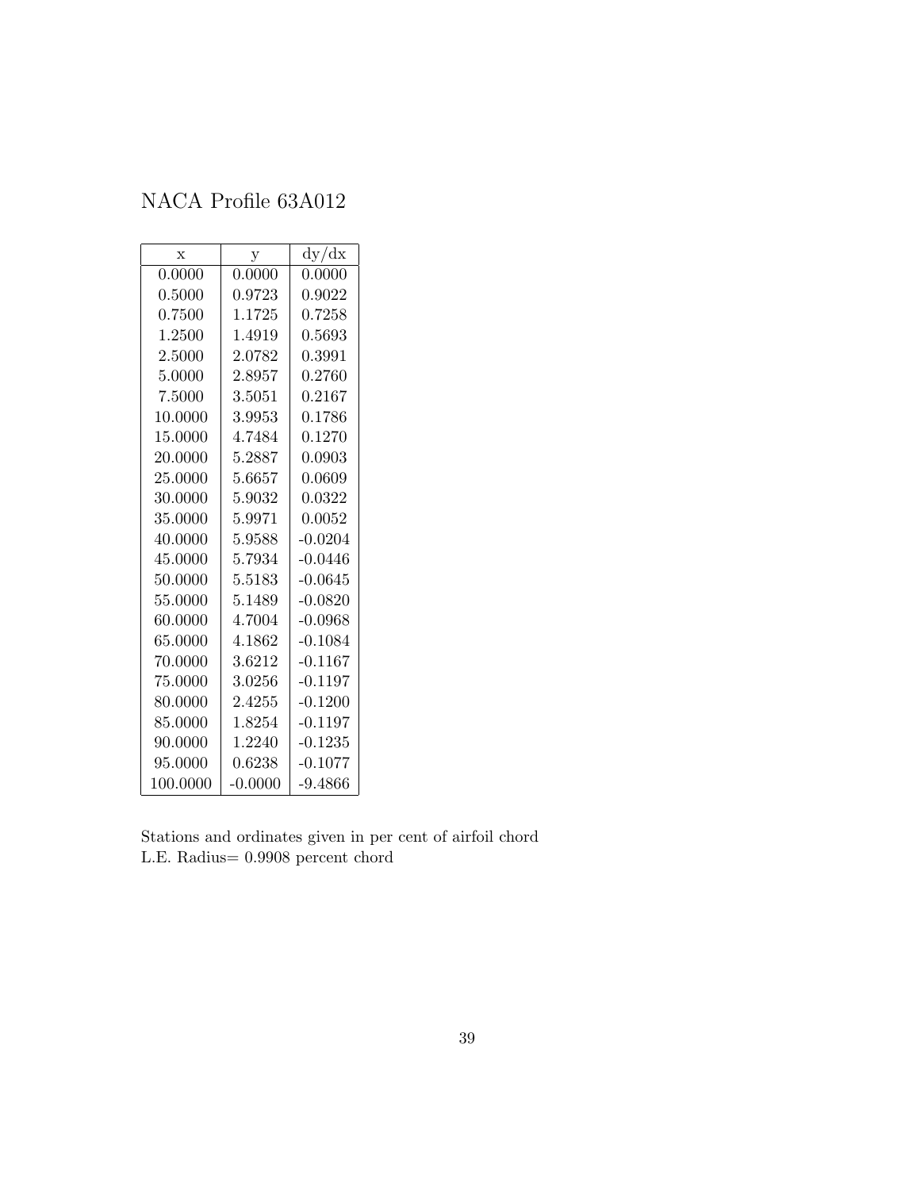# NACA Profile 63A012

| x | y | dy/dx |
|---|---|---|
| 0.0000 | 0.0000 | 0.0000 |
| 0.5000 | 0.9723 | 0.9022 |
| 0.7500 | 1.1725 | 0.7258 |
| 1.2500 | 1.4919 | 0.5693 |
| 2.5000 | 2.0782 | 0.3991 |
| 5.0000 | 2.8957 | 0.2760 |
| 7.5000 | 3.5051 | 0.2167 |
| 10.0000 | 3.9953 | 0.1786 |
| 15.0000 | 4.7484 | 0.1270 |
| 20.0000 | 5.2887 | 0.0903 |
| 25.0000 | 5.6657 | 0.0609 |
| 30.0000 | 5.9032 | 0.0322 |
| 35.0000 | 5.9971 | 0.0052 |
| 40.0000 | 5.9588 | -0.0204 |
| 45.0000 | 5.7934 | -0.0446 |
| 50.0000 | 5.5183 | -0.0645 |
| 55.0000 | 5.1489 | -0.0820 |
| 60.0000 | 4.7004 | -0.0968 |
| 65.0000 | 4.1862 | -0.1084 |
| 70.0000 | 3.6212 | -0.1167 |
| 75.0000 | 3.0256 | -0.1197 |
| 80.0000 | 2.4255 | -0.1200 |
| 85.0000 | 1.8254 | -0.1197 |
| 90.0000 | 1.2240 | -0.1235 |
| 95.0000 | 0.6238 | -0.1077 |
| 100.0000 | -0.0000 | -9.4866 |

Stations and ordinates given in per cent of airfoil chord
L.E. Radius= 0.9908 percent chord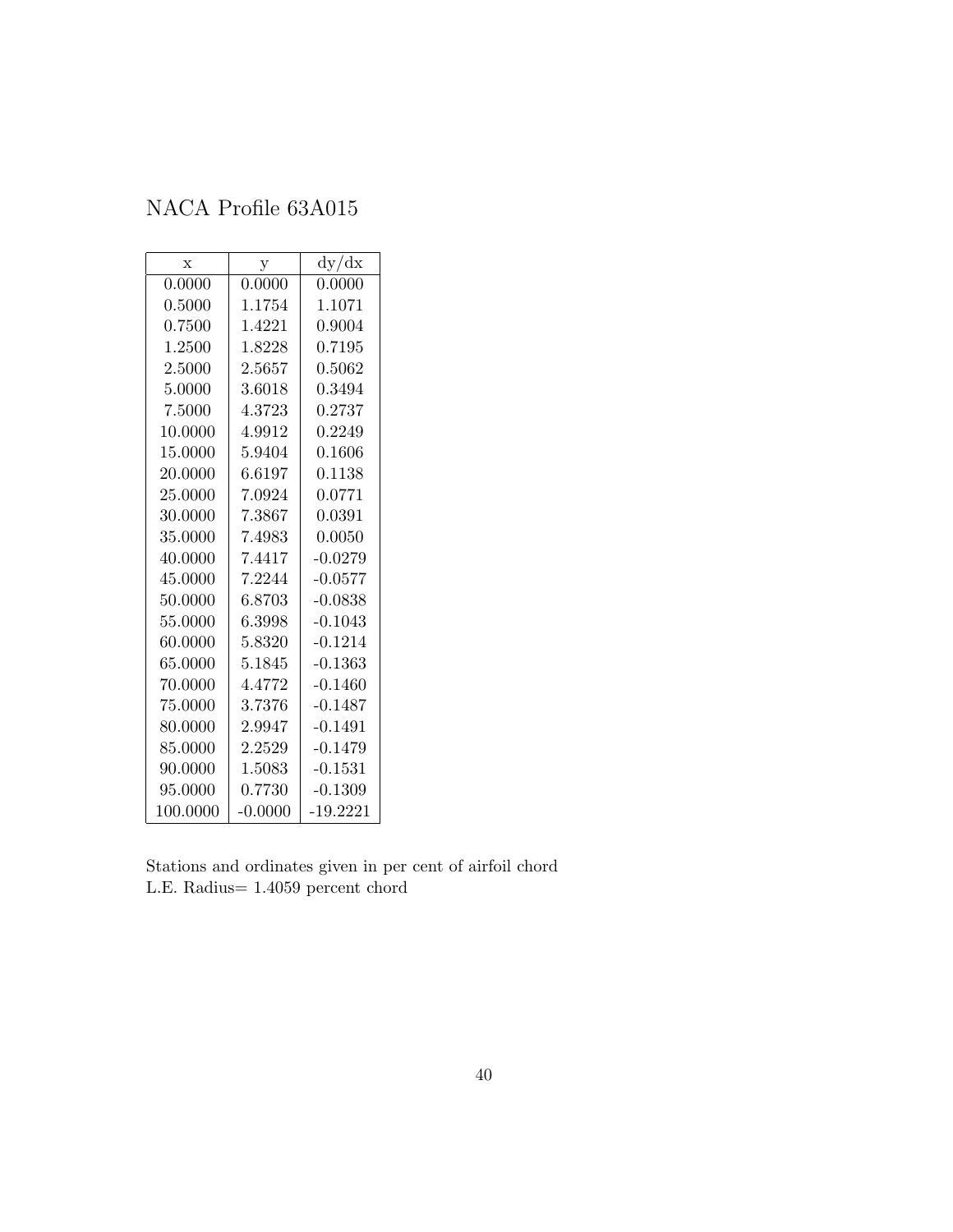# NACA Profile 63A015

| x | y | dy/dx |
|---|---|---|
| 0.0000 | 0.0000 | 0.0000 |
| 0.5000 | 1.1754 | 1.1071 |
| 0.7500 | 1.4221 | 0.9004 |
| 1.2500 | 1.8228 | 0.7195 |
| 2.5000 | 2.5657 | 0.5062 |
| 5.0000 | 3.6018 | 0.3494 |
| 7.5000 | 4.3723 | 0.2737 |
| 10.0000 | 4.9912 | 0.2249 |
| 15.0000 | 5.9404 | 0.1606 |
| 20.0000 | 6.6197 | 0.1138 |
| 25.0000 | 7.0924 | 0.0771 |
| 30.0000 | 7.3867 | 0.0391 |
| 35.0000 | 7.4983 | 0.0050 |
| 40.0000 | 7.4417 | -0.0279 |
| 45.0000 | 7.2244 | -0.0577 |
| 50.0000 | 6.8703 | -0.0838 |
| 55.0000 | 6.3998 | -0.1043 |
| 60.0000 | 5.8320 | -0.1214 |
| 65.0000 | 5.1845 | -0.1363 |
| 70.0000 | 4.4772 | -0.1460 |
| 75.0000 | 3.7376 | -0.1487 |
| 80.0000 | 2.9947 | -0.1491 |
| 85.0000 | 2.2529 | -0.1479 |
| 90.0000 | 1.5083 | -0.1531 |
| 95.0000 | 0.7730 | -0.1309 |
| 100.0000 | -0.0000 | -19.2221 |

Stations and ordinates given in per cent of airfoil chord
L.E. Radius= 1.4059 percent chord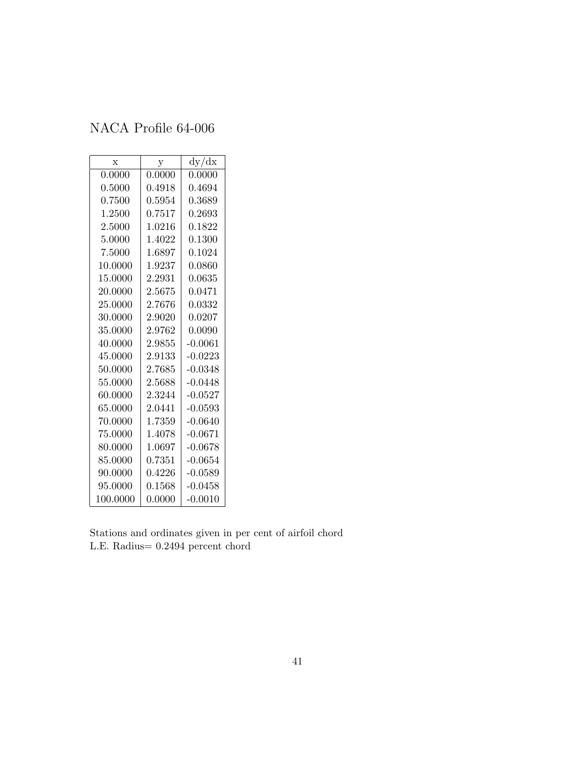NACA Profile 64-006

| x | y | dy/dx |
|---|---|---|
| 0.0000 | 0.0000 | 0.0000 |
| 0.5000 | 0.4918 | 0.4694 |
| 0.7500 | 0.5954 | 0.3689 |
| 1.2500 | 0.7517 | 0.2693 |
| 2.5000 | 1.0216 | 0.1822 |
| 5.0000 | 1.4022 | 0.1300 |
| 7.5000 | 1.6897 | 0.1024 |
| 10.0000 | 1.9237 | 0.0860 |
| 15.0000 | 2.2931 | 0.0635 |
| 20.0000 | 2.5675 | 0.0471 |
| 25.0000 | 2.7676 | 0.0332 |
| 30.0000 | 2.9020 | 0.0207 |
| 35.0000 | 2.9762 | 0.0090 |
| 40.0000 | 2.9855 | -0.0061 |
| 45.0000 | 2.9133 | -0.0223 |
| 50.0000 | 2.7685 | -0.0348 |
| 55.0000 | 2.5688 | -0.0448 |
| 60.0000 | 2.3244 | -0.0527 |
| 65.0000 | 2.0441 | -0.0593 |
| 70.0000 | 1.7359 | -0.0640 |
| 75.0000 | 1.4078 | -0.0671 |
| 80.0000 | 1.0697 | -0.0678 |
| 85.0000 | 0.7351 | -0.0654 |
| 90.0000 | 0.4226 | -0.0589 |
| 95.0000 | 0.1568 | -0.0458 |
| 100.0000 | 0.0000 | -0.0010 |

Stations and ordinates given in per cent of airfoil chord
L.E. Radius= 0.2494 percent chord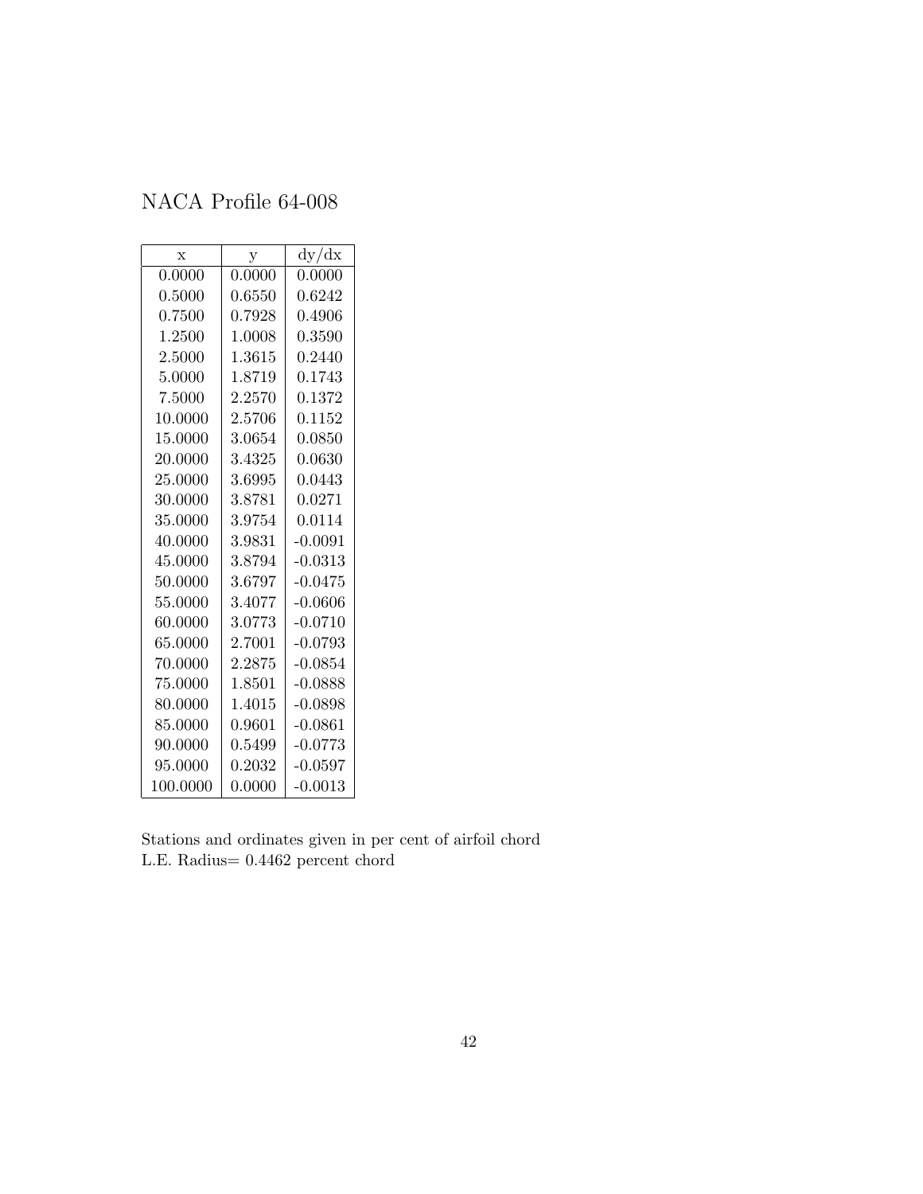# NACA Profile 64-008

| x | y | dy/dx |
|---|---|---|
| 0.0000 | 0.0000 | 0.0000 |
| 0.5000 | 0.6550 | 0.6242 |
| 0.7500 | 0.7928 | 0.4906 |
| 1.2500 | 1.0008 | 0.3590 |
| 2.5000 | 1.3615 | 0.2440 |
| 5.0000 | 1.8719 | 0.1743 |
| 7.5000 | 2.2570 | 0.1372 |
| 10.0000 | 2.5706 | 0.1152 |
| 15.0000 | 3.0654 | 0.0850 |
| 20.0000 | 3.4325 | 0.0630 |
| 25.0000 | 3.6995 | 0.0443 |
| 30.0000 | 3.8781 | 0.0271 |
| 35.0000 | 3.9754 | 0.0114 |
| 40.0000 | 3.9831 | -0.0091 |
| 45.0000 | 3.8794 | -0.0313 |
| 50.0000 | 3.6797 | -0.0475 |
| 55.0000 | 3.4077 | -0.0606 |
| 60.0000 | 3.0773 | -0.0710 |
| 65.0000 | 2.7001 | -0.0793 |
| 70.0000 | 2.2875 | -0.0854 |
| 75.0000 | 1.8501 | -0.0888 |
| 80.0000 | 1.4015 | -0.0898 |
| 85.0000 | 0.9601 | -0.0861 |
| 90.0000 | 0.5499 | -0.0773 |
| 95.0000 | 0.2032 | -0.0597 |
| 100.0000 | 0.0000 | -0.0013 |

Stations and ordinates given in per cent of airfoil chord
L.E. Radius= 0.4462 percent chord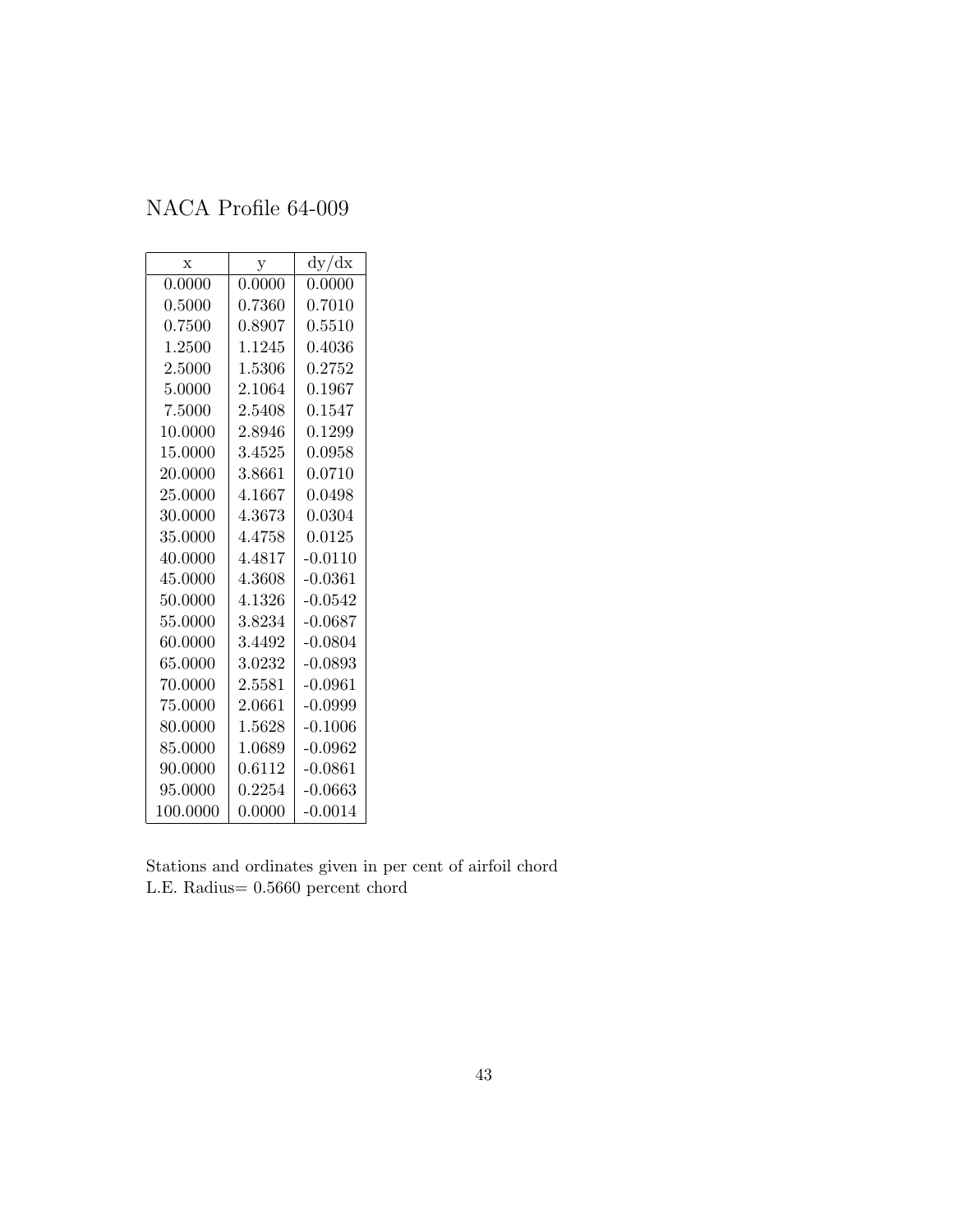# NACA Profile 64-009

| x | y | dy/dx |
|---|---|---|
| 0.0000 | 0.0000 | 0.0000 |
| 0.5000 | 0.7360 | 0.7010 |
| 0.7500 | 0.8907 | 0.5510 |
| 1.2500 | 1.1245 | 0.4036 |
| 2.5000 | 1.5306 | 0.2752 |
| 5.0000 | 2.1064 | 0.1967 |
| 7.5000 | 2.5408 | 0.1547 |
| 10.0000 | 2.8946 | 0.1299 |
| 15.0000 | 3.4525 | 0.0958 |
| 20.0000 | 3.8661 | 0.0710 |
| 25.0000 | 4.1667 | 0.0498 |
| 30.0000 | 4.3673 | 0.0304 |
| 35.0000 | 4.4758 | 0.0125 |
| 40.0000 | 4.4817 | -0.0110 |
| 45.0000 | 4.3608 | -0.0361 |
| 50.0000 | 4.1326 | -0.0542 |
| 55.0000 | 3.8234 | -0.0687 |
| 60.0000 | 3.4492 | -0.0804 |
| 65.0000 | 3.0232 | -0.0893 |
| 70.0000 | 2.5581 | -0.0961 |
| 75.0000 | 2.0661 | -0.0999 |
| 80.0000 | 1.5628 | -0.1006 |
| 85.0000 | 1.0689 | -0.0962 |
| 90.0000 | 0.6112 | -0.0861 |
| 95.0000 | 0.2254 | -0.0663 |
| 100.0000 | 0.0000 | -0.0014 |

Stations and ordinates given in per cent of airfoil chord
L.E. Radius= 0.5660 percent chord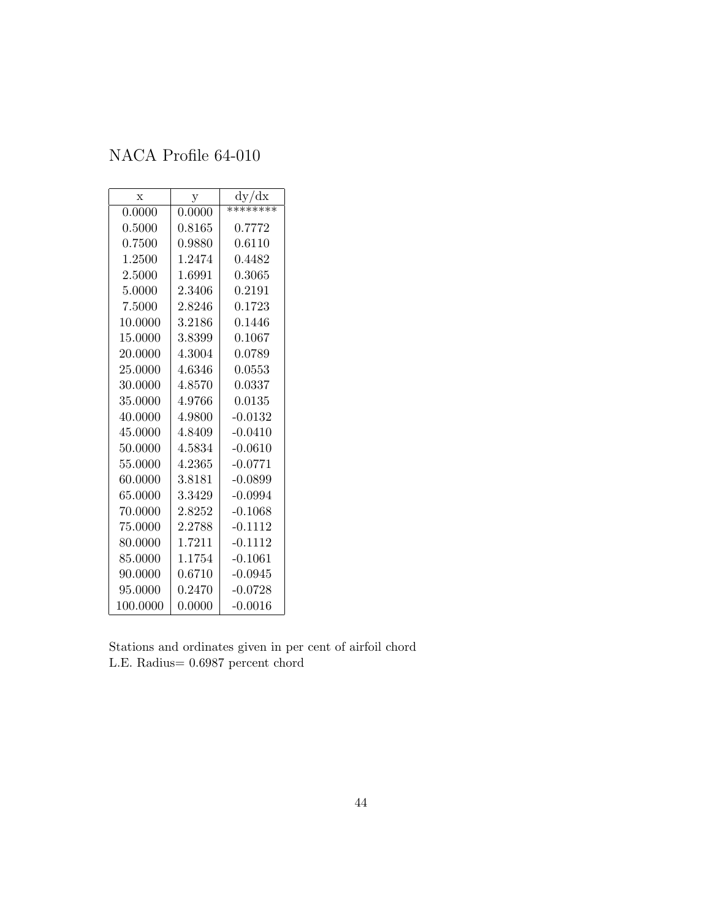# NACA Profile 64-010

| x | y | dy/dx |
|---|---|---|
| 0.0000 | 0.0000 | ******** |
| 0.5000 | 0.8165 | 0.7772 |
| 0.7500 | 0.9880 | 0.6110 |
| 1.2500 | 1.2474 | 0.4482 |
| 2.5000 | 1.6991 | 0.3065 |
| 5.0000 | 2.3406 | 0.2191 |
| 7.5000 | 2.8246 | 0.1723 |
| 10.0000 | 3.2186 | 0.1446 |
| 15.0000 | 3.8399 | 0.1067 |
| 20.0000 | 4.3004 | 0.0789 |
| 25.0000 | 4.6346 | 0.0553 |
| 30.0000 | 4.8570 | 0.0337 |
| 35.0000 | 4.9766 | 0.0135 |
| 40.0000 | 4.9800 | -0.0132 |
| 45.0000 | 4.8409 | -0.0410 |
| 50.0000 | 4.5834 | -0.0610 |
| 55.0000 | 4.2365 | -0.0771 |
| 60.0000 | 3.8181 | -0.0899 |
| 65.0000 | 3.3429 | -0.0994 |
| 70.0000 | 2.8252 | -0.1068 |
| 75.0000 | 2.2788 | -0.1112 |
| 80.0000 | 1.7211 | -0.1112 |
| 85.0000 | 1.1754 | -0.1061 |
| 90.0000 | 0.6710 | -0.0945 |
| 95.0000 | 0.2470 | -0.0728 |
| 100.0000 | 0.0000 | -0.0016 |

Stations and ordinates given in per cent of airfoil chord
L.E. Radius= 0.6987 percent chord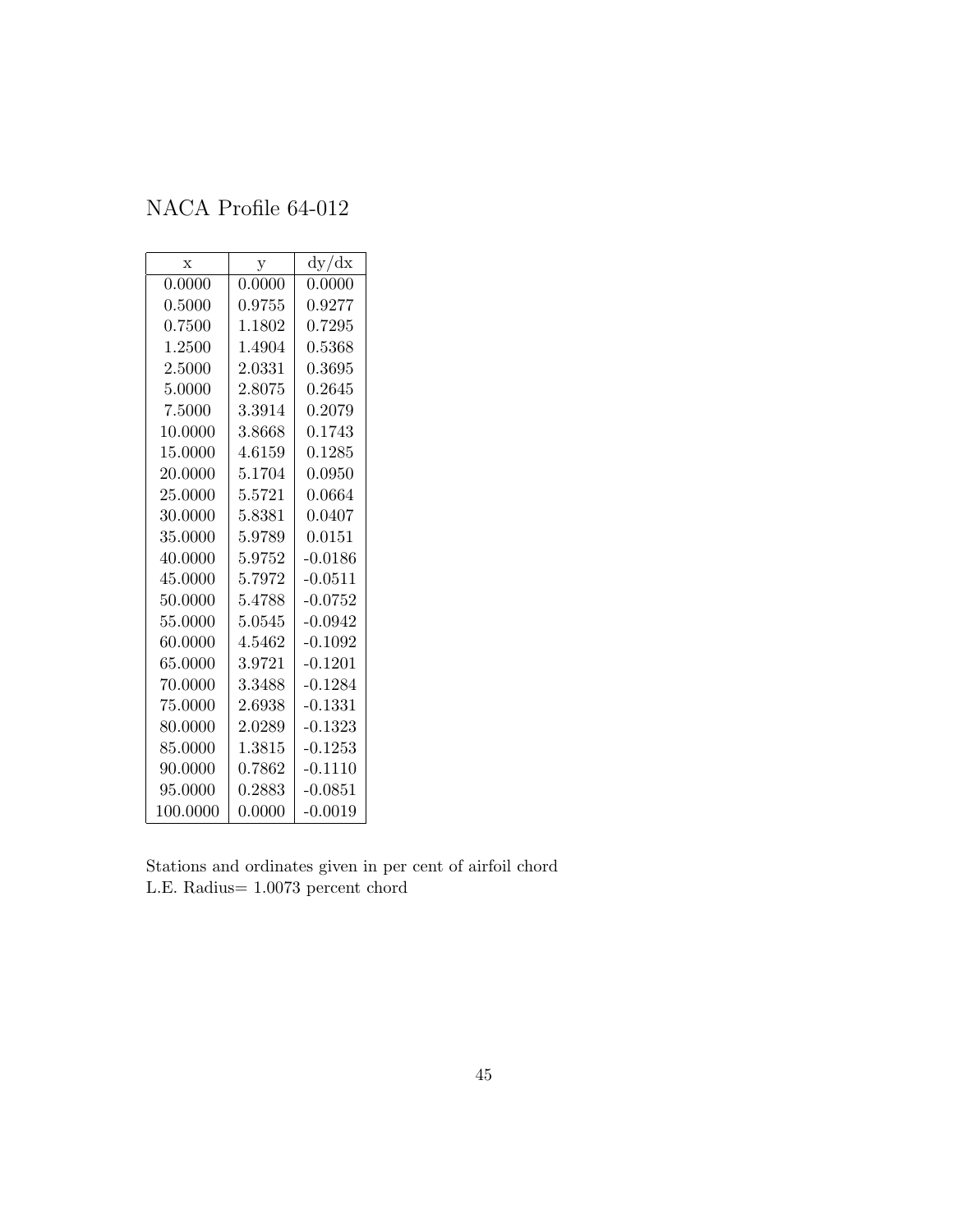# NACA Profile 64-012

| x | y | dy/dx |
|---|---|---|
| 0.0000 | 0.0000 | 0.0000 |
| 0.5000 | 0.9755 | 0.9277 |
| 0.7500 | 1.1802 | 0.7295 |
| 1.2500 | 1.4904 | 0.5368 |
| 2.5000 | 2.0331 | 0.3695 |
| 5.0000 | 2.8075 | 0.2645 |
| 7.5000 | 3.3914 | 0.2079 |
| 10.0000 | 3.8668 | 0.1743 |
| 15.0000 | 4.6159 | 0.1285 |
| 20.0000 | 5.1704 | 0.0950 |
| 25.0000 | 5.5721 | 0.0664 |
| 30.0000 | 5.8381 | 0.0407 |
| 35.0000 | 5.9789 | 0.0151 |
| 40.0000 | 5.9752 | -0.0186 |
| 45.0000 | 5.7972 | -0.0511 |
| 50.0000 | 5.4788 | -0.0752 |
| 55.0000 | 5.0545 | -0.0942 |
| 60.0000 | 4.5462 | -0.1092 |
| 65.0000 | 3.9721 | -0.1201 |
| 70.0000 | 3.3488 | -0.1284 |
| 75.0000 | 2.6938 | -0.1331 |
| 80.0000 | 2.0289 | -0.1323 |
| 85.0000 | 1.3815 | -0.1253 |
| 90.0000 | 0.7862 | -0.1110 |
| 95.0000 | 0.2883 | -0.0851 |
| 100.0000 | 0.0000 | -0.0019 |

Stations and ordinates given in per cent of airfoil chord
L.E. Radius= 1.0073 percent chord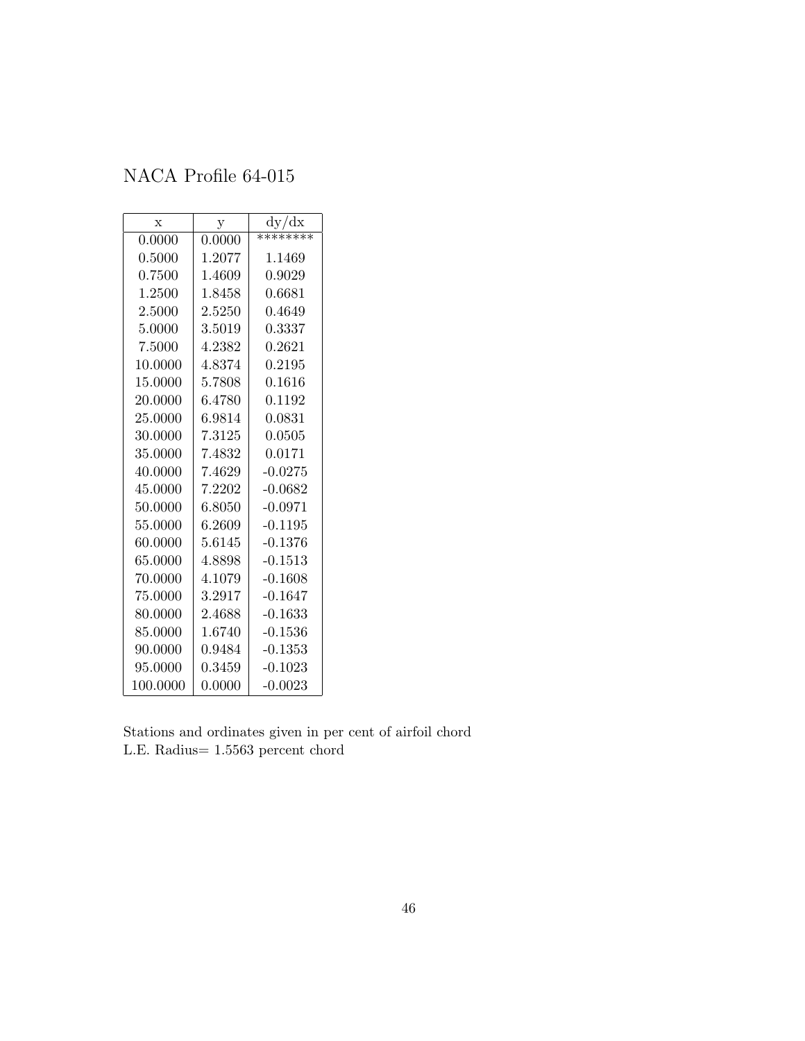# NACA Profile 64-015

| x | y | dy/dx |
|---|---|---|
| 0.0000 | 0.0000 | ******** |
| 0.5000 | 1.2077 | 1.1469 |
| 0.7500 | 1.4609 | 0.9029 |
| 1.2500 | 1.8458 | 0.6681 |
| 2.5000 | 2.5250 | 0.4649 |
| 5.0000 | 3.5019 | 0.3337 |
| 7.5000 | 4.2382 | 0.2621 |
| 10.0000 | 4.8374 | 0.2195 |
| 15.0000 | 5.7808 | 0.1616 |
| 20.0000 | 6.4780 | 0.1192 |
| 25.0000 | 6.9814 | 0.0831 |
| 30.0000 | 7.3125 | 0.0505 |
| 35.0000 | 7.4832 | 0.0171 |
| 40.0000 | 7.4629 | -0.0275 |
| 45.0000 | 7.2202 | -0.0682 |
| 50.0000 | 6.8050 | -0.0971 |
| 55.0000 | 6.2609 | -0.1195 |
| 60.0000 | 5.6145 | -0.1376 |
| 65.0000 | 4.8898 | -0.1513 |
| 70.0000 | 4.1079 | -0.1608 |
| 75.0000 | 3.2917 | -0.1647 |
| 80.0000 | 2.4688 | -0.1633 |
| 85.0000 | 1.6740 | -0.1536 |
| 90.0000 | 0.9484 | -0.1353 |
| 95.0000 | 0.3459 | -0.1023 |
| 100.0000 | 0.0000 | -0.0023 |

Stations and ordinates given in per cent of airfoil chord
L.E. Radius= 1.5563 percent chord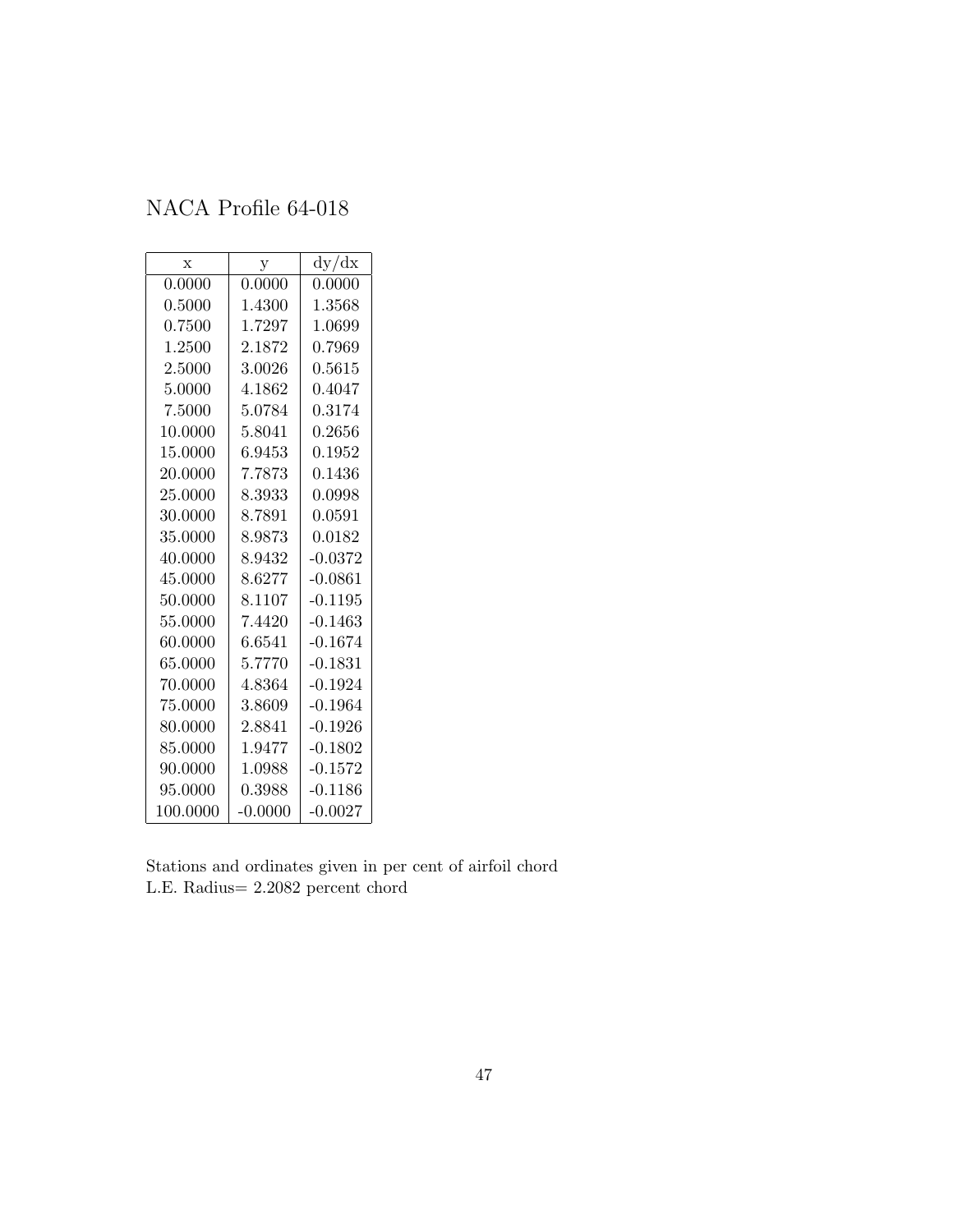# NACA Profile 64-018

| x | y | dy/dx |
|---|---|---|
| 0.0000 | 0.0000 | 0.0000 |
| 0.5000 | 1.4300 | 1.3568 |
| 0.7500 | 1.7297 | 1.0699 |
| 1.2500 | 2.1872 | 0.7969 |
| 2.5000 | 3.0026 | 0.5615 |
| 5.0000 | 4.1862 | 0.4047 |
| 7.5000 | 5.0784 | 0.3174 |
| 10.0000 | 5.8041 | 0.2656 |
| 15.0000 | 6.9453 | 0.1952 |
| 20.0000 | 7.7873 | 0.1436 |
| 25.0000 | 8.3933 | 0.0998 |
| 30.0000 | 8.7891 | 0.0591 |
| 35.0000 | 8.9873 | 0.0182 |
| 40.0000 | 8.9432 | -0.0372 |
| 45.0000 | 8.6277 | -0.0861 |
| 50.0000 | 8.1107 | -0.1195 |
| 55.0000 | 7.4420 | -0.1463 |
| 60.0000 | 6.6541 | -0.1674 |
| 65.0000 | 5.7770 | -0.1831 |
| 70.0000 | 4.8364 | -0.1924 |
| 75.0000 | 3.8609 | -0.1964 |
| 80.0000 | 2.8841 | -0.1926 |
| 85.0000 | 1.9477 | -0.1802 |
| 90.0000 | 1.0988 | -0.1572 |
| 95.0000 | 0.3988 | -0.1186 |
| 100.0000 | -0.0000 | -0.0027 |

Stations and ordinates given in per cent of airfoil chord
L.E. Radius= 2.2082 percent chord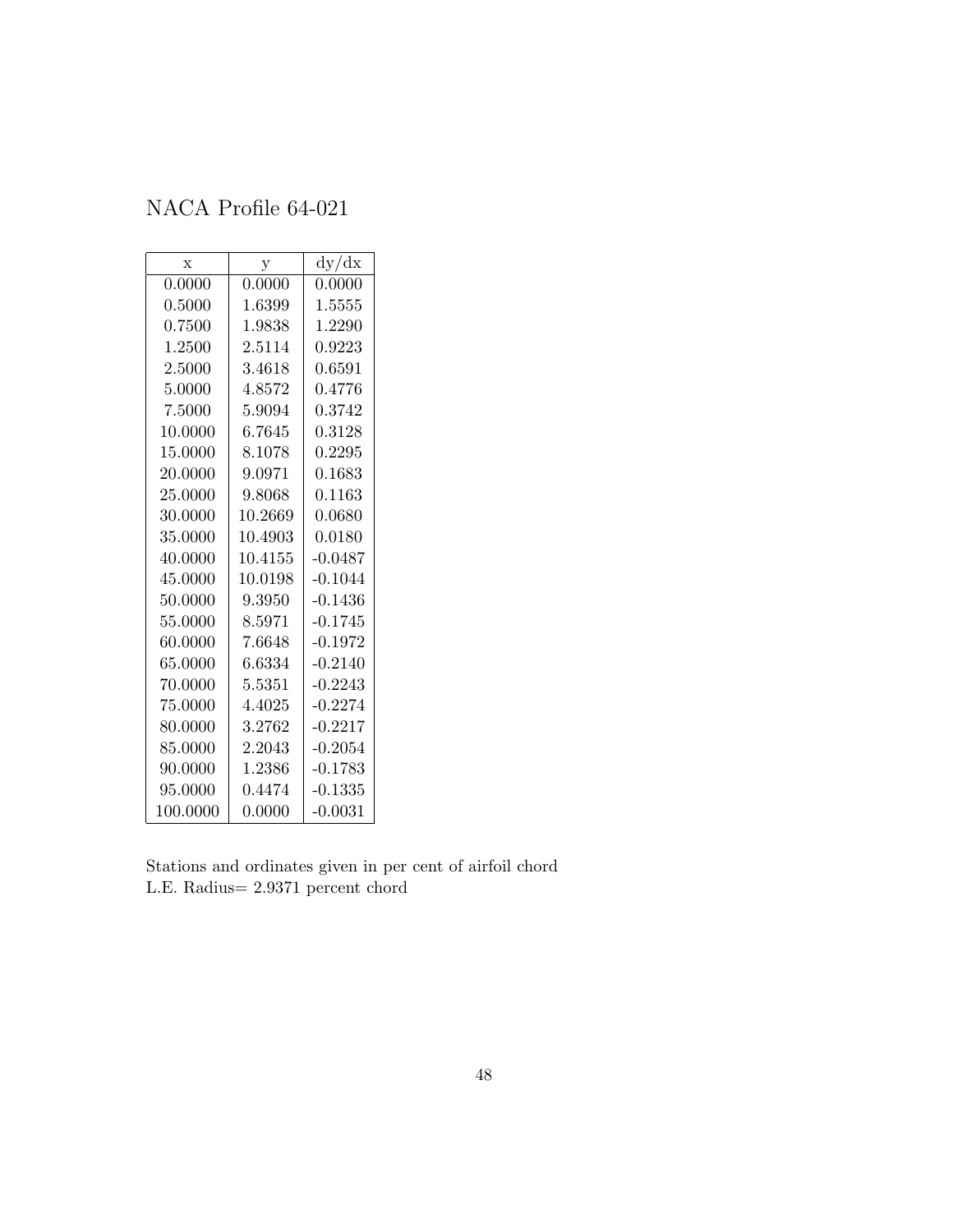# NACA Profile 64-021

| x | y | dy/dx |
|---|---|---|
| 0.0000 | 0.0000 | 0.0000 |
| 0.5000 | 1.6399 | 1.5555 |
| 0.7500 | 1.9838 | 1.2290 |
| 1.2500 | 2.5114 | 0.9223 |
| 2.5000 | 3.4618 | 0.6591 |
| 5.0000 | 4.8572 | 0.4776 |
| 7.5000 | 5.9094 | 0.3742 |
| 10.0000 | 6.7645 | 0.3128 |
| 15.0000 | 8.1078 | 0.2295 |
| 20.0000 | 9.0971 | 0.1683 |
| 25.0000 | 9.8068 | 0.1163 |
| 30.0000 | 10.2669 | 0.0680 |
| 35.0000 | 10.4903 | 0.0180 |
| 40.0000 | 10.4155 | -0.0487 |
| 45.0000 | 10.0198 | -0.1044 |
| 50.0000 | 9.3950 | -0.1436 |
| 55.0000 | 8.5971 | -0.1745 |
| 60.0000 | 7.6648 | -0.1972 |
| 65.0000 | 6.6334 | -0.2140 |
| 70.0000 | 5.5351 | -0.2243 |
| 75.0000 | 4.4025 | -0.2274 |
| 80.0000 | 3.2762 | -0.2217 |
| 85.0000 | 2.2043 | -0.2054 |
| 90.0000 | 1.2386 | -0.1783 |
| 95.0000 | 0.4474 | -0.1335 |
| 100.0000 | 0.0000 | -0.0031 |

Stations and ordinates given in per cent of airfoil chord
L.E. Radius= 2.9371 percent chord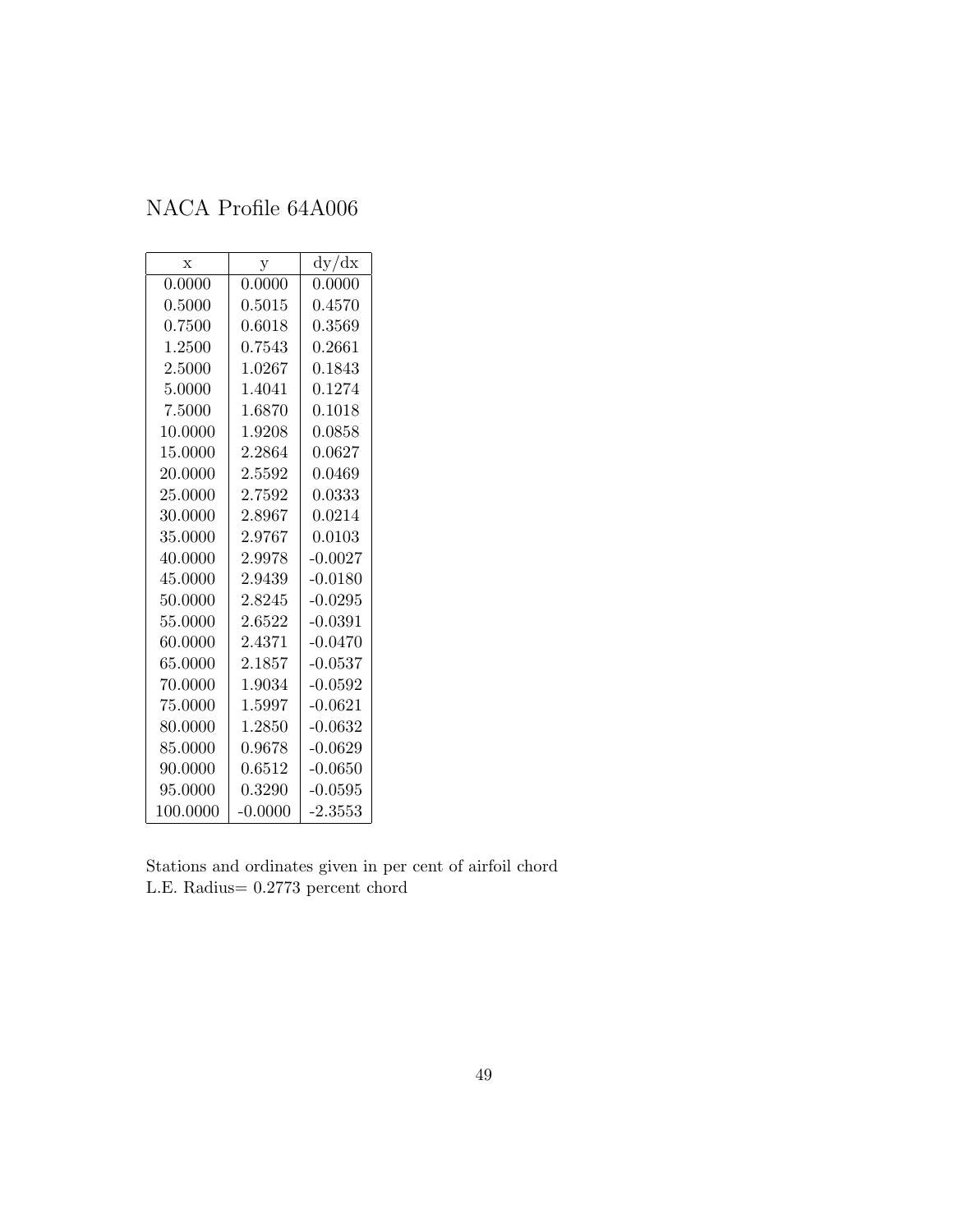# NACA Profile 64A006

| x | y | dy/dx |
|---|---|---|
| 0.0000 | 0.0000 | 0.0000 |
| 0.5000 | 0.5015 | 0.4570 |
| 0.7500 | 0.6018 | 0.3569 |
| 1.2500 | 0.7543 | 0.2661 |
| 2.5000 | 1.0267 | 0.1843 |
| 5.0000 | 1.4041 | 0.1274 |
| 7.5000 | 1.6870 | 0.1018 |
| 10.0000 | 1.9208 | 0.0858 |
| 15.0000 | 2.2864 | 0.0627 |
| 20.0000 | 2.5592 | 0.0469 |
| 25.0000 | 2.7592 | 0.0333 |
| 30.0000 | 2.8967 | 0.0214 |
| 35.0000 | 2.9767 | 0.0103 |
| 40.0000 | 2.9978 | -0.0027 |
| 45.0000 | 2.9439 | -0.0180 |
| 50.0000 | 2.8245 | -0.0295 |
| 55.0000 | 2.6522 | -0.0391 |
| 60.0000 | 2.4371 | -0.0470 |
| 65.0000 | 2.1857 | -0.0537 |
| 70.0000 | 1.9034 | -0.0592 |
| 75.0000 | 1.5997 | -0.0621 |
| 80.0000 | 1.2850 | -0.0632 |
| 85.0000 | 0.9678 | -0.0629 |
| 90.0000 | 0.6512 | -0.0650 |
| 95.0000 | 0.3290 | -0.0595 |
| 100.0000 | -0.0000 | -2.3553 |

Stations and ordinates given in per cent of airfoil chord
L.E. Radius= 0.2773 percent chord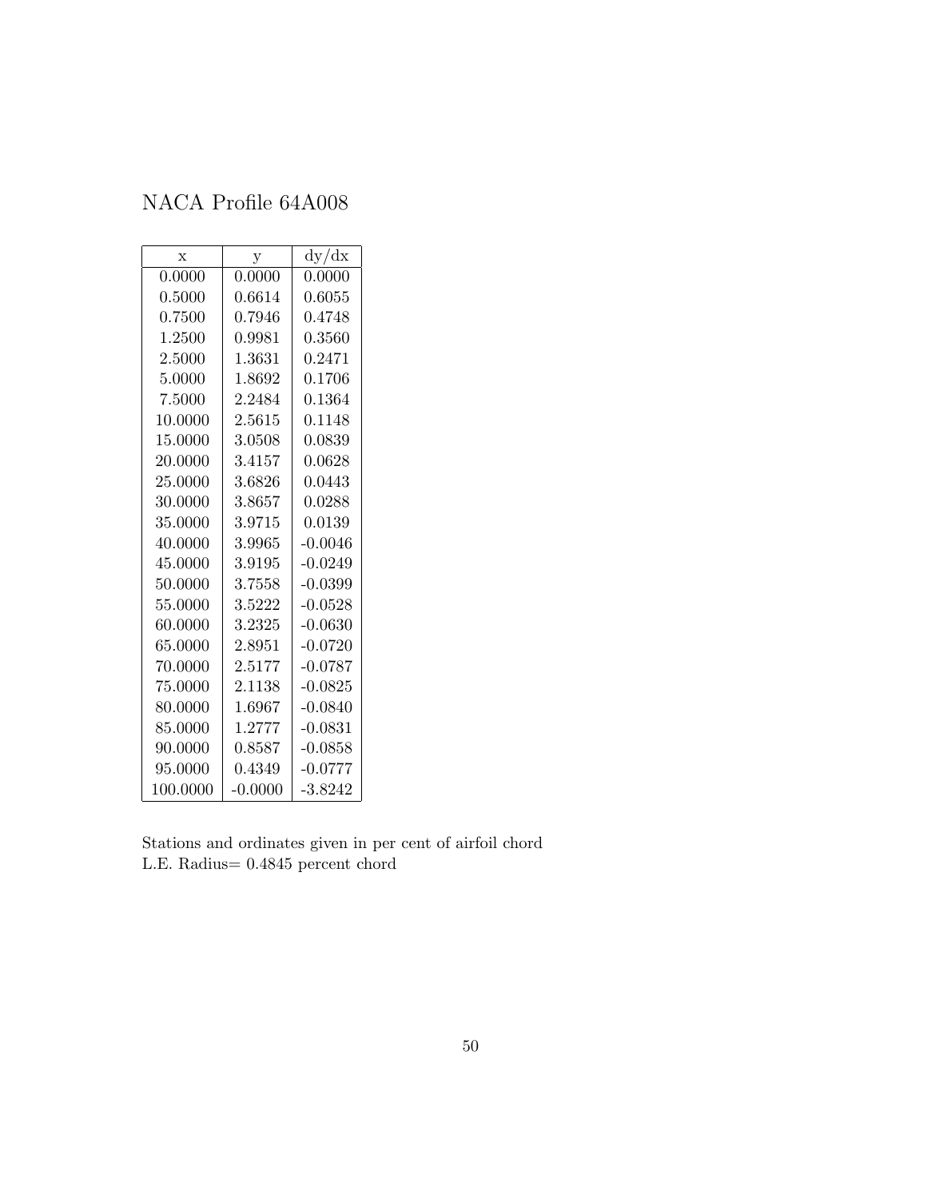# NACA Profile 64A008

| x | y | dy/dx |
|---|---|---|
| 0.0000 | 0.0000 | 0.0000 |
| 0.5000 | 0.6614 | 0.6055 |
| 0.7500 | 0.7946 | 0.4748 |
| 1.2500 | 0.9981 | 0.3560 |
| 2.5000 | 1.3631 | 0.2471 |
| 5.0000 | 1.8692 | 0.1706 |
| 7.5000 | 2.2484 | 0.1364 |
| 10.0000 | 2.5615 | 0.1148 |
| 15.0000 | 3.0508 | 0.0839 |
| 20.0000 | 3.4157 | 0.0628 |
| 25.0000 | 3.6826 | 0.0443 |
| 30.0000 | 3.8657 | 0.0288 |
| 35.0000 | 3.9715 | 0.0139 |
| 40.0000 | 3.9965 | -0.0046 |
| 45.0000 | 3.9195 | -0.0249 |
| 50.0000 | 3.7558 | -0.0399 |
| 55.0000 | 3.5222 | -0.0528 |
| 60.0000 | 3.2325 | -0.0630 |
| 65.0000 | 2.8951 | -0.0720 |
| 70.0000 | 2.5177 | -0.0787 |
| 75.0000 | 2.1138 | -0.0825 |
| 80.0000 | 1.6967 | -0.0840 |
| 85.0000 | 1.2777 | -0.0831 |
| 90.0000 | 0.8587 | -0.0858 |
| 95.0000 | 0.4349 | -0.0777 |
| 100.0000 | -0.0000 | -3.8242 |

Stations and ordinates given in per cent of airfoil chord
L.E. Radius= 0.4845 percent chord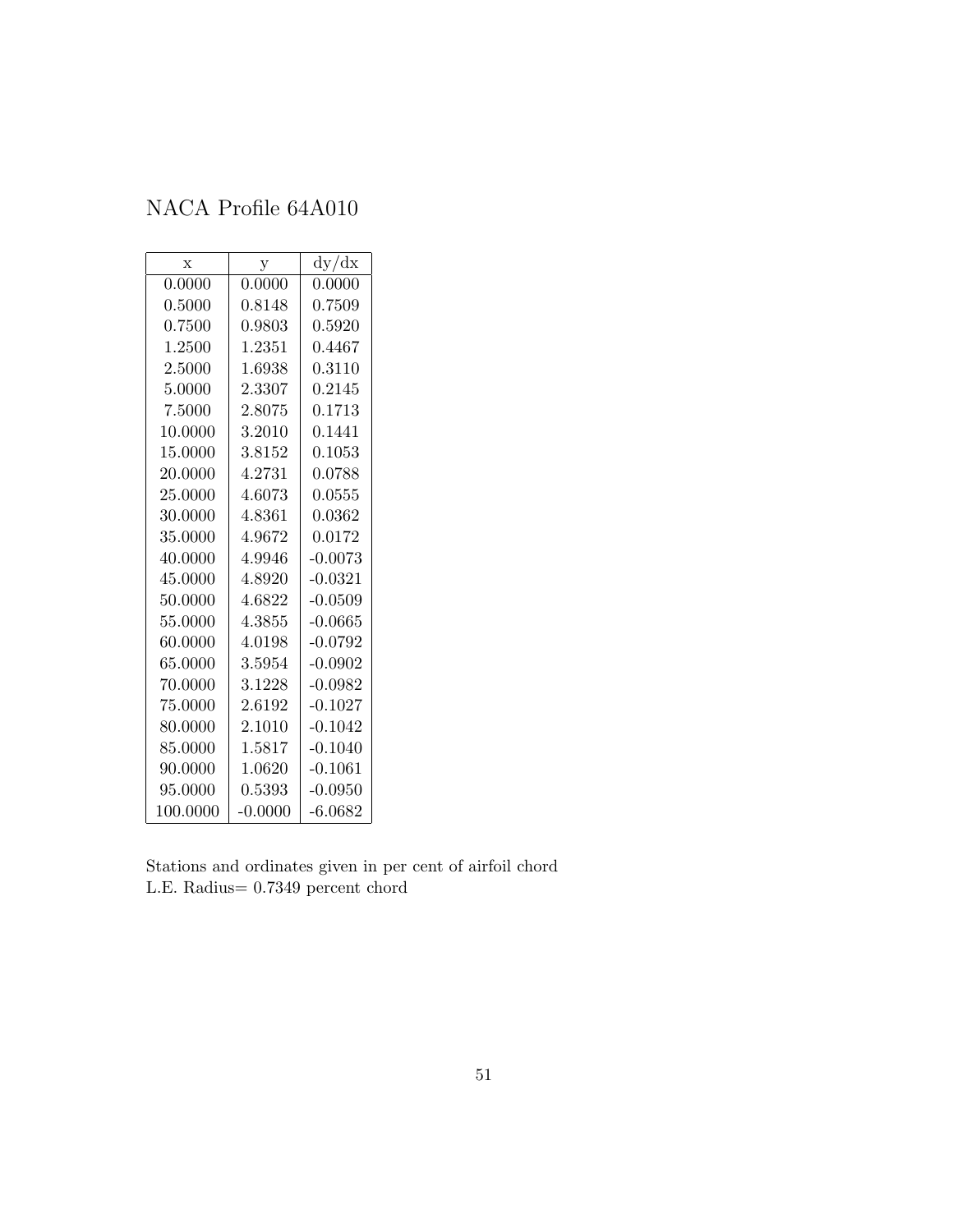NACA Profile 64A010

| x | y | dy/dx |
|---|---|---|
| 0.0000 | 0.0000 | 0.0000 |
| 0.5000 | 0.8148 | 0.7509 |
| 0.7500 | 0.9803 | 0.5920 |
| 1.2500 | 1.2351 | 0.4467 |
| 2.5000 | 1.6938 | 0.3110 |
| 5.0000 | 2.3307 | 0.2145 |
| 7.5000 | 2.8075 | 0.1713 |
| 10.0000 | 3.2010 | 0.1441 |
| 15.0000 | 3.8152 | 0.1053 |
| 20.0000 | 4.2731 | 0.0788 |
| 25.0000 | 4.6073 | 0.0555 |
| 30.0000 | 4.8361 | 0.0362 |
| 35.0000 | 4.9672 | 0.0172 |
| 40.0000 | 4.9946 | -0.0073 |
| 45.0000 | 4.8920 | -0.0321 |
| 50.0000 | 4.6822 | -0.0509 |
| 55.0000 | 4.3855 | -0.0665 |
| 60.0000 | 4.0198 | -0.0792 |
| 65.0000 | 3.5954 | -0.0902 |
| 70.0000 | 3.1228 | -0.0982 |
| 75.0000 | 2.6192 | -0.1027 |
| 80.0000 | 2.1010 | -0.1042 |
| 85.0000 | 1.5817 | -0.1040 |
| 90.0000 | 1.0620 | -0.1061 |
| 95.0000 | 0.5393 | -0.0950 |
| 100.0000 | -0.0000 | -6.0682 |

Stations and ordinates given in per cent of airfoil chord
L.E. Radius= 0.7349 percent chord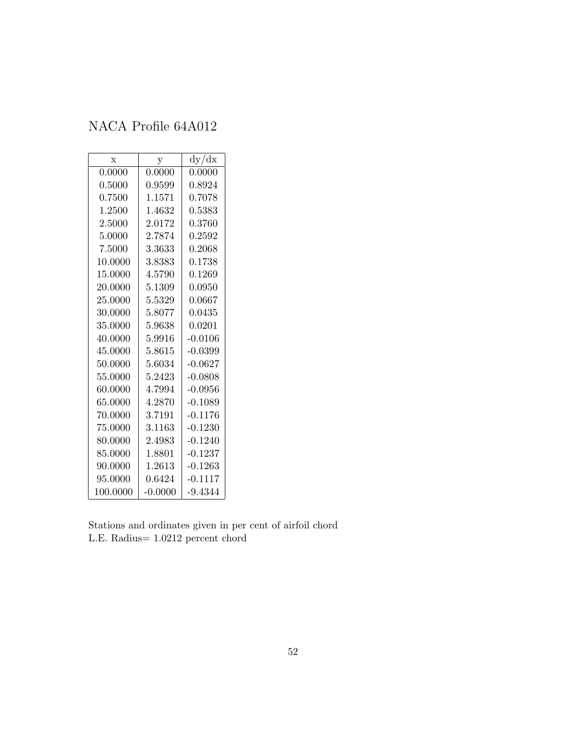# NACA Profile 64A012

| x | y | dy/dx |
|---|---|---|
| 0.0000 | 0.0000 | 0.0000 |
| 0.5000 | 0.9599 | 0.8924 |
| 0.7500 | 1.1571 | 0.7078 |
| 1.2500 | 1.4632 | 0.5383 |
| 2.5000 | 2.0172 | 0.3760 |
| 5.0000 | 2.7874 | 0.2592 |
| 7.5000 | 3.3633 | 0.2068 |
| 10.0000 | 3.8383 | 0.1738 |
| 15.0000 | 4.5790 | 0.1269 |
| 20.0000 | 5.1309 | 0.0950 |
| 25.0000 | 5.5329 | 0.0667 |
| 30.0000 | 5.8077 | 0.0435 |
| 35.0000 | 5.9638 | 0.0201 |
| 40.0000 | 5.9916 | -0.0106 |
| 45.0000 | 5.8615 | -0.0399 |
| 50.0000 | 5.6034 | -0.0627 |
| 55.0000 | 5.2423 | -0.0808 |
| 60.0000 | 4.7994 | -0.0956 |
| 65.0000 | 4.2870 | -0.1089 |
| 70.0000 | 3.7191 | -0.1176 |
| 75.0000 | 3.1163 | -0.1230 |
| 80.0000 | 2.4983 | -0.1240 |
| 85.0000 | 1.8801 | -0.1237 |
| 90.0000 | 1.2613 | -0.1263 |
| 95.0000 | 0.6424 | -0.1117 |
| 100.0000 | -0.0000 | -9.4344 |

Stations and ordinates given in per cent of airfoil chord
L.E. Radius= 1.0212 percent chord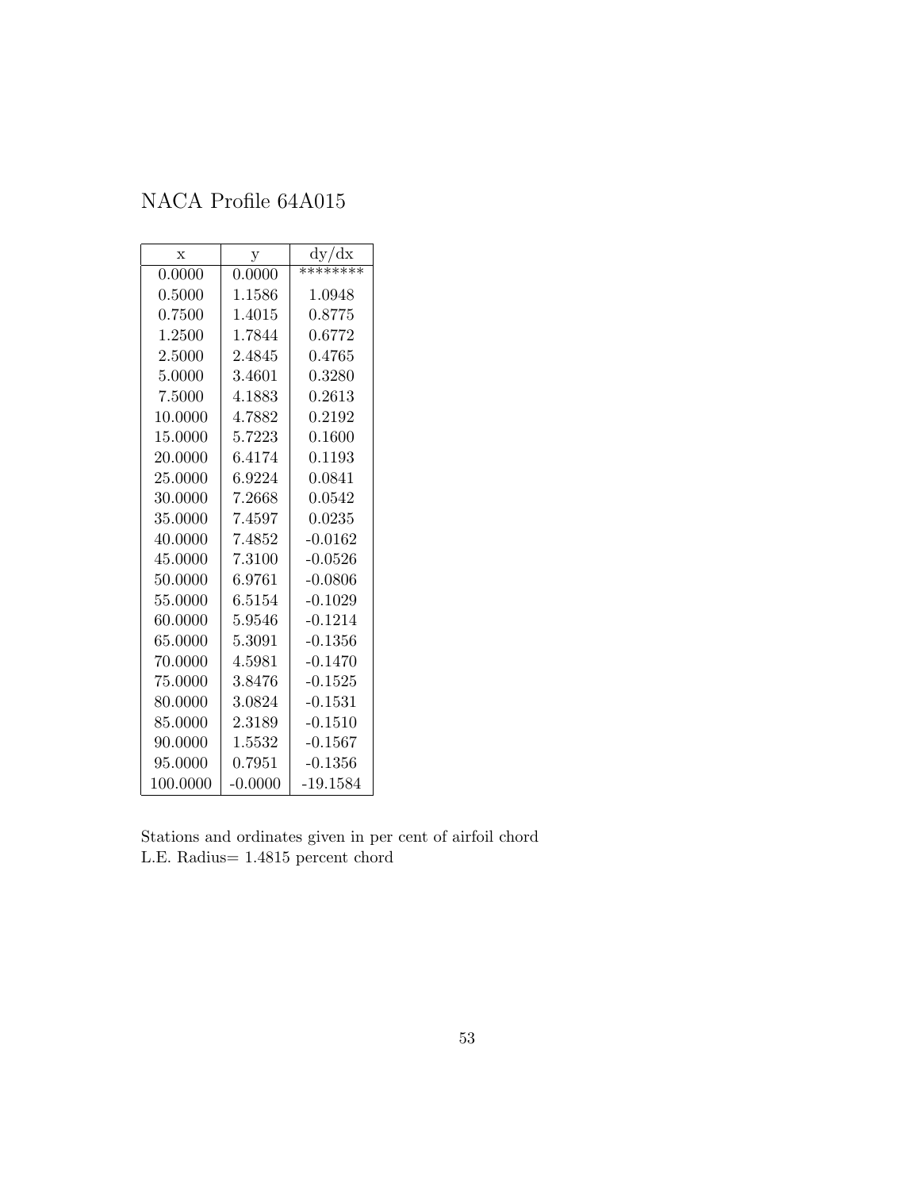# NACA Profile 64A015

| x | y | dy/dx |
|---|---|---|
| 0.0000 | 0.0000 | ******** |
| 0.5000 | 1.1586 | 1.0948 |
| 0.7500 | 1.4015 | 0.8775 |
| 1.2500 | 1.7844 | 0.6772 |
| 2.5000 | 2.4845 | 0.4765 |
| 5.0000 | 3.4601 | 0.3280 |
| 7.5000 | 4.1883 | 0.2613 |
| 10.0000 | 4.7882 | 0.2192 |
| 15.0000 | 5.7223 | 0.1600 |
| 20.0000 | 6.4174 | 0.1193 |
| 25.0000 | 6.9224 | 0.0841 |
| 30.0000 | 7.2668 | 0.0542 |
| 35.0000 | 7.4597 | 0.0235 |
| 40.0000 | 7.4852 | -0.0162 |
| 45.0000 | 7.3100 | -0.0526 |
| 50.0000 | 6.9761 | -0.0806 |
| 55.0000 | 6.5154 | -0.1029 |
| 60.0000 | 5.9546 | -0.1214 |
| 65.0000 | 5.3091 | -0.1356 |
| 70.0000 | 4.5981 | -0.1470 |
| 75.0000 | 3.8476 | -0.1525 |
| 80.0000 | 3.0824 | -0.1531 |
| 85.0000 | 2.3189 | -0.1510 |
| 90.0000 | 1.5532 | -0.1567 |
| 95.0000 | 0.7951 | -0.1356 |
| 100.0000 | -0.0000 | -19.1584 |

Stations and ordinates given in per cent of airfoil chord
L.E. Radius= 1.4815 percent chord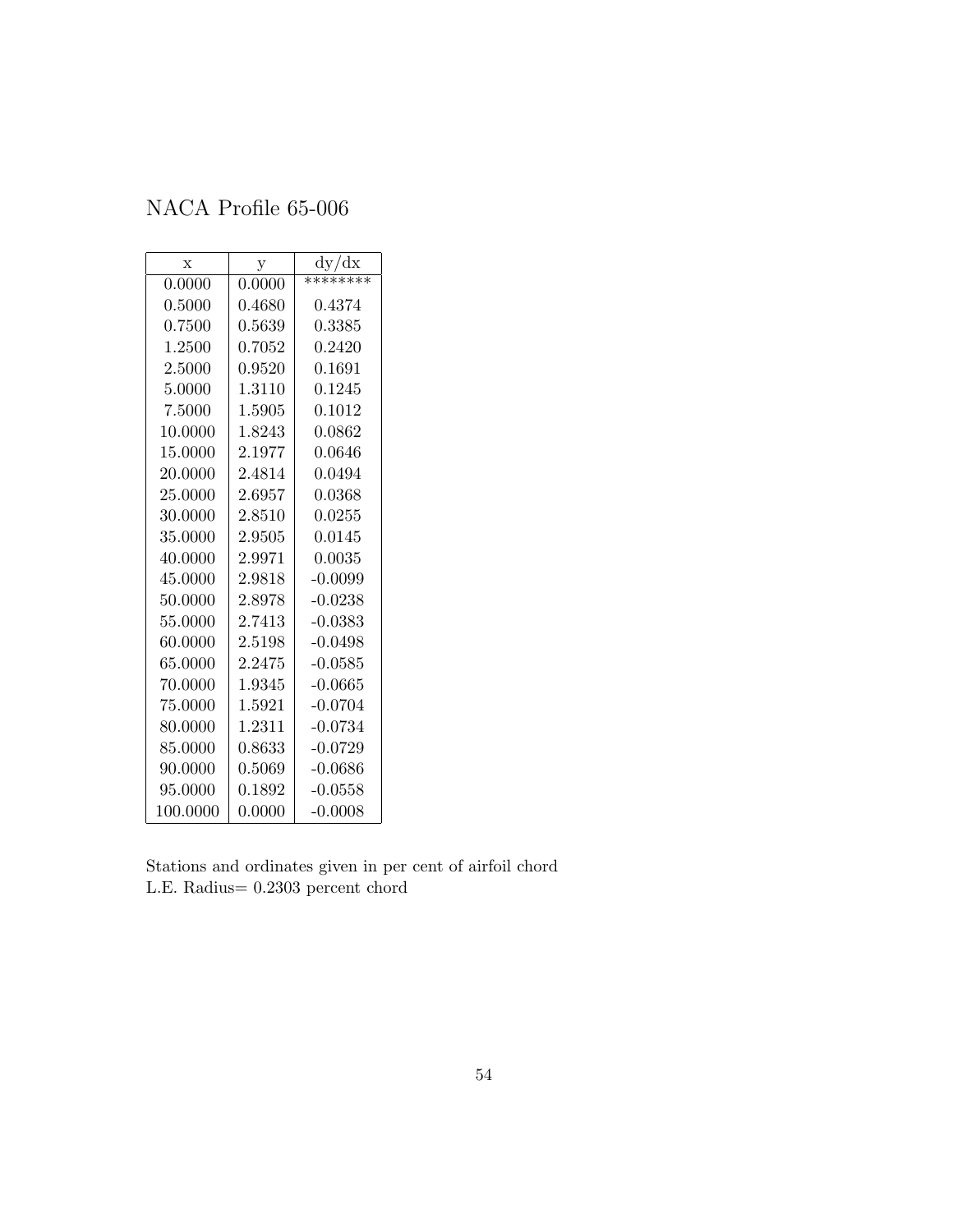# NACA Profile 65-006

| x | y | dy/dx |
|---|---|---|
| 0.0000 | 0.0000 | ******** |
| 0.5000 | 0.4680 | 0.4374 |
| 0.7500 | 0.5639 | 0.3385 |
| 1.2500 | 0.7052 | 0.2420 |
| 2.5000 | 0.9520 | 0.1691 |
| 5.0000 | 1.3110 | 0.1245 |
| 7.5000 | 1.5905 | 0.1012 |
| 10.0000 | 1.8243 | 0.0862 |
| 15.0000 | 2.1977 | 0.0646 |
| 20.0000 | 2.4814 | 0.0494 |
| 25.0000 | 2.6957 | 0.0368 |
| 30.0000 | 2.8510 | 0.0255 |
| 35.0000 | 2.9505 | 0.0145 |
| 40.0000 | 2.9971 | 0.0035 |
| 45.0000 | 2.9818 | -0.0099 |
| 50.0000 | 2.8978 | -0.0238 |
| 55.0000 | 2.7413 | -0.0383 |
| 60.0000 | 2.5198 | -0.0498 |
| 65.0000 | 2.2475 | -0.0585 |
| 70.0000 | 1.9345 | -0.0665 |
| 75.0000 | 1.5921 | -0.0704 |
| 80.0000 | 1.2311 | -0.0734 |
| 85.0000 | 0.8633 | -0.0729 |
| 90.0000 | 0.5069 | -0.0686 |
| 95.0000 | 0.1892 | -0.0558 |
| 100.0000 | 0.0000 | -0.0008 |

Stations and ordinates given in per cent of airfoil chord
L.E. Radius= 0.2303 percent chord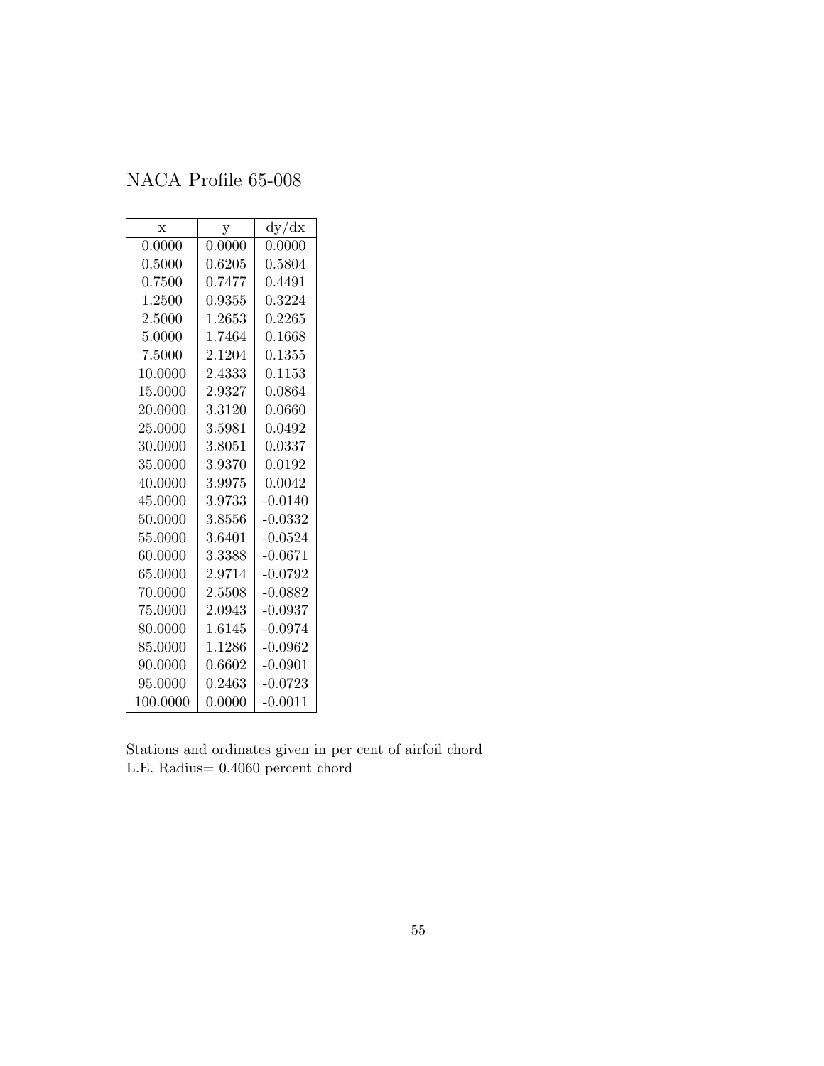# NACA Profile 65-008

| x | y | dy/dx |
|---|---|---|
| 0.0000 | 0.0000 | 0.0000 |
| 0.5000 | 0.6205 | 0.5804 |
| 0.7500 | 0.7477 | 0.4491 |
| 1.2500 | 0.9355 | 0.3224 |
| 2.5000 | 1.2653 | 0.2265 |
| 5.0000 | 1.7464 | 0.1668 |
| 7.5000 | 2.1204 | 0.1355 |
| 10.0000 | 2.4333 | 0.1153 |
| 15.0000 | 2.9327 | 0.0864 |
| 20.0000 | 3.3120 | 0.0660 |
| 25.0000 | 3.5981 | 0.0492 |
| 30.0000 | 3.8051 | 0.0337 |
| 35.0000 | 3.9370 | 0.0192 |
| 40.0000 | 3.9975 | 0.0042 |
| 45.0000 | 3.9733 | -0.0140 |
| 50.0000 | 3.8556 | -0.0332 |
| 55.0000 | 3.6401 | -0.0524 |
| 60.0000 | 3.3388 | -0.0671 |
| 65.0000 | 2.9714 | -0.0792 |
| 70.0000 | 2.5508 | -0.0882 |
| 75.0000 | 2.0943 | -0.0937 |
| 80.0000 | 1.6145 | -0.0974 |
| 85.0000 | 1.1286 | -0.0962 |
| 90.0000 | 0.6602 | -0.0901 |
| 95.0000 | 0.2463 | -0.0723 |
| 100.0000 | 0.0000 | -0.0011 |

Stations and ordinates given in per cent of airfoil chord
L.E. Radius= 0.4060 percent chord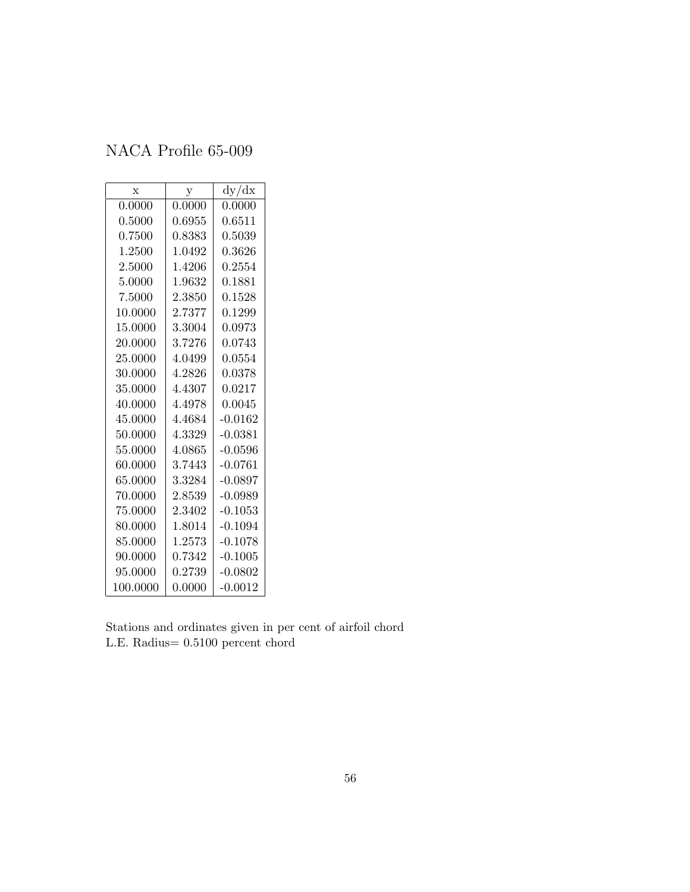NACA Profile 65-009

| x | y | dy/dx |
|---|---|---|
| 0.0000 | 0.0000 | 0.0000 |
| 0.5000 | 0.6955 | 0.6511 |
| 0.7500 | 0.8383 | 0.5039 |
| 1.2500 | 1.0492 | 0.3626 |
| 2.5000 | 1.4206 | 0.2554 |
| 5.0000 | 1.9632 | 0.1881 |
| 7.5000 | 2.3850 | 0.1528 |
| 10.0000 | 2.7377 | 0.1299 |
| 15.0000 | 3.3004 | 0.0973 |
| 20.0000 | 3.7276 | 0.0743 |
| 25.0000 | 4.0499 | 0.0554 |
| 30.0000 | 4.2826 | 0.0378 |
| 35.0000 | 4.4307 | 0.0217 |
| 40.0000 | 4.4978 | 0.0045 |
| 45.0000 | 4.4684 | -0.0162 |
| 50.0000 | 4.3329 | -0.0381 |
| 55.0000 | 4.0865 | -0.0596 |
| 60.0000 | 3.7443 | -0.0761 |
| 65.0000 | 3.3284 | -0.0897 |
| 70.0000 | 2.8539 | -0.0989 |
| 75.0000 | 2.3402 | -0.1053 |
| 80.0000 | 1.8014 | -0.1094 |
| 85.0000 | 1.2573 | -0.1078 |
| 90.0000 | 0.7342 | -0.1005 |
| 95.0000 | 0.2739 | -0.0802 |
| 100.0000 | 0.0000 | -0.0012 |

Stations and ordinates given in per cent of airfoil chord
L.E. Radius= 0.5100 percent chord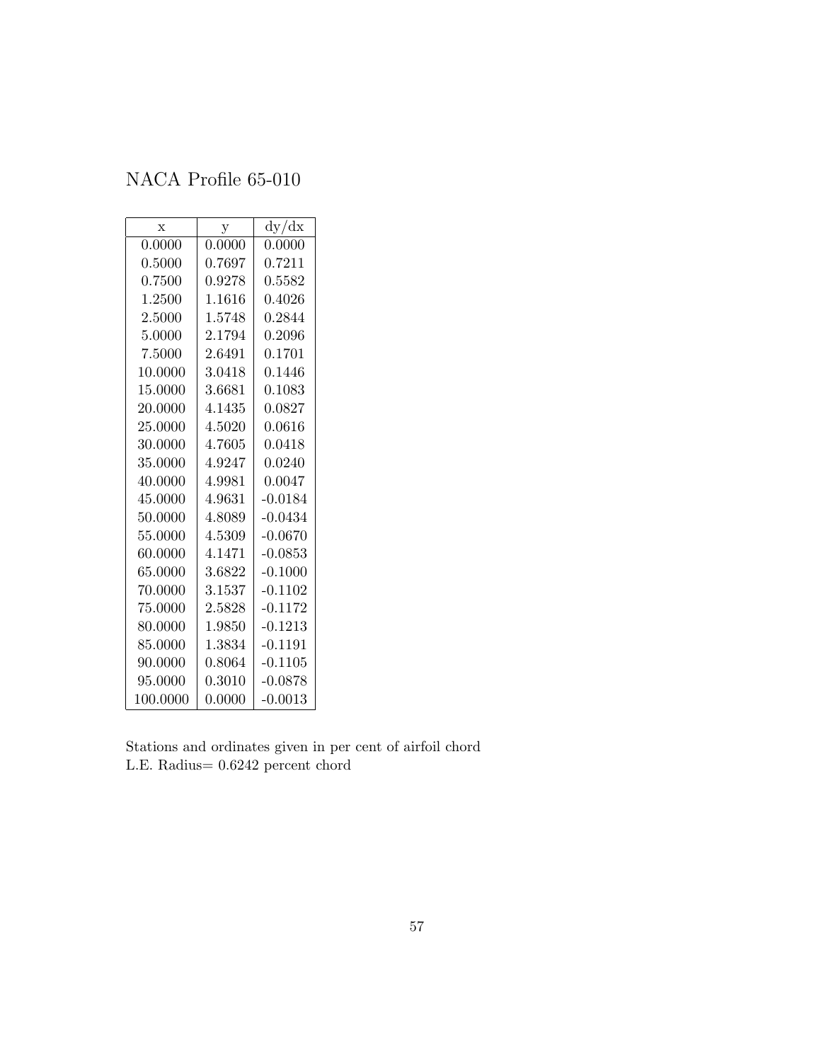# NACA Profile 65-010

| x | y | dy/dx |
|---|---|---|
| 0.0000 | 0.0000 | 0.0000 |
| 0.5000 | 0.7697 | 0.7211 |
| 0.7500 | 0.9278 | 0.5582 |
| 1.2500 | 1.1616 | 0.4026 |
| 2.5000 | 1.5748 | 0.2844 |
| 5.0000 | 2.1794 | 0.2096 |
| 7.5000 | 2.6491 | 0.1701 |
| 10.0000 | 3.0418 | 0.1446 |
| 15.0000 | 3.6681 | 0.1083 |
| 20.0000 | 4.1435 | 0.0827 |
| 25.0000 | 4.5020 | 0.0616 |
| 30.0000 | 4.7605 | 0.0418 |
| 35.0000 | 4.9247 | 0.0240 |
| 40.0000 | 4.9981 | 0.0047 |
| 45.0000 | 4.9631 | -0.0184 |
| 50.0000 | 4.8089 | -0.0434 |
| 55.0000 | 4.5309 | -0.0670 |
| 60.0000 | 4.1471 | -0.0853 |
| 65.0000 | 3.6822 | -0.1000 |
| 70.0000 | 3.1537 | -0.1102 |
| 75.0000 | 2.5828 | -0.1172 |
| 80.0000 | 1.9850 | -0.1213 |
| 85.0000 | 1.3834 | -0.1191 |
| 90.0000 | 0.8064 | -0.1105 |
| 95.0000 | 0.3010 | -0.0878 |
| 100.0000 | 0.0000 | -0.0013 |

Stations and ordinates given in per cent of airfoil chord
L.E. Radius= 0.6242 percent chord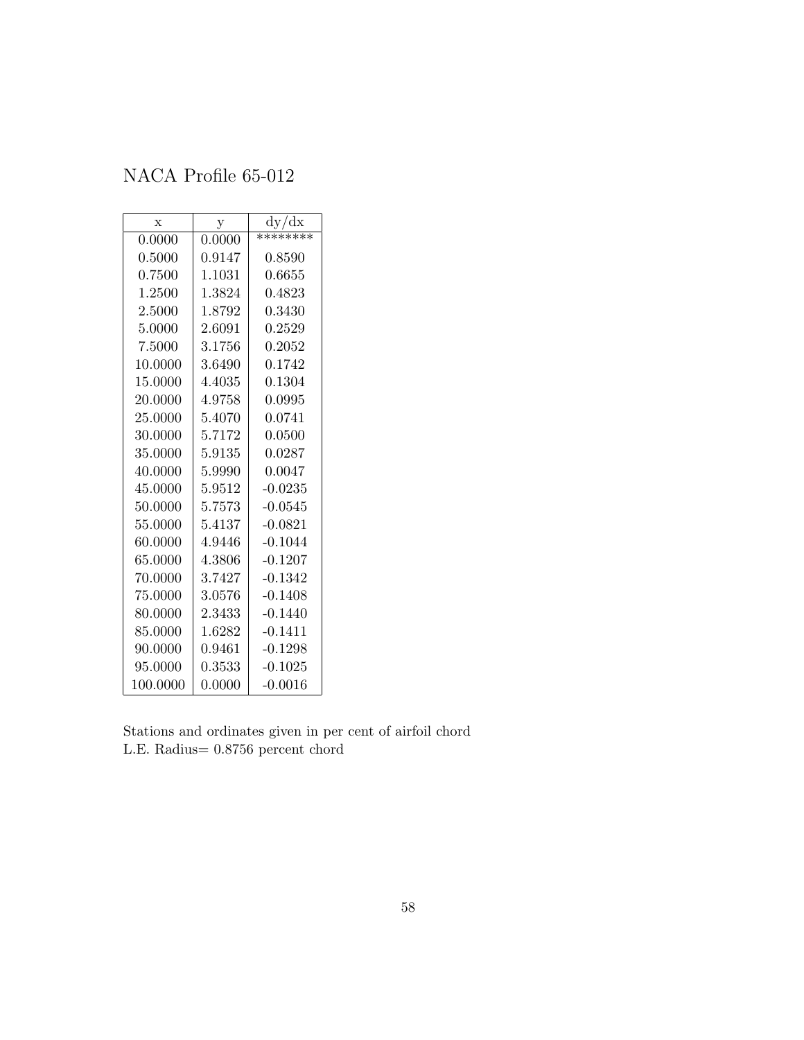# NACA Profile 65-012

| x | y | dy/dx |
|---|---|---|
| 0.0000 | 0.0000 | ******** |
| 0.5000 | 0.9147 | 0.8590 |
| 0.7500 | 1.1031 | 0.6655 |
| 1.2500 | 1.3824 | 0.4823 |
| 2.5000 | 1.8792 | 0.3430 |
| 5.0000 | 2.6091 | 0.2529 |
| 7.5000 | 3.1756 | 0.2052 |
| 10.0000 | 3.6490 | 0.1742 |
| 15.0000 | 4.4035 | 0.1304 |
| 20.0000 | 4.9758 | 0.0995 |
| 25.0000 | 5.4070 | 0.0741 |
| 30.0000 | 5.7172 | 0.0500 |
| 35.0000 | 5.9135 | 0.0287 |
| 40.0000 | 5.9990 | 0.0047 |
| 45.0000 | 5.9512 | -0.0235 |
| 50.0000 | 5.7573 | -0.0545 |
| 55.0000 | 5.4137 | -0.0821 |
| 60.0000 | 4.9446 | -0.1044 |
| 65.0000 | 4.3806 | -0.1207 |
| 70.0000 | 3.7427 | -0.1342 |
| 75.0000 | 3.0576 | -0.1408 |
| 80.0000 | 2.3433 | -0.1440 |
| 85.0000 | 1.6282 | -0.1411 |
| 90.0000 | 0.9461 | -0.1298 |
| 95.0000 | 0.3533 | -0.1025 |
| 100.0000 | 0.0000 | -0.0016 |

Stations and ordinates given in per cent of airfoil chord
L.E. Radius= 0.8756 percent chord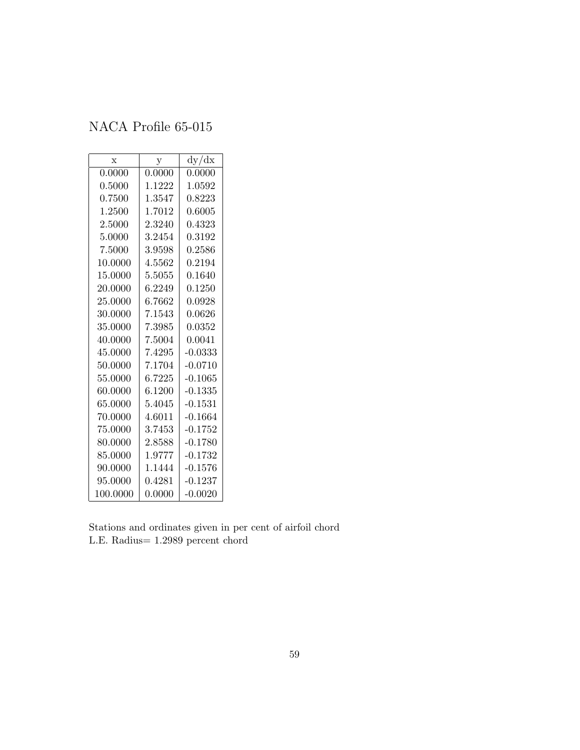# NACA Profile 65-015

| x | y | dy/dx |
|---|---|---|
| 0.0000 | 0.0000 | 0.0000 |
| 0.5000 | 1.1222 | 1.0592 |
| 0.7500 | 1.3547 | 0.8223 |
| 1.2500 | 1.7012 | 0.6005 |
| 2.5000 | 2.3240 | 0.4323 |
| 5.0000 | 3.2454 | 0.3192 |
| 7.5000 | 3.9598 | 0.2586 |
| 10.0000 | 4.5562 | 0.2194 |
| 15.0000 | 5.5055 | 0.1640 |
| 20.0000 | 6.2249 | 0.1250 |
| 25.0000 | 6.7662 | 0.0928 |
| 30.0000 | 7.1543 | 0.0626 |
| 35.0000 | 7.3985 | 0.0352 |
| 40.0000 | 7.5004 | 0.0041 |
| 45.0000 | 7.4295 | -0.0333 |
| 50.0000 | 7.1704 | -0.0710 |
| 55.0000 | 6.7225 | -0.1065 |
| 60.0000 | 6.1200 | -0.1335 |
| 65.0000 | 5.4045 | -0.1531 |
| 70.0000 | 4.6011 | -0.1664 |
| 75.0000 | 3.7453 | -0.1752 |
| 80.0000 | 2.8588 | -0.1780 |
| 85.0000 | 1.9777 | -0.1732 |
| 90.0000 | 1.1444 | -0.1576 |
| 95.0000 | 0.4281 | -0.1237 |
| 100.0000 | 0.0000 | -0.0020 |

Stations and ordinates given in per cent of airfoil chord
L.E. Radius= 1.2989 percent chord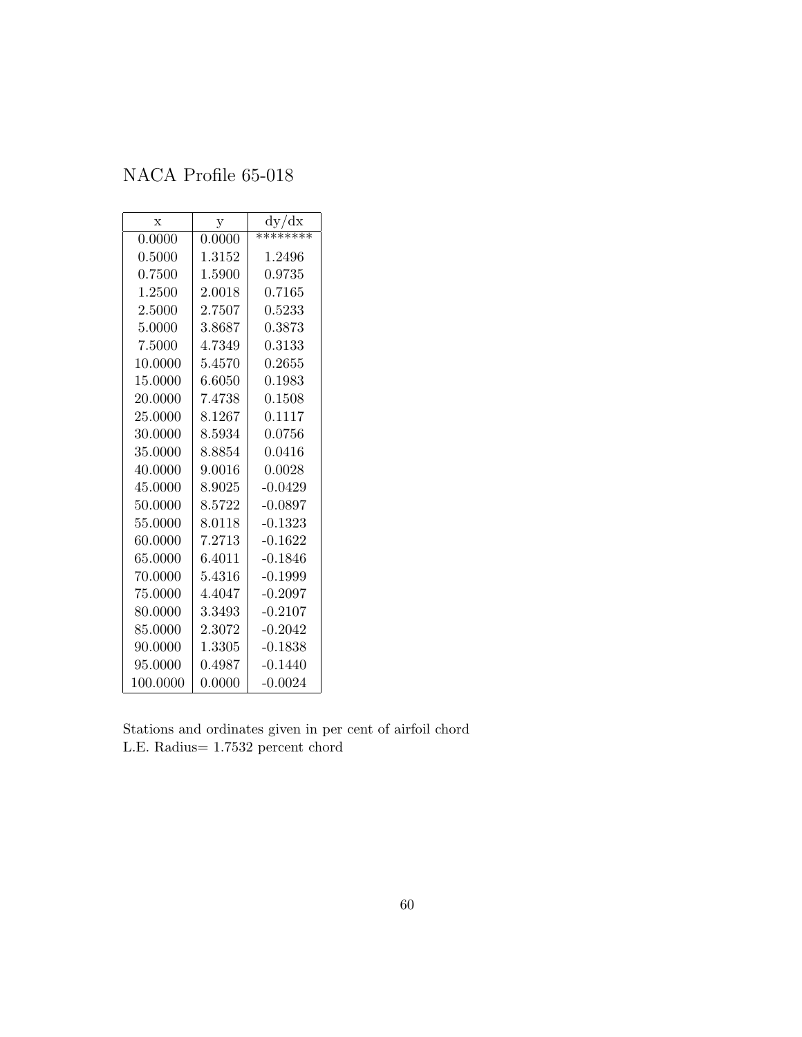# NACA Profile 65-018

| x | y | dy/dx |
|---|---|---|
| 0.0000 | 0.0000 | ******** |
| 0.5000 | 1.3152 | 1.2496 |
| 0.7500 | 1.5900 | 0.9735 |
| 1.2500 | 2.0018 | 0.7165 |
| 2.5000 | 2.7507 | 0.5233 |
| 5.0000 | 3.8687 | 0.3873 |
| 7.5000 | 4.7349 | 0.3133 |
| 10.0000 | 5.4570 | 0.2655 |
| 15.0000 | 6.6050 | 0.1983 |
| 20.0000 | 7.4738 | 0.1508 |
| 25.0000 | 8.1267 | 0.1117 |
| 30.0000 | 8.5934 | 0.0756 |
| 35.0000 | 8.8854 | 0.0416 |
| 40.0000 | 9.0016 | 0.0028 |
| 45.0000 | 8.9025 | -0.0429 |
| 50.0000 | 8.5722 | -0.0897 |
| 55.0000 | 8.0118 | -0.1323 |
| 60.0000 | 7.2713 | -0.1622 |
| 65.0000 | 6.4011 | -0.1846 |
| 70.0000 | 5.4316 | -0.1999 |
| 75.0000 | 4.4047 | -0.2097 |
| 80.0000 | 3.3493 | -0.2107 |
| 85.0000 | 2.3072 | -0.2042 |
| 90.0000 | 1.3305 | -0.1838 |
| 95.0000 | 0.4987 | -0.1440 |
| 100.0000 | 0.0000 | -0.0024 |

Stations and ordinates given in per cent of airfoil chord
L.E. Radius= 1.7532 percent chord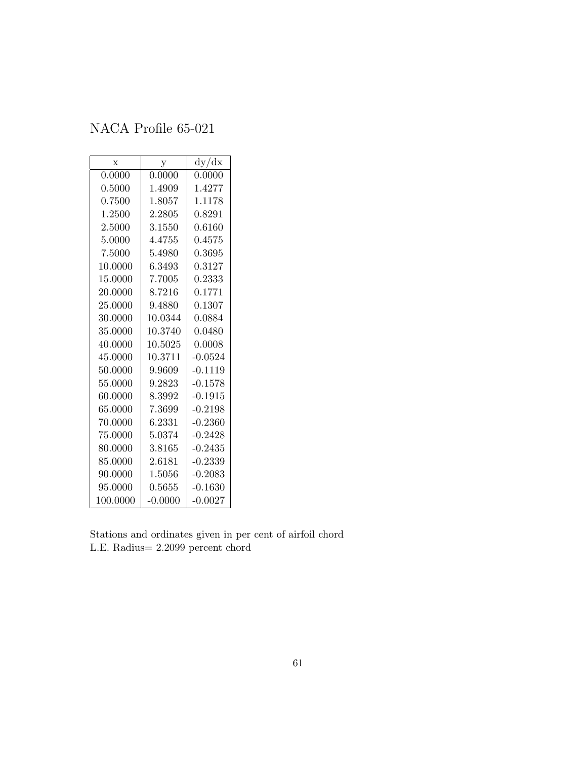NACA Profile 65-021

| x | y | dy/dx |
|---|---|---|
| 0.0000 | 0.0000 | 0.0000 |
| 0.5000 | 1.4909 | 1.4277 |
| 0.7500 | 1.8057 | 1.1178 |
| 1.2500 | 2.2805 | 0.8291 |
| 2.5000 | 3.1550 | 0.6160 |
| 5.0000 | 4.4755 | 0.4575 |
| 7.5000 | 5.4980 | 0.3695 |
| 10.0000 | 6.3493 | 0.3127 |
| 15.0000 | 7.7005 | 0.2333 |
| 20.0000 | 8.7216 | 0.1771 |
| 25.0000 | 9.4880 | 0.1307 |
| 30.0000 | 10.0344 | 0.0884 |
| 35.0000 | 10.3740 | 0.0480 |
| 40.0000 | 10.5025 | 0.0008 |
| 45.0000 | 10.3711 | -0.0524 |
| 50.0000 | 9.9609 | -0.1119 |
| 55.0000 | 9.2823 | -0.1578 |
| 60.0000 | 8.3992 | -0.1915 |
| 65.0000 | 7.3699 | -0.2198 |
| 70.0000 | 6.2331 | -0.2360 |
| 75.0000 | 5.0374 | -0.2428 |
| 80.0000 | 3.8165 | -0.2435 |
| 85.0000 | 2.6181 | -0.2339 |
| 90.0000 | 1.5056 | -0.2083 |
| 95.0000 | 0.5655 | -0.1630 |
| 100.0000 | -0.0000 | -0.0027 |

Stations and ordinates given in per cent of airfoil chord
L.E. Radius= 2.2099 percent chord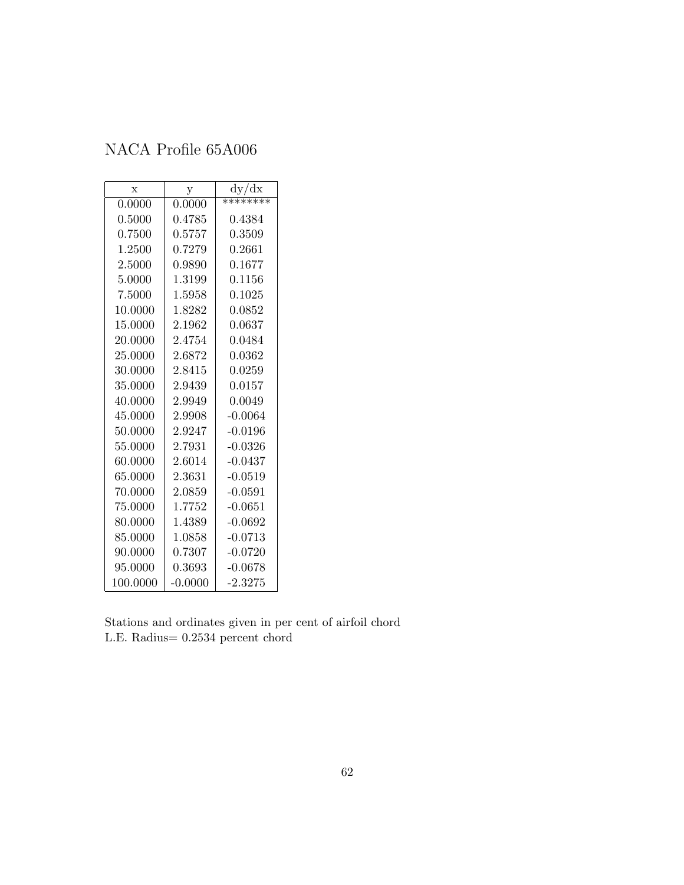# NACA Profile 65A006

| x | y | dy/dx |
|---|---|---|
| 0.0000 | 0.0000 | ******** |
| 0.5000 | 0.4785 | 0.4384 |
| 0.7500 | 0.5757 | 0.3509 |
| 1.2500 | 0.7279 | 0.2661 |
| 2.5000 | 0.9890 | 0.1677 |
| 5.0000 | 1.3199 | 0.1156 |
| 7.5000 | 1.5958 | 0.1025 |
| 10.0000 | 1.8282 | 0.0852 |
| 15.0000 | 2.1962 | 0.0637 |
| 20.0000 | 2.4754 | 0.0484 |
| 25.0000 | 2.6872 | 0.0362 |
| 30.0000 | 2.8415 | 0.0259 |
| 35.0000 | 2.9439 | 0.0157 |
| 40.0000 | 2.9949 | 0.0049 |
| 45.0000 | 2.9908 | -0.0064 |
| 50.0000 | 2.9247 | -0.0196 |
| 55.0000 | 2.7931 | -0.0326 |
| 60.0000 | 2.6014 | -0.0437 |
| 65.0000 | 2.3631 | -0.0519 |
| 70.0000 | 2.0859 | -0.0591 |
| 75.0000 | 1.7752 | -0.0651 |
| 80.0000 | 1.4389 | -0.0692 |
| 85.0000 | 1.0858 | -0.0713 |
| 90.0000 | 0.7307 | -0.0720 |
| 95.0000 | 0.3693 | -0.0678 |
| 100.0000 | -0.0000 | -2.3275 |

Stations and ordinates given in per cent of airfoil chord
L.E. Radius= 0.2534 percent chord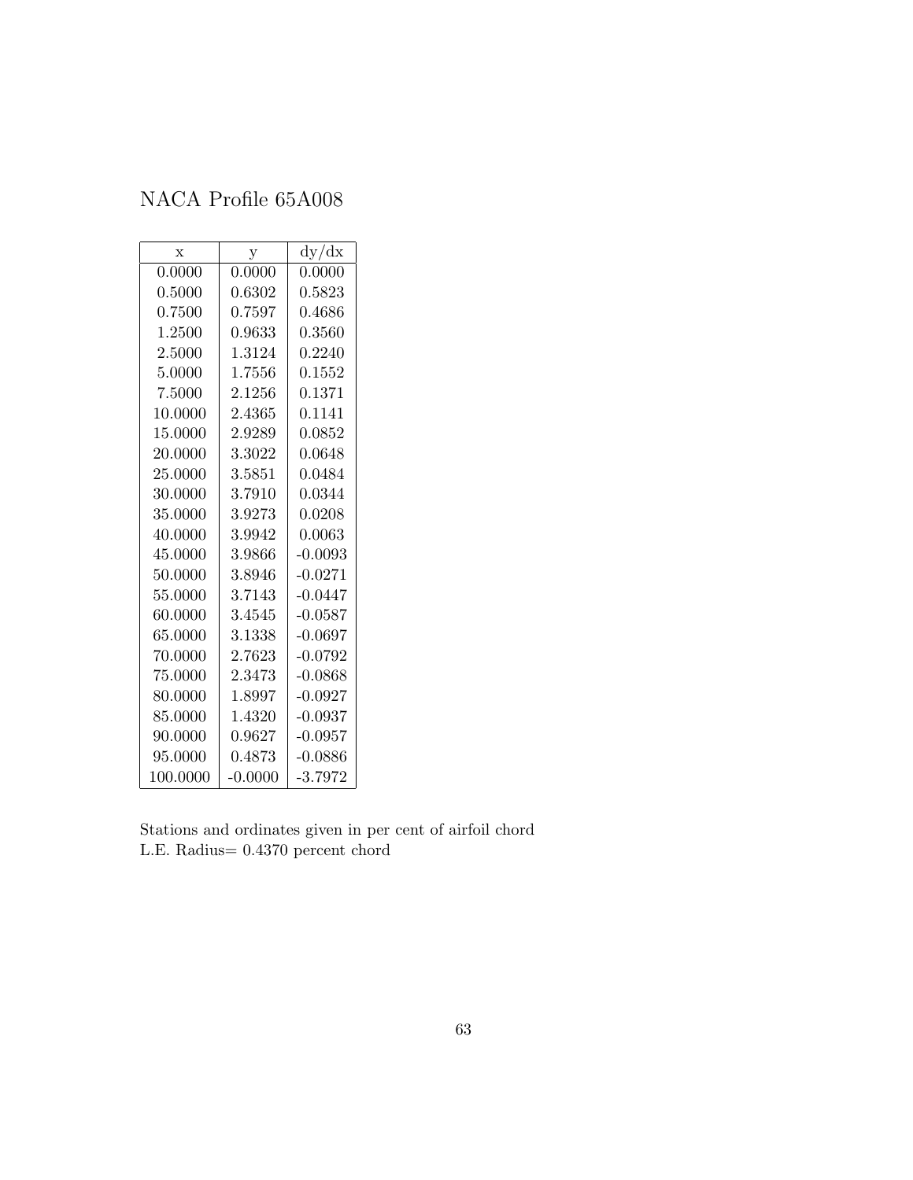# NACA Profile 65A008

| x | y | dy/dx |
|---|---|---|
| 0.0000 | 0.0000 | 0.0000 |
| 0.5000 | 0.6302 | 0.5823 |
| 0.7500 | 0.7597 | 0.4686 |
| 1.2500 | 0.9633 | 0.3560 |
| 2.5000 | 1.3124 | 0.2240 |
| 5.0000 | 1.7556 | 0.1552 |
| 7.5000 | 2.1256 | 0.1371 |
| 10.0000 | 2.4365 | 0.1141 |
| 15.0000 | 2.9289 | 0.0852 |
| 20.0000 | 3.3022 | 0.0648 |
| 25.0000 | 3.5851 | 0.0484 |
| 30.0000 | 3.7910 | 0.0344 |
| 35.0000 | 3.9273 | 0.0208 |
| 40.0000 | 3.9942 | 0.0063 |
| 45.0000 | 3.9866 | -0.0093 |
| 50.0000 | 3.8946 | -0.0271 |
| 55.0000 | 3.7143 | -0.0447 |
| 60.0000 | 3.4545 | -0.0587 |
| 65.0000 | 3.1338 | -0.0697 |
| 70.0000 | 2.7623 | -0.0792 |
| 75.0000 | 2.3473 | -0.0868 |
| 80.0000 | 1.8997 | -0.0927 |
| 85.0000 | 1.4320 | -0.0937 |
| 90.0000 | 0.9627 | -0.0957 |
| 95.0000 | 0.4873 | -0.0886 |
| 100.0000 | -0.0000 | -3.7972 |

Stations and ordinates given in per cent of airfoil chord
L.E. Radius= 0.4370 percent chord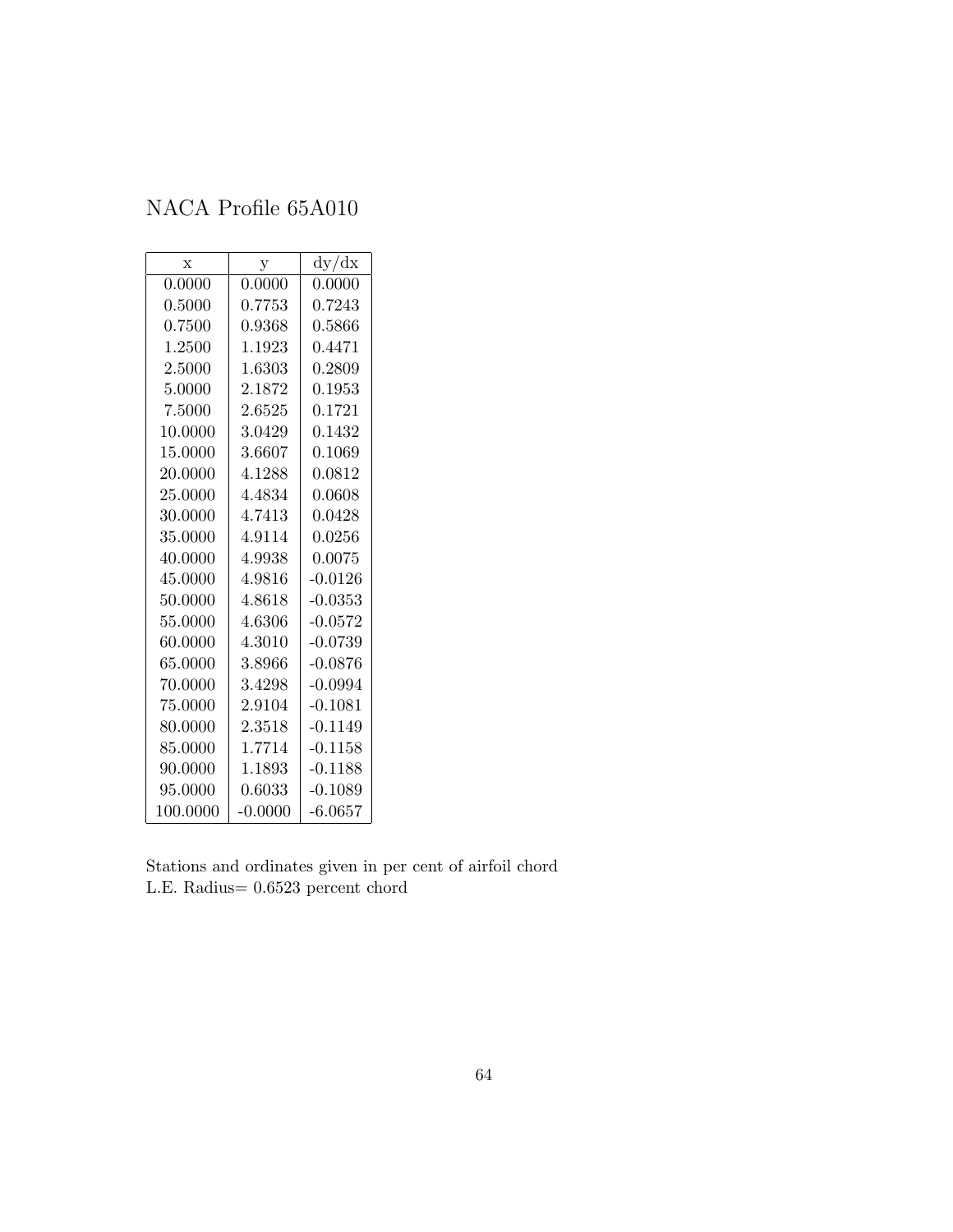# NACA Profile 65A010

| x | y | dy/dx |
|---|---|---|
| 0.0000 | 0.0000 | 0.0000 |
| 0.5000 | 0.7753 | 0.7243 |
| 0.7500 | 0.9368 | 0.5866 |
| 1.2500 | 1.1923 | 0.4471 |
| 2.5000 | 1.6303 | 0.2809 |
| 5.0000 | 2.1872 | 0.1953 |
| 7.5000 | 2.6525 | 0.1721 |
| 10.0000 | 3.0429 | 0.1432 |
| 15.0000 | 3.6607 | 0.1069 |
| 20.0000 | 4.1288 | 0.0812 |
| 25.0000 | 4.4834 | 0.0608 |
| 30.0000 | 4.7413 | 0.0428 |
| 35.0000 | 4.9114 | 0.0256 |
| 40.0000 | 4.9938 | 0.0075 |
| 45.0000 | 4.9816 | -0.0126 |
| 50.0000 | 4.8618 | -0.0353 |
| 55.0000 | 4.6306 | -0.0572 |
| 60.0000 | 4.3010 | -0.0739 |
| 65.0000 | 3.8966 | -0.0876 |
| 70.0000 | 3.4298 | -0.0994 |
| 75.0000 | 2.9104 | -0.1081 |
| 80.0000 | 2.3518 | -0.1149 |
| 85.0000 | 1.7714 | -0.1158 |
| 90.0000 | 1.1893 | -0.1188 |
| 95.0000 | 0.6033 | -0.1089 |
| 100.0000 | -0.0000 | -6.0657 |

Stations and ordinates given in per cent of airfoil chord
L.E. Radius= 0.6523 percent chord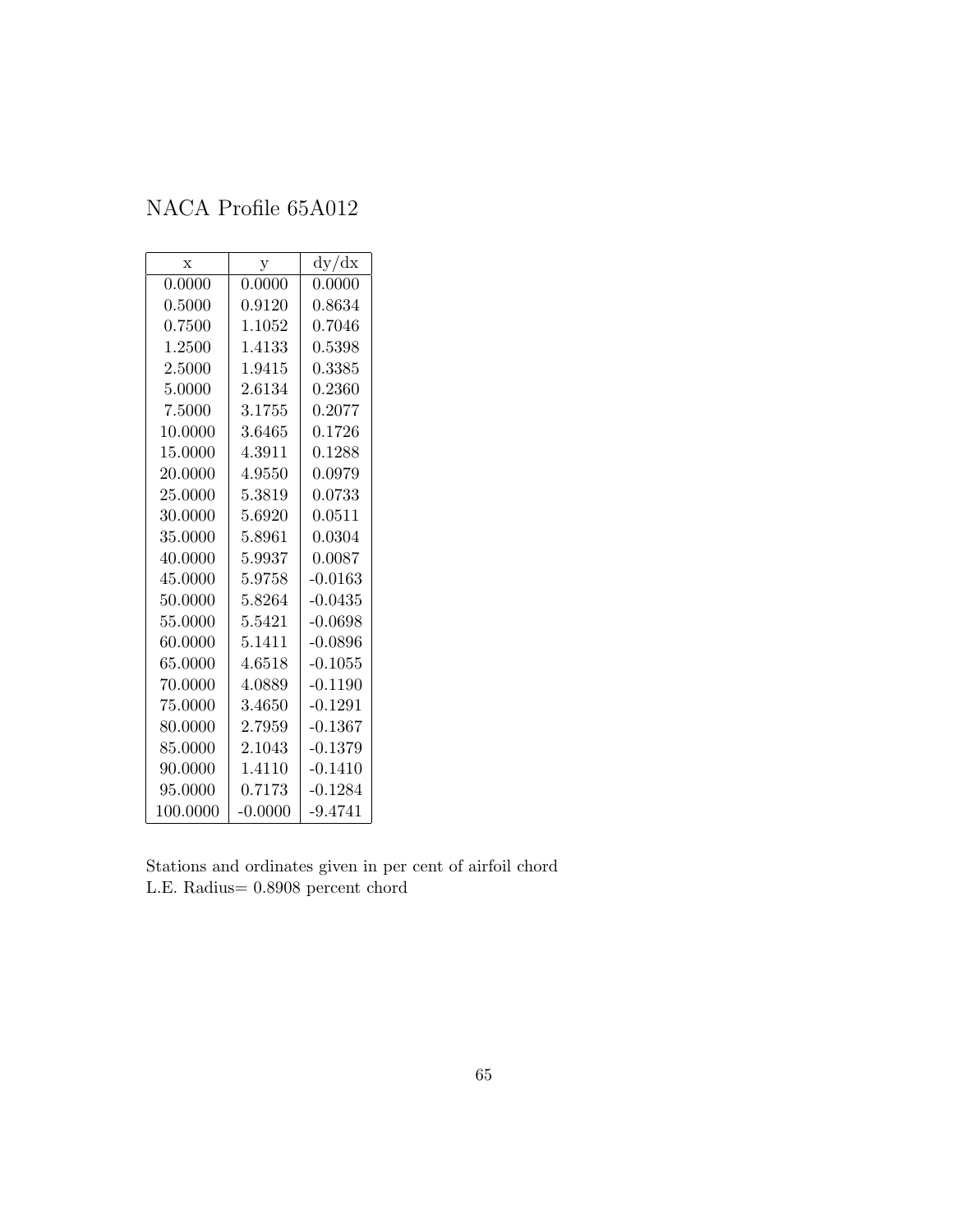# NACA Profile 65A012

| x | y | dy/dx |
|---|---|---|
| 0.0000 | 0.0000 | 0.0000 |
| 0.5000 | 0.9120 | 0.8634 |
| 0.7500 | 1.1052 | 0.7046 |
| 1.2500 | 1.4133 | 0.5398 |
| 2.5000 | 1.9415 | 0.3385 |
| 5.0000 | 2.6134 | 0.2360 |
| 7.5000 | 3.1755 | 0.2077 |
| 10.0000 | 3.6465 | 0.1726 |
| 15.0000 | 4.3911 | 0.1288 |
| 20.0000 | 4.9550 | 0.0979 |
| 25.0000 | 5.3819 | 0.0733 |
| 30.0000 | 5.6920 | 0.0511 |
| 35.0000 | 5.8961 | 0.0304 |
| 40.0000 | 5.9937 | 0.0087 |
| 45.0000 | 5.9758 | -0.0163 |
| 50.0000 | 5.8264 | -0.0435 |
| 55.0000 | 5.5421 | -0.0698 |
| 60.0000 | 5.1411 | -0.0896 |
| 65.0000 | 4.6518 | -0.1055 |
| 70.0000 | 4.0889 | -0.1190 |
| 75.0000 | 3.4650 | -0.1291 |
| 80.0000 | 2.7959 | -0.1367 |
| 85.0000 | 2.1043 | -0.1379 |
| 90.0000 | 1.4110 | -0.1410 |
| 95.0000 | 0.7173 | -0.1284 |
| 100.0000 | -0.0000 | -9.4741 |

Stations and ordinates given in per cent of airfoil chord
L.E. Radius= 0.8908 percent chord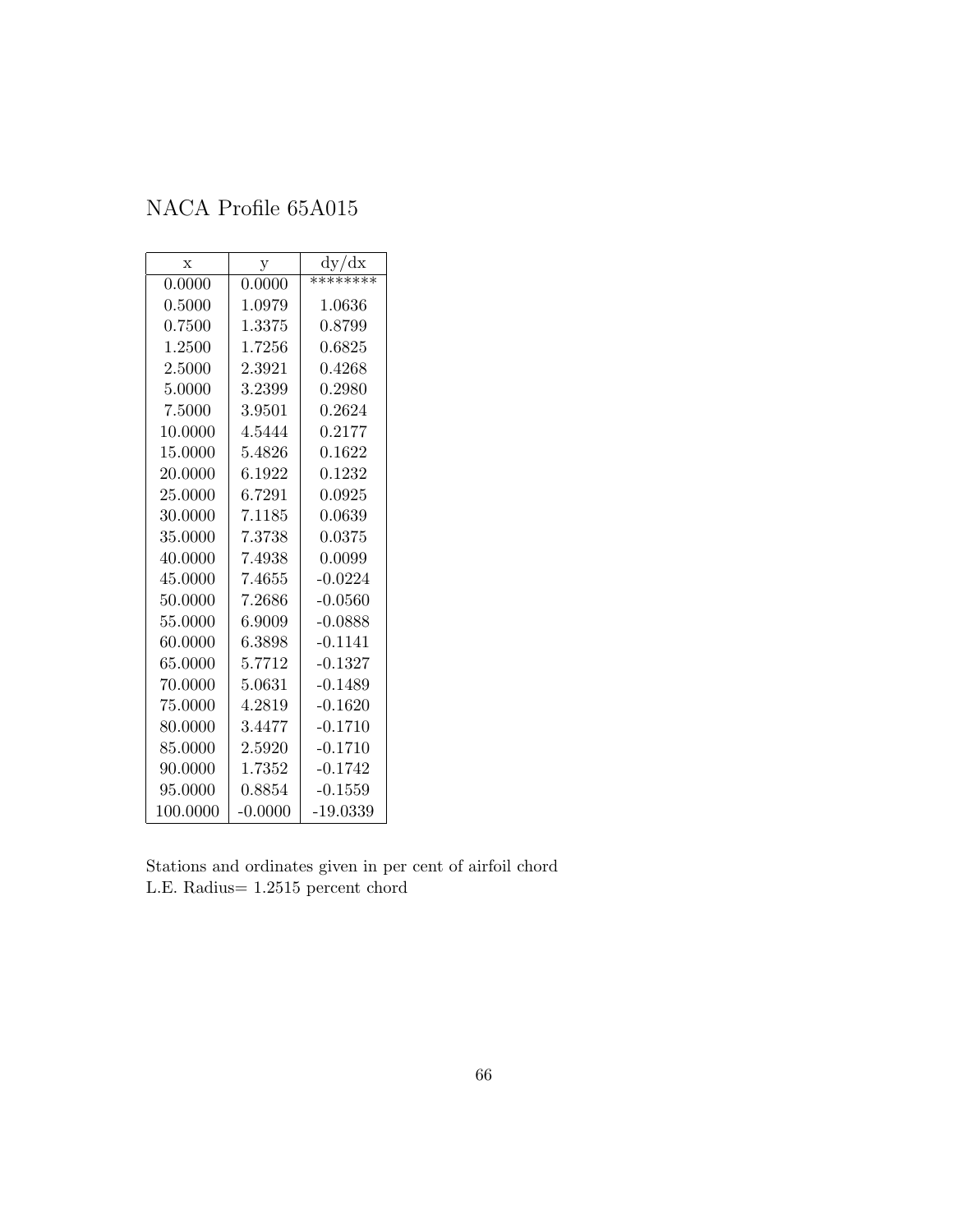# NACA Profile 65A015

| x | y | dy/dx |
|---|---|---|
| 0.0000 | 0.0000 | ******** |
| 0.5000 | 1.0979 | 1.0636 |
| 0.7500 | 1.3375 | 0.8799 |
| 1.2500 | 1.7256 | 0.6825 |
| 2.5000 | 2.3921 | 0.4268 |
| 5.0000 | 3.2399 | 0.2980 |
| 7.5000 | 3.9501 | 0.2624 |
| 10.0000 | 4.5444 | 0.2177 |
| 15.0000 | 5.4826 | 0.1622 |
| 20.0000 | 6.1922 | 0.1232 |
| 25.0000 | 6.7291 | 0.0925 |
| 30.0000 | 7.1185 | 0.0639 |
| 35.0000 | 7.3738 | 0.0375 |
| 40.0000 | 7.4938 | 0.0099 |
| 45.0000 | 7.4655 | -0.0224 |
| 50.0000 | 7.2686 | -0.0560 |
| 55.0000 | 6.9009 | -0.0888 |
| 60.0000 | 6.3898 | -0.1141 |
| 65.0000 | 5.7712 | -0.1327 |
| 70.0000 | 5.0631 | -0.1489 |
| 75.0000 | 4.2819 | -0.1620 |
| 80.0000 | 3.4477 | -0.1710 |
| 85.0000 | 2.5920 | -0.1710 |
| 90.0000 | 1.7352 | -0.1742 |
| 95.0000 | 0.8854 | -0.1559 |
| 100.0000 | -0.0000 | -19.0339 |

Stations and ordinates given in per cent of airfoil chord
L.E. Radius= 1.2515 percent chord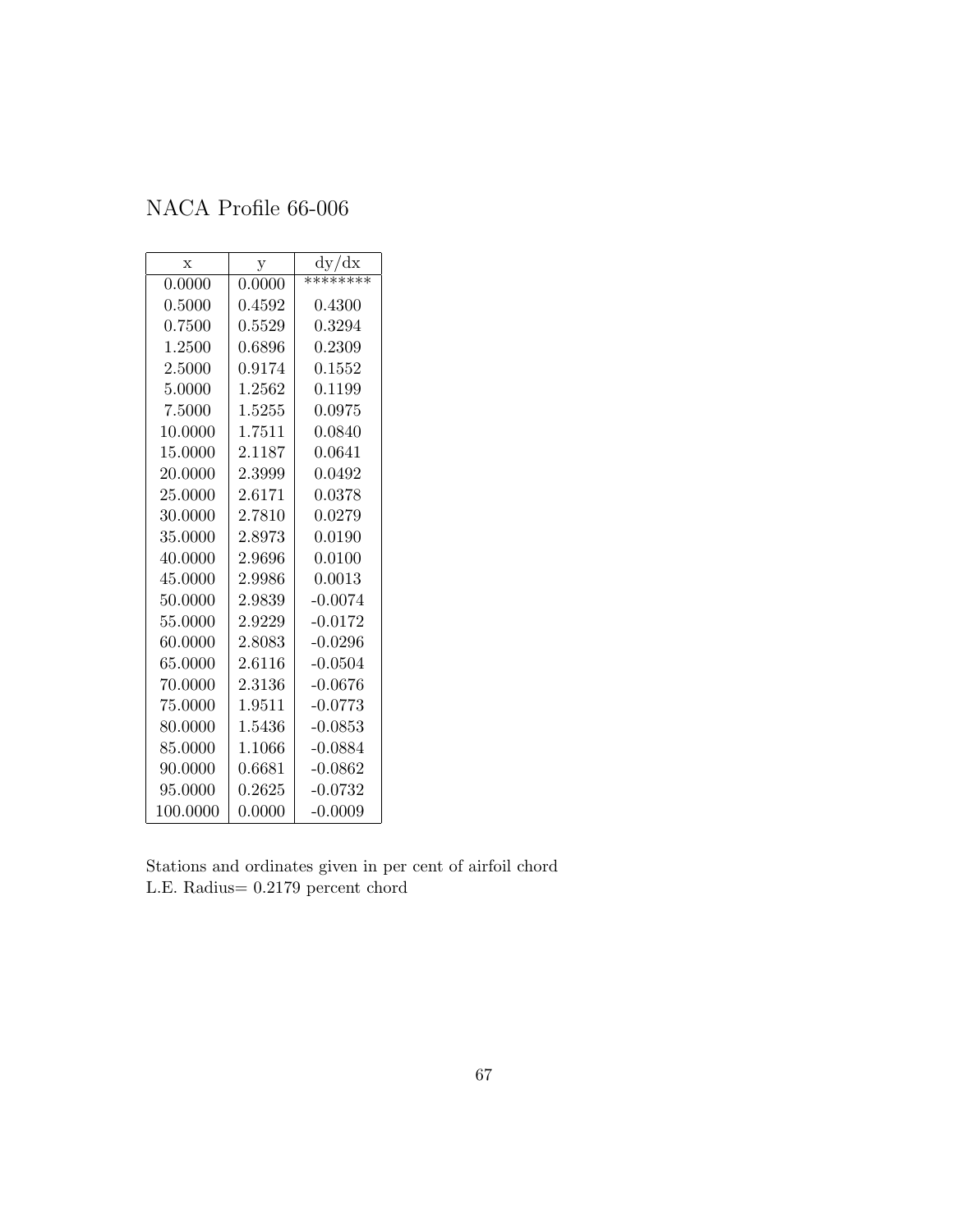# NACA Profile 66-006

| x | y | dy/dx |
|---|---|---|
| 0.0000 | 0.0000 | ******** |
| 0.5000 | 0.4592 | 0.4300 |
| 0.7500 | 0.5529 | 0.3294 |
| 1.2500 | 0.6896 | 0.2309 |
| 2.5000 | 0.9174 | 0.1552 |
| 5.0000 | 1.2562 | 0.1199 |
| 7.5000 | 1.5255 | 0.0975 |
| 10.0000 | 1.7511 | 0.0840 |
| 15.0000 | 2.1187 | 0.0641 |
| 20.0000 | 2.3999 | 0.0492 |
| 25.0000 | 2.6171 | 0.0378 |
| 30.0000 | 2.7810 | 0.0279 |
| 35.0000 | 2.8973 | 0.0190 |
| 40.0000 | 2.9696 | 0.0100 |
| 45.0000 | 2.9986 | 0.0013 |
| 50.0000 | 2.9839 | -0.0074 |
| 55.0000 | 2.9229 | -0.0172 |
| 60.0000 | 2.8083 | -0.0296 |
| 65.0000 | 2.6116 | -0.0504 |
| 70.0000 | 2.3136 | -0.0676 |
| 75.0000 | 1.9511 | -0.0773 |
| 80.0000 | 1.5436 | -0.0853 |
| 85.0000 | 1.1066 | -0.0884 |
| 90.0000 | 0.6681 | -0.0862 |
| 95.0000 | 0.2625 | -0.0732 |
| 100.0000 | 0.0000 | -0.0009 |

Stations and ordinates given in per cent of airfoil chord
L.E. Radius= 0.2179 percent chord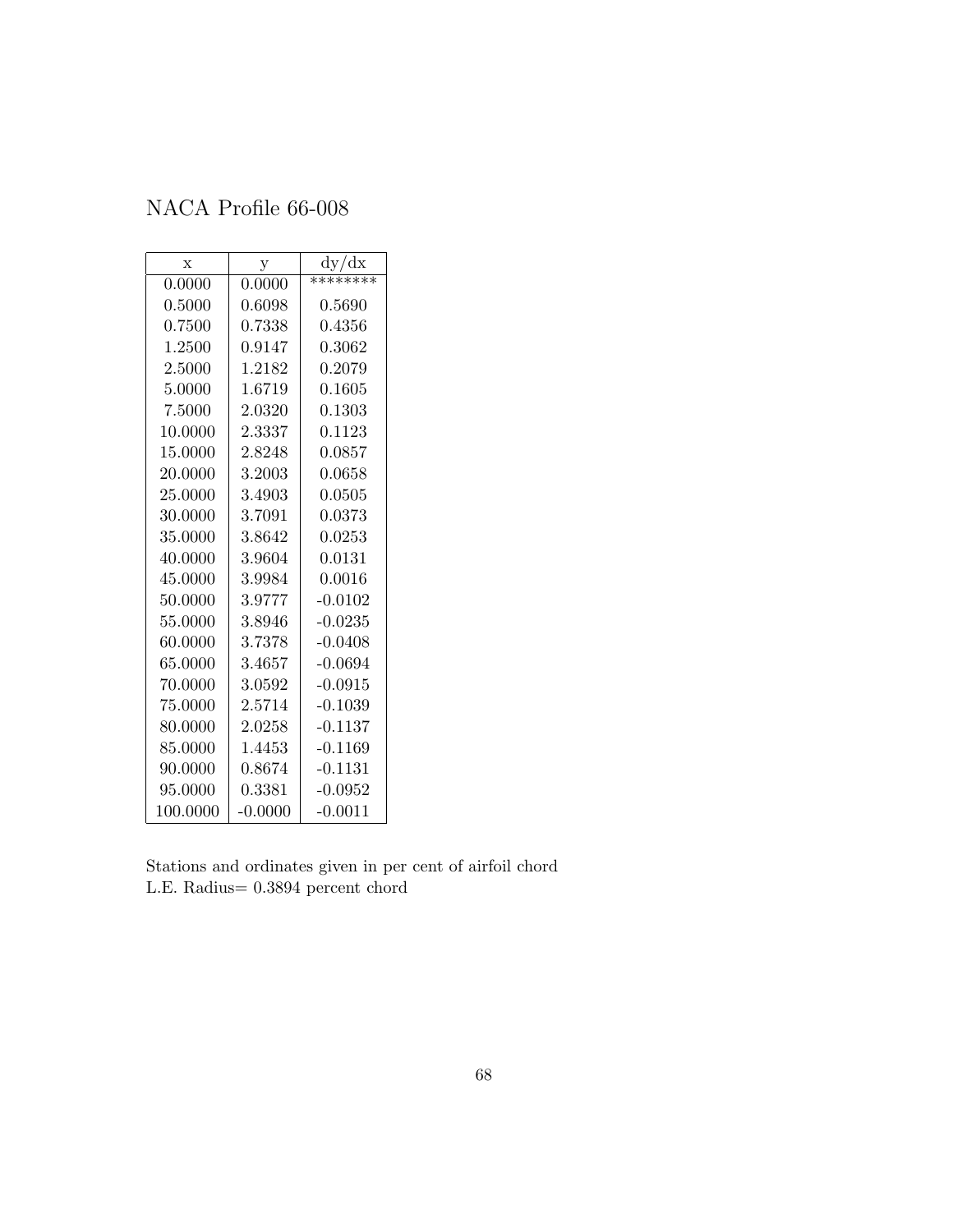# NACA Profile 66-008

| x | y | dy/dx |
|---|---|---|
| 0.0000 | 0.0000 | ******** |
| 0.5000 | 0.6098 | 0.5690 |
| 0.7500 | 0.7338 | 0.4356 |
| 1.2500 | 0.9147 | 0.3062 |
| 2.5000 | 1.2182 | 0.2079 |
| 5.0000 | 1.6719 | 0.1605 |
| 7.5000 | 2.0320 | 0.1303 |
| 10.0000 | 2.3337 | 0.1123 |
| 15.0000 | 2.8248 | 0.0857 |
| 20.0000 | 3.2003 | 0.0658 |
| 25.0000 | 3.4903 | 0.0505 |
| 30.0000 | 3.7091 | 0.0373 |
| 35.0000 | 3.8642 | 0.0253 |
| 40.0000 | 3.9604 | 0.0131 |
| 45.0000 | 3.9984 | 0.0016 |
| 50.0000 | 3.9777 | -0.0102 |
| 55.0000 | 3.8946 | -0.0235 |
| 60.0000 | 3.7378 | -0.0408 |
| 65.0000 | 3.4657 | -0.0694 |
| 70.0000 | 3.0592 | -0.0915 |
| 75.0000 | 2.5714 | -0.1039 |
| 80.0000 | 2.0258 | -0.1137 |
| 85.0000 | 1.4453 | -0.1169 |
| 90.0000 | 0.8674 | -0.1131 |
| 95.0000 | 0.3381 | -0.0952 |
| 100.0000 | -0.0000 | -0.0011 |

Stations and ordinates given in per cent of airfoil chord
L.E. Radius= 0.3894 percent chord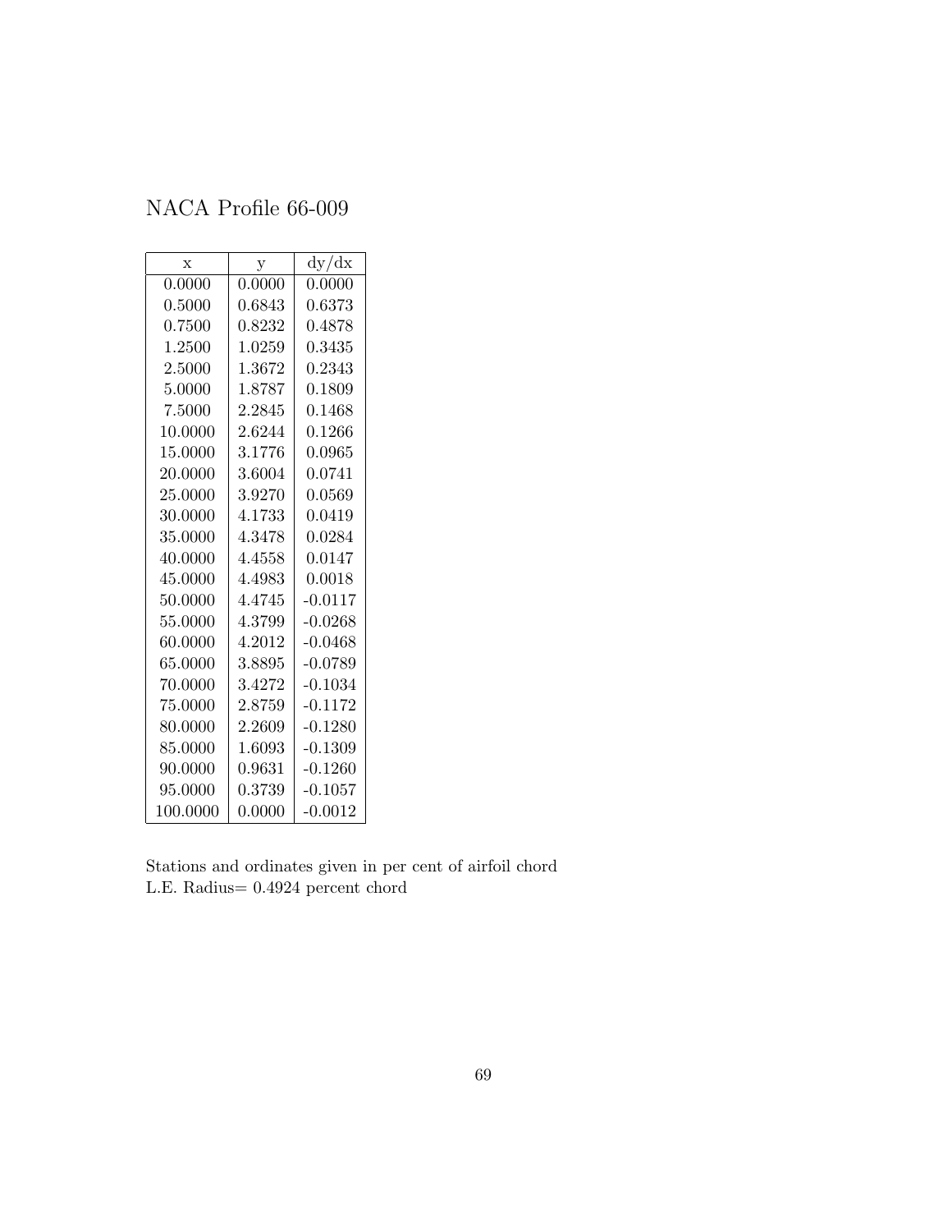NACA Profile 66-009

| x | y | dy/dx |
|---|---|---|
| 0.0000 | 0.0000 | 0.0000 |
| 0.5000 | 0.6843 | 0.6373 |
| 0.7500 | 0.8232 | 0.4878 |
| 1.2500 | 1.0259 | 0.3435 |
| 2.5000 | 1.3672 | 0.2343 |
| 5.0000 | 1.8787 | 0.1809 |
| 7.5000 | 2.2845 | 0.1468 |
| 10.0000 | 2.6244 | 0.1266 |
| 15.0000 | 3.1776 | 0.0965 |
| 20.0000 | 3.6004 | 0.0741 |
| 25.0000 | 3.9270 | 0.0569 |
| 30.0000 | 4.1733 | 0.0419 |
| 35.0000 | 4.3478 | 0.0284 |
| 40.0000 | 4.4558 | 0.0147 |
| 45.0000 | 4.4983 | 0.0018 |
| 50.0000 | 4.4745 | -0.0117 |
| 55.0000 | 4.3799 | -0.0268 |
| 60.0000 | 4.2012 | -0.0468 |
| 65.0000 | 3.8895 | -0.0789 |
| 70.0000 | 3.4272 | -0.1034 |
| 75.0000 | 2.8759 | -0.1172 |
| 80.0000 | 2.2609 | -0.1280 |
| 85.0000 | 1.6093 | -0.1309 |
| 90.0000 | 0.9631 | -0.1260 |
| 95.0000 | 0.3739 | -0.1057 |
| 100.0000 | 0.0000 | -0.0012 |

Stations and ordinates given in per cent of airfoil chord
L.E. Radius= 0.4924 percent chord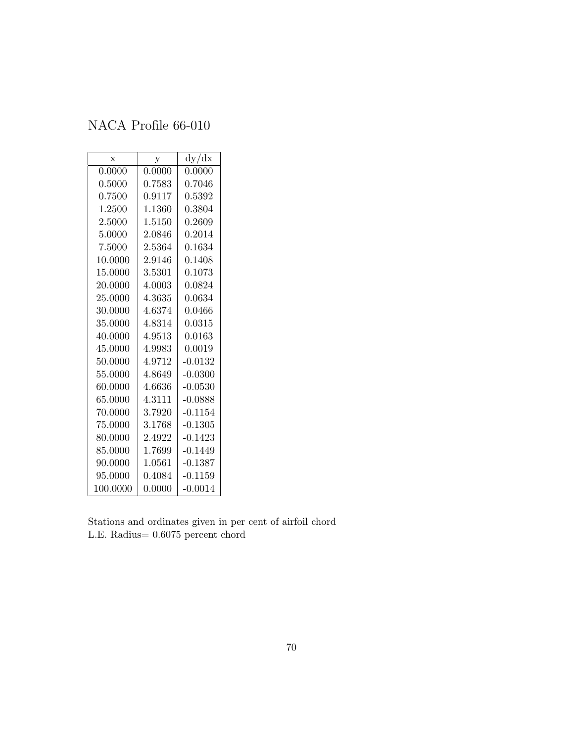NACA Profile 66-010

| x | y | dy/dx |
|---|---|---|
| 0.0000 | 0.0000 | 0.0000 |
| 0.5000 | 0.7583 | 0.7046 |
| 0.7500 | 0.9117 | 0.5392 |
| 1.2500 | 1.1360 | 0.3804 |
| 2.5000 | 1.5150 | 0.2609 |
| 5.0000 | 2.0846 | 0.2014 |
| 7.5000 | 2.5364 | 0.1634 |
| 10.0000 | 2.9146 | 0.1408 |
| 15.0000 | 3.5301 | 0.1073 |
| 20.0000 | 4.0003 | 0.0824 |
| 25.0000 | 4.3635 | 0.0634 |
| 30.0000 | 4.6374 | 0.0466 |
| 35.0000 | 4.8314 | 0.0315 |
| 40.0000 | 4.9513 | 0.0163 |
| 45.0000 | 4.9983 | 0.0019 |
| 50.0000 | 4.9712 | -0.0132 |
| 55.0000 | 4.8649 | -0.0300 |
| 60.0000 | 4.6636 | -0.0530 |
| 65.0000 | 4.3111 | -0.0888 |
| 70.0000 | 3.7920 | -0.1154 |
| 75.0000 | 3.1768 | -0.1305 |
| 80.0000 | 2.4922 | -0.1423 |
| 85.0000 | 1.7699 | -0.1449 |
| 90.0000 | 1.0561 | -0.1387 |
| 95.0000 | 0.4084 | -0.1159 |
| 100.0000 | 0.0000 | -0.0014 |

Stations and ordinates given in per cent of airfoil chord
L.E. Radius= 0.6075 percent chord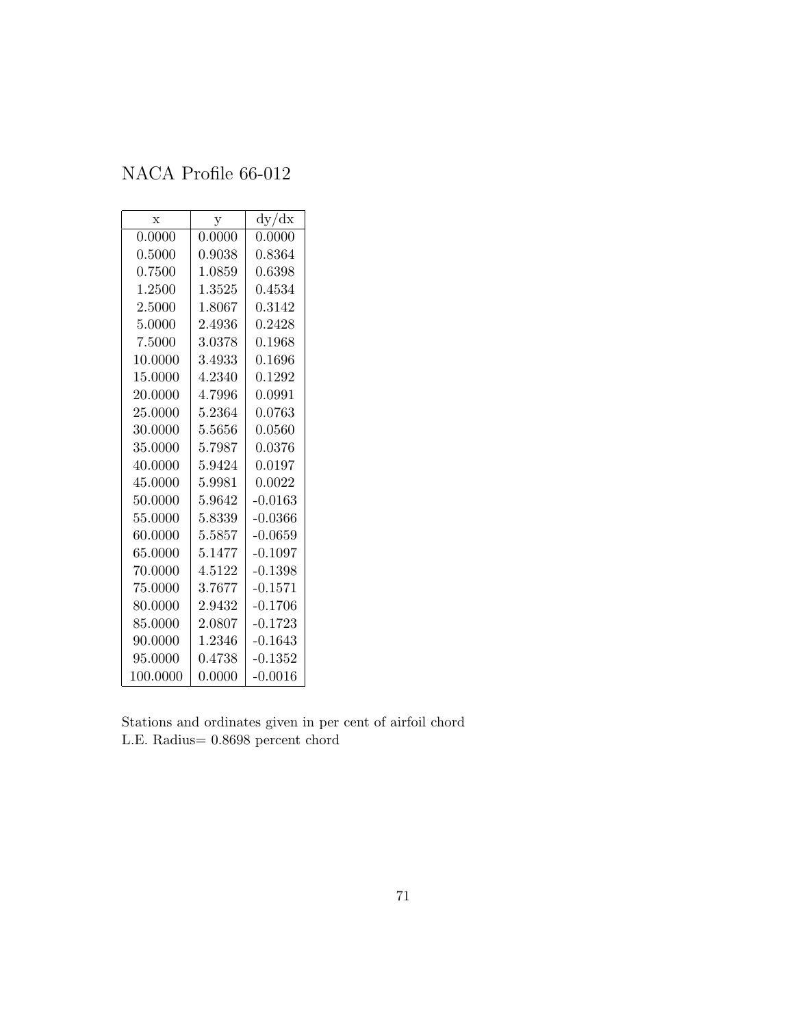# NACA Profile 66-012

| x | y | dy/dx |
|---|---|---|
| 0.0000 | 0.0000 | 0.0000 |
| 0.5000 | 0.9038 | 0.8364 |
| 0.7500 | 1.0859 | 0.6398 |
| 1.2500 | 1.3525 | 0.4534 |
| 2.5000 | 1.8067 | 0.3142 |
| 5.0000 | 2.4936 | 0.2428 |
| 7.5000 | 3.0378 | 0.1968 |
| 10.0000 | 3.4933 | 0.1696 |
| 15.0000 | 4.2340 | 0.1292 |
| 20.0000 | 4.7996 | 0.0991 |
| 25.0000 | 5.2364 | 0.0763 |
| 30.0000 | 5.5656 | 0.0560 |
| 35.0000 | 5.7987 | 0.0376 |
| 40.0000 | 5.9424 | 0.0197 |
| 45.0000 | 5.9981 | 0.0022 |
| 50.0000 | 5.9642 | -0.0163 |
| 55.0000 | 5.8339 | -0.0366 |
| 60.0000 | 5.5857 | -0.0659 |
| 65.0000 | 5.1477 | -0.1097 |
| 70.0000 | 4.5122 | -0.1398 |
| 75.0000 | 3.7677 | -0.1571 |
| 80.0000 | 2.9432 | -0.1706 |
| 85.0000 | 2.0807 | -0.1723 |
| 90.0000 | 1.2346 | -0.1643 |
| 95.0000 | 0.4738 | -0.1352 |
| 100.0000 | 0.0000 | -0.0016 |

Stations and ordinates given in per cent of airfoil chord
L.E. Radius= 0.8698 percent chord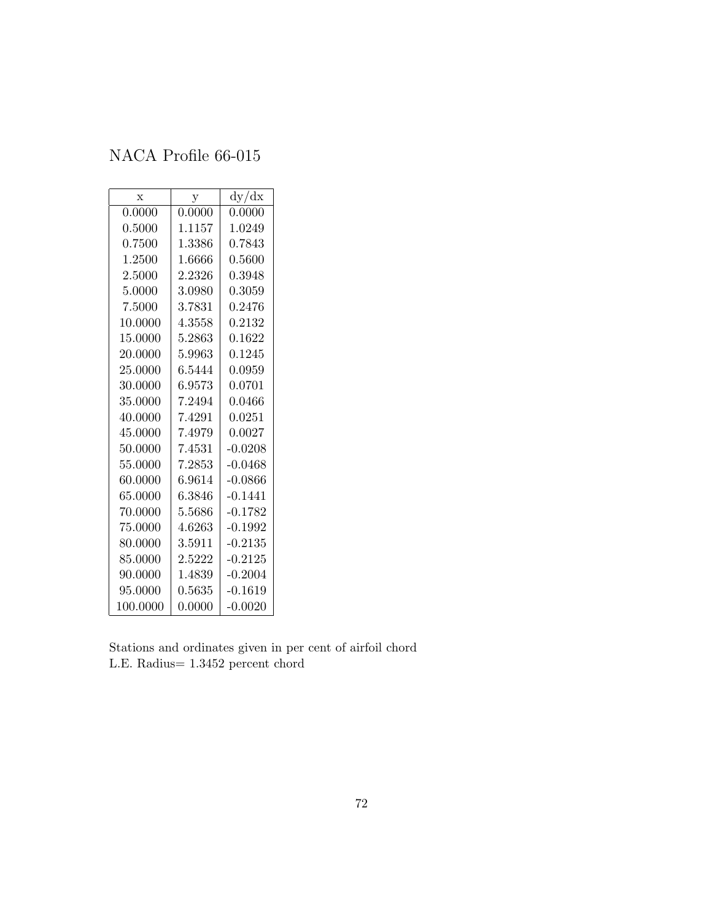# NACA Profile 66-015

| x | y | dy/dx |
|---|---|---|
| 0.0000 | 0.0000 | 0.0000 |
| 0.5000 | 1.1157 | 1.0249 |
| 0.7500 | 1.3386 | 0.7843 |
| 1.2500 | 1.6666 | 0.5600 |
| 2.5000 | 2.2326 | 0.3948 |
| 5.0000 | 3.0980 | 0.3059 |
| 7.5000 | 3.7831 | 0.2476 |
| 10.0000 | 4.3558 | 0.2132 |
| 15.0000 | 5.2863 | 0.1622 |
| 20.0000 | 5.9963 | 0.1245 |
| 25.0000 | 6.5444 | 0.0959 |
| 30.0000 | 6.9573 | 0.0701 |
| 35.0000 | 7.2494 | 0.0466 |
| 40.0000 | 7.4291 | 0.0251 |
| 45.0000 | 7.4979 | 0.0027 |
| 50.0000 | 7.4531 | -0.0208 |
| 55.0000 | 7.2853 | -0.0468 |
| 60.0000 | 6.9614 | -0.0866 |
| 65.0000 | 6.3846 | -0.1441 |
| 70.0000 | 5.5686 | -0.1782 |
| 75.0000 | 4.6263 | -0.1992 |
| 80.0000 | 3.5911 | -0.2135 |
| 85.0000 | 2.5222 | -0.2125 |
| 90.0000 | 1.4839 | -0.2004 |
| 95.0000 | 0.5635 | -0.1619 |
| 100.0000 | 0.0000 | -0.0020 |

Stations and ordinates given in per cent of airfoil chord
L.E. Radius= 1.3452 percent chord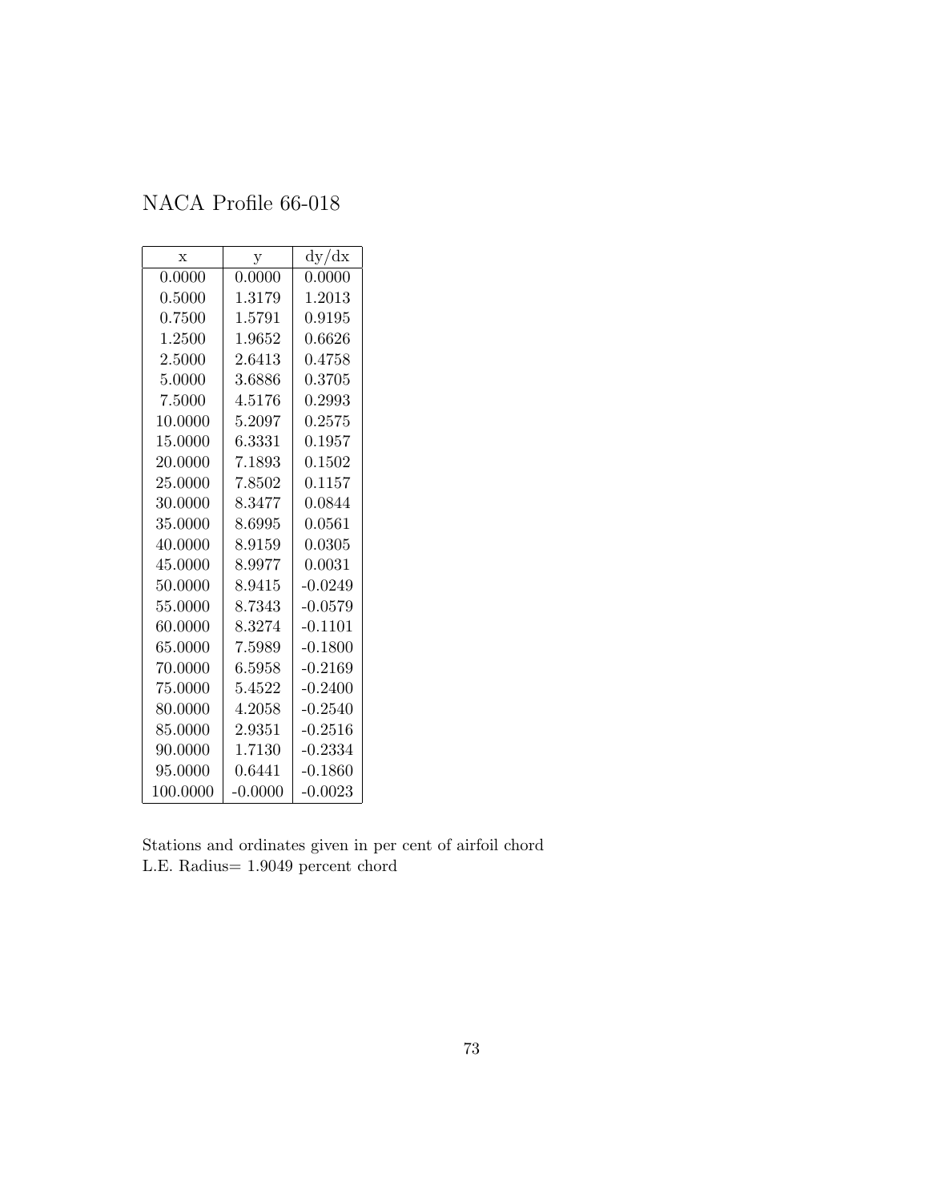# NACA Profile 66-018

| x | y | dy/dx |
|---|---|---|
| 0.0000 | 0.0000 | 0.0000 |
| 0.5000 | 1.3179 | 1.2013 |
| 0.7500 | 1.5791 | 0.9195 |
| 1.2500 | 1.9652 | 0.6626 |
| 2.5000 | 2.6413 | 0.4758 |
| 5.0000 | 3.6886 | 0.3705 |
| 7.5000 | 4.5176 | 0.2993 |
| 10.0000 | 5.2097 | 0.2575 |
| 15.0000 | 6.3331 | 0.1957 |
| 20.0000 | 7.1893 | 0.1502 |
| 25.0000 | 7.8502 | 0.1157 |
| 30.0000 | 8.3477 | 0.0844 |
| 35.0000 | 8.6995 | 0.0561 |
| 40.0000 | 8.9159 | 0.0305 |
| 45.0000 | 8.9977 | 0.0031 |
| 50.0000 | 8.9415 | -0.0249 |
| 55.0000 | 8.7343 | -0.0579 |
| 60.0000 | 8.3274 | -0.1101 |
| 65.0000 | 7.5989 | -0.1800 |
| 70.0000 | 6.5958 | -0.2169 |
| 75.0000 | 5.4522 | -0.2400 |
| 80.0000 | 4.2058 | -0.2540 |
| 85.0000 | 2.9351 | -0.2516 |
| 90.0000 | 1.7130 | -0.2334 |
| 95.0000 | 0.6441 | -0.1860 |
| 100.0000 | -0.0000 | -0.0023 |

Stations and ordinates given in per cent of airfoil chord
L.E. Radius= 1.9049 percent chord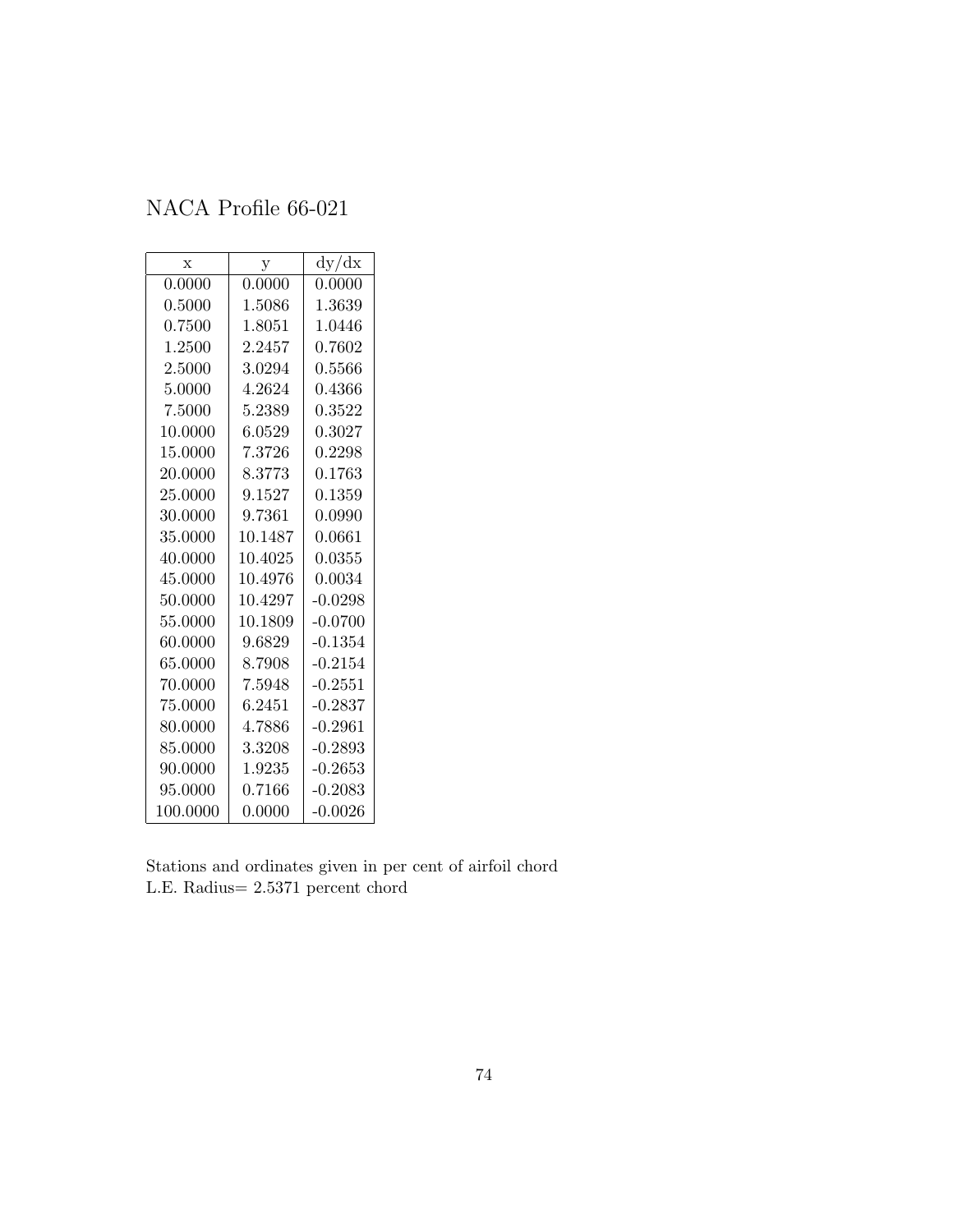# NACA Profile 66-021

| x | y | dy/dx |
|---|---|---|
| 0.0000 | 0.0000 | 0.0000 |
| 0.5000 | 1.5086 | 1.3639 |
| 0.7500 | 1.8051 | 1.0446 |
| 1.2500 | 2.2457 | 0.7602 |
| 2.5000 | 3.0294 | 0.5566 |
| 5.0000 | 4.2624 | 0.4366 |
| 7.5000 | 5.2389 | 0.3522 |
| 10.0000 | 6.0529 | 0.3027 |
| 15.0000 | 7.3726 | 0.2298 |
| 20.0000 | 8.3773 | 0.1763 |
| 25.0000 | 9.1527 | 0.1359 |
| 30.0000 | 9.7361 | 0.0990 |
| 35.0000 | 10.1487 | 0.0661 |
| 40.0000 | 10.4025 | 0.0355 |
| 45.0000 | 10.4976 | 0.0034 |
| 50.0000 | 10.4297 | -0.0298 |
| 55.0000 | 10.1809 | -0.0700 |
| 60.0000 | 9.6829 | -0.1354 |
| 65.0000 | 8.7908 | -0.2154 |
| 70.0000 | 7.5948 | -0.2551 |
| 75.0000 | 6.2451 | -0.2837 |
| 80.0000 | 4.7886 | -0.2961 |
| 85.0000 | 3.3208 | -0.2893 |
| 90.0000 | 1.9235 | -0.2653 |
| 95.0000 | 0.7166 | -0.2083 |
| 100.0000 | 0.0000 | -0.0026 |

Stations and ordinates given in per cent of airfoil chord
L.E. Radius= 2.5371 percent chord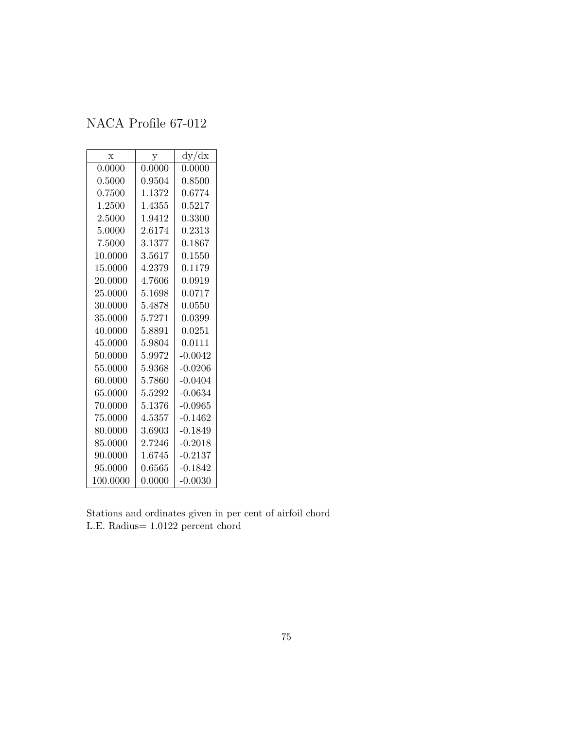# NACA Profile 67-012

| x | y | dy/dx |
|---|---|---|
| 0.0000 | 0.0000 | 0.0000 |
| 0.5000 | 0.9504 | 0.8500 |
| 0.7500 | 1.1372 | 0.6774 |
| 1.2500 | 1.4355 | 0.5217 |
| 2.5000 | 1.9412 | 0.3300 |
| 5.0000 | 2.6174 | 0.2313 |
| 7.5000 | 3.1377 | 0.1867 |
| 10.0000 | 3.5617 | 0.1550 |
| 15.0000 | 4.2379 | 0.1179 |
| 20.0000 | 4.7606 | 0.0919 |
| 25.0000 | 5.1698 | 0.0717 |
| 30.0000 | 5.4878 | 0.0550 |
| 35.0000 | 5.7271 | 0.0399 |
| 40.0000 | 5.8891 | 0.0251 |
| 45.0000 | 5.9804 | 0.0111 |
| 50.0000 | 5.9972 | -0.0042 |
| 55.0000 | 5.9368 | -0.0206 |
| 60.0000 | 5.7860 | -0.0404 |
| 65.0000 | 5.5292 | -0.0634 |
| 70.0000 | 5.1376 | -0.0965 |
| 75.0000 | 4.5357 | -0.1462 |
| 80.0000 | 3.6903 | -0.1849 |
| 85.0000 | 2.7246 | -0.2018 |
| 90.0000 | 1.6745 | -0.2137 |
| 95.0000 | 0.6565 | -0.1842 |
| 100.0000 | 0.0000 | -0.0030 |

Stations and ordinates given in per cent of airfoil chord
L.E. Radius= 1.0122 percent chord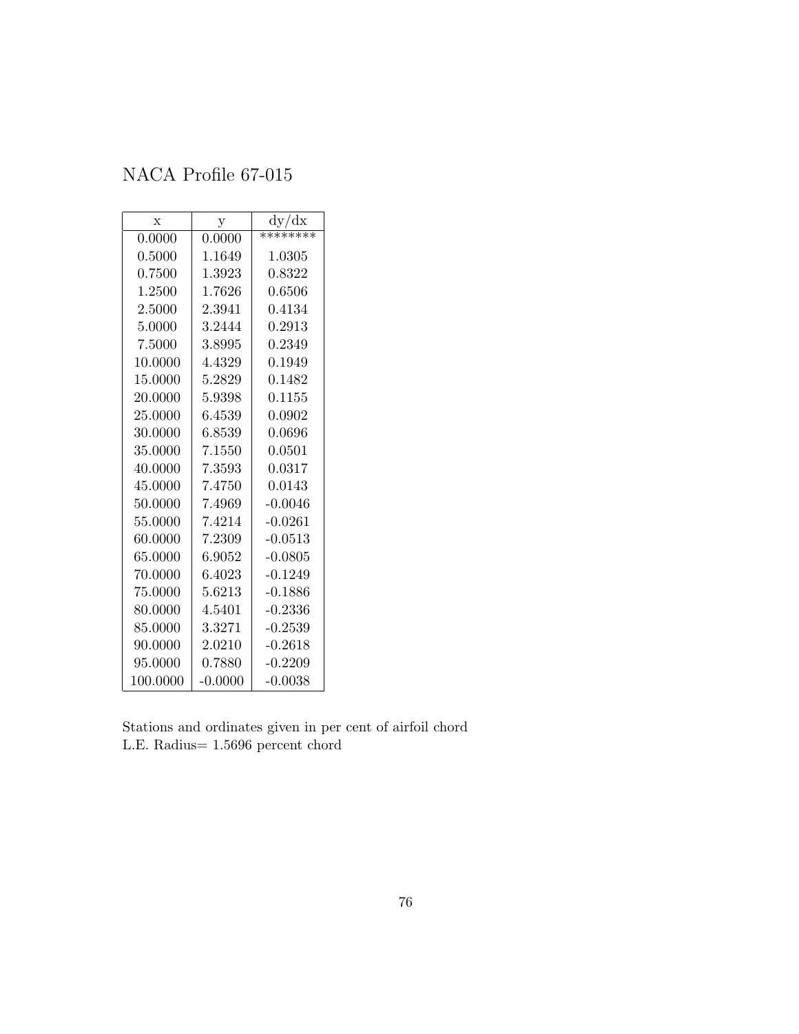# NACA Profile 67-015

| x | y | dy/dx |
|---|---|---|
| 0.0000 | 0.0000 | ******** |
| 0.5000 | 1.1649 | 1.0305 |
| 0.7500 | 1.3923 | 0.8322 |
| 1.2500 | 1.7626 | 0.6506 |
| 2.5000 | 2.3941 | 0.4134 |
| 5.0000 | 3.2444 | 0.2913 |
| 7.5000 | 3.8995 | 0.2349 |
| 10.0000 | 4.4329 | 0.1949 |
| 15.0000 | 5.2829 | 0.1482 |
| 20.0000 | 5.9398 | 0.1155 |
| 25.0000 | 6.4539 | 0.0902 |
| 30.0000 | 6.8539 | 0.0696 |
| 35.0000 | 7.1550 | 0.0501 |
| 40.0000 | 7.3593 | 0.0317 |
| 45.0000 | 7.4750 | 0.0143 |
| 50.0000 | 7.4969 | -0.0046 |
| 55.0000 | 7.4214 | -0.0261 |
| 60.0000 | 7.2309 | -0.0513 |
| 65.0000 | 6.9052 | -0.0805 |
| 70.0000 | 6.4023 | -0.1249 |
| 75.0000 | 5.6213 | -0.1886 |
| 80.0000 | 4.5401 | -0.2336 |
| 85.0000 | 3.3271 | -0.2539 |
| 90.0000 | 2.0210 | -0.2618 |
| 95.0000 | 0.7880 | -0.2209 |
| 100.0000 | -0.0000 | -0.0038 |

Stations and ordinates given in per cent of airfoil chord
L.E. Radius= 1.5696 percent chord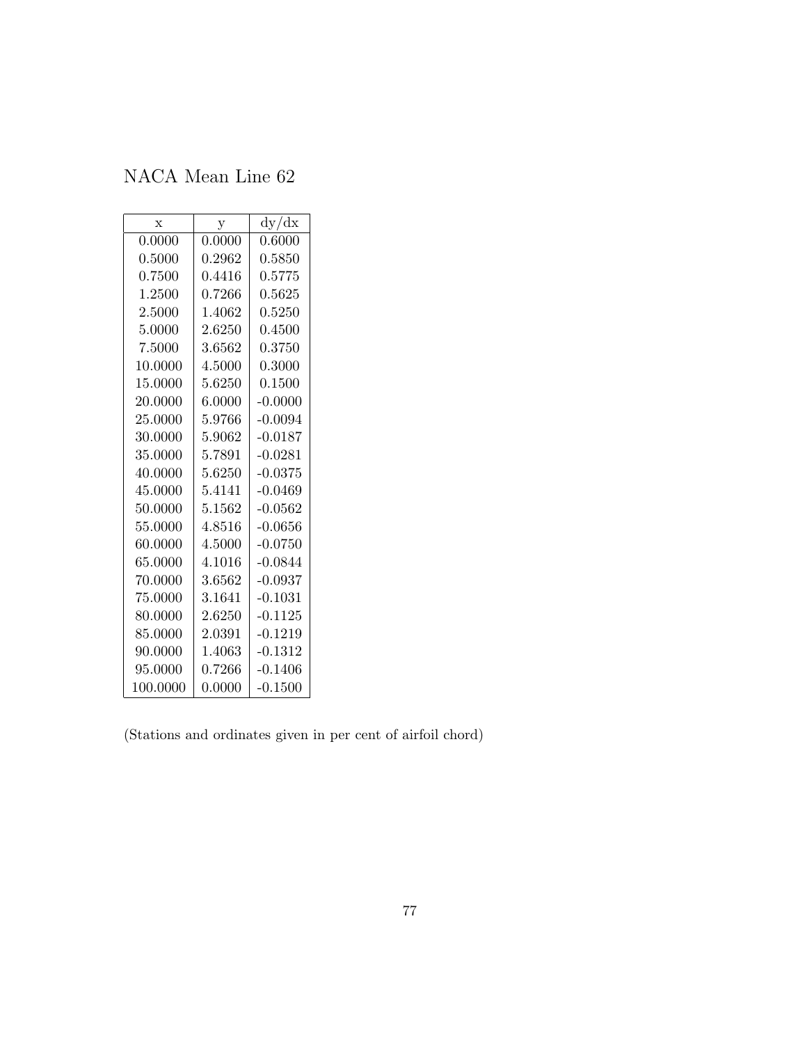# NACA Mean Line 62

| x | y | dy/dx |
|---|---|---|
| 0.0000 | 0.0000 | 0.6000 |
| 0.5000 | 0.2962 | 0.5850 |
| 0.7500 | 0.4416 | 0.5775 |
| 1.2500 | 0.7266 | 0.5625 |
| 2.5000 | 1.4062 | 0.5250 |
| 5.0000 | 2.6250 | 0.4500 |
| 7.5000 | 3.6562 | 0.3750 |
| 10.0000 | 4.5000 | 0.3000 |
| 15.0000 | 5.6250 | 0.1500 |
| 20.0000 | 6.0000 | -0.0000 |
| 25.0000 | 5.9766 | -0.0094 |
| 30.0000 | 5.9062 | -0.0187 |
| 35.0000 | 5.7891 | -0.0281 |
| 40.0000 | 5.6250 | -0.0375 |
| 45.0000 | 5.4141 | -0.0469 |
| 50.0000 | 5.1562 | -0.0562 |
| 55.0000 | 4.8516 | -0.0656 |
| 60.0000 | 4.5000 | -0.0750 |
| 65.0000 | 4.1016 | -0.0844 |
| 70.0000 | 3.6562 | -0.0937 |
| 75.0000 | 3.1641 | -0.1031 |
| 80.0000 | 2.6250 | -0.1125 |
| 85.0000 | 2.0391 | -0.1219 |
| 90.0000 | 1.4063 | -0.1312 |
| 95.0000 | 0.7266 | -0.1406 |
| 100.0000 | 0.0000 | -0.1500 |

(Stations and ordinates given in per cent of airfoil chord)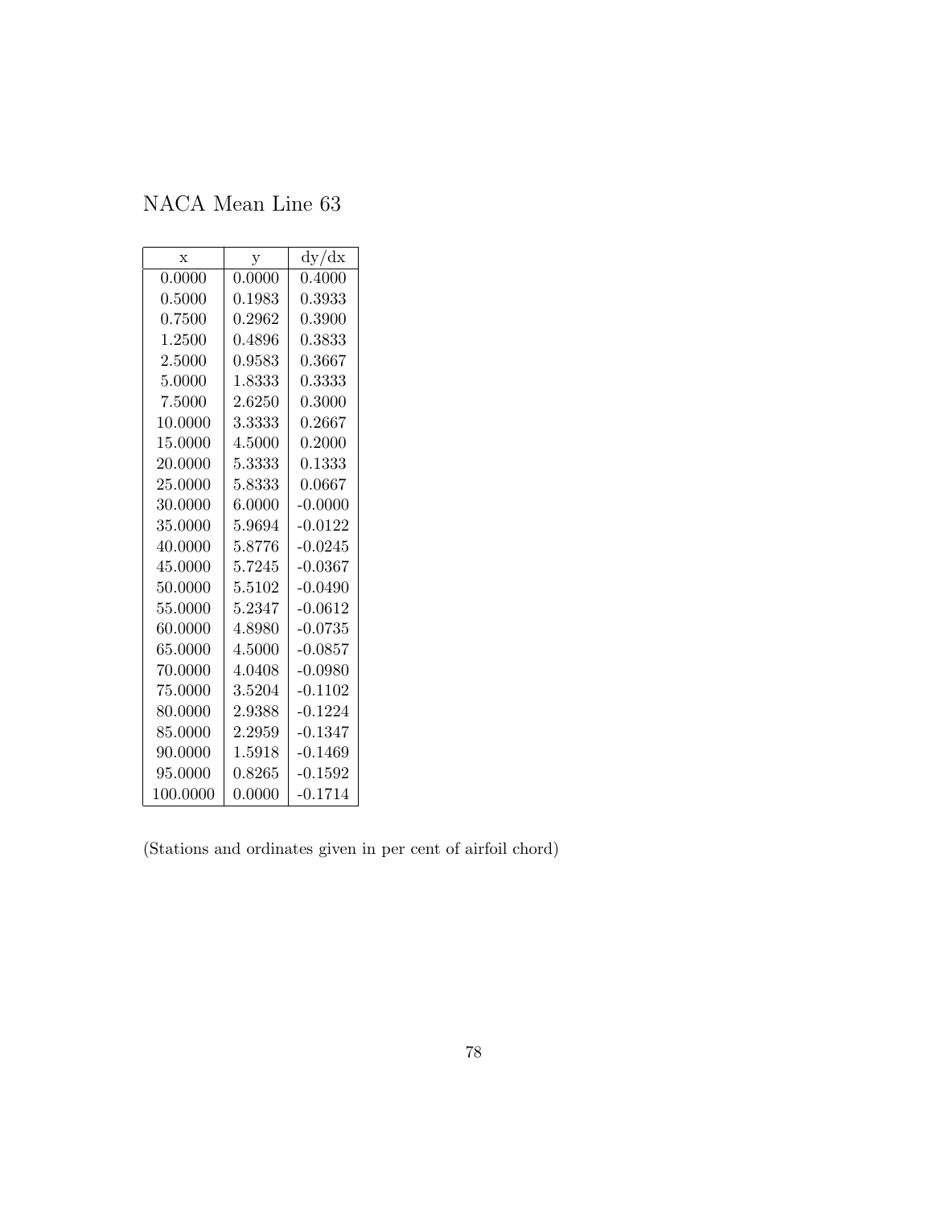# NACA Mean Line 63

| x | y | dy/dx |
|---|---|---|
| 0.0000 | 0.0000 | 0.4000 |
| 0.5000 | 0.1983 | 0.3933 |
| 0.7500 | 0.2962 | 0.3900 |
| 1.2500 | 0.4896 | 0.3833 |
| 2.5000 | 0.9583 | 0.3667 |
| 5.0000 | 1.8333 | 0.3333 |
| 7.5000 | 2.6250 | 0.3000 |
| 10.0000 | 3.3333 | 0.2667 |
| 15.0000 | 4.5000 | 0.2000 |
| 20.0000 | 5.3333 | 0.1333 |
| 25.0000 | 5.8333 | 0.0667 |
| 30.0000 | 6.0000 | -0.0000 |
| 35.0000 | 5.9694 | -0.0122 |
| 40.0000 | 5.8776 | -0.0245 |
| 45.0000 | 5.7245 | -0.0367 |
| 50.0000 | 5.5102 | -0.0490 |
| 55.0000 | 5.2347 | -0.0612 |
| 60.0000 | 4.8980 | -0.0735 |
| 65.0000 | 4.5000 | -0.0857 |
| 70.0000 | 4.0408 | -0.0980 |
| 75.0000 | 3.5204 | -0.1102 |
| 80.0000 | 2.9388 | -0.1224 |
| 85.0000 | 2.2959 | -0.1347 |
| 90.0000 | 1.5918 | -0.1469 |
| 95.0000 | 0.8265 | -0.1592 |
| 100.0000 | 0.0000 | -0.1714 |

(Stations and ordinates given in per cent of airfoil chord)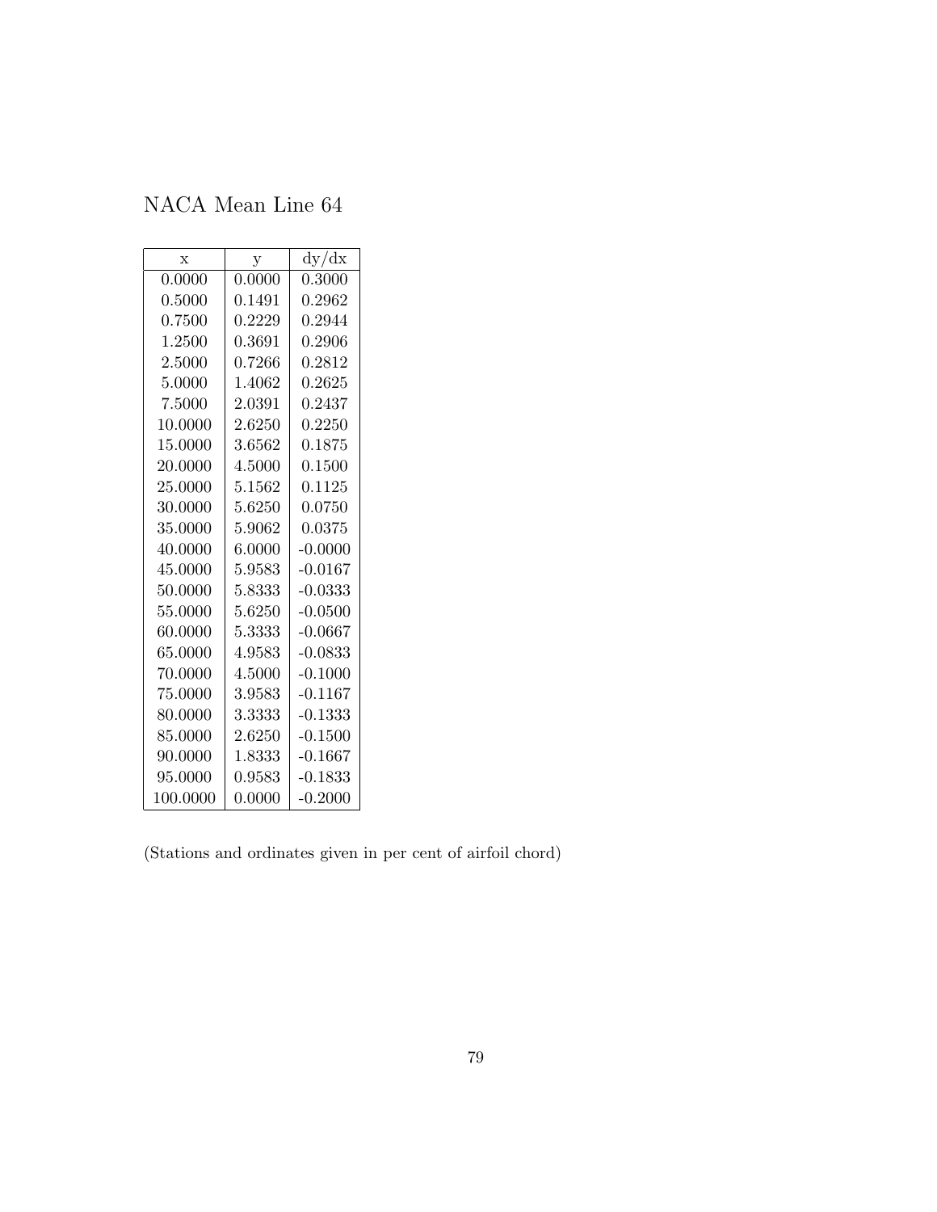# NACA Mean Line 64

| x | y | dy/dx |
|---|---|---|
| 0.0000 | 0.0000 | 0.3000 |
| 0.5000 | 0.1491 | 0.2962 |
| 0.7500 | 0.2229 | 0.2944 |
| 1.2500 | 0.3691 | 0.2906 |
| 2.5000 | 0.7266 | 0.2812 |
| 5.0000 | 1.4062 | 0.2625 |
| 7.5000 | 2.0391 | 0.2437 |
| 10.0000 | 2.6250 | 0.2250 |
| 15.0000 | 3.6562 | 0.1875 |
| 20.0000 | 4.5000 | 0.1500 |
| 25.0000 | 5.1562 | 0.1125 |
| 30.0000 | 5.6250 | 0.0750 |
| 35.0000 | 5.9062 | 0.0375 |
| 40.0000 | 6.0000 | -0.0000 |
| 45.0000 | 5.9583 | -0.0167 |
| 50.0000 | 5.8333 | -0.0333 |
| 55.0000 | 5.6250 | -0.0500 |
| 60.0000 | 5.3333 | -0.0667 |
| 65.0000 | 4.9583 | -0.0833 |
| 70.0000 | 4.5000 | -0.1000 |
| 75.0000 | 3.9583 | -0.1167 |
| 80.0000 | 3.3333 | -0.1333 |
| 85.0000 | 2.6250 | -0.1500 |
| 90.0000 | 1.8333 | -0.1667 |
| 95.0000 | 0.9583 | -0.1833 |
| 100.0000 | 0.0000 | -0.2000 |

(Stations and ordinates given in per cent of airfoil chord)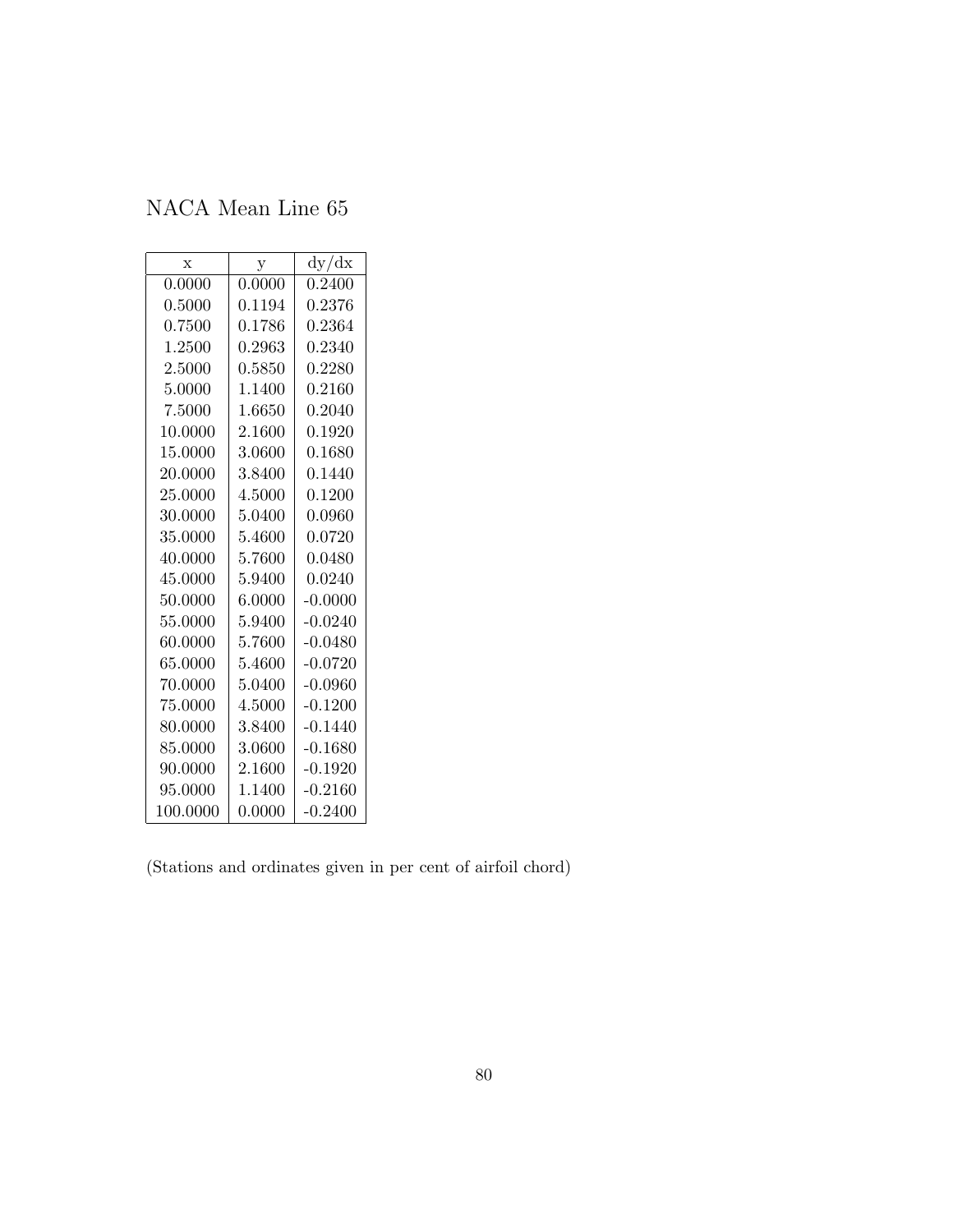# NACA Mean Line 65

| x | y | dy/dx |
|---|---|---|
| 0.0000 | 0.0000 | 0.2400 |
| 0.5000 | 0.1194 | 0.2376 |
| 0.7500 | 0.1786 | 0.2364 |
| 1.2500 | 0.2963 | 0.2340 |
| 2.5000 | 0.5850 | 0.2280 |
| 5.0000 | 1.1400 | 0.2160 |
| 7.5000 | 1.6650 | 0.2040 |
| 10.0000 | 2.1600 | 0.1920 |
| 15.0000 | 3.0600 | 0.1680 |
| 20.0000 | 3.8400 | 0.1440 |
| 25.0000 | 4.5000 | 0.1200 |
| 30.0000 | 5.0400 | 0.0960 |
| 35.0000 | 5.4600 | 0.0720 |
| 40.0000 | 5.7600 | 0.0480 |
| 45.0000 | 5.9400 | 0.0240 |
| 50.0000 | 6.0000 | -0.0000 |
| 55.0000 | 5.9400 | -0.0240 |
| 60.0000 | 5.7600 | -0.0480 |
| 65.0000 | 5.4600 | -0.0720 |
| 70.0000 | 5.0400 | -0.0960 |
| 75.0000 | 4.5000 | -0.1200 |
| 80.0000 | 3.8400 | -0.1440 |
| 85.0000 | 3.0600 | -0.1680 |
| 90.0000 | 2.1600 | -0.1920 |
| 95.0000 | 1.1400 | -0.2160 |
| 100.0000 | 0.0000 | -0.2400 |

(Stations and ordinates given in per cent of airfoil chord)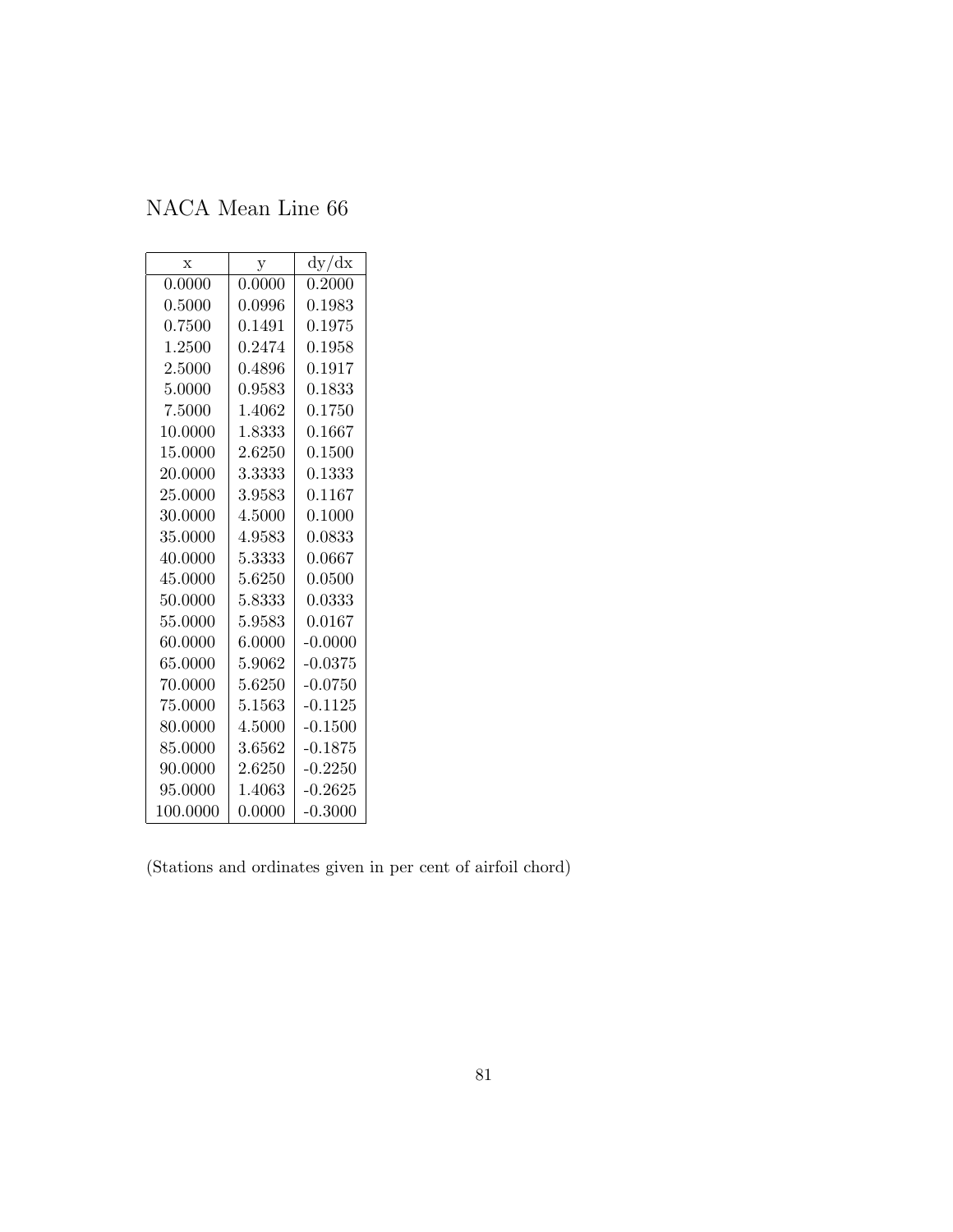# NACA Mean Line 66

| x | y | dy/dx |
|---|---|---|
| 0.0000 | 0.0000 | 0.2000 |
| 0.5000 | 0.0996 | 0.1983 |
| 0.7500 | 0.1491 | 0.1975 |
| 1.2500 | 0.2474 | 0.1958 |
| 2.5000 | 0.4896 | 0.1917 |
| 5.0000 | 0.9583 | 0.1833 |
| 7.5000 | 1.4062 | 0.1750 |
| 10.0000 | 1.8333 | 0.1667 |
| 15.0000 | 2.6250 | 0.1500 |
| 20.0000 | 3.3333 | 0.1333 |
| 25.0000 | 3.9583 | 0.1167 |
| 30.0000 | 4.5000 | 0.1000 |
| 35.0000 | 4.9583 | 0.0833 |
| 40.0000 | 5.3333 | 0.0667 |
| 45.0000 | 5.6250 | 0.0500 |
| 50.0000 | 5.8333 | 0.0333 |
| 55.0000 | 5.9583 | 0.0167 |
| 60.0000 | 6.0000 | -0.0000 |
| 65.0000 | 5.9062 | -0.0375 |
| 70.0000 | 5.6250 | -0.0750 |
| 75.0000 | 5.1563 | -0.1125 |
| 80.0000 | 4.5000 | -0.1500 |
| 85.0000 | 3.6562 | -0.1875 |
| 90.0000 | 2.6250 | -0.2250 |
| 95.0000 | 1.4063 | -0.2625 |
| 100.0000 | 0.0000 | -0.3000 |

(Stations and ordinates given in per cent of airfoil chord)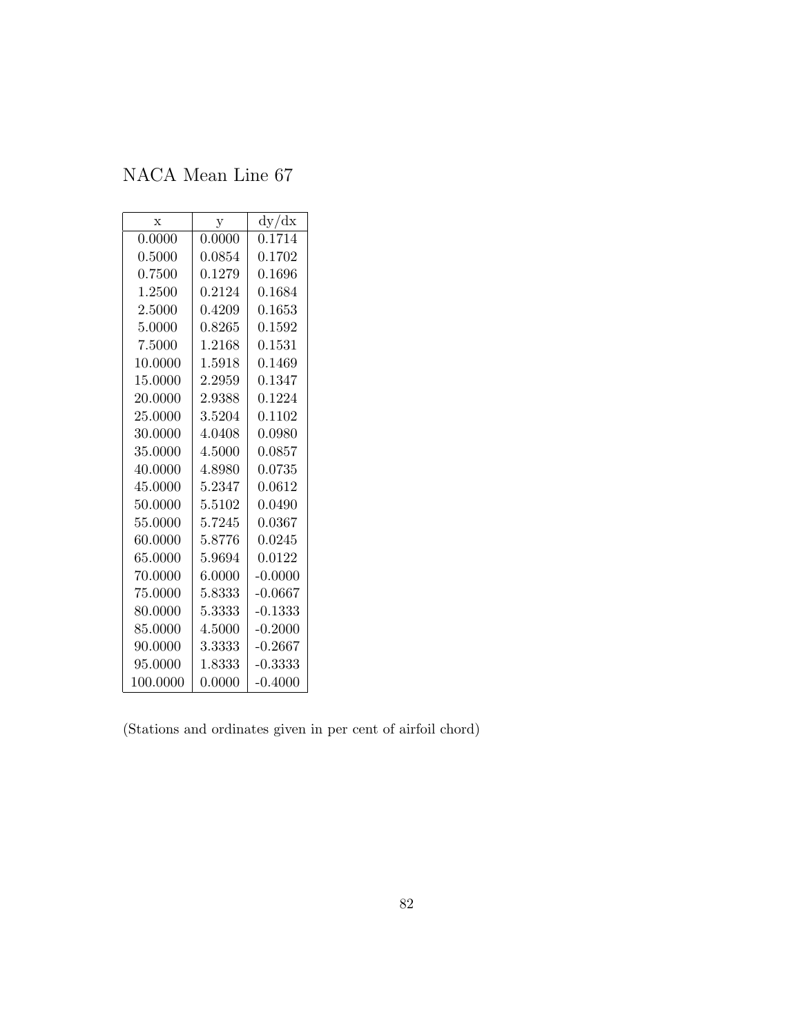NACA Mean Line 67

| x | y | dy/dx |
|---|---|---|
| 0.0000 | 0.0000 | 0.1714 |
| 0.5000 | 0.0854 | 0.1702 |
| 0.7500 | 0.1279 | 0.1696 |
| 1.2500 | 0.2124 | 0.1684 |
| 2.5000 | 0.4209 | 0.1653 |
| 5.0000 | 0.8265 | 0.1592 |
| 7.5000 | 1.2168 | 0.1531 |
| 10.0000 | 1.5918 | 0.1469 |
| 15.0000 | 2.2959 | 0.1347 |
| 20.0000 | 2.9388 | 0.1224 |
| 25.0000 | 3.5204 | 0.1102 |
| 30.0000 | 4.0408 | 0.0980 |
| 35.0000 | 4.5000 | 0.0857 |
| 40.0000 | 4.8980 | 0.0735 |
| 45.0000 | 5.2347 | 0.0612 |
| 50.0000 | 5.5102 | 0.0490 |
| 55.0000 | 5.7245 | 0.0367 |
| 60.0000 | 5.8776 | 0.0245 |
| 65.0000 | 5.9694 | 0.0122 |
| 70.0000 | 6.0000 | -0.0000 |
| 75.0000 | 5.8333 | -0.0667 |
| 80.0000 | 5.3333 | -0.1333 |
| 85.0000 | 4.5000 | -0.2000 |
| 90.0000 | 3.3333 | -0.2667 |
| 95.0000 | 1.8333 | -0.3333 |
| 100.0000 | 0.0000 | -0.4000 |

(Stations and ordinates given in per cent of airfoil chord)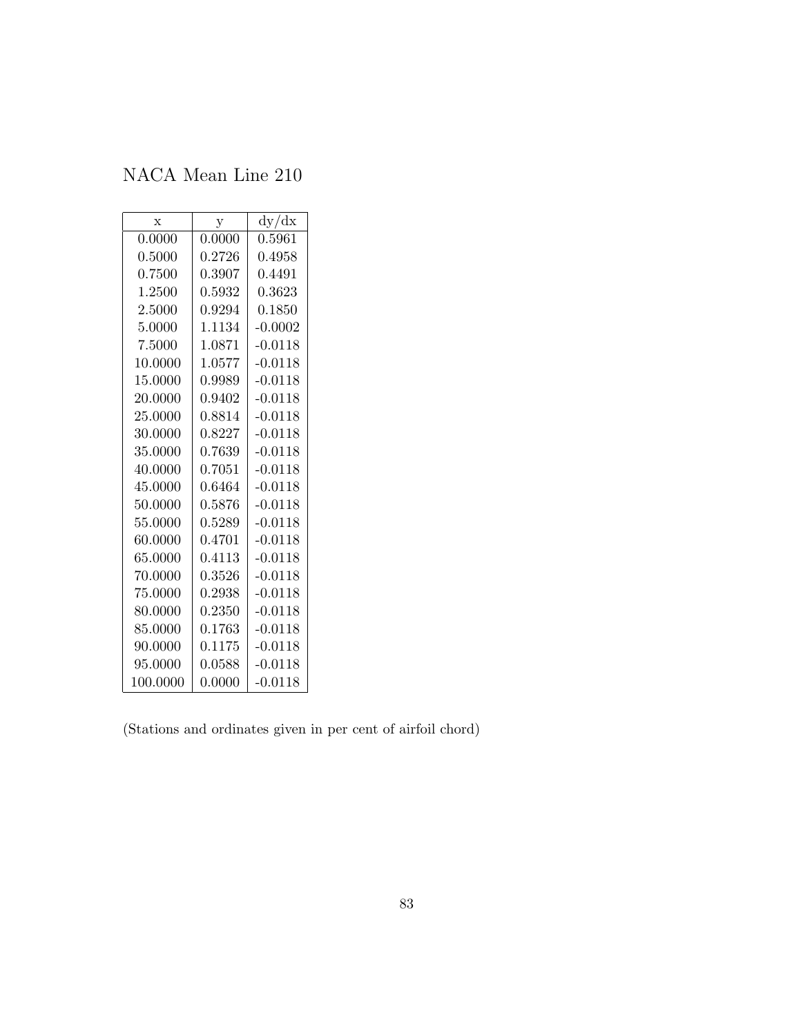# NACA Mean Line 210

| x | y | dy/dx |
|---|---|---|
| 0.0000 | 0.0000 | 0.5961 |
| 0.5000 | 0.2726 | 0.4958 |
| 0.7500 | 0.3907 | 0.4491 |
| 1.2500 | 0.5932 | 0.3623 |
| 2.5000 | 0.9294 | 0.1850 |
| 5.0000 | 1.1134 | -0.0002 |
| 7.5000 | 1.0871 | -0.0118 |
| 10.0000 | 1.0577 | -0.0118 |
| 15.0000 | 0.9989 | -0.0118 |
| 20.0000 | 0.9402 | -0.0118 |
| 25.0000 | 0.8814 | -0.0118 |
| 30.0000 | 0.8227 | -0.0118 |
| 35.0000 | 0.7639 | -0.0118 |
| 40.0000 | 0.7051 | -0.0118 |
| 45.0000 | 0.6464 | -0.0118 |
| 50.0000 | 0.5876 | -0.0118 |
| 55.0000 | 0.5289 | -0.0118 |
| 60.0000 | 0.4701 | -0.0118 |
| 65.0000 | 0.4113 | -0.0118 |
| 70.0000 | 0.3526 | -0.0118 |
| 75.0000 | 0.2938 | -0.0118 |
| 80.0000 | 0.2350 | -0.0118 |
| 85.0000 | 0.1763 | -0.0118 |
| 90.0000 | 0.1175 | -0.0118 |
| 95.0000 | 0.0588 | -0.0118 |
| 100.0000 | 0.0000 | -0.0118 |

(Stations and ordinates given in per cent of airfoil chord)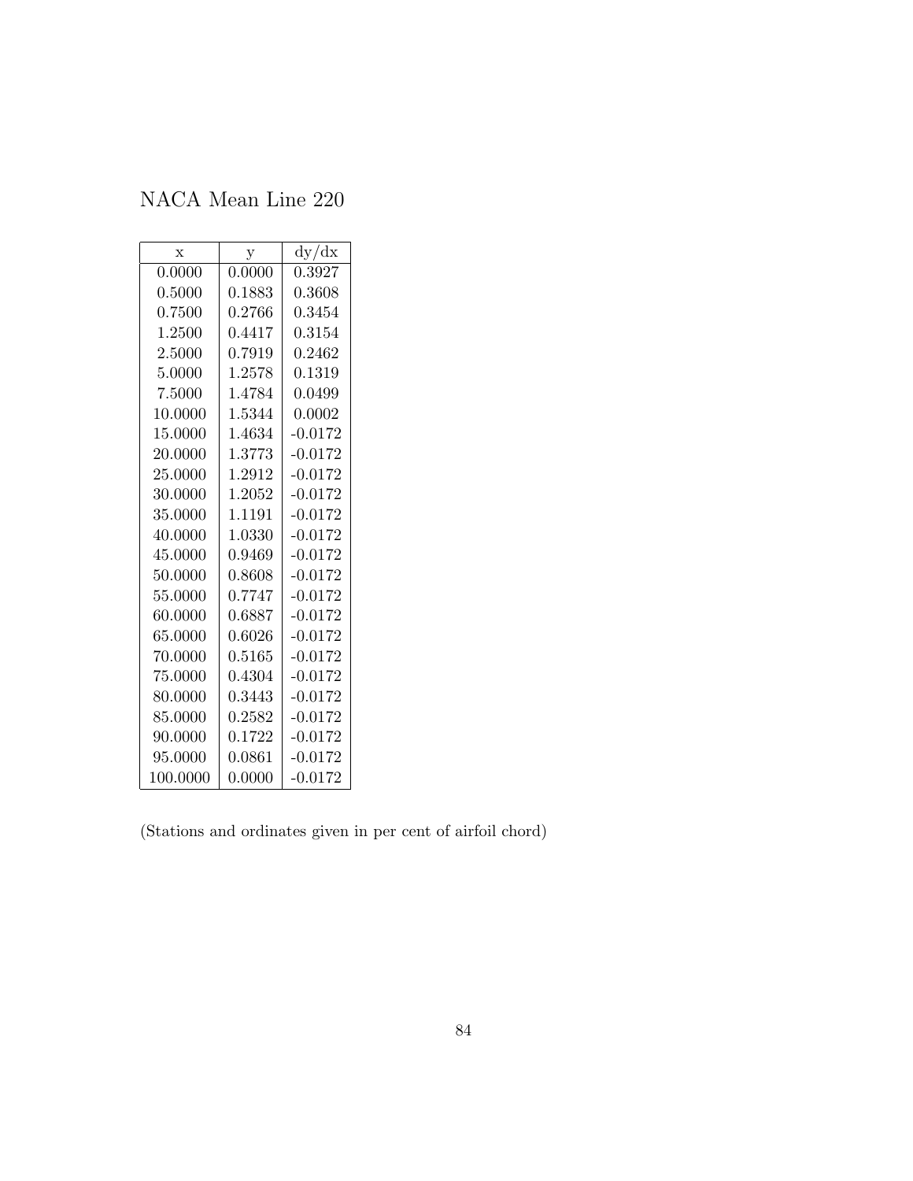NACA Mean Line 220

| x | y | dy/dx |
|---|---|---|
| 0.0000 | 0.0000 | 0.3927 |
| 0.5000 | 0.1883 | 0.3608 |
| 0.7500 | 0.2766 | 0.3454 |
| 1.2500 | 0.4417 | 0.3154 |
| 2.5000 | 0.7919 | 0.2462 |
| 5.0000 | 1.2578 | 0.1319 |
| 7.5000 | 1.4784 | 0.0499 |
| 10.0000 | 1.5344 | 0.0002 |
| 15.0000 | 1.4634 | -0.0172 |
| 20.0000 | 1.3773 | -0.0172 |
| 25.0000 | 1.2912 | -0.0172 |
| 30.0000 | 1.2052 | -0.0172 |
| 35.0000 | 1.1191 | -0.0172 |
| 40.0000 | 1.0330 | -0.0172 |
| 45.0000 | 0.9469 | -0.0172 |
| 50.0000 | 0.8608 | -0.0172 |
| 55.0000 | 0.7747 | -0.0172 |
| 60.0000 | 0.6887 | -0.0172 |
| 65.0000 | 0.6026 | -0.0172 |
| 70.0000 | 0.5165 | -0.0172 |
| 75.0000 | 0.4304 | -0.0172 |
| 80.0000 | 0.3443 | -0.0172 |
| 85.0000 | 0.2582 | -0.0172 |
| 90.0000 | 0.1722 | -0.0172 |
| 95.0000 | 0.0861 | -0.0172 |
| 100.0000 | 0.0000 | -0.0172 |

(Stations and ordinates given in per cent of airfoil chord)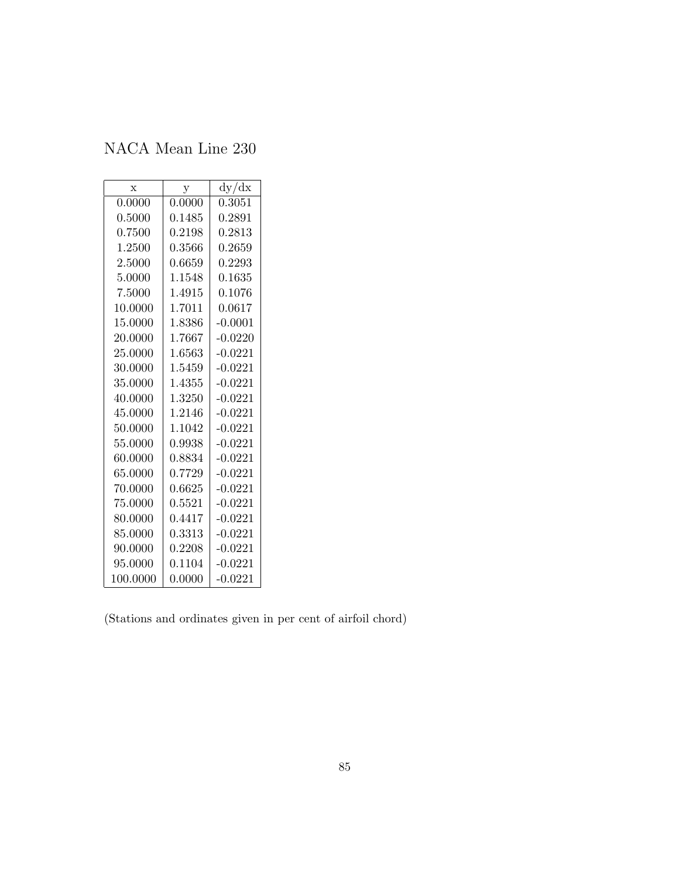# NACA Mean Line 230

| x | y | dy/dx |
|---|---|---|
| 0.0000 | 0.0000 | 0.3051 |
| 0.5000 | 0.1485 | 0.2891 |
| 0.7500 | 0.2198 | 0.2813 |
| 1.2500 | 0.3566 | 0.2659 |
| 2.5000 | 0.6659 | 0.2293 |
| 5.0000 | 1.1548 | 0.1635 |
| 7.5000 | 1.4915 | 0.1076 |
| 10.0000 | 1.7011 | 0.0617 |
| 15.0000 | 1.8386 | -0.0001 |
| 20.0000 | 1.7667 | -0.0220 |
| 25.0000 | 1.6563 | -0.0221 |
| 30.0000 | 1.5459 | -0.0221 |
| 35.0000 | 1.4355 | -0.0221 |
| 40.0000 | 1.3250 | -0.0221 |
| 45.0000 | 1.2146 | -0.0221 |
| 50.0000 | 1.1042 | -0.0221 |
| 55.0000 | 0.9938 | -0.0221 |
| 60.0000 | 0.8834 | -0.0221 |
| 65.0000 | 0.7729 | -0.0221 |
| 70.0000 | 0.6625 | -0.0221 |
| 75.0000 | 0.5521 | -0.0221 |
| 80.0000 | 0.4417 | -0.0221 |
| 85.0000 | 0.3313 | -0.0221 |
| 90.0000 | 0.2208 | -0.0221 |
| 95.0000 | 0.1104 | -0.0221 |
| 100.0000 | 0.0000 | -0.0221 |

(Stations and ordinates given in per cent of airfoil chord)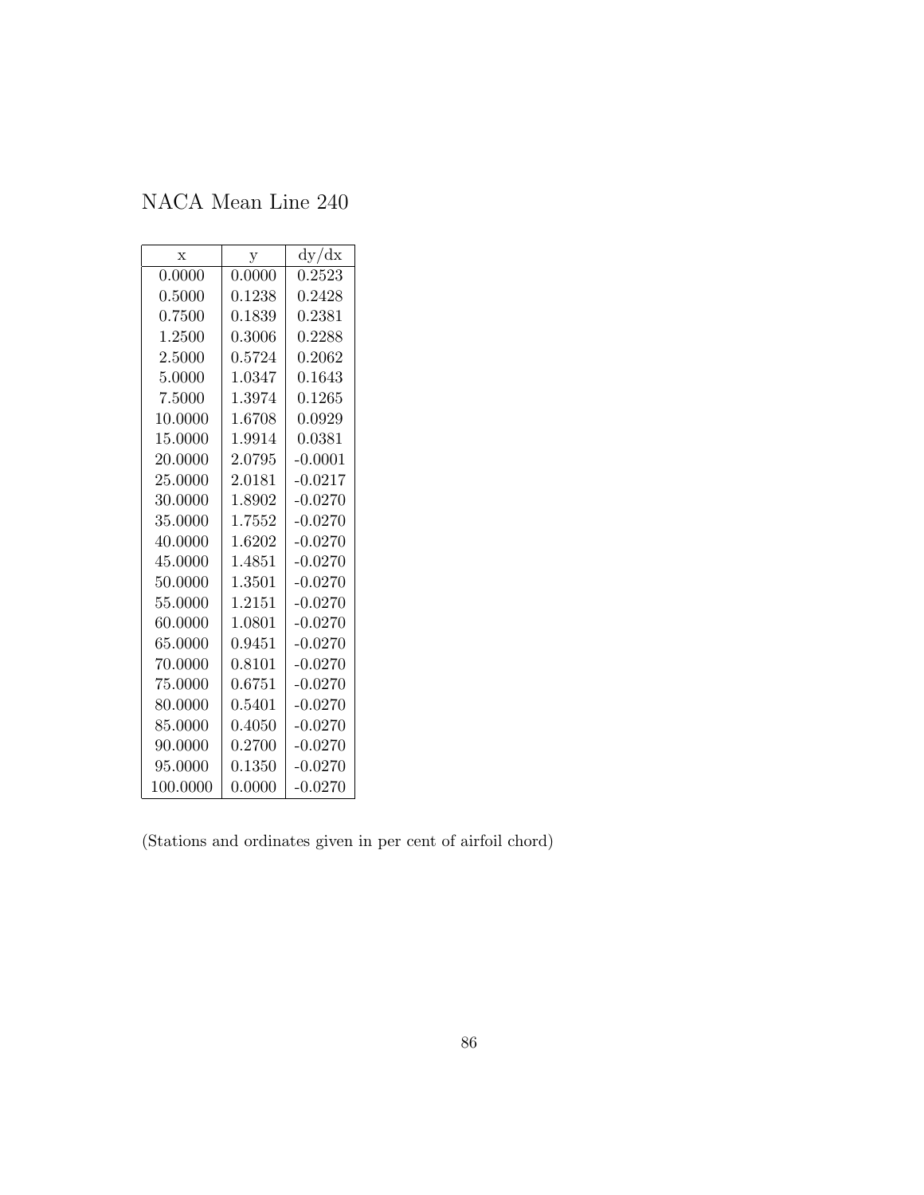# NACA Mean Line 240

| x | y | dy/dx |
|---|---|---|
| 0.0000 | 0.0000 | 0.2523 |
| 0.5000 | 0.1238 | 0.2428 |
| 0.7500 | 0.1839 | 0.2381 |
| 1.2500 | 0.3006 | 0.2288 |
| 2.5000 | 0.5724 | 0.2062 |
| 5.0000 | 1.0347 | 0.1643 |
| 7.5000 | 1.3974 | 0.1265 |
| 10.0000 | 1.6708 | 0.0929 |
| 15.0000 | 1.9914 | 0.0381 |
| 20.0000 | 2.0795 | -0.0001 |
| 25.0000 | 2.0181 | -0.0217 |
| 30.0000 | 1.8902 | -0.0270 |
| 35.0000 | 1.7552 | -0.0270 |
| 40.0000 | 1.6202 | -0.0270 |
| 45.0000 | 1.4851 | -0.0270 |
| 50.0000 | 1.3501 | -0.0270 |
| 55.0000 | 1.2151 | -0.0270 |
| 60.0000 | 1.0801 | -0.0270 |
| 65.0000 | 0.9451 | -0.0270 |
| 70.0000 | 0.8101 | -0.0270 |
| 75.0000 | 0.6751 | -0.0270 |
| 80.0000 | 0.5401 | -0.0270 |
| 85.0000 | 0.4050 | -0.0270 |
| 90.0000 | 0.2700 | -0.0270 |
| 95.0000 | 0.1350 | -0.0270 |
| 100.0000 | 0.0000 | -0.0270 |

(Stations and ordinates given in per cent of airfoil chord)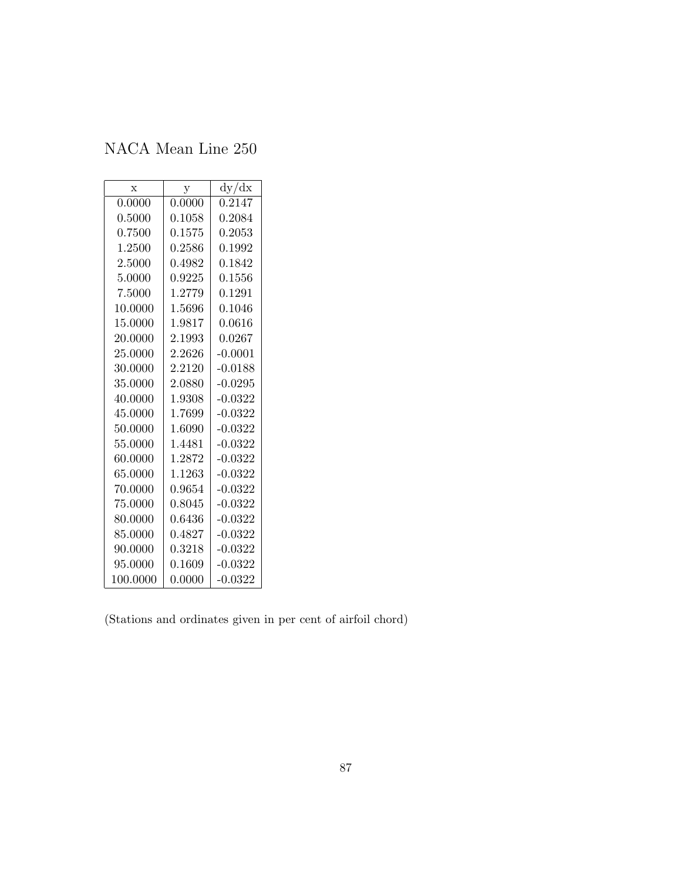# NACA Mean Line 250

| x | y | dy/dx |
|---|---|---|
| 0.0000 | 0.0000 | 0.2147 |
| 0.5000 | 0.1058 | 0.2084 |
| 0.7500 | 0.1575 | 0.2053 |
| 1.2500 | 0.2586 | 0.1992 |
| 2.5000 | 0.4982 | 0.1842 |
| 5.0000 | 0.9225 | 0.1556 |
| 7.5000 | 1.2779 | 0.1291 |
| 10.0000 | 1.5696 | 0.1046 |
| 15.0000 | 1.9817 | 0.0616 |
| 20.0000 | 2.1993 | 0.0267 |
| 25.0000 | 2.2626 | -0.0001 |
| 30.0000 | 2.2120 | -0.0188 |
| 35.0000 | 2.0880 | -0.0295 |
| 40.0000 | 1.9308 | -0.0322 |
| 45.0000 | 1.7699 | -0.0322 |
| 50.0000 | 1.6090 | -0.0322 |
| 55.0000 | 1.4481 | -0.0322 |
| 60.0000 | 1.2872 | -0.0322 |
| 65.0000 | 1.1263 | -0.0322 |
| 70.0000 | 0.9654 | -0.0322 |
| 75.0000 | 0.8045 | -0.0322 |
| 80.0000 | 0.6436 | -0.0322 |
| 85.0000 | 0.4827 | -0.0322 |
| 90.0000 | 0.3218 | -0.0322 |
| 95.0000 | 0.1609 | -0.0322 |
| 100.0000 | 0.0000 | -0.0322 |

(Stations and ordinates given in per cent of airfoil chord)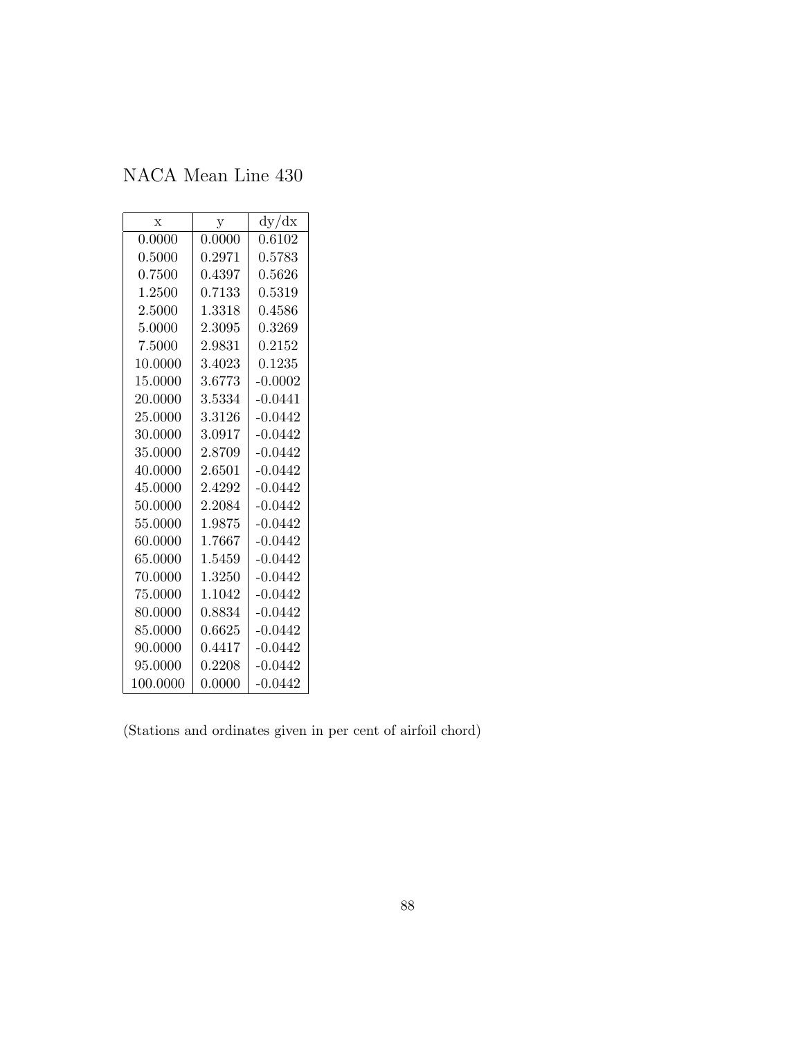# NACA Mean Line 430

| x | y | dy/dx |
|---|---|---|
| 0.0000 | 0.0000 | 0.6102 |
| 0.5000 | 0.2971 | 0.5783 |
| 0.7500 | 0.4397 | 0.5626 |
| 1.2500 | 0.7133 | 0.5319 |
| 2.5000 | 1.3318 | 0.4586 |
| 5.0000 | 2.3095 | 0.3269 |
| 7.5000 | 2.9831 | 0.2152 |
| 10.0000 | 3.4023 | 0.1235 |
| 15.0000 | 3.6773 | -0.0002 |
| 20.0000 | 3.5334 | -0.0441 |
| 25.0000 | 3.3126 | -0.0442 |
| 30.0000 | 3.0917 | -0.0442 |
| 35.0000 | 2.8709 | -0.0442 |
| 40.0000 | 2.6501 | -0.0442 |
| 45.0000 | 2.4292 | -0.0442 |
| 50.0000 | 2.2084 | -0.0442 |
| 55.0000 | 1.9875 | -0.0442 |
| 60.0000 | 1.7667 | -0.0442 |
| 65.0000 | 1.5459 | -0.0442 |
| 70.0000 | 1.3250 | -0.0442 |
| 75.0000 | 1.1042 | -0.0442 |
| 80.0000 | 0.8834 | -0.0442 |
| 85.0000 | 0.6625 | -0.0442 |
| 90.0000 | 0.4417 | -0.0442 |
| 95.0000 | 0.2208 | -0.0442 |
| 100.0000 | 0.0000 | -0.0442 |

(Stations and ordinates given in per cent of airfoil chord)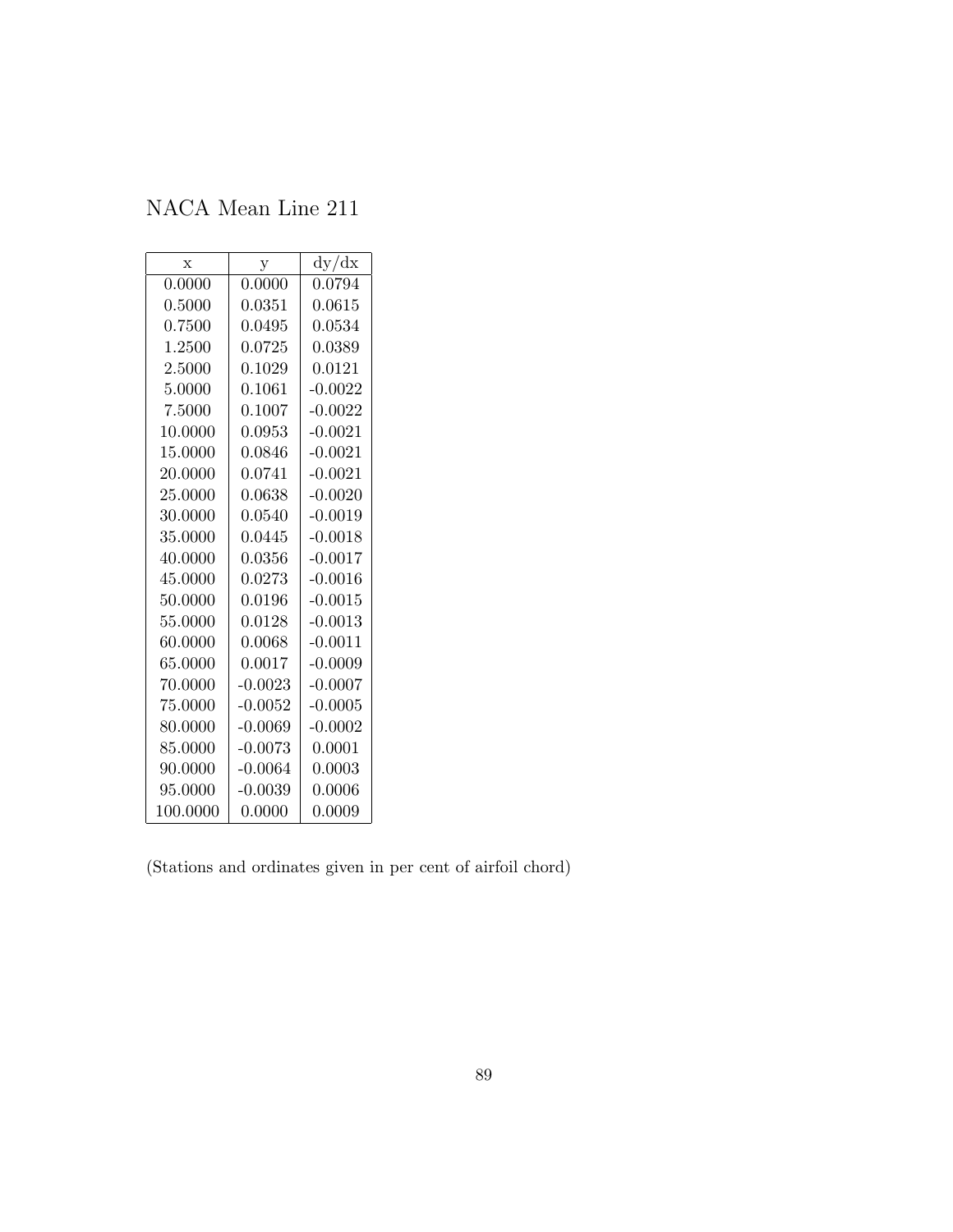# NACA Mean Line 211

| x | y | dy/dx |
|---|---|---|
| 0.0000 | 0.0000 | 0.0794 |
| 0.5000 | 0.0351 | 0.0615 |
| 0.7500 | 0.0495 | 0.0534 |
| 1.2500 | 0.0725 | 0.0389 |
| 2.5000 | 0.1029 | 0.0121 |
| 5.0000 | 0.1061 | -0.0022 |
| 7.5000 | 0.1007 | -0.0022 |
| 10.0000 | 0.0953 | -0.0021 |
| 15.0000 | 0.0846 | -0.0021 |
| 20.0000 | 0.0741 | -0.0021 |
| 25.0000 | 0.0638 | -0.0020 |
| 30.0000 | 0.0540 | -0.0019 |
| 35.0000 | 0.0445 | -0.0018 |
| 40.0000 | 0.0356 | -0.0017 |
| 45.0000 | 0.0273 | -0.0016 |
| 50.0000 | 0.0196 | -0.0015 |
| 55.0000 | 0.0128 | -0.0013 |
| 60.0000 | 0.0068 | -0.0011 |
| 65.0000 | 0.0017 | -0.0009 |
| 70.0000 | -0.0023 | -0.0007 |
| 75.0000 | -0.0052 | -0.0005 |
| 80.0000 | -0.0069 | -0.0002 |
| 85.0000 | -0.0073 | 0.0001 |
| 90.0000 | -0.0064 | 0.0003 |
| 95.0000 | -0.0039 | 0.0006 |
| 100.0000 | 0.0000 | 0.0009 |

(Stations and ordinates given in per cent of airfoil chord)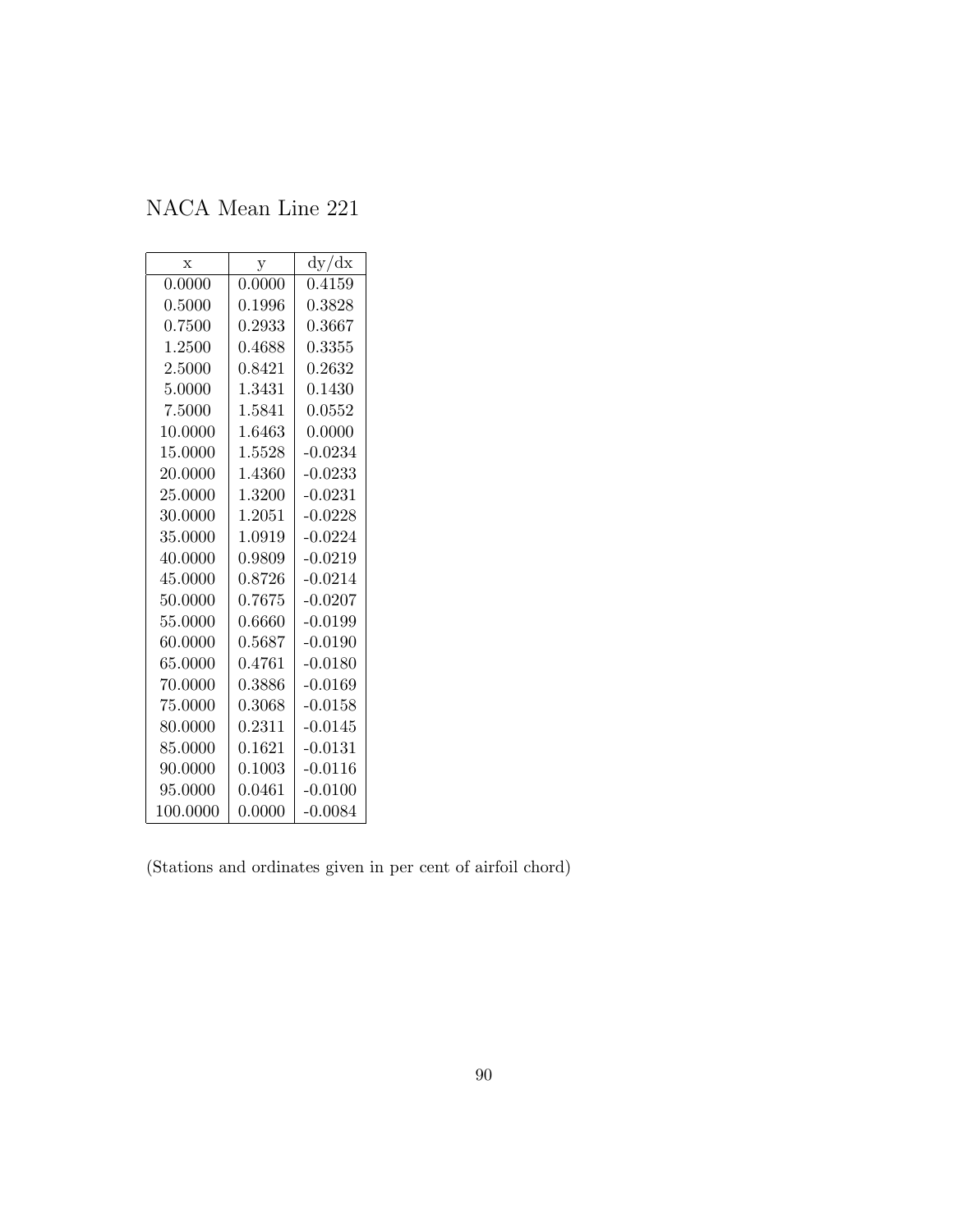NACA Mean Line 221

| x | y | dy/dx |
|---|---|---|
| 0.0000 | 0.0000 | 0.4159 |
| 0.5000 | 0.1996 | 0.3828 |
| 0.7500 | 0.2933 | 0.3667 |
| 1.2500 | 0.4688 | 0.3355 |
| 2.5000 | 0.8421 | 0.2632 |
| 5.0000 | 1.3431 | 0.1430 |
| 7.5000 | 1.5841 | 0.0552 |
| 10.0000 | 1.6463 | 0.0000 |
| 15.0000 | 1.5528 | -0.0234 |
| 20.0000 | 1.4360 | -0.0233 |
| 25.0000 | 1.3200 | -0.0231 |
| 30.0000 | 1.2051 | -0.0228 |
| 35.0000 | 1.0919 | -0.0224 |
| 40.0000 | 0.9809 | -0.0219 |
| 45.0000 | 0.8726 | -0.0214 |
| 50.0000 | 0.7675 | -0.0207 |
| 55.0000 | 0.6660 | -0.0199 |
| 60.0000 | 0.5687 | -0.0190 |
| 65.0000 | 0.4761 | -0.0180 |
| 70.0000 | 0.3886 | -0.0169 |
| 75.0000 | 0.3068 | -0.0158 |
| 80.0000 | 0.2311 | -0.0145 |
| 85.0000 | 0.1621 | -0.0131 |
| 90.0000 | 0.1003 | -0.0116 |
| 95.0000 | 0.0461 | -0.0100 |
| 100.0000 | 0.0000 | -0.0084 |

(Stations and ordinates given in per cent of airfoil chord)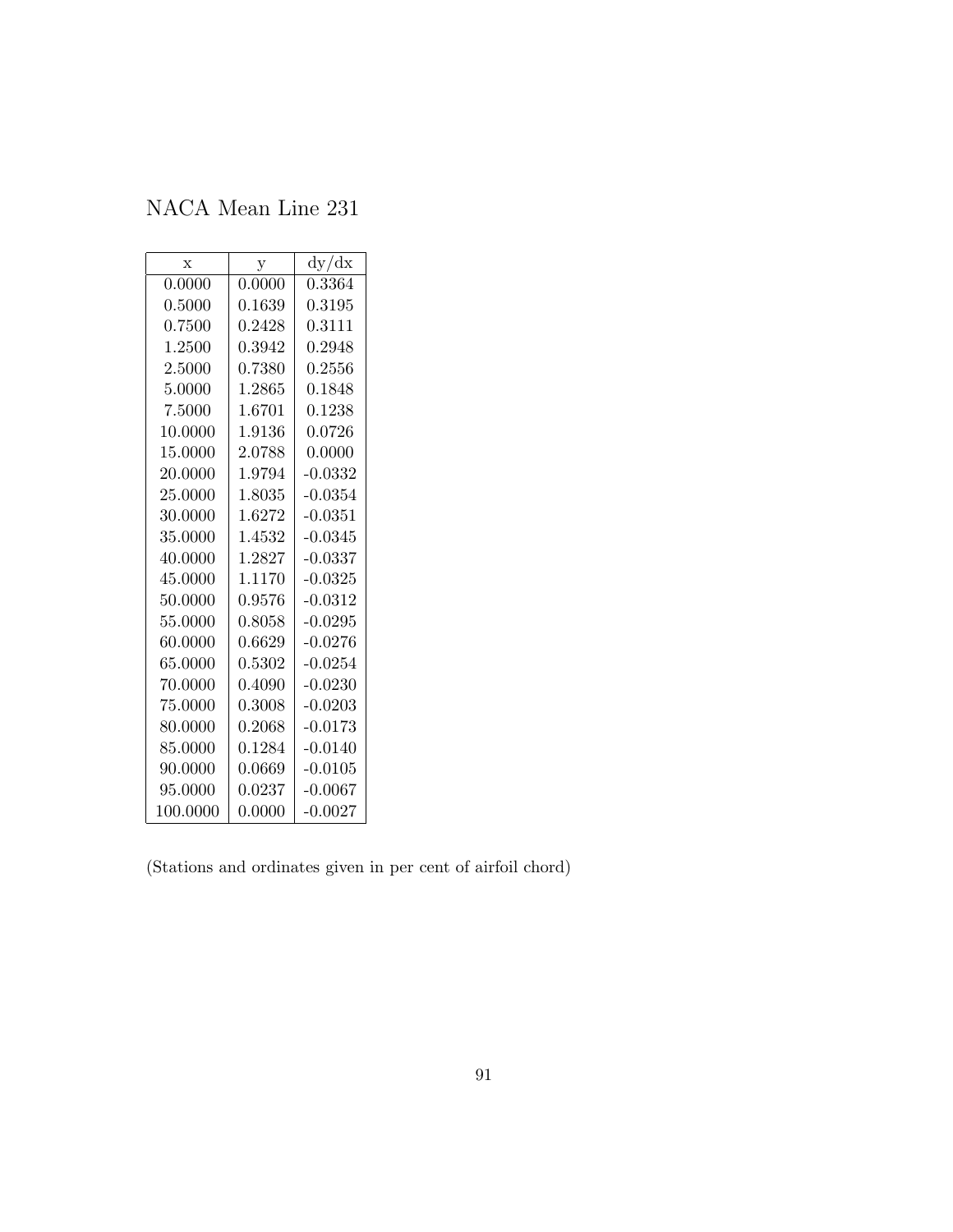# NACA Mean Line 231

| x | y | dy/dx |
|---|---|---|
| 0.0000 | 0.0000 | 0.3364 |
| 0.5000 | 0.1639 | 0.3195 |
| 0.7500 | 0.2428 | 0.3111 |
| 1.2500 | 0.3942 | 0.2948 |
| 2.5000 | 0.7380 | 0.2556 |
| 5.0000 | 1.2865 | 0.1848 |
| 7.5000 | 1.6701 | 0.1238 |
| 10.0000 | 1.9136 | 0.0726 |
| 15.0000 | 2.0788 | 0.0000 |
| 20.0000 | 1.9794 | -0.0332 |
| 25.0000 | 1.8035 | -0.0354 |
| 30.0000 | 1.6272 | -0.0351 |
| 35.0000 | 1.4532 | -0.0345 |
| 40.0000 | 1.2827 | -0.0337 |
| 45.0000 | 1.1170 | -0.0325 |
| 50.0000 | 0.9576 | -0.0312 |
| 55.0000 | 0.8058 | -0.0295 |
| 60.0000 | 0.6629 | -0.0276 |
| 65.0000 | 0.5302 | -0.0254 |
| 70.0000 | 0.4090 | -0.0230 |
| 75.0000 | 0.3008 | -0.0203 |
| 80.0000 | 0.2068 | -0.0173 |
| 85.0000 | 0.1284 | -0.0140 |
| 90.0000 | 0.0669 | -0.0105 |
| 95.0000 | 0.0237 | -0.0067 |
| 100.0000 | 0.0000 | -0.0027 |

(Stations and ordinates given in per cent of airfoil chord)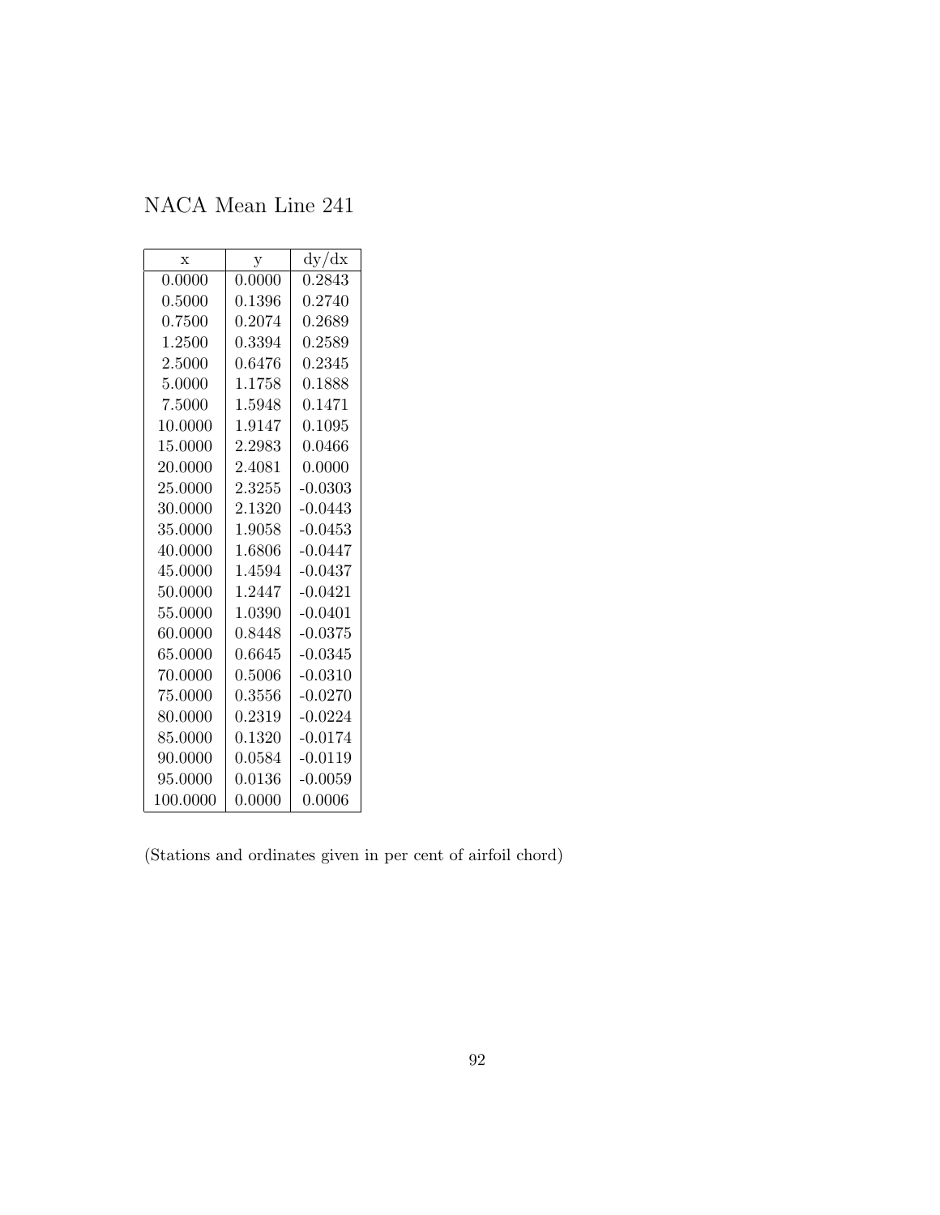# NACA Mean Line 241

| x | y | dy/dx |
|---|---|---|
| 0.0000 | 0.0000 | 0.2843 |
| 0.5000 | 0.1396 | 0.2740 |
| 0.7500 | 0.2074 | 0.2689 |
| 1.2500 | 0.3394 | 0.2589 |
| 2.5000 | 0.6476 | 0.2345 |
| 5.0000 | 1.1758 | 0.1888 |
| 7.5000 | 1.5948 | 0.1471 |
| 10.0000 | 1.9147 | 0.1095 |
| 15.0000 | 2.2983 | 0.0466 |
| 20.0000 | 2.4081 | 0.0000 |
| 25.0000 | 2.3255 | -0.0303 |
| 30.0000 | 2.1320 | -0.0443 |
| 35.0000 | 1.9058 | -0.0453 |
| 40.0000 | 1.6806 | -0.0447 |
| 45.0000 | 1.4594 | -0.0437 |
| 50.0000 | 1.2447 | -0.0421 |
| 55.0000 | 1.0390 | -0.0401 |
| 60.0000 | 0.8448 | -0.0375 |
| 65.0000 | 0.6645 | -0.0345 |
| 70.0000 | 0.5006 | -0.0310 |
| 75.0000 | 0.3556 | -0.0270 |
| 80.0000 | 0.2319 | -0.0224 |
| 85.0000 | 0.1320 | -0.0174 |
| 90.0000 | 0.0584 | -0.0119 |
| 95.0000 | 0.0136 | -0.0059 |
| 100.0000 | 0.0000 | 0.0006 |

(Stations and ordinates given in per cent of airfoil chord)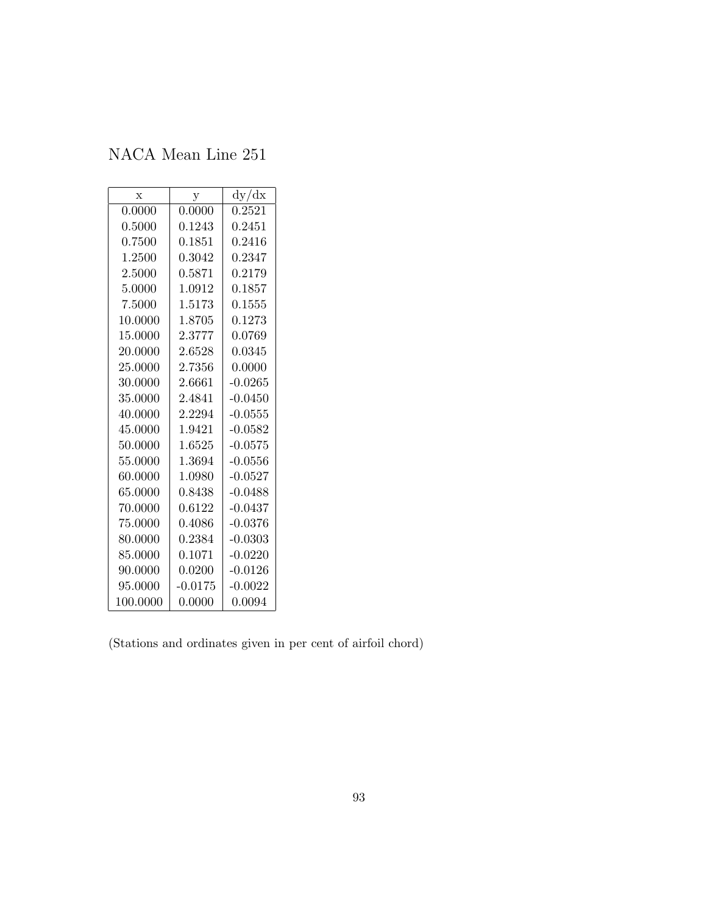NACA Mean Line 251

| x | y | dy/dx |
|---|---|---|
| 0.0000 | 0.0000 | 0.2521 |
| 0.5000 | 0.1243 | 0.2451 |
| 0.7500 | 0.1851 | 0.2416 |
| 1.2500 | 0.3042 | 0.2347 |
| 2.5000 | 0.5871 | 0.2179 |
| 5.0000 | 1.0912 | 0.1857 |
| 7.5000 | 1.5173 | 0.1555 |
| 10.0000 | 1.8705 | 0.1273 |
| 15.0000 | 2.3777 | 0.0769 |
| 20.0000 | 2.6528 | 0.0345 |
| 25.0000 | 2.7356 | 0.0000 |
| 30.0000 | 2.6661 | -0.0265 |
| 35.0000 | 2.4841 | -0.0450 |
| 40.0000 | 2.2294 | -0.0555 |
| 45.0000 | 1.9421 | -0.0582 |
| 50.0000 | 1.6525 | -0.0575 |
| 55.0000 | 1.3694 | -0.0556 |
| 60.0000 | 1.0980 | -0.0527 |
| 65.0000 | 0.8438 | -0.0488 |
| 70.0000 | 0.6122 | -0.0437 |
| 75.0000 | 0.4086 | -0.0376 |
| 80.0000 | 0.2384 | -0.0303 |
| 85.0000 | 0.1071 | -0.0220 |
| 90.0000 | 0.0200 | -0.0126 |
| 95.0000 | -0.0175 | -0.0022 |
| 100.0000 | 0.0000 | 0.0094 |

(Stations and ordinates given in per cent of airfoil chord)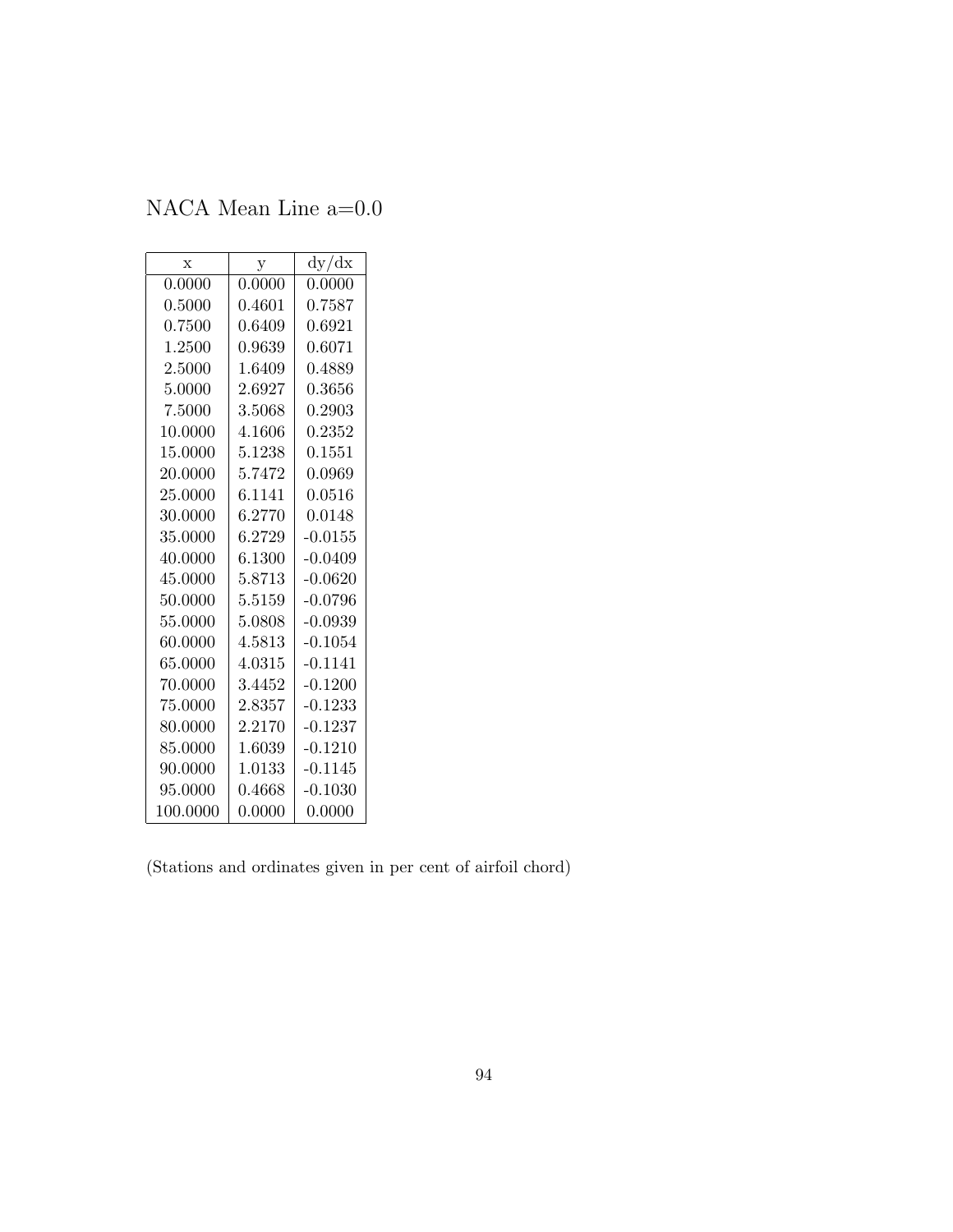# NACA Mean Line a=0.0

| x | y | dy/dx |
|---|---|---|
| 0.0000 | 0.0000 | 0.0000 |
| 0.5000 | 0.4601 | 0.7587 |
| 0.7500 | 0.6409 | 0.6921 |
| 1.2500 | 0.9639 | 0.6071 |
| 2.5000 | 1.6409 | 0.4889 |
| 5.0000 | 2.6927 | 0.3656 |
| 7.5000 | 3.5068 | 0.2903 |
| 10.0000 | 4.1606 | 0.2352 |
| 15.0000 | 5.1238 | 0.1551 |
| 20.0000 | 5.7472 | 0.0969 |
| 25.0000 | 6.1141 | 0.0516 |
| 30.0000 | 6.2770 | 0.0148 |
| 35.0000 | 6.2729 | -0.0155 |
| 40.0000 | 6.1300 | -0.0409 |
| 45.0000 | 5.8713 | -0.0620 |
| 50.0000 | 5.5159 | -0.0796 |
| 55.0000 | 5.0808 | -0.0939 |
| 60.0000 | 4.5813 | -0.1054 |
| 65.0000 | 4.0315 | -0.1141 |
| 70.0000 | 3.4452 | -0.1200 |
| 75.0000 | 2.8357 | -0.1233 |
| 80.0000 | 2.2170 | -0.1237 |
| 85.0000 | 1.6039 | -0.1210 |
| 90.0000 | 1.0133 | -0.1145 |
| 95.0000 | 0.4668 | -0.1030 |
| 100.0000 | 0.0000 | 0.0000 |

(Stations and ordinates given in per cent of airfoil chord)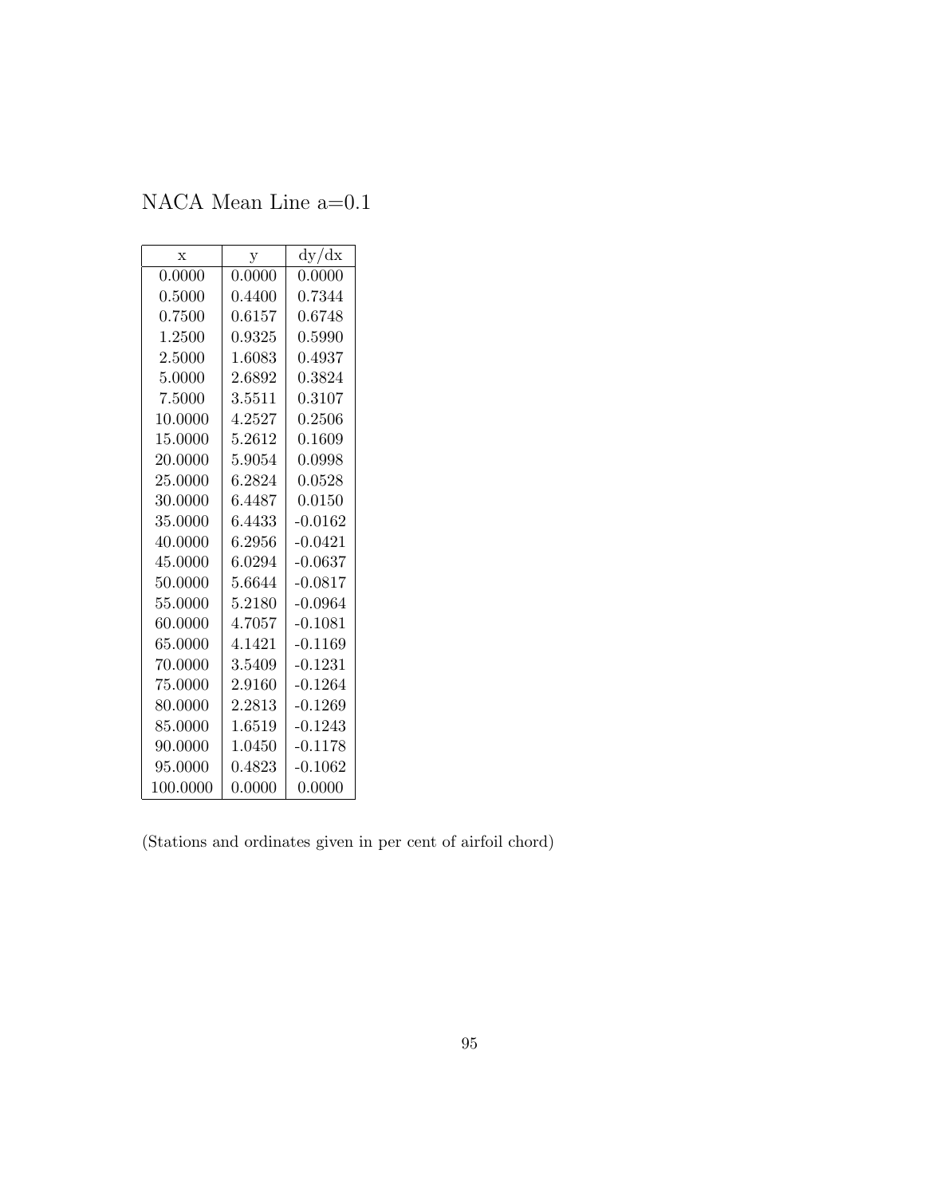NACA Mean Line a=0.1

| x | y | dy/dx |
|---|---|---|
| 0.0000 | 0.0000 | 0.0000 |
| 0.5000 | 0.4400 | 0.7344 |
| 0.7500 | 0.6157 | 0.6748 |
| 1.2500 | 0.9325 | 0.5990 |
| 2.5000 | 1.6083 | 0.4937 |
| 5.0000 | 2.6892 | 0.3824 |
| 7.5000 | 3.5511 | 0.3107 |
| 10.0000 | 4.2527 | 0.2506 |
| 15.0000 | 5.2612 | 0.1609 |
| 20.0000 | 5.9054 | 0.0998 |
| 25.0000 | 6.2824 | 0.0528 |
| 30.0000 | 6.4487 | 0.0150 |
| 35.0000 | 6.4433 | -0.0162 |
| 40.0000 | 6.2956 | -0.0421 |
| 45.0000 | 6.0294 | -0.0637 |
| 50.0000 | 5.6644 | -0.0817 |
| 55.0000 | 5.2180 | -0.0964 |
| 60.0000 | 4.7057 | -0.1081 |
| 65.0000 | 4.1421 | -0.1169 |
| 70.0000 | 3.5409 | -0.1231 |
| 75.0000 | 2.9160 | -0.1264 |
| 80.0000 | 2.2813 | -0.1269 |
| 85.0000 | 1.6519 | -0.1243 |
| 90.0000 | 1.0450 | -0.1178 |
| 95.0000 | 0.4823 | -0.1062 |
| 100.0000 | 0.0000 | 0.0000 |

(Stations and ordinates given in per cent of airfoil chord)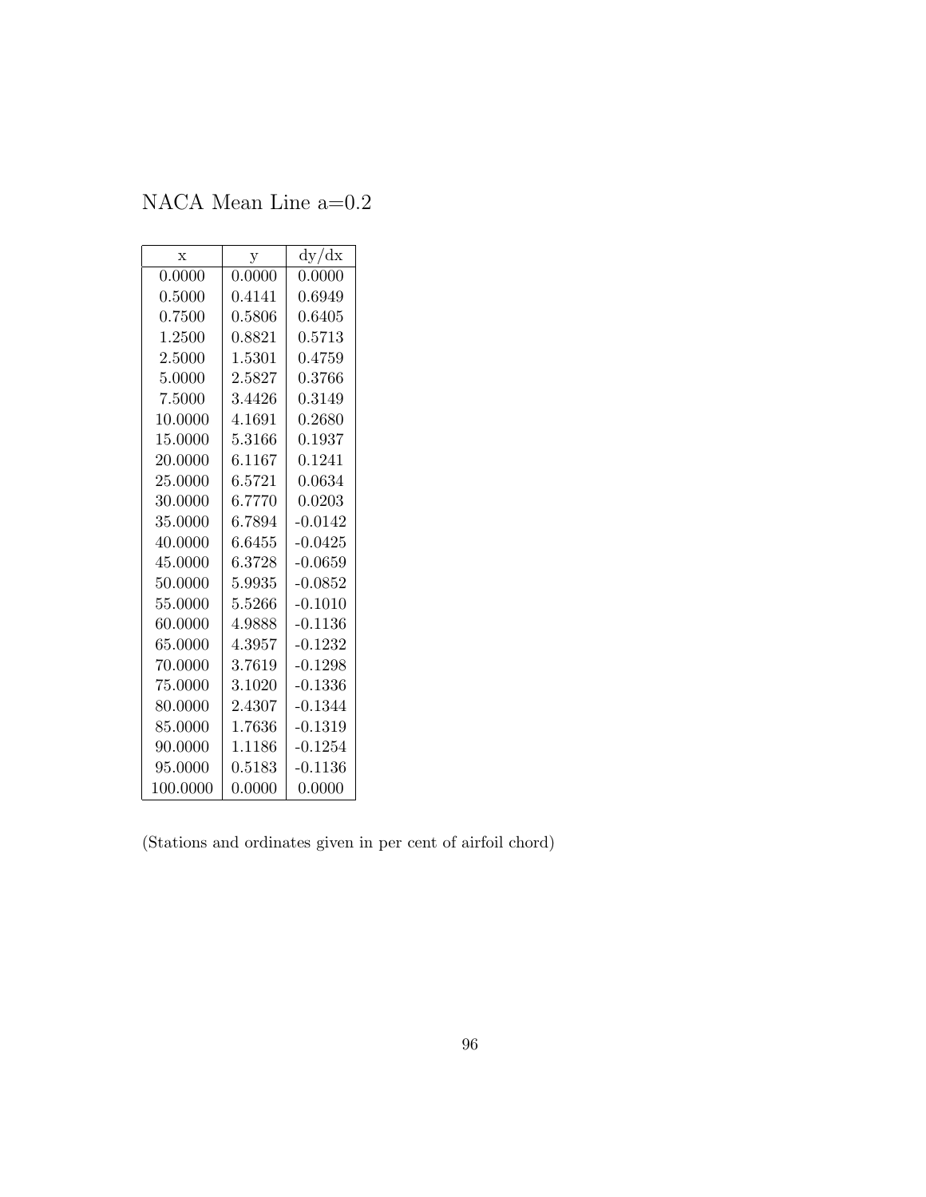NACA Mean Line a=0.2

| x | y | dy/dx |
|---|---|---|
| 0.0000 | 0.0000 | 0.0000 |
| 0.5000 | 0.4141 | 0.6949 |
| 0.7500 | 0.5806 | 0.6405 |
| 1.2500 | 0.8821 | 0.5713 |
| 2.5000 | 1.5301 | 0.4759 |
| 5.0000 | 2.5827 | 0.3766 |
| 7.5000 | 3.4426 | 0.3149 |
| 10.0000 | 4.1691 | 0.2680 |
| 15.0000 | 5.3166 | 0.1937 |
| 20.0000 | 6.1167 | 0.1241 |
| 25.0000 | 6.5721 | 0.0634 |
| 30.0000 | 6.7770 | 0.0203 |
| 35.0000 | 6.7894 | -0.0142 |
| 40.0000 | 6.6455 | -0.0425 |
| 45.0000 | 6.3728 | -0.0659 |
| 50.0000 | 5.9935 | -0.0852 |
| 55.0000 | 5.5266 | -0.1010 |
| 60.0000 | 4.9888 | -0.1136 |
| 65.0000 | 4.3957 | -0.1232 |
| 70.0000 | 3.7619 | -0.1298 |
| 75.0000 | 3.1020 | -0.1336 |
| 80.0000 | 2.4307 | -0.1344 |
| 85.0000 | 1.7636 | -0.1319 |
| 90.0000 | 1.1186 | -0.1254 |
| 95.0000 | 0.5183 | -0.1136 |
| 100.0000 | 0.0000 | 0.0000 |

(Stations and ordinates given in per cent of airfoil chord)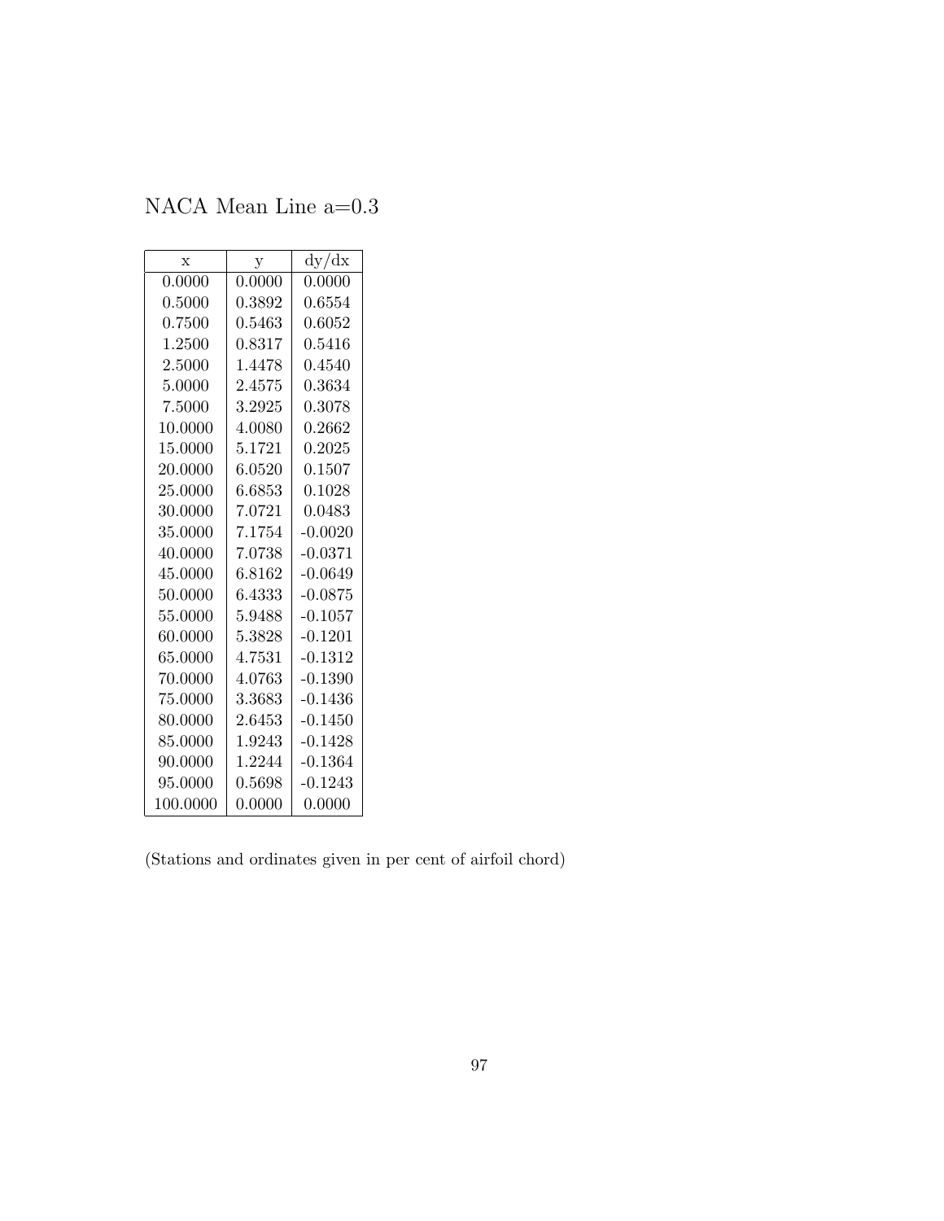NACA Mean Line a=0.3

| x | y | dy/dx |
|---|---|---|
| 0.0000 | 0.0000 | 0.0000 |
| 0.5000 | 0.3892 | 0.6554 |
| 0.7500 | 0.5463 | 0.6052 |
| 1.2500 | 0.8317 | 0.5416 |
| 2.5000 | 1.4478 | 0.4540 |
| 5.0000 | 2.4575 | 0.3634 |
| 7.5000 | 3.2925 | 0.3078 |
| 10.0000 | 4.0080 | 0.2662 |
| 15.0000 | 5.1721 | 0.2025 |
| 20.0000 | 6.0520 | 0.1507 |
| 25.0000 | 6.6853 | 0.1028 |
| 30.0000 | 7.0721 | 0.0483 |
| 35.0000 | 7.1754 | -0.0020 |
| 40.0000 | 7.0738 | -0.0371 |
| 45.0000 | 6.8162 | -0.0649 |
| 50.0000 | 6.4333 | -0.0875 |
| 55.0000 | 5.9488 | -0.1057 |
| 60.0000 | 5.3828 | -0.1201 |
| 65.0000 | 4.7531 | -0.1312 |
| 70.0000 | 4.0763 | -0.1390 |
| 75.0000 | 3.3683 | -0.1436 |
| 80.0000 | 2.6453 | -0.1450 |
| 85.0000 | 1.9243 | -0.1428 |
| 90.0000 | 1.2244 | -0.1364 |
| 95.0000 | 0.5698 | -0.1243 |
| 100.0000 | 0.0000 | 0.0000 |

(Stations and ordinates given in per cent of airfoil chord)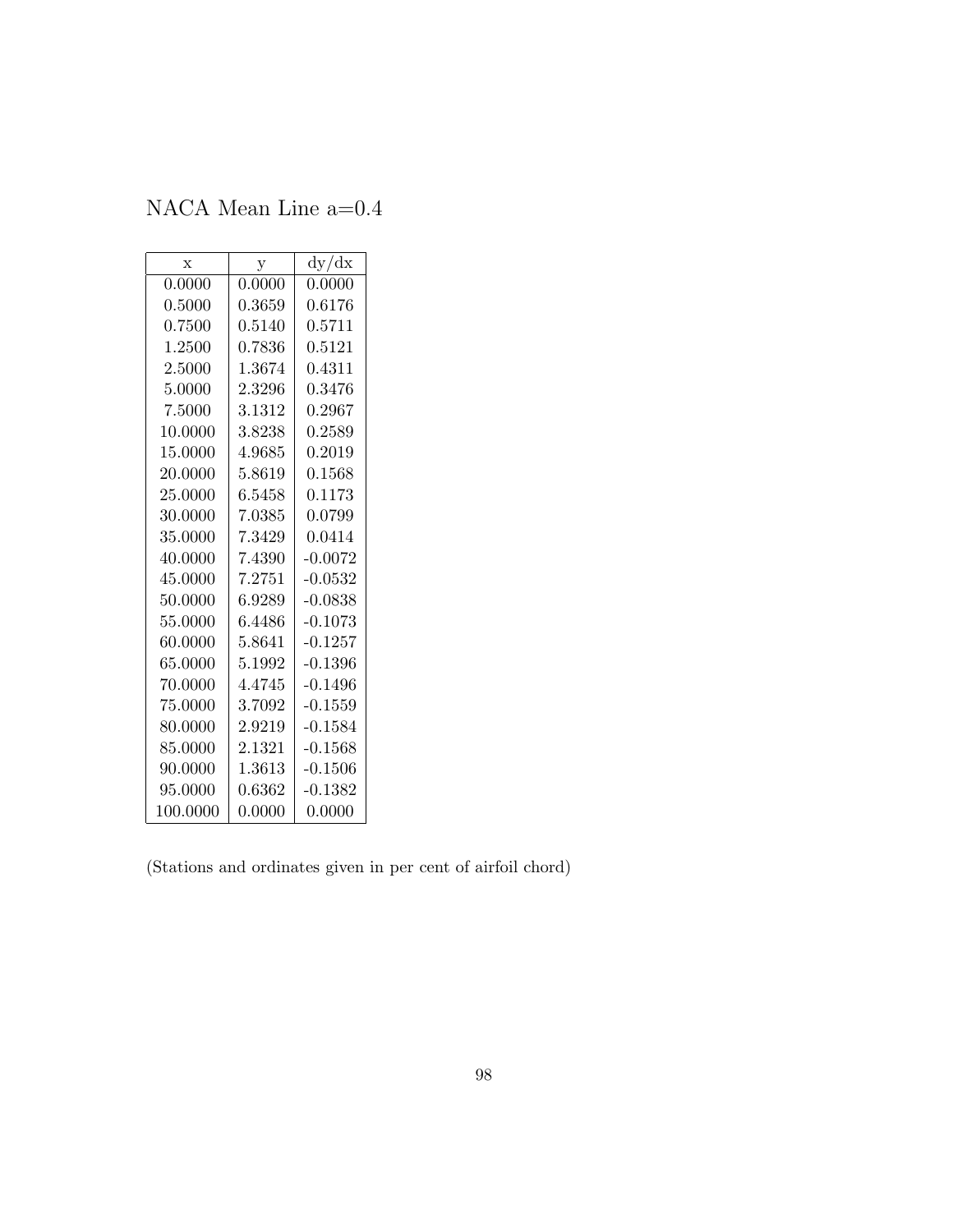NACA Mean Line a=0.4

| x | y | dy/dx |
|---|---|---|
| 0.0000 | 0.0000 | 0.0000 |
| 0.5000 | 0.3659 | 0.6176 |
| 0.7500 | 0.5140 | 0.5711 |
| 1.2500 | 0.7836 | 0.5121 |
| 2.5000 | 1.3674 | 0.4311 |
| 5.0000 | 2.3296 | 0.3476 |
| 7.5000 | 3.1312 | 0.2967 |
| 10.0000 | 3.8238 | 0.2589 |
| 15.0000 | 4.9685 | 0.2019 |
| 20.0000 | 5.8619 | 0.1568 |
| 25.0000 | 6.5458 | 0.1173 |
| 30.0000 | 7.0385 | 0.0799 |
| 35.0000 | 7.3429 | 0.0414 |
| 40.0000 | 7.4390 | -0.0072 |
| 45.0000 | 7.2751 | -0.0532 |
| 50.0000 | 6.9289 | -0.0838 |
| 55.0000 | 6.4486 | -0.1073 |
| 60.0000 | 5.8641 | -0.1257 |
| 65.0000 | 5.1992 | -0.1396 |
| 70.0000 | 4.4745 | -0.1496 |
| 75.0000 | 3.7092 | -0.1559 |
| 80.0000 | 2.9219 | -0.1584 |
| 85.0000 | 2.1321 | -0.1568 |
| 90.0000 | 1.3613 | -0.1506 |
| 95.0000 | 0.6362 | -0.1382 |
| 100.0000 | 0.0000 | 0.0000 |

(Stations and ordinates given in per cent of airfoil chord)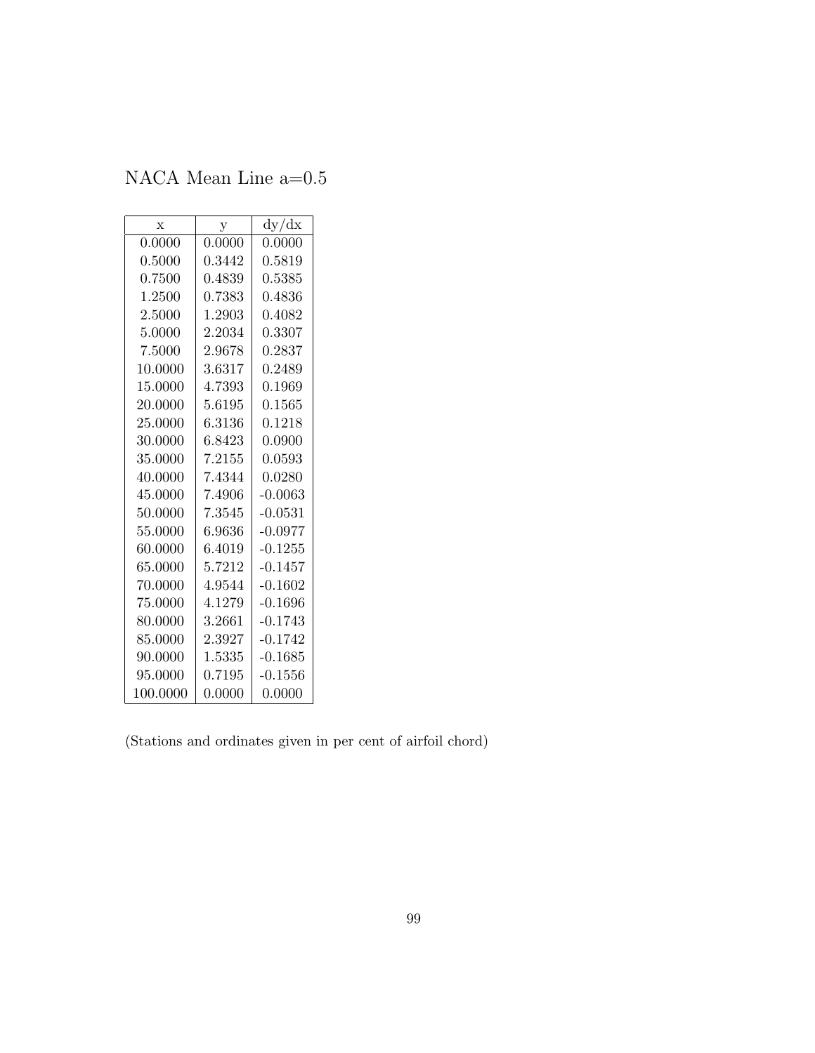# NACA Mean Line a=0.5

| x | y | dy/dx |
|---|---|---|
| 0.0000 | 0.0000 | 0.0000 |
| 0.5000 | 0.3442 | 0.5819 |
| 0.7500 | 0.4839 | 0.5385 |
| 1.2500 | 0.7383 | 0.4836 |
| 2.5000 | 1.2903 | 0.4082 |
| 5.0000 | 2.2034 | 0.3307 |
| 7.5000 | 2.9678 | 0.2837 |
| 10.0000 | 3.6317 | 0.2489 |
| 15.0000 | 4.7393 | 0.1969 |
| 20.0000 | 5.6195 | 0.1565 |
| 25.0000 | 6.3136 | 0.1218 |
| 30.0000 | 6.8423 | 0.0900 |
| 35.0000 | 7.2155 | 0.0593 |
| 40.0000 | 7.4344 | 0.0280 |
| 45.0000 | 7.4906 | -0.0063 |
| 50.0000 | 7.3545 | -0.0531 |
| 55.0000 | 6.9636 | -0.0977 |
| 60.0000 | 6.4019 | -0.1255 |
| 65.0000 | 5.7212 | -0.1457 |
| 70.0000 | 4.9544 | -0.1602 |
| 75.0000 | 4.1279 | -0.1696 |
| 80.0000 | 3.2661 | -0.1743 |
| 85.0000 | 2.3927 | -0.1742 |
| 90.0000 | 1.5335 | -0.1685 |
| 95.0000 | 0.7195 | -0.1556 |
| 100.0000 | 0.0000 | 0.0000 |

(Stations and ordinates given in per cent of airfoil chord)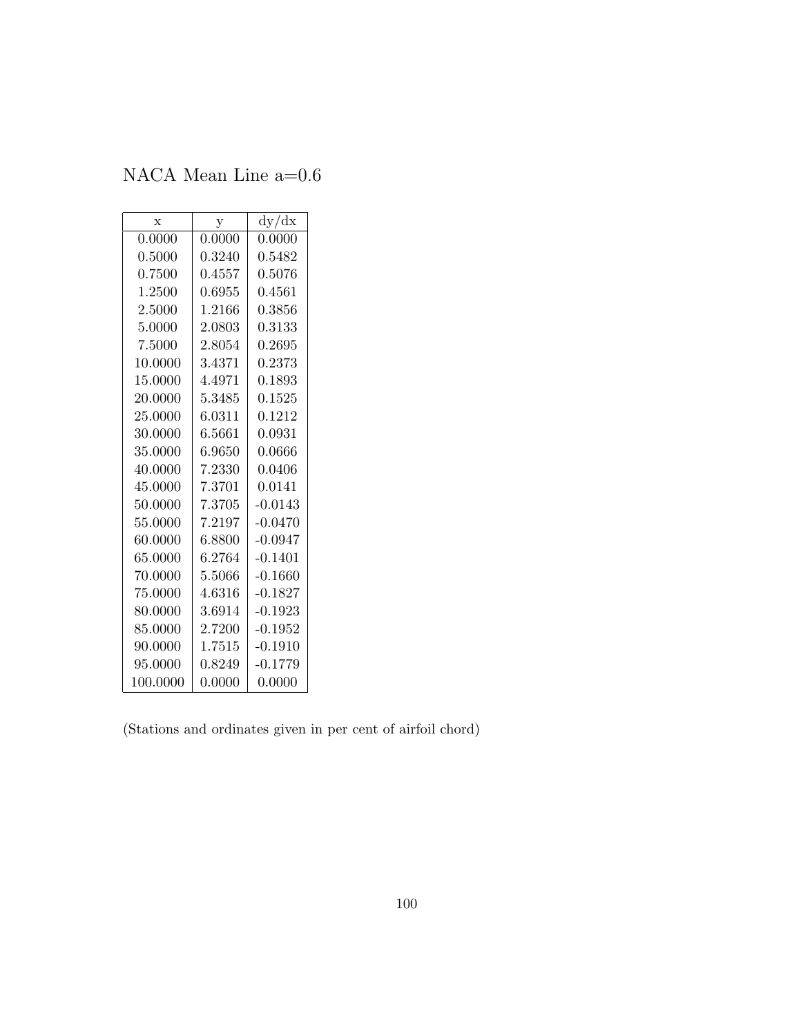# NACA Mean Line a=0.6

| x | y | dy/dx |
|---|---|---|
| 0.0000 | 0.0000 | 0.0000 |
| 0.5000 | 0.3240 | 0.5482 |
| 0.7500 | 0.4557 | 0.5076 |
| 1.2500 | 0.6955 | 0.4561 |
| 2.5000 | 1.2166 | 0.3856 |
| 5.0000 | 2.0803 | 0.3133 |
| 7.5000 | 2.8054 | 0.2695 |
| 10.0000 | 3.4371 | 0.2373 |
| 15.0000 | 4.4971 | 0.1893 |
| 20.0000 | 5.3485 | 0.1525 |
| 25.0000 | 6.0311 | 0.1212 |
| 30.0000 | 6.5661 | 0.0931 |
| 35.0000 | 6.9650 | 0.0666 |
| 40.0000 | 7.2330 | 0.0406 |
| 45.0000 | 7.3701 | 0.0141 |
| 50.0000 | 7.3705 | -0.0143 |
| 55.0000 | 7.2197 | -0.0470 |
| 60.0000 | 6.8800 | -0.0947 |
| 65.0000 | 6.2764 | -0.1401 |
| 70.0000 | 5.5066 | -0.1660 |
| 75.0000 | 4.6316 | -0.1827 |
| 80.0000 | 3.6914 | -0.1923 |
| 85.0000 | 2.7200 | -0.1952 |
| 90.0000 | 1.7515 | -0.1910 |
| 95.0000 | 0.8249 | -0.1779 |
| 100.0000 | 0.0000 | 0.0000 |

(Stations and ordinates given in per cent of airfoil chord)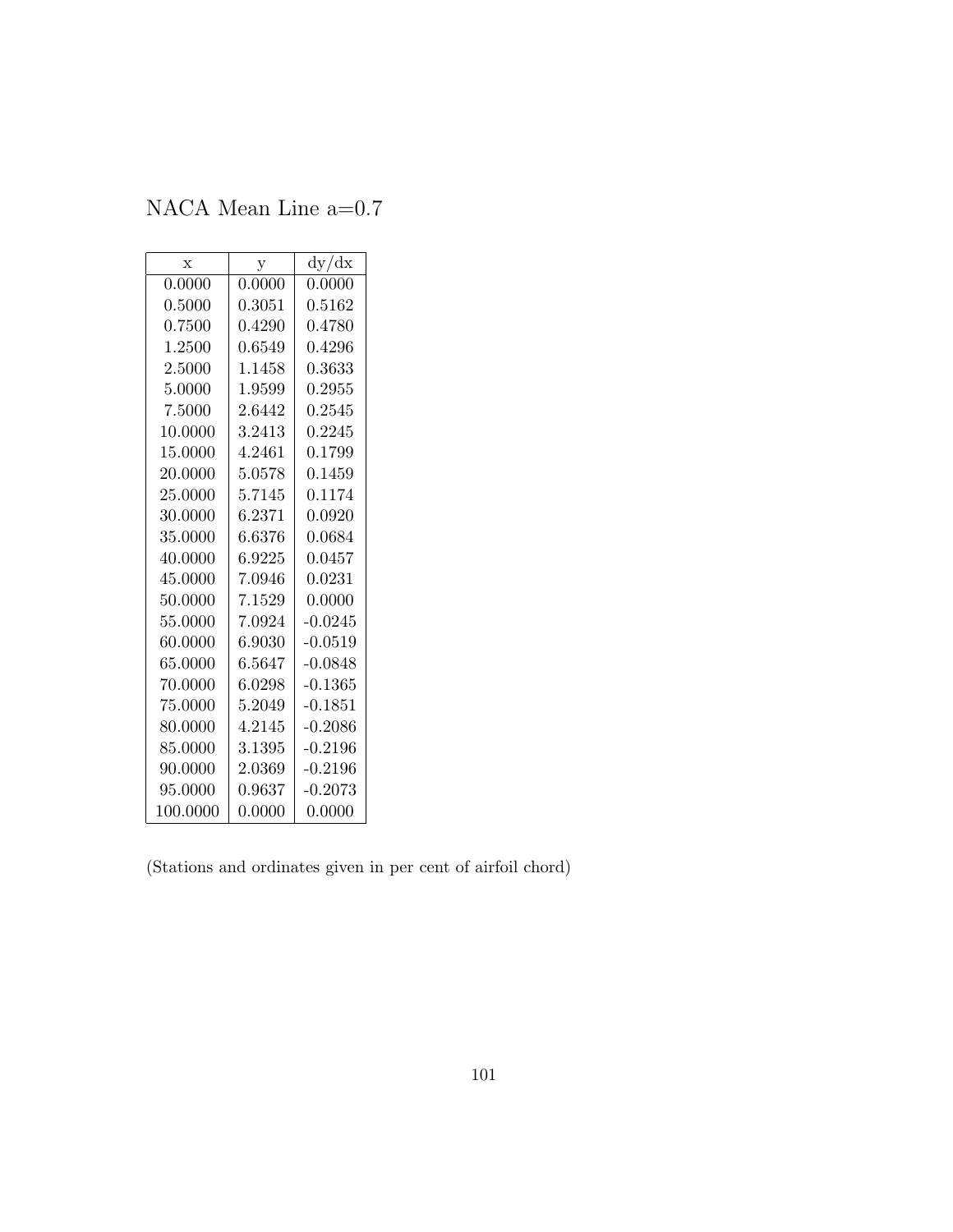# NACA Mean Line a=0.7

| x | y | dy/dx |
|---|---|---|
| 0.0000 | 0.0000 | 0.0000 |
| 0.5000 | 0.3051 | 0.5162 |
| 0.7500 | 0.4290 | 0.4780 |
| 1.2500 | 0.6549 | 0.4296 |
| 2.5000 | 1.1458 | 0.3633 |
| 5.0000 | 1.9599 | 0.2955 |
| 7.5000 | 2.6442 | 0.2545 |
| 10.0000 | 3.2413 | 0.2245 |
| 15.0000 | 4.2461 | 0.1799 |
| 20.0000 | 5.0578 | 0.1459 |
| 25.0000 | 5.7145 | 0.1174 |
| 30.0000 | 6.2371 | 0.0920 |
| 35.0000 | 6.6376 | 0.0684 |
| 40.0000 | 6.9225 | 0.0457 |
| 45.0000 | 7.0946 | 0.0231 |
| 50.0000 | 7.1529 | 0.0000 |
| 55.0000 | 7.0924 | -0.0245 |
| 60.0000 | 6.9030 | -0.0519 |
| 65.0000 | 6.5647 | -0.0848 |
| 70.0000 | 6.0298 | -0.1365 |
| 75.0000 | 5.2049 | -0.1851 |
| 80.0000 | 4.2145 | -0.2086 |
| 85.0000 | 3.1395 | -0.2196 |
| 90.0000 | 2.0369 | -0.2196 |
| 95.0000 | 0.9637 | -0.2073 |
| 100.0000 | 0.0000 | 0.0000 |

(Stations and ordinates given in per cent of airfoil chord)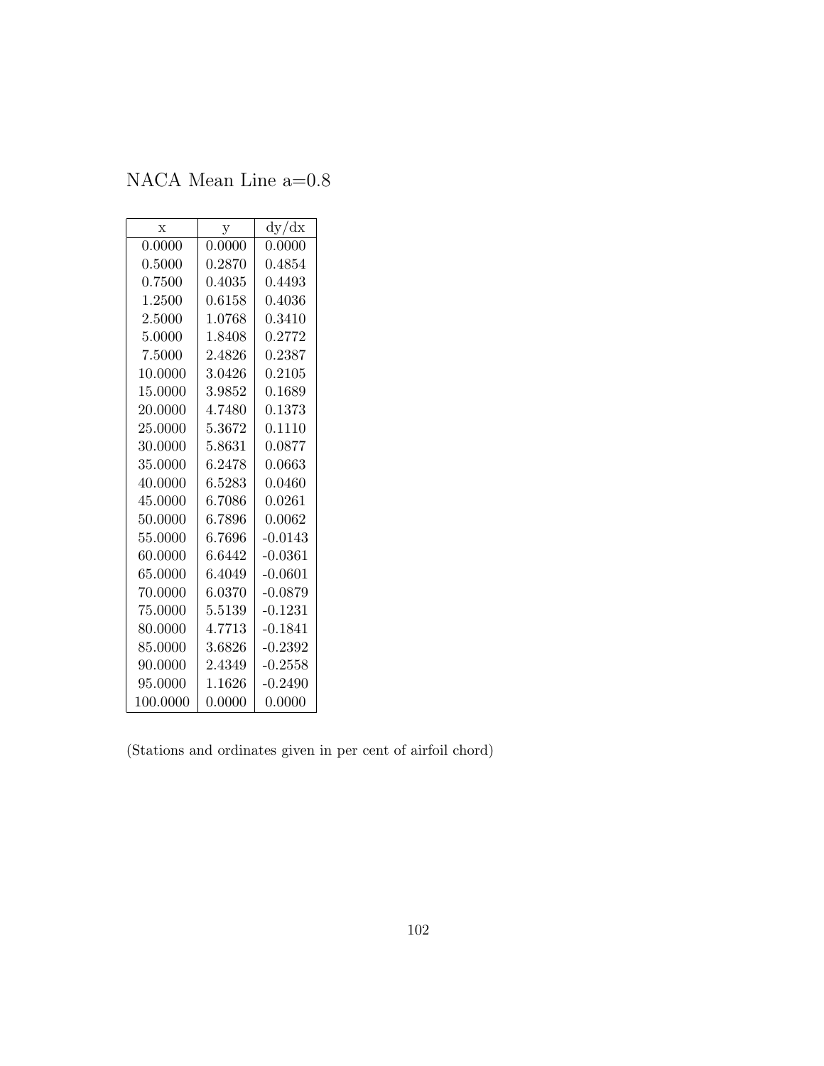NACA Mean Line a=0.8

| x | y | dy/dx |
|---|---|---|
| 0.0000 | 0.0000 | 0.0000 |
| 0.5000 | 0.2870 | 0.4854 |
| 0.7500 | 0.4035 | 0.4493 |
| 1.2500 | 0.6158 | 0.4036 |
| 2.5000 | 1.0768 | 0.3410 |
| 5.0000 | 1.8408 | 0.2772 |
| 7.5000 | 2.4826 | 0.2387 |
| 10.0000 | 3.0426 | 0.2105 |
| 15.0000 | 3.9852 | 0.1689 |
| 20.0000 | 4.7480 | 0.1373 |
| 25.0000 | 5.3672 | 0.1110 |
| 30.0000 | 5.8631 | 0.0877 |
| 35.0000 | 6.2478 | 0.0663 |
| 40.0000 | 6.5283 | 0.0460 |
| 45.0000 | 6.7086 | 0.0261 |
| 50.0000 | 6.7896 | 0.0062 |
| 55.0000 | 6.7696 | -0.0143 |
| 60.0000 | 6.6442 | -0.0361 |
| 65.0000 | 6.4049 | -0.0601 |
| 70.0000 | 6.0370 | -0.0879 |
| 75.0000 | 5.5139 | -0.1231 |
| 80.0000 | 4.7713 | -0.1841 |
| 85.0000 | 3.6826 | -0.2392 |
| 90.0000 | 2.4349 | -0.2558 |
| 95.0000 | 1.1626 | -0.2490 |
| 100.0000 | 0.0000 | 0.0000 |

(Stations and ordinates given in per cent of airfoil chord)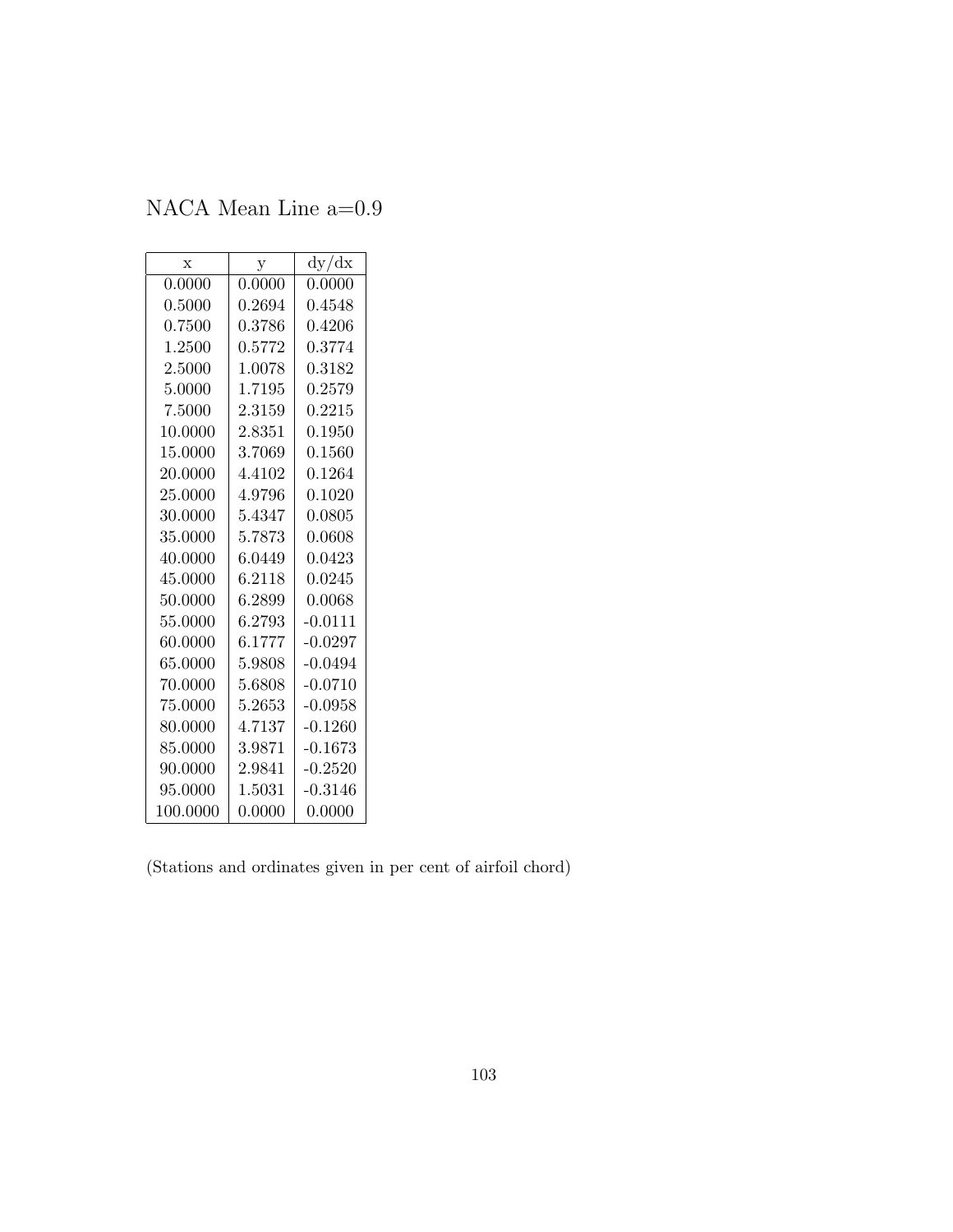NACA Mean Line a=0.9

| x | y | dy/dx |
|---|---|---|
| 0.0000 | 0.0000 | 0.0000 |
| 0.5000 | 0.2694 | 0.4548 |
| 0.7500 | 0.3786 | 0.4206 |
| 1.2500 | 0.5772 | 0.3774 |
| 2.5000 | 1.0078 | 0.3182 |
| 5.0000 | 1.7195 | 0.2579 |
| 7.5000 | 2.3159 | 0.2215 |
| 10.0000 | 2.8351 | 0.1950 |
| 15.0000 | 3.7069 | 0.1560 |
| 20.0000 | 4.4102 | 0.1264 |
| 25.0000 | 4.9796 | 0.1020 |
| 30.0000 | 5.4347 | 0.0805 |
| 35.0000 | 5.7873 | 0.0608 |
| 40.0000 | 6.0449 | 0.0423 |
| 45.0000 | 6.2118 | 0.0245 |
| 50.0000 | 6.2899 | 0.0068 |
| 55.0000 | 6.2793 | -0.0111 |
| 60.0000 | 6.1777 | -0.0297 |
| 65.0000 | 5.9808 | -0.0494 |
| 70.0000 | 5.6808 | -0.0710 |
| 75.0000 | 5.2653 | -0.0958 |
| 80.0000 | 4.7137 | -0.1260 |
| 85.0000 | 3.9871 | -0.1673 |
| 90.0000 | 2.9841 | -0.2520 |
| 95.0000 | 1.5031 | -0.3146 |
| 100.0000 | 0.0000 | 0.0000 |

(Stations and ordinates given in per cent of airfoil chord)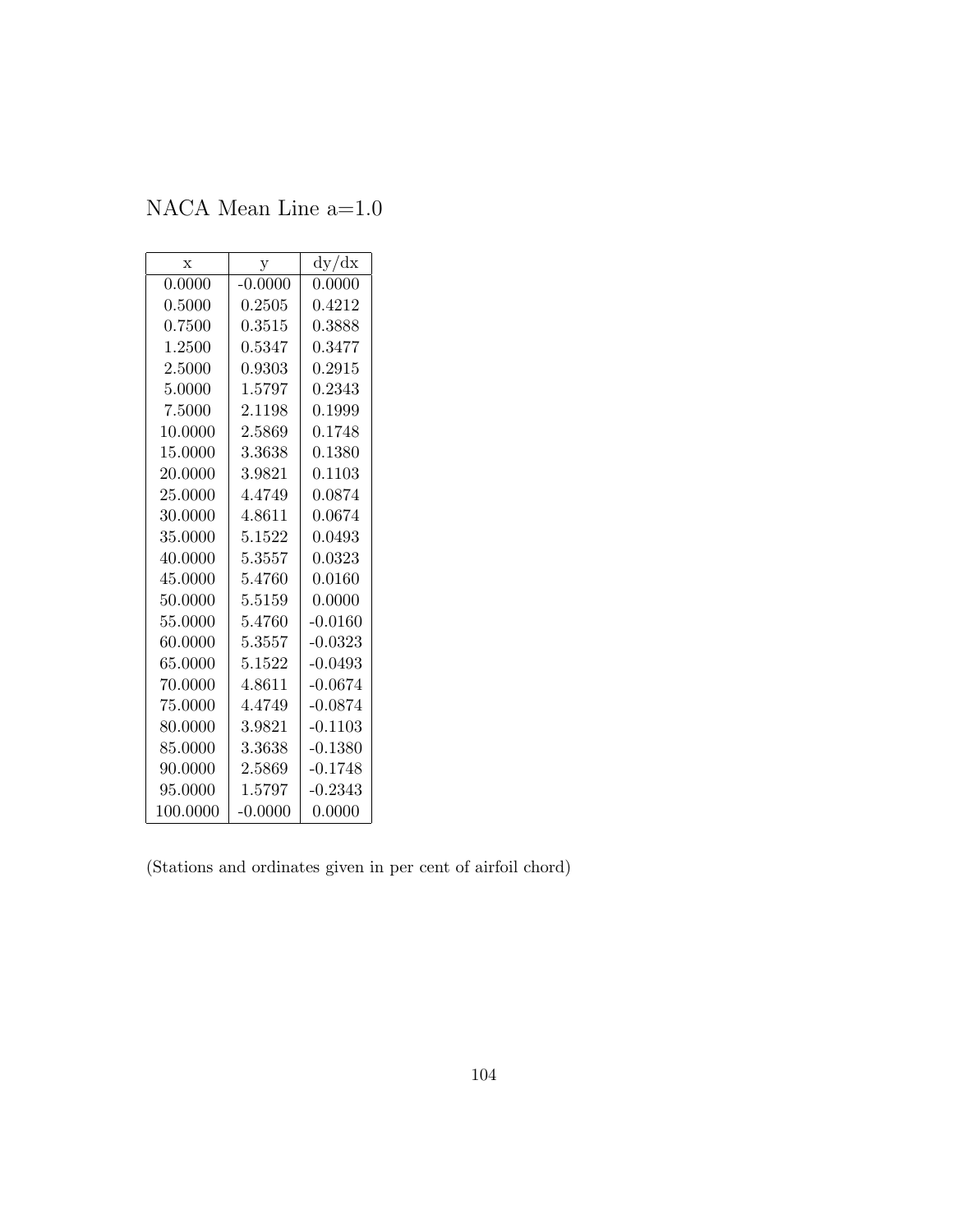NACA Mean Line a=1.0

| x | y | dy/dx |
|---|---|---|
| 0.0000 | -0.0000 | 0.0000 |
| 0.5000 | 0.2505 | 0.4212 |
| 0.7500 | 0.3515 | 0.3888 |
| 1.2500 | 0.5347 | 0.3477 |
| 2.5000 | 0.9303 | 0.2915 |
| 5.0000 | 1.5797 | 0.2343 |
| 7.5000 | 2.1198 | 0.1999 |
| 10.0000 | 2.5869 | 0.1748 |
| 15.0000 | 3.3638 | 0.1380 |
| 20.0000 | 3.9821 | 0.1103 |
| 25.0000 | 4.4749 | 0.0874 |
| 30.0000 | 4.8611 | 0.0674 |
| 35.0000 | 5.1522 | 0.0493 |
| 40.0000 | 5.3557 | 0.0323 |
| 45.0000 | 5.4760 | 0.0160 |
| 50.0000 | 5.5159 | 0.0000 |
| 55.0000 | 5.4760 | -0.0160 |
| 60.0000 | 5.3557 | -0.0323 |
| 65.0000 | 5.1522 | -0.0493 |
| 70.0000 | 4.8611 | -0.0674 |
| 75.0000 | 4.4749 | -0.0874 |
| 80.0000 | 3.9821 | -0.1103 |
| 85.0000 | 3.3638 | -0.1380 |
| 90.0000 | 2.5869 | -0.1748 |
| 95.0000 | 1.5797 | -0.2343 |
| 100.0000 | -0.0000 | 0.0000 |

(Stations and ordinates given in per cent of airfoil chord)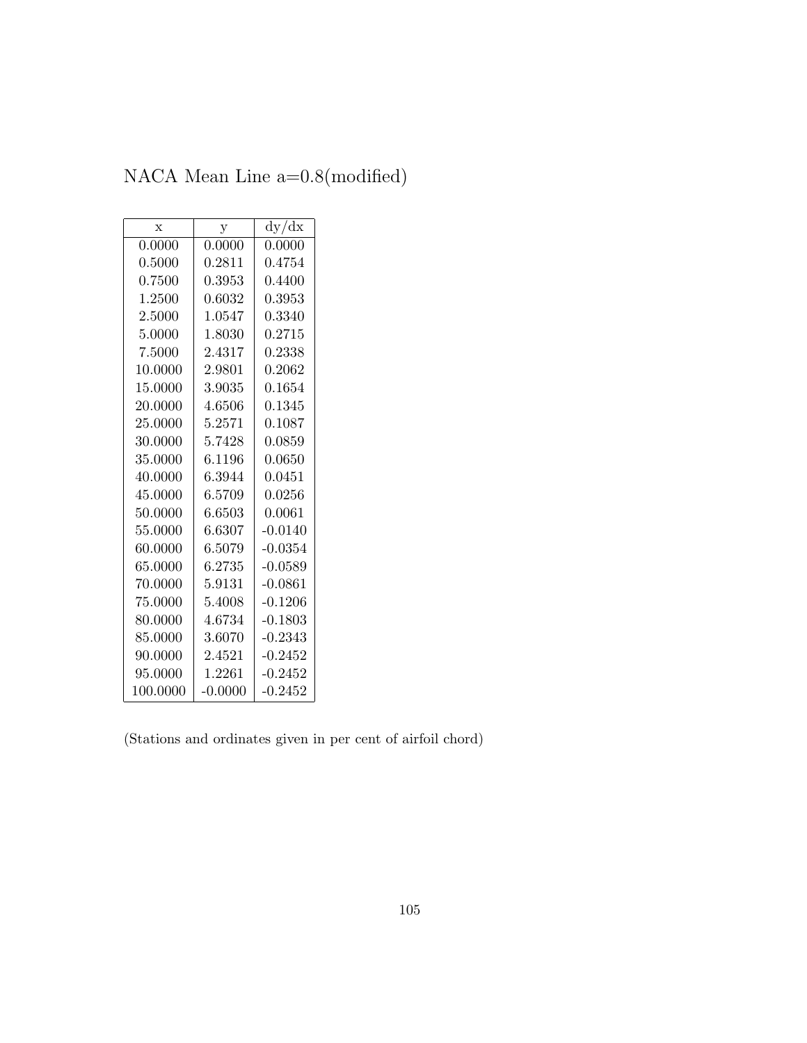# NACA Mean Line a=0.8(modified)

| x | y | dy/dx |
|---|---|---|
| 0.0000 | 0.0000 | 0.0000 |
| 0.5000 | 0.2811 | 0.4754 |
| 0.7500 | 0.3953 | 0.4400 |
| 1.2500 | 0.6032 | 0.3953 |
| 2.5000 | 1.0547 | 0.3340 |
| 5.0000 | 1.8030 | 0.2715 |
| 7.5000 | 2.4317 | 0.2338 |
| 10.0000 | 2.9801 | 0.2062 |
| 15.0000 | 3.9035 | 0.1654 |
| 20.0000 | 4.6506 | 0.1345 |
| 25.0000 | 5.2571 | 0.1087 |
| 30.0000 | 5.7428 | 0.0859 |
| 35.0000 | 6.1196 | 0.0650 |
| 40.0000 | 6.3944 | 0.0451 |
| 45.0000 | 6.5709 | 0.0256 |
| 50.0000 | 6.6503 | 0.0061 |
| 55.0000 | 6.6307 | -0.0140 |
| 60.0000 | 6.5079 | -0.0354 |
| 65.0000 | 6.2735 | -0.0589 |
| 70.0000 | 5.9131 | -0.0861 |
| 75.0000 | 5.4008 | -0.1206 |
| 80.0000 | 4.6734 | -0.1803 |
| 85.0000 | 3.6070 | -0.2343 |
| 90.0000 | 2.4521 | -0.2452 |
| 95.0000 | 1.2261 | -0.2452 |
| 100.0000 | -0.0000 | -0.2452 |

(Stations and ordinates given in per cent of airfoil chord)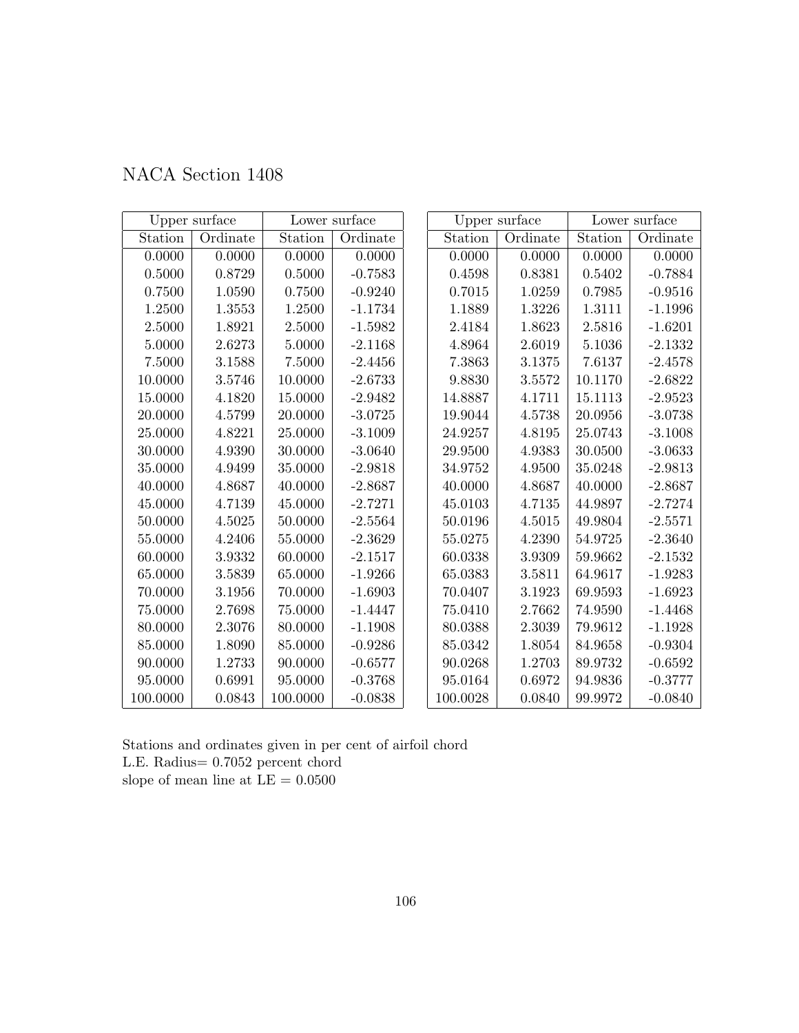# NACA Section 1408

| Upper surface | | Lower surface | |
|---|---|---|---|
| Station | Ordinate | Station | Ordinate |
| 0.0000 | 0.0000 | 0.0000 | 0.0000 |
| 0.5000 | 0.8729 | 0.5000 | -0.7583 |
| 0.7500 | 1.0590 | 0.7500 | -0.9240 |
| 1.2500 | 1.3553 | 1.2500 | -1.1734 |
| 2.5000 | 1.8921 | 2.5000 | -1.5982 |
| 5.0000 | 2.6273 | 5.0000 | -2.1168 |
| 7.5000 | 3.1588 | 7.5000 | -2.4456 |
| 10.0000 | 3.5746 | 10.0000 | -2.6733 |
| 15.0000 | 4.1820 | 15.0000 | -2.9482 |
| 20.0000 | 4.5799 | 20.0000 | -3.0725 |
| 25.0000 | 4.8221 | 25.0000 | -3.1009 |
| 30.0000 | 4.9390 | 30.0000 | -3.0640 |
| 35.0000 | 4.9499 | 35.0000 | -2.9818 |
| 40.0000 | 4.8687 | 40.0000 | -2.8687 |
| 45.0000 | 4.7139 | 45.0000 | -2.7271 |
| 50.0000 | 4.5025 | 50.0000 | -2.5564 |
| 55.0000 | 4.2406 | 55.0000 | -2.3629 |
| 60.0000 | 3.9332 | 60.0000 | -2.1517 |
| 65.0000 | 3.5839 | 65.0000 | -1.9266 |
| 70.0000 | 3.1956 | 70.0000 | -1.6903 |
| 75.0000 | 2.7698 | 75.0000 | -1.4447 |
| 80.0000 | 2.3076 | 80.0000 | -1.1908 |
| 85.0000 | 1.8090 | 85.0000 | -0.9286 |
| 90.0000 | 1.2733 | 90.0000 | -0.6577 |
| 95.0000 | 0.6991 | 95.0000 | -0.3768 |
| 100.0000 | 0.0843 | 100.0000 | -0.0838 |

| Upper surface | | Lower surface | |
|---|---|---|---|
| Station | Ordinate | Station | Ordinate |
| 0.0000 | 0.0000 | 0.0000 | 0.0000 |
| 0.4598 | 0.8381 | 0.5402 | -0.7884 |
| 0.7015 | 1.0259 | 0.7985 | -0.9516 |
| 1.1889 | 1.3226 | 1.3111 | -1.1996 |
| 2.4184 | 1.8623 | 2.5816 | -1.6201 |
| 4.8964 | 2.6019 | 5.1036 | -2.1332 |
| 7.3863 | 3.1375 | 7.6137 | -2.4578 |
| 9.8830 | 3.5572 | 10.1170 | -2.6822 |
| 14.8887 | 4.1711 | 15.1113 | -2.9523 |
| 19.9044 | 4.5738 | 20.0956 | -3.0738 |
| 24.9257 | 4.8195 | 25.0743 | -3.1008 |
| 29.9500 | 4.9383 | 30.0500 | -3.0633 |
| 34.9752 | 4.9500 | 35.0248 | -2.9813 |
| 40.0000 | 4.8687 | 40.0000 | -2.8687 |
| 45.0103 | 4.7135 | 44.9897 | -2.7274 |
| 50.0196 | 4.5015 | 49.9804 | -2.5571 |
| 55.0275 | 4.2390 | 54.9725 | -2.3640 |
| 60.0338 | 3.9309 | 59.9662 | -2.1532 |
| 65.0383 | 3.5811 | 64.9617 | -1.9283 |
| 70.0407 | 3.1923 | 69.9593 | -1.6923 |
| 75.0410 | 2.7662 | 74.9590 | -1.4468 |
| 80.0388 | 2.3039 | 79.9612 | -1.1928 |
| 85.0342 | 1.8054 | 84.9658 | -0.9304 |
| 90.0268 | 1.2703 | 89.9732 | -0.6592 |
| 95.0164 | 0.6972 | 94.9836 | -0.3777 |
| 100.0028 | 0.0840 | 99.9972 | -0.0840 |

Stations and ordinates given in per cent of airfoil chord
L.E. Radius= 0.7052 percent chord
slope of mean line at LE = 0.0500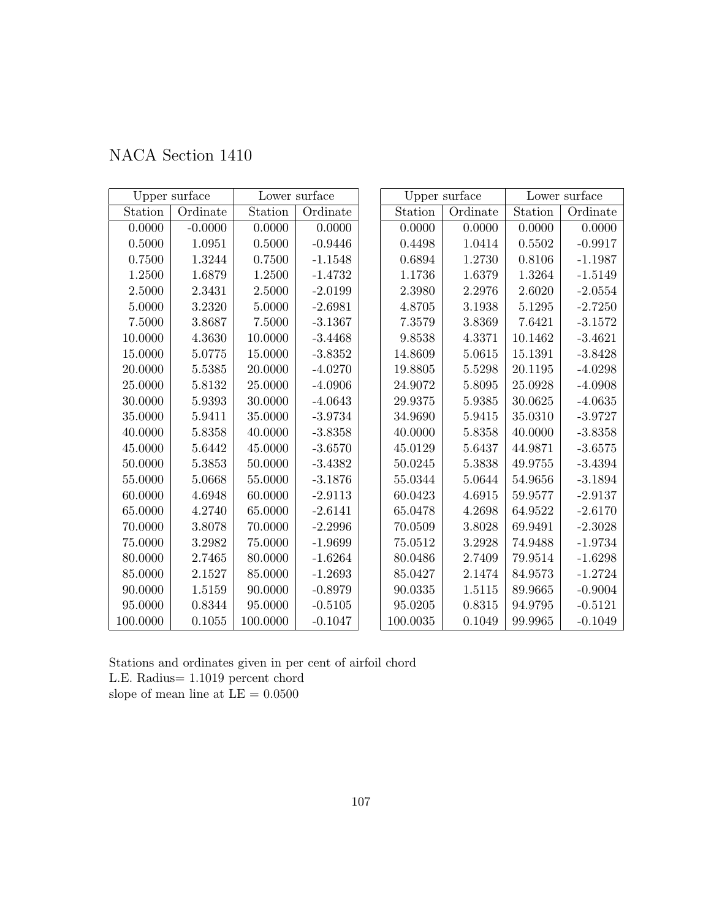NACA Section 1410

| Upper surface | | Lower surface | |
|---|---|---|---|
| Station | Ordinate | Station | Ordinate |
| 0.0000 | -0.0000 | 0.0000 | 0.0000 |
| 0.5000 | 1.0951 | 0.5000 | -0.9446 |
| 0.7500 | 1.3244 | 0.7500 | -1.1548 |
| 1.2500 | 1.6879 | 1.2500 | -1.4732 |
| 2.5000 | 2.3431 | 2.5000 | -2.0199 |
| 5.0000 | 3.2320 | 5.0000 | -2.6981 |
| 7.5000 | 3.8687 | 7.5000 | -3.1367 |
| 10.0000 | 4.3630 | 10.0000 | -3.4468 |
| 15.0000 | 5.0775 | 15.0000 | -3.8352 |
| 20.0000 | 5.5385 | 20.0000 | -4.0270 |
| 25.0000 | 5.8132 | 25.0000 | -4.0906 |
| 30.0000 | 5.9393 | 30.0000 | -4.0643 |
| 35.0000 | 5.9411 | 35.0000 | -3.9734 |
| 40.0000 | 5.8358 | 40.0000 | -3.8358 |
| 45.0000 | 5.6442 | 45.0000 | -3.6570 |
| 50.0000 | 5.3853 | 50.0000 | -3.4382 |
| 55.0000 | 5.0668 | 55.0000 | -3.1876 |
| 60.0000 | 4.6948 | 60.0000 | -2.9113 |
| 65.0000 | 4.2740 | 65.0000 | -2.6141 |
| 70.0000 | 3.8078 | 70.0000 | -2.2996 |
| 75.0000 | 3.2982 | 75.0000 | -1.9699 |
| 80.0000 | 2.7465 | 80.0000 | -1.6264 |
| 85.0000 | 2.1527 | 85.0000 | -1.2693 |
| 90.0000 | 1.5159 | 90.0000 | -0.8979 |
| 95.0000 | 0.8344 | 95.0000 | -0.5105 |
| 100.0000 | 0.1055 | 100.0000 | -0.1047 |

| Upper surface | | Lower surface | |
|---|---|---|---|
| Station | Ordinate | Station | Ordinate |
| 0.0000 | 0.0000 | 0.0000 | 0.0000 |
| 0.4498 | 1.0414 | 0.5502 | -0.9917 |
| 0.6894 | 1.2730 | 0.8106 | -1.1987 |
| 1.1736 | 1.6379 | 1.3264 | -1.5149 |
| 2.3980 | 2.2976 | 2.6020 | -2.0554 |
| 4.8705 | 3.1938 | 5.1295 | -2.7250 |
| 7.3579 | 3.8369 | 7.6421 | -3.1572 |
| 9.8538 | 4.3371 | 10.1462 | -3.4621 |
| 14.8609 | 5.0615 | 15.1391 | -3.8428 |
| 19.8805 | 5.5298 | 20.1195 | -4.0298 |
| 24.9072 | 5.8095 | 25.0928 | -4.0908 |
| 29.9375 | 5.9385 | 30.0625 | -4.0635 |
| 34.9690 | 5.9415 | 35.0310 | -3.9727 |
| 40.0000 | 5.8358 | 40.0000 | -3.8358 |
| 45.0129 | 5.6437 | 44.9871 | -3.6575 |
| 50.0245 | 5.3838 | 49.9755 | -3.4394 |
| 55.0344 | 5.0644 | 54.9656 | -3.1894 |
| 60.0423 | 4.6915 | 59.9577 | -2.9137 |
| 65.0478 | 4.2698 | 64.9522 | -2.6170 |
| 70.0509 | 3.8028 | 69.9491 | -2.3028 |
| 75.0512 | 3.2928 | 74.9488 | -1.9734 |
| 80.0486 | 2.7409 | 79.9514 | -1.6298 |
| 85.0427 | 2.1474 | 84.9573 | -1.2724 |
| 90.0335 | 1.5115 | 89.9665 | -0.9004 |
| 95.0205 | 0.8315 | 94.9795 | -0.5121 |
| 100.0035 | 0.1049 | 99.9965 | -0.1049 |

Stations and ordinates given in per cent of airfoil chord
L.E. Radius= 1.1019 percent chord
slope of mean line at LE = 0.0500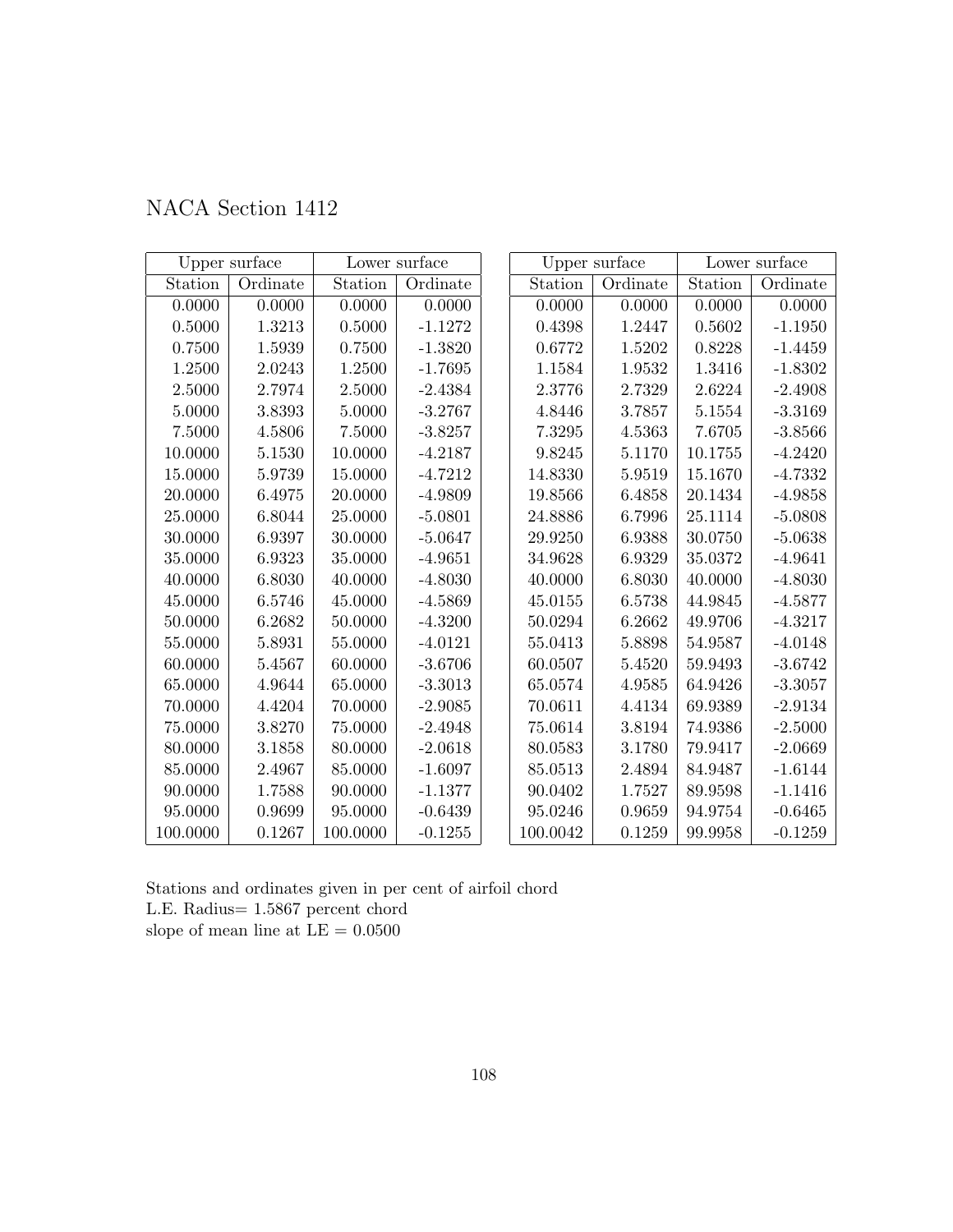# NACA Section 1412

| Upper surface | | Lower surface | |
|---|---|---|---|
| Station | Ordinate | Station | Ordinate |
| 0.0000 | 0.0000 | 0.0000 | 0.0000 |
| 0.5000 | 1.3213 | 0.5000 | -1.1272 |
| 0.7500 | 1.5939 | 0.7500 | -1.3820 |
| 1.2500 | 2.0243 | 1.2500 | -1.7695 |
| 2.5000 | 2.7974 | 2.5000 | -2.4384 |
| 5.0000 | 3.8393 | 5.0000 | -3.2767 |
| 7.5000 | 4.5806 | 7.5000 | -3.8257 |
| 10.0000 | 5.1530 | 10.0000 | -4.2187 |
| 15.0000 | 5.9739 | 15.0000 | -4.7212 |
| 20.0000 | 6.4975 | 20.0000 | -4.9809 |
| 25.0000 | 6.8044 | 25.0000 | -5.0801 |
| 30.0000 | 6.9397 | 30.0000 | -5.0647 |
| 35.0000 | 6.9323 | 35.0000 | -4.9651 |
| 40.0000 | 6.8030 | 40.0000 | -4.8030 |
| 45.0000 | 6.5746 | 45.0000 | -4.5869 |
| 50.0000 | 6.2682 | 50.0000 | -4.3200 |
| 55.0000 | 5.8931 | 55.0000 | -4.0121 |
| 60.0000 | 5.4567 | 60.0000 | -3.6706 |
| 65.0000 | 4.9644 | 65.0000 | -3.3013 |
| 70.0000 | 4.4204 | 70.0000 | -2.9085 |
| 75.0000 | 3.8270 | 75.0000 | -2.4948 |
| 80.0000 | 3.1858 | 80.0000 | -2.0618 |
| 85.0000 | 2.4967 | 85.0000 | -1.6097 |
| 90.0000 | 1.7588 | 90.0000 | -1.1377 |
| 95.0000 | 0.9699 | 95.0000 | -0.6439 |
| 100.0000 | 0.1267 | 100.0000 | -0.1255 |

| Upper surface | | Lower surface | |
|---|---|---|---|
| Station | Ordinate | Station | Ordinate |
| 0.0000 | 0.0000 | 0.0000 | 0.0000 |
| 0.4398 | 1.2447 | 0.5602 | -1.1950 |
| 0.6772 | 1.5202 | 0.8228 | -1.4459 |
| 1.1584 | 1.9532 | 1.3416 | -1.8302 |
| 2.3776 | 2.7329 | 2.6224 | -2.4908 |
| 4.8446 | 3.7857 | 5.1554 | -3.3169 |
| 7.3295 | 4.5363 | 7.6705 | -3.8566 |
| 9.8245 | 5.1170 | 10.1755 | -4.2420 |
| 14.8330 | 5.9519 | 15.1670 | -4.7332 |
| 19.8566 | 6.4858 | 20.1434 | -4.9858 |
| 24.8886 | 6.7996 | 25.1114 | -5.0808 |
| 29.9250 | 6.9388 | 30.0750 | -5.0638 |
| 34.9628 | 6.9329 | 35.0372 | -4.9641 |
| 40.0000 | 6.8030 | 40.0000 | -4.8030 |
| 45.0155 | 6.5738 | 44.9845 | -4.5877 |
| 50.0294 | 6.2662 | 49.9706 | -4.3217 |
| 55.0413 | 5.8898 | 54.9587 | -4.0148 |
| 60.0507 | 5.4520 | 59.9493 | -3.6742 |
| 65.0574 | 4.9585 | 64.9426 | -3.3057 |
| 70.0611 | 4.4134 | 69.9389 | -2.9134 |
| 75.0614 | 3.8194 | 74.9386 | -2.5000 |
| 80.0583 | 3.1780 | 79.9417 | -2.0669 |
| 85.0513 | 2.4894 | 84.9487 | -1.6144 |
| 90.0402 | 1.7527 | 89.9598 | -1.1416 |
| 95.0246 | 0.9659 | 94.9754 | -0.6465 |
| 100.0042 | 0.1259 | 99.9958 | -0.1259 |

Stations and ordinates given in per cent of airfoil chord
L.E. Radius= 1.5867 percent chord
slope of mean line at LE = 0.0500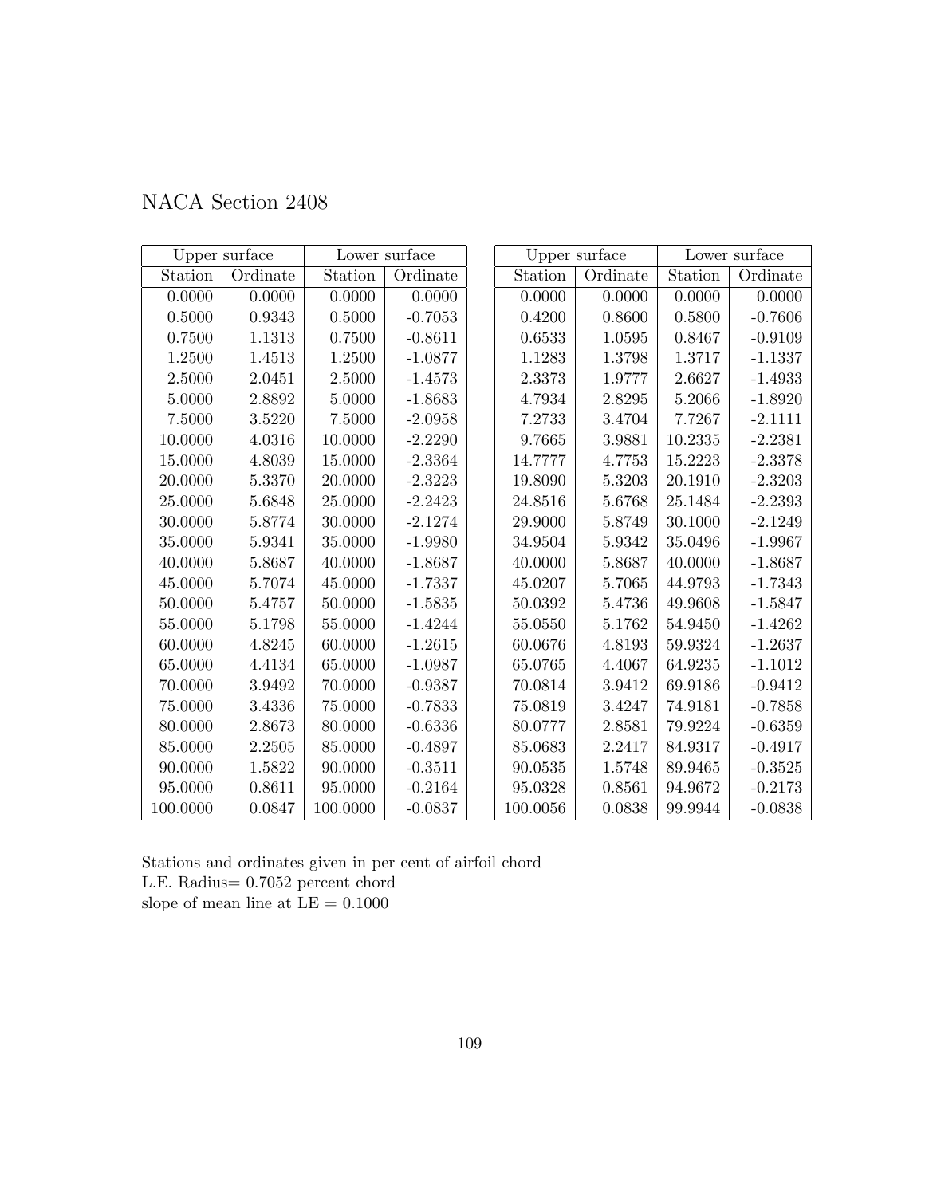# NACA Section 2408

| Upper surface | | Lower surface | |
|---|---|---|---|
| Station | Ordinate | Station | Ordinate |
| 0.0000 | 0.0000 | 0.0000 | 0.0000 |
| 0.5000 | 0.9343 | 0.5000 | -0.7053 |
| 0.7500 | 1.1313 | 0.7500 | -0.8611 |
| 1.2500 | 1.4513 | 1.2500 | -1.0877 |
| 2.5000 | 2.0451 | 2.5000 | -1.4573 |
| 5.0000 | 2.8892 | 5.0000 | -1.8683 |
| 7.5000 | 3.5220 | 7.5000 | -2.0958 |
| 10.0000 | 4.0316 | 10.0000 | -2.2290 |
| 15.0000 | 4.8039 | 15.0000 | -2.3364 |
| 20.0000 | 5.3370 | 20.0000 | -2.3223 |
| 25.0000 | 5.6848 | 25.0000 | -2.2423 |
| 30.0000 | 5.8774 | 30.0000 | -2.1274 |
| 35.0000 | 5.9341 | 35.0000 | -1.9980 |
| 40.0000 | 5.8687 | 40.0000 | -1.8687 |
| 45.0000 | 5.7074 | 45.0000 | -1.7337 |
| 50.0000 | 5.4757 | 50.0000 | -1.5835 |
| 55.0000 | 5.1798 | 55.0000 | -1.4244 |
| 60.0000 | 4.8245 | 60.0000 | -1.2615 |
| 65.0000 | 4.4134 | 65.0000 | -1.0987 |
| 70.0000 | 3.9492 | 70.0000 | -0.9387 |
| 75.0000 | 3.4336 | 75.0000 | -0.7833 |
| 80.0000 | 2.8673 | 80.0000 | -0.6336 |
| 85.0000 | 2.2505 | 85.0000 | -0.4897 |
| 90.0000 | 1.5822 | 90.0000 | -0.3511 |
| 95.0000 | 0.8611 | 95.0000 | -0.2164 |
| 100.0000 | 0.0847 | 100.0000 | -0.0837 |

| Upper surface | | Lower surface | |
|---|---|---|---|
| Station | Ordinate | Station | Ordinate |
| 0.0000 | 0.0000 | 0.0000 | 0.0000 |
| 0.4200 | 0.8600 | 0.5800 | -0.7606 |
| 0.6533 | 1.0595 | 0.8467 | -0.9109 |
| 1.1283 | 1.3798 | 1.3717 | -1.1337 |
| 2.3373 | 1.9777 | 2.6627 | -1.4933 |
| 4.7934 | 2.8295 | 5.2066 | -1.8920 |
| 7.2733 | 3.4704 | 7.7267 | -2.1111 |
| 9.7665 | 3.9881 | 10.2335 | -2.2381 |
| 14.7777 | 4.7753 | 15.2223 | -2.3378 |
| 19.8090 | 5.3203 | 20.1910 | -2.3203 |
| 24.8516 | 5.6768 | 25.1484 | -2.2393 |
| 29.9000 | 5.8749 | 30.1000 | -2.1249 |
| 34.9504 | 5.9342 | 35.0496 | -1.9967 |
| 40.0000 | 5.8687 | 40.0000 | -1.8687 |
| 45.0207 | 5.7065 | 44.9793 | -1.7343 |
| 50.0392 | 5.4736 | 49.9608 | -1.5847 |
| 55.0550 | 5.1762 | 54.9450 | -1.4262 |
| 60.0676 | 4.8193 | 59.9324 | -1.2637 |
| 65.0765 | 4.4067 | 64.9235 | -1.1012 |
| 70.0814 | 3.9412 | 69.9186 | -0.9412 |
| 75.0819 | 3.4247 | 74.9181 | -0.7858 |
| 80.0777 | 2.8581 | 79.9224 | -0.6359 |
| 85.0683 | 2.2417 | 84.9317 | -0.4917 |
| 90.0535 | 1.5748 | 89.9465 | -0.3525 |
| 95.0328 | 0.8561 | 94.9672 | -0.2173 |
| 100.0056 | 0.0838 | 99.9944 | -0.0838 |

Stations and ordinates given in per cent of airfoil chord
L.E. Radius= 0.7052 percent chord
slope of mean line at LE = 0.1000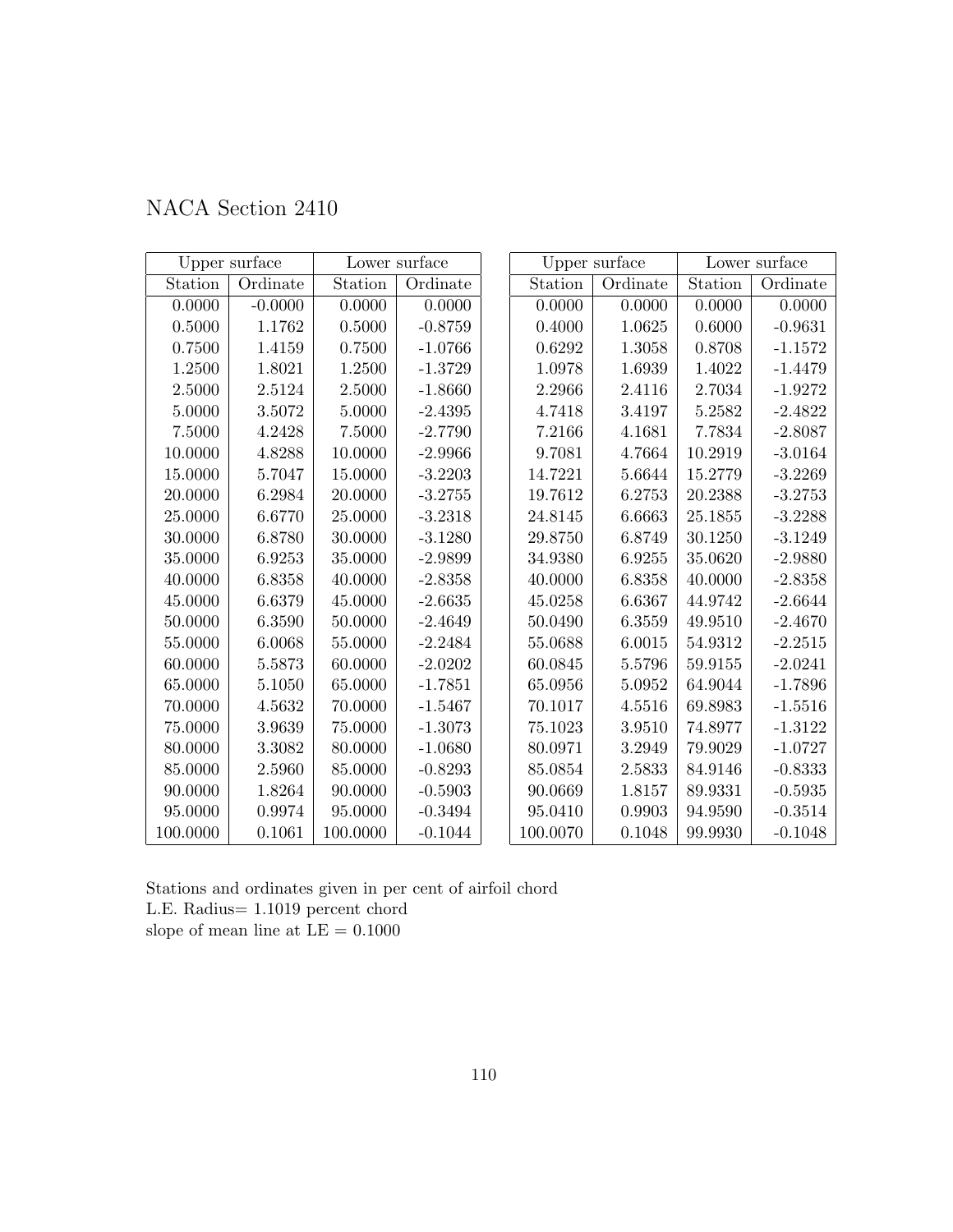# NACA Section 2410

| Upper surface | | Lower surface | |
|---|---|---|---|
| Station | Ordinate | Station | Ordinate |
| 0.0000 | -0.0000 | 0.0000 | 0.0000 |
| 0.5000 | 1.1762 | 0.5000 | -0.8759 |
| 0.7500 | 1.4159 | 0.7500 | -1.0766 |
| 1.2500 | 1.8021 | 1.2500 | -1.3729 |
| 2.5000 | 2.5124 | 2.5000 | -1.8660 |
| 5.0000 | 3.5072 | 5.0000 | -2.4395 |
| 7.5000 | 4.2428 | 7.5000 | -2.7790 |
| 10.0000 | 4.8288 | 10.0000 | -2.9966 |
| 15.0000 | 5.7047 | 15.0000 | -3.2203 |
| 20.0000 | 6.2984 | 20.0000 | -3.2755 |
| 25.0000 | 6.6770 | 25.0000 | -3.2318 |
| 30.0000 | 6.8780 | 30.0000 | -3.1280 |
| 35.0000 | 6.9253 | 35.0000 | -2.9899 |
| 40.0000 | 6.8358 | 40.0000 | -2.8358 |
| 45.0000 | 6.6379 | 45.0000 | -2.6635 |
| 50.0000 | 6.3590 | 50.0000 | -2.4649 |
| 55.0000 | 6.0068 | 55.0000 | -2.2484 |
| 60.0000 | 5.5873 | 60.0000 | -2.0202 |
| 65.0000 | 5.1050 | 65.0000 | -1.7851 |
| 70.0000 | 4.5632 | 70.0000 | -1.5467 |
| 75.0000 | 3.9639 | 75.0000 | -1.3073 |
| 80.0000 | 3.3082 | 80.0000 | -1.0680 |
| 85.0000 | 2.5960 | 85.0000 | -0.8293 |
| 90.0000 | 1.8264 | 90.0000 | -0.5903 |
| 95.0000 | 0.9974 | 95.0000 | -0.3494 |
| 100.0000 | 0.1061 | 100.0000 | -0.1044 |

| Upper surface | | Lower surface | |
|---|---|---|---|
| Station | Ordinate | Station | Ordinate |
| 0.0000 | 0.0000 | 0.0000 | 0.0000 |
| 0.4000 | 1.0625 | 0.6000 | -0.9631 |
| 0.6292 | 1.3058 | 0.8708 | -1.1572 |
| 1.0978 | 1.6939 | 1.4022 | -1.4479 |
| 2.2966 | 2.4116 | 2.7034 | -1.9272 |
| 4.7418 | 3.4197 | 5.2582 | -2.4822 |
| 7.2166 | 4.1681 | 7.7834 | -2.8087 |
| 9.7081 | 4.7664 | 10.2919 | -3.0164 |
| 14.7221 | 5.6644 | 15.2779 | -3.2269 |
| 19.7612 | 6.2753 | 20.2388 | -3.2753 |
| 24.8145 | 6.6663 | 25.1855 | -3.2288 |
| 29.8750 | 6.8749 | 30.1250 | -3.1249 |
| 34.9380 | 6.9255 | 35.0620 | -2.9880 |
| 40.0000 | 6.8358 | 40.0000 | -2.8358 |
| 45.0258 | 6.6367 | 44.9742 | -2.6644 |
| 50.0490 | 6.3559 | 49.9510 | -2.4670 |
| 55.0688 | 6.0015 | 54.9312 | -2.2515 |
| 60.0845 | 5.5796 | 59.9155 | -2.0241 |
| 65.0956 | 5.0952 | 64.9044 | -1.7896 |
| 70.1017 | 4.5516 | 69.8983 | -1.5516 |
| 75.1023 | 3.9510 | 74.8977 | -1.3122 |
| 80.0971 | 3.2949 | 79.9029 | -1.0727 |
| 85.0854 | 2.5833 | 84.9146 | -0.8333 |
| 90.0669 | 1.8157 | 89.9331 | -0.5935 |
| 95.0410 | 0.9903 | 94.9590 | -0.3514 |
| 100.0070 | 0.1048 | 99.9930 | -0.1048 |

Stations and ordinates given in per cent of airfoil chord
L.E. Radius= 1.1019 percent chord
slope of mean line at LE = 0.1000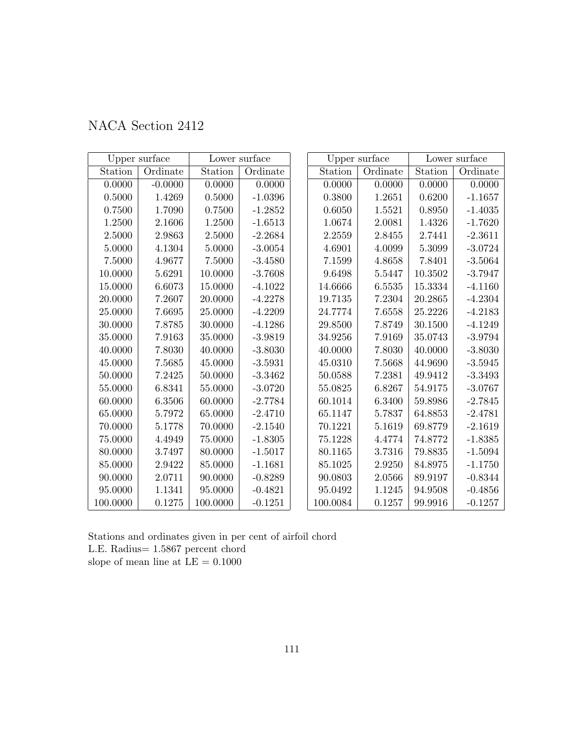# NACA Section 2412

| Upper surface | | Lower surface | |
|---|---|---|---|
| Station | Ordinate | Station | Ordinate |
| 0.0000 | -0.0000 | 0.0000 | 0.0000 |
| 0.5000 | 1.4269 | 0.5000 | -1.0396 |
| 0.7500 | 1.7090 | 0.7500 | -1.2852 |
| 1.2500 | 2.1606 | 1.2500 | -1.6513 |
| 2.5000 | 2.9863 | 2.5000 | -2.2684 |
| 5.0000 | 4.1304 | 5.0000 | -3.0054 |
| 7.5000 | 4.9677 | 7.5000 | -3.4580 |
| 10.0000 | 5.6291 | 10.0000 | -3.7608 |
| 15.0000 | 6.6073 | 15.0000 | -4.1022 |
| 20.0000 | 7.2607 | 20.0000 | -4.2278 |
| 25.0000 | 7.6695 | 25.0000 | -4.2209 |
| 30.0000 | 7.8785 | 30.0000 | -4.1286 |
| 35.0000 | 7.9163 | 35.0000 | -3.9819 |
| 40.0000 | 7.8030 | 40.0000 | -3.8030 |
| 45.0000 | 7.5685 | 45.0000 | -3.5931 |
| 50.0000 | 7.2425 | 50.0000 | -3.3462 |
| 55.0000 | 6.8341 | 55.0000 | -3.0720 |
| 60.0000 | 6.3506 | 60.0000 | -2.7784 |
| 65.0000 | 5.7972 | 65.0000 | -2.4710 |
| 70.0000 | 5.1778 | 70.0000 | -2.1540 |
| 75.0000 | 4.4949 | 75.0000 | -1.8305 |
| 80.0000 | 3.7497 | 80.0000 | -1.5017 |
| 85.0000 | 2.9422 | 85.0000 | -1.1681 |
| 90.0000 | 2.0711 | 90.0000 | -0.8289 |
| 95.0000 | 1.1341 | 95.0000 | -0.4821 |
| 100.0000 | 0.1275 | 100.0000 | -0.1251 |

| Upper surface | | Lower surface | |
|---|---|---|---|
| Station | Ordinate | Station | Ordinate |
| 0.0000 | 0.0000 | 0.0000 | 0.0000 |
| 0.3800 | 1.2651 | 0.6200 | -1.1657 |
| 0.6050 | 1.5521 | 0.8950 | -1.4035 |
| 1.0674 | 2.0081 | 1.4326 | -1.7620 |
| 2.2559 | 2.8455 | 2.7441 | -2.3611 |
| 4.6901 | 4.0099 | 5.3099 | -3.0724 |
| 7.1599 | 4.8658 | 7.8401 | -3.5064 |
| 9.6498 | 5.5447 | 10.3502 | -3.7947 |
| 14.6666 | 6.5535 | 15.3334 | -4.1160 |
| 19.7135 | 7.2304 | 20.2865 | -4.2304 |
| 24.7774 | 7.6558 | 25.2226 | -4.2183 |
| 29.8500 | 7.8749 | 30.1500 | -4.1249 |
| 34.9256 | 7.9169 | 35.0743 | -3.9794 |
| 40.0000 | 7.8030 | 40.0000 | -3.8030 |
| 45.0310 | 7.5668 | 44.9690 | -3.5945 |
| 50.0588 | 7.2381 | 49.9412 | -3.3493 |
| 55.0825 | 6.8267 | 54.9175 | -3.0767 |
| 60.1014 | 6.3400 | 59.8986 | -2.7845 |
| 65.1147 | 5.7837 | 64.8853 | -2.4781 |
| 70.1221 | 5.1619 | 69.8779 | -2.1619 |
| 75.1228 | 4.4774 | 74.8772 | -1.8385 |
| 80.1165 | 3.7316 | 79.8835 | -1.5094 |
| 85.1025 | 2.9250 | 84.8975 | -1.1750 |
| 90.0803 | 2.0566 | 89.9197 | -0.8344 |
| 95.0492 | 1.1245 | 94.9508 | -0.4856 |
| 100.0084 | 0.1257 | 99.9916 | -0.1257 |

Stations and ordinates given in per cent of airfoil chord
L.E. Radius= 1.5867 percent chord
slope of mean line at LE = 0.1000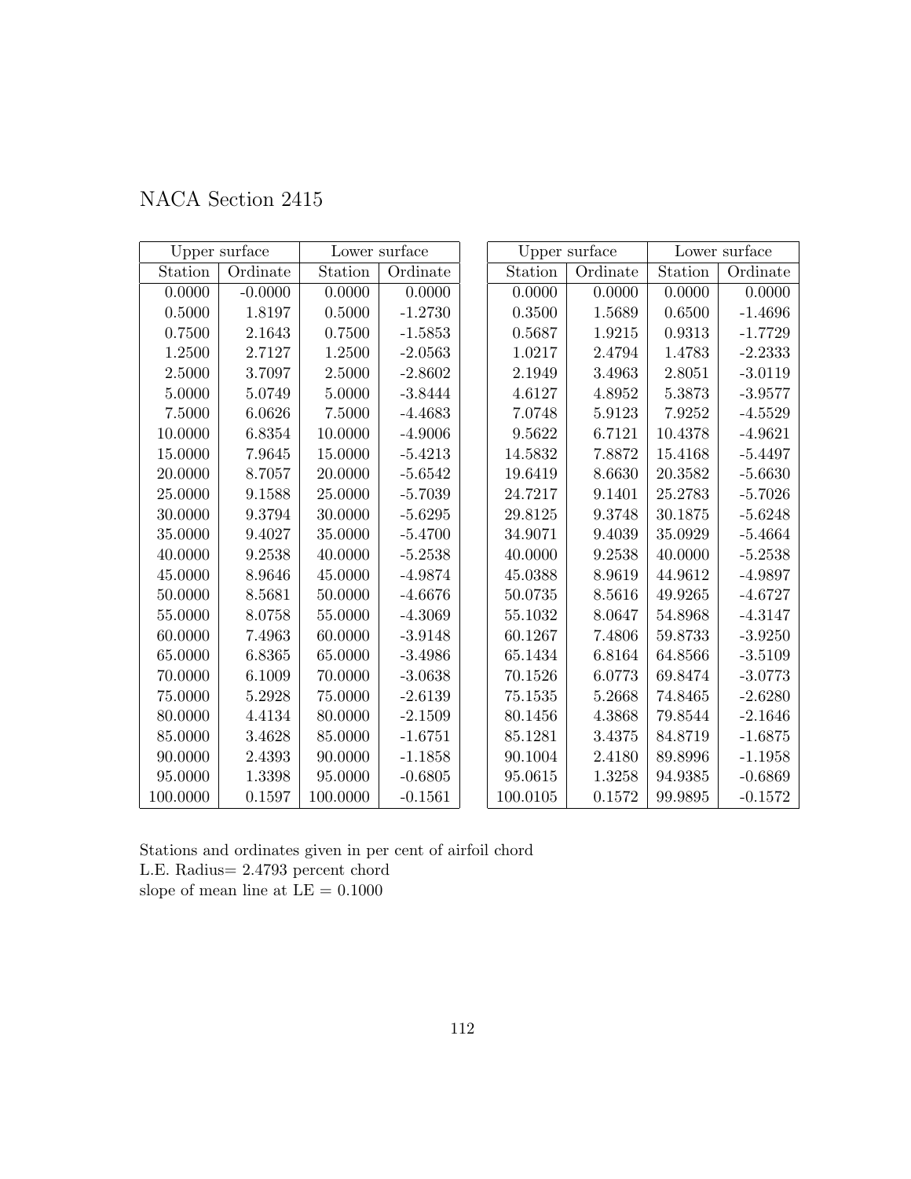# NACA Section 2415

| Upper surface | | Lower surface | |
|---|---|---|---|
| Station | Ordinate | Station | Ordinate |
| 0.0000 | -0.0000 | 0.0000 | 0.0000 |
| 0.5000 | 1.8197 | 0.5000 | -1.2730 |
| 0.7500 | 2.1643 | 0.7500 | -1.5853 |
| 1.2500 | 2.7127 | 1.2500 | -2.0563 |
| 2.5000 | 3.7097 | 2.5000 | -2.8602 |
| 5.0000 | 5.0749 | 5.0000 | -3.8444 |
| 7.5000 | 6.0626 | 7.5000 | -4.4683 |
| 10.0000 | 6.8354 | 10.0000 | -4.9006 |
| 15.0000 | 7.9645 | 15.0000 | -5.4213 |
| 20.0000 | 8.7057 | 20.0000 | -5.6542 |
| 25.0000 | 9.1588 | 25.0000 | -5.7039 |
| 30.0000 | 9.3794 | 30.0000 | -5.6295 |
| 35.0000 | 9.4027 | 35.0000 | -5.4700 |
| 40.0000 | 9.2538 | 40.0000 | -5.2538 |
| 45.0000 | 8.9646 | 45.0000 | -4.9874 |
| 50.0000 | 8.5681 | 50.0000 | -4.6676 |
| 55.0000 | 8.0758 | 55.0000 | -4.3069 |
| 60.0000 | 7.4963 | 60.0000 | -3.9148 |
| 65.0000 | 6.8365 | 65.0000 | -3.4986 |
| 70.0000 | 6.1009 | 70.0000 | -3.0638 |
| 75.0000 | 5.2928 | 75.0000 | -2.6139 |
| 80.0000 | 4.4134 | 80.0000 | -2.1509 |
| 85.0000 | 3.4628 | 85.0000 | -1.6751 |
| 90.0000 | 2.4393 | 90.0000 | -1.1858 |
| 95.0000 | 1.3398 | 95.0000 | -0.6805 |
| 100.0000 | 0.1597 | 100.0000 | -0.1561 |

| Upper surface | | Lower surface | |
|---|---|---|---|
| Station | Ordinate | Station | Ordinate |
| 0.0000 | 0.0000 | 0.0000 | 0.0000 |
| 0.3500 | 1.5689 | 0.6500 | -1.4696 |
| 0.5687 | 1.9215 | 0.9313 | -1.7729 |
| 1.0217 | 2.4794 | 1.4783 | -2.2333 |
| 2.1949 | 3.4963 | 2.8051 | -3.0119 |
| 4.6127 | 4.8952 | 5.3873 | -3.9577 |
| 7.0748 | 5.9123 | 7.9252 | -4.5529 |
| 9.5622 | 6.7121 | 10.4378 | -4.9621 |
| 14.5832 | 7.8872 | 15.4168 | -5.4497 |
| 19.6419 | 8.6630 | 20.3582 | -5.6630 |
| 24.7217 | 9.1401 | 25.2783 | -5.7026 |
| 29.8125 | 9.3748 | 30.1875 | -5.6248 |
| 34.9071 | 9.4039 | 35.0929 | -5.4664 |
| 40.0000 | 9.2538 | 40.0000 | -5.2538 |
| 45.0388 | 8.9619 | 44.9612 | -4.9897 |
| 50.0735 | 8.5616 | 49.9265 | -4.6727 |
| 55.1032 | 8.0647 | 54.8968 | -4.3147 |
| 60.1267 | 7.4806 | 59.8733 | -3.9250 |
| 65.1434 | 6.8164 | 64.8566 | -3.5109 |
| 70.1526 | 6.0773 | 69.8474 | -3.0773 |
| 75.1535 | 5.2668 | 74.8465 | -2.6280 |
| 80.1456 | 4.3868 | 79.8544 | -2.1646 |
| 85.1281 | 3.4375 | 84.8719 | -1.6875 |
| 90.1004 | 2.4180 | 89.8996 | -1.1958 |
| 95.0615 | 1.3258 | 94.9385 | -0.6869 |
| 100.0105 | 0.1572 | 99.9895 | -0.1572 |

Stations and ordinates given in per cent of airfoil chord
L.E. Radius= 2.4793 percent chord
slope of mean line at LE = 0.1000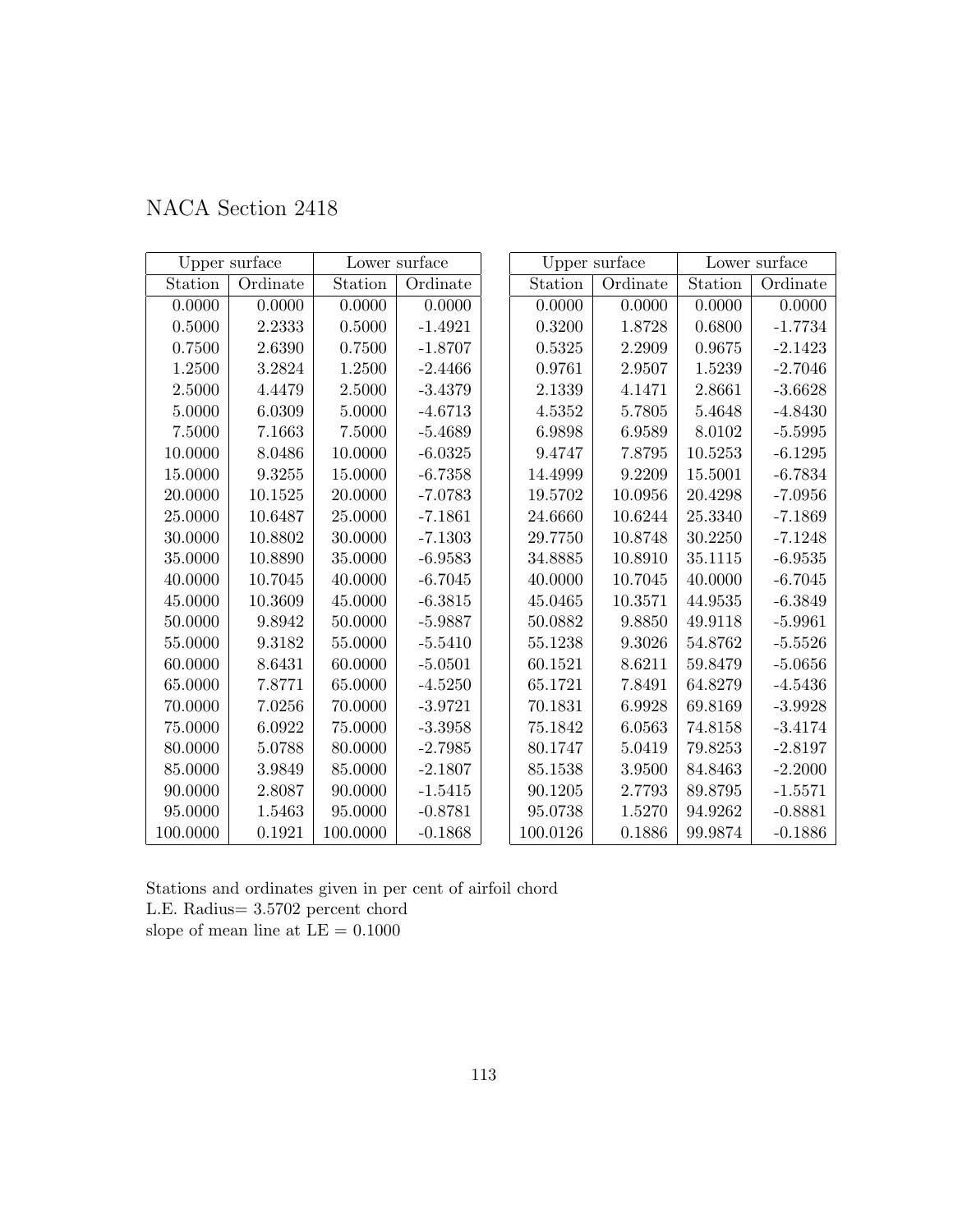NACA Section 2418

| Upper surface | | Lower surface | |
|---|---|---|---|
| Station | Ordinate | Station | Ordinate |
| 0.0000 | 0.0000 | 0.0000 | 0.0000 |
| 0.5000 | 2.2333 | 0.5000 | -1.4921 |
| 0.7500 | 2.6390 | 0.7500 | -1.8707 |
| 1.2500 | 3.2824 | 1.2500 | -2.4466 |
| 2.5000 | 4.4479 | 2.5000 | -3.4379 |
| 5.0000 | 6.0309 | 5.0000 | -4.6713 |
| 7.5000 | 7.1663 | 7.5000 | -5.4689 |
| 10.0000 | 8.0486 | 10.0000 | -6.0325 |
| 15.0000 | 9.3255 | 15.0000 | -6.7358 |
| 20.0000 | 10.1525 | 20.0000 | -7.0783 |
| 25.0000 | 10.6487 | 25.0000 | -7.1861 |
| 30.0000 | 10.8802 | 30.0000 | -7.1303 |
| 35.0000 | 10.8890 | 35.0000 | -6.9583 |
| 40.0000 | 10.7045 | 40.0000 | -6.7045 |
| 45.0000 | 10.3609 | 45.0000 | -6.3815 |
| 50.0000 | 9.8942 | 50.0000 | -5.9887 |
| 55.0000 | 9.3182 | 55.0000 | -5.5410 |
| 60.0000 | 8.6431 | 60.0000 | -5.0501 |
| 65.0000 | 7.8771 | 65.0000 | -4.5250 |
| 70.0000 | 7.0256 | 70.0000 | -3.9721 |
| 75.0000 | 6.0922 | 75.0000 | -3.3958 |
| 80.0000 | 5.0788 | 80.0000 | -2.7985 |
| 85.0000 | 3.9849 | 85.0000 | -2.1807 |
| 90.0000 | 2.8087 | 90.0000 | -1.5415 |
| 95.0000 | 1.5463 | 95.0000 | -0.8781 |
| 100.0000 | 0.1921 | 100.0000 | -0.1868 |

| Upper surface | | Lower surface | |
|---|---|---|---|
| Station | Ordinate | Station | Ordinate |
| 0.0000 | 0.0000 | 0.0000 | 0.0000 |
| 0.3200 | 1.8728 | 0.6800 | -1.7734 |
| 0.5325 | 2.2909 | 0.9675 | -2.1423 |
| 0.9761 | 2.9507 | 1.5239 | -2.7046 |
| 2.1339 | 4.1471 | 2.8661 | -3.6628 |
| 4.5352 | 5.7805 | 5.4648 | -4.8430 |
| 6.9898 | 6.9589 | 8.0102 | -5.5995 |
| 9.4747 | 7.8795 | 10.5253 | -6.1295 |
| 14.4999 | 9.2209 | 15.5001 | -6.7834 |
| 19.5702 | 10.0956 | 20.4298 | -7.0956 |
| 24.6660 | 10.6244 | 25.3340 | -7.1869 |
| 29.7750 | 10.8748 | 30.2250 | -7.1248 |
| 34.8885 | 10.8910 | 35.1115 | -6.9535 |
| 40.0000 | 10.7045 | 40.0000 | -6.7045 |
| 45.0465 | 10.3571 | 44.9535 | -6.3849 |
| 50.0882 | 9.8850 | 49.9118 | -5.9961 |
| 55.1238 | 9.3026 | 54.8762 | -5.5526 |
| 60.1521 | 8.6211 | 59.8479 | -5.0656 |
| 65.1721 | 7.8491 | 64.8279 | -4.5436 |
| 70.1831 | 6.9928 | 69.8169 | -3.9928 |
| 75.1842 | 6.0563 | 74.8158 | -3.4174 |
| 80.1747 | 5.0419 | 79.8253 | -2.8197 |
| 85.1538 | 3.9500 | 84.8463 | -2.2000 |
| 90.1205 | 2.7793 | 89.8795 | -1.5571 |
| 95.0738 | 1.5270 | 94.9262 | -0.8881 |
| 100.0126 | 0.1886 | 99.9874 | -0.1886 |

Stations and ordinates given in per cent of airfoil chord
L.E. Radius= 3.5702 percent chord
slope of mean line at LE = 0.1000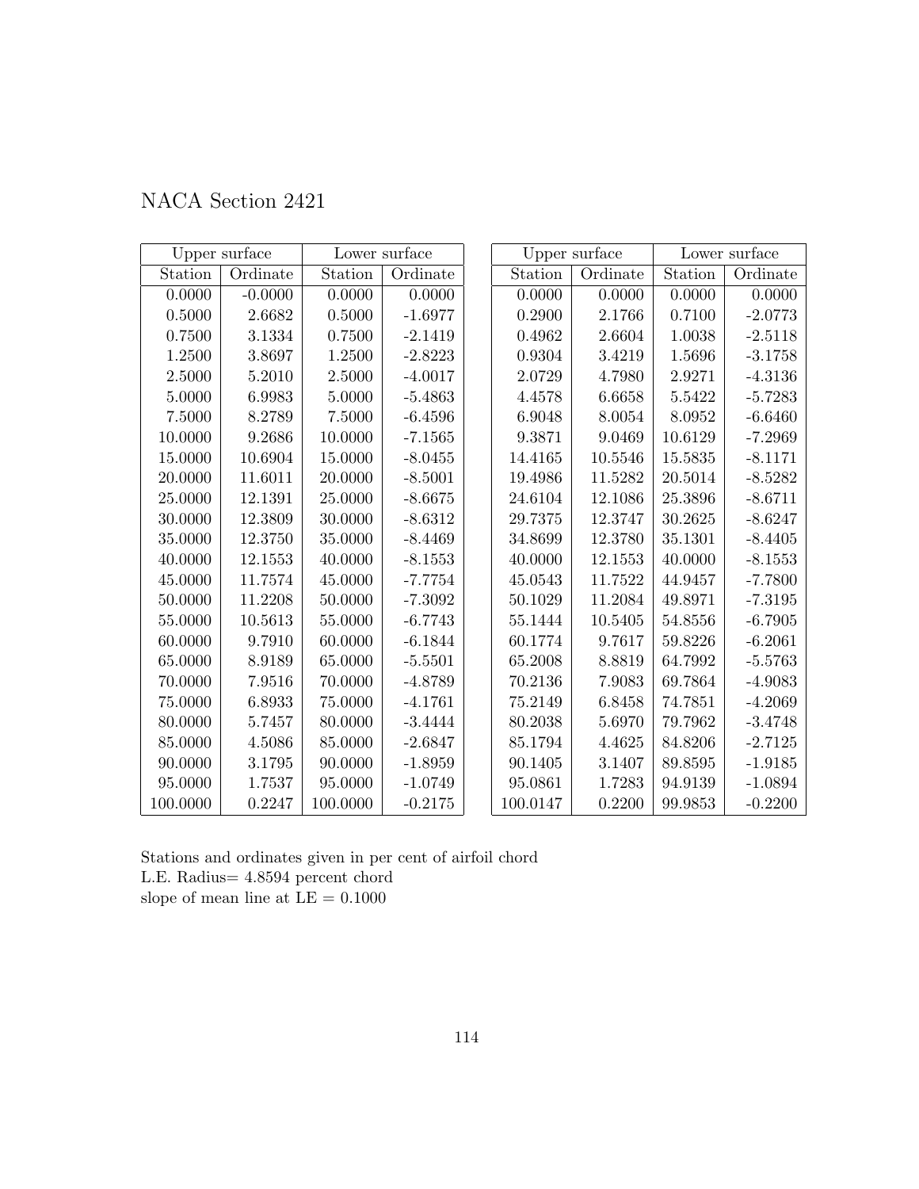NACA Section 2421

| Upper surface | | Lower surface | |
|---|---|---|---|
| Station | Ordinate | Station | Ordinate |
| 0.0000 | -0.0000 | 0.0000 | 0.0000 |
| 0.5000 | 2.6682 | 0.5000 | -1.6977 |
| 0.7500 | 3.1334 | 0.7500 | -2.1419 |
| 1.2500 | 3.8697 | 1.2500 | -2.8223 |
| 2.5000 | 5.2010 | 2.5000 | -4.0017 |
| 5.0000 | 6.9983 | 5.0000 | -5.4863 |
| 7.5000 | 8.2789 | 7.5000 | -6.4596 |
| 10.0000 | 9.2686 | 10.0000 | -7.1565 |
| 15.0000 | 10.6904 | 15.0000 | -8.0455 |
| 20.0000 | 11.6011 | 20.0000 | -8.5001 |
| 25.0000 | 12.1391 | 25.0000 | -8.6675 |
| 30.0000 | 12.3809 | 30.0000 | -8.6312 |
| 35.0000 | 12.3750 | 35.0000 | -8.4469 |
| 40.0000 | 12.1553 | 40.0000 | -8.1553 |
| 45.0000 | 11.7574 | 45.0000 | -7.7754 |
| 50.0000 | 11.2208 | 50.0000 | -7.3092 |
| 55.0000 | 10.5613 | 55.0000 | -6.7743 |
| 60.0000 | 9.7910 | 60.0000 | -6.1844 |
| 65.0000 | 8.9189 | 65.0000 | -5.5501 |
| 70.0000 | 7.9516 | 70.0000 | -4.8789 |
| 75.0000 | 6.8933 | 75.0000 | -4.1761 |
| 80.0000 | 5.7457 | 80.0000 | -3.4444 |
| 85.0000 | 4.5086 | 85.0000 | -2.6847 |
| 90.0000 | 3.1795 | 90.0000 | -1.8959 |
| 95.0000 | 1.7537 | 95.0000 | -1.0749 |
| 100.0000 | 0.2247 | 100.0000 | -0.2175 |

| Upper surface | | Lower surface | |
|---|---|---|---|
| Station | Ordinate | Station | Ordinate |
| 0.0000 | 0.0000 | 0.0000 | 0.0000 |
| 0.2900 | 2.1766 | 0.7100 | -2.0773 |
| 0.4962 | 2.6604 | 1.0038 | -2.5118 |
| 0.9304 | 3.4219 | 1.5696 | -3.1758 |
| 2.0729 | 4.7980 | 2.9271 | -4.3136 |
| 4.4578 | 6.6658 | 5.5422 | -5.7283 |
| 6.9048 | 8.0054 | 8.0952 | -6.6460 |
| 9.3871 | 9.0469 | 10.6129 | -7.2969 |
| 14.4165 | 10.5546 | 15.5835 | -8.1171 |
| 19.4986 | 11.5282 | 20.5014 | -8.5282 |
| 24.6104 | 12.1086 | 25.3896 | -8.6711 |
| 29.7375 | 12.3747 | 30.2625 | -8.6247 |
| 34.8699 | 12.3780 | 35.1301 | -8.4405 |
| 40.0000 | 12.1553 | 40.0000 | -8.1553 |
| 45.0543 | 11.7522 | 44.9457 | -7.7800 |
| 50.1029 | 11.2084 | 49.8971 | -7.3195 |
| 55.1444 | 10.5405 | 54.8556 | -6.7905 |
| 60.1774 | 9.7617 | 59.8226 | -6.2061 |
| 65.2008 | 8.8819 | 64.7992 | -5.5763 |
| 70.2136 | 7.9083 | 69.7864 | -4.9083 |
| 75.2149 | 6.8458 | 74.7851 | -4.2069 |
| 80.2038 | 5.6970 | 79.7962 | -3.4748 |
| 85.1794 | 4.4625 | 84.8206 | -2.7125 |
| 90.1405 | 3.1407 | 89.8595 | -1.9185 |
| 95.0861 | 1.7283 | 94.9139 | -1.0894 |
| 100.0147 | 0.2200 | 99.9853 | -0.2200 |

Stations and ordinates given in per cent of airfoil chord
L.E. Radius= 4.8594 percent chord
slope of mean line at LE = 0.1000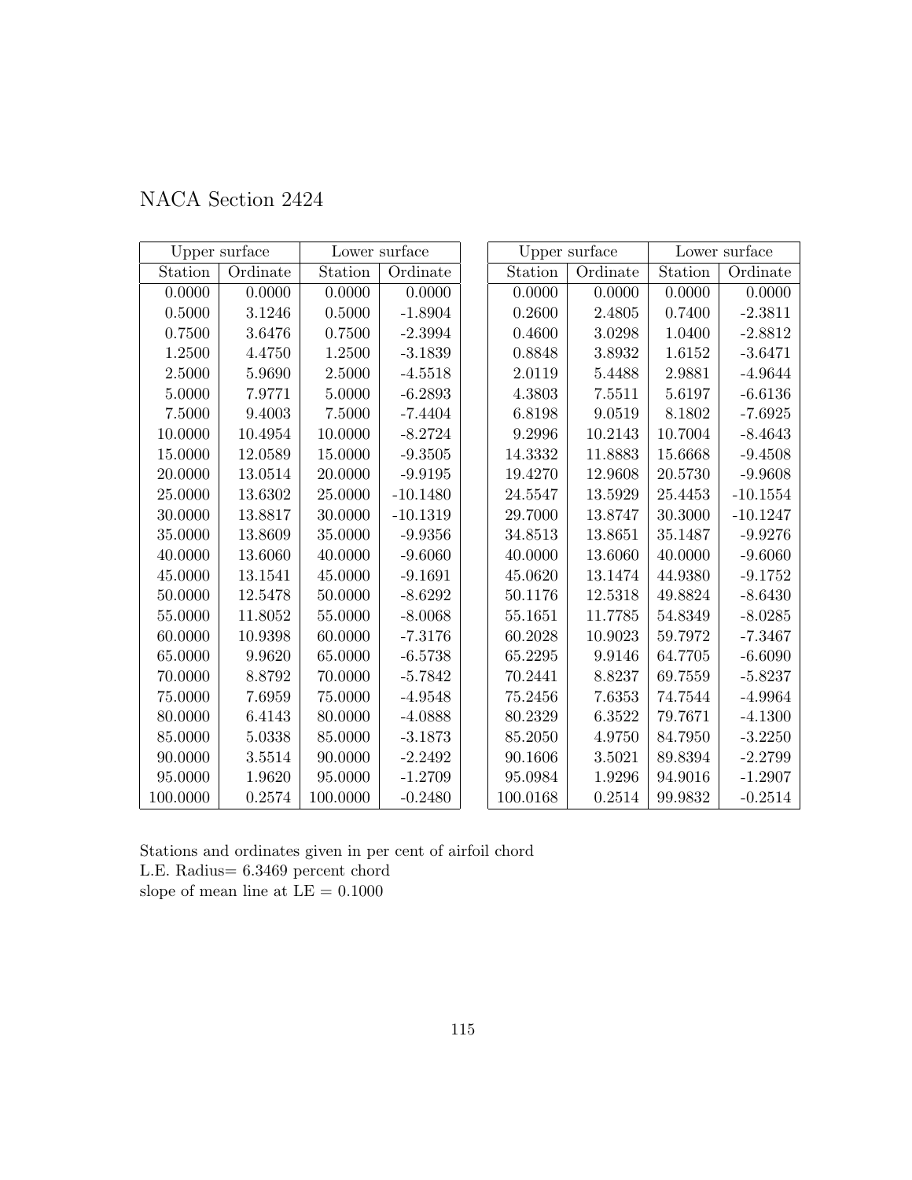# NACA Section 2424

| Upper surface | | Lower surface | |
|---|---|---|---|
| Station | Ordinate | Station | Ordinate |
| 0.0000 | 0.0000 | 0.0000 | 0.0000 |
| 0.5000 | 3.1246 | 0.5000 | -1.8904 |
| 0.7500 | 3.6476 | 0.7500 | -2.3994 |
| 1.2500 | 4.4750 | 1.2500 | -3.1839 |
| 2.5000 | 5.9690 | 2.5000 | -4.5518 |
| 5.0000 | 7.9771 | 5.0000 | -6.2893 |
| 7.5000 | 9.4003 | 7.5000 | -7.4404 |
| 10.0000 | 10.4954 | 10.0000 | -8.2724 |
| 15.0000 | 12.0589 | 15.0000 | -9.3505 |
| 20.0000 | 13.0514 | 20.0000 | -9.9195 |
| 25.0000 | 13.6302 | 25.0000 | -10.1480 |
| 30.0000 | 13.8817 | 30.0000 | -10.1319 |
| 35.0000 | 13.8609 | 35.0000 | -9.9356 |
| 40.0000 | 13.6060 | 40.0000 | -9.6060 |
| 45.0000 | 13.1541 | 45.0000 | -9.1691 |
| 50.0000 | 12.5478 | 50.0000 | -8.6292 |
| 55.0000 | 11.8052 | 55.0000 | -8.0068 |
| 60.0000 | 10.9398 | 60.0000 | -7.3176 |
| 65.0000 | 9.9620 | 65.0000 | -6.5738 |
| 70.0000 | 8.8792 | 70.0000 | -5.7842 |
| 75.0000 | 7.6959 | 75.0000 | -4.9548 |
| 80.0000 | 6.4143 | 80.0000 | -4.0888 |
| 85.0000 | 5.0338 | 85.0000 | -3.1873 |
| 90.0000 | 3.5514 | 90.0000 | -2.2492 |
| 95.0000 | 1.9620 | 95.0000 | -1.2709 |
| 100.0000 | 0.2574 | 100.0000 | -0.2480 |

| Upper surface | | Lower surface | |
|---|---|---|---|
| Station | Ordinate | Station | Ordinate |
| 0.0000 | 0.0000 | 0.0000 | 0.0000 |
| 0.2600 | 2.4805 | 0.7400 | -2.3811 |
| 0.4600 | 3.0298 | 1.0400 | -2.8812 |
| 0.8848 | 3.8932 | 1.6152 | -3.6471 |
| 2.0119 | 5.4488 | 2.9881 | -4.9644 |
| 4.3803 | 7.5511 | 5.6197 | -6.6136 |
| 6.8198 | 9.0519 | 8.1802 | -7.6925 |
| 9.2996 | 10.2143 | 10.7004 | -8.4643 |
| 14.3332 | 11.8883 | 15.6668 | -9.4508 |
| 19.4270 | 12.9608 | 20.5730 | -9.9608 |
| 24.5547 | 13.5929 | 25.4453 | -10.1554 |
| 29.7000 | 13.8747 | 30.3000 | -10.1247 |
| 34.8513 | 13.8651 | 35.1487 | -9.9276 |
| 40.0000 | 13.6060 | 40.0000 | -9.6060 |
| 45.0620 | 13.1474 | 44.9380 | -9.1752 |
| 50.1176 | 12.5318 | 49.8824 | -8.6430 |
| 55.1651 | 11.7785 | 54.8349 | -8.0285 |
| 60.2028 | 10.9023 | 59.7972 | -7.3467 |
| 65.2295 | 9.9146 | 64.7705 | -6.6090 |
| 70.2441 | 8.8237 | 69.7559 | -5.8237 |
| 75.2456 | 7.6353 | 74.7544 | -4.9964 |
| 80.2329 | 6.3522 | 79.7671 | -4.1300 |
| 85.2050 | 4.9750 | 84.7950 | -3.2250 |
| 90.1606 | 3.5021 | 89.8394 | -2.2799 |
| 95.0984 | 1.9296 | 94.9016 | -1.2907 |
| 100.0168 | 0.2514 | 99.9832 | -0.2514 |

Stations and ordinates given in per cent of airfoil chord
L.E. Radius= 6.3469 percent chord
slope of mean line at LE = 0.1000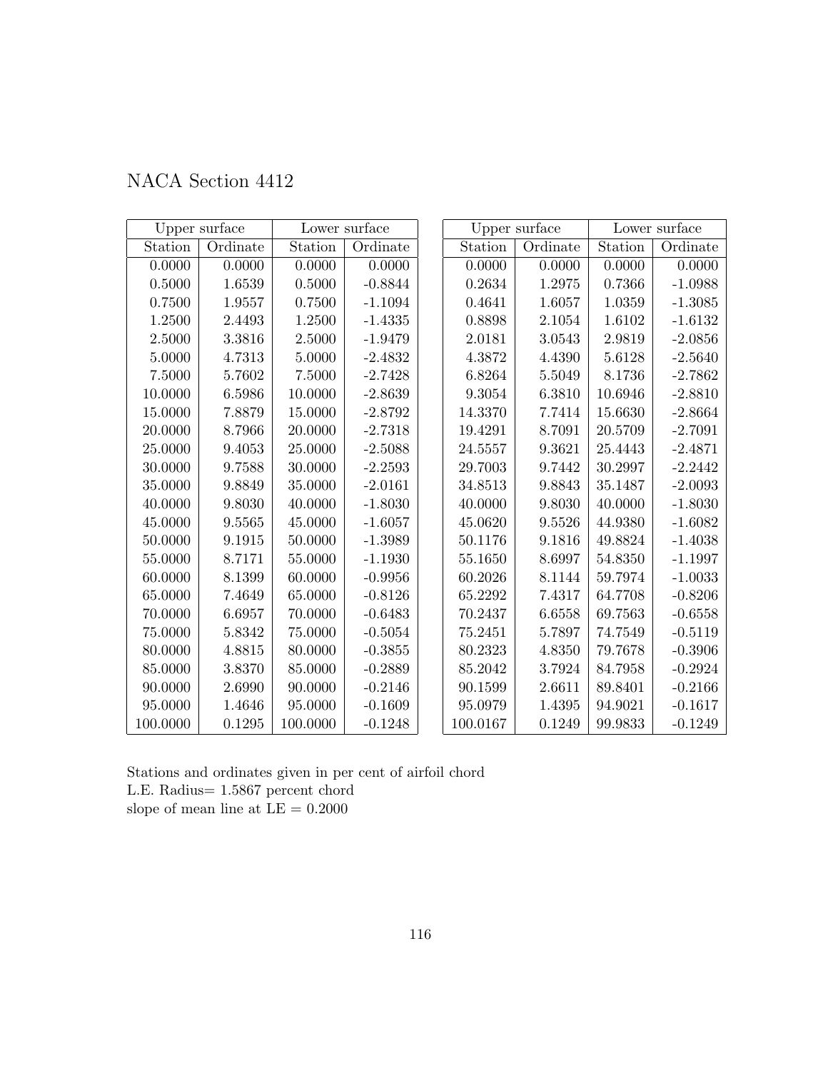# NACA Section 4412

| Upper surface | | Lower surface | |
|---|---|---|---|
| Station | Ordinate | Station | Ordinate |
| 0.0000 | 0.0000 | 0.0000 | 0.0000 |
| 0.5000 | 1.6539 | 0.5000 | -0.8844 |
| 0.7500 | 1.9557 | 0.7500 | -1.1094 |
| 1.2500 | 2.4493 | 1.2500 | -1.4335 |
| 2.5000 | 3.3816 | 2.5000 | -1.9479 |
| 5.0000 | 4.7313 | 5.0000 | -2.4832 |
| 7.5000 | 5.7602 | 7.5000 | -2.7428 |
| 10.0000 | 6.5986 | 10.0000 | -2.8639 |
| 15.0000 | 7.8879 | 15.0000 | -2.8792 |
| 20.0000 | 8.7966 | 20.0000 | -2.7318 |
| 25.0000 | 9.4053 | 25.0000 | -2.5088 |
| 30.0000 | 9.7588 | 30.0000 | -2.2593 |
| 35.0000 | 9.8849 | 35.0000 | -2.0161 |
| 40.0000 | 9.8030 | 40.0000 | -1.8030 |
| 45.0000 | 9.5565 | 45.0000 | -1.6057 |
| 50.0000 | 9.1915 | 50.0000 | -1.3989 |
| 55.0000 | 8.7171 | 55.0000 | -1.1930 |
| 60.0000 | 8.1399 | 60.0000 | -0.9956 |
| 65.0000 | 7.4649 | 65.0000 | -0.8126 |
| 70.0000 | 6.6957 | 70.0000 | -0.6483 |
| 75.0000 | 5.8342 | 75.0000 | -0.5054 |
| 80.0000 | 4.8815 | 80.0000 | -0.3855 |
| 85.0000 | 3.8370 | 85.0000 | -0.2889 |
| 90.0000 | 2.6990 | 90.0000 | -0.2146 |
| 95.0000 | 1.4646 | 95.0000 | -0.1609 |
| 100.0000 | 0.1295 | 100.0000 | -0.1248 |

| Upper surface | | Lower surface | |
|---|---|---|---|
| Station | Ordinate | Station | Ordinate |
| 0.0000 | 0.0000 | 0.0000 | 0.0000 |
| 0.2634 | 1.2975 | 0.7366 | -1.0988 |
| 0.4641 | 1.6057 | 1.0359 | -1.3085 |
| 0.8898 | 2.1054 | 1.6102 | -1.6132 |
| 2.0181 | 3.0543 | 2.9819 | -2.0856 |
| 4.3872 | 4.4390 | 5.6128 | -2.5640 |
| 6.8264 | 5.5049 | 8.1736 | -2.7862 |
| 9.3054 | 6.3810 | 10.6946 | -2.8810 |
| 14.3370 | 7.7414 | 15.6630 | -2.8664 |
| 19.4291 | 8.7091 | 20.5709 | -2.7091 |
| 24.5557 | 9.3621 | 25.4443 | -2.4871 |
| 29.7003 | 9.7442 | 30.2997 | -2.2442 |
| 34.8513 | 9.8843 | 35.1487 | -2.0093 |
| 40.0000 | 9.8030 | 40.0000 | -1.8030 |
| 45.0620 | 9.5526 | 44.9380 | -1.6082 |
| 50.1176 | 9.1816 | 49.8824 | -1.4038 |
| 55.1650 | 8.6997 | 54.8350 | -1.1997 |
| 60.2026 | 8.1144 | 59.7974 | -1.0033 |
| 65.2292 | 7.4317 | 64.7708 | -0.8206 |
| 70.2437 | 6.6558 | 69.7563 | -0.6558 |
| 75.2451 | 5.7897 | 74.7549 | -0.5119 |
| 80.2323 | 4.8350 | 79.7678 | -0.3906 |
| 85.2042 | 3.7924 | 84.7958 | -0.2924 |
| 90.1599 | 2.6611 | 89.8401 | -0.2166 |
| 95.0979 | 1.4395 | 94.9021 | -0.1617 |
| 100.0167 | 0.1249 | 99.9833 | -0.1249 |

Stations and ordinates given in per cent of airfoil chord  
L.E. Radius= 1.5867 percent chord  
slope of mean line at LE = 0.2000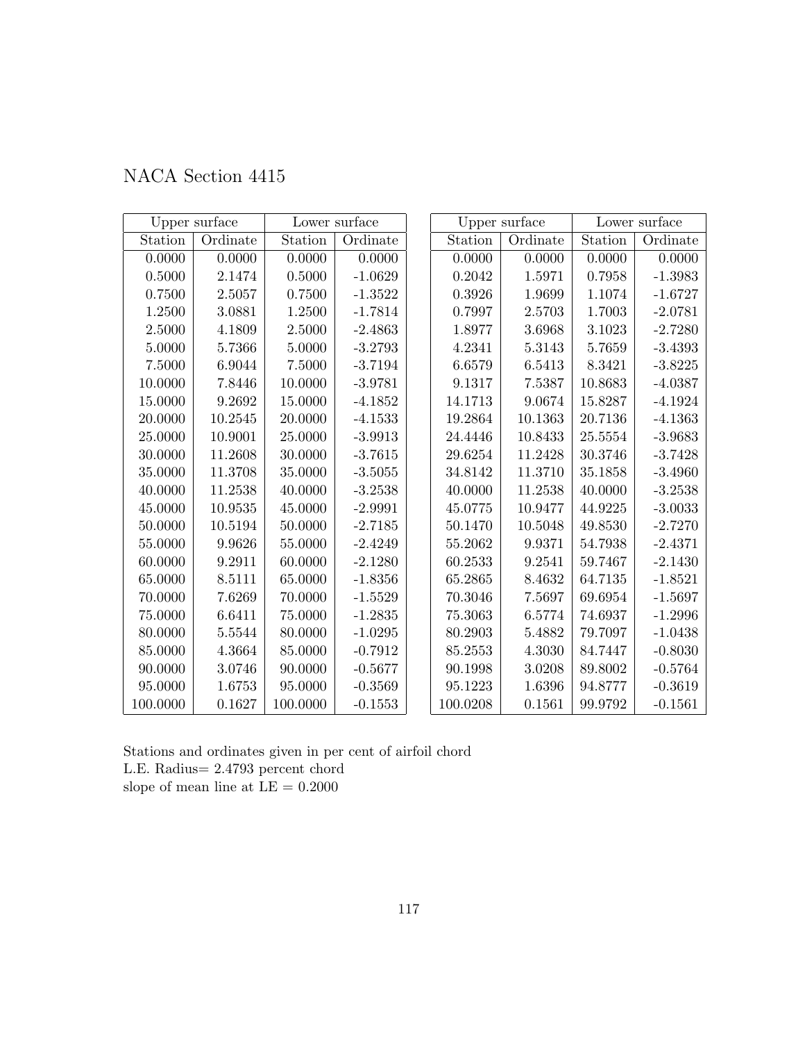# NACA Section 4415

| Upper surface | | Lower surface | |
|---|---|---|---|
| Station | Ordinate | Station | Ordinate |
| 0.0000 | 0.0000 | 0.0000 | 0.0000 |
| 0.5000 | 2.1474 | 0.5000 | -1.0629 |
| 0.7500 | 2.5057 | 0.7500 | -1.3522 |
| 1.2500 | 3.0881 | 1.2500 | -1.7814 |
| 2.5000 | 4.1809 | 2.5000 | -2.4863 |
| 5.0000 | 5.7366 | 5.0000 | -3.2793 |
| 7.5000 | 6.9044 | 7.5000 | -3.7194 |
| 10.0000 | 7.8446 | 10.0000 | -3.9781 |
| 15.0000 | 9.2692 | 15.0000 | -4.1852 |
| 20.0000 | 10.2545 | 20.0000 | -4.1533 |
| 25.0000 | 10.9001 | 25.0000 | -3.9913 |
| 30.0000 | 11.2608 | 30.0000 | -3.7615 |
| 35.0000 | 11.3708 | 35.0000 | -3.5055 |
| 40.0000 | 11.2538 | 40.0000 | -3.2538 |
| 45.0000 | 10.9535 | 45.0000 | -2.9991 |
| 50.0000 | 10.5194 | 50.0000 | -2.7185 |
| 55.0000 | 9.9626 | 55.0000 | -2.4249 |
| 60.0000 | 9.2911 | 60.0000 | -2.1280 |
| 65.0000 | 8.5111 | 65.0000 | -1.8356 |
| 70.0000 | 7.6269 | 70.0000 | -1.5529 |
| 75.0000 | 6.6411 | 75.0000 | -1.2835 |
| 80.0000 | 5.5544 | 80.0000 | -1.0295 |
| 85.0000 | 4.3664 | 85.0000 | -0.7912 |
| 90.0000 | 3.0746 | 90.0000 | -0.5677 |
| 95.0000 | 1.6753 | 95.0000 | -0.3569 |
| 100.0000 | 0.1627 | 100.0000 | -0.1553 |

| Upper surface | | Lower surface | |
|---|---|---|---|
| Station | Ordinate | Station | Ordinate |
| 0.0000 | 0.0000 | 0.0000 | 0.0000 |
| 0.2042 | 1.5971 | 0.7958 | -1.3983 |
| 0.3926 | 1.9699 | 1.1074 | -1.6727 |
| 0.7997 | 2.5703 | 1.7003 | -2.0781 |
| 1.8977 | 3.6968 | 3.1023 | -2.7280 |
| 4.2341 | 5.3143 | 5.7659 | -3.4393 |
| 6.6579 | 6.5413 | 8.3421 | -3.8225 |
| 9.1317 | 7.5387 | 10.8683 | -4.0387 |
| 14.1713 | 9.0674 | 15.8287 | -4.1924 |
| 19.2864 | 10.1363 | 20.7136 | -4.1363 |
| 24.4446 | 10.8433 | 25.5554 | -3.9683 |
| 29.6254 | 11.2428 | 30.3746 | -3.7428 |
| 34.8142 | 11.3710 | 35.1858 | -3.4960 |
| 40.0000 | 11.2538 | 40.0000 | -3.2538 |
| 45.0775 | 10.9477 | 44.9225 | -3.0033 |
| 50.1470 | 10.5048 | 49.8530 | -2.7270 |
| 55.2062 | 9.9371 | 54.7938 | -2.4371 |
| 60.2533 | 9.2541 | 59.7467 | -2.1430 |
| 65.2865 | 8.4632 | 64.7135 | -1.8521 |
| 70.3046 | 7.5697 | 69.6954 | -1.5697 |
| 75.3063 | 6.5774 | 74.6937 | -1.2996 |
| 80.2903 | 5.4882 | 79.7097 | -1.0438 |
| 85.2553 | 4.3030 | 84.7447 | -0.8030 |
| 90.1998 | 3.0208 | 89.8002 | -0.5764 |
| 95.1223 | 1.6396 | 94.8777 | -0.3619 |
| 100.0208 | 0.1561 | 99.9792 | -0.1561 |

Stations and ordinates given in per cent of airfoil chord
L.E. Radius= 2.4793 percent chord
slope of mean line at LE = 0.2000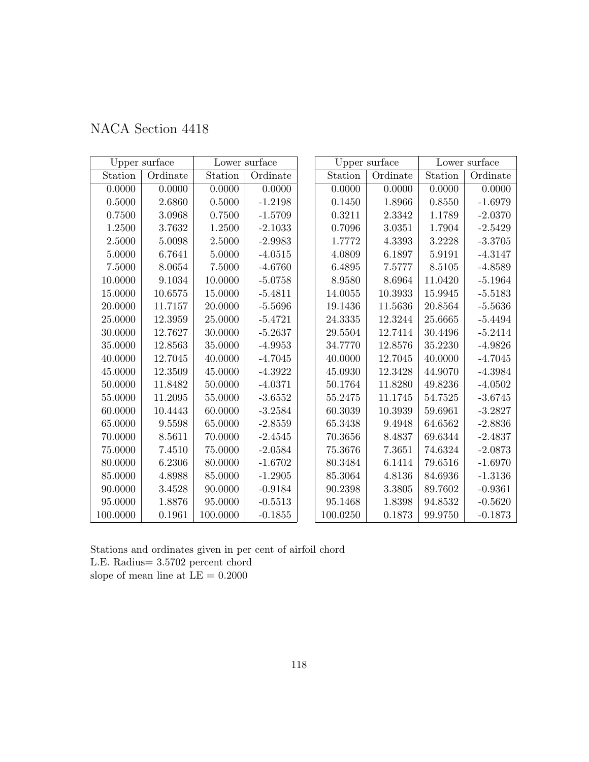# NACA Section 4418

| Upper surface | | Lower surface | | Upper surface | | Lower surface | |
|---|---|---|---|---|---|---|---|
| Station | Ordinate | Station | Ordinate | Station | Ordinate | Station | Ordinate |
| 0.0000 | 0.0000 | 0.0000 | 0.0000 | 0.0000 | 0.0000 | 0.0000 | 0.0000 |
| 0.5000 | 2.6860 | 0.5000 | -1.2198 | 0.1450 | 1.8966 | 0.8550 | -1.6979 |
| 0.7500 | 3.0968 | 0.7500 | -1.5709 | 0.3211 | 2.3342 | 1.1789 | -2.0370 |
| 1.2500 | 3.7632 | 1.2500 | -2.1033 | 0.7096 | 3.0351 | 1.7904 | -2.5429 |
| 2.5000 | 5.0098 | 2.5000 | -2.9983 | 1.7772 | 4.3393 | 3.2228 | -3.3705 |
| 5.0000 | 6.7641 | 5.0000 | -4.0515 | 4.0809 | 6.1897 | 5.9191 | -4.3147 |
| 7.5000 | 8.0654 | 7.5000 | -4.6760 | 6.4895 | 7.5777 | 8.5105 | -4.8589 |
| 10.0000 | 9.1034 | 10.0000 | -5.0758 | 8.9580 | 8.6964 | 11.0420 | -5.1964 |
| 15.0000 | 10.6575 | 15.0000 | -5.4811 | 14.0055 | 10.3933 | 15.9945 | -5.5183 |
| 20.0000 | 11.7157 | 20.0000 | -5.5696 | 19.1436 | 11.5636 | 20.8564 | -5.5636 |
| 25.0000 | 12.3959 | 25.0000 | -5.4721 | 24.3335 | 12.3244 | 25.6665 | -5.4494 |
| 30.0000 | 12.7627 | 30.0000 | -5.2637 | 29.5504 | 12.7414 | 30.4496 | -5.2414 |
| 35.0000 | 12.8563 | 35.0000 | -4.9953 | 34.7770 | 12.8576 | 35.2230 | -4.9826 |
| 40.0000 | 12.7045 | 40.0000 | -4.7045 | 40.0000 | 12.7045 | 40.0000 | -4.7045 |
| 45.0000 | 12.3509 | 45.0000 | -4.3922 | 45.0930 | 12.3428 | 44.9070 | -4.3984 |
| 50.0000 | 11.8482 | 50.0000 | -4.0371 | 50.1764 | 11.8280 | 49.8236 | -4.0502 |
| 55.0000 | 11.2095 | 55.0000 | -3.6552 | 55.2475 | 11.1745 | 54.7525 | -3.6745 |
| 60.0000 | 10.4443 | 60.0000 | -3.2584 | 60.3039 | 10.3939 | 59.6961 | -3.2827 |
| 65.0000 | 9.5598 | 65.0000 | -2.8559 | 65.3438 | 9.4948 | 64.6562 | -2.8836 |
| 70.0000 | 8.5611 | 70.0000 | -2.4545 | 70.3656 | 8.4837 | 69.6344 | -2.4837 |
| 75.0000 | 7.4510 | 75.0000 | -2.0584 | 75.3676 | 7.3651 | 74.6324 | -2.0873 |
| 80.0000 | 6.2306 | 80.0000 | -1.6702 | 80.3484 | 6.1414 | 79.6516 | -1.6970 |
| 85.0000 | 4.8988 | 85.0000 | -1.2905 | 85.3064 | 4.8136 | 84.6936 | -1.3136 |
| 90.0000 | 3.4528 | 90.0000 | -0.9184 | 90.2398 | 3.3805 | 89.7602 | -0.9361 |
| 95.0000 | 1.8876 | 95.0000 | -0.5513 | 95.1468 | 1.8398 | 94.8532 | -0.5620 |
| 100.0000 | 0.1961 | 100.0000 | -0.1855 | 100.0250 | 0.1873 | 99.9750 | -0.1873 |

Stations and ordinates given in per cent of airfoil chord
L.E. Radius= 3.5702 percent chord
slope of mean line at LE = 0.2000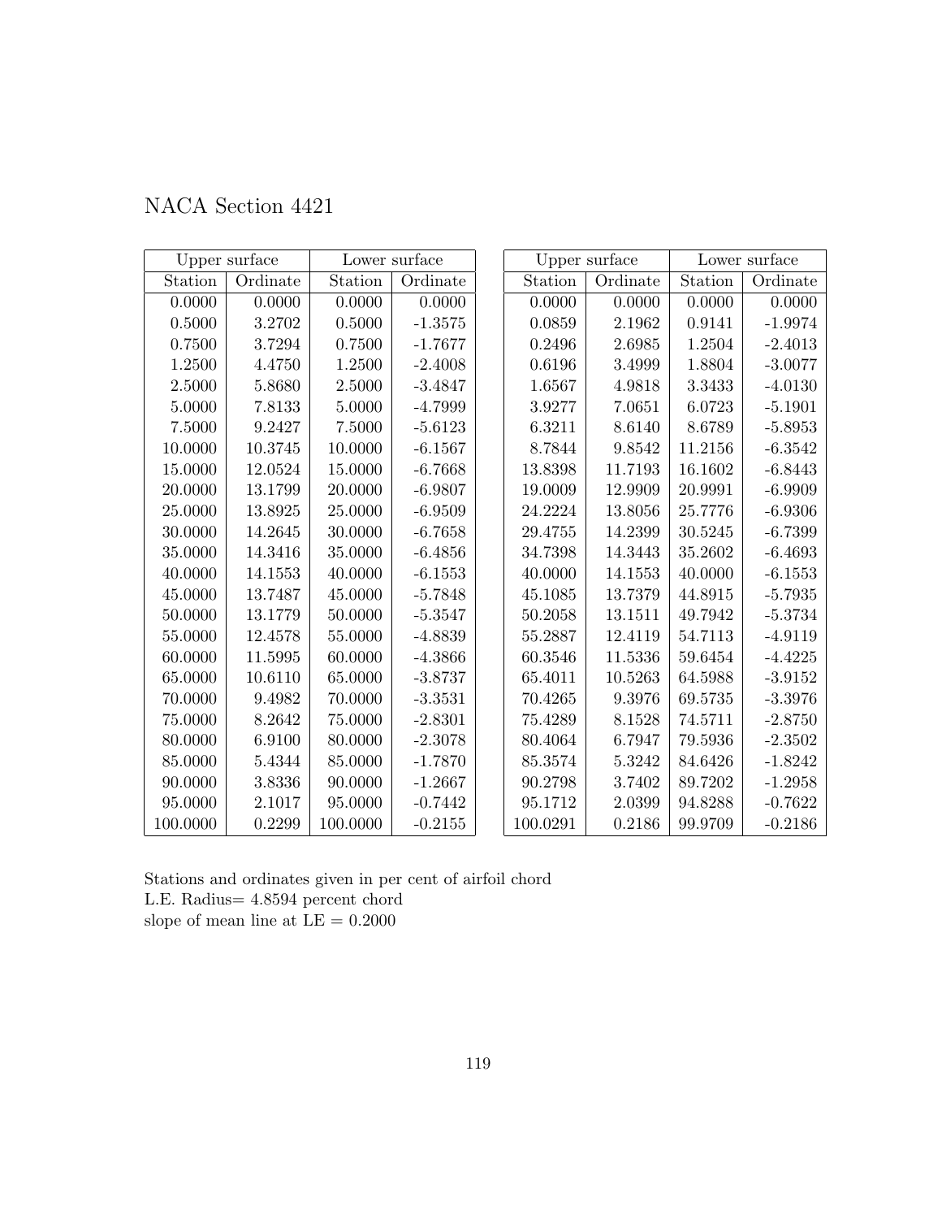# NACA Section 4421

| Upper surface | | Lower surface | |
|---|---|---|---|
| Station | Ordinate | Station | Ordinate |
| 0.0000 | 0.0000 | 0.0000 | 0.0000 |
| 0.5000 | 3.2702 | 0.5000 | -1.3575 |
| 0.7500 | 3.7294 | 0.7500 | -1.7677 |
| 1.2500 | 4.4750 | 1.2500 | -2.4008 |
| 2.5000 | 5.8680 | 2.5000 | -3.4847 |
| 5.0000 | 7.8133 | 5.0000 | -4.7999 |
| 7.5000 | 9.2427 | 7.5000 | -5.6123 |
| 10.0000 | 10.3745 | 10.0000 | -6.1567 |
| 15.0000 | 12.0524 | 15.0000 | -6.7668 |
| 20.0000 | 13.1799 | 20.0000 | -6.9807 |
| 25.0000 | 13.8925 | 25.0000 | -6.9509 |
| 30.0000 | 14.2645 | 30.0000 | -6.7658 |
| 35.0000 | 14.3416 | 35.0000 | -6.4856 |
| 40.0000 | 14.1553 | 40.0000 | -6.1553 |
| 45.0000 | 13.7487 | 45.0000 | -5.7848 |
| 50.0000 | 13.1779 | 50.0000 | -5.3547 |
| 55.0000 | 12.4578 | 55.0000 | -4.8839 |
| 60.0000 | 11.5995 | 60.0000 | -4.3866 |
| 65.0000 | 10.6110 | 65.0000 | -3.8737 |
| 70.0000 | 9.4982 | 70.0000 | -3.3531 |
| 75.0000 | 8.2642 | 75.0000 | -2.8301 |
| 80.0000 | 6.9100 | 80.0000 | -2.3078 |
| 85.0000 | 5.4344 | 85.0000 | -1.7870 |
| 90.0000 | 3.8336 | 90.0000 | -1.2667 |
| 95.0000 | 2.1017 | 95.0000 | -0.7442 |
| 100.0000 | 0.2299 | 100.0000 | -0.2155 |

| Upper surface | | Lower surface | |
|---|---|---|---|
| Station | Ordinate | Station | Ordinate |
| 0.0000 | 0.0000 | 0.0000 | 0.0000 |
| 0.0859 | 2.1962 | 0.9141 | -1.9974 |
| 0.2496 | 2.6985 | 1.2504 | -2.4013 |
| 0.6196 | 3.4999 | 1.8804 | -3.0077 |
| 1.6567 | 4.9818 | 3.3433 | -4.0130 |
| 3.9277 | 7.0651 | 6.0723 | -5.1901 |
| 6.3211 | 8.6140 | 8.6789 | -5.8953 |
| 8.7844 | 9.8542 | 11.2156 | -6.3542 |
| 13.8398 | 11.7193 | 16.1602 | -6.8443 |
| 19.0009 | 12.9909 | 20.9991 | -6.9909 |
| 24.2224 | 13.8056 | 25.7776 | -6.9306 |
| 29.4755 | 14.2399 | 30.5245 | -6.7399 |
| 34.7398 | 14.3443 | 35.2602 | -6.4693 |
| 40.0000 | 14.1553 | 40.0000 | -6.1553 |
| 45.1085 | 13.7379 | 44.8915 | -5.7935 |
| 50.2058 | 13.1511 | 49.7942 | -5.3734 |
| 55.2887 | 12.4119 | 54.7113 | -4.9119 |
| 60.3546 | 11.5336 | 59.6454 | -4.4225 |
| 65.4011 | 10.5263 | 64.5988 | -3.9152 |
| 70.4265 | 9.3976 | 69.5735 | -3.3976 |
| 75.4289 | 8.1528 | 74.5711 | -2.8750 |
| 80.4064 | 6.7947 | 79.5936 | -2.3502 |
| 85.3574 | 5.3242 | 84.6426 | -1.8242 |
| 90.2798 | 3.7402 | 89.7202 | -1.2958 |
| 95.1712 | 2.0399 | 94.8288 | -0.7622 |
| 100.0291 | 0.2186 | 99.9709 | -0.2186 |

Stations and ordinates given in per cent of airfoil chord
L.E. Radius= 4.8594 percent chord
slope of mean line at LE = 0.2000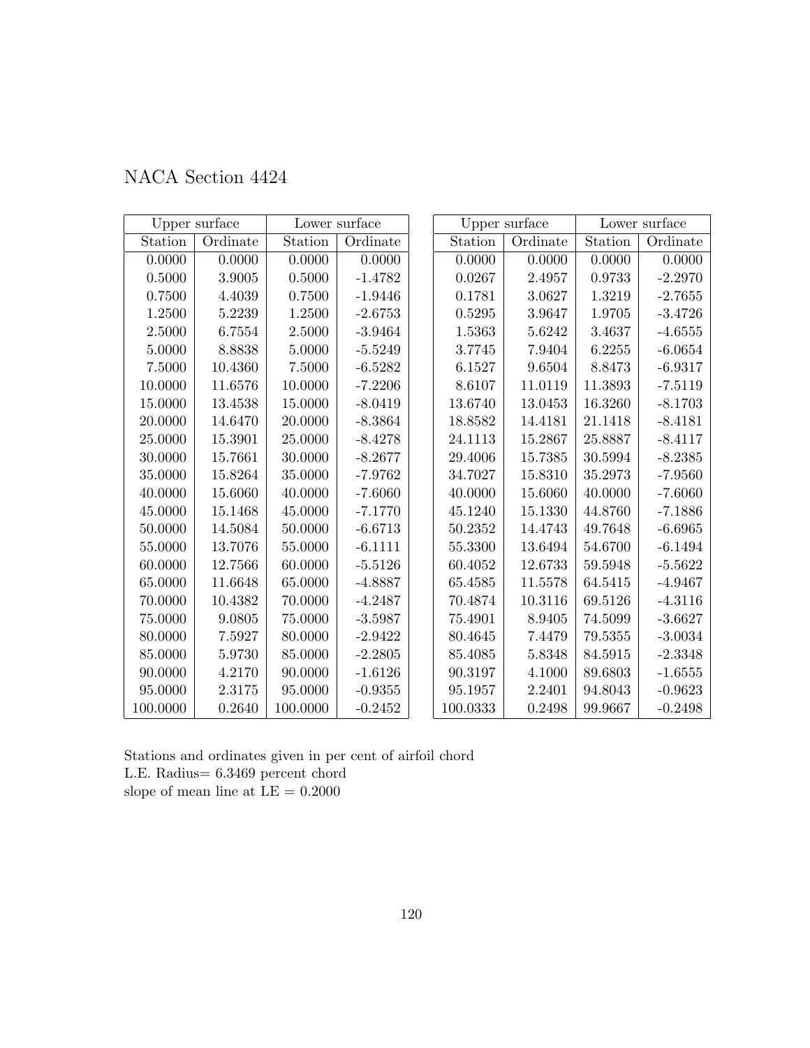# NACA Section 4424

| Upper surface | | Lower surface | |
|---|---|---|---|
| Station | Ordinate | Station | Ordinate |
| 0.0000 | 0.0000 | 0.0000 | 0.0000 |
| 0.5000 | 3.9005 | 0.5000 | -1.4782 |
| 0.7500 | 4.4039 | 0.7500 | -1.9446 |
| 1.2500 | 5.2239 | 1.2500 | -2.6753 |
| 2.5000 | 6.7554 | 2.5000 | -3.9464 |
| 5.0000 | 8.8838 | 5.0000 | -5.5249 |
| 7.5000 | 10.4360 | 7.5000 | -6.5282 |
| 10.0000 | 11.6576 | 10.0000 | -7.2206 |
| 15.0000 | 13.4538 | 15.0000 | -8.0419 |
| 20.0000 | 14.6470 | 20.0000 | -8.3864 |
| 25.0000 | 15.3901 | 25.0000 | -8.4278 |
| 30.0000 | 15.7661 | 30.0000 | -8.2677 |
| 35.0000 | 15.8264 | 35.0000 | -7.9762 |
| 40.0000 | 15.6060 | 40.0000 | -7.6060 |
| 45.0000 | 15.1468 | 45.0000 | -7.1770 |
| 50.0000 | 14.5084 | 50.0000 | -6.6713 |
| 55.0000 | 13.7076 | 55.0000 | -6.1111 |
| 60.0000 | 12.7566 | 60.0000 | -5.5126 |
| 65.0000 | 11.6648 | 65.0000 | -4.8887 |
| 70.0000 | 10.4382 | 70.0000 | -4.2487 |
| 75.0000 | 9.0805 | 75.0000 | -3.5987 |
| 80.0000 | 7.5927 | 80.0000 | -2.9422 |
| 85.0000 | 5.9730 | 85.0000 | -2.2805 |
| 90.0000 | 4.2170 | 90.0000 | -1.6126 |
| 95.0000 | 2.3175 | 95.0000 | -0.9355 |
| 100.0000 | 0.2640 | 100.0000 | -0.2452 |

| Upper surface | | Lower surface | |
|---|---|---|---|
| Station | Ordinate | Station | Ordinate |
| 0.0000 | 0.0000 | 0.0000 | 0.0000 |
| 0.0267 | 2.4957 | 0.9733 | -2.2970 |
| 0.1781 | 3.0627 | 1.3219 | -2.7655 |
| 0.5295 | 3.9647 | 1.9705 | -3.4726 |
| 1.5363 | 5.6242 | 3.4637 | -4.6555 |
| 3.7745 | 7.9404 | 6.2255 | -6.0654 |
| 6.1527 | 9.6504 | 8.8473 | -6.9317 |
| 8.6107 | 11.0119 | 11.3893 | -7.5119 |
| 13.6740 | 13.0453 | 16.3260 | -8.1703 |
| 18.8582 | 14.4181 | 21.1418 | -8.4181 |
| 24.1113 | 15.2867 | 25.8887 | -8.4117 |
| 29.4006 | 15.7385 | 30.5994 | -8.2385 |
| 34.7027 | 15.8310 | 35.2973 | -7.9560 |
| 40.0000 | 15.6060 | 40.0000 | -7.6060 |
| 45.1240 | 15.1330 | 44.8760 | -7.1886 |
| 50.2352 | 14.4743 | 49.7648 | -6.6965 |
| 55.3300 | 13.6494 | 54.6700 | -6.1494 |
| 60.4052 | 12.6733 | 59.5948 | -5.5622 |
| 65.4585 | 11.5578 | 64.5415 | -4.9467 |
| 70.4874 | 10.3116 | 69.5126 | -4.3116 |
| 75.4901 | 8.9405 | 74.5099 | -3.6627 |
| 80.4645 | 7.4479 | 79.5355 | -3.0034 |
| 85.4085 | 5.8348 | 84.5915 | -2.3348 |
| 90.3197 | 4.1000 | 89.6803 | -1.6555 |
| 95.1957 | 2.2401 | 94.8043 | -0.9623 |
| 100.0333 | 0.2498 | 99.9667 | -0.2498 |

Stations and ordinates given in per cent of airfoil chord  
L.E. Radius= 6.3469 percent chord  
slope of mean line at LE = 0.2000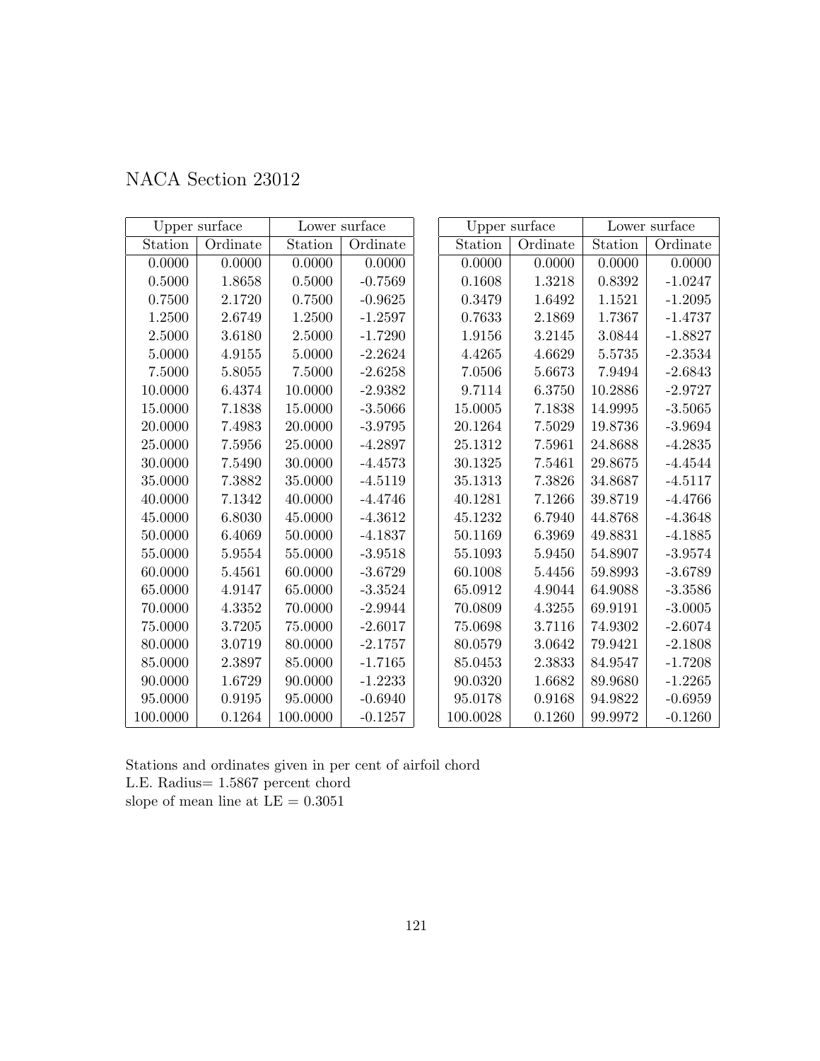# NACA Section 23012

| Upper surface | | Lower surface | |
|---|---|---|---|
| Station | Ordinate | Station | Ordinate |
| 0.0000 | 0.0000 | 0.0000 | 0.0000 |
| 0.5000 | 1.8658 | 0.5000 | -0.7569 |
| 0.7500 | 2.1720 | 0.7500 | -0.9625 |
| 1.2500 | 2.6749 | 1.2500 | -1.2597 |
| 2.5000 | 3.6180 | 2.5000 | -1.7290 |
| 5.0000 | 4.9155 | 5.0000 | -2.2624 |
| 7.5000 | 5.8055 | 7.5000 | -2.6258 |
| 10.0000 | 6.4374 | 10.0000 | -2.9382 |
| 15.0000 | 7.1838 | 15.0000 | -3.5066 |
| 20.0000 | 7.4983 | 20.0000 | -3.9795 |
| 25.0000 | 7.5956 | 25.0000 | -4.2897 |
| 30.0000 | 7.5490 | 30.0000 | -4.4573 |
| 35.0000 | 7.3882 | 35.0000 | -4.5119 |
| 40.0000 | 7.1342 | 40.0000 | -4.4746 |
| 45.0000 | 6.8030 | 45.0000 | -4.3612 |
| 50.0000 | 6.4069 | 50.0000 | -4.1837 |
| 55.0000 | 5.9554 | 55.0000 | -3.9518 |
| 60.0000 | 5.4561 | 60.0000 | -3.6729 |
| 65.0000 | 4.9147 | 65.0000 | -3.3524 |
| 70.0000 | 4.3352 | 70.0000 | -2.9944 |
| 75.0000 | 3.7205 | 75.0000 | -2.6017 |
| 80.0000 | 3.0719 | 80.0000 | -2.1757 |
| 85.0000 | 2.3897 | 85.0000 | -1.7165 |
| 90.0000 | 1.6729 | 90.0000 | -1.2233 |
| 95.0000 | 0.9195 | 95.0000 | -0.6940 |
| 100.0000 | 0.1264 | 100.0000 | -0.1257 |

| Upper surface | | Lower surface | |
|---|---|---|---|
| Station | Ordinate | Station | Ordinate |
| 0.0000 | 0.0000 | 0.0000 | 0.0000 |
| 0.1608 | 1.3218 | 0.8392 | -1.0247 |
| 0.3479 | 1.6492 | 1.1521 | -1.2095 |
| 0.7633 | 2.1869 | 1.7367 | -1.4737 |
| 1.9156 | 3.2145 | 3.0844 | -1.8827 |
| 4.4265 | 4.6629 | 5.5735 | -2.3534 |
| 7.0506 | 5.6673 | 7.9494 | -2.6843 |
| 9.7114 | 6.3750 | 10.2886 | -2.9727 |
| 15.0005 | 7.1838 | 14.9995 | -3.5065 |
| 20.1264 | 7.5029 | 19.8736 | -3.9694 |
| 25.1312 | 7.5961 | 24.8688 | -4.2835 |
| 30.1325 | 7.5461 | 29.8675 | -4.4544 |
| 35.1313 | 7.3826 | 34.8687 | -4.5117 |
| 40.1281 | 7.1266 | 39.8719 | -4.4766 |
| 45.1232 | 6.7940 | 44.8768 | -4.3648 |
| 50.1169 | 6.3969 | 49.8831 | -4.1885 |
| 55.1093 | 5.9450 | 54.8907 | -3.9574 |
| 60.1008 | 5.4456 | 59.8993 | -3.6789 |
| 65.0912 | 4.9044 | 64.9088 | -3.3586 |
| 70.0809 | 4.3255 | 69.9191 | -3.0005 |
| 75.0698 | 3.7116 | 74.9302 | -2.6074 |
| 80.0579 | 3.0642 | 79.9421 | -2.1808 |
| 85.0453 | 2.3833 | 84.9547 | -1.7208 |
| 90.0320 | 1.6682 | 89.9680 | -1.2265 |
| 95.0178 | 0.9168 | 94.9822 | -0.6959 |
| 100.0028 | 0.1260 | 99.9972 | -0.1260 |

Stations and ordinates given in per cent of airfoil chord
L.E. Radius= 1.5867 percent chord
slope of mean line at LE = 0.3051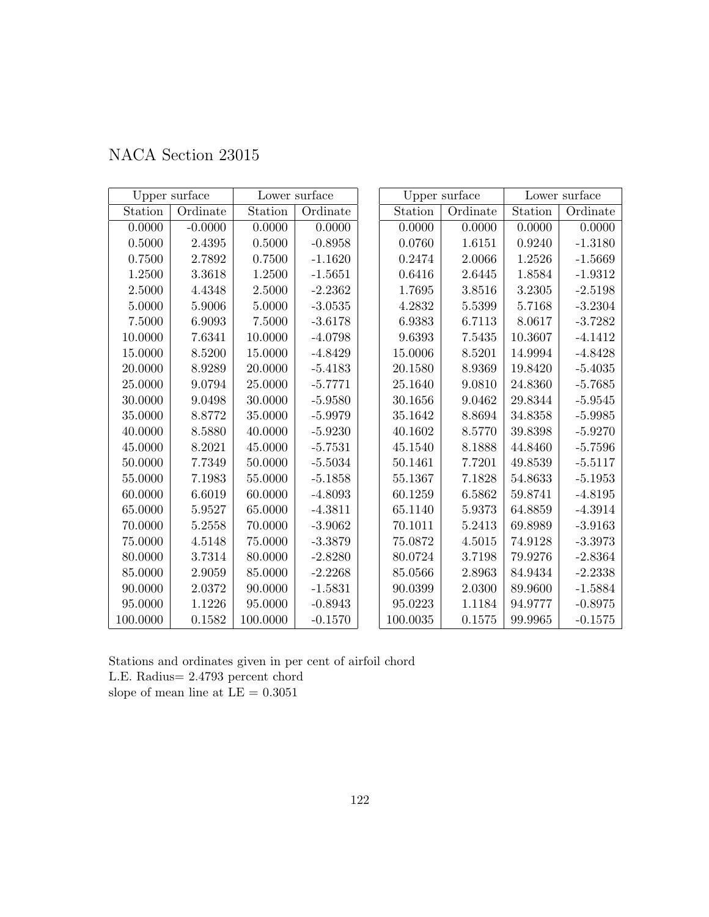# NACA Section 23015

| Upper surface | | Lower surface | |
|---|---|---|---|
| Station | Ordinate | Station | Ordinate |
| 0.0000 | -0.0000 | 0.0000 | 0.0000 |
| 0.5000 | 2.4395 | 0.5000 | -0.8958 |
| 0.7500 | 2.7892 | 0.7500 | -1.1620 |
| 1.2500 | 3.3618 | 1.2500 | -1.5651 |
| 2.5000 | 4.4348 | 2.5000 | -2.2362 |
| 5.0000 | 5.9006 | 5.0000 | -3.0535 |
| 7.5000 | 6.9093 | 7.5000 | -3.6178 |
| 10.0000 | 7.6341 | 10.0000 | -4.0798 |
| 15.0000 | 8.5200 | 15.0000 | -4.8429 |
| 20.0000 | 8.9289 | 20.0000 | -5.4183 |
| 25.0000 | 9.0794 | 25.0000 | -5.7771 |
| 30.0000 | 9.0498 | 30.0000 | -5.9580 |
| 35.0000 | 8.8772 | 35.0000 | -5.9979 |
| 40.0000 | 8.5880 | 40.0000 | -5.9230 |
| 45.0000 | 8.2021 | 45.0000 | -5.7531 |
| 50.0000 | 7.7349 | 50.0000 | -5.5034 |
| 55.0000 | 7.1983 | 55.0000 | -5.1858 |
| 60.0000 | 6.6019 | 60.0000 | -4.8093 |
| 65.0000 | 5.9527 | 65.0000 | -4.3811 |
| 70.0000 | 5.2558 | 70.0000 | -3.9062 |
| 75.0000 | 4.5148 | 75.0000 | -3.3879 |
| 80.0000 | 3.7314 | 80.0000 | -2.8280 |
| 85.0000 | 2.9059 | 85.0000 | -2.2268 |
| 90.0000 | 2.0372 | 90.0000 | -1.5831 |
| 95.0000 | 1.1226 | 95.0000 | -0.8943 |
| 100.0000 | 0.1582 | 100.0000 | -0.1570 |

| Upper surface | | Lower surface | |
|---|---|---|---|
| Station | Ordinate | Station | Ordinate |
| 0.0000 | 0.0000 | 0.0000 | 0.0000 |
| 0.0760 | 1.6151 | 0.9240 | -1.3180 |
| 0.2474 | 2.0066 | 1.2526 | -1.5669 |
| 0.6416 | 2.6445 | 1.8584 | -1.9312 |
| 1.7695 | 3.8516 | 3.2305 | -2.5198 |
| 4.2832 | 5.5399 | 5.7168 | -3.2304 |
| 6.9383 | 6.7113 | 8.0617 | -3.7282 |
| 9.6393 | 7.5435 | 10.3607 | -4.1412 |
| 15.0006 | 8.5201 | 14.9994 | -4.8428 |
| 20.1580 | 8.9369 | 19.8420 | -5.4035 |
| 25.1640 | 9.0810 | 24.8360 | -5.7685 |
| 30.1656 | 9.0462 | 29.8344 | -5.9545 |
| 35.1642 | 8.8694 | 34.8358 | -5.9985 |
| 40.1602 | 8.5770 | 39.8398 | -5.9270 |
| 45.1540 | 8.1888 | 44.8460 | -5.7596 |
| 50.1461 | 7.7201 | 49.8539 | -5.5117 |
| 55.1367 | 7.1828 | 54.8633 | -5.1953 |
| 60.1259 | 6.5862 | 59.8741 | -4.8195 |
| 65.1140 | 5.9373 | 64.8859 | -4.3914 |
| 70.1011 | 5.2413 | 69.8989 | -3.9163 |
| 75.0872 | 4.5015 | 74.9128 | -3.3973 |
| 80.0724 | 3.7198 | 79.9276 | -2.8364 |
| 85.0566 | 2.8963 | 84.9434 | -2.2338 |
| 90.0399 | 2.0300 | 89.9600 | -1.5884 |
| 95.0223 | 1.1184 | 94.9777 | -0.8975 |
| 100.0035 | 0.1575 | 99.9965 | -0.1575 |

Stations and ordinates given in per cent of airfoil chord
L.E. Radius= 2.4793 percent chord
slope of mean line at LE = 0.3051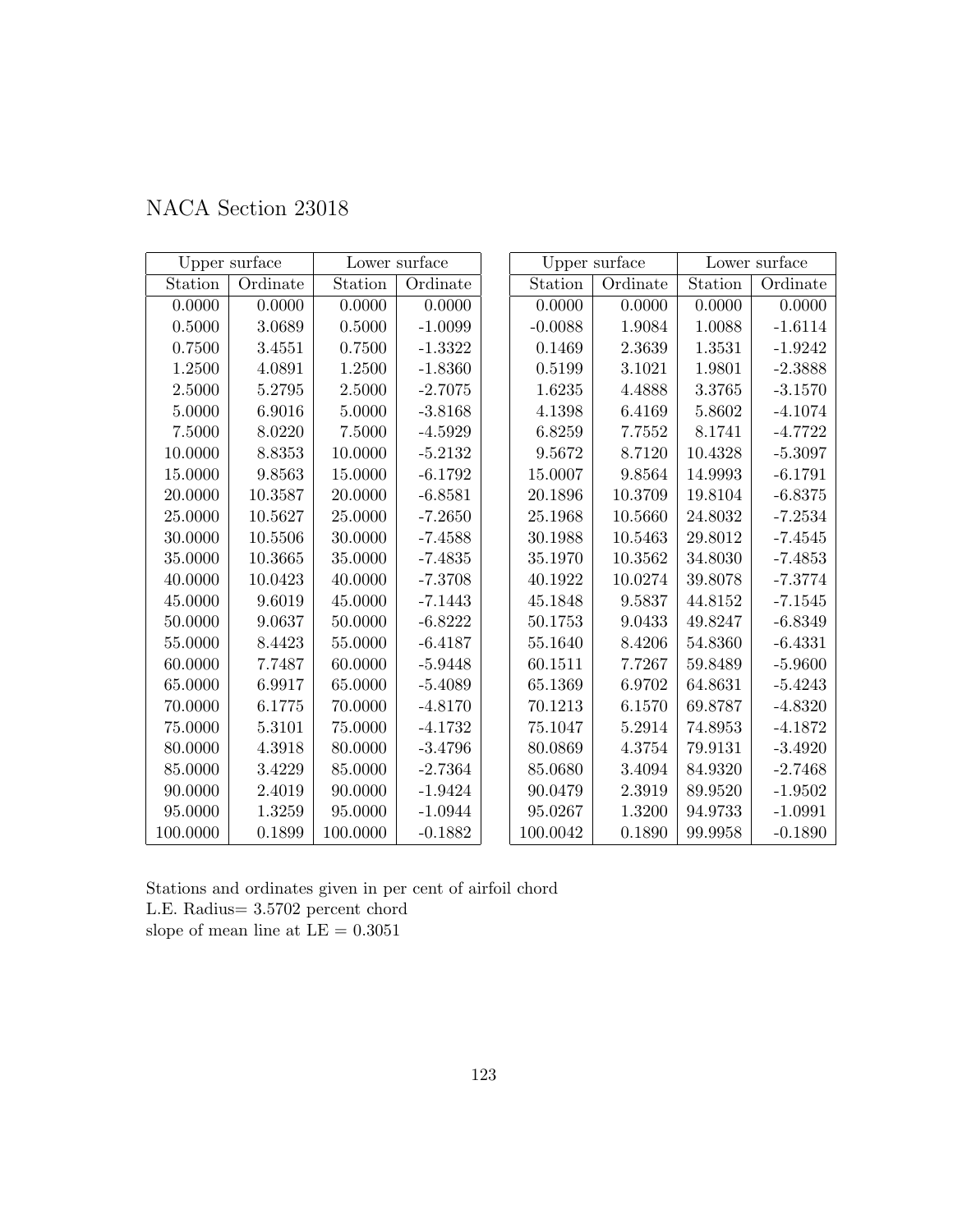# NACA Section 23018

| Upper surface | | Lower surface | |
|---|---|---|---|
| Station | Ordinate | Station | Ordinate |
| 0.0000 | 0.0000 | 0.0000 | 0.0000 |
| 0.5000 | 3.0689 | 0.5000 | -1.0099 |
| 0.7500 | 3.4551 | 0.7500 | -1.3322 |
| 1.2500 | 4.0891 | 1.2500 | -1.8360 |
| 2.5000 | 5.2795 | 2.5000 | -2.7075 |
| 5.0000 | 6.9016 | 5.0000 | -3.8168 |
| 7.5000 | 8.0220 | 7.5000 | -4.5929 |
| 10.0000 | 8.8353 | 10.0000 | -5.2132 |
| 15.0000 | 9.8563 | 15.0000 | -6.1792 |
| 20.0000 | 10.3587 | 20.0000 | -6.8581 |
| 25.0000 | 10.5627 | 25.0000 | -7.2650 |
| 30.0000 | 10.5506 | 30.0000 | -7.4588 |
| 35.0000 | 10.3665 | 35.0000 | -7.4835 |
| 40.0000 | 10.0423 | 40.0000 | -7.3708 |
| 45.0000 | 9.6019 | 45.0000 | -7.1443 |
| 50.0000 | 9.0637 | 50.0000 | -6.8222 |
| 55.0000 | 8.4423 | 55.0000 | -6.4187 |
| 60.0000 | 7.7487 | 60.0000 | -5.9448 |
| 65.0000 | 6.9917 | 65.0000 | -5.4089 |
| 70.0000 | 6.1775 | 70.0000 | -4.8170 |
| 75.0000 | 5.3101 | 75.0000 | -4.1732 |
| 80.0000 | 4.3918 | 80.0000 | -3.4796 |
| 85.0000 | 3.4229 | 85.0000 | -2.7364 |
| 90.0000 | 2.4019 | 90.0000 | -1.9424 |
| 95.0000 | 1.3259 | 95.0000 | -1.0944 |
| 100.0000 | 0.1899 | 100.0000 | -0.1882 |

| Upper surface | | Lower surface | |
|---|---|---|---|
| Station | Ordinate | Station | Ordinate |
| 0.0000 | 0.0000 | 0.0000 | 0.0000 |
| -0.0088 | 1.9084 | 1.0088 | -1.6114 |
| 0.1469 | 2.3639 | 1.3531 | -1.9242 |
| 0.5199 | 3.1021 | 1.9801 | -2.3888 |
| 1.6235 | 4.4888 | 3.3765 | -3.1570 |
| 4.1398 | 6.4169 | 5.8602 | -4.1074 |
| 6.8259 | 7.7552 | 8.1741 | -4.7722 |
| 9.5672 | 8.7120 | 10.4328 | -5.3097 |
| 15.0007 | 9.8564 | 14.9993 | -6.1791 |
| 20.1896 | 10.3709 | 19.8104 | -6.8375 |
| 25.1968 | 10.5660 | 24.8032 | -7.2534 |
| 30.1988 | 10.5463 | 29.8012 | -7.4545 |
| 35.1970 | 10.3562 | 34.8030 | -7.4853 |
| 40.1922 | 10.0274 | 39.8078 | -7.3774 |
| 45.1848 | 9.5837 | 44.8152 | -7.1545 |
| 50.1753 | 9.0433 | 49.8247 | -6.8349 |
| 55.1640 | 8.4206 | 54.8360 | -6.4331 |
| 60.1511 | 7.7267 | 59.8489 | -5.9600 |
| 65.1369 | 6.9702 | 64.8631 | -5.4243 |
| 70.1213 | 6.1570 | 69.8787 | -4.8320 |
| 75.1047 | 5.2914 | 74.8953 | -4.1872 |
| 80.0869 | 4.3754 | 79.9131 | -3.4920 |
| 85.0680 | 3.4094 | 84.9320 | -2.7468 |
| 90.0479 | 2.3919 | 89.9520 | -1.9502 |
| 95.0267 | 1.3200 | 94.9733 | -1.0991 |
| 100.0042 | 0.1890 | 99.9958 | -0.1890 |

Stations and ordinates given in per cent of airfoil chord
L.E. Radius= 3.5702 percent chord
slope of mean line at LE = 0.3051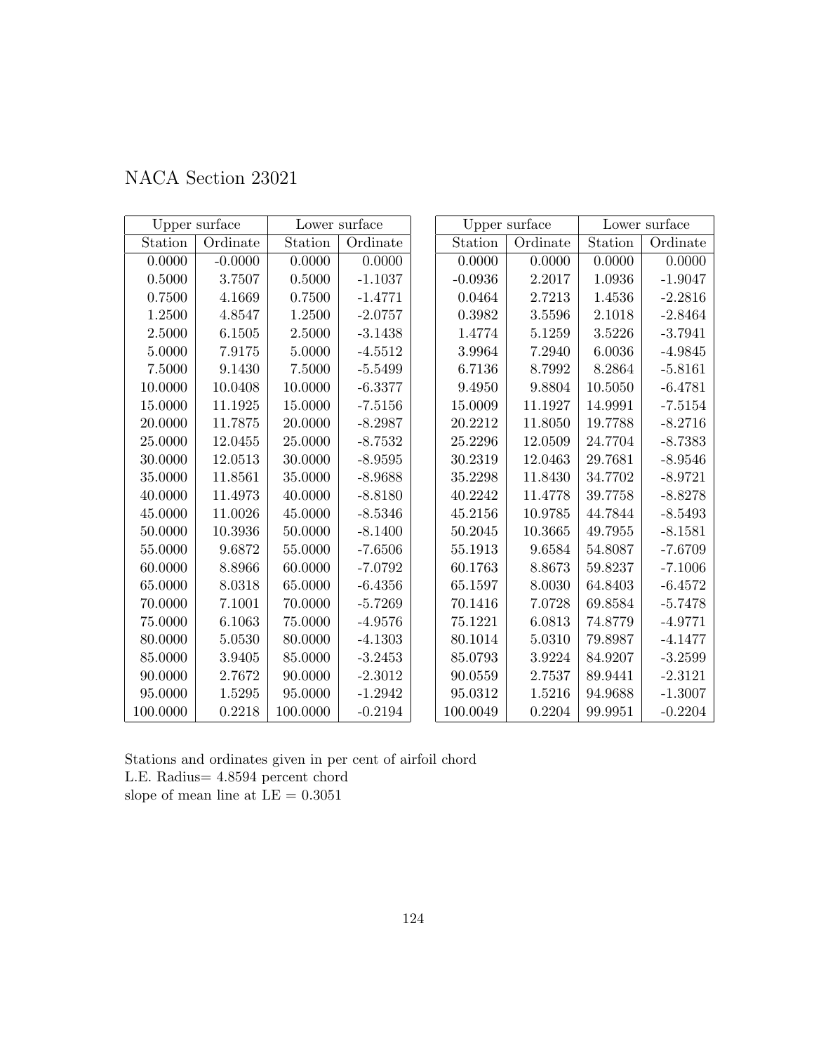# NACA Section 23021

| Upper surface | | Lower surface | |
|---|---|---|---|
| Station | Ordinate | Station | Ordinate |
| 0.0000 | -0.0000 | 0.0000 | 0.0000 |
| 0.5000 | 3.7507 | 0.5000 | -1.1037 |
| 0.7500 | 4.1669 | 0.7500 | -1.4771 |
| 1.2500 | 4.8547 | 1.2500 | -2.0757 |
| 2.5000 | 6.1505 | 2.5000 | -3.1438 |
| 5.0000 | 7.9175 | 5.0000 | -4.5512 |
| 7.5000 | 9.1430 | 7.5000 | -5.5499 |
| 10.0000 | 10.0408 | 10.0000 | -6.3377 |
| 15.0000 | 11.1925 | 15.0000 | -7.5156 |
| 20.0000 | 11.7875 | 20.0000 | -8.2987 |
| 25.0000 | 12.0455 | 25.0000 | -8.7532 |
| 30.0000 | 12.0513 | 30.0000 | -8.9595 |
| 35.0000 | 11.8561 | 35.0000 | -8.9688 |
| 40.0000 | 11.4973 | 40.0000 | -8.8180 |
| 45.0000 | 11.0026 | 45.0000 | -8.5346 |
| 50.0000 | 10.3936 | 50.0000 | -8.1400 |
| 55.0000 | 9.6872 | 55.0000 | -7.6506 |
| 60.0000 | 8.8966 | 60.0000 | -7.0792 |
| 65.0000 | 8.0318 | 65.0000 | -6.4356 |
| 70.0000 | 7.1001 | 70.0000 | -5.7269 |
| 75.0000 | 6.1063 | 75.0000 | -4.9576 |
| 80.0000 | 5.0530 | 80.0000 | -4.1303 |
| 85.0000 | 3.9405 | 85.0000 | -3.2453 |
| 90.0000 | 2.7672 | 90.0000 | -2.3012 |
| 95.0000 | 1.5295 | 95.0000 | -1.2942 |
| 100.0000 | 0.2218 | 100.0000 | -0.2194 |

| Upper surface | | Lower surface | |
|---|---|---|---|
| Station | Ordinate | Station | Ordinate |
| 0.0000 | 0.0000 | 0.0000 | 0.0000 |
| -0.0936 | 2.2017 | 1.0936 | -1.9047 |
| 0.0464 | 2.7213 | 1.4536 | -2.2816 |
| 0.3982 | 3.5596 | 2.1018 | -2.8464 |
| 1.4774 | 5.1259 | 3.5226 | -3.7941 |
| 3.9964 | 7.2940 | 6.0036 | -4.9845 |
| 6.7136 | 8.7992 | 8.2864 | -5.8161 |
| 9.4950 | 9.8804 | 10.5050 | -6.4781 |
| 15.0009 | 11.1927 | 14.9991 | -7.5154 |
| 20.2212 | 11.8050 | 19.7788 | -8.2716 |
| 25.2296 | 12.0509 | 24.7704 | -8.7383 |
| 30.2319 | 12.0463 | 29.7681 | -8.9546 |
| 35.2298 | 11.8430 | 34.7702 | -8.9721 |
| 40.2242 | 11.4778 | 39.7758 | -8.8278 |
| 45.2156 | 10.9785 | 44.7844 | -8.5493 |
| 50.2045 | 10.3665 | 49.7955 | -8.1581 |
| 55.1913 | 9.6584 | 54.8087 | -7.6709 |
| 60.1763 | 8.8673 | 59.8237 | -7.1006 |
| 65.1597 | 8.0030 | 64.8403 | -6.4572 |
| 70.1416 | 7.0728 | 69.8584 | -5.7478 |
| 75.1221 | 6.0813 | 74.8779 | -4.9771 |
| 80.1014 | 5.0310 | 79.8987 | -4.1477 |
| 85.0793 | 3.9224 | 84.9207 | -3.2599 |
| 90.0559 | 2.7537 | 89.9441 | -2.3121 |
| 95.0312 | 1.5216 | 94.9688 | -1.3007 |
| 100.0049 | 0.2204 | 99.9951 | -0.2204 |

Stations and ordinates given in per cent of airfoil chord
L.E. Radius= 4.8594 percent chord
slope of mean line at LE = 0.3051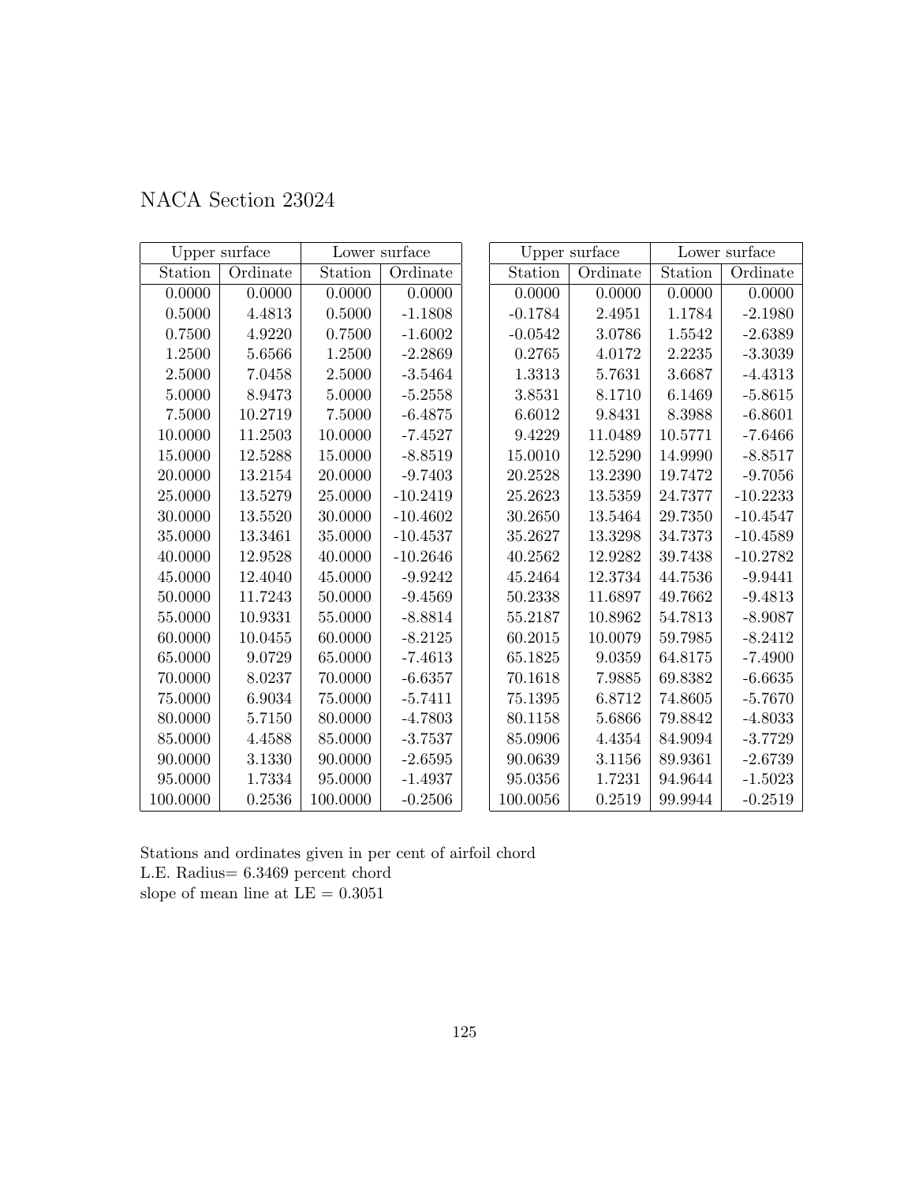# NACA Section 23024

| Upper surface | | Lower surface | |
|---|---|---|---|
| Station | Ordinate | Station | Ordinate |
| 0.0000 | 0.0000 | 0.0000 | 0.0000 |
| 0.5000 | 4.4813 | 0.5000 | -1.1808 |
| 0.7500 | 4.9220 | 0.7500 | -1.6002 |
| 1.2500 | 5.6566 | 1.2500 | -2.2869 |
| 2.5000 | 7.0458 | 2.5000 | -3.5464 |
| 5.0000 | 8.9473 | 5.0000 | -5.2558 |
| 7.5000 | 10.2719 | 7.5000 | -6.4875 |
| 10.0000 | 11.2503 | 10.0000 | -7.4527 |
| 15.0000 | 12.5288 | 15.0000 | -8.8519 |
| 20.0000 | 13.2154 | 20.0000 | -9.7403 |
| 25.0000 | 13.5279 | 25.0000 | -10.2419 |
| 30.0000 | 13.5520 | 30.0000 | -10.4602 |
| 35.0000 | 13.3461 | 35.0000 | -10.4537 |
| 40.0000 | 12.9528 | 40.0000 | -10.2646 |
| 45.0000 | 12.4040 | 45.0000 | -9.9242 |
| 50.0000 | 11.7243 | 50.0000 | -9.4569 |
| 55.0000 | 10.9331 | 55.0000 | -8.8814 |
| 60.0000 | 10.0455 | 60.0000 | -8.2125 |
| 65.0000 | 9.0729 | 65.0000 | -7.4613 |
| 70.0000 | 8.0237 | 70.0000 | -6.6357 |
| 75.0000 | 6.9034 | 75.0000 | -5.7411 |
| 80.0000 | 5.7150 | 80.0000 | -4.7803 |
| 85.0000 | 4.4588 | 85.0000 | -3.7537 |
| 90.0000 | 3.1330 | 90.0000 | -2.6595 |
| 95.0000 | 1.7334 | 95.0000 | -1.4937 |
| 100.0000 | 0.2536 | 100.0000 | -0.2506 |

| Upper surface | | Lower surface | |
|---|---|---|---|
| Station | Ordinate | Station | Ordinate |
| 0.0000 | 0.0000 | 0.0000 | 0.0000 |
| -0.1784 | 2.4951 | 1.1784 | -2.1980 |
| -0.0542 | 3.0786 | 1.5542 | -2.6389 |
| 0.2765 | 4.0172 | 2.2235 | -3.3039 |
| 1.3313 | 5.7631 | 3.6687 | -4.4313 |
| 3.8531 | 8.1710 | 6.1469 | -5.8615 |
| 6.6012 | 9.8431 | 8.3988 | -6.8601 |
| 9.4229 | 11.0489 | 10.5771 | -7.6466 |
| 15.0010 | 12.5290 | 14.9990 | -8.8517 |
| 20.2528 | 13.2390 | 19.7472 | -9.7056 |
| 25.2623 | 13.5359 | 24.7377 | -10.2233 |
| 30.2650 | 13.5464 | 29.7350 | -10.4547 |
| 35.2627 | 13.3298 | 34.7373 | -10.4589 |
| 40.2562 | 12.9282 | 39.7438 | -10.2782 |
| 45.2464 | 12.3734 | 44.7536 | -9.9441 |
| 50.2338 | 11.6897 | 49.7662 | -9.4813 |
| 55.2187 | 10.8962 | 54.7813 | -8.9087 |
| 60.2015 | 10.0079 | 59.7985 | -8.2412 |
| 65.1825 | 9.0359 | 64.8175 | -7.4900 |
| 70.1618 | 7.9885 | 69.8382 | -6.6635 |
| 75.1395 | 6.8712 | 74.8605 | -5.7670 |
| 80.1158 | 5.6866 | 79.8842 | -4.8033 |
| 85.0906 | 4.4354 | 84.9094 | -3.7729 |
| 90.0639 | 3.1156 | 89.9361 | -2.6739 |
| 95.0356 | 1.7231 | 94.9644 | -1.5023 |
| 100.0056 | 0.2519 | 99.9944 | -0.2519 |

Stations and ordinates given in per cent of airfoil chord
L.E. Radius= 6.3469 percent chord
slope of mean line at LE = 0.3051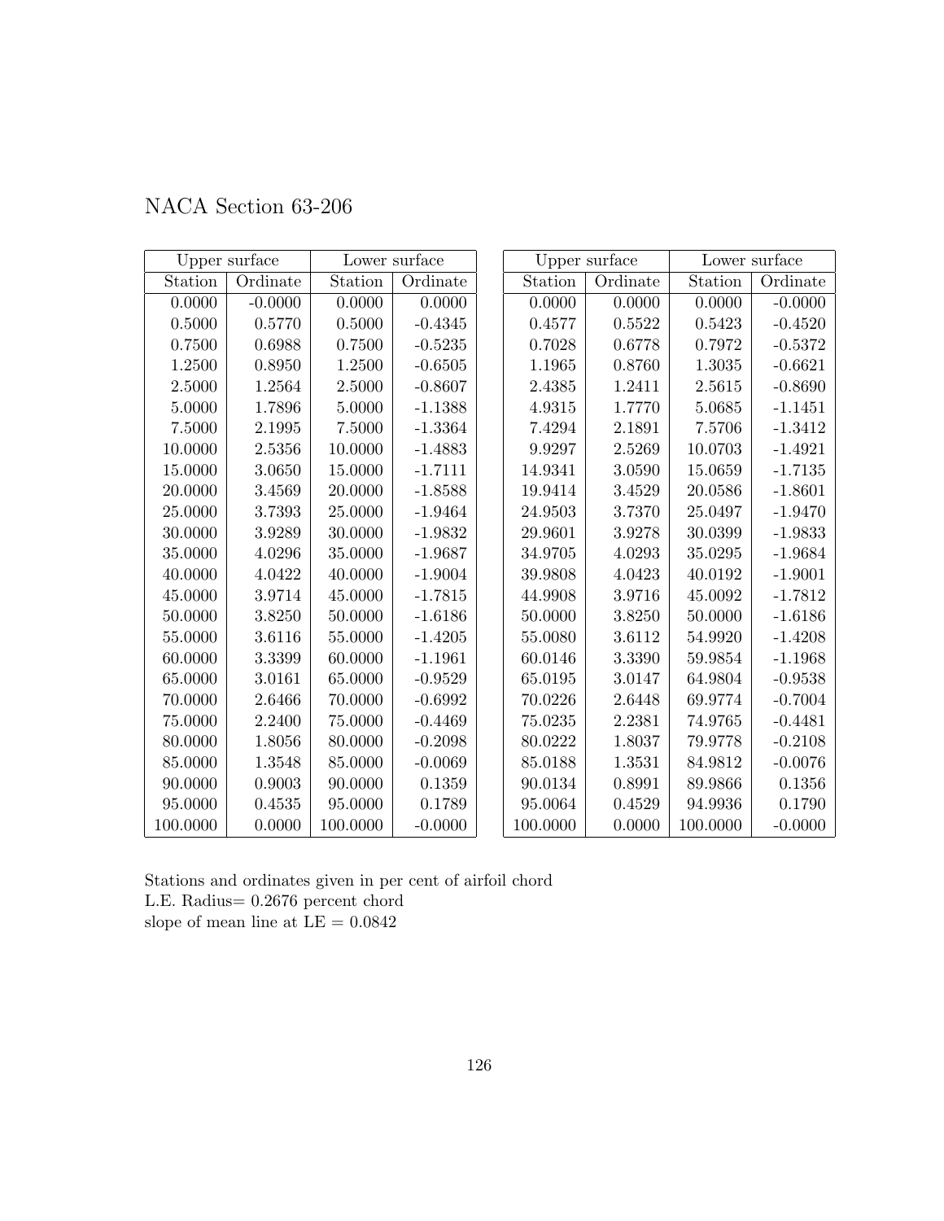# NACA Section 63-206

| Upper surface | | Lower surface | |
|---|---|---|---|
| Station | Ordinate | Station | Ordinate |
| 0.0000 | -0.0000 | 0.0000 | 0.0000 |
| 0.5000 | 0.5770 | 0.5000 | -0.4345 |
| 0.7500 | 0.6988 | 0.7500 | -0.5235 |
| 1.2500 | 0.8950 | 1.2500 | -0.6505 |
| 2.5000 | 1.2564 | 2.5000 | -0.8607 |
| 5.0000 | 1.7896 | 5.0000 | -1.1388 |
| 7.5000 | 2.1995 | 7.5000 | -1.3364 |
| 10.0000 | 2.5356 | 10.0000 | -1.4883 |
| 15.0000 | 3.0650 | 15.0000 | -1.7111 |
| 20.0000 | 3.4569 | 20.0000 | -1.8588 |
| 25.0000 | 3.7393 | 25.0000 | -1.9464 |
| 30.0000 | 3.9289 | 30.0000 | -1.9832 |
| 35.0000 | 4.0296 | 35.0000 | -1.9687 |
| 40.0000 | 4.0422 | 40.0000 | -1.9004 |
| 45.0000 | 3.9714 | 45.0000 | -1.7815 |
| 50.0000 | 3.8250 | 50.0000 | -1.6186 |
| 55.0000 | 3.6116 | 55.0000 | -1.4205 |
| 60.0000 | 3.3399 | 60.0000 | -1.1961 |
| 65.0000 | 3.0161 | 65.0000 | -0.9529 |
| 70.0000 | 2.6466 | 70.0000 | -0.6992 |
| 75.0000 | 2.2400 | 75.0000 | -0.4469 |
| 80.0000 | 1.8056 | 80.0000 | -0.2098 |
| 85.0000 | 1.3548 | 85.0000 | -0.0069 |
| 90.0000 | 0.9003 | 90.0000 | 0.1359 |
| 95.0000 | 0.4535 | 95.0000 | 0.1789 |
| 100.0000 | 0.0000 | 100.0000 | -0.0000 |

| Upper surface | | Lower surface | |
|---|---|---|---|
| Station | Ordinate | Station | Ordinate |
| 0.0000 | 0.0000 | 0.0000 | -0.0000 |
| 0.4577 | 0.5522 | 0.5423 | -0.4520 |
| 0.7028 | 0.6778 | 0.7972 | -0.5372 |
| 1.1965 | 0.8760 | 1.3035 | -0.6621 |
| 2.4385 | 1.2411 | 2.5615 | -0.8690 |
| 4.9315 | 1.7770 | 5.0685 | -1.1451 |
| 7.4294 | 2.1891 | 7.5706 | -1.3412 |
| 9.9297 | 2.5269 | 10.0703 | -1.4921 |
| 14.9341 | 3.0590 | 15.0659 | -1.7135 |
| 19.9414 | 3.4529 | 20.0586 | -1.8601 |
| 24.9503 | 3.7370 | 25.0497 | -1.9470 |
| 29.9601 | 3.9278 | 30.0399 | -1.9833 |
| 34.9705 | 4.0293 | 35.0295 | -1.9684 |
| 39.9808 | 4.0423 | 40.0192 | -1.9001 |
| 44.9908 | 3.9716 | 45.0092 | -1.7812 |
| 50.0000 | 3.8250 | 50.0000 | -1.6186 |
| 55.0080 | 3.6112 | 54.9920 | -1.4208 |
| 60.0146 | 3.3390 | 59.9854 | -1.1968 |
| 65.0195 | 3.0147 | 64.9804 | -0.9538 |
| 70.0226 | 2.6448 | 69.9774 | -0.7004 |
| 75.0235 | 2.2381 | 74.9765 | -0.4481 |
| 80.0222 | 1.8037 | 79.9778 | -0.2108 |
| 85.0188 | 1.3531 | 84.9812 | -0.0076 |
| 90.0134 | 0.8991 | 89.9866 | 0.1356 |
| 95.0064 | 0.4529 | 94.9936 | 0.1790 |
| 100.0000 | 0.0000 | 100.0000 | -0.0000 |

Stations and ordinates given in per cent of airfoil chord
L.E. Radius= 0.2676 percent chord
slope of mean line at LE = 0.0842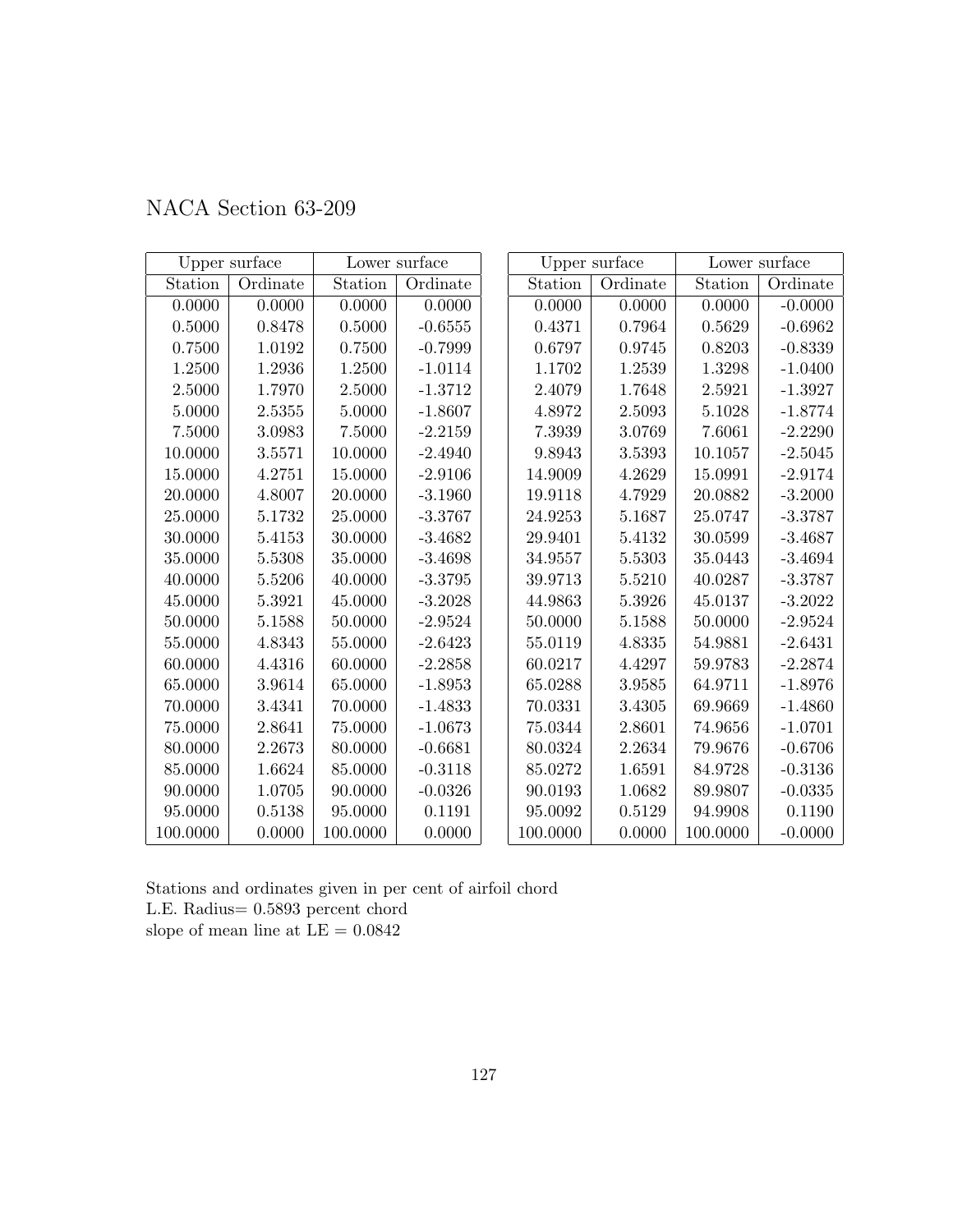# NACA Section 63-209

| Upper surface | | Lower surface | |
|---|---|---|---|
| Station | Ordinate | Station | Ordinate |
| 0.0000 | 0.0000 | 0.0000 | 0.0000 |
| 0.5000 | 0.8478 | 0.5000 | -0.6555 |
| 0.7500 | 1.0192 | 0.7500 | -0.7999 |
| 1.2500 | 1.2936 | 1.2500 | -1.0114 |
| 2.5000 | 1.7970 | 2.5000 | -1.3712 |
| 5.0000 | 2.5355 | 5.0000 | -1.8607 |
| 7.5000 | 3.0983 | 7.5000 | -2.2159 |
| 10.0000 | 3.5571 | 10.0000 | -2.4940 |
| 15.0000 | 4.2751 | 15.0000 | -2.9106 |
| 20.0000 | 4.8007 | 20.0000 | -3.1960 |
| 25.0000 | 5.1732 | 25.0000 | -3.3767 |
| 30.0000 | 5.4153 | 30.0000 | -3.4682 |
| 35.0000 | 5.5308 | 35.0000 | -3.4698 |
| 40.0000 | 5.5206 | 40.0000 | -3.3795 |
| 45.0000 | 5.3921 | 45.0000 | -3.2028 |
| 50.0000 | 5.1588 | 50.0000 | -2.9524 |
| 55.0000 | 4.8343 | 55.0000 | -2.6423 |
| 60.0000 | 4.4316 | 60.0000 | -2.2858 |
| 65.0000 | 3.9614 | 65.0000 | -1.8953 |
| 70.0000 | 3.4341 | 70.0000 | -1.4833 |
| 75.0000 | 2.8641 | 75.0000 | -1.0673 |
| 80.0000 | 2.2673 | 80.0000 | -0.6681 |
| 85.0000 | 1.6624 | 85.0000 | -0.3118 |
| 90.0000 | 1.0705 | 90.0000 | -0.0326 |
| 95.0000 | 0.5138 | 95.0000 | 0.1191 |
| 100.0000 | 0.0000 | 100.0000 | 0.0000 |

| Upper surface | | Lower surface | |
|---|---|---|---|
| Station | Ordinate | Station | Ordinate |
| 0.0000 | 0.0000 | 0.0000 | -0.0000 |
| 0.4371 | 0.7964 | 0.5629 | -0.6962 |
| 0.6797 | 0.9745 | 0.8203 | -0.8339 |
| 1.1702 | 1.2539 | 1.3298 | -1.0400 |
| 2.4079 | 1.7648 | 2.5921 | -1.3927 |
| 4.8972 | 2.5093 | 5.1028 | -1.8774 |
| 7.3939 | 3.0769 | 7.6061 | -2.2290 |
| 9.8943 | 3.5393 | 10.1057 | -2.5045 |
| 14.9009 | 4.2629 | 15.0991 | -2.9174 |
| 19.9118 | 4.7929 | 20.0882 | -3.2000 |
| 24.9253 | 5.1687 | 25.0747 | -3.3787 |
| 29.9401 | 5.4132 | 30.0599 | -3.4687 |
| 34.9557 | 5.5303 | 35.0443 | -3.4694 |
| 39.9713 | 5.5210 | 40.0287 | -3.3787 |
| 44.9863 | 5.3926 | 45.0137 | -3.2022 |
| 50.0000 | 5.1588 | 50.0000 | -2.9524 |
| 55.0119 | 4.8335 | 54.9881 | -2.6431 |
| 60.0217 | 4.4297 | 59.9783 | -2.2874 |
| 65.0288 | 3.9585 | 64.9711 | -1.8976 |
| 70.0331 | 3.4305 | 69.9669 | -1.4860 |
| 75.0344 | 2.8601 | 74.9656 | -1.0701 |
| 80.0324 | 2.2634 | 79.9676 | -0.6706 |
| 85.0272 | 1.6591 | 84.9728 | -0.3136 |
| 90.0193 | 1.0682 | 89.9807 | -0.0335 |
| 95.0092 | 0.5129 | 94.9908 | 0.1190 |
| 100.0000 | 0.0000 | 100.0000 | -0.0000 |

Stations and ordinates given in per cent of airfoil chord
L.E. Radius= 0.5893 percent chord
slope of mean line at LE = 0.0842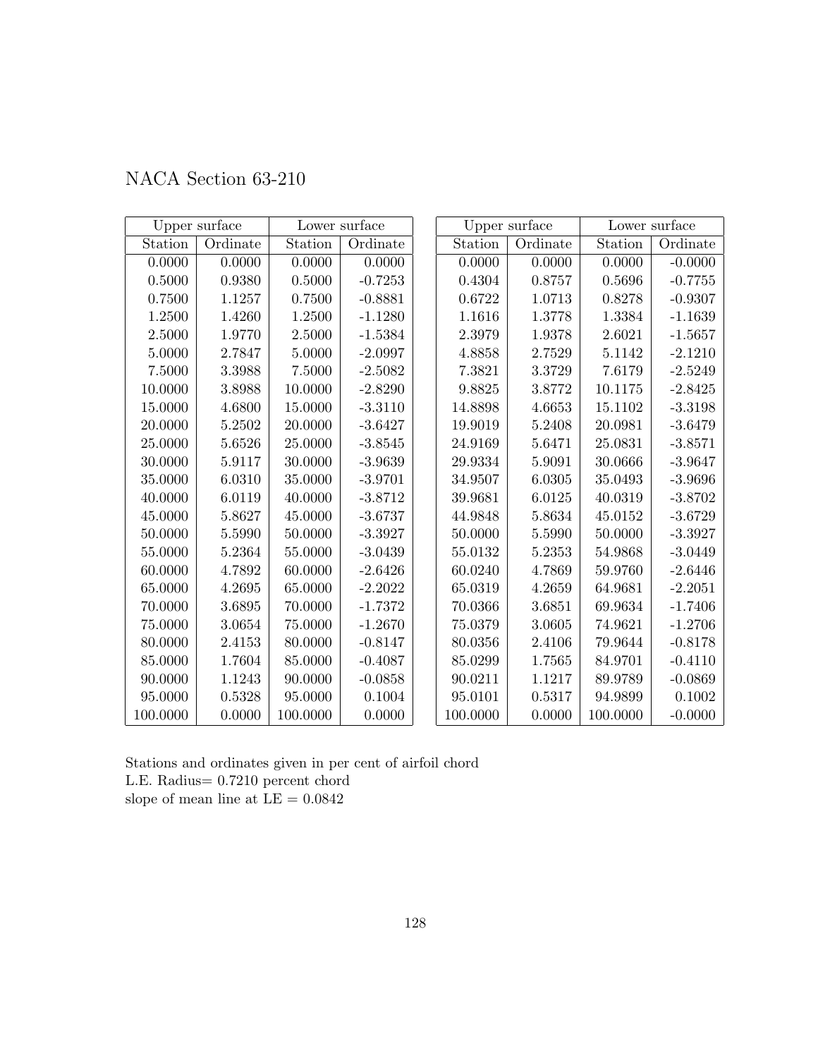# NACA Section 63-210

| Upper surface | | Lower surface | |
|---|---|---|---|
| Station | Ordinate | Station | Ordinate |
| 0.0000 | 0.0000 | 0.0000 | 0.0000 |
| 0.5000 | 0.9380 | 0.5000 | -0.7253 |
| 0.7500 | 1.1257 | 0.7500 | -0.8881 |
| 1.2500 | 1.4260 | 1.2500 | -1.1280 |
| 2.5000 | 1.9770 | 2.5000 | -1.5384 |
| 5.0000 | 2.7847 | 5.0000 | -2.0997 |
| 7.5000 | 3.3988 | 7.5000 | -2.5082 |
| 10.0000 | 3.8988 | 10.0000 | -2.8290 |
| 15.0000 | 4.6800 | 15.0000 | -3.3110 |
| 20.0000 | 5.2502 | 20.0000 | -3.6427 |
| 25.0000 | 5.6526 | 25.0000 | -3.8545 |
| 30.0000 | 5.9117 | 30.0000 | -3.9639 |
| 35.0000 | 6.0310 | 35.0000 | -3.9701 |
| 40.0000 | 6.0119 | 40.0000 | -3.8712 |
| 45.0000 | 5.8627 | 45.0000 | -3.6737 |
| 50.0000 | 5.5990 | 50.0000 | -3.3927 |
| 55.0000 | 5.2364 | 55.0000 | -3.0439 |
| 60.0000 | 4.7892 | 60.0000 | -2.6426 |
| 65.0000 | 4.2695 | 65.0000 | -2.2022 |
| 70.0000 | 3.6895 | 70.0000 | -1.7372 |
| 75.0000 | 3.0654 | 75.0000 | -1.2670 |
| 80.0000 | 2.4153 | 80.0000 | -0.8147 |
| 85.0000 | 1.7604 | 85.0000 | -0.4087 |
| 90.0000 | 1.1243 | 90.0000 | -0.0858 |
| 95.0000 | 0.5328 | 95.0000 | 0.1004 |
| 100.0000 | 0.0000 | 100.0000 | 0.0000 |

| Upper surface | | Lower surface | |
|---|---|---|---|
| Station | Ordinate | Station | Ordinate |
| 0.0000 | 0.0000 | 0.0000 | -0.0000 |
| 0.4304 | 0.8757 | 0.5696 | -0.7755 |
| 0.6722 | 1.0713 | 0.8278 | -0.9307 |
| 1.1616 | 1.3778 | 1.3384 | -1.1639 |
| 2.3979 | 1.9378 | 2.6021 | -1.5657 |
| 4.8858 | 2.7529 | 5.1142 | -2.1210 |
| 7.3821 | 3.3729 | 7.6179 | -2.5249 |
| 9.8825 | 3.8772 | 10.1175 | -2.8425 |
| 14.8898 | 4.6653 | 15.1102 | -3.3198 |
| 19.9019 | 5.2408 | 20.0981 | -3.6479 |
| 24.9169 | 5.6471 | 25.0831 | -3.8571 |
| 29.9334 | 5.9091 | 30.0666 | -3.9647 |
| 34.9507 | 6.0305 | 35.0493 | -3.9696 |
| 39.9681 | 6.0125 | 40.0319 | -3.8702 |
| 44.9848 | 5.8634 | 45.0152 | -3.6729 |
| 50.0000 | 5.5990 | 50.0000 | -3.3927 |
| 55.0132 | 5.2353 | 54.9868 | -3.0449 |
| 60.0240 | 4.7869 | 59.9760 | -2.6446 |
| 65.0319 | 4.2659 | 64.9681 | -2.2051 |
| 70.0366 | 3.6851 | 69.9634 | -1.7406 |
| 75.0379 | 3.0605 | 74.9621 | -1.2706 |
| 80.0356 | 2.4106 | 79.9644 | -0.8178 |
| 85.0299 | 1.7565 | 84.9701 | -0.4110 |
| 90.0211 | 1.1217 | 89.9789 | -0.0869 |
| 95.0101 | 0.5317 | 94.9899 | 0.1002 |
| 100.0000 | 0.0000 | 100.0000 | -0.0000 |

Stations and ordinates given in per cent of airfoil chord
L.E. Radius= 0.7210 percent chord
slope of mean line at LE = 0.0842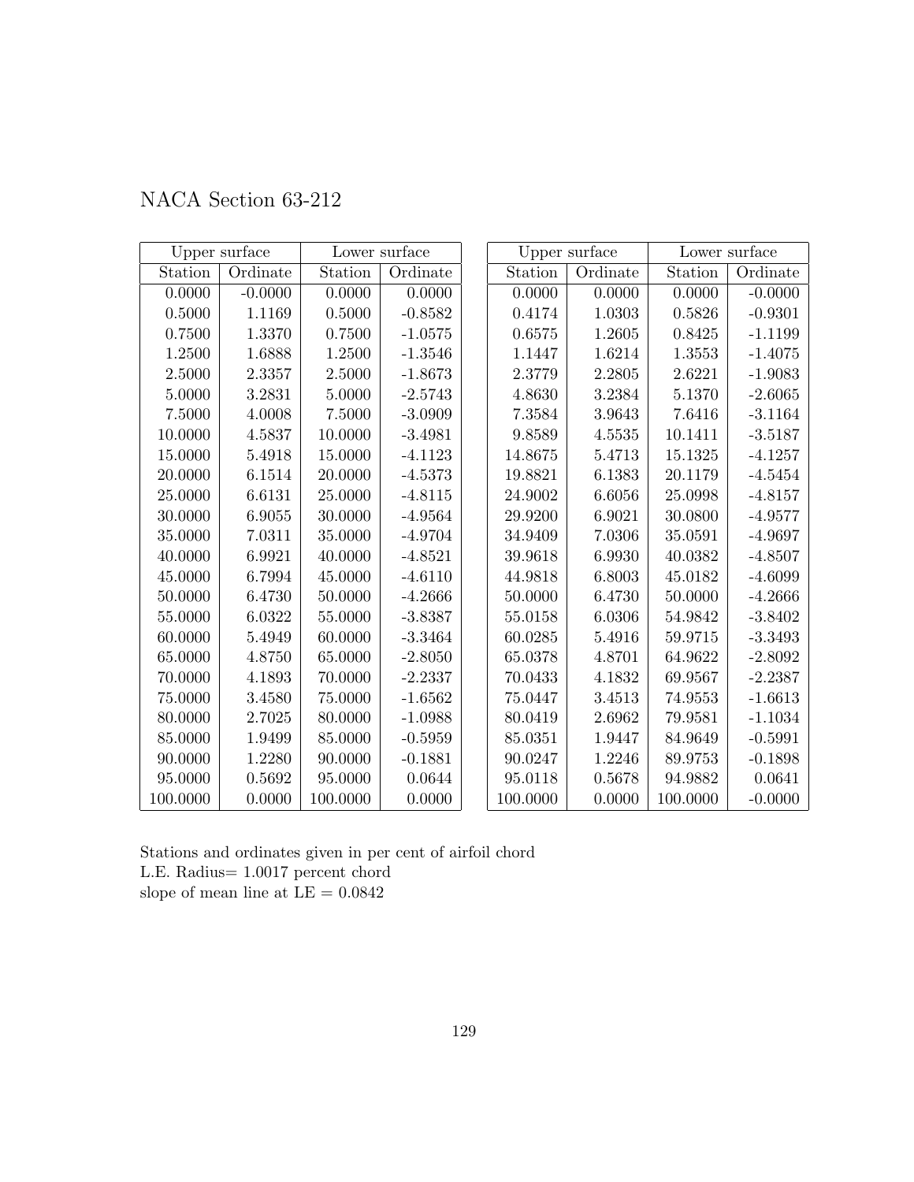# NACA Section 63-212

| Upper surface | | Lower surface | |
|---|---|---|---|
| Station | Ordinate | Station | Ordinate |
| 0.0000 | -0.0000 | 0.0000 | 0.0000 |
| 0.5000 | 1.1169 | 0.5000 | -0.8582 |
| 0.7500 | 1.3370 | 0.7500 | -1.0575 |
| 1.2500 | 1.6888 | 1.2500 | -1.3546 |
| 2.5000 | 2.3357 | 2.5000 | -1.8673 |
| 5.0000 | 3.2831 | 5.0000 | -2.5743 |
| 7.5000 | 4.0008 | 7.5000 | -3.0909 |
| 10.0000 | 4.5837 | 10.0000 | -3.4981 |
| 15.0000 | 5.4918 | 15.0000 | -4.1123 |
| 20.0000 | 6.1514 | 20.0000 | -4.5373 |
| 25.0000 | 6.6131 | 25.0000 | -4.8115 |
| 30.0000 | 6.9055 | 30.0000 | -4.9564 |
| 35.0000 | 7.0311 | 35.0000 | -4.9704 |
| 40.0000 | 6.9921 | 40.0000 | -4.8521 |
| 45.0000 | 6.7994 | 45.0000 | -4.6110 |
| 50.0000 | 6.4730 | 50.0000 | -4.2666 |
| 55.0000 | 6.0322 | 55.0000 | -3.8387 |
| 60.0000 | 5.4949 | 60.0000 | -3.3464 |
| 65.0000 | 4.8750 | 65.0000 | -2.8050 |
| 70.0000 | 4.1893 | 70.0000 | -2.2337 |
| 75.0000 | 3.4580 | 75.0000 | -1.6562 |
| 80.0000 | 2.7025 | 80.0000 | -1.0988 |
| 85.0000 | 1.9499 | 85.0000 | -0.5959 |
| 90.0000 | 1.2280 | 90.0000 | -0.1881 |
| 95.0000 | 0.5692 | 95.0000 | 0.0644 |
| 100.0000 | 0.0000 | 100.0000 | 0.0000 |

| Upper surface | | Lower surface | |
|---|---|---|---|
| Station | Ordinate | Station | Ordinate |
| 0.0000 | 0.0000 | 0.0000 | -0.0000 |
| 0.4174 | 1.0303 | 0.5826 | -0.9301 |
| 0.6575 | 1.2605 | 0.8425 | -1.1199 |
| 1.1447 | 1.6214 | 1.3553 | -1.4075 |
| 2.3779 | 2.2805 | 2.6221 | -1.9083 |
| 4.8630 | 3.2384 | 5.1370 | -2.6065 |
| 7.3584 | 3.9643 | 7.6416 | -3.1164 |
| 9.8589 | 4.5535 | 10.1411 | -3.5187 |
| 14.8675 | 5.4713 | 15.1325 | -4.1257 |
| 19.8821 | 6.1383 | 20.1179 | -4.5454 |
| 24.9002 | 6.6056 | 25.0998 | -4.8157 |
| 29.9200 | 6.9021 | 30.0800 | -4.9577 |
| 34.9409 | 7.0306 | 35.0591 | -4.9697 |
| 39.9618 | 6.9930 | 40.0382 | -4.8507 |
| 44.9818 | 6.8003 | 45.0182 | -4.6099 |
| 50.0000 | 6.4730 | 50.0000 | -4.2666 |
| 55.0158 | 6.0306 | 54.9842 | -3.8402 |
| 60.0285 | 5.4916 | 59.9715 | -3.3493 |
| 65.0378 | 4.8701 | 64.9622 | -2.8092 |
| 70.0433 | 4.1832 | 69.9567 | -2.2387 |
| 75.0447 | 3.4513 | 74.9553 | -1.6613 |
| 80.0419 | 2.6962 | 79.9581 | -1.1034 |
| 85.0351 | 1.9447 | 84.9649 | -0.5991 |
| 90.0247 | 1.2246 | 89.9753 | -0.1898 |
| 95.0118 | 0.5678 | 94.9882 | 0.0641 |
| 100.0000 | 0.0000 | 100.0000 | -0.0000 |

Stations and ordinates given in per cent of airfoil chord
L.E. Radius= 1.0017 percent chord
slope of mean line at LE = 0.0842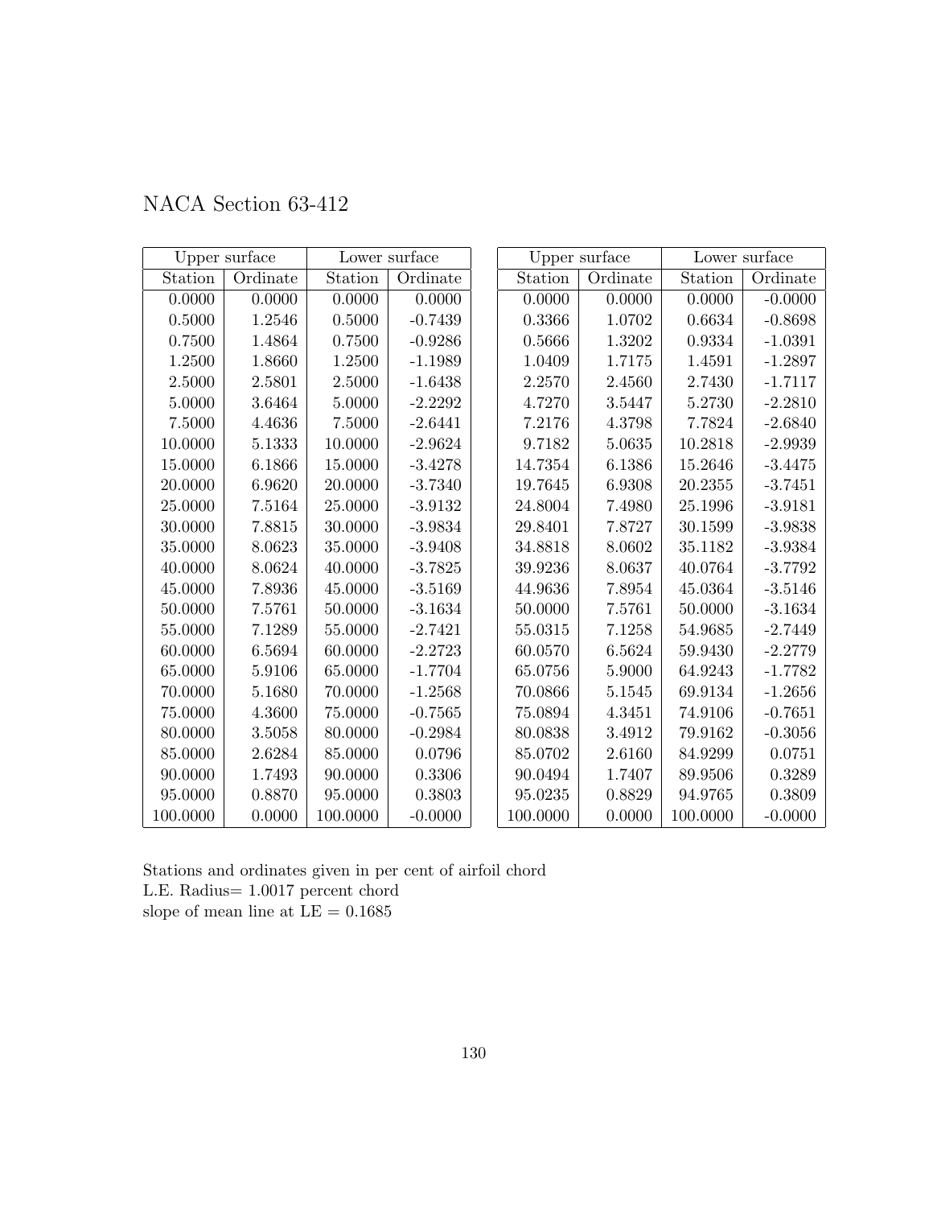# NACA Section 63-412

| Upper surface | | Lower surface | |
|---|---|---|---|
| Station | Ordinate | Station | Ordinate |
| 0.0000 | 0.0000 | 0.0000 | 0.0000 |
| 0.5000 | 1.2546 | 0.5000 | -0.7439 |
| 0.7500 | 1.4864 | 0.7500 | -0.9286 |
| 1.2500 | 1.8660 | 1.2500 | -1.1989 |
| 2.5000 | 2.5801 | 2.5000 | -1.6438 |
| 5.0000 | 3.6464 | 5.0000 | -2.2292 |
| 7.5000 | 4.4636 | 7.5000 | -2.6441 |
| 10.0000 | 5.1333 | 10.0000 | -2.9624 |
| 15.0000 | 6.1866 | 15.0000 | -3.4278 |
| 20.0000 | 6.9620 | 20.0000 | -3.7340 |
| 25.0000 | 7.5164 | 25.0000 | -3.9132 |
| 30.0000 | 7.8815 | 30.0000 | -3.9834 |
| 35.0000 | 8.0623 | 35.0000 | -3.9408 |
| 40.0000 | 8.0624 | 40.0000 | -3.7825 |
| 45.0000 | 7.8936 | 45.0000 | -3.5169 |
| 50.0000 | 7.5761 | 50.0000 | -3.1634 |
| 55.0000 | 7.1289 | 55.0000 | -2.7421 |
| 60.0000 | 6.5694 | 60.0000 | -2.2723 |
| 65.0000 | 5.9106 | 65.0000 | -1.7704 |
| 70.0000 | 5.1680 | 70.0000 | -1.2568 |
| 75.0000 | 4.3600 | 75.0000 | -0.7565 |
| 80.0000 | 3.5058 | 80.0000 | -0.2984 |
| 85.0000 | 2.6284 | 85.0000 | 0.0796 |
| 90.0000 | 1.7493 | 90.0000 | 0.3306 |
| 95.0000 | 0.8870 | 95.0000 | 0.3803 |
| 100.0000 | 0.0000 | 100.0000 | -0.0000 |

| Upper surface | | Lower surface | |
|---|---|---|---|
| Station | Ordinate | Station | Ordinate |
| 0.0000 | 0.0000 | 0.0000 | -0.0000 |
| 0.3366 | 1.0702 | 0.6634 | -0.8698 |
| 0.5666 | 1.3202 | 0.9334 | -1.0391 |
| 1.0409 | 1.7175 | 1.4591 | -1.2897 |
| 2.2570 | 2.4560 | 2.7430 | -1.7117 |
| 4.7270 | 3.5447 | 5.2730 | -2.2810 |
| 7.2176 | 4.3798 | 7.7824 | -2.6840 |
| 9.7182 | 5.0635 | 10.2818 | -2.9939 |
| 14.7354 | 6.1386 | 15.2646 | -3.4475 |
| 19.7645 | 6.9308 | 20.2355 | -3.7451 |
| 24.8004 | 7.4980 | 25.1996 | -3.9181 |
| 29.8401 | 7.8727 | 30.1599 | -3.9838 |
| 34.8818 | 8.0602 | 35.1182 | -3.9384 |
| 39.9236 | 8.0637 | 40.0764 | -3.7792 |
| 44.9636 | 7.8954 | 45.0364 | -3.5146 |
| 50.0000 | 7.5761 | 50.0000 | -3.1634 |
| 55.0315 | 7.1258 | 54.9685 | -2.7449 |
| 60.0570 | 6.5624 | 59.9430 | -2.2779 |
| 65.0756 | 5.9000 | 64.9243 | -1.7782 |
| 70.0866 | 5.1545 | 69.9134 | -1.2656 |
| 75.0894 | 4.3451 | 74.9106 | -0.7651 |
| 80.0838 | 3.4912 | 79.9162 | -0.3056 |
| 85.0702 | 2.6160 | 84.9299 | 0.0751 |
| 90.0494 | 1.7407 | 89.9506 | 0.3289 |
| 95.0235 | 0.8829 | 94.9765 | 0.3809 |
| 100.0000 | 0.0000 | 100.0000 | -0.0000 |

Stations and ordinates given in per cent of airfoil chord
L.E. Radius= 1.0017 percent chord
slope of mean line at LE = 0.1685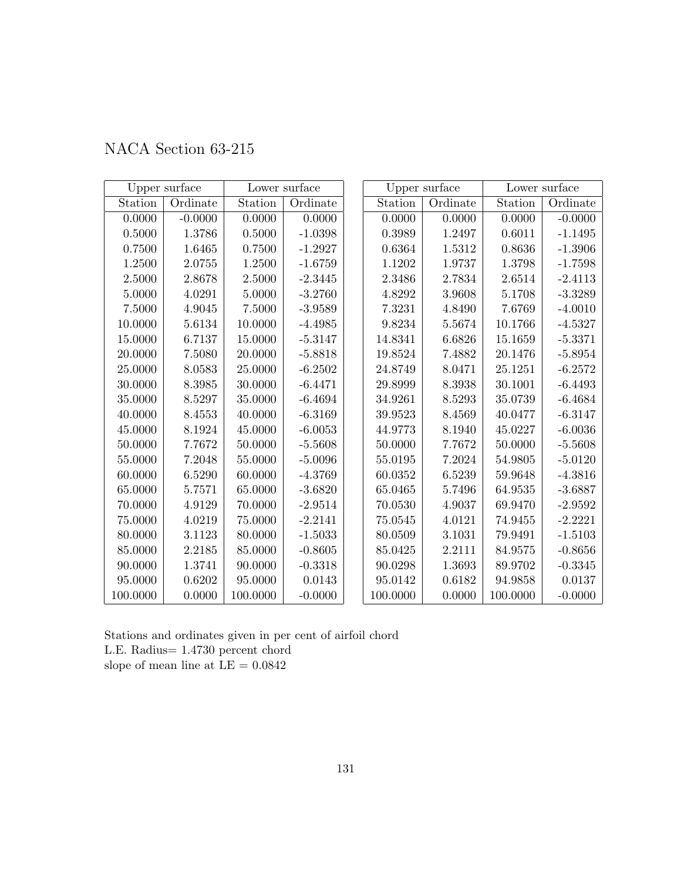# NACA Section 63-215

| Upper surface | | Lower surface | |
|---|---|---|---|
| Station | Ordinate | Station | Ordinate |
| 0.0000 | -0.0000 | 0.0000 | 0.0000 |
| 0.5000 | 1.3786 | 0.5000 | -1.0398 |
| 0.7500 | 1.6465 | 0.7500 | -1.2927 |
| 1.2500 | 2.0755 | 1.2500 | -1.6759 |
| 2.5000 | 2.8678 | 2.5000 | -2.3445 |
| 5.0000 | 4.0291 | 5.0000 | -3.2760 |
| 7.5000 | 4.9045 | 7.5000 | -3.9589 |
| 10.0000 | 5.6134 | 10.0000 | -4.4985 |
| 15.0000 | 6.7137 | 15.0000 | -5.3147 |
| 20.0000 | 7.5080 | 20.0000 | -5.8818 |
| 25.0000 | 8.0583 | 25.0000 | -6.2502 |
| 30.0000 | 8.3985 | 30.0000 | -6.4471 |
| 35.0000 | 8.5297 | 35.0000 | -6.4694 |
| 40.0000 | 8.4553 | 40.0000 | -6.3169 |
| 45.0000 | 8.1924 | 45.0000 | -6.0053 |
| 50.0000 | 7.7672 | 50.0000 | -5.5608 |
| 55.0000 | 7.2048 | 55.0000 | -5.0096 |
| 60.0000 | 6.5290 | 60.0000 | -4.3769 |
| 65.0000 | 5.7571 | 65.0000 | -3.6820 |
| 70.0000 | 4.9129 | 70.0000 | -2.9514 |
| 75.0000 | 4.0219 | 75.0000 | -2.2141 |
| 80.0000 | 3.1123 | 80.0000 | -1.5033 |
| 85.0000 | 2.2185 | 85.0000 | -0.8605 |
| 90.0000 | 1.3741 | 90.0000 | -0.3318 |
| 95.0000 | 0.6202 | 95.0000 | 0.0143 |
| 100.0000 | 0.0000 | 100.0000 | -0.0000 |

| Upper surface | | Lower surface | |
|---|---|---|---|
| Station | Ordinate | Station | Ordinate |
| 0.0000 | 0.0000 | 0.0000 | -0.0000 |
| 0.3989 | 1.2497 | 0.6011 | -1.1495 |
| 0.6364 | 1.5312 | 0.8636 | -1.3906 |
| 1.1202 | 1.9737 | 1.3798 | -1.7598 |
| 2.3486 | 2.7834 | 2.6514 | -2.4113 |
| 4.8292 | 3.9608 | 5.1708 | -3.3289 |
| 7.3231 | 4.8490 | 7.6769 | -4.0010 |
| 9.8234 | 5.5674 | 10.1766 | -4.5327 |
| 14.8341 | 6.6826 | 15.1659 | -5.3371 |
| 19.8524 | 7.4882 | 20.1476 | -5.8954 |
| 24.8749 | 8.0471 | 25.1251 | -6.2572 |
| 29.8999 | 8.3938 | 30.1001 | -6.4493 |
| 34.9261 | 8.5293 | 35.0739 | -6.4684 |
| 39.9523 | 8.4569 | 40.0477 | -6.3147 |
| 44.9773 | 8.1940 | 45.0227 | -6.0036 |
| 50.0000 | 7.7672 | 50.0000 | -5.5608 |
| 55.0195 | 7.2024 | 54.9805 | -5.0120 |
| 60.0352 | 6.5239 | 59.9648 | -4.3816 |
| 65.0465 | 5.7496 | 64.9535 | -3.6887 |
| 70.0530 | 4.9037 | 69.9470 | -2.9592 |
| 75.0545 | 4.0121 | 74.9455 | -2.2221 |
| 80.0509 | 3.1031 | 79.9491 | -1.5103 |
| 85.0425 | 2.2111 | 84.9575 | -0.8656 |
| 90.0298 | 1.3693 | 89.9702 | -0.3345 |
| 95.0142 | 0.6182 | 94.9858 | 0.0137 |
| 100.0000 | 0.0000 | 100.0000 | -0.0000 |

Stations and ordinates given in per cent of airfoil chord
L.E. Radius= 1.4730 percent chord
slope of mean line at LE = 0.0842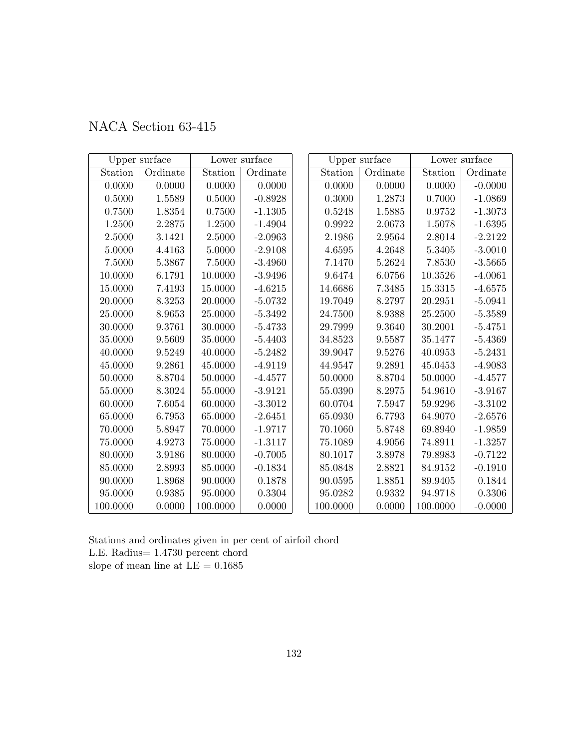# NACA Section 63-415

| Upper surface | | Lower surface | |
|---|---|---|---|
| Station | Ordinate | Station | Ordinate |
| 0.0000 | 0.0000 | 0.0000 | 0.0000 |
| 0.5000 | 1.5589 | 0.5000 | -0.8928 |
| 0.7500 | 1.8354 | 0.7500 | -1.1305 |
| 1.2500 | 2.2875 | 1.2500 | -1.4904 |
| 2.5000 | 3.1421 | 2.5000 | -2.0963 |
| 5.0000 | 4.4163 | 5.0000 | -2.9108 |
| 7.5000 | 5.3867 | 7.5000 | -3.4960 |
| 10.0000 | 6.1791 | 10.0000 | -3.9496 |
| 15.0000 | 7.4193 | 15.0000 | -4.6215 |
| 20.0000 | 8.3253 | 20.0000 | -5.0732 |
| 25.0000 | 8.9653 | 25.0000 | -5.3492 |
| 30.0000 | 9.3761 | 30.0000 | -5.4733 |
| 35.0000 | 9.5609 | 35.0000 | -5.4403 |
| 40.0000 | 9.5249 | 40.0000 | -5.2482 |
| 45.0000 | 9.2861 | 45.0000 | -4.9119 |
| 50.0000 | 8.8704 | 50.0000 | -4.4577 |
| 55.0000 | 8.3024 | 55.0000 | -3.9121 |
| 60.0000 | 7.6054 | 60.0000 | -3.3012 |
| 65.0000 | 6.7953 | 65.0000 | -2.6451 |
| 70.0000 | 5.8947 | 70.0000 | -1.9717 |
| 75.0000 | 4.9273 | 75.0000 | -1.3117 |
| 80.0000 | 3.9186 | 80.0000 | -0.7005 |
| 85.0000 | 2.8993 | 85.0000 | -0.1834 |
| 90.0000 | 1.8968 | 90.0000 | 0.1878 |
| 95.0000 | 0.9385 | 95.0000 | 0.3304 |
| 100.0000 | 0.0000 | 100.0000 | 0.0000 |

| Upper surface | | Lower surface | |
|---|---|---|---|
| Station | Ordinate | Station | Ordinate |
| 0.0000 | 0.0000 | 0.0000 | -0.0000 |
| 0.3000 | 1.2873 | 0.7000 | -1.0869 |
| 0.5248 | 1.5885 | 0.9752 | -1.3073 |
| 0.9922 | 2.0673 | 1.5078 | -1.6395 |
| 2.1986 | 2.9564 | 2.8014 | -2.2122 |
| 4.6595 | 4.2648 | 5.3405 | -3.0010 |
| 7.1470 | 5.2624 | 7.8530 | -3.5665 |
| 9.6474 | 6.0756 | 10.3526 | -4.0061 |
| 14.6686 | 7.3485 | 15.3315 | -4.6575 |
| 19.7049 | 8.2797 | 20.2951 | -5.0941 |
| 24.7500 | 8.9388 | 25.2500 | -5.3589 |
| 29.7999 | 9.3640 | 30.2001 | -5.4751 |
| 34.8523 | 9.5587 | 35.1477 | -5.4369 |
| 39.9047 | 9.5276 | 40.0953 | -5.2431 |
| 44.9547 | 9.2891 | 45.0453 | -4.9083 |
| 50.0000 | 8.8704 | 50.0000 | -4.4577 |
| 55.0390 | 8.2975 | 54.9610 | -3.9167 |
| 60.0704 | 7.5947 | 59.9296 | -3.3102 |
| 65.0930 | 6.7793 | 64.9070 | -2.6576 |
| 70.1060 | 5.8748 | 69.8940 | -1.9859 |
| 75.1089 | 4.9056 | 74.8911 | -1.3257 |
| 80.1017 | 3.8978 | 79.8983 | -0.7122 |
| 85.0848 | 2.8821 | 84.9152 | -0.1910 |
| 90.0595 | 1.8851 | 89.9405 | 0.1844 |
| 95.0282 | 0.9332 | 94.9718 | 0.3306 |
| 100.0000 | 0.0000 | 100.0000 | -0.0000 |

Stations and ordinates given in per cent of airfoil chord
L.E. Radius= 1.4730 percent chord
slope of mean line at LE = 0.1685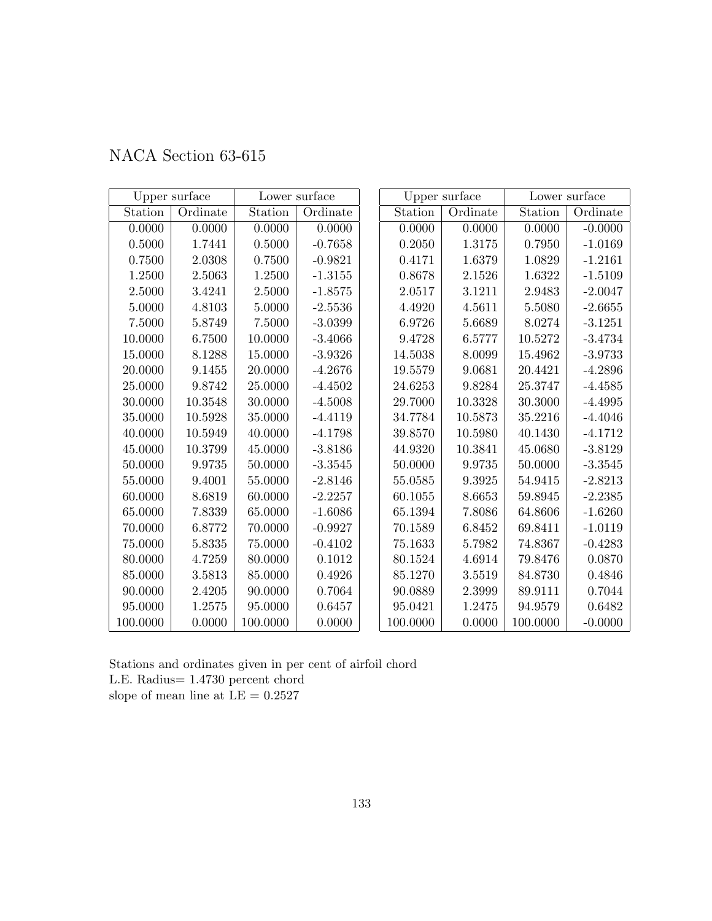# NACA Section 63-615

| Upper surface | | Lower surface | |
|---|---|---|---|
| Station | Ordinate | Station | Ordinate |
| 0.0000 | 0.0000 | 0.0000 | 0.0000 |
| 0.5000 | 1.7441 | 0.5000 | -0.7658 |
| 0.7500 | 2.0308 | 0.7500 | -0.9821 |
| 1.2500 | 2.5063 | 1.2500 | -1.3155 |
| 2.5000 | 3.4241 | 2.5000 | -1.8575 |
| 5.0000 | 4.8103 | 5.0000 | -2.5536 |
| 7.5000 | 5.8749 | 7.5000 | -3.0399 |
| 10.0000 | 6.7500 | 10.0000 | -3.4066 |
| 15.0000 | 8.1288 | 15.0000 | -3.9326 |
| 20.0000 | 9.1455 | 20.0000 | -4.2676 |
| 25.0000 | 9.8742 | 25.0000 | -4.4502 |
| 30.0000 | 10.3548 | 30.0000 | -4.5008 |
| 35.0000 | 10.5928 | 35.0000 | -4.4119 |
| 40.0000 | 10.5949 | 40.0000 | -4.1798 |
| 45.0000 | 10.3799 | 45.0000 | -3.8186 |
| 50.0000 | 9.9735 | 50.0000 | -3.3545 |
| 55.0000 | 9.4001 | 55.0000 | -2.8146 |
| 60.0000 | 8.6819 | 60.0000 | -2.2257 |
| 65.0000 | 7.8339 | 65.0000 | -1.6086 |
| 70.0000 | 6.8772 | 70.0000 | -0.9927 |
| 75.0000 | 5.8335 | 75.0000 | -0.4102 |
| 80.0000 | 4.7259 | 80.0000 | 0.1012 |
| 85.0000 | 3.5813 | 85.0000 | 0.4926 |
| 90.0000 | 2.4205 | 90.0000 | 0.7064 |
| 95.0000 | 1.2575 | 95.0000 | 0.6457 |
| 100.0000 | 0.0000 | 100.0000 | 0.0000 |

| Upper surface | | Lower surface | |
|---|---|---|---|
| Station | Ordinate | Station | Ordinate |
| 0.0000 | 0.0000 | 0.0000 | -0.0000 |
| 0.2050 | 1.3175 | 0.7950 | -1.0169 |
| 0.4171 | 1.6379 | 1.0829 | -1.2161 |
| 0.8678 | 2.1526 | 1.6322 | -1.5109 |
| 2.0517 | 3.1211 | 2.9483 | -2.0047 |
| 4.4920 | 4.5611 | 5.5080 | -2.6655 |
| 6.9726 | 5.6689 | 8.0274 | -3.1251 |
| 9.4728 | 6.5777 | 10.5272 | -3.4734 |
| 14.5038 | 8.0099 | 15.4962 | -3.9733 |
| 19.5579 | 9.0681 | 20.4421 | -4.2896 |
| 24.6253 | 9.8284 | 25.3747 | -4.4585 |
| 29.7000 | 10.3328 | 30.3000 | -4.4995 |
| 34.7784 | 10.5873 | 35.2216 | -4.4046 |
| 39.8570 | 10.5980 | 40.1430 | -4.1712 |
| 44.9320 | 10.3841 | 45.0680 | -3.8129 |
| 50.0000 | 9.9735 | 50.0000 | -3.3545 |
| 55.0585 | 9.3925 | 54.9415 | -2.8213 |
| 60.1055 | 8.6653 | 59.8945 | -2.2385 |
| 65.1394 | 7.8086 | 64.8606 | -1.6260 |
| 70.1589 | 6.8452 | 69.8411 | -1.0119 |
| 75.1633 | 5.7982 | 74.8367 | -0.4283 |
| 80.1524 | 4.6914 | 79.8476 | 0.0870 |
| 85.1270 | 3.5519 | 84.8730 | 0.4846 |
| 90.0889 | 2.3999 | 89.9111 | 0.7044 |
| 95.0421 | 1.2475 | 94.9579 | 0.6482 |
| 100.0000 | 0.0000 | 100.0000 | -0.0000 |

Stations and ordinates given in per cent of airfoil chord
L.E. Radius= 1.4730 percent chord
slope of mean line at LE = 0.2527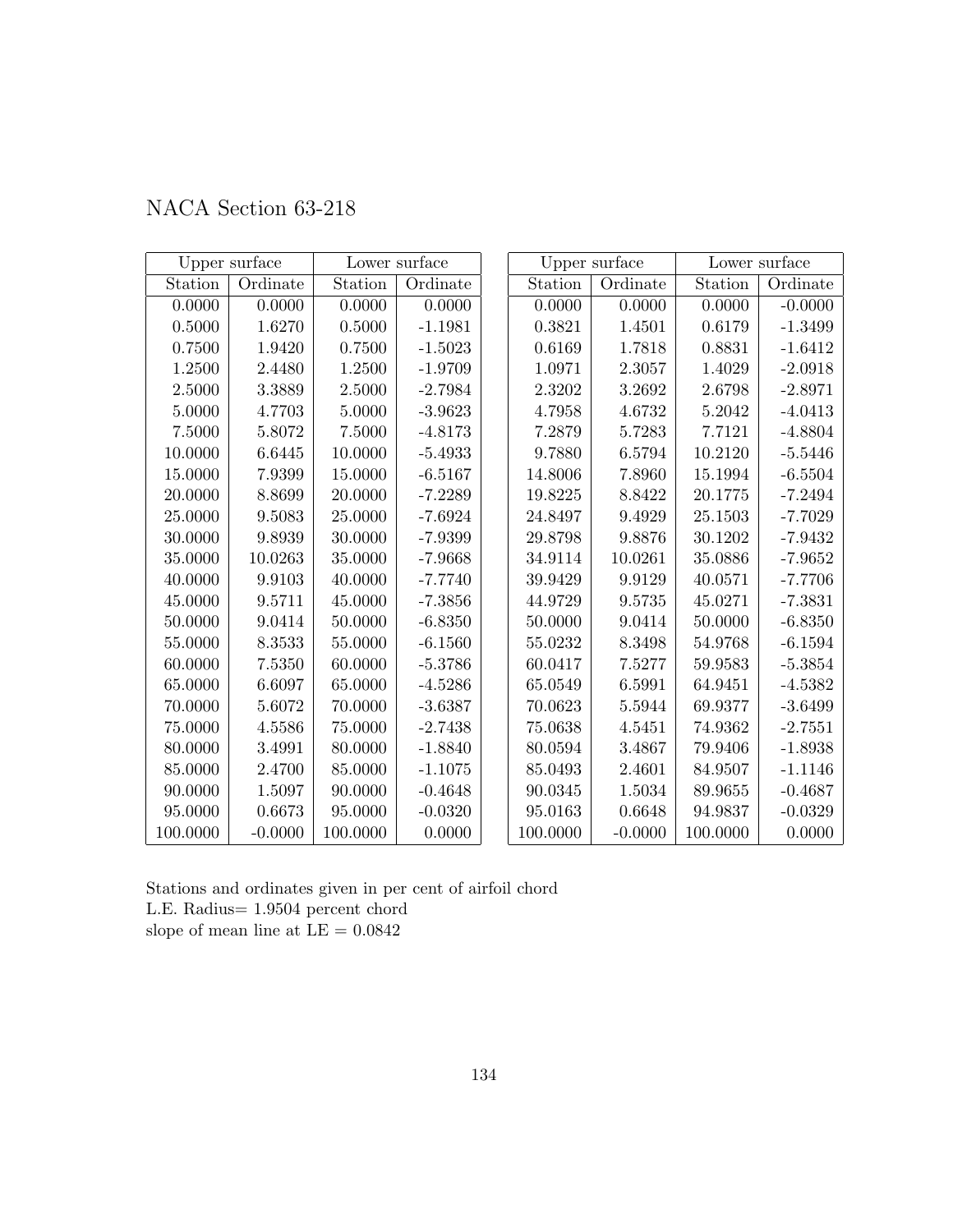# NACA Section 63-218

| Upper surface | | Lower surface | |
|---|---|---|---|
| Station | Ordinate | Station | Ordinate |
| 0.0000 | 0.0000 | 0.0000 | 0.0000 |
| 0.5000 | 1.6270 | 0.5000 | -1.1981 |
| 0.7500 | 1.9420 | 0.7500 | -1.5023 |
| 1.2500 | 2.4480 | 1.2500 | -1.9709 |
| 2.5000 | 3.3889 | 2.5000 | -2.7984 |
| 5.0000 | 4.7703 | 5.0000 | -3.9623 |
| 7.5000 | 5.8072 | 7.5000 | -4.8173 |
| 10.0000 | 6.6445 | 10.0000 | -5.4933 |
| 15.0000 | 7.9399 | 15.0000 | -6.5167 |
| 20.0000 | 8.8699 | 20.0000 | -7.2289 |
| 25.0000 | 9.5083 | 25.0000 | -7.6924 |
| 30.0000 | 9.8939 | 30.0000 | -7.9399 |
| 35.0000 | 10.0263 | 35.0000 | -7.9668 |
| 40.0000 | 9.9103 | 40.0000 | -7.7740 |
| 45.0000 | 9.5711 | 45.0000 | -7.3856 |
| 50.0000 | 9.0414 | 50.0000 | -6.8350 |
| 55.0000 | 8.3533 | 55.0000 | -6.1560 |
| 60.0000 | 7.5350 | 60.0000 | -5.3786 |
| 65.0000 | 6.6097 | 65.0000 | -4.5286 |
| 70.0000 | 5.6072 | 70.0000 | -3.6387 |
| 75.0000 | 4.5586 | 75.0000 | -2.7438 |
| 80.0000 | 3.4991 | 80.0000 | -1.8840 |
| 85.0000 | 2.4700 | 85.0000 | -1.1075 |
| 90.0000 | 1.5097 | 90.0000 | -0.4648 |
| 95.0000 | 0.6673 | 95.0000 | -0.0320 |
| 100.0000 | -0.0000 | 100.0000 | 0.0000 |

| Upper surface | | Lower surface | |
|---|---|---|---|
| Station | Ordinate | Station | Ordinate |
| 0.0000 | 0.0000 | 0.0000 | -0.0000 |
| 0.3821 | 1.4501 | 0.6179 | -1.3499 |
| 0.6169 | 1.7818 | 0.8831 | -1.6412 |
| 1.0971 | 2.3057 | 1.4029 | -2.0918 |
| 2.3202 | 3.2692 | 2.6798 | -2.8971 |
| 4.7958 | 4.6732 | 5.2042 | -4.0413 |
| 7.2879 | 5.7283 | 7.7121 | -4.8804 |
| 9.7880 | 6.5794 | 10.2120 | -5.5446 |
| 14.8006 | 7.8960 | 15.1994 | -6.5504 |
| 19.8225 | 8.8422 | 20.1775 | -7.2494 |
| 24.8497 | 9.4929 | 25.1503 | -7.7029 |
| 29.8798 | 9.8876 | 30.1202 | -7.9432 |
| 34.9114 | 10.0261 | 35.0886 | -7.9652 |
| 39.9429 | 9.9129 | 40.0571 | -7.7706 |
| 44.9729 | 9.5735 | 45.0271 | -7.3831 |
| 50.0000 | 9.0414 | 50.0000 | -6.8350 |
| 55.0232 | 8.3498 | 54.9768 | -6.1594 |
| 60.0417 | 7.5277 | 59.9583 | -5.3854 |
| 65.0549 | 6.5991 | 64.9451 | -4.5382 |
| 70.0623 | 5.5944 | 69.9377 | -3.6499 |
| 75.0638 | 4.5451 | 74.9362 | -2.7551 |
| 80.0594 | 3.4867 | 79.9406 | -1.8938 |
| 85.0493 | 2.4601 | 84.9507 | -1.1146 |
| 90.0345 | 1.5034 | 89.9655 | -0.4687 |
| 95.0163 | 0.6648 | 94.9837 | -0.0329 |
| 100.0000 | -0.0000 | 100.0000 | 0.0000 |

Stations and ordinates given in per cent of airfoil chord
L.E. Radius= 1.9504 percent chord
slope of mean line at LE = 0.0842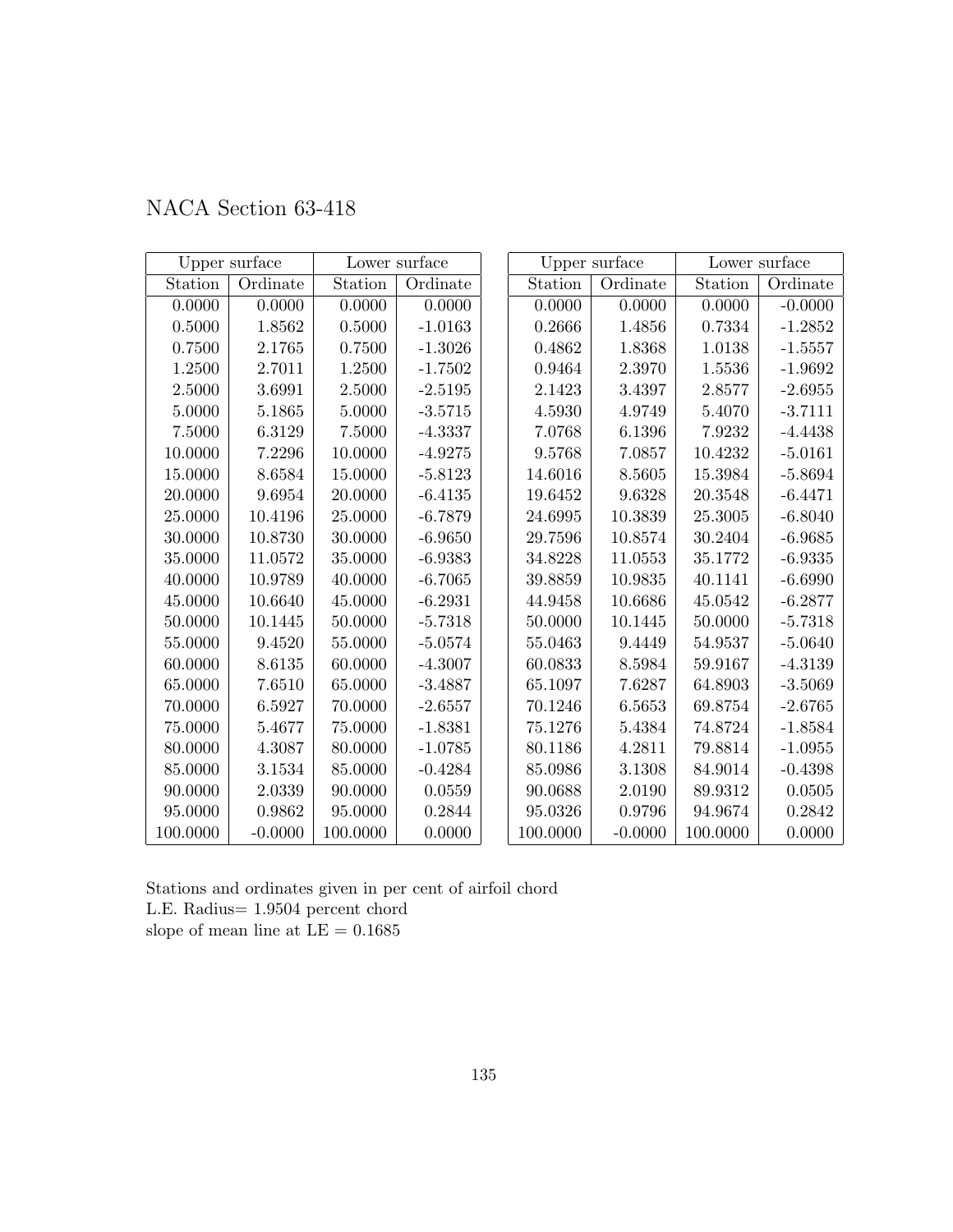# NACA Section 63-418

| Upper surface | | Lower surface | |
|---|---|---|---|
| Station | Ordinate | Station | Ordinate |
| 0.0000 | 0.0000 | 0.0000 | 0.0000 |
| 0.5000 | 1.8562 | 0.5000 | -1.0163 |
| 0.7500 | 2.1765 | 0.7500 | -1.3026 |
| 1.2500 | 2.7011 | 1.2500 | -1.7502 |
| 2.5000 | 3.6991 | 2.5000 | -2.5195 |
| 5.0000 | 5.1865 | 5.0000 | -3.5715 |
| 7.5000 | 6.3129 | 7.5000 | -4.3337 |
| 10.0000 | 7.2296 | 10.0000 | -4.9275 |
| 15.0000 | 8.6584 | 15.0000 | -5.8123 |
| 20.0000 | 9.6954 | 20.0000 | -6.4135 |
| 25.0000 | 10.4196 | 25.0000 | -6.7879 |
| 30.0000 | 10.8730 | 30.0000 | -6.9650 |
| 35.0000 | 11.0572 | 35.0000 | -6.9383 |
| 40.0000 | 10.9789 | 40.0000 | -6.7065 |
| 45.0000 | 10.6640 | 45.0000 | -6.2931 |
| 50.0000 | 10.1445 | 50.0000 | -5.7318 |
| 55.0000 | 9.4520 | 55.0000 | -5.0574 |
| 60.0000 | 8.6135 | 60.0000 | -4.3007 |
| 65.0000 | 7.6510 | 65.0000 | -3.4887 |
| 70.0000 | 6.5927 | 70.0000 | -2.6557 |
| 75.0000 | 5.4677 | 75.0000 | -1.8381 |
| 80.0000 | 4.3087 | 80.0000 | -1.0785 |
| 85.0000 | 3.1534 | 85.0000 | -0.4284 |
| 90.0000 | 2.0339 | 90.0000 | 0.0559 |
| 95.0000 | 0.9862 | 95.0000 | 0.2844 |
| 100.0000 | -0.0000 | 100.0000 | 0.0000 |

| Upper surface | | Lower surface | |
|---|---|---|---|
| Station | Ordinate | Station | Ordinate |
| 0.0000 | 0.0000 | 0.0000 | -0.0000 |
| 0.2666 | 1.4856 | 0.7334 | -1.2852 |
| 0.4862 | 1.8368 | 1.0138 | -1.5557 |
| 0.9464 | 2.3970 | 1.5536 | -1.9692 |
| 2.1423 | 3.4397 | 2.8577 | -2.6955 |
| 4.5930 | 4.9749 | 5.4070 | -3.7111 |
| 7.0768 | 6.1396 | 7.9232 | -4.4438 |
| 9.5768 | 7.0857 | 10.4232 | -5.0161 |
| 14.6016 | 8.5605 | 15.3984 | -5.8694 |
| 19.6452 | 9.6328 | 20.3548 | -6.4471 |
| 24.6995 | 10.3839 | 25.3005 | -6.8040 |
| 29.7596 | 10.8574 | 30.2404 | -6.9685 |
| 34.8228 | 11.0553 | 35.1772 | -6.9335 |
| 39.8859 | 10.9835 | 40.1141 | -6.6990 |
| 44.9458 | 10.6686 | 45.0542 | -6.2877 |
| 50.0000 | 10.1445 | 50.0000 | -5.7318 |
| 55.0463 | 9.4449 | 54.9537 | -5.0640 |
| 60.0833 | 8.5984 | 59.9167 | -4.3139 |
| 65.1097 | 7.6287 | 64.8903 | -3.5069 |
| 70.1246 | 6.5653 | 69.8754 | -2.6765 |
| 75.1276 | 5.4384 | 74.8724 | -1.8584 |
| 80.1186 | 4.2811 | 79.8814 | -1.0955 |
| 85.0986 | 3.1308 | 84.9014 | -0.4398 |
| 90.0688 | 2.0190 | 89.9312 | 0.0505 |
| 95.0326 | 0.9796 | 94.9674 | 0.2842 |
| 100.0000 | -0.0000 | 100.0000 | 0.0000 |

Stations and ordinates given in per cent of airfoil chord
L.E. Radius= 1.9504 percent chord
slope of mean line at LE = 0.1685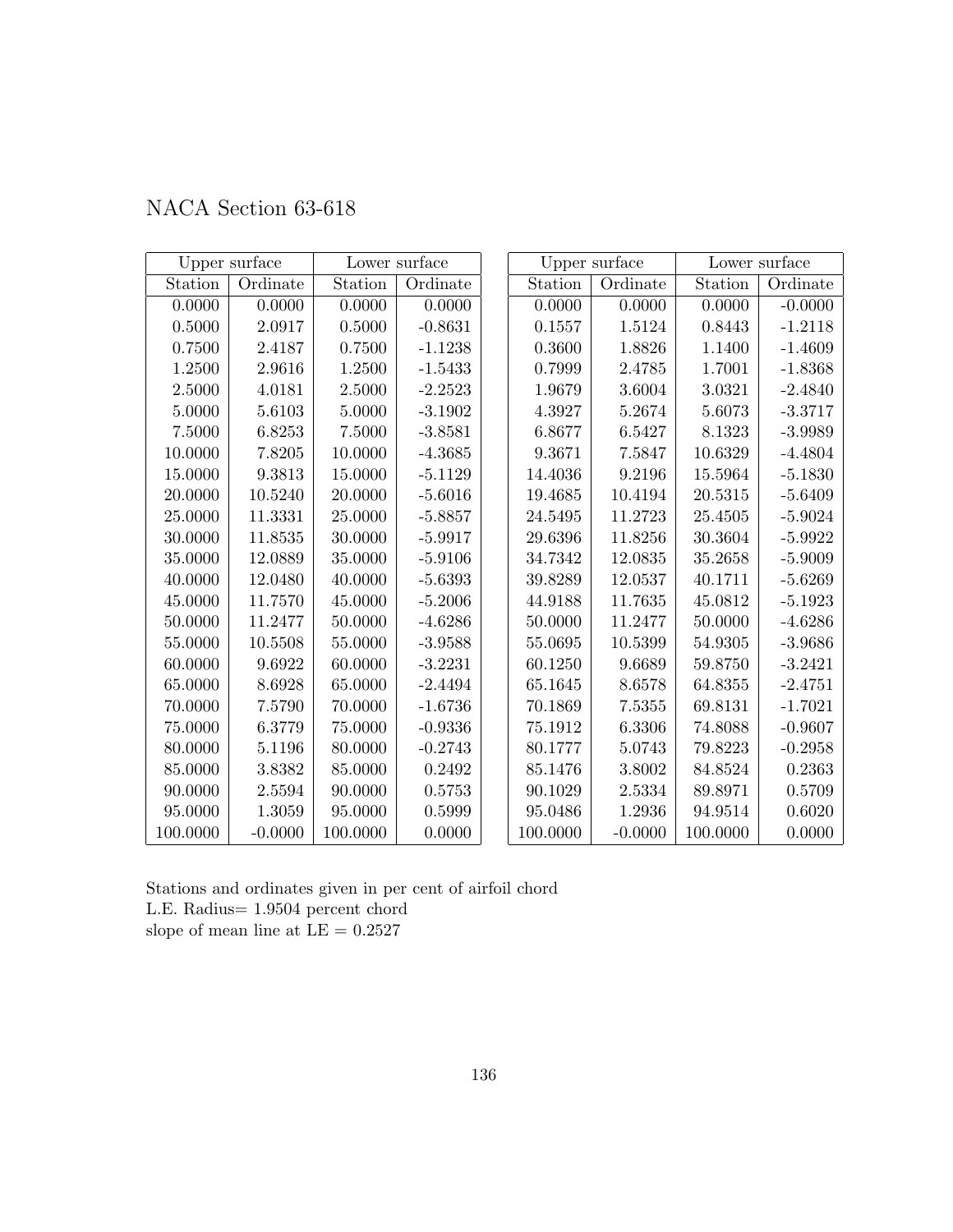# NACA Section 63-618

| Upper surface | | Lower surface | |
|---|---|---|---|
| Station | Ordinate | Station | Ordinate |
| 0.0000 | 0.0000 | 0.0000 | 0.0000 |
| 0.5000 | 2.0917 | 0.5000 | -0.8631 |
| 0.7500 | 2.4187 | 0.7500 | -1.1238 |
| 1.2500 | 2.9616 | 1.2500 | -1.5433 |
| 2.5000 | 4.0181 | 2.5000 | -2.2523 |
| 5.0000 | 5.6103 | 5.0000 | -3.1902 |
| 7.5000 | 6.8253 | 7.5000 | -3.8581 |
| 10.0000 | 7.8205 | 10.0000 | -4.3685 |
| 15.0000 | 9.3813 | 15.0000 | -5.1129 |
| 20.0000 | 10.5240 | 20.0000 | -5.6016 |
| 25.0000 | 11.3331 | 25.0000 | -5.8857 |
| 30.0000 | 11.8535 | 30.0000 | -5.9917 |
| 35.0000 | 12.0889 | 35.0000 | -5.9106 |
| 40.0000 | 12.0480 | 40.0000 | -5.6393 |
| 45.0000 | 11.7570 | 45.0000 | -5.2006 |
| 50.0000 | 11.2477 | 50.0000 | -4.6286 |
| 55.0000 | 10.5508 | 55.0000 | -3.9588 |
| 60.0000 | 9.6922 | 60.0000 | -3.2231 |
| 65.0000 | 8.6928 | 65.0000 | -2.4494 |
| 70.0000 | 7.5790 | 70.0000 | -1.6736 |
| 75.0000 | 6.3779 | 75.0000 | -0.9336 |
| 80.0000 | 5.1196 | 80.0000 | -0.2743 |
| 85.0000 | 3.8382 | 85.0000 | 0.2492 |
| 90.0000 | 2.5594 | 90.0000 | 0.5753 |
| 95.0000 | 1.3059 | 95.0000 | 0.5999 |
| 100.0000 | -0.0000 | 100.0000 | 0.0000 |

| Upper surface | | Lower surface | |
|---|---|---|---|
| Station | Ordinate | Station | Ordinate |
| 0.0000 | 0.0000 | 0.0000 | -0.0000 |
| 0.1557 | 1.5124 | 0.8443 | -1.2118 |
| 0.3600 | 1.8826 | 1.1400 | -1.4609 |
| 0.7999 | 2.4785 | 1.7001 | -1.8368 |
| 1.9679 | 3.6004 | 3.0321 | -2.4840 |
| 4.3927 | 5.2674 | 5.6073 | -3.3717 |
| 6.8677 | 6.5427 | 8.1323 | -3.9989 |
| 9.3671 | 7.5847 | 10.6329 | -4.4804 |
| 14.4036 | 9.2196 | 15.5964 | -5.1830 |
| 19.4685 | 10.4194 | 20.5315 | -5.6409 |
| 24.5495 | 11.2723 | 25.4505 | -5.9024 |
| 29.6396 | 11.8256 | 30.3604 | -5.9922 |
| 34.7342 | 12.0835 | 35.2658 | -5.9009 |
| 39.8289 | 12.0537 | 40.1711 | -5.6269 |
| 44.9188 | 11.7635 | 45.0812 | -5.1923 |
| 50.0000 | 11.2477 | 50.0000 | -4.6286 |
| 55.0695 | 10.5399 | 54.9305 | -3.9686 |
| 60.1250 | 9.6689 | 59.8750 | -3.2421 |
| 65.1645 | 8.6578 | 64.8355 | -2.4751 |
| 70.1869 | 7.5355 | 69.8131 | -1.7021 |
| 75.1912 | 6.3306 | 74.8088 | -0.9607 |
| 80.1777 | 5.0743 | 79.8223 | -0.2958 |
| 85.1476 | 3.8002 | 84.8524 | 0.2363 |
| 90.1029 | 2.5334 | 89.8971 | 0.5709 |
| 95.0486 | 1.2936 | 94.9514 | 0.6020 |
| 100.0000 | -0.0000 | 100.0000 | 0.0000 |

Stations and ordinates given in per cent of airfoil chord
L.E. Radius= 1.9504 percent chord
slope of mean line at LE = 0.2527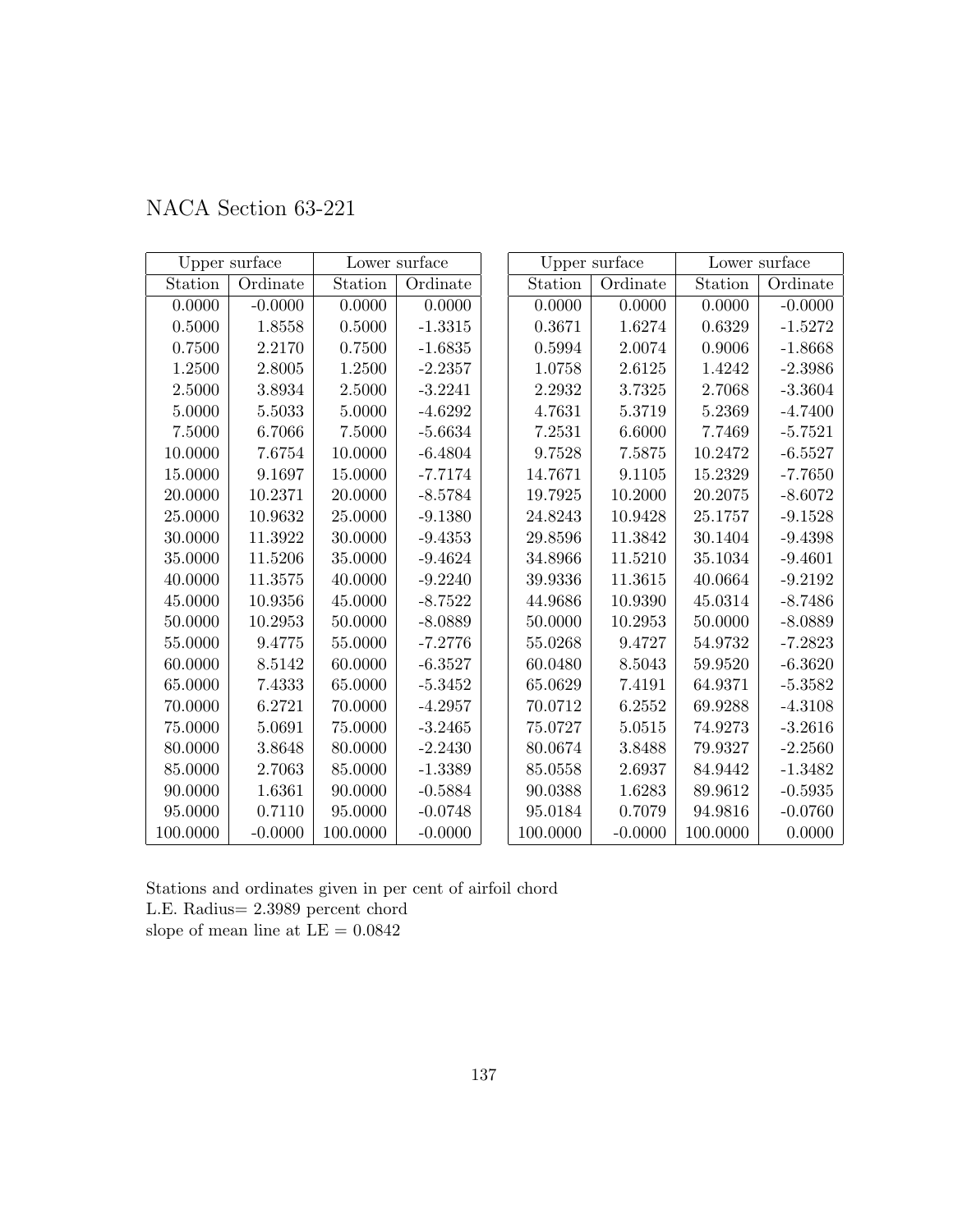# NACA Section 63-221

| Upper surface | | Lower surface | |
|---|---|---|---|
| Station | Ordinate | Station | Ordinate |
| 0.0000 | -0.0000 | 0.0000 | 0.0000 |
| 0.5000 | 1.8558 | 0.5000 | -1.3315 |
| 0.7500 | 2.2170 | 0.7500 | -1.6835 |
| 1.2500 | 2.8005 | 1.2500 | -2.2357 |
| 2.5000 | 3.8934 | 2.5000 | -3.2241 |
| 5.0000 | 5.5033 | 5.0000 | -4.6292 |
| 7.5000 | 6.7066 | 7.5000 | -5.6634 |
| 10.0000 | 7.6754 | 10.0000 | -6.4804 |
| 15.0000 | 9.1697 | 15.0000 | -7.7174 |
| 20.0000 | 10.2371 | 20.0000 | -8.5784 |
| 25.0000 | 10.9632 | 25.0000 | -9.1380 |
| 30.0000 | 11.3922 | 30.0000 | -9.4353 |
| 35.0000 | 11.5206 | 35.0000 | -9.4624 |
| 40.0000 | 11.3575 | 40.0000 | -9.2240 |
| 45.0000 | 10.9356 | 45.0000 | -8.7522 |
| 50.0000 | 10.2953 | 50.0000 | -8.0889 |
| 55.0000 | 9.4775 | 55.0000 | -7.2776 |
| 60.0000 | 8.5142 | 60.0000 | -6.3527 |
| 65.0000 | 7.4333 | 65.0000 | -5.3452 |
| 70.0000 | 6.2721 | 70.0000 | -4.2957 |
| 75.0000 | 5.0691 | 75.0000 | -3.2465 |
| 80.0000 | 3.8648 | 80.0000 | -2.2430 |
| 85.0000 | 2.7063 | 85.0000 | -1.3389 |
| 90.0000 | 1.6361 | 90.0000 | -0.5884 |
| 95.0000 | 0.7110 | 95.0000 | -0.0748 |
| 100.0000 | -0.0000 | 100.0000 | -0.0000 |

| Upper surface | | Lower surface | |
|---|---|---|---|
| Station | Ordinate | Station | Ordinate |
| 0.0000 | 0.0000 | 0.0000 | -0.0000 |
| 0.3671 | 1.6274 | 0.6329 | -1.5272 |
| 0.5994 | 2.0074 | 0.9006 | -1.8668 |
| 1.0758 | 2.6125 | 1.4242 | -2.3986 |
| 2.2932 | 3.7325 | 2.7068 | -3.3604 |
| 4.7631 | 5.3719 | 5.2369 | -4.7400 |
| 7.2531 | 6.6000 | 7.7469 | -5.7521 |
| 9.7528 | 7.5875 | 10.2472 | -6.5527 |
| 14.7671 | 9.1105 | 15.2329 | -7.7650 |
| 19.7925 | 10.2000 | 20.2075 | -8.6072 |
| 24.8243 | 10.9428 | 25.1757 | -9.1528 |
| 29.8596 | 11.3842 | 30.1404 | -9.4398 |
| 34.8966 | 11.5210 | 35.1034 | -9.4601 |
| 39.9336 | 11.3615 | 40.0664 | -9.2192 |
| 44.9686 | 10.9390 | 45.0314 | -8.7486 |
| 50.0000 | 10.2953 | 50.0000 | -8.0889 |
| 55.0268 | 9.4727 | 54.9732 | -7.2823 |
| 60.0480 | 8.5043 | 59.9520 | -6.3620 |
| 65.0629 | 7.4191 | 64.9371 | -5.3582 |
| 70.0712 | 6.2552 | 69.9288 | -4.3108 |
| 75.0727 | 5.0515 | 74.9273 | -3.2616 |
| 80.0674 | 3.8488 | 79.9327 | -2.2560 |
| 85.0558 | 2.6937 | 84.9442 | -1.3482 |
| 90.0388 | 1.6283 | 89.9612 | -0.5935 |
| 95.0184 | 0.7079 | 94.9816 | -0.0760 |
| 100.0000 | -0.0000 | 100.0000 | 0.0000 |

Stations and ordinates given in per cent of airfoil chord
L.E. Radius= 2.3989 percent chord
slope of mean line at LE = 0.0842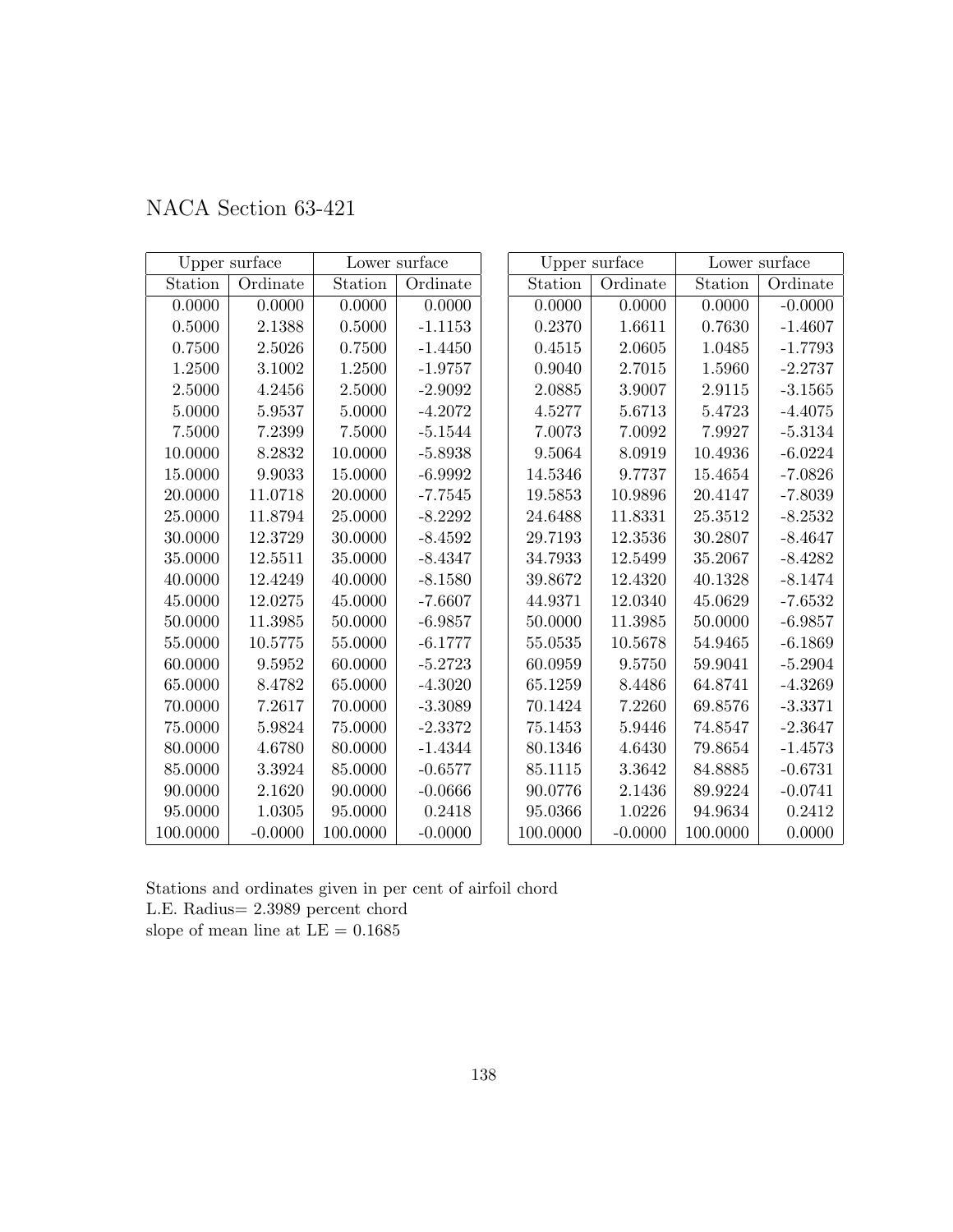# NACA Section 63-421

| Upper surface | | Lower surface | |
|---|---|---|---|
| Station | Ordinate | Station | Ordinate |
| 0.0000 | 0.0000 | 0.0000 | 0.0000 |
| 0.5000 | 2.1388 | 0.5000 | -1.1153 |
| 0.7500 | 2.5026 | 0.7500 | -1.4450 |
| 1.2500 | 3.1002 | 1.2500 | -1.9757 |
| 2.5000 | 4.2456 | 2.5000 | -2.9092 |
| 5.0000 | 5.9537 | 5.0000 | -4.2072 |
| 7.5000 | 7.2399 | 7.5000 | -5.1544 |
| 10.0000 | 8.2832 | 10.0000 | -5.8938 |
| 15.0000 | 9.9033 | 15.0000 | -6.9992 |
| 20.0000 | 11.0718 | 20.0000 | -7.7545 |
| 25.0000 | 11.8794 | 25.0000 | -8.2292 |
| 30.0000 | 12.3729 | 30.0000 | -8.4592 |
| 35.0000 | 12.5511 | 35.0000 | -8.4347 |
| 40.0000 | 12.4249 | 40.0000 | -8.1580 |
| 45.0000 | 12.0275 | 45.0000 | -7.6607 |
| 50.0000 | 11.3985 | 50.0000 | -6.9857 |
| 55.0000 | 10.5775 | 55.0000 | -6.1777 |
| 60.0000 | 9.5952 | 60.0000 | -5.2723 |
| 65.0000 | 8.4782 | 65.0000 | -4.3020 |
| 70.0000 | 7.2617 | 70.0000 | -3.3089 |
| 75.0000 | 5.9824 | 75.0000 | -2.3372 |
| 80.0000 | 4.6780 | 80.0000 | -1.4344 |
| 85.0000 | 3.3924 | 85.0000 | -0.6577 |
| 90.0000 | 2.1620 | 90.0000 | -0.0666 |
| 95.0000 | 1.0305 | 95.0000 | 0.2418 |
| 100.0000 | -0.0000 | 100.0000 | -0.0000 |

| Upper surface | | Lower surface | |
|---|---|---|---|
| Station | Ordinate | Station | Ordinate |
| 0.0000 | 0.0000 | 0.0000 | -0.0000 |
| 0.2370 | 1.6611 | 0.7630 | -1.4607 |
| 0.4515 | 2.0605 | 1.0485 | -1.7793 |
| 0.9040 | 2.7015 | 1.5960 | -2.2737 |
| 2.0885 | 3.9007 | 2.9115 | -3.1565 |
| 4.5277 | 5.6713 | 5.4723 | -4.4075 |
| 7.0073 | 7.0092 | 7.9927 | -5.3134 |
| 9.5064 | 8.0919 | 10.4936 | -6.0224 |
| 14.5346 | 9.7737 | 15.4654 | -7.0826 |
| 19.5853 | 10.9896 | 20.4147 | -7.8039 |
| 24.6488 | 11.8331 | 25.3512 | -8.2532 |
| 29.7193 | 12.3536 | 30.2807 | -8.4647 |
| 34.7933 | 12.5499 | 35.2067 | -8.4282 |
| 39.8672 | 12.4320 | 40.1328 | -8.1474 |
| 44.9371 | 12.0340 | 45.0629 | -7.6532 |
| 50.0000 | 11.3985 | 50.0000 | -6.9857 |
| 55.0535 | 10.5678 | 54.9465 | -6.1869 |
| 60.0959 | 9.5750 | 59.9041 | -5.2904 |
| 65.1259 | 8.4486 | 64.8741 | -4.3269 |
| 70.1424 | 7.2260 | 69.8576 | -3.3371 |
| 75.1453 | 5.9446 | 74.8547 | -2.3647 |
| 80.1346 | 4.6430 | 79.8654 | -1.4573 |
| 85.1115 | 3.3642 | 84.8885 | -0.6731 |
| 90.0776 | 2.1436 | 89.9224 | -0.0741 |
| 95.0366 | 1.0226 | 94.9634 | 0.2412 |
| 100.0000 | -0.0000 | 100.0000 | 0.0000 |

Stations and ordinates given in per cent of airfoil chord
L.E. Radius= 2.3989 percent chord
slope of mean line at LE = 0.1685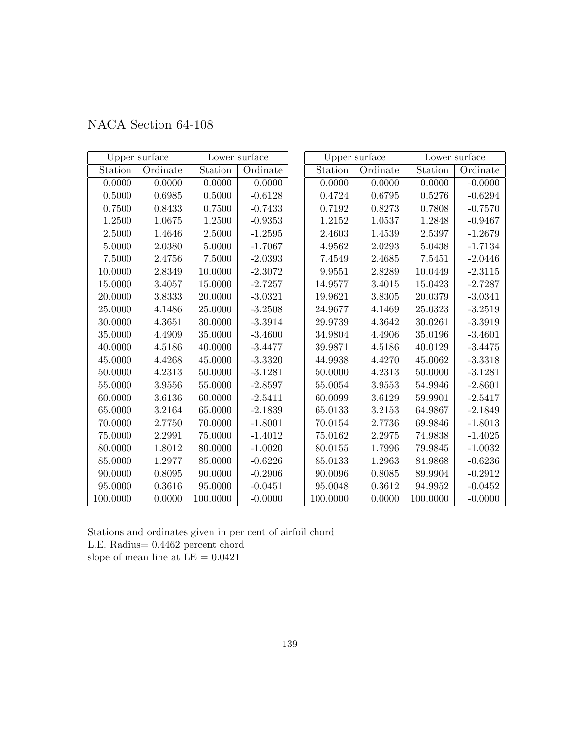# NACA Section 64-108

| Upper surface | | Lower surface | |
|---|---|---|---|
| Station | Ordinate | Station | Ordinate |
| 0.0000 | 0.0000 | 0.0000 | 0.0000 |
| 0.5000 | 0.6985 | 0.5000 | -0.6128 |
| 0.7500 | 0.8433 | 0.7500 | -0.7433 |
| 1.2500 | 1.0675 | 1.2500 | -0.9353 |
| 2.5000 | 1.4646 | 2.5000 | -1.2595 |
| 5.0000 | 2.0380 | 5.0000 | -1.7067 |
| 7.5000 | 2.4756 | 7.5000 | -2.0393 |
| 10.0000 | 2.8349 | 10.0000 | -2.3072 |
| 15.0000 | 3.4057 | 15.0000 | -2.7257 |
| 20.0000 | 3.8333 | 20.0000 | -3.0321 |
| 25.0000 | 4.1486 | 25.0000 | -3.2508 |
| 30.0000 | 4.3651 | 30.0000 | -3.3914 |
| 35.0000 | 4.4909 | 35.0000 | -3.4600 |
| 40.0000 | 4.5186 | 40.0000 | -3.4477 |
| 45.0000 | 4.4268 | 45.0000 | -3.3320 |
| 50.0000 | 4.2313 | 50.0000 | -3.1281 |
| 55.0000 | 3.9556 | 55.0000 | -2.8597 |
| 60.0000 | 3.6136 | 60.0000 | -2.5411 |
| 65.0000 | 3.2164 | 65.0000 | -2.1839 |
| 70.0000 | 2.7750 | 70.0000 | -1.8001 |
| 75.0000 | 2.2991 | 75.0000 | -1.4012 |
| 80.0000 | 1.8012 | 80.0000 | -1.0020 |
| 85.0000 | 1.2977 | 85.0000 | -0.6226 |
| 90.0000 | 0.8095 | 90.0000 | -0.2906 |
| 95.0000 | 0.3616 | 95.0000 | -0.0451 |
| 100.0000 | 0.0000 | 100.0000 | -0.0000 |

| Upper surface | | Lower surface | |
|---|---|---|---|
| Station | Ordinate | Station | Ordinate |
| 0.0000 | 0.0000 | 0.0000 | -0.0000 |
| 0.4724 | 0.6795 | 0.5276 | -0.6294 |
| 0.7192 | 0.8273 | 0.7808 | -0.7570 |
| 1.2152 | 1.0537 | 1.2848 | -0.9467 |
| 2.4603 | 1.4539 | 2.5397 | -1.2679 |
| 4.9562 | 2.0293 | 5.0438 | -1.7134 |
| 7.4549 | 2.4685 | 7.5451 | -2.0446 |
| 9.9551 | 2.8289 | 10.0449 | -2.3115 |
| 14.9577 | 3.4015 | 15.0423 | -2.7287 |
| 19.9621 | 3.8305 | 20.0379 | -3.0341 |
| 24.9677 | 4.1469 | 25.0323 | -3.2519 |
| 29.9739 | 4.3642 | 30.0261 | -3.3919 |
| 34.9804 | 4.4906 | 35.0196 | -3.4601 |
| 39.9871 | 4.5186 | 40.0129 | -3.4475 |
| 44.9938 | 4.4270 | 45.0062 | -3.3318 |
| 50.0000 | 4.2313 | 50.0000 | -3.1281 |
| 55.0054 | 3.9553 | 54.9946 | -2.8601 |
| 60.0099 | 3.6129 | 59.9901 | -2.5417 |
| 65.0133 | 3.2153 | 64.9867 | -2.1849 |
| 70.0154 | 2.7736 | 69.9846 | -1.8013 |
| 75.0162 | 2.2975 | 74.9838 | -1.4025 |
| 80.0155 | 1.7996 | 79.9845 | -1.0032 |
| 85.0133 | 1.2963 | 84.9868 | -0.6236 |
| 90.0096 | 0.8085 | 89.9904 | -0.2912 |
| 95.0048 | 0.3612 | 94.9952 | -0.0452 |
| 100.0000 | 0.0000 | 100.0000 | -0.0000 |

Stations and ordinates given in per cent of airfoil chord
L.E. Radius= 0.4462 percent chord
slope of mean line at LE = 0.0421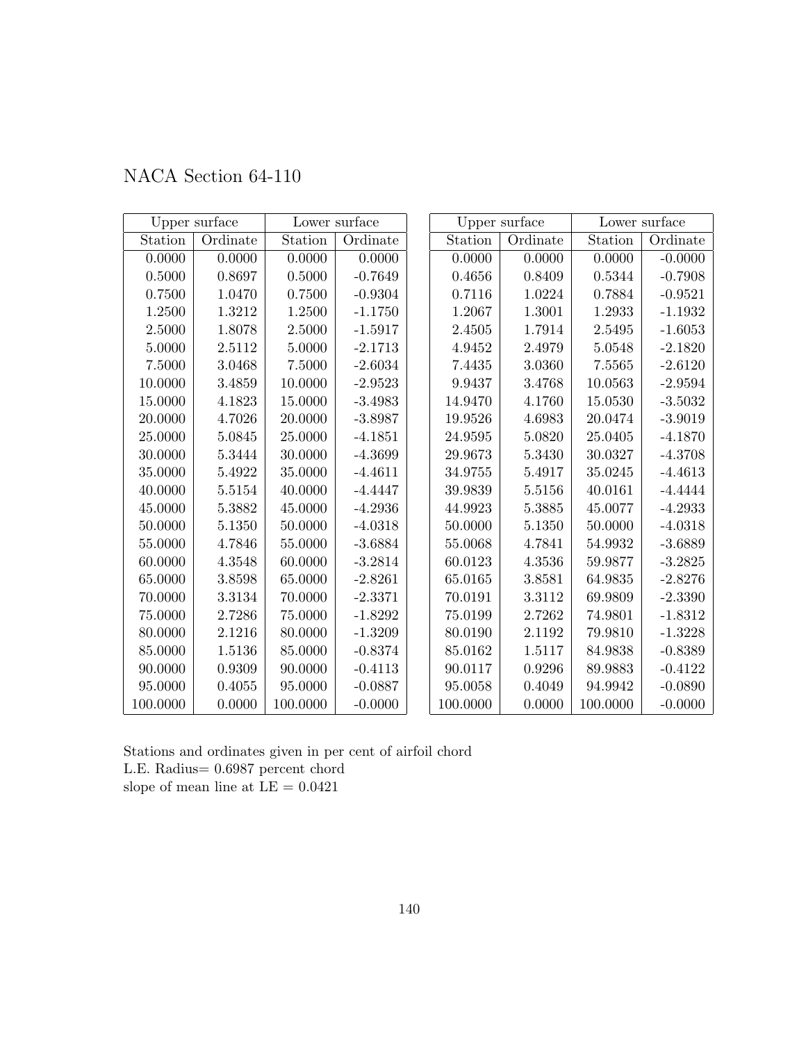# NACA Section 64-110

| Upper surface | | Lower surface | |
|---|---|---|---|
| Station | Ordinate | Station | Ordinate |
| 0.0000 | 0.0000 | 0.0000 | 0.0000 |
| 0.5000 | 0.8697 | 0.5000 | -0.7649 |
| 0.7500 | 1.0470 | 0.7500 | -0.9304 |
| 1.2500 | 1.3212 | 1.2500 | -1.1750 |
| 2.5000 | 1.8078 | 2.5000 | -1.5917 |
| 5.0000 | 2.5112 | 5.0000 | -2.1713 |
| 7.5000 | 3.0468 | 7.5000 | -2.6034 |
| 10.0000 | 3.4859 | 10.0000 | -2.9523 |
| 15.0000 | 4.1823 | 15.0000 | -3.4983 |
| 20.0000 | 4.7026 | 20.0000 | -3.8987 |
| 25.0000 | 5.0845 | 25.0000 | -4.1851 |
| 30.0000 | 5.3444 | 30.0000 | -4.3699 |
| 35.0000 | 5.4922 | 35.0000 | -4.4611 |
| 40.0000 | 5.5154 | 40.0000 | -4.4447 |
| 45.0000 | 5.3882 | 45.0000 | -4.2936 |
| 50.0000 | 5.1350 | 50.0000 | -4.0318 |
| 55.0000 | 4.7846 | 55.0000 | -3.6884 |
| 60.0000 | 4.3548 | 60.0000 | -3.2814 |
| 65.0000 | 3.8598 | 65.0000 | -2.8261 |
| 70.0000 | 3.3134 | 70.0000 | -2.3371 |
| 75.0000 | 2.7286 | 75.0000 | -1.8292 |
| 80.0000 | 2.1216 | 80.0000 | -1.3209 |
| 85.0000 | 1.5136 | 85.0000 | -0.8374 |
| 90.0000 | 0.9309 | 90.0000 | -0.4113 |
| 95.0000 | 0.4055 | 95.0000 | -0.0887 |
| 100.0000 | 0.0000 | 100.0000 | -0.0000 |

| Upper surface | | Lower surface | |
|---|---|---|---|
| Station | Ordinate | Station | Ordinate |
| 0.0000 | 0.0000 | 0.0000 | -0.0000 |
| 0.4656 | 0.8409 | 0.5344 | -0.7908 |
| 0.7116 | 1.0224 | 0.7884 | -0.9521 |
| 1.2067 | 1.3001 | 1.2933 | -1.1932 |
| 2.4505 | 1.7914 | 2.5495 | -1.6053 |
| 4.9452 | 2.4979 | 5.0548 | -2.1820 |
| 7.4435 | 3.0360 | 7.5565 | -2.6120 |
| 9.9437 | 3.4768 | 10.0563 | -2.9594 |
| 14.9470 | 4.1760 | 15.0530 | -3.5032 |
| 19.9526 | 4.6983 | 20.0474 | -3.9019 |
| 24.9595 | 5.0820 | 25.0405 | -4.1870 |
| 29.9673 | 5.3430 | 30.0327 | -4.3708 |
| 34.9755 | 5.4917 | 35.0245 | -4.4613 |
| 39.9839 | 5.5156 | 40.0161 | -4.4444 |
| 44.9923 | 5.3885 | 45.0077 | -4.2933 |
| 50.0000 | 5.1350 | 50.0000 | -4.0318 |
| 55.0068 | 4.7841 | 54.9932 | -3.6889 |
| 60.0123 | 4.3536 | 59.9877 | -3.2825 |
| 65.0165 | 3.8581 | 64.9835 | -2.8276 |
| 70.0191 | 3.3112 | 69.9809 | -2.3390 |
| 75.0199 | 2.7262 | 74.9801 | -1.8312 |
| 80.0190 | 2.1192 | 79.9810 | -1.3228 |
| 85.0162 | 1.5117 | 84.9838 | -0.8389 |
| 90.0117 | 0.9296 | 89.9883 | -0.4122 |
| 95.0058 | 0.4049 | 94.9942 | -0.0890 |
| 100.0000 | 0.0000 | 100.0000 | -0.0000 |

Stations and ordinates given in per cent of airfoil chord
L.E. Radius= 0.6987 percent chord
slope of mean line at LE = 0.0421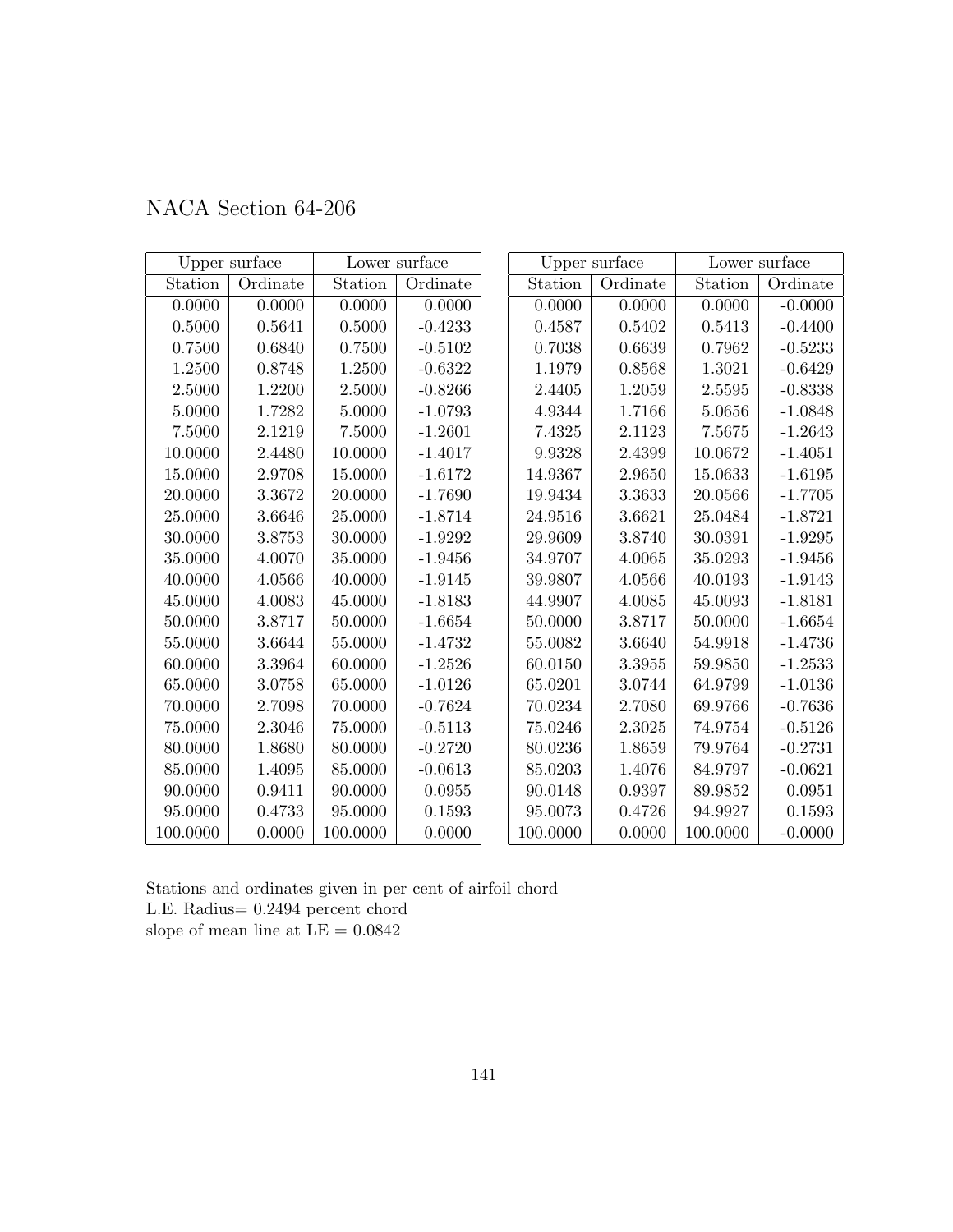# NACA Section 64-206

| Upper surface | | Lower surface | |
|---|---|---|---|
| Station | Ordinate | Station | Ordinate |
| 0.0000 | 0.0000 | 0.0000 | 0.0000 |
| 0.5000 | 0.5641 | 0.5000 | -0.4233 |
| 0.7500 | 0.6840 | 0.7500 | -0.5102 |
| 1.2500 | 0.8748 | 1.2500 | -0.6322 |
| 2.5000 | 1.2200 | 2.5000 | -0.8266 |
| 5.0000 | 1.7282 | 5.0000 | -1.0793 |
| 7.5000 | 2.1219 | 7.5000 | -1.2601 |
| 10.0000 | 2.4480 | 10.0000 | -1.4017 |
| 15.0000 | 2.9708 | 15.0000 | -1.6172 |
| 20.0000 | 3.3672 | 20.0000 | -1.7690 |
| 25.0000 | 3.6646 | 25.0000 | -1.8714 |
| 30.0000 | 3.8753 | 30.0000 | -1.9292 |
| 35.0000 | 4.0070 | 35.0000 | -1.9456 |
| 40.0000 | 4.0566 | 40.0000 | -1.9145 |
| 45.0000 | 4.0083 | 45.0000 | -1.8183 |
| 50.0000 | 3.8717 | 50.0000 | -1.6654 |
| 55.0000 | 3.6644 | 55.0000 | -1.4732 |
| 60.0000 | 3.3964 | 60.0000 | -1.2526 |
| 65.0000 | 3.0758 | 65.0000 | -1.0126 |
| 70.0000 | 2.7098 | 70.0000 | -0.7624 |
| 75.0000 | 2.3046 | 75.0000 | -0.5113 |
| 80.0000 | 1.8680 | 80.0000 | -0.2720 |
| 85.0000 | 1.4095 | 85.0000 | -0.0613 |
| 90.0000 | 0.9411 | 90.0000 | 0.0955 |
| 95.0000 | 0.4733 | 95.0000 | 0.1593 |
| 100.0000 | 0.0000 | 100.0000 | 0.0000 |

| Upper surface | | Lower surface | |
|---|---|---|---|
| Station | Ordinate | Station | Ordinate |
| 0.0000 | 0.0000 | 0.0000 | -0.0000 |
| 0.4587 | 0.5402 | 0.5413 | -0.4400 |
| 0.7038 | 0.6639 | 0.7962 | -0.5233 |
| 1.1979 | 0.8568 | 1.3021 | -0.6429 |
| 2.4405 | 1.2059 | 2.5595 | -0.8338 |
| 4.9344 | 1.7166 | 5.0656 | -1.0848 |
| 7.4325 | 2.1123 | 7.5675 | -1.2643 |
| 9.9328 | 2.4399 | 10.0672 | -1.4051 |
| 14.9367 | 2.9650 | 15.0633 | -1.6195 |
| 19.9434 | 3.3633 | 20.0566 | -1.7705 |
| 24.9516 | 3.6621 | 25.0484 | -1.8721 |
| 29.9609 | 3.8740 | 30.0391 | -1.9295 |
| 34.9707 | 4.0065 | 35.0293 | -1.9456 |
| 39.9807 | 4.0566 | 40.0193 | -1.9143 |
| 44.9907 | 4.0085 | 45.0093 | -1.8181 |
| 50.0000 | 3.8717 | 50.0000 | -1.6654 |
| 55.0082 | 3.6640 | 54.9918 | -1.4736 |
| 60.0150 | 3.3955 | 59.9850 | -1.2533 |
| 65.0201 | 3.0744 | 64.9799 | -1.0136 |
| 70.0234 | 2.7080 | 69.9766 | -0.7636 |
| 75.0246 | 2.3025 | 74.9754 | -0.5126 |
| 80.0236 | 1.8659 | 79.9764 | -0.2731 |
| 85.0203 | 1.4076 | 84.9797 | -0.0621 |
| 90.0148 | 0.9397 | 89.9852 | 0.0951 |
| 95.0073 | 0.4726 | 94.9927 | 0.1593 |
| 100.0000 | 0.0000 | 100.0000 | -0.0000 |

Stations and ordinates given in per cent of airfoil chord
L.E. Radius= 0.2494 percent chord
slope of mean line at LE = 0.0842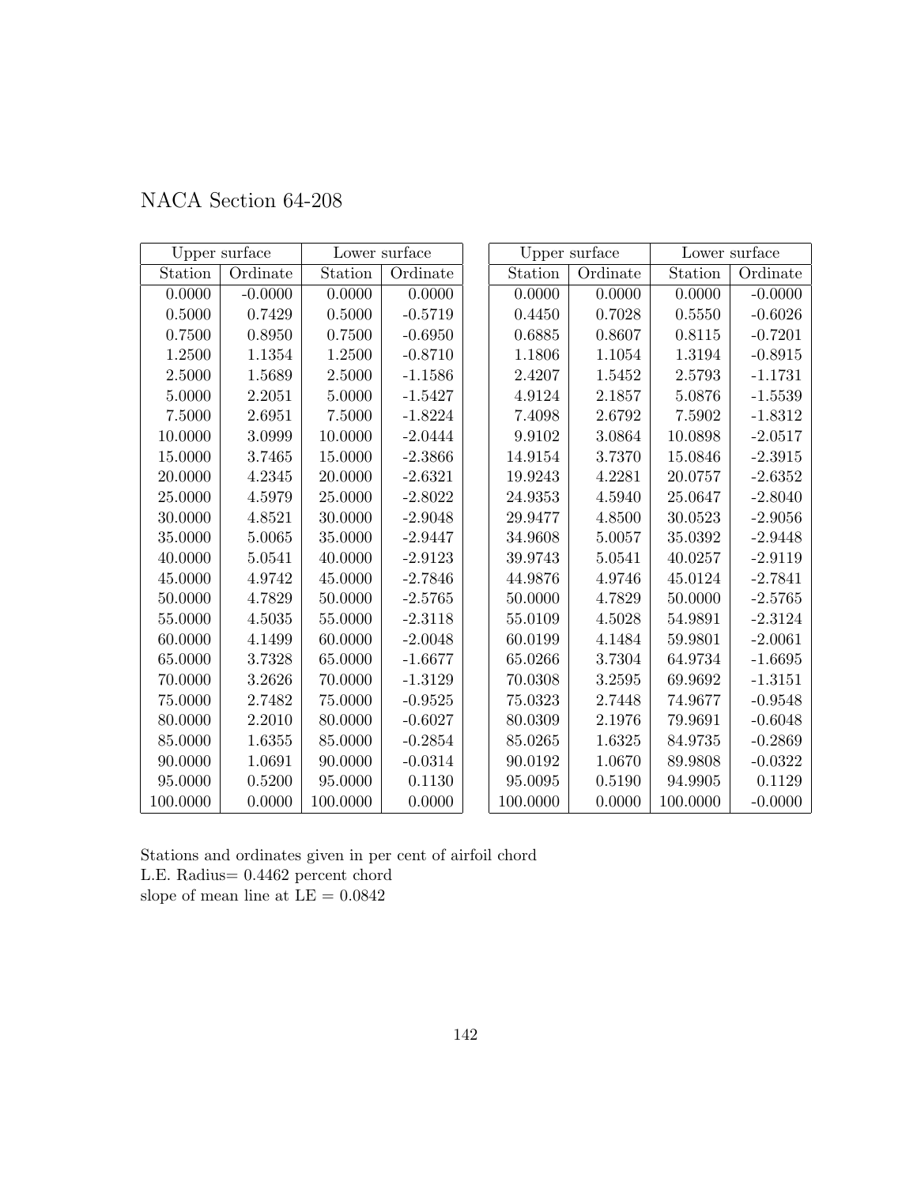## NACA Section 64-208

| Upper surface | | Lower surface | |
|---|---|---|---|
| Station | Ordinate | Station | Ordinate |
| 0.0000 | -0.0000 | 0.0000 | 0.0000 |
| 0.5000 | 0.7429 | 0.5000 | -0.5719 |
| 0.7500 | 0.8950 | 0.7500 | -0.6950 |
| 1.2500 | 1.1354 | 1.2500 | -0.8710 |
| 2.5000 | 1.5689 | 2.5000 | -1.1586 |
| 5.0000 | 2.2051 | 5.0000 | -1.5427 |
| 7.5000 | 2.6951 | 7.5000 | -1.8224 |
| 10.0000 | 3.0999 | 10.0000 | -2.0444 |
| 15.0000 | 3.7465 | 15.0000 | -2.3866 |
| 20.0000 | 4.2345 | 20.0000 | -2.6321 |
| 25.0000 | 4.5979 | 25.0000 | -2.8022 |
| 30.0000 | 4.8521 | 30.0000 | -2.9048 |
| 35.0000 | 5.0065 | 35.0000 | -2.9447 |
| 40.0000 | 5.0541 | 40.0000 | -2.9123 |
| 45.0000 | 4.9742 | 45.0000 | -2.7846 |
| 50.0000 | 4.7829 | 50.0000 | -2.5765 |
| 55.0000 | 4.5035 | 55.0000 | -2.3118 |
| 60.0000 | 4.1499 | 60.0000 | -2.0048 |
| 65.0000 | 3.7328 | 65.0000 | -1.6677 |
| 70.0000 | 3.2626 | 70.0000 | -1.3129 |
| 75.0000 | 2.7482 | 75.0000 | -0.9525 |
| 80.0000 | 2.2010 | 80.0000 | -0.6027 |
| 85.0000 | 1.6355 | 85.0000 | -0.2854 |
| 90.0000 | 1.0691 | 90.0000 | -0.0314 |
| 95.0000 | 0.5200 | 95.0000 | 0.1130 |
| 100.0000 | 0.0000 | 100.0000 | 0.0000 |

| Upper surface | | Lower surface | |
|---|---|---|---|
| Station | Ordinate | Station | Ordinate |
| 0.0000 | 0.0000 | 0.0000 | -0.0000 |
| 0.4450 | 0.7028 | 0.5550 | -0.6026 |
| 0.6885 | 0.8607 | 0.8115 | -0.7201 |
| 1.1806 | 1.1054 | 1.3194 | -0.8915 |
| 2.4207 | 1.5452 | 2.5793 | -1.1731 |
| 4.9124 | 2.1857 | 5.0876 | -1.5539 |
| 7.4098 | 2.6792 | 7.5902 | -1.8312 |
| 9.9102 | 3.0864 | 10.0898 | -2.0517 |
| 14.9154 | 3.7370 | 15.0846 | -2.3915 |
| 19.9243 | 4.2281 | 20.0757 | -2.6352 |
| 24.9353 | 4.5940 | 25.0647 | -2.8040 |
| 29.9477 | 4.8500 | 30.0523 | -2.9056 |
| 34.9608 | 5.0057 | 35.0392 | -2.9448 |
| 39.9743 | 5.0541 | 40.0257 | -2.9119 |
| 44.9876 | 4.9746 | 45.0124 | -2.7841 |
| 50.0000 | 4.7829 | 50.0000 | -2.5765 |
| 55.0109 | 4.5028 | 54.9891 | -2.3124 |
| 60.0199 | 4.1484 | 59.9801 | -2.0061 |
| 65.0266 | 3.7304 | 64.9734 | -1.6695 |
| 70.0308 | 3.2595 | 69.9692 | -1.3151 |
| 75.0323 | 2.7448 | 74.9677 | -0.9548 |
| 80.0309 | 2.1976 | 79.9691 | -0.6048 |
| 85.0265 | 1.6325 | 84.9735 | -0.2869 |
| 90.0192 | 1.0670 | 89.9808 | -0.0322 |
| 95.0095 | 0.5190 | 94.9905 | 0.1129 |
| 100.0000 | 0.0000 | 100.0000 | -0.0000 |

Stations and ordinates given in per cent of airfoil chord
L.E. Radius= 0.4462 percent chord
slope of mean line at LE = 0.0842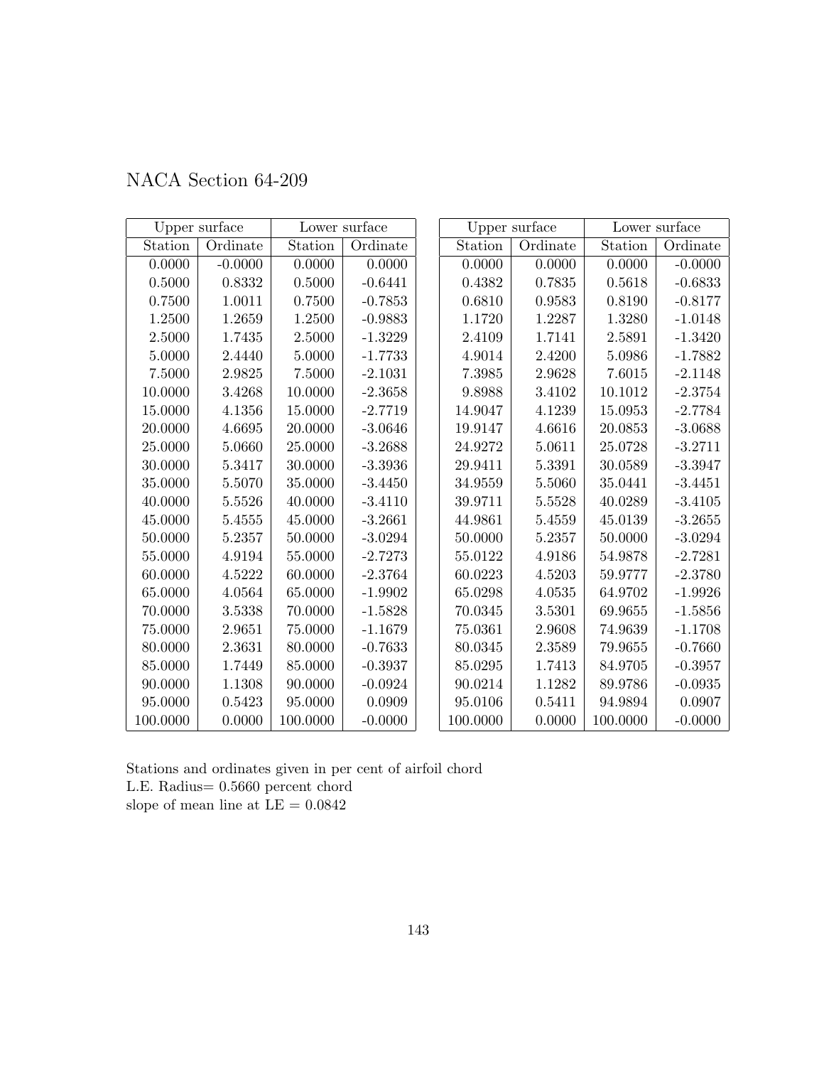# NACA Section 64-209

| Upper surface | | Lower surface | |
|---|---|---|---|
| Station | Ordinate | Station | Ordinate |
| 0.0000 | -0.0000 | 0.0000 | 0.0000 |
| 0.5000 | 0.8332 | 0.5000 | -0.6441 |
| 0.7500 | 1.0011 | 0.7500 | -0.7853 |
| 1.2500 | 1.2659 | 1.2500 | -0.9883 |
| 2.5000 | 1.7435 | 2.5000 | -1.3229 |
| 5.0000 | 2.4440 | 5.0000 | -1.7733 |
| 7.5000 | 2.9825 | 7.5000 | -2.1031 |
| 10.0000 | 3.4268 | 10.0000 | -2.3658 |
| 15.0000 | 4.1356 | 15.0000 | -2.7719 |
| 20.0000 | 4.6695 | 20.0000 | -3.0646 |
| 25.0000 | 5.0660 | 25.0000 | -3.2688 |
| 30.0000 | 5.3417 | 30.0000 | -3.3936 |
| 35.0000 | 5.5070 | 35.0000 | -3.4450 |
| 40.0000 | 5.5526 | 40.0000 | -3.4110 |
| 45.0000 | 5.4555 | 45.0000 | -3.2661 |
| 50.0000 | 5.2357 | 50.0000 | -3.0294 |
| 55.0000 | 4.9194 | 55.0000 | -2.7273 |
| 60.0000 | 4.5222 | 60.0000 | -2.3764 |
| 65.0000 | 4.0564 | 65.0000 | -1.9902 |
| 70.0000 | 3.5338 | 70.0000 | -1.5828 |
| 75.0000 | 2.9651 | 75.0000 | -1.1679 |
| 80.0000 | 2.3631 | 80.0000 | -0.7633 |
| 85.0000 | 1.7449 | 85.0000 | -0.3937 |
| 90.0000 | 1.1308 | 90.0000 | -0.0924 |
| 95.0000 | 0.5423 | 95.0000 | 0.0909 |
| 100.0000 | 0.0000 | 100.0000 | -0.0000 |

| Upper surface | | Lower surface | |
|---|---|---|---|
| Station | Ordinate | Station | Ordinate |
| 0.0000 | 0.0000 | 0.0000 | -0.0000 |
| 0.4382 | 0.7835 | 0.5618 | -0.6833 |
| 0.6810 | 0.9583 | 0.8190 | -0.8177 |
| 1.1720 | 1.2287 | 1.3280 | -1.0148 |
| 2.4109 | 1.7141 | 2.5891 | -1.3420 |
| 4.9014 | 2.4200 | 5.0986 | -1.7882 |
| 7.3985 | 2.9628 | 7.6015 | -2.1148 |
| 9.8988 | 3.4102 | 10.1012 | -2.3754 |
| 14.9047 | 4.1239 | 15.0953 | -2.7784 |
| 19.9147 | 4.6616 | 20.0853 | -3.0688 |
| 24.9272 | 5.0611 | 25.0728 | -3.2711 |
| 29.9411 | 5.3391 | 30.0589 | -3.3947 |
| 34.9559 | 5.5060 | 35.0441 | -3.4451 |
| 39.9711 | 5.5528 | 40.0289 | -3.4105 |
| 44.9861 | 5.4559 | 45.0139 | -3.2655 |
| 50.0000 | 5.2357 | 50.0000 | -3.0294 |
| 55.0122 | 4.9186 | 54.9878 | -2.7281 |
| 60.0223 | 4.5203 | 59.9777 | -2.3780 |
| 65.0298 | 4.0535 | 64.9702 | -1.9926 |
| 70.0345 | 3.5301 | 69.9655 | -1.5856 |
| 75.0361 | 2.9608 | 74.9639 | -1.1708 |
| 80.0345 | 2.3589 | 79.9655 | -0.7660 |
| 85.0295 | 1.7413 | 84.9705 | -0.3957 |
| 90.0214 | 1.1282 | 89.9786 | -0.0935 |
| 95.0106 | 0.5411 | 94.9894 | 0.0907 |
| 100.0000 | 0.0000 | 100.0000 | -0.0000 |

Stations and ordinates given in per cent of airfoil chord
L.E. Radius= 0.5660 percent chord
slope of mean line at LE = 0.0842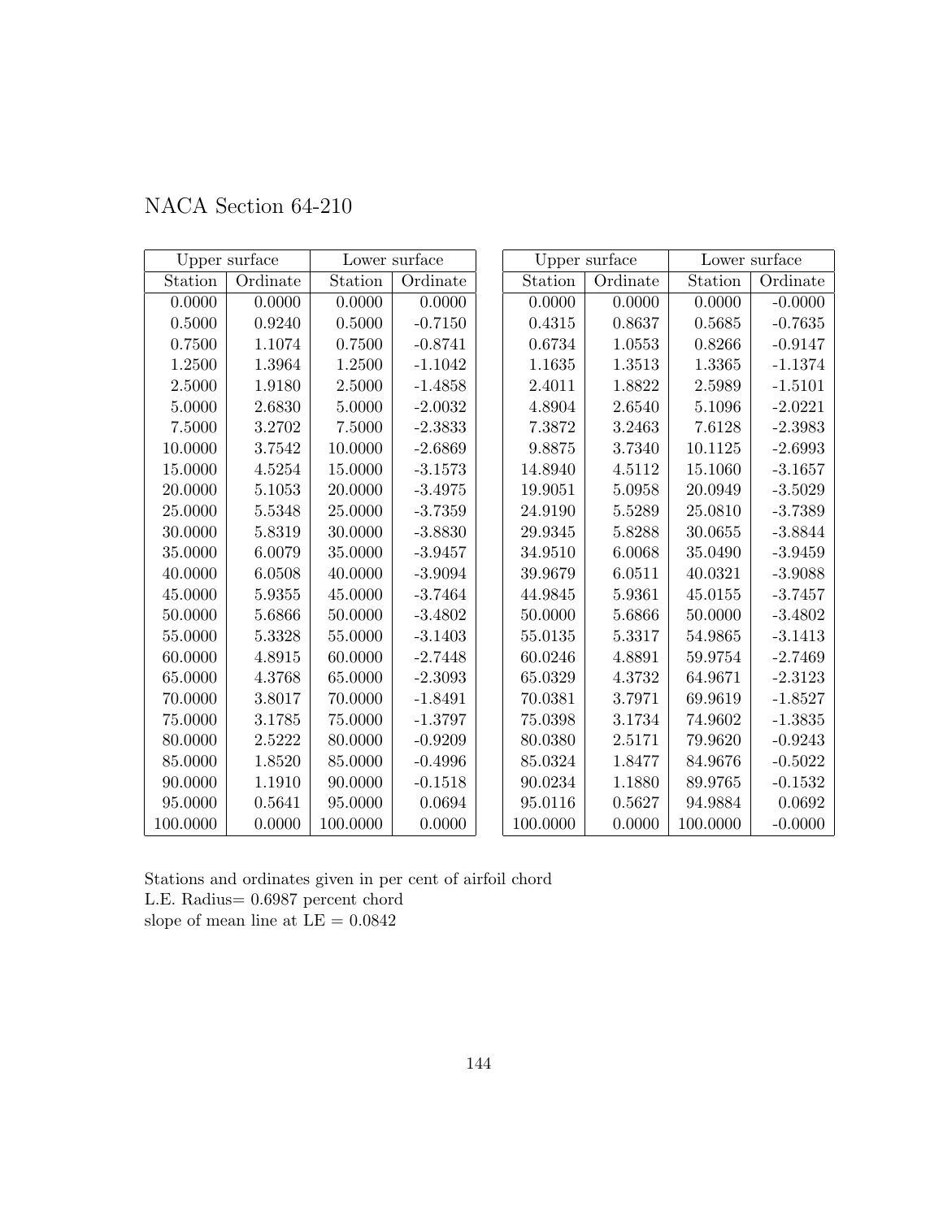# NACA Section 64-210

| Upper surface | | Lower surface | |
|---|---|---|---|
| Station | Ordinate | Station | Ordinate |
| 0.0000 | 0.0000 | 0.0000 | 0.0000 |
| 0.5000 | 0.9240 | 0.5000 | -0.7150 |
| 0.7500 | 1.1074 | 0.7500 | -0.8741 |
| 1.2500 | 1.3964 | 1.2500 | -1.1042 |
| 2.5000 | 1.9180 | 2.5000 | -1.4858 |
| 5.0000 | 2.6830 | 5.0000 | -2.0032 |
| 7.5000 | 3.2702 | 7.5000 | -2.3833 |
| 10.0000 | 3.7542 | 10.0000 | -2.6869 |
| 15.0000 | 4.5254 | 15.0000 | -3.1573 |
| 20.0000 | 5.1053 | 20.0000 | -3.4975 |
| 25.0000 | 5.5348 | 25.0000 | -3.7359 |
| 30.0000 | 5.8319 | 30.0000 | -3.8830 |
| 35.0000 | 6.0079 | 35.0000 | -3.9457 |
| 40.0000 | 6.0508 | 40.0000 | -3.9094 |
| 45.0000 | 5.9355 | 45.0000 | -3.7464 |
| 50.0000 | 5.6866 | 50.0000 | -3.4802 |
| 55.0000 | 5.3328 | 55.0000 | -3.1403 |
| 60.0000 | 4.8915 | 60.0000 | -2.7448 |
| 65.0000 | 4.3768 | 65.0000 | -2.3093 |
| 70.0000 | 3.8017 | 70.0000 | -1.8491 |
| 75.0000 | 3.1785 | 75.0000 | -1.3797 |
| 80.0000 | 2.5222 | 80.0000 | -0.9209 |
| 85.0000 | 1.8520 | 85.0000 | -0.4996 |
| 90.0000 | 1.1910 | 90.0000 | -0.1518 |
| 95.0000 | 0.5641 | 95.0000 | 0.0694 |
| 100.0000 | 0.0000 | 100.0000 | 0.0000 |

| Upper surface | | Lower surface | |
|---|---|---|---|
| Station | Ordinate | Station | Ordinate |
| 0.0000 | 0.0000 | 0.0000 | -0.0000 |
| 0.4315 | 0.8637 | 0.5685 | -0.7635 |
| 0.6734 | 1.0553 | 0.8266 | -0.9147 |
| 1.1635 | 1.3513 | 1.3365 | -1.1374 |
| 2.4011 | 1.8822 | 2.5989 | -1.5101 |
| 4.8904 | 2.6540 | 5.1096 | -2.0221 |
| 7.3872 | 3.2463 | 7.6128 | -2.3983 |
| 9.8875 | 3.7340 | 10.1125 | -2.6993 |
| 14.8940 | 4.5112 | 15.1060 | -3.1657 |
| 19.9051 | 5.0958 | 20.0949 | -3.5029 |
| 24.9190 | 5.5289 | 25.0810 | -3.7389 |
| 29.9345 | 5.8288 | 30.0655 | -3.8844 |
| 34.9510 | 6.0068 | 35.0490 | -3.9459 |
| 39.9679 | 6.0511 | 40.0321 | -3.9088 |
| 44.9845 | 5.9361 | 45.0155 | -3.7457 |
| 50.0000 | 5.6866 | 50.0000 | -3.4802 |
| 55.0135 | 5.3317 | 54.9865 | -3.1413 |
| 60.0246 | 4.8891 | 59.9754 | -2.7469 |
| 65.0329 | 4.3732 | 64.9671 | -2.3123 |
| 70.0381 | 3.7971 | 69.9619 | -1.8527 |
| 75.0398 | 3.1734 | 74.9602 | -1.3835 |
| 80.0380 | 2.5171 | 79.9620 | -0.9243 |
| 85.0324 | 1.8477 | 84.9676 | -0.5022 |
| 90.0234 | 1.1880 | 89.9765 | -0.1532 |
| 95.0116 | 0.5627 | 94.9884 | 0.0692 |
| 100.0000 | 0.0000 | 100.0000 | -0.0000 |

Stations and ordinates given in per cent of airfoil chord
L.E. Radius= 0.6987 percent chord
slope of mean line at LE = 0.0842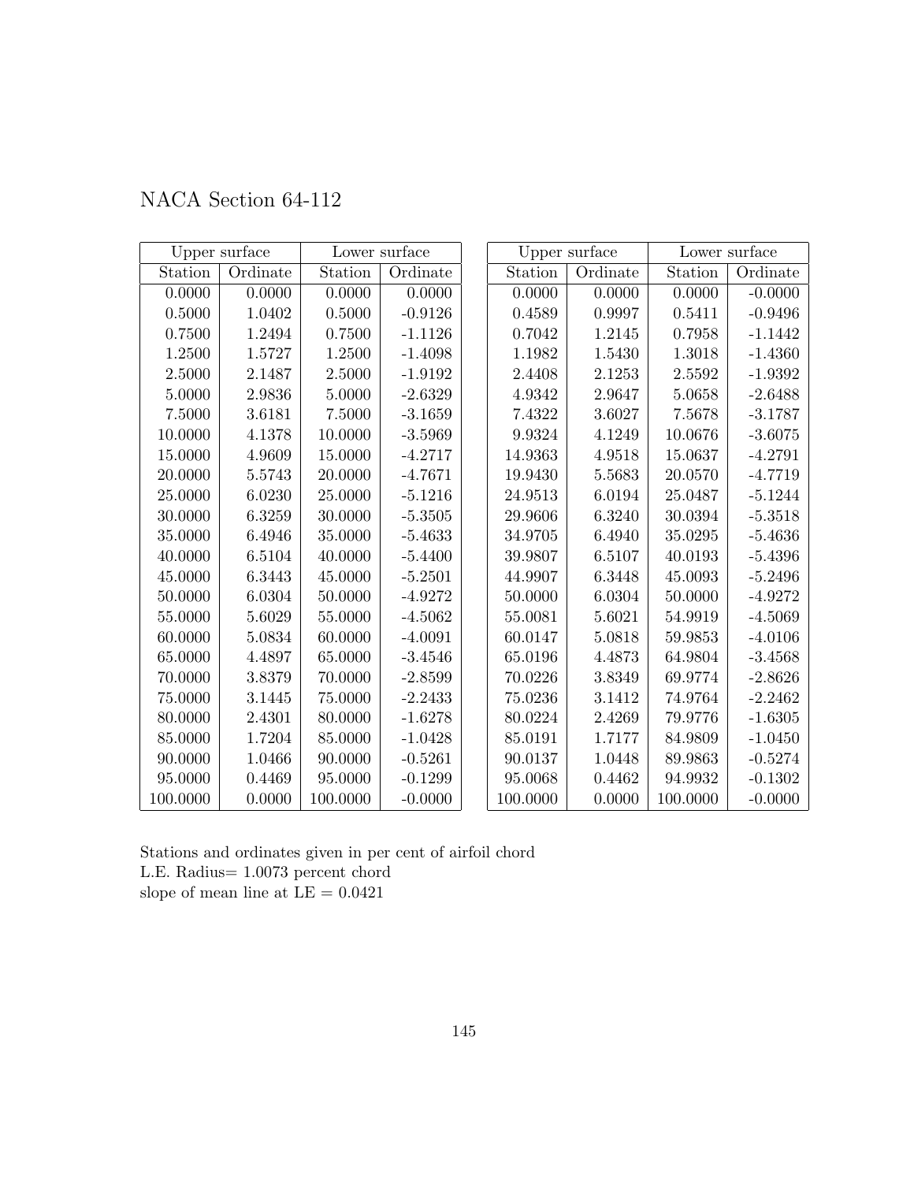# NACA Section 64-112

| Upper surface | | Lower surface | | Upper surface | | Lower surface | |
|---|---|---|---|---|---|---|---|
| Station | Ordinate | Station | Ordinate | Station | Ordinate | Station | Ordinate |
| 0.0000 | 0.0000 | 0.0000 | 0.0000 | 0.0000 | 0.0000 | 0.0000 | -0.0000 |
| 0.5000 | 1.0402 | 0.5000 | -0.9126 | 0.4589 | 0.9997 | 0.5411 | -0.9496 |
| 0.7500 | 1.2494 | 0.7500 | -1.1126 | 0.7042 | 1.2145 | 0.7958 | -1.1442 |
| 1.2500 | 1.5727 | 1.2500 | -1.4098 | 1.1982 | 1.5430 | 1.3018 | -1.4360 |
| 2.5000 | 2.1487 | 2.5000 | -1.9192 | 2.4408 | 2.1253 | 2.5592 | -1.9392 |
| 5.0000 | 2.9836 | 5.0000 | -2.6329 | 4.9342 | 2.9647 | 5.0658 | -2.6488 |
| 7.5000 | 3.6181 | 7.5000 | -3.1659 | 7.4322 | 3.6027 | 7.5678 | -3.1787 |
| 10.0000 | 4.1378 | 10.0000 | -3.5969 | 9.9324 | 4.1249 | 10.0676 | -3.6075 |
| 15.0000 | 4.9609 | 15.0000 | -4.2717 | 14.9363 | 4.9518 | 15.0637 | -4.2791 |
| 20.0000 | 5.5743 | 20.0000 | -4.7671 | 19.9430 | 5.5683 | 20.0570 | -4.7719 |
| 25.0000 | 6.0230 | 25.0000 | -5.1216 | 24.9513 | 6.0194 | 25.0487 | -5.1244 |
| 30.0000 | 6.3259 | 30.0000 | -5.3505 | 29.9606 | 6.3240 | 30.0394 | -5.3518 |
| 35.0000 | 6.4946 | 35.0000 | -5.4633 | 34.9705 | 6.4940 | 35.0295 | -5.4636 |
| 40.0000 | 6.5104 | 40.0000 | -5.4400 | 39.9807 | 6.5107 | 40.0193 | -5.4396 |
| 45.0000 | 6.3443 | 45.0000 | -5.2501 | 44.9907 | 6.3448 | 45.0093 | -5.2496 |
| 50.0000 | 6.0304 | 50.0000 | -4.9272 | 50.0000 | 6.0304 | 50.0000 | -4.9272 |
| 55.0000 | 5.6029 | 55.0000 | -4.5062 | 55.0081 | 5.6021 | 54.9919 | -4.5069 |
| 60.0000 | 5.0834 | 60.0000 | -4.0091 | 60.0147 | 5.0818 | 59.9853 | -4.0106 |
| 65.0000 | 4.4897 | 65.0000 | -3.4546 | 65.0196 | 4.4873 | 64.9804 | -3.4568 |
| 70.0000 | 3.8379 | 70.0000 | -2.8599 | 70.0226 | 3.8349 | 69.9774 | -2.8626 |
| 75.0000 | 3.1445 | 75.0000 | -2.2433 | 75.0236 | 3.1412 | 74.9764 | -2.2462 |
| 80.0000 | 2.4301 | 80.0000 | -1.6278 | 80.0224 | 2.4269 | 79.9776 | -1.6305 |
| 85.0000 | 1.7204 | 85.0000 | -1.0428 | 85.0191 | 1.7177 | 84.9809 | -1.0450 |
| 90.0000 | 1.0466 | 90.0000 | -0.5261 | 90.0137 | 1.0448 | 89.9863 | -0.5274 |
| 95.0000 | 0.4469 | 95.0000 | -0.1299 | 95.0068 | 0.4462 | 94.9932 | -0.1302 |
| 100.0000 | 0.0000 | 100.0000 | -0.0000 | 100.0000 | 0.0000 | 100.0000 | -0.0000 |

Stations and ordinates given in per cent of airfoil chord
L.E. Radius= 1.0073 percent chord
slope of mean line at LE = 0.0421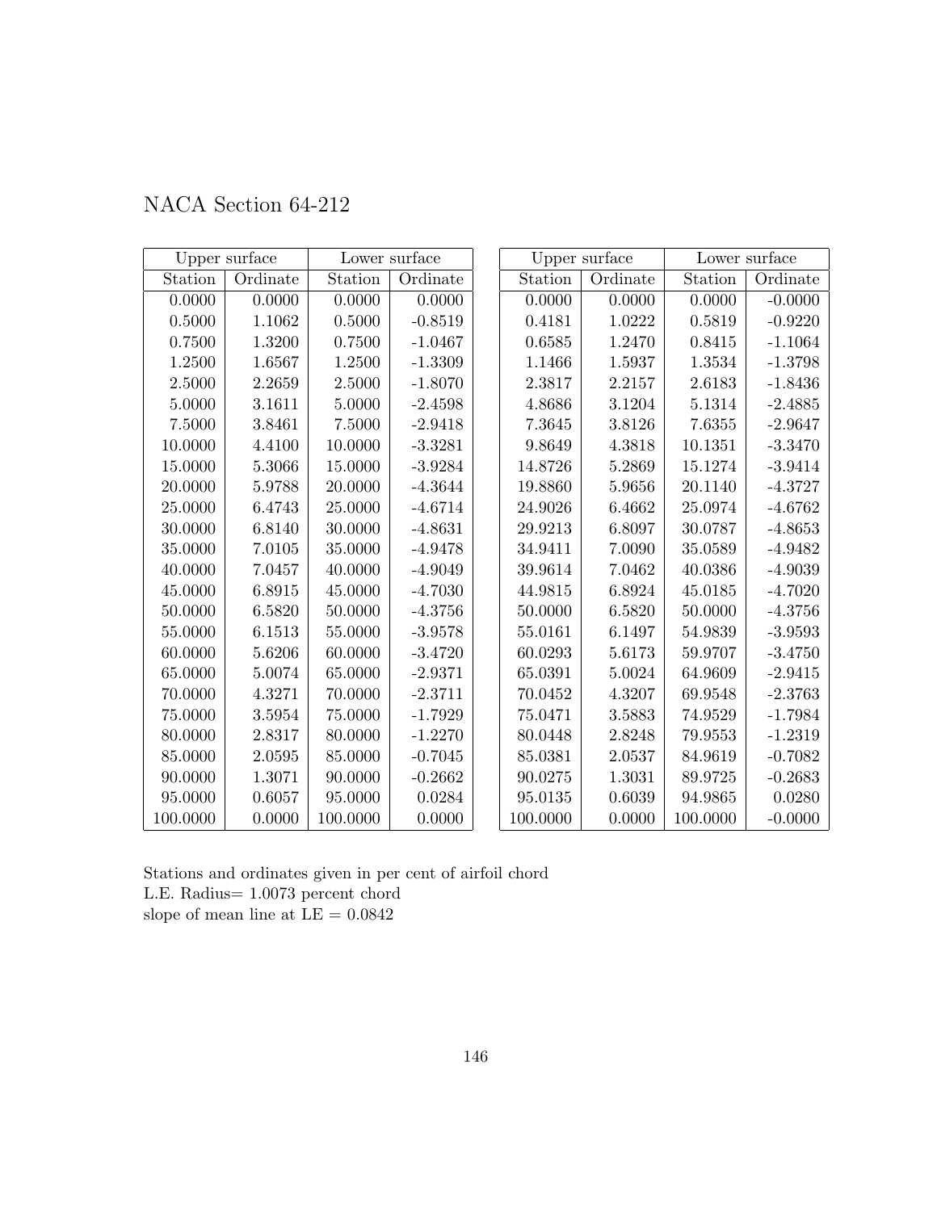# NACA Section 64-212

| Upper surface | | Lower surface | |
|---|---|---|---|
| Station | Ordinate | Station | Ordinate |
| 0.0000 | 0.0000 | 0.0000 | 0.0000 |
| 0.5000 | 1.1062 | 0.5000 | -0.8519 |
| 0.7500 | 1.3200 | 0.7500 | -1.0467 |
| 1.2500 | 1.6567 | 1.2500 | -1.3309 |
| 2.5000 | 2.2659 | 2.5000 | -1.8070 |
| 5.0000 | 3.1611 | 5.0000 | -2.4598 |
| 7.5000 | 3.8461 | 7.5000 | -2.9418 |
| 10.0000 | 4.4100 | 10.0000 | -3.3281 |
| 15.0000 | 5.3066 | 15.0000 | -3.9284 |
| 20.0000 | 5.9788 | 20.0000 | -4.3644 |
| 25.0000 | 6.4743 | 25.0000 | -4.6714 |
| 30.0000 | 6.8140 | 30.0000 | -4.8631 |
| 35.0000 | 7.0105 | 35.0000 | -4.9478 |
| 40.0000 | 7.0457 | 40.0000 | -4.9049 |
| 45.0000 | 6.8915 | 45.0000 | -4.7030 |
| 50.0000 | 6.5820 | 50.0000 | -4.3756 |
| 55.0000 | 6.1513 | 55.0000 | -3.9578 |
| 60.0000 | 5.6206 | 60.0000 | -3.4720 |
| 65.0000 | 5.0074 | 65.0000 | -2.9371 |
| 70.0000 | 4.3271 | 70.0000 | -2.3711 |
| 75.0000 | 3.5954 | 75.0000 | -1.7929 |
| 80.0000 | 2.8317 | 80.0000 | -1.2270 |
| 85.0000 | 2.0595 | 85.0000 | -0.7045 |
| 90.0000 | 1.3071 | 90.0000 | -0.2662 |
| 95.0000 | 0.6057 | 95.0000 | 0.0284 |
| 100.0000 | 0.0000 | 100.0000 | 0.0000 |

| Upper surface | | Lower surface | |
|---|---|---|---|
| Station | Ordinate | Station | Ordinate |
| 0.0000 | 0.0000 | 0.0000 | -0.0000 |
| 0.4181 | 1.0222 | 0.5819 | -0.9220 |
| 0.6585 | 1.2470 | 0.8415 | -1.1064 |
| 1.1466 | 1.5937 | 1.3534 | -1.3798 |
| 2.3817 | 2.2157 | 2.6183 | -1.8436 |
| 4.8686 | 3.1204 | 5.1314 | -2.4885 |
| 7.3645 | 3.8126 | 7.6355 | -2.9647 |
| 9.8649 | 4.3818 | 10.1351 | -3.3470 |
| 14.8726 | 5.2869 | 15.1274 | -3.9414 |
| 19.8860 | 5.9656 | 20.1140 | -4.3727 |
| 24.9026 | 6.4662 | 25.0974 | -4.6762 |
| 29.9213 | 6.8097 | 30.0787 | -4.8653 |
| 34.9411 | 7.0090 | 35.0589 | -4.9482 |
| 39.9614 | 7.0462 | 40.0386 | -4.9039 |
| 44.9815 | 6.8924 | 45.0185 | -4.7020 |
| 50.0000 | 6.5820 | 50.0000 | -4.3756 |
| 55.0161 | 6.1497 | 54.9839 | -3.9593 |
| 60.0293 | 5.6173 | 59.9707 | -3.4750 |
| 65.0391 | 5.0024 | 64.9609 | -2.9415 |
| 70.0452 | 4.3207 | 69.9548 | -2.3763 |
| 75.0471 | 3.5883 | 74.9529 | -1.7984 |
| 80.0448 | 2.8248 | 79.9553 | -1.2319 |
| 85.0381 | 2.0537 | 84.9619 | -0.7082 |
| 90.0275 | 1.3031 | 89.9725 | -0.2683 |
| 95.0135 | 0.6039 | 94.9865 | 0.0280 |
| 100.0000 | 0.0000 | 100.0000 | -0.0000 |

Stations and ordinates given in per cent of airfoil chord
L.E. Radius= 1.0073 percent chord
slope of mean line at LE = 0.0842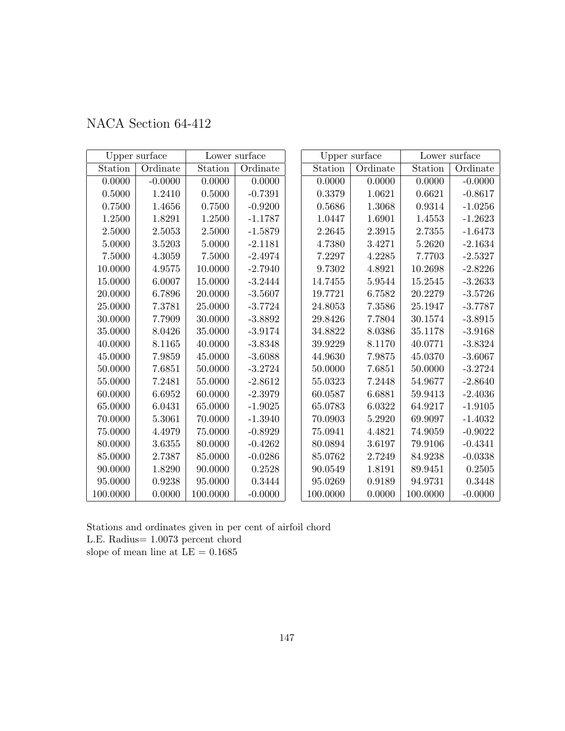# NACA Section 64-412

| Upper surface | | Lower surface | |
|---|---|---|---|
| Station | Ordinate | Station | Ordinate |
| 0.0000 | -0.0000 | 0.0000 | 0.0000 |
| 0.5000 | 1.2410 | 0.5000 | -0.7391 |
| 0.7500 | 1.4656 | 0.7500 | -0.9200 |
| 1.2500 | 1.8291 | 1.2500 | -1.1787 |
| 2.5000 | 2.5053 | 2.5000 | -1.5879 |
| 5.0000 | 3.5203 | 5.0000 | -2.1181 |
| 7.5000 | 4.3059 | 7.5000 | -2.4974 |
| 10.0000 | 4.9575 | 10.0000 | -2.7940 |
| 15.0000 | 6.0007 | 15.0000 | -3.2444 |
| 20.0000 | 6.7896 | 20.0000 | -3.5607 |
| 25.0000 | 7.3781 | 25.0000 | -3.7724 |
| 30.0000 | 7.7909 | 30.0000 | -3.8892 |
| 35.0000 | 8.0426 | 35.0000 | -3.9174 |
| 40.0000 | 8.1165 | 40.0000 | -3.8348 |
| 45.0000 | 7.9859 | 45.0000 | -3.6088 |
| 50.0000 | 7.6851 | 50.0000 | -3.2724 |
| 55.0000 | 7.2481 | 55.0000 | -2.8612 |
| 60.0000 | 6.6952 | 60.0000 | -2.3979 |
| 65.0000 | 6.0431 | 65.0000 | -1.9025 |
| 70.0000 | 5.3061 | 70.0000 | -1.3940 |
| 75.0000 | 4.4979 | 75.0000 | -0.8929 |
| 80.0000 | 3.6355 | 80.0000 | -0.4262 |
| 85.0000 | 2.7387 | 85.0000 | -0.0286 |
| 90.0000 | 1.8290 | 90.0000 | 0.2528 |
| 95.0000 | 0.9238 | 95.0000 | 0.3444 |
| 100.0000 | 0.0000 | 100.0000 | -0.0000 |

| Upper surface | | Lower surface | |
|---|---|---|---|
| Station | Ordinate | Station | Ordinate |
| 0.0000 | 0.0000 | 0.0000 | -0.0000 |
| 0.3379 | 1.0621 | 0.6621 | -0.8617 |
| 0.5686 | 1.3068 | 0.9314 | -1.0256 |
| 1.0447 | 1.6901 | 1.4553 | -1.2623 |
| 2.2645 | 2.3915 | 2.7355 | -1.6473 |
| 4.7380 | 3.4271 | 5.2620 | -2.1634 |
| 7.2297 | 4.2285 | 7.7703 | -2.5327 |
| 9.7302 | 4.8921 | 10.2698 | -2.8226 |
| 14.7455 | 5.9544 | 15.2545 | -3.2633 |
| 19.7721 | 6.7582 | 20.2279 | -3.5726 |
| 24.8053 | 7.3586 | 25.1947 | -3.7787 |
| 29.8426 | 7.7804 | 30.1574 | -3.8915 |
| 34.8822 | 8.0386 | 35.1178 | -3.9168 |
| 39.9229 | 8.1170 | 40.0771 | -3.8324 |
| 44.9630 | 7.9875 | 45.0370 | -3.6067 |
| 50.0000 | 7.6851 | 50.0000 | -3.2724 |
| 55.0323 | 7.2448 | 54.9677 | -2.8640 |
| 60.0587 | 6.6881 | 59.9413 | -2.4036 |
| 65.0783 | 6.0322 | 64.9217 | -1.9105 |
| 70.0903 | 5.2920 | 69.9097 | -1.4032 |
| 75.0941 | 4.4821 | 74.9059 | -0.9022 |
| 80.0894 | 3.6197 | 79.9106 | -0.4341 |
| 85.0762 | 2.7249 | 84.9238 | -0.0338 |
| 90.0549 | 1.8191 | 89.9451 | 0.2505 |
| 95.0269 | 0.9189 | 94.9731 | 0.3448 |
| 100.0000 | 0.0000 | 100.0000 | -0.0000 |

Stations and ordinates given in per cent of airfoil chord
L.E. Radius= 1.0073 percent chord
slope of mean line at LE = 0.1685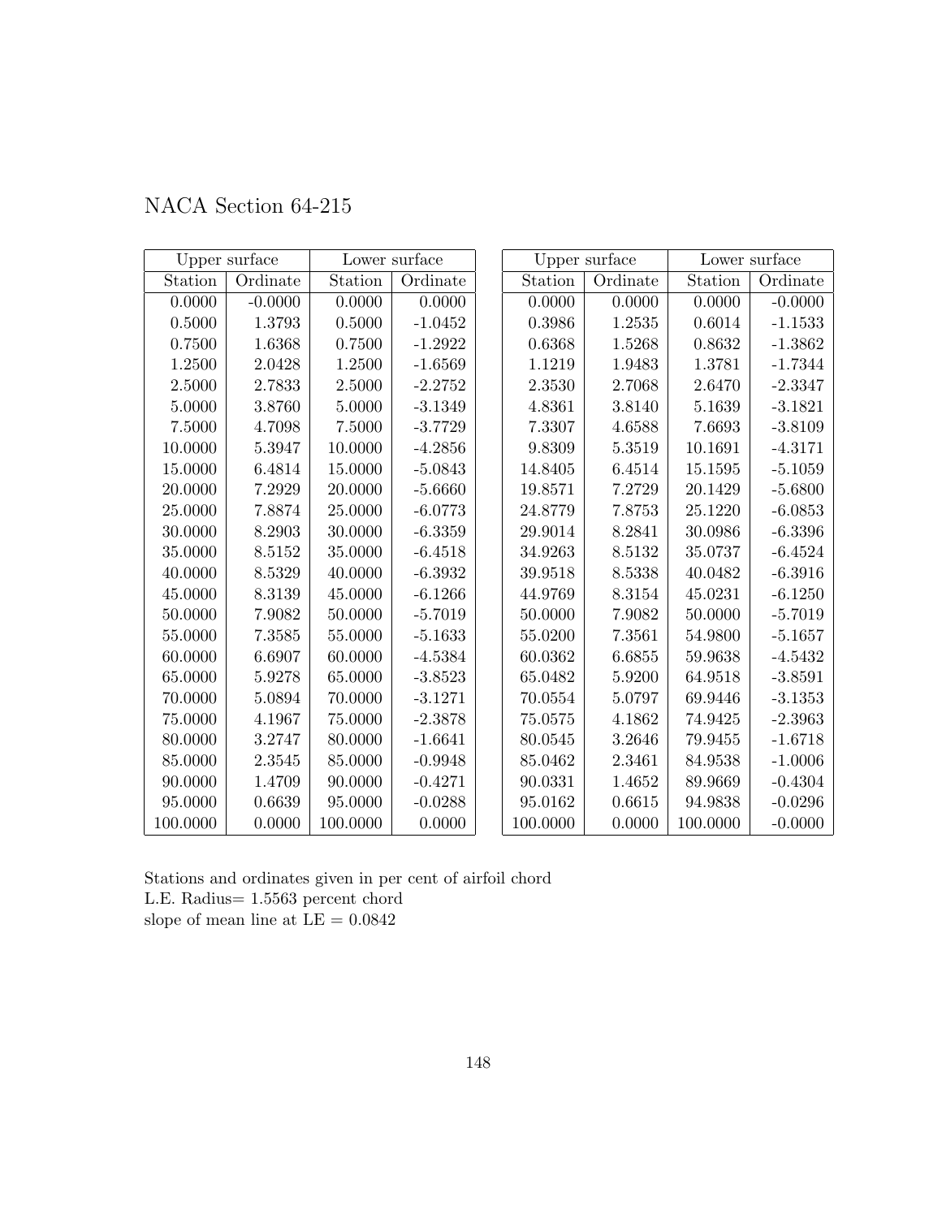# NACA Section 64-215

| Upper surface | | Lower surface | |
|---|---|---|---|
| Station | Ordinate | Station | Ordinate |
| 0.0000 | -0.0000 | 0.0000 | 0.0000 |
| 0.5000 | 1.3793 | 0.5000 | -1.0452 |
| 0.7500 | 1.6368 | 0.7500 | -1.2922 |
| 1.2500 | 2.0428 | 1.2500 | -1.6569 |
| 2.5000 | 2.7833 | 2.5000 | -2.2752 |
| 5.0000 | 3.8760 | 5.0000 | -3.1349 |
| 7.5000 | 4.7098 | 7.5000 | -3.7729 |
| 10.0000 | 5.3947 | 10.0000 | -4.2856 |
| 15.0000 | 6.4814 | 15.0000 | -5.0843 |
| 20.0000 | 7.2929 | 20.0000 | -5.6660 |
| 25.0000 | 7.8874 | 25.0000 | -6.0773 |
| 30.0000 | 8.2903 | 30.0000 | -6.3359 |
| 35.0000 | 8.5152 | 35.0000 | -6.4518 |
| 40.0000 | 8.5329 | 40.0000 | -6.3932 |
| 45.0000 | 8.3139 | 45.0000 | -6.1266 |
| 50.0000 | 7.9082 | 50.0000 | -5.7019 |
| 55.0000 | 7.3585 | 55.0000 | -5.1633 |
| 60.0000 | 6.6907 | 60.0000 | -4.5384 |
| 65.0000 | 5.9278 | 65.0000 | -3.8523 |
| 70.0000 | 5.0894 | 70.0000 | -3.1271 |
| 75.0000 | 4.1967 | 75.0000 | -2.3878 |
| 80.0000 | 3.2747 | 80.0000 | -1.6641 |
| 85.0000 | 2.3545 | 85.0000 | -0.9948 |
| 90.0000 | 1.4709 | 90.0000 | -0.4271 |
| 95.0000 | 0.6639 | 95.0000 | -0.0288 |
| 100.0000 | 0.0000 | 100.0000 | 0.0000 |

| Upper surface | | Lower surface | |
|---|---|---|---|
| Station | Ordinate | Station | Ordinate |
| 0.0000 | 0.0000 | 0.0000 | -0.0000 |
| 0.3986 | 1.2535 | 0.6014 | -1.1533 |
| 0.6368 | 1.5268 | 0.8632 | -1.3862 |
| 1.1219 | 1.9483 | 1.3781 | -1.7344 |
| 2.3530 | 2.7068 | 2.6470 | -2.3347 |
| 4.8361 | 3.8140 | 5.1639 | -3.1821 |
| 7.3307 | 4.6588 | 7.6693 | -3.8109 |
| 9.8309 | 5.3519 | 10.1691 | -4.3171 |
| 14.8405 | 6.4514 | 15.1595 | -5.1059 |
| 19.8571 | 7.2729 | 20.1429 | -5.6800 |
| 24.8779 | 7.8753 | 25.1220 | -6.0853 |
| 29.9014 | 8.2841 | 30.0986 | -6.3396 |
| 34.9263 | 8.5132 | 35.0737 | -6.4524 |
| 39.9518 | 8.5338 | 40.0482 | -6.3916 |
| 44.9769 | 8.3154 | 45.0231 | -6.1250 |
| 50.0000 | 7.9082 | 50.0000 | -5.7019 |
| 55.0200 | 7.3561 | 54.9800 | -5.1657 |
| 60.0362 | 6.6855 | 59.9638 | -4.5432 |
| 65.0482 | 5.9200 | 64.9518 | -3.8591 |
| 70.0554 | 5.0797 | 69.9446 | -3.1353 |
| 75.0575 | 4.1862 | 74.9425 | -2.3963 |
| 80.0545 | 3.2646 | 79.9455 | -1.6718 |
| 85.0462 | 2.3461 | 84.9538 | -1.0006 |
| 90.0331 | 1.4652 | 89.9669 | -0.4304 |
| 95.0162 | 0.6615 | 94.9838 | -0.0296 |
| 100.0000 | 0.0000 | 100.0000 | -0.0000 |

Stations and ordinates given in per cent of airfoil chord
L.E. Radius= 1.5563 percent chord
slope of mean line at LE = 0.0842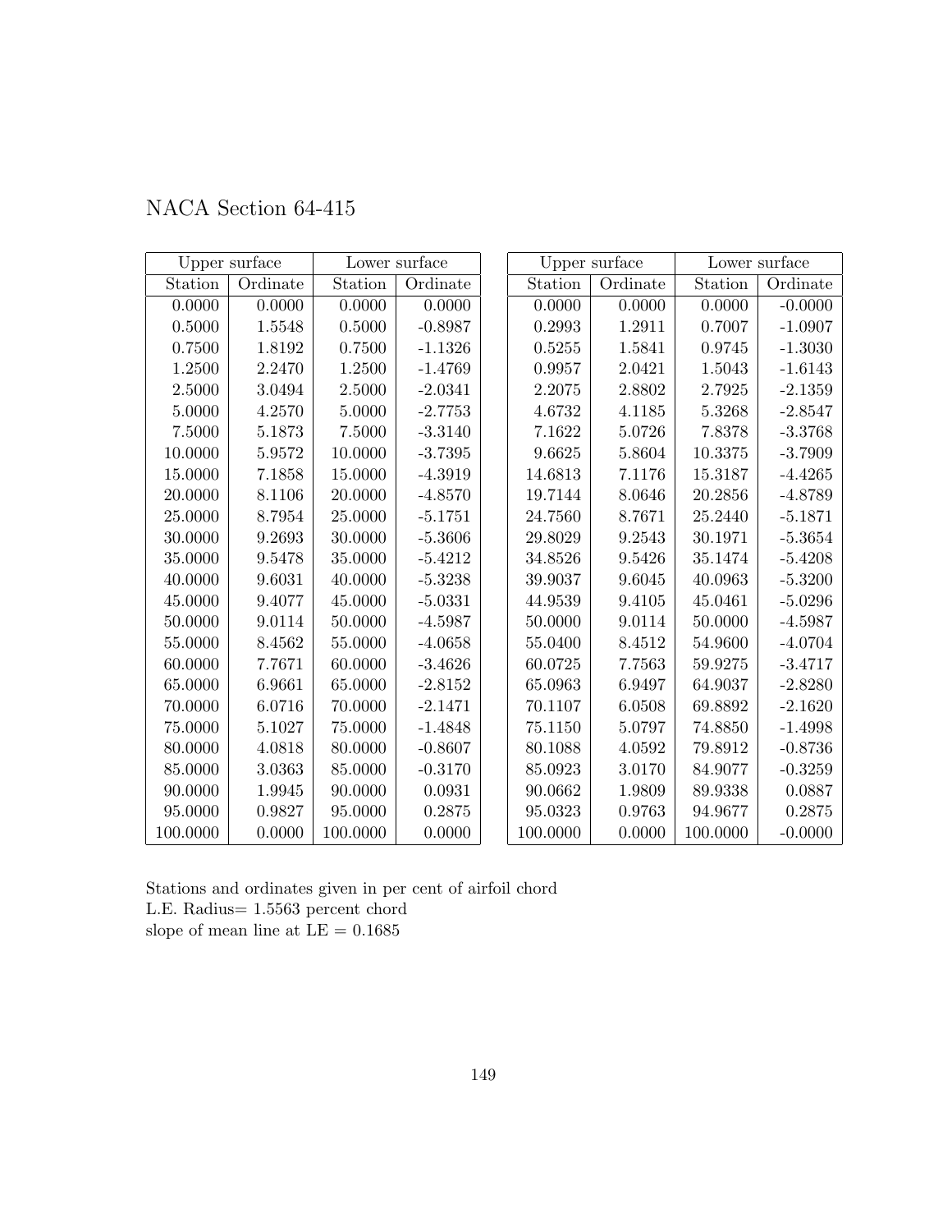NACA Section 64-415

| Upper surface | | Lower surface | |
|---|---|---|---|
| Station | Ordinate | Station | Ordinate |
| 0.0000 | 0.0000 | 0.0000 | 0.0000 |
| 0.5000 | 1.5548 | 0.5000 | -0.8987 |
| 0.7500 | 1.8192 | 0.7500 | -1.1326 |
| 1.2500 | 2.2470 | 1.2500 | -1.4769 |
| 2.5000 | 3.0494 | 2.5000 | -2.0341 |
| 5.0000 | 4.2570 | 5.0000 | -2.7753 |
| 7.5000 | 5.1873 | 7.5000 | -3.3140 |
| 10.0000 | 5.9572 | 10.0000 | -3.7395 |
| 15.0000 | 7.1858 | 15.0000 | -4.3919 |
| 20.0000 | 8.1106 | 20.0000 | -4.8570 |
| 25.0000 | 8.7954 | 25.0000 | -5.1751 |
| 30.0000 | 9.2693 | 30.0000 | -5.3606 |
| 35.0000 | 9.5478 | 35.0000 | -5.4212 |
| 40.0000 | 9.6031 | 40.0000 | -5.3238 |
| 45.0000 | 9.4077 | 45.0000 | -5.0331 |
| 50.0000 | 9.0114 | 50.0000 | -4.5987 |
| 55.0000 | 8.4562 | 55.0000 | -4.0658 |
| 60.0000 | 7.7671 | 60.0000 | -3.4626 |
| 65.0000 | 6.9661 | 65.0000 | -2.8152 |
| 70.0000 | 6.0716 | 70.0000 | -2.1471 |
| 75.0000 | 5.1027 | 75.0000 | -1.4848 |
| 80.0000 | 4.0818 | 80.0000 | -0.8607 |
| 85.0000 | 3.0363 | 85.0000 | -0.3170 |
| 90.0000 | 1.9945 | 90.0000 | 0.0931 |
| 95.0000 | 0.9827 | 95.0000 | 0.2875 |
| 100.0000 | 0.0000 | 100.0000 | 0.0000 |

| Upper surface | | Lower surface | |
|---|---|---|---|
| Station | Ordinate | Station | Ordinate |
| 0.0000 | 0.0000 | 0.0000 | -0.0000 |
| 0.2993 | 1.2911 | 0.7007 | -1.0907 |
| 0.5255 | 1.5841 | 0.9745 | -1.3030 |
| 0.9957 | 2.0421 | 1.5043 | -1.6143 |
| 2.2075 | 2.8802 | 2.7925 | -2.1359 |
| 4.6732 | 4.1185 | 5.3268 | -2.8547 |
| 7.1622 | 5.0726 | 7.8378 | -3.3768 |
| 9.6625 | 5.8604 | 10.3375 | -3.7909 |
| 14.6813 | 7.1176 | 15.3187 | -4.4265 |
| 19.7144 | 8.0646 | 20.2856 | -4.8789 |
| 24.7560 | 8.7671 | 25.2440 | -5.1871 |
| 29.8029 | 9.2543 | 30.1971 | -5.3654 |
| 34.8526 | 9.5426 | 35.1474 | -5.4208 |
| 39.9037 | 9.6045 | 40.0963 | -5.3200 |
| 44.9539 | 9.4105 | 45.0461 | -5.0296 |
| 50.0000 | 9.0114 | 50.0000 | -4.5987 |
| 55.0400 | 8.4512 | 54.9600 | -4.0704 |
| 60.0725 | 7.7563 | 59.9275 | -3.4717 |
| 65.0963 | 6.9497 | 64.9037 | -2.8280 |
| 70.1107 | 6.0508 | 69.8892 | -2.1620 |
| 75.1150 | 5.0797 | 74.8850 | -1.4998 |
| 80.1088 | 4.0592 | 79.8912 | -0.8736 |
| 85.0923 | 3.0170 | 84.9077 | -0.3259 |
| 90.0662 | 1.9809 | 89.9338 | 0.0887 |
| 95.0323 | 0.9763 | 94.9677 | 0.2875 |
| 100.0000 | 0.0000 | 100.0000 | -0.0000 |

Stations and ordinates given in per cent of airfoil chord
L.E. Radius= 1.5563 percent chord
slope of mean line at LE = 0.1685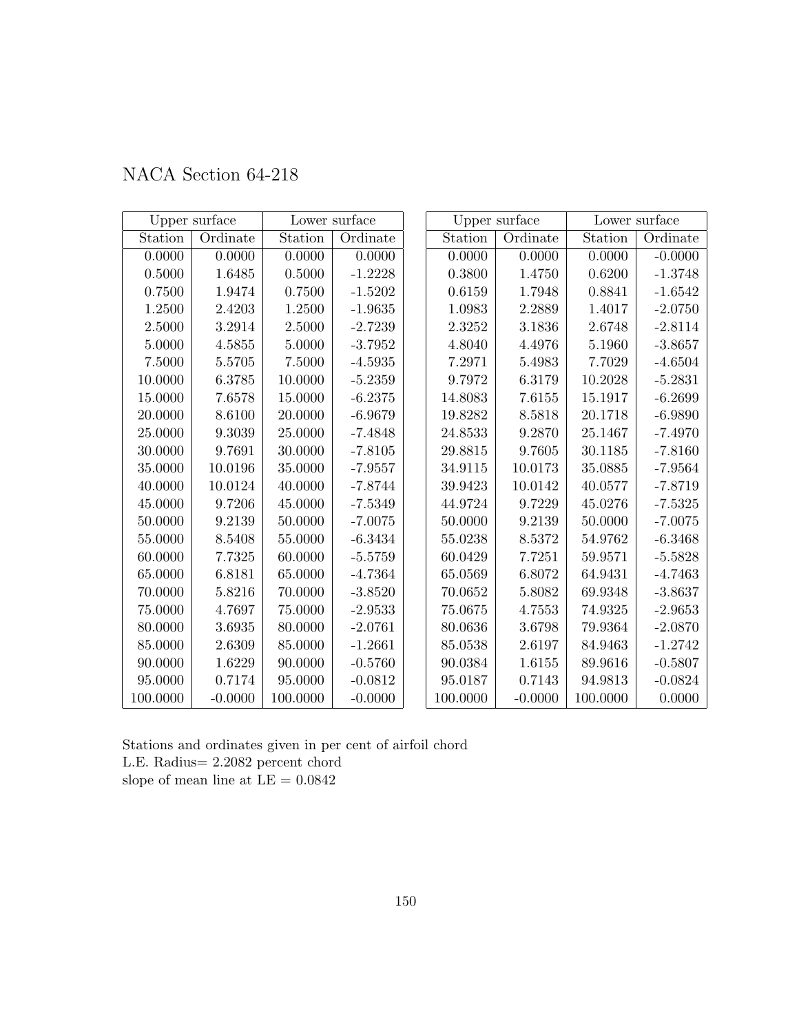NACA Section 64-218

| Upper surface | | Lower surface | |
|---|---|---|---|
| Station | Ordinate | Station | Ordinate |
| 0.0000 | 0.0000 | 0.0000 | 0.0000 |
| 0.5000 | 1.6485 | 0.5000 | -1.2228 |
| 0.7500 | 1.9474 | 0.7500 | -1.5202 |
| 1.2500 | 2.4203 | 1.2500 | -1.9635 |
| 2.5000 | 3.2914 | 2.5000 | -2.7239 |
| 5.0000 | 4.5855 | 5.0000 | -3.7952 |
| 7.5000 | 5.5705 | 7.5000 | -4.5935 |
| 10.0000 | 6.3785 | 10.0000 | -5.2359 |
| 15.0000 | 7.6578 | 15.0000 | -6.2375 |
| 20.0000 | 8.6100 | 20.0000 | -6.9679 |
| 25.0000 | 9.3039 | 25.0000 | -7.4848 |
| 30.0000 | 9.7691 | 30.0000 | -7.8105 |
| 35.0000 | 10.0196 | 35.0000 | -7.9557 |
| 40.0000 | 10.0124 | 40.0000 | -7.8744 |
| 45.0000 | 9.7206 | 45.0000 | -7.5349 |
| 50.0000 | 9.2139 | 50.0000 | -7.0075 |
| 55.0000 | 8.5408 | 55.0000 | -6.3434 |
| 60.0000 | 7.7325 | 60.0000 | -5.5759 |
| 65.0000 | 6.8181 | 65.0000 | -4.7364 |
| 70.0000 | 5.8216 | 70.0000 | -3.8520 |
| 75.0000 | 4.7697 | 75.0000 | -2.9533 |
| 80.0000 | 3.6935 | 80.0000 | -2.0761 |
| 85.0000 | 2.6309 | 85.0000 | -1.2661 |
| 90.0000 | 1.6229 | 90.0000 | -0.5760 |
| 95.0000 | 0.7174 | 95.0000 | -0.0812 |
| 100.0000 | -0.0000 | 100.0000 | -0.0000 |

| Upper surface | | Lower surface | |
|---|---|---|---|
| Station | Ordinate | Station | Ordinate |
| 0.0000 | 0.0000 | 0.0000 | -0.0000 |
| 0.3800 | 1.4750 | 0.6200 | -1.3748 |
| 0.6159 | 1.7948 | 0.8841 | -1.6542 |
| 1.0983 | 2.2889 | 1.4017 | -2.0750 |
| 2.3252 | 3.1836 | 2.6748 | -2.8114 |
| 4.8040 | 4.4976 | 5.1960 | -3.8657 |
| 7.2971 | 5.4983 | 7.7029 | -4.6504 |
| 9.7972 | 6.3179 | 10.2028 | -5.2831 |
| 14.8083 | 7.6155 | 15.1917 | -6.2699 |
| 19.8282 | 8.5818 | 20.1718 | -6.9890 |
| 24.8533 | 9.2870 | 25.1467 | -7.4970 |
| 29.8815 | 9.7605 | 30.1185 | -7.8160 |
| 34.9115 | 10.0173 | 35.0885 | -7.9564 |
| 39.9423 | 10.0142 | 40.0577 | -7.8719 |
| 44.9724 | 9.7229 | 45.0276 | -7.5325 |
| 50.0000 | 9.2139 | 50.0000 | -7.0075 |
| 55.0238 | 8.5372 | 54.9762 | -6.3468 |
| 60.0429 | 7.7251 | 59.9571 | -5.5828 |
| 65.0569 | 6.8072 | 64.9431 | -4.7463 |
| 70.0652 | 5.8082 | 69.9348 | -3.8637 |
| 75.0675 | 4.7553 | 74.9325 | -2.9653 |
| 80.0636 | 3.6798 | 79.9364 | -2.0870 |
| 85.0538 | 2.6197 | 84.9463 | -1.2742 |
| 90.0384 | 1.6155 | 89.9616 | -0.5807 |
| 95.0187 | 0.7143 | 94.9813 | -0.0824 |
| 100.0000 | -0.0000 | 100.0000 | 0.0000 |

Stations and ordinates given in per cent of airfoil chord
L.E. Radius= 2.2082 percent chord
slope of mean line at LE = 0.0842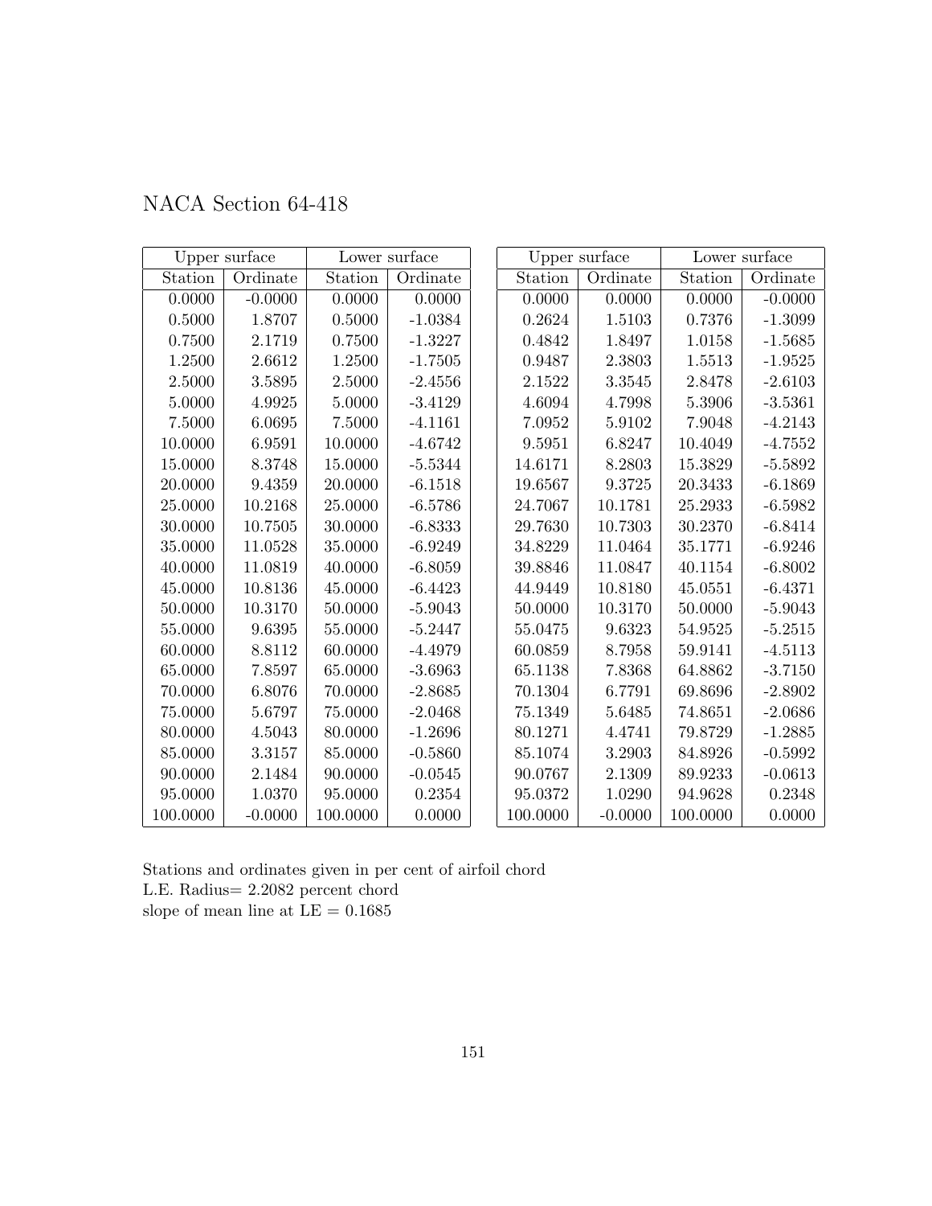## NACA Section 64-418

| Upper surface | | Lower surface | |
|---|---|---|---|
| Station | Ordinate | Station | Ordinate |
| 0.0000 | -0.0000 | 0.0000 | 0.0000 |
| 0.5000 | 1.8707 | 0.5000 | -1.0384 |
| 0.7500 | 2.1719 | 0.7500 | -1.3227 |
| 1.2500 | 2.6612 | 1.2500 | -1.7505 |
| 2.5000 | 3.5895 | 2.5000 | -2.4556 |
| 5.0000 | 4.9925 | 5.0000 | -3.4129 |
| 7.5000 | 6.0695 | 7.5000 | -4.1161 |
| 10.0000 | 6.9591 | 10.0000 | -4.6742 |
| 15.0000 | 8.3748 | 15.0000 | -5.5344 |
| 20.0000 | 9.4359 | 20.0000 | -6.1518 |
| 25.0000 | 10.2168 | 25.0000 | -6.5786 |
| 30.0000 | 10.7505 | 30.0000 | -6.8333 |
| 35.0000 | 11.0528 | 35.0000 | -6.9249 |
| 40.0000 | 11.0819 | 40.0000 | -6.8059 |
| 45.0000 | 10.8136 | 45.0000 | -6.4423 |
| 50.0000 | 10.3170 | 50.0000 | -5.9043 |
| 55.0000 | 9.6395 | 55.0000 | -5.2447 |
| 60.0000 | 8.8112 | 60.0000 | -4.4979 |
| 65.0000 | 7.8597 | 65.0000 | -3.6963 |
| 70.0000 | 6.8076 | 70.0000 | -2.8685 |
| 75.0000 | 5.6797 | 75.0000 | -2.0468 |
| 80.0000 | 4.5043 | 80.0000 | -1.2696 |
| 85.0000 | 3.3157 | 85.0000 | -0.5860 |
| 90.0000 | 2.1484 | 90.0000 | -0.0545 |
| 95.0000 | 1.0370 | 95.0000 | 0.2354 |
| 100.0000 | -0.0000 | 100.0000 | 0.0000 |

| Upper surface | | Lower surface | |
|---|---|---|---|
| Station | Ordinate | Station | Ordinate |
| 0.0000 | 0.0000 | 0.0000 | -0.0000 |
| 0.2624 | 1.5103 | 0.7376 | -1.3099 |
| 0.4842 | 1.8497 | 1.0158 | -1.5685 |
| 0.9487 | 2.3803 | 1.5513 | -1.9525 |
| 2.1522 | 3.3545 | 2.8478 | -2.6103 |
| 4.6094 | 4.7998 | 5.3906 | -3.5361 |
| 7.0952 | 5.9102 | 7.9048 | -4.2143 |
| 9.5951 | 6.8247 | 10.4049 | -4.7552 |
| 14.6171 | 8.2803 | 15.3829 | -5.5892 |
| 19.6567 | 9.3725 | 20.3433 | -6.1869 |
| 24.7067 | 10.1781 | 25.2933 | -6.5982 |
| 29.7630 | 10.7303 | 30.2370 | -6.8414 |
| 34.8229 | 11.0464 | 35.1771 | -6.9246 |
| 39.8846 | 11.0847 | 40.1154 | -6.8002 |
| 44.9449 | 10.8180 | 45.0551 | -6.4371 |
| 50.0000 | 10.3170 | 50.0000 | -5.9043 |
| 55.0475 | 9.6323 | 54.9525 | -5.2515 |
| 60.0859 | 8.7958 | 59.9141 | -4.5113 |
| 65.1138 | 7.8368 | 64.8862 | -3.7150 |
| 70.1304 | 6.7791 | 69.8696 | -2.8902 |
| 75.1349 | 5.6485 | 74.8651 | -2.0686 |
| 80.1271 | 4.4741 | 79.8729 | -1.2885 |
| 85.1074 | 3.2903 | 84.8926 | -0.5992 |
| 90.0767 | 2.1309 | 89.9233 | -0.0613 |
| 95.0372 | 1.0290 | 94.9628 | 0.2348 |
| 100.0000 | -0.0000 | 100.0000 | 0.0000 |

Stations and ordinates given in per cent of airfoil chord
L.E. Radius= 2.2082 percent chord
slope of mean line at LE = 0.1685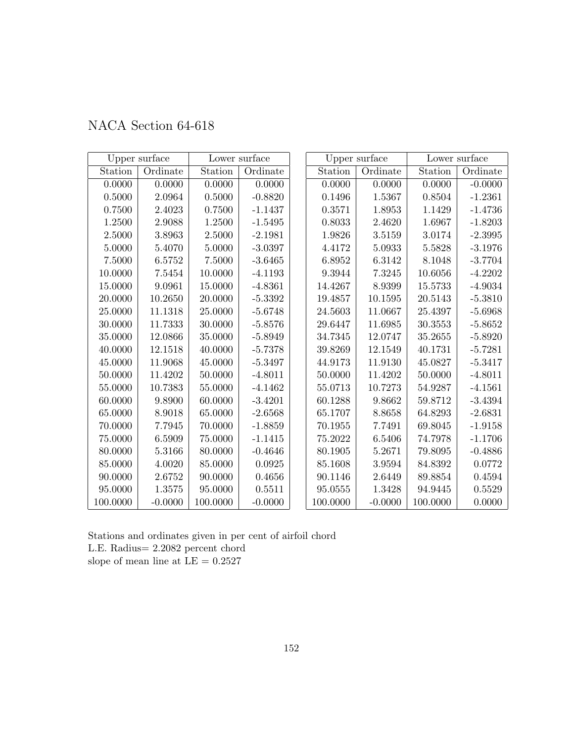# NACA Section 64-618

| Upper surface | | Lower surface | |
|---|---|---|---|
| Station | Ordinate | Station | Ordinate |
| 0.0000 | 0.0000 | 0.0000 | 0.0000 |
| 0.5000 | 2.0964 | 0.5000 | -0.8820 |
| 0.7500 | 2.4023 | 0.7500 | -1.1437 |
| 1.2500 | 2.9088 | 1.2500 | -1.5495 |
| 2.5000 | 3.8963 | 2.5000 | -2.1981 |
| 5.0000 | 5.4070 | 5.0000 | -3.0397 |
| 7.5000 | 6.5752 | 7.5000 | -3.6465 |
| 10.0000 | 7.5454 | 10.0000 | -4.1193 |
| 15.0000 | 9.0961 | 15.0000 | -4.8361 |
| 20.0000 | 10.2650 | 20.0000 | -5.3392 |
| 25.0000 | 11.1318 | 25.0000 | -5.6748 |
| 30.0000 | 11.7333 | 30.0000 | -5.8576 |
| 35.0000 | 12.0866 | 35.0000 | -5.8949 |
| 40.0000 | 12.1518 | 40.0000 | -5.7378 |
| 45.0000 | 11.9068 | 45.0000 | -5.3497 |
| 50.0000 | 11.4202 | 50.0000 | -4.8011 |
| 55.0000 | 10.7383 | 55.0000 | -4.1462 |
| 60.0000 | 9.8900 | 60.0000 | -3.4201 |
| 65.0000 | 8.9018 | 65.0000 | -2.6568 |
| 70.0000 | 7.7945 | 70.0000 | -1.8859 |
| 75.0000 | 6.5909 | 75.0000 | -1.1415 |
| 80.0000 | 5.3166 | 80.0000 | -0.4646 |
| 85.0000 | 4.0020 | 85.0000 | 0.0925 |
| 90.0000 | 2.6752 | 90.0000 | 0.4656 |
| 95.0000 | 1.3575 | 95.0000 | 0.5511 |
| 100.0000 | -0.0000 | 100.0000 | -0.0000 |

| Upper surface | | Lower surface | |
|---|---|---|---|
| Station | Ordinate | Station | Ordinate |
| 0.0000 | 0.0000 | 0.0000 | -0.0000 |
| 0.1496 | 1.5367 | 0.8504 | -1.2361 |
| 0.3571 | 1.8953 | 1.1429 | -1.4736 |
| 0.8033 | 2.4620 | 1.6967 | -1.8203 |
| 1.9826 | 3.5159 | 3.0174 | -2.3995 |
| 4.4172 | 5.0933 | 5.5828 | -3.1976 |
| 6.8952 | 6.3142 | 8.1048 | -3.7704 |
| 9.3944 | 7.3245 | 10.6056 | -4.2202 |
| 14.4267 | 8.9399 | 15.5733 | -4.9034 |
| 19.4857 | 10.1595 | 20.5143 | -5.3810 |
| 24.5603 | 11.0667 | 25.4397 | -5.6968 |
| 29.6447 | 11.6985 | 30.3553 | -5.8652 |
| 34.7345 | 12.0747 | 35.2655 | -5.8920 |
| 39.8269 | 12.1549 | 40.1731 | -5.7281 |
| 44.9173 | 11.9130 | 45.0827 | -5.3417 |
| 50.0000 | 11.4202 | 50.0000 | -4.8011 |
| 55.0713 | 10.7273 | 54.9287 | -4.1561 |
| 60.1288 | 9.8662 | 59.8712 | -3.4394 |
| 65.1707 | 8.8658 | 64.8293 | -2.6831 |
| 70.1955 | 7.7491 | 69.8045 | -1.9158 |
| 75.2022 | 6.5406 | 74.7978 | -1.1706 |
| 80.1905 | 5.2671 | 79.8095 | -0.4886 |
| 85.1608 | 3.9594 | 84.8392 | 0.0772 |
| 90.1146 | 2.6449 | 89.8854 | 0.4594 |
| 95.0555 | 1.3428 | 94.9445 | 0.5529 |
| 100.0000 | -0.0000 | 100.0000 | 0.0000 |

Stations and ordinates given in per cent of airfoil chord
L.E. Radius= 2.2082 percent chord
slope of mean line at LE = 0.2527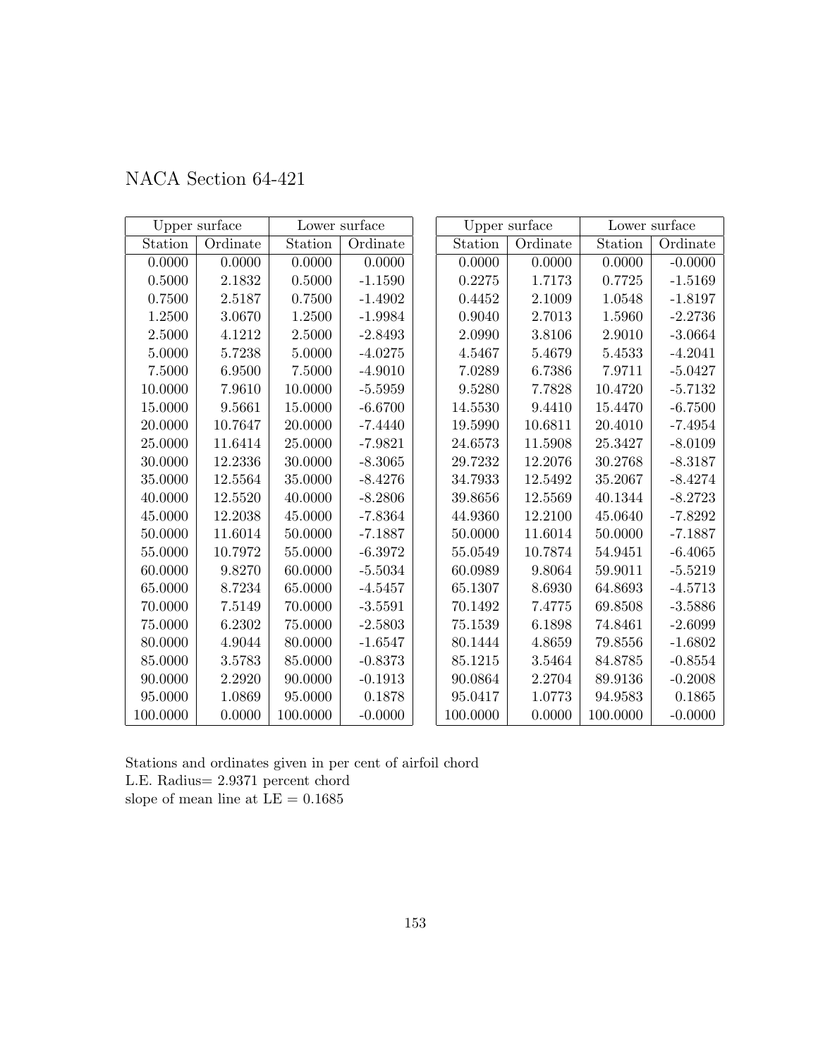# NACA Section 64-421

| Upper surface | | Lower surface | |
|---|---|---|---|
| Station | Ordinate | Station | Ordinate |
| 0.0000 | 0.0000 | 0.0000 | 0.0000 |
| 0.5000 | 2.1832 | 0.5000 | -1.1590 |
| 0.7500 | 2.5187 | 0.7500 | -1.4902 |
| 1.2500 | 3.0670 | 1.2500 | -1.9984 |
| 2.5000 | 4.1212 | 2.5000 | -2.8493 |
| 5.0000 | 5.7238 | 5.0000 | -4.0275 |
| 7.5000 | 6.9500 | 7.5000 | -4.9010 |
| 10.0000 | 7.9610 | 10.0000 | -5.5959 |
| 15.0000 | 9.5661 | 15.0000 | -6.6700 |
| 20.0000 | 10.7647 | 20.0000 | -7.4440 |
| 25.0000 | 11.6414 | 25.0000 | -7.9821 |
| 30.0000 | 12.2336 | 30.0000 | -8.3065 |
| 35.0000 | 12.5564 | 35.0000 | -8.4276 |
| 40.0000 | 12.5520 | 40.0000 | -8.2806 |
| 45.0000 | 12.2038 | 45.0000 | -7.8364 |
| 50.0000 | 11.6014 | 50.0000 | -7.1887 |
| 55.0000 | 10.7972 | 55.0000 | -6.3972 |
| 60.0000 | 9.8270 | 60.0000 | -5.5034 |
| 65.0000 | 8.7234 | 65.0000 | -4.5457 |
| 70.0000 | 7.5149 | 70.0000 | -3.5591 |
| 75.0000 | 6.2302 | 75.0000 | -2.5803 |
| 80.0000 | 4.9044 | 80.0000 | -1.6547 |
| 85.0000 | 3.5783 | 85.0000 | -0.8373 |
| 90.0000 | 2.2920 | 90.0000 | -0.1913 |
| 95.0000 | 1.0869 | 95.0000 | 0.1878 |
| 100.0000 | 0.0000 | 100.0000 | -0.0000 |

| Upper surface | | Lower surface | |
|---|---|---|---|
| Station | Ordinate | Station | Ordinate |
| 0.0000 | 0.0000 | 0.0000 | -0.0000 |
| 0.2275 | 1.7173 | 0.7725 | -1.5169 |
| 0.4452 | 2.1009 | 1.0548 | -1.8197 |
| 0.9040 | 2.7013 | 1.5960 | -2.2736 |
| 2.0990 | 3.8106 | 2.9010 | -3.0664 |
| 4.5467 | 5.4679 | 5.4533 | -4.2041 |
| 7.0289 | 6.7386 | 7.9711 | -5.0427 |
| 9.5280 | 7.7828 | 10.4720 | -5.7132 |
| 14.5530 | 9.4410 | 15.4470 | -6.7500 |
| 19.5990 | 10.6811 | 20.4010 | -7.4954 |
| 24.6573 | 11.5908 | 25.3427 | -8.0109 |
| 29.7232 | 12.2076 | 30.2768 | -8.3187 |
| 34.7933 | 12.5492 | 35.2067 | -8.4274 |
| 39.8656 | 12.5569 | 40.1344 | -8.2723 |
| 44.9360 | 12.2100 | 45.0640 | -7.8292 |
| 50.0000 | 11.6014 | 50.0000 | -7.1887 |
| 55.0549 | 10.7874 | 54.9451 | -6.4065 |
| 60.0989 | 9.8064 | 59.9011 | -5.5219 |
| 65.1307 | 8.6930 | 64.8693 | -4.5713 |
| 70.1492 | 7.4775 | 69.8508 | -3.5886 |
| 75.1539 | 6.1898 | 74.8461 | -2.6099 |
| 80.1444 | 4.8659 | 79.8556 | -1.6802 |
| 85.1215 | 3.5464 | 84.8785 | -0.8554 |
| 90.0864 | 2.2704 | 89.9136 | -0.2008 |
| 95.0417 | 1.0773 | 94.9583 | 0.1865 |
| 100.0000 | 0.0000 | 100.0000 | -0.0000 |

Stations and ordinates given in per cent of airfoil chord
L.E. Radius= 2.9371 percent chord
slope of mean line at LE = 0.1685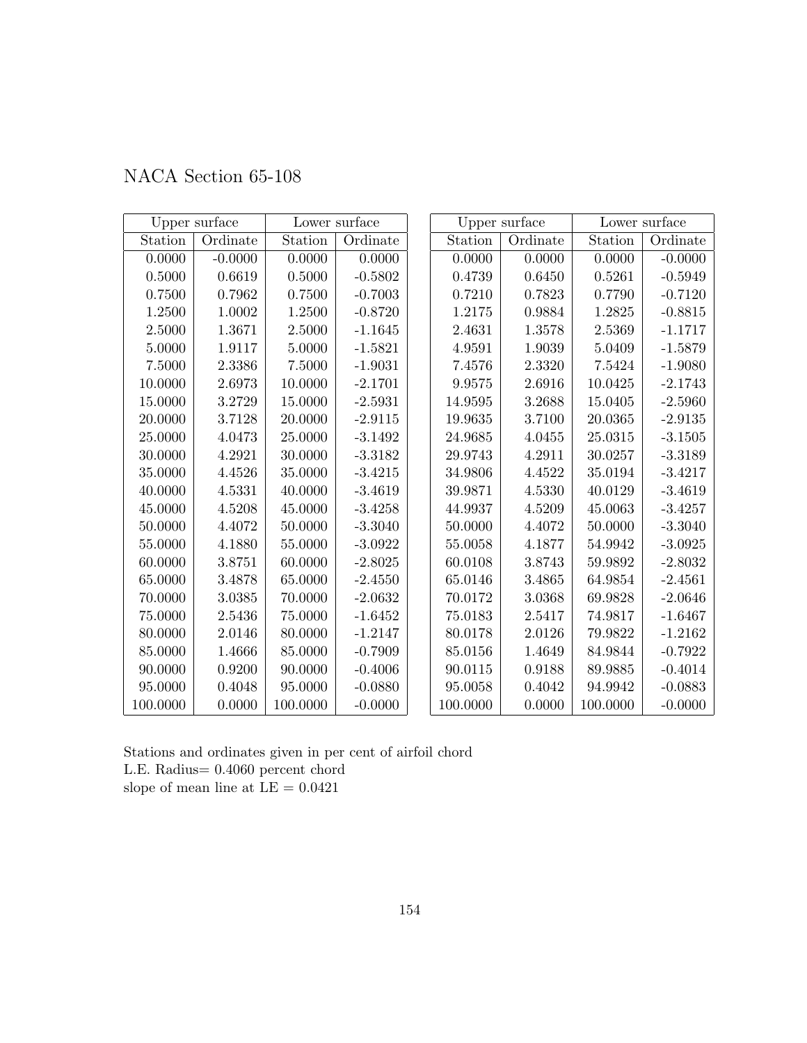# NACA Section 65-108

| Upper surface | | Lower surface | |
|---|---|---|---|
| Station | Ordinate | Station | Ordinate |
| 0.0000 | -0.0000 | 0.0000 | 0.0000 |
| 0.5000 | 0.6619 | 0.5000 | -0.5802 |
| 0.7500 | 0.7962 | 0.7500 | -0.7003 |
| 1.2500 | 1.0002 | 1.2500 | -0.8720 |
| 2.5000 | 1.3671 | 2.5000 | -1.1645 |
| 5.0000 | 1.9117 | 5.0000 | -1.5821 |
| 7.5000 | 2.3386 | 7.5000 | -1.9031 |
| 10.0000 | 2.6973 | 10.0000 | -2.1701 |
| 15.0000 | 3.2729 | 15.0000 | -2.5931 |
| 20.0000 | 3.7128 | 20.0000 | -2.9115 |
| 25.0000 | 4.0473 | 25.0000 | -3.1492 |
| 30.0000 | 4.2921 | 30.0000 | -3.3182 |
| 35.0000 | 4.4526 | 35.0000 | -3.4215 |
| 40.0000 | 4.5331 | 40.0000 | -3.4619 |
| 45.0000 | 4.5208 | 45.0000 | -3.4258 |
| 50.0000 | 4.4072 | 50.0000 | -3.3040 |
| 55.0000 | 4.1880 | 55.0000 | -3.0922 |
| 60.0000 | 3.8751 | 60.0000 | -2.8025 |
| 65.0000 | 3.4878 | 65.0000 | -2.4550 |
| 70.0000 | 3.0385 | 70.0000 | -2.0632 |
| 75.0000 | 2.5436 | 75.0000 | -1.6452 |
| 80.0000 | 2.0146 | 80.0000 | -1.2147 |
| 85.0000 | 1.4666 | 85.0000 | -0.7909 |
| 90.0000 | 0.9200 | 90.0000 | -0.4006 |
| 95.0000 | 0.4048 | 95.0000 | -0.0880 |
| 100.0000 | 0.0000 | 100.0000 | -0.0000 |

| Upper surface | | Lower surface | |
|---|---|---|---|
| Station | Ordinate | Station | Ordinate |
| 0.0000 | 0.0000 | 0.0000 | -0.0000 |
| 0.4739 | 0.6450 | 0.5261 | -0.5949 |
| 0.7210 | 0.7823 | 0.7790 | -0.7120 |
| 1.2175 | 0.9884 | 1.2825 | -0.8815 |
| 2.4631 | 1.3578 | 2.5369 | -1.1717 |
| 4.9591 | 1.9039 | 5.0409 | -1.5879 |
| 7.4576 | 2.3320 | 7.5424 | -1.9080 |
| 9.9575 | 2.6916 | 10.0425 | -2.1743 |
| 14.9595 | 3.2688 | 15.0405 | -2.5960 |
| 19.9635 | 3.7100 | 20.0365 | -2.9135 |
| 24.9685 | 4.0455 | 25.0315 | -3.1505 |
| 29.9743 | 4.2911 | 30.0257 | -3.3189 |
| 34.9806 | 4.4522 | 35.0194 | -3.4217 |
| 39.9871 | 4.5330 | 40.0129 | -3.4619 |
| 44.9937 | 4.5209 | 45.0063 | -3.4257 |
| 50.0000 | 4.4072 | 50.0000 | -3.3040 |
| 55.0058 | 4.1877 | 54.9942 | -3.0925 |
| 60.0108 | 3.8743 | 59.9892 | -2.8032 |
| 65.0146 | 3.4865 | 64.9854 | -2.4561 |
| 70.0172 | 3.0368 | 69.9828 | -2.0646 |
| 75.0183 | 2.5417 | 74.9817 | -1.6467 |
| 80.0178 | 2.0126 | 79.9822 | -1.2162 |
| 85.0156 | 1.4649 | 84.9844 | -0.7922 |
| 90.0115 | 0.9188 | 89.9885 | -0.4014 |
| 95.0058 | 0.4042 | 94.9942 | -0.0883 |
| 100.0000 | 0.0000 | 100.0000 | -0.0000 |

Stations and ordinates given in per cent of airfoil chord
L.E. Radius= 0.4060 percent chord
slope of mean line at LE = 0.0421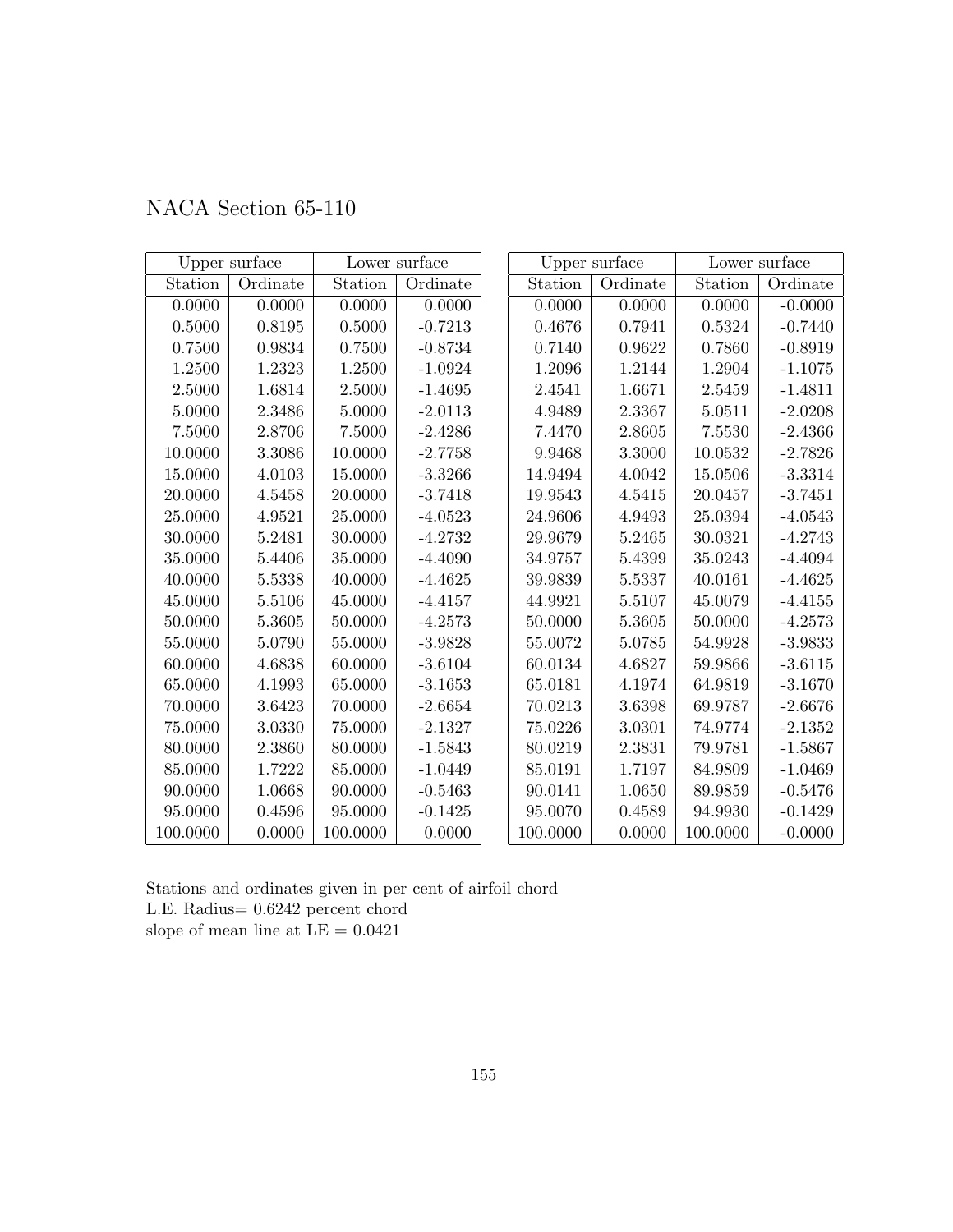# NACA Section 65-110

| Upper surface | | Lower surface | |
|---|---|---|---|
| Station | Ordinate | Station | Ordinate |
| 0.0000 | 0.0000 | 0.0000 | 0.0000 |
| 0.5000 | 0.8195 | 0.5000 | -0.7213 |
| 0.7500 | 0.9834 | 0.7500 | -0.8734 |
| 1.2500 | 1.2323 | 1.2500 | -1.0924 |
| 2.5000 | 1.6814 | 2.5000 | -1.4695 |
| 5.0000 | 2.3486 | 5.0000 | -2.0113 |
| 7.5000 | 2.8706 | 7.5000 | -2.4286 |
| 10.0000 | 3.3086 | 10.0000 | -2.7758 |
| 15.0000 | 4.0103 | 15.0000 | -3.3266 |
| 20.0000 | 4.5458 | 20.0000 | -3.7418 |
| 25.0000 | 4.9521 | 25.0000 | -4.0523 |
| 30.0000 | 5.2481 | 30.0000 | -4.2732 |
| 35.0000 | 5.4406 | 35.0000 | -4.4090 |
| 40.0000 | 5.5338 | 40.0000 | -4.4625 |
| 45.0000 | 5.5106 | 45.0000 | -4.4157 |
| 50.0000 | 5.3605 | 50.0000 | -4.2573 |
| 55.0000 | 5.0790 | 55.0000 | -3.9828 |
| 60.0000 | 4.6838 | 60.0000 | -3.6104 |
| 65.0000 | 4.1993 | 65.0000 | -3.1653 |
| 70.0000 | 3.6423 | 70.0000 | -2.6654 |
| 75.0000 | 3.0330 | 75.0000 | -2.1327 |
| 80.0000 | 2.3860 | 80.0000 | -1.5843 |
| 85.0000 | 1.7222 | 85.0000 | -1.0449 |
| 90.0000 | 1.0668 | 90.0000 | -0.5463 |
| 95.0000 | 0.4596 | 95.0000 | -0.1425 |
| 100.0000 | 0.0000 | 100.0000 | 0.0000 |

| Upper surface | | Lower surface | |
|---|---|---|---|
| Station | Ordinate | Station | Ordinate |
| 0.0000 | 0.0000 | 0.0000 | -0.0000 |
| 0.4676 | 0.7941 | 0.5324 | -0.7440 |
| 0.7140 | 0.9622 | 0.7860 | -0.8919 |
| 1.2096 | 1.2144 | 1.2904 | -1.1075 |
| 2.4541 | 1.6671 | 2.5459 | -1.4811 |
| 4.9489 | 2.3367 | 5.0511 | -2.0208 |
| 7.4470 | 2.8605 | 7.5530 | -2.4366 |
| 9.9468 | 3.3000 | 10.0532 | -2.7826 |
| 14.9494 | 4.0042 | 15.0506 | -3.3314 |
| 19.9543 | 4.5415 | 20.0457 | -3.7451 |
| 24.9606 | 4.9493 | 25.0394 | -4.0543 |
| 29.9679 | 5.2465 | 30.0321 | -4.2743 |
| 34.9757 | 5.4399 | 35.0243 | -4.4094 |
| 39.9839 | 5.5337 | 40.0161 | -4.4625 |
| 44.9921 | 5.5107 | 45.0079 | -4.4155 |
| 50.0000 | 5.3605 | 50.0000 | -4.2573 |
| 55.0072 | 5.0785 | 54.9928 | -3.9833 |
| 60.0134 | 4.6827 | 59.9866 | -3.6115 |
| 65.0181 | 4.1974 | 64.9819 | -3.1670 |
| 70.0213 | 3.6398 | 69.9787 | -2.6676 |
| 75.0226 | 3.0301 | 74.9774 | -2.1352 |
| 80.0219 | 2.3831 | 79.9781 | -1.5867 |
| 85.0191 | 1.7197 | 84.9809 | -1.0469 |
| 90.0141 | 1.0650 | 89.9859 | -0.5476 |
| 95.0070 | 0.4589 | 94.9930 | -0.1429 |
| 100.0000 | 0.0000 | 100.0000 | -0.0000 |

Stations and ordinates given in per cent of airfoil chord
L.E. Radius= 0.6242 percent chord
slope of mean line at LE = 0.0421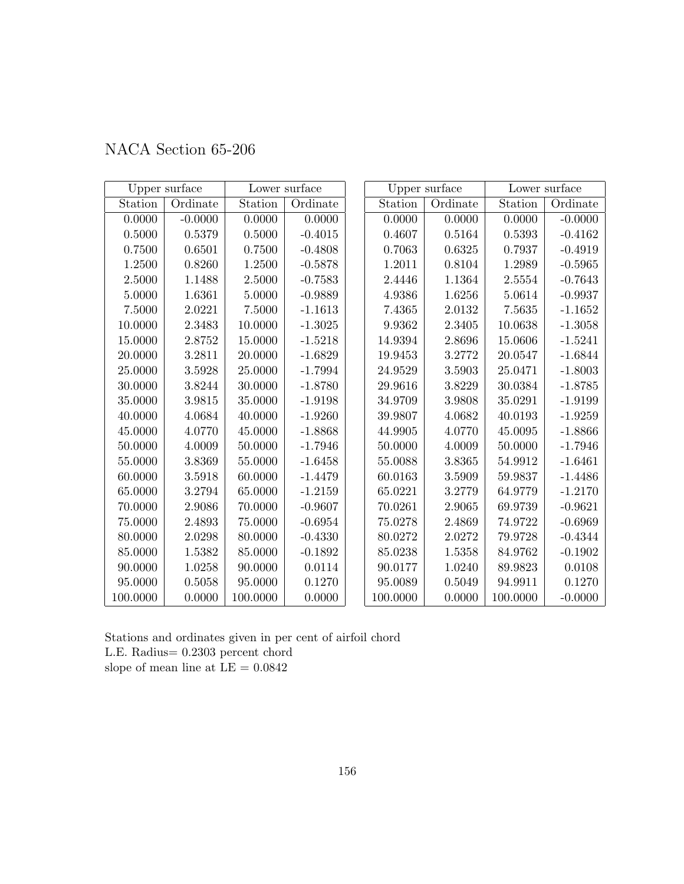# NACA Section 65-206

| Upper surface | | Lower surface | |
|---|---|---|---|
| Station | Ordinate | Station | Ordinate |
| 0.0000 | -0.0000 | 0.0000 | 0.0000 |
| 0.5000 | 0.5379 | 0.5000 | -0.4015 |
| 0.7500 | 0.6501 | 0.7500 | -0.4808 |
| 1.2500 | 0.8260 | 1.2500 | -0.5878 |
| 2.5000 | 1.1488 | 2.5000 | -0.7583 |
| 5.0000 | 1.6361 | 5.0000 | -0.9889 |
| 7.5000 | 2.0221 | 7.5000 | -1.1613 |
| 10.0000 | 2.3483 | 10.0000 | -1.3025 |
| 15.0000 | 2.8752 | 15.0000 | -1.5218 |
| 20.0000 | 3.2811 | 20.0000 | -1.6829 |
| 25.0000 | 3.5928 | 25.0000 | -1.7994 |
| 30.0000 | 3.8244 | 30.0000 | -1.8780 |
| 35.0000 | 3.9815 | 35.0000 | -1.9198 |
| 40.0000 | 4.0684 | 40.0000 | -1.9260 |
| 45.0000 | 4.0770 | 45.0000 | -1.8868 |
| 50.0000 | 4.0009 | 50.0000 | -1.7946 |
| 55.0000 | 3.8369 | 55.0000 | -1.6458 |
| 60.0000 | 3.5918 | 60.0000 | -1.4479 |
| 65.0000 | 3.2794 | 65.0000 | -1.2159 |
| 70.0000 | 2.9086 | 70.0000 | -0.9607 |
| 75.0000 | 2.4893 | 75.0000 | -0.6954 |
| 80.0000 | 2.0298 | 80.0000 | -0.4330 |
| 85.0000 | 1.5382 | 85.0000 | -0.1892 |
| 90.0000 | 1.0258 | 90.0000 | 0.0114 |
| 95.0000 | 0.5058 | 95.0000 | 0.1270 |
| 100.0000 | 0.0000 | 100.0000 | 0.0000 |

| Upper surface | | Lower surface | |
|---|---|---|---|
| Station | Ordinate | Station | Ordinate |
| 0.0000 | 0.0000 | 0.0000 | -0.0000 |
| 0.4607 | 0.5164 | 0.5393 | -0.4162 |
| 0.7063 | 0.6325 | 0.7937 | -0.4919 |
| 1.2011 | 0.8104 | 1.2989 | -0.5965 |
| 2.4446 | 1.1364 | 2.5554 | -0.7643 |
| 4.9386 | 1.6256 | 5.0614 | -0.9937 |
| 7.4365 | 2.0132 | 7.5635 | -1.1652 |
| 9.9362 | 2.3405 | 10.0638 | -1.3058 |
| 14.9394 | 2.8696 | 15.0606 | -1.5241 |
| 19.9453 | 3.2772 | 20.0547 | -1.6844 |
| 24.9529 | 3.5903 | 25.0471 | -1.8003 |
| 29.9616 | 3.8229 | 30.0384 | -1.8785 |
| 34.9709 | 3.9808 | 35.0291 | -1.9199 |
| 39.9807 | 4.0682 | 40.0193 | -1.9259 |
| 44.9905 | 4.0770 | 45.0095 | -1.8866 |
| 50.0000 | 4.0009 | 50.0000 | -1.7946 |
| 55.0088 | 3.8365 | 54.9912 | -1.6461 |
| 60.0163 | 3.5909 | 59.9837 | -1.4486 |
| 65.0221 | 3.2779 | 64.9779 | -1.2170 |
| 70.0261 | 2.9065 | 69.9739 | -0.9621 |
| 75.0278 | 2.4869 | 74.9722 | -0.6969 |
| 80.0272 | 2.0272 | 79.9728 | -0.4344 |
| 85.0238 | 1.5358 | 84.9762 | -0.1902 |
| 90.0177 | 1.0240 | 89.9823 | 0.0108 |
| 95.0089 | 0.5049 | 94.9911 | 0.1270 |
| 100.0000 | 0.0000 | 100.0000 | -0.0000 |

Stations and ordinates given in per cent of airfoil chord
L.E. Radius= 0.2303 percent chord
slope of mean line at LE = 0.0842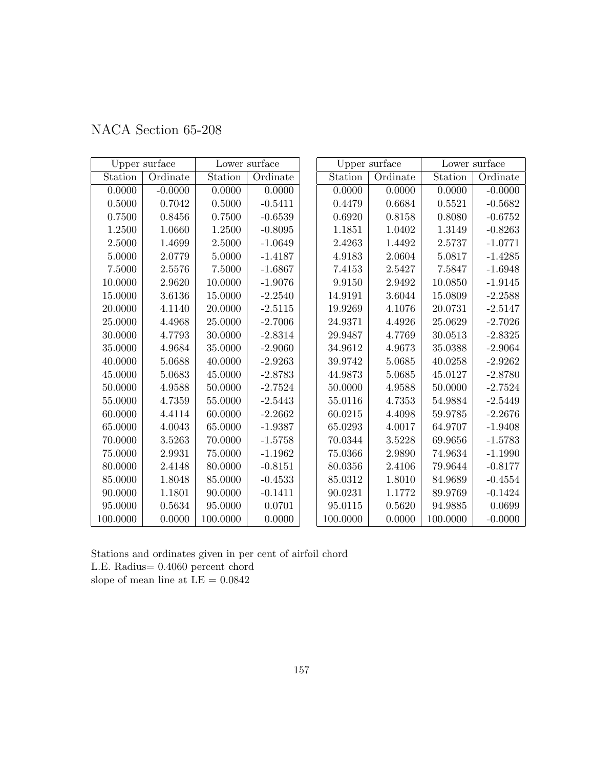# NACA Section 65-208

| Upper surface | | Lower surface | |
|---|---|---|---|
| Station | Ordinate | Station | Ordinate |
| 0.0000 | -0.0000 | 0.0000 | 0.0000 |
| 0.5000 | 0.7042 | 0.5000 | -0.5411 |
| 0.7500 | 0.8456 | 0.7500 | -0.6539 |
| 1.2500 | 1.0660 | 1.2500 | -0.8095 |
| 2.5000 | 1.4699 | 2.5000 | -1.0649 |
| 5.0000 | 2.0779 | 5.0000 | -1.4187 |
| 7.5000 | 2.5576 | 7.5000 | -1.6867 |
| 10.0000 | 2.9620 | 10.0000 | -1.9076 |
| 15.0000 | 3.6136 | 15.0000 | -2.2540 |
| 20.0000 | 4.1140 | 20.0000 | -2.5115 |
| 25.0000 | 4.4968 | 25.0000 | -2.7006 |
| 30.0000 | 4.7793 | 30.0000 | -2.8314 |
| 35.0000 | 4.9684 | 35.0000 | -2.9060 |
| 40.0000 | 5.0688 | 40.0000 | -2.9263 |
| 45.0000 | 5.0683 | 45.0000 | -2.8783 |
| 50.0000 | 4.9588 | 50.0000 | -2.7524 |
| 55.0000 | 4.7359 | 55.0000 | -2.5443 |
| 60.0000 | 4.4114 | 60.0000 | -2.2662 |
| 65.0000 | 4.0043 | 65.0000 | -1.9387 |
| 70.0000 | 3.5263 | 70.0000 | -1.5758 |
| 75.0000 | 2.9931 | 75.0000 | -1.1962 |
| 80.0000 | 2.4148 | 80.0000 | -0.8151 |
| 85.0000 | 1.8048 | 85.0000 | -0.4533 |
| 90.0000 | 1.1801 | 90.0000 | -0.1411 |
| 95.0000 | 0.5634 | 95.0000 | 0.0701 |
| 100.0000 | 0.0000 | 100.0000 | 0.0000 |

| Upper surface | | Lower surface | |
|---|---|---|---|
| Station | Ordinate | Station | Ordinate |
| 0.0000 | 0.0000 | 0.0000 | -0.0000 |
| 0.4479 | 0.6684 | 0.5521 | -0.5682 |
| 0.6920 | 0.8158 | 0.8080 | -0.6752 |
| 1.1851 | 1.0402 | 1.3149 | -0.8263 |
| 2.4263 | 1.4492 | 2.5737 | -1.0771 |
| 4.9183 | 2.0604 | 5.0817 | -1.4285 |
| 7.4153 | 2.5427 | 7.5847 | -1.6948 |
| 9.9150 | 2.9492 | 10.0850 | -1.9145 |
| 14.9191 | 3.6044 | 15.0809 | -2.2588 |
| 19.9269 | 4.1076 | 20.0731 | -2.5147 |
| 24.9371 | 4.4926 | 25.0629 | -2.7026 |
| 29.9487 | 4.7769 | 30.0513 | -2.8325 |
| 34.9612 | 4.9673 | 35.0388 | -2.9064 |
| 39.9742 | 5.0685 | 40.0258 | -2.9262 |
| 44.9873 | 5.0685 | 45.0127 | -2.8780 |
| 50.0000 | 4.9588 | 50.0000 | -2.7524 |
| 55.0116 | 4.7353 | 54.9884 | -2.5449 |
| 60.0215 | 4.4098 | 59.9785 | -2.2676 |
| 65.0293 | 4.0017 | 64.9707 | -1.9408 |
| 70.0344 | 3.5228 | 69.9656 | -1.5783 |
| 75.0366 | 2.9890 | 74.9634 | -1.1990 |
| 80.0356 | 2.4106 | 79.9644 | -0.8177 |
| 85.0312 | 1.8010 | 84.9689 | -0.4554 |
| 90.0231 | 1.1772 | 89.9769 | -0.1424 |
| 95.0115 | 0.5620 | 94.9885 | 0.0699 |
| 100.0000 | 0.0000 | 100.0000 | -0.0000 |

Stations and ordinates given in per cent of airfoil chord
L.E. Radius= 0.4060 percent chord
slope of mean line at LE = 0.0842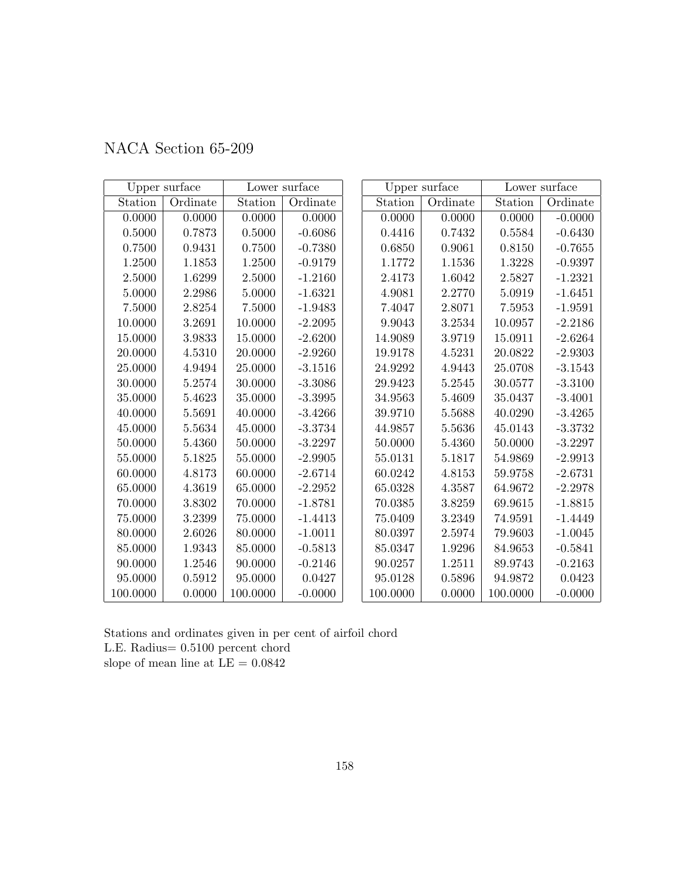# NACA Section 65-209

| Upper surface | | Lower surface | |
|---|---|---|---|
| Station | Ordinate | Station | Ordinate |
| 0.0000 | 0.0000 | 0.0000 | 0.0000 |
| 0.5000 | 0.7873 | 0.5000 | -0.6086 |
| 0.7500 | 0.9431 | 0.7500 | -0.7380 |
| 1.2500 | 1.1853 | 1.2500 | -0.9179 |
| 2.5000 | 1.6299 | 2.5000 | -1.2160 |
| 5.0000 | 2.2986 | 5.0000 | -1.6321 |
| 7.5000 | 2.8254 | 7.5000 | -1.9483 |
| 10.0000 | 3.2691 | 10.0000 | -2.2095 |
| 15.0000 | 3.9833 | 15.0000 | -2.6200 |
| 20.0000 | 4.5310 | 20.0000 | -2.9260 |
| 25.0000 | 4.9494 | 25.0000 | -3.1516 |
| 30.0000 | 5.2574 | 30.0000 | -3.3086 |
| 35.0000 | 5.4623 | 35.0000 | -3.3995 |
| 40.0000 | 5.5691 | 40.0000 | -3.4266 |
| 45.0000 | 5.5634 | 45.0000 | -3.3734 |
| 50.0000 | 5.4360 | 50.0000 | -3.2297 |
| 55.0000 | 5.1825 | 55.0000 | -2.9905 |
| 60.0000 | 4.8173 | 60.0000 | -2.6714 |
| 65.0000 | 4.3619 | 65.0000 | -2.2952 |
| 70.0000 | 3.8302 | 70.0000 | -1.8781 |
| 75.0000 | 3.2399 | 75.0000 | -1.4413 |
| 80.0000 | 2.6026 | 80.0000 | -1.0011 |
| 85.0000 | 1.9343 | 85.0000 | -0.5813 |
| 90.0000 | 1.2546 | 90.0000 | -0.2146 |
| 95.0000 | 0.5912 | 95.0000 | 0.0427 |
| 100.0000 | 0.0000 | 100.0000 | -0.0000 |

| Upper surface | | Lower surface | |
|---|---|---|---|
| Station | Ordinate | Station | Ordinate |
| 0.0000 | 0.0000 | 0.0000 | -0.0000 |
| 0.4416 | 0.7432 | 0.5584 | -0.6430 |
| 0.6850 | 0.9061 | 0.8150 | -0.7655 |
| 1.1772 | 1.1536 | 1.3228 | -0.9397 |
| 2.4173 | 1.6042 | 2.5827 | -1.2321 |
| 4.9081 | 2.2770 | 5.0919 | -1.6451 |
| 7.4047 | 2.8071 | 7.5953 | -1.9591 |
| 9.9043 | 3.2534 | 10.0957 | -2.2186 |
| 14.9089 | 3.9719 | 15.0911 | -2.6264 |
| 19.9178 | 4.5231 | 20.0822 | -2.9303 |
| 24.9292 | 4.9443 | 25.0708 | -3.1543 |
| 29.9423 | 5.2545 | 30.0577 | -3.3100 |
| 34.9563 | 5.4609 | 35.0437 | -3.4001 |
| 39.9710 | 5.5688 | 40.0290 | -3.4265 |
| 44.9857 | 5.5636 | 45.0143 | -3.3732 |
| 50.0000 | 5.4360 | 50.0000 | -3.2297 |
| 55.0131 | 5.1817 | 54.9869 | -2.9913 |
| 60.0242 | 4.8153 | 59.9758 | -2.6731 |
| 65.0328 | 4.3587 | 64.9672 | -2.2978 |
| 70.0385 | 3.8259 | 69.9615 | -1.8815 |
| 75.0409 | 3.2349 | 74.9591 | -1.4449 |
| 80.0397 | 2.5974 | 79.9603 | -1.0045 |
| 85.0347 | 1.9296 | 84.9653 | -0.5841 |
| 90.0257 | 1.2511 | 89.9743 | -0.2163 |
| 95.0128 | 0.5896 | 94.9872 | 0.0423 |
| 100.0000 | 0.0000 | 100.0000 | -0.0000 |

Stations and ordinates given in per cent of airfoil chord
L.E. Radius= 0.5100 percent chord
slope of mean line at LE = 0.0842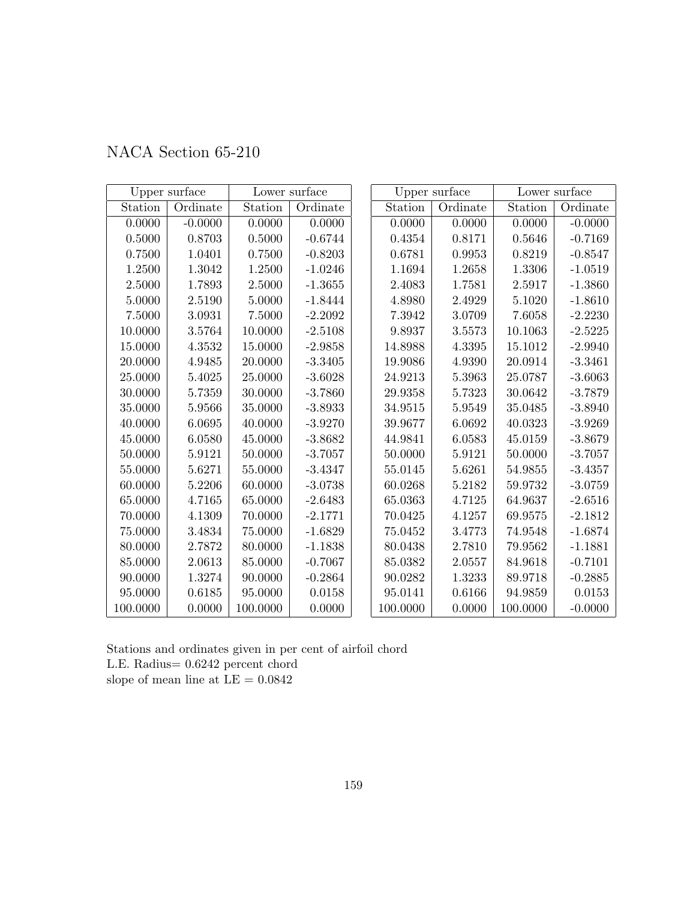# NACA Section 65-210

| Upper surface | | Lower surface | |
|---|---|---|---|
| Station | Ordinate | Station | Ordinate |
| 0.0000 | -0.0000 | 0.0000 | 0.0000 |
| 0.5000 | 0.8703 | 0.5000 | -0.6744 |
| 0.7500 | 1.0401 | 0.7500 | -0.8203 |
| 1.2500 | 1.3042 | 1.2500 | -1.0246 |
| 2.5000 | 1.7893 | 2.5000 | -1.3655 |
| 5.0000 | 2.5190 | 5.0000 | -1.8444 |
| 7.5000 | 3.0931 | 7.5000 | -2.2092 |
| 10.0000 | 3.5764 | 10.0000 | -2.5108 |
| 15.0000 | 4.3532 | 15.0000 | -2.9858 |
| 20.0000 | 4.9485 | 20.0000 | -3.3405 |
| 25.0000 | 5.4025 | 25.0000 | -3.6028 |
| 30.0000 | 5.7359 | 30.0000 | -3.7860 |
| 35.0000 | 5.9566 | 35.0000 | -3.8933 |
| 40.0000 | 6.0695 | 40.0000 | -3.9270 |
| 45.0000 | 6.0580 | 45.0000 | -3.8682 |
| 50.0000 | 5.9121 | 50.0000 | -3.7057 |
| 55.0000 | 5.6271 | 55.0000 | -3.4347 |
| 60.0000 | 5.2206 | 60.0000 | -3.0738 |
| 65.0000 | 4.7165 | 65.0000 | -2.6483 |
| 70.0000 | 4.1309 | 70.0000 | -2.1771 |
| 75.0000 | 3.4834 | 75.0000 | -1.6829 |
| 80.0000 | 2.7872 | 80.0000 | -1.1838 |
| 85.0000 | 2.0613 | 85.0000 | -0.7067 |
| 90.0000 | 1.3274 | 90.0000 | -0.2864 |
| 95.0000 | 0.6185 | 95.0000 | 0.0158 |
| 100.0000 | 0.0000 | 100.0000 | 0.0000 |

| Upper surface | | Lower surface | |
|---|---|---|---|
| Station | Ordinate | Station | Ordinate |
| 0.0000 | 0.0000 | 0.0000 | -0.0000 |
| 0.4354 | 0.8171 | 0.5646 | -0.7169 |
| 0.6781 | 0.9953 | 0.8219 | -0.8547 |
| 1.1694 | 1.2658 | 1.3306 | -1.0519 |
| 2.4083 | 1.7581 | 2.5917 | -1.3860 |
| 4.8980 | 2.4929 | 5.1020 | -1.8610 |
| 7.3942 | 3.0709 | 7.6058 | -2.2230 |
| 9.8937 | 3.5573 | 10.1063 | -2.5225 |
| 14.8988 | 4.3395 | 15.1012 | -2.9940 |
| 19.9086 | 4.9390 | 20.0914 | -3.3461 |
| 24.9213 | 5.3963 | 25.0787 | -3.6063 |
| 29.9358 | 5.7323 | 30.0642 | -3.7879 |
| 34.9515 | 5.9549 | 35.0485 | -3.8940 |
| 39.9677 | 6.0692 | 40.0323 | -3.9269 |
| 44.9841 | 6.0583 | 45.0159 | -3.8679 |
| 50.0000 | 5.9121 | 50.0000 | -3.7057 |
| 55.0145 | 5.6261 | 54.9855 | -3.4357 |
| 60.0268 | 5.2182 | 59.9732 | -3.0759 |
| 65.0363 | 4.7125 | 64.9637 | -2.6516 |
| 70.0425 | 4.1257 | 69.9575 | -2.1812 |
| 75.0452 | 3.4773 | 74.9548 | -1.6874 |
| 80.0438 | 2.7810 | 79.9562 | -1.1881 |
| 85.0382 | 2.0557 | 84.9618 | -0.7101 |
| 90.0282 | 1.3233 | 89.9718 | -0.2885 |
| 95.0141 | 0.6166 | 94.9859 | 0.0153 |
| 100.0000 | 0.0000 | 100.0000 | -0.0000 |

Stations and ordinates given in per cent of airfoil chord
L.E. Radius= 0.6242 percent chord
slope of mean line at LE = 0.0842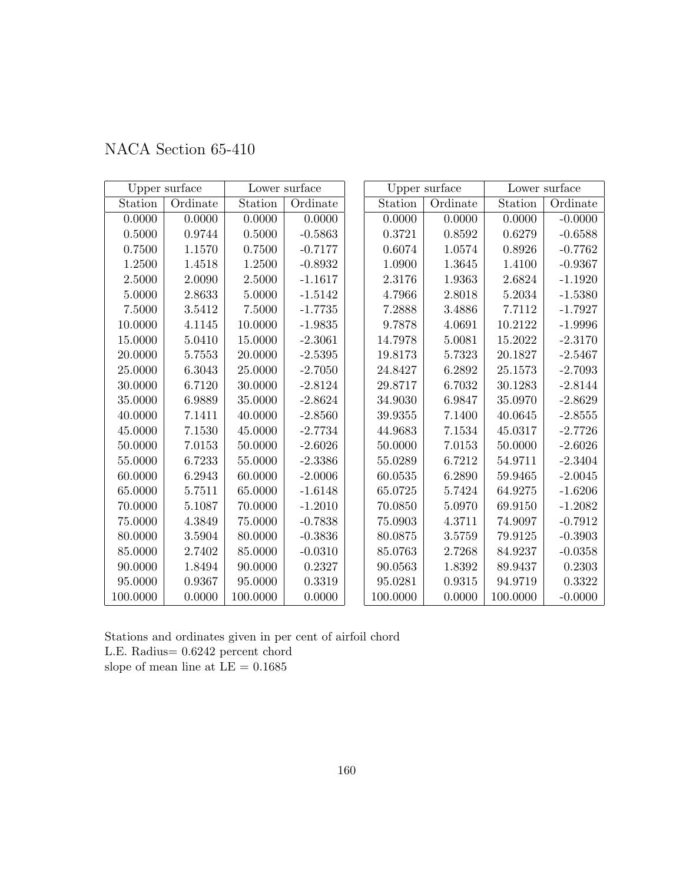NACA Section 65-410

| Upper surface | | Lower surface | |
|---|---|---|---|
| Station | Ordinate | Station | Ordinate |
| 0.0000 | 0.0000 | 0.0000 | 0.0000 |
| 0.5000 | 0.9744 | 0.5000 | -0.5863 |
| 0.7500 | 1.1570 | 0.7500 | -0.7177 |
| 1.2500 | 1.4518 | 1.2500 | -0.8932 |
| 2.5000 | 2.0090 | 2.5000 | -1.1617 |
| 5.0000 | 2.8633 | 5.0000 | -1.5142 |
| 7.5000 | 3.5412 | 7.5000 | -1.7735 |
| 10.0000 | 4.1145 | 10.0000 | -1.9835 |
| 15.0000 | 5.0410 | 15.0000 | -2.3061 |
| 20.0000 | 5.7553 | 20.0000 | -2.5395 |
| 25.0000 | 6.3043 | 25.0000 | -2.7050 |
| 30.0000 | 6.7120 | 30.0000 | -2.8124 |
| 35.0000 | 6.9889 | 35.0000 | -2.8624 |
| 40.0000 | 7.1411 | 40.0000 | -2.8560 |
| 45.0000 | 7.1530 | 45.0000 | -2.7734 |
| 50.0000 | 7.0153 | 50.0000 | -2.6026 |
| 55.0000 | 6.7233 | 55.0000 | -2.3386 |
| 60.0000 | 6.2943 | 60.0000 | -2.0006 |
| 65.0000 | 5.7511 | 65.0000 | -1.6148 |
| 70.0000 | 5.1087 | 70.0000 | -1.2010 |
| 75.0000 | 4.3849 | 75.0000 | -0.7838 |
| 80.0000 | 3.5904 | 80.0000 | -0.3836 |
| 85.0000 | 2.7402 | 85.0000 | -0.0310 |
| 90.0000 | 1.8494 | 90.0000 | 0.2327 |
| 95.0000 | 0.9367 | 95.0000 | 0.3319 |
| 100.0000 | 0.0000 | 100.0000 | 0.0000 |

| Upper surface | | Lower surface | |
|---|---|---|---|
| Station | Ordinate | Station | Ordinate |
| 0.0000 | 0.0000 | 0.0000 | -0.0000 |
| 0.3721 | 0.8592 | 0.6279 | -0.6588 |
| 0.6074 | 1.0574 | 0.8926 | -0.7762 |
| 1.0900 | 1.3645 | 1.4100 | -0.9367 |
| 2.3176 | 1.9363 | 2.6824 | -1.1920 |
| 4.7966 | 2.8018 | 5.2034 | -1.5380 |
| 7.2888 | 3.4886 | 7.7112 | -1.7927 |
| 9.7878 | 4.0691 | 10.2122 | -1.9996 |
| 14.7978 | 5.0081 | 15.2022 | -2.3170 |
| 19.8173 | 5.7323 | 20.1827 | -2.5467 |
| 24.8427 | 6.2892 | 25.1573 | -2.7093 |
| 29.8717 | 6.7032 | 30.1283 | -2.8144 |
| 34.9030 | 6.9847 | 35.0970 | -2.8629 |
| 39.9355 | 7.1400 | 40.0645 | -2.8555 |
| 44.9683 | 7.1534 | 45.0317 | -2.7726 |
| 50.0000 | 7.0153 | 50.0000 | -2.6026 |
| 55.0289 | 6.7212 | 54.9711 | -2.3404 |
| 60.0535 | 6.2890 | 59.9465 | -2.0045 |
| 65.0725 | 5.7424 | 64.9275 | -1.6206 |
| 70.0850 | 5.0970 | 69.9150 | -1.2082 |
| 75.0903 | 4.3711 | 74.9097 | -0.7912 |
| 80.0875 | 3.5759 | 79.9125 | -0.3903 |
| 85.0763 | 2.7268 | 84.9237 | -0.0358 |
| 90.0563 | 1.8392 | 89.9437 | 0.2303 |
| 95.0281 | 0.9315 | 94.9719 | 0.3322 |
| 100.0000 | 0.0000 | 100.0000 | -0.0000 |

Stations and ordinates given in per cent of airfoil chord
L.E. Radius= 0.6242 percent chord
slope of mean line at LE = 0.1685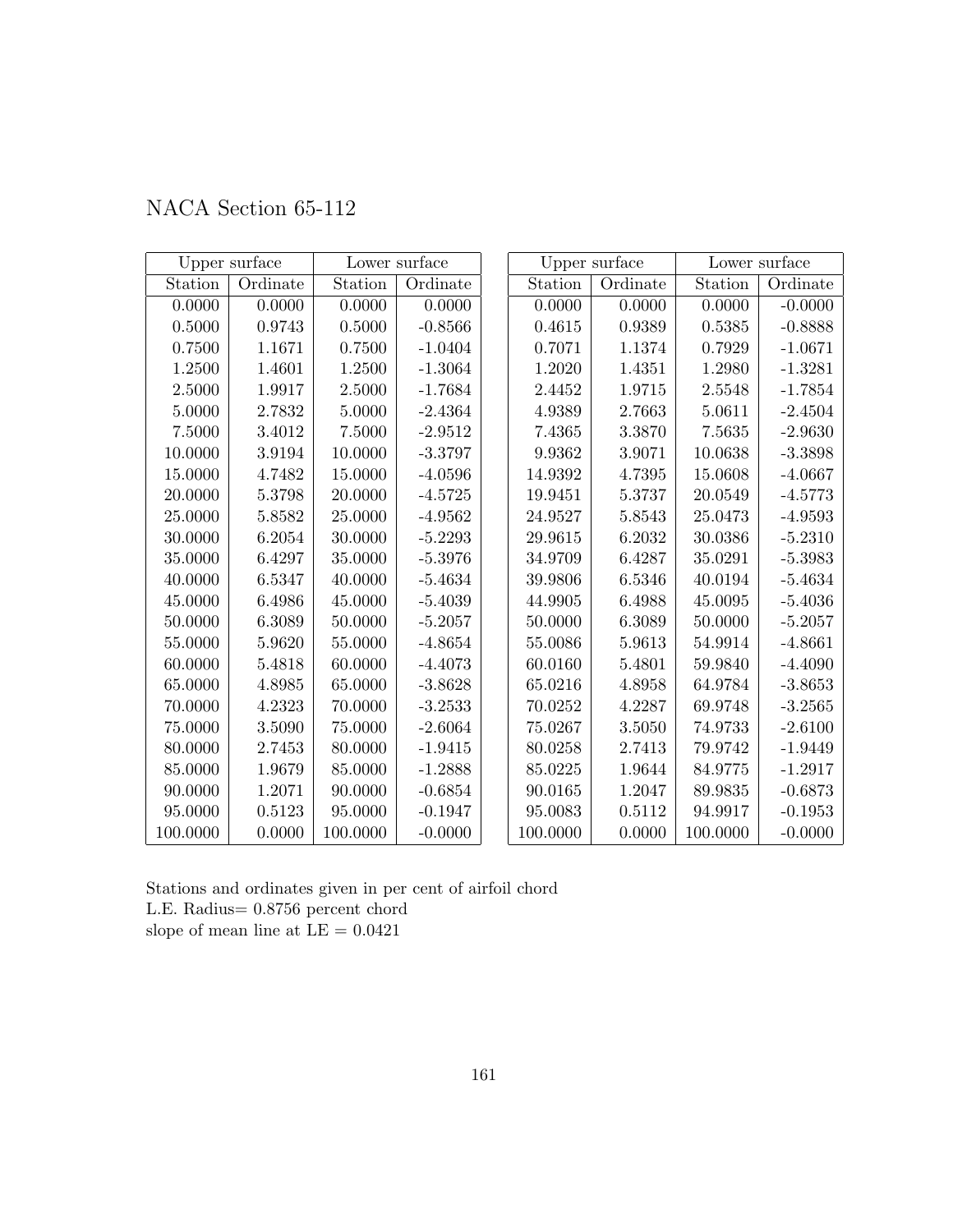# NACA Section 65-112

| Upper surface | | Lower surface | |
|---|---|---|---|
| Station | Ordinate | Station | Ordinate |
| 0.0000 | 0.0000 | 0.0000 | 0.0000 |
| 0.5000 | 0.9743 | 0.5000 | -0.8566 |
| 0.7500 | 1.1671 | 0.7500 | -1.0404 |
| 1.2500 | 1.4601 | 1.2500 | -1.3064 |
| 2.5000 | 1.9917 | 2.5000 | -1.7684 |
| 5.0000 | 2.7832 | 5.0000 | -2.4364 |
| 7.5000 | 3.4012 | 7.5000 | -2.9512 |
| 10.0000 | 3.9194 | 10.0000 | -3.3797 |
| 15.0000 | 4.7482 | 15.0000 | -4.0596 |
| 20.0000 | 5.3798 | 20.0000 | -4.5725 |
| 25.0000 | 5.8582 | 25.0000 | -4.9562 |
| 30.0000 | 6.2054 | 30.0000 | -5.2293 |
| 35.0000 | 6.4297 | 35.0000 | -5.3976 |
| 40.0000 | 6.5347 | 40.0000 | -5.4634 |
| 45.0000 | 6.4986 | 45.0000 | -5.4039 |
| 50.0000 | 6.3089 | 50.0000 | -5.2057 |
| 55.0000 | 5.9620 | 55.0000 | -4.8654 |
| 60.0000 | 5.4818 | 60.0000 | -4.4073 |
| 65.0000 | 4.8985 | 65.0000 | -3.8628 |
| 70.0000 | 4.2323 | 70.0000 | -3.2533 |
| 75.0000 | 3.5090 | 75.0000 | -2.6064 |
| 80.0000 | 2.7453 | 80.0000 | -1.9415 |
| 85.0000 | 1.9679 | 85.0000 | -1.2888 |
| 90.0000 | 1.2071 | 90.0000 | -0.6854 |
| 95.0000 | 0.5123 | 95.0000 | -0.1947 |
| 100.0000 | 0.0000 | 100.0000 | -0.0000 |

| Upper surface | | Lower surface | |
|---|---|---|---|
| Station | Ordinate | Station | Ordinate |
| 0.0000 | 0.0000 | 0.0000 | -0.0000 |
| 0.4615 | 0.9389 | 0.5385 | -0.8888 |
| 0.7071 | 1.1374 | 0.7929 | -1.0671 |
| 1.2020 | 1.4351 | 1.2980 | -1.3281 |
| 2.4452 | 1.9715 | 2.5548 | -1.7854 |
| 4.9389 | 2.7663 | 5.0611 | -2.4504 |
| 7.4365 | 3.3870 | 7.5635 | -2.9630 |
| 9.9362 | 3.9071 | 10.0638 | -3.3898 |
| 14.9392 | 4.7395 | 15.0608 | -4.0667 |
| 19.9451 | 5.3737 | 20.0549 | -4.5773 |
| 24.9527 | 5.8543 | 25.0473 | -4.9593 |
| 29.9615 | 6.2032 | 30.0386 | -5.2310 |
| 34.9709 | 6.4287 | 35.0291 | -5.3983 |
| 39.9806 | 6.5346 | 40.0194 | -5.4634 |
| 44.9905 | 6.4988 | 45.0095 | -5.4036 |
| 50.0000 | 6.3089 | 50.0000 | -5.2057 |
| 55.0086 | 5.9613 | 54.9914 | -4.8661 |
| 60.0160 | 5.4801 | 59.9840 | -4.4090 |
| 65.0216 | 4.8958 | 64.9784 | -3.8653 |
| 70.0252 | 4.2287 | 69.9748 | -3.2565 |
| 75.0267 | 3.5050 | 74.9733 | -2.6100 |
| 80.0258 | 2.7413 | 79.9742 | -1.9449 |
| 85.0225 | 1.9644 | 84.9775 | -1.2917 |
| 90.0165 | 1.2047 | 89.9835 | -0.6873 |
| 95.0083 | 0.5112 | 94.9917 | -0.1953 |
| 100.0000 | 0.0000 | 100.0000 | -0.0000 |

Stations and ordinates given in per cent of airfoil chord
L.E. Radius= 0.8756 percent chord
slope of mean line at LE = 0.0421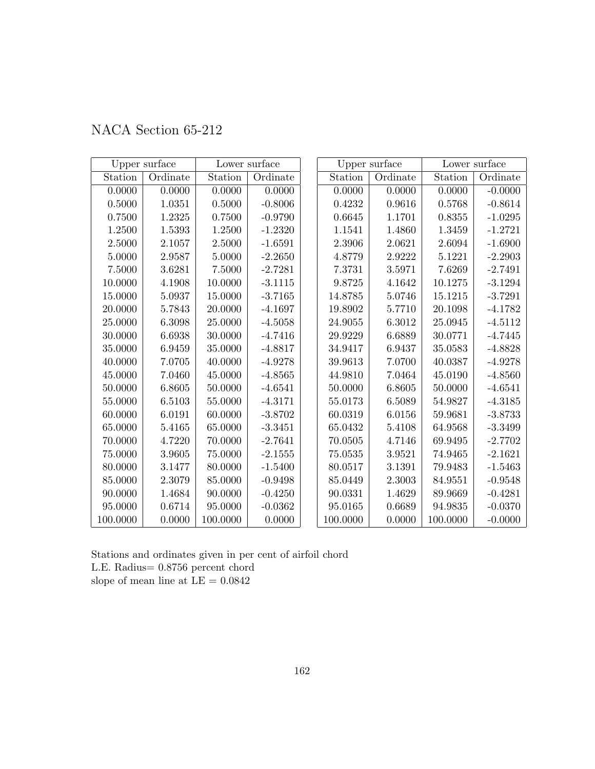# NACA Section 65-212

| Upper surface | | Lower surface | |
|---|---|---|---|
| Station | Ordinate | Station | Ordinate |
| 0.0000 | 0.0000 | 0.0000 | 0.0000 |
| 0.5000 | 1.0351 | 0.5000 | -0.8006 |
| 0.7500 | 1.2325 | 0.7500 | -0.9790 |
| 1.2500 | 1.5393 | 1.2500 | -1.2320 |
| 2.5000 | 2.1057 | 2.5000 | -1.6591 |
| 5.0000 | 2.9587 | 5.0000 | -2.2650 |
| 7.5000 | 3.6281 | 7.5000 | -2.7281 |
| 10.0000 | 4.1908 | 10.0000 | -3.1115 |
| 15.0000 | 5.0937 | 15.0000 | -3.7165 |
| 20.0000 | 5.7843 | 20.0000 | -4.1697 |
| 25.0000 | 6.3098 | 25.0000 | -4.5058 |
| 30.0000 | 6.6938 | 30.0000 | -4.7416 |
| 35.0000 | 6.9459 | 35.0000 | -4.8817 |
| 40.0000 | 7.0705 | 40.0000 | -4.9278 |
| 45.0000 | 7.0460 | 45.0000 | -4.8565 |
| 50.0000 | 6.8605 | 50.0000 | -4.6541 |
| 55.0000 | 6.5103 | 55.0000 | -4.3171 |
| 60.0000 | 6.0191 | 60.0000 | -3.8702 |
| 65.0000 | 5.4165 | 65.0000 | -3.3451 |
| 70.0000 | 4.7220 | 70.0000 | -2.7641 |
| 75.0000 | 3.9605 | 75.0000 | -2.1555 |
| 80.0000 | 3.1477 | 80.0000 | -1.5400 |
| 85.0000 | 2.3079 | 85.0000 | -0.9498 |
| 90.0000 | 1.4684 | 90.0000 | -0.4250 |
| 95.0000 | 0.6714 | 95.0000 | -0.0362 |
| 100.0000 | 0.0000 | 100.0000 | 0.0000 |

| Upper surface | | Lower surface | |
|---|---|---|---|
| Station | Ordinate | Station | Ordinate |
| 0.0000 | 0.0000 | 0.0000 | -0.0000 |
| 0.4232 | 0.9616 | 0.5768 | -0.8614 |
| 0.6645 | 1.1701 | 0.8355 | -1.0295 |
| 1.1541 | 1.4860 | 1.3459 | -1.2721 |
| 2.3906 | 2.0621 | 2.6094 | -1.6900 |
| 4.8779 | 2.9222 | 5.1221 | -2.2903 |
| 7.3731 | 3.5971 | 7.6269 | -2.7491 |
| 9.8725 | 4.1642 | 10.1275 | -3.1294 |
| 14.8785 | 5.0746 | 15.1215 | -3.7291 |
| 19.8902 | 5.7710 | 20.1098 | -4.1782 |
| 24.9055 | 6.3012 | 25.0945 | -4.5112 |
| 29.9229 | 6.6889 | 30.0771 | -4.7445 |
| 34.9417 | 6.9437 | 35.0583 | -4.8828 |
| 39.9613 | 7.0700 | 40.0387 | -4.9278 |
| 44.9810 | 7.0464 | 45.0190 | -4.8560 |
| 50.0000 | 6.8605 | 50.0000 | -4.6541 |
| 55.0173 | 6.5089 | 54.9827 | -4.3185 |
| 60.0319 | 6.0156 | 59.9681 | -3.8733 |
| 65.0432 | 5.4108 | 64.9568 | -3.3499 |
| 70.0505 | 4.7146 | 69.9495 | -2.7702 |
| 75.0535 | 3.9521 | 74.9465 | -2.1621 |
| 80.0517 | 3.1391 | 79.9483 | -1.5463 |
| 85.0449 | 2.3003 | 84.9551 | -0.9548 |
| 90.0331 | 1.4629 | 89.9669 | -0.4281 |
| 95.0165 | 0.6689 | 94.9835 | -0.0370 |
| 100.0000 | 0.0000 | 100.0000 | -0.0000 |

Stations and ordinates given in per cent of airfoil chord
L.E. Radius= 0.8756 percent chord
slope of mean line at LE = 0.0842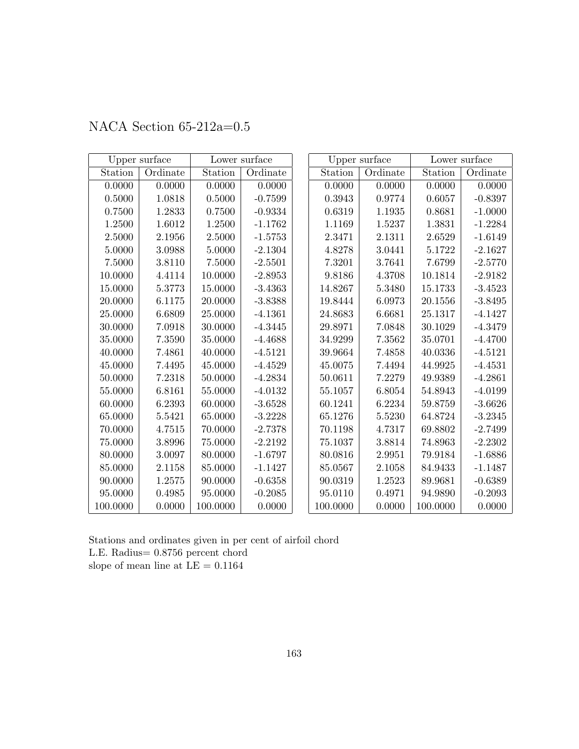# NACA Section 65-212a=0.5

| Upper surface | | Lower surface | |
|---|---|---|---|
| Station | Ordinate | Station | Ordinate |
| 0.0000 | 0.0000 | 0.0000 | 0.0000 |
| 0.5000 | 1.0818 | 0.5000 | -0.7599 |
| 0.7500 | 1.2833 | 0.7500 | -0.9334 |
| 1.2500 | 1.6012 | 1.2500 | -1.1762 |
| 2.5000 | 2.1956 | 2.5000 | -1.5753 |
| 5.0000 | 3.0988 | 5.0000 | -2.1304 |
| 7.5000 | 3.8110 | 7.5000 | -2.5501 |
| 10.0000 | 4.4114 | 10.0000 | -2.8953 |
| 15.0000 | 5.3773 | 15.0000 | -3.4363 |
| 20.0000 | 6.1175 | 20.0000 | -3.8388 |
| 25.0000 | 6.6809 | 25.0000 | -4.1361 |
| 30.0000 | 7.0918 | 30.0000 | -4.3445 |
| 35.0000 | 7.3590 | 35.0000 | -4.4688 |
| 40.0000 | 7.4861 | 40.0000 | -4.5121 |
| 45.0000 | 7.4495 | 45.0000 | -4.4529 |
| 50.0000 | 7.2318 | 50.0000 | -4.2834 |
| 55.0000 | 6.8161 | 55.0000 | -4.0132 |
| 60.0000 | 6.2393 | 60.0000 | -3.6528 |
| 65.0000 | 5.5421 | 65.0000 | -3.2228 |
| 70.0000 | 4.7515 | 70.0000 | -2.7378 |
| 75.0000 | 3.8996 | 75.0000 | -2.2192 |
| 80.0000 | 3.0097 | 80.0000 | -1.6797 |
| 85.0000 | 2.1158 | 85.0000 | -1.1427 |
| 90.0000 | 1.2575 | 90.0000 | -0.6358 |
| 95.0000 | 0.4985 | 95.0000 | -0.2085 |
| 100.0000 | 0.0000 | 100.0000 | 0.0000 |

| Upper surface | | Lower surface | |
|---|---|---|---|
| Station | Ordinate | Station | Ordinate |
| 0.0000 | 0.0000 | 0.0000 | 0.0000 |
| 0.3943 | 0.9774 | 0.6057 | -0.8397 |
| 0.6319 | 1.1935 | 0.8681 | -1.0000 |
| 1.1169 | 1.5237 | 1.3831 | -1.2284 |
| 2.3471 | 2.1311 | 2.6529 | -1.6149 |
| 4.8278 | 3.0441 | 5.1722 | -2.1627 |
| 7.3201 | 3.7641 | 7.6799 | -2.5770 |
| 9.8186 | 4.3708 | 10.1814 | -2.9182 |
| 14.8267 | 5.3480 | 15.1733 | -3.4523 |
| 19.8444 | 6.0973 | 20.1556 | -3.8495 |
| 24.8683 | 6.6681 | 25.1317 | -4.1427 |
| 29.8971 | 7.0848 | 30.1029 | -4.3479 |
| 34.9299 | 7.3562 | 35.0701 | -4.4700 |
| 39.9664 | 7.4858 | 40.0336 | -4.5121 |
| 45.0075 | 7.4494 | 44.9925 | -4.4531 |
| 50.0611 | 7.2279 | 49.9389 | -4.2861 |
| 55.1057 | 6.8054 | 54.8943 | -4.0199 |
| 60.1241 | 6.2234 | 59.8759 | -3.6626 |
| 65.1276 | 5.5230 | 64.8724 | -3.2345 |
| 70.1198 | 4.7317 | 69.8802 | -2.7499 |
| 75.1037 | 3.8814 | 74.8963 | -2.2302 |
| 80.0816 | 2.9951 | 79.9184 | -1.6886 |
| 85.0567 | 2.1058 | 84.9433 | -1.1487 |
| 90.0319 | 1.2523 | 89.9681 | -0.6389 |
| 95.0110 | 0.4971 | 94.9890 | -0.2093 |
| 100.0000 | 0.0000 | 100.0000 | 0.0000 |

Stations and ordinates given in per cent of airfoil chord
L.E. Radius= 0.8756 percent chord
slope of mean line at LE = 0.1164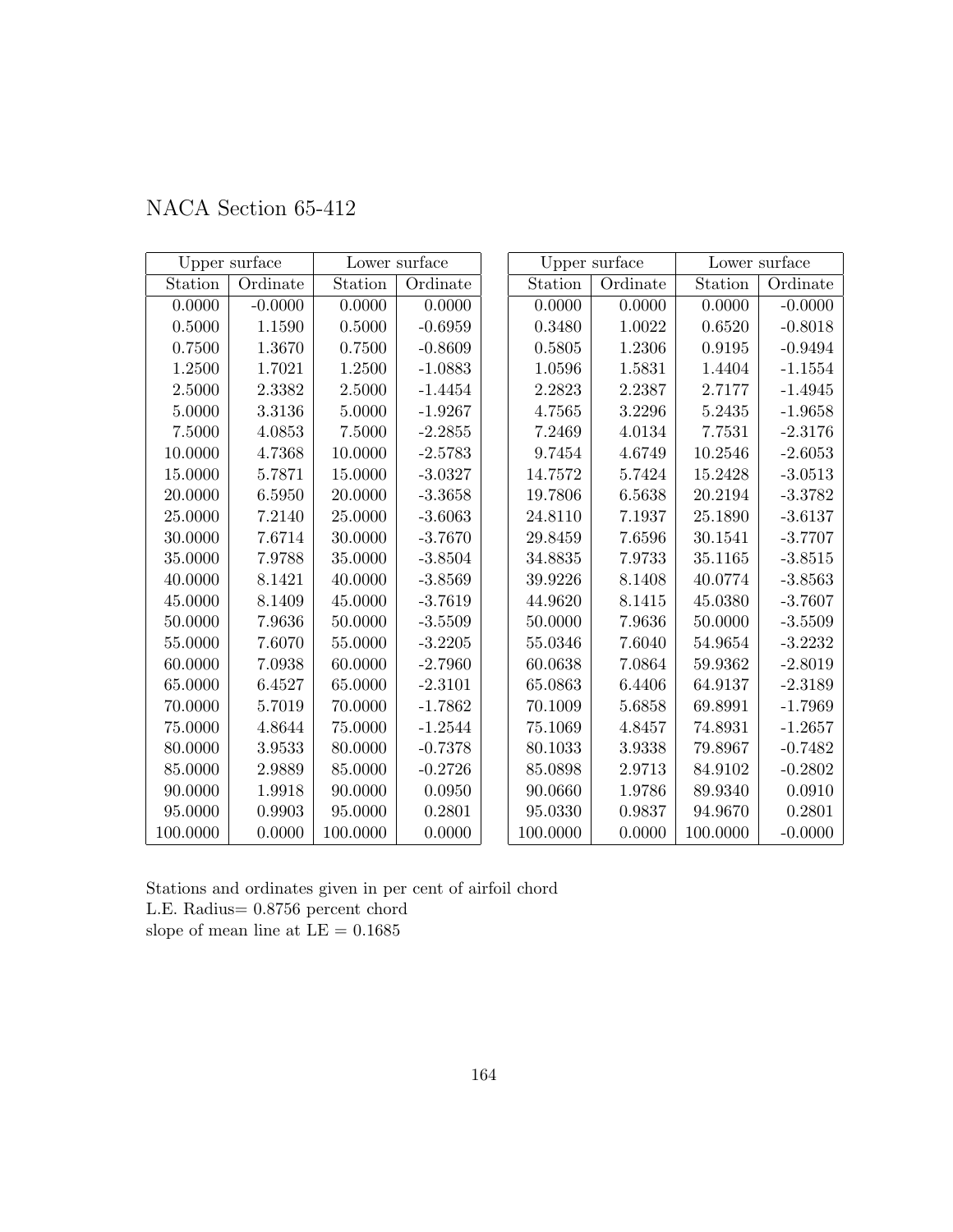# NACA Section 65-412

| Upper surface | | Lower surface | |
|---|---|---|---|
| Station | Ordinate | Station | Ordinate |
| 0.0000 | -0.0000 | 0.0000 | 0.0000 |
| 0.5000 | 1.1590 | 0.5000 | -0.6959 |
| 0.7500 | 1.3670 | 0.7500 | -0.8609 |
| 1.2500 | 1.7021 | 1.2500 | -1.0883 |
| 2.5000 | 2.3382 | 2.5000 | -1.4454 |
| 5.0000 | 3.3136 | 5.0000 | -1.9267 |
| 7.5000 | 4.0853 | 7.5000 | -2.2855 |
| 10.0000 | 4.7368 | 10.0000 | -2.5783 |
| 15.0000 | 5.7871 | 15.0000 | -3.0327 |
| 20.0000 | 6.5950 | 20.0000 | -3.3658 |
| 25.0000 | 7.2140 | 25.0000 | -3.6063 |
| 30.0000 | 7.6714 | 30.0000 | -3.7670 |
| 35.0000 | 7.9788 | 35.0000 | -3.8504 |
| 40.0000 | 8.1421 | 40.0000 | -3.8569 |
| 45.0000 | 8.1409 | 45.0000 | -3.7619 |
| 50.0000 | 7.9636 | 50.0000 | -3.5509 |
| 55.0000 | 7.6070 | 55.0000 | -3.2205 |
| 60.0000 | 7.0938 | 60.0000 | -2.7960 |
| 65.0000 | 6.4527 | 65.0000 | -2.3101 |
| 70.0000 | 5.7019 | 70.0000 | -1.7862 |
| 75.0000 | 4.8644 | 75.0000 | -1.2544 |
| 80.0000 | 3.9533 | 80.0000 | -0.7378 |
| 85.0000 | 2.9889 | 85.0000 | -0.2726 |
| 90.0000 | 1.9918 | 90.0000 | 0.0950 |
| 95.0000 | 0.9903 | 95.0000 | 0.2801 |
| 100.0000 | 0.0000 | 100.0000 | 0.0000 |

| Upper surface | | Lower surface | |
|---|---|---|---|
| Station | Ordinate | Station | Ordinate |
| 0.0000 | 0.0000 | 0.0000 | -0.0000 |
| 0.3480 | 1.0022 | 0.6520 | -0.8018 |
| 0.5805 | 1.2306 | 0.9195 | -0.9494 |
| 1.0596 | 1.5831 | 1.4404 | -1.1554 |
| 2.2823 | 2.2387 | 2.7177 | -1.4945 |
| 4.7565 | 3.2296 | 5.2435 | -1.9658 |
| 7.2469 | 4.0134 | 7.7531 | -2.3176 |
| 9.7454 | 4.6749 | 10.2546 | -2.6053 |
| 14.7572 | 5.7424 | 15.2428 | -3.0513 |
| 19.7806 | 6.5638 | 20.2194 | -3.3782 |
| 24.8110 | 7.1937 | 25.1890 | -3.6137 |
| 29.8459 | 7.6596 | 30.1541 | -3.7707 |
| 34.8835 | 7.9733 | 35.1165 | -3.8515 |
| 39.9226 | 8.1408 | 40.0774 | -3.8563 |
| 44.9620 | 8.1415 | 45.0380 | -3.7607 |
| 50.0000 | 7.9636 | 50.0000 | -3.5509 |
| 55.0346 | 7.6040 | 54.9654 | -3.2232 |
| 60.0638 | 7.0864 | 59.9362 | -2.8019 |
| 65.0863 | 6.4406 | 64.9137 | -2.3189 |
| 70.1009 | 5.6858 | 69.8991 | -1.7969 |
| 75.1069 | 4.8457 | 74.8931 | -1.2657 |
| 80.1033 | 3.9338 | 79.8967 | -0.7482 |
| 85.0898 | 2.9713 | 84.9102 | -0.2802 |
| 90.0660 | 1.9786 | 89.9340 | 0.0910 |
| 95.0330 | 0.9837 | 94.9670 | 0.2801 |
| 100.0000 | 0.0000 | 100.0000 | -0.0000 |

Stations and ordinates given in per cent of airfoil chord
L.E. Radius= 0.8756 percent chord
slope of mean line at LE = 0.1685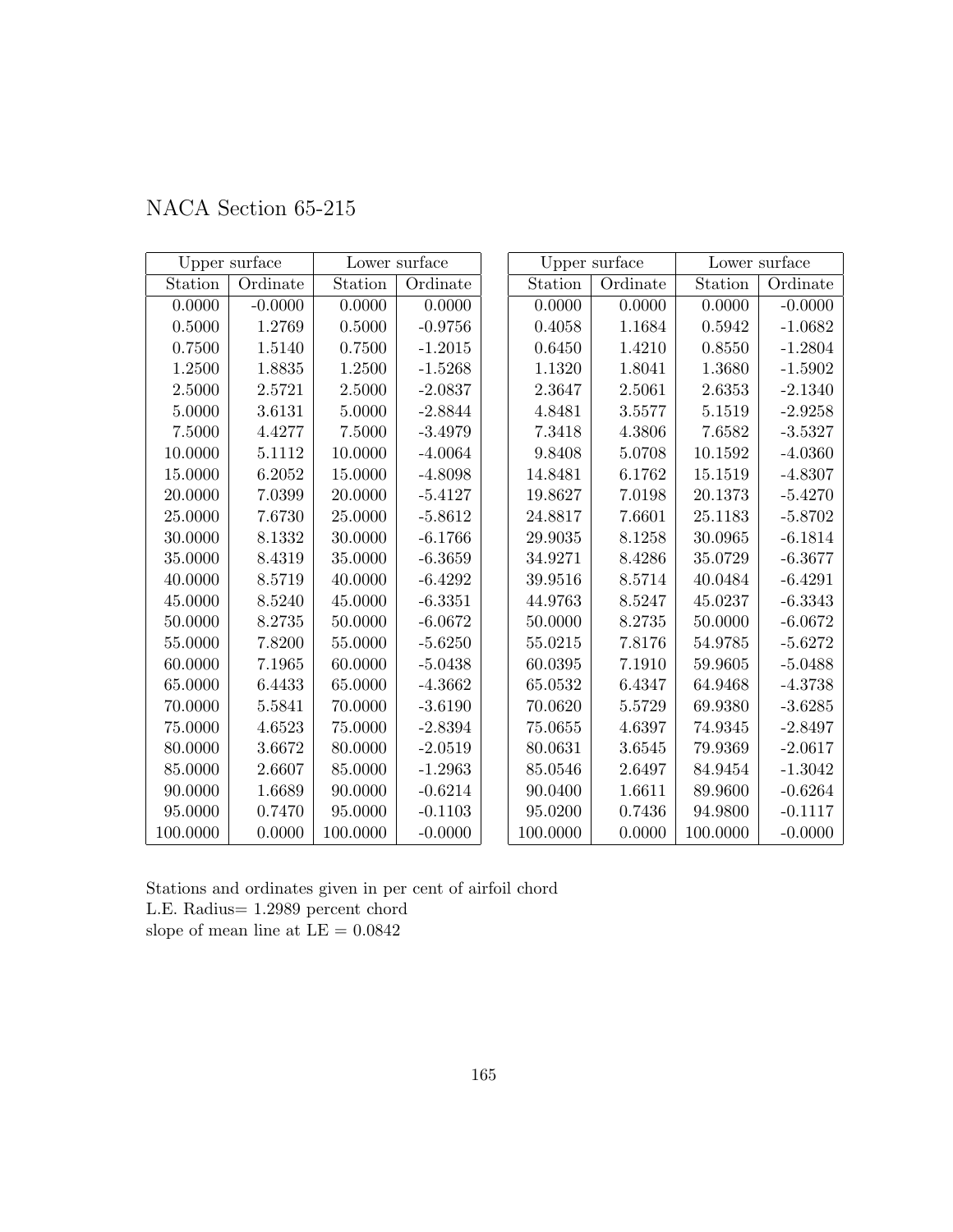# NACA Section 65-215

| Upper surface | | Lower surface | |
|---|---|---|---|
| Station | Ordinate | Station | Ordinate |
| 0.0000 | -0.0000 | 0.0000 | 0.0000 |
| 0.5000 | 1.2769 | 0.5000 | -0.9756 |
| 0.7500 | 1.5140 | 0.7500 | -1.2015 |
| 1.2500 | 1.8835 | 1.2500 | -1.5268 |
| 2.5000 | 2.5721 | 2.5000 | -2.0837 |
| 5.0000 | 3.6131 | 5.0000 | -2.8844 |
| 7.5000 | 4.4277 | 7.5000 | -3.4979 |
| 10.0000 | 5.1112 | 10.0000 | -4.0064 |
| 15.0000 | 6.2052 | 15.0000 | -4.8098 |
| 20.0000 | 7.0399 | 20.0000 | -5.4127 |
| 25.0000 | 7.6730 | 25.0000 | -5.8612 |
| 30.0000 | 8.1332 | 30.0000 | -6.1766 |
| 35.0000 | 8.4319 | 35.0000 | -6.3659 |
| 40.0000 | 8.5719 | 40.0000 | -6.4292 |
| 45.0000 | 8.5240 | 45.0000 | -6.3351 |
| 50.0000 | 8.2735 | 50.0000 | -6.0672 |
| 55.0000 | 7.8200 | 55.0000 | -5.6250 |
| 60.0000 | 7.1965 | 60.0000 | -5.0438 |
| 65.0000 | 6.4433 | 65.0000 | -4.3662 |
| 70.0000 | 5.5841 | 70.0000 | -3.6190 |
| 75.0000 | 4.6523 | 75.0000 | -2.8394 |
| 80.0000 | 3.6672 | 80.0000 | -2.0519 |
| 85.0000 | 2.6607 | 85.0000 | -1.2963 |
| 90.0000 | 1.6689 | 90.0000 | -0.6214 |
| 95.0000 | 0.7470 | 95.0000 | -0.1103 |
| 100.0000 | 0.0000 | 100.0000 | -0.0000 |

| Upper surface | | Lower surface | |
|---|---|---|---|
| Station | Ordinate | Station | Ordinate |
| 0.0000 | 0.0000 | 0.0000 | -0.0000 |
| 0.4058 | 1.1684 | 0.5942 | -1.0682 |
| 0.6450 | 1.4210 | 0.8550 | -1.2804 |
| 1.1320 | 1.8041 | 1.3680 | -1.5902 |
| 2.3647 | 2.5061 | 2.6353 | -2.1340 |
| 4.8481 | 3.5577 | 5.1519 | -2.9258 |
| 7.3418 | 4.3806 | 7.6582 | -3.5327 |
| 9.8408 | 5.0708 | 10.1592 | -4.0360 |
| 14.8481 | 6.1762 | 15.1519 | -4.8307 |
| 19.8627 | 7.0198 | 20.1373 | -5.4270 |
| 24.8817 | 7.6601 | 25.1183 | -5.8702 |
| 29.9035 | 8.1258 | 30.0965 | -6.1814 |
| 34.9271 | 8.4286 | 35.0729 | -6.3677 |
| 39.9516 | 8.5714 | 40.0484 | -6.4291 |
| 44.9763 | 8.5247 | 45.0237 | -6.3343 |
| 50.0000 | 8.2735 | 50.0000 | -6.0672 |
| 55.0215 | 7.8176 | 54.9785 | -5.6272 |
| 60.0395 | 7.1910 | 59.9605 | -5.0488 |
| 65.0532 | 6.4347 | 64.9468 | -4.3738 |
| 70.0620 | 5.5729 | 69.9380 | -3.6285 |
| 75.0655 | 4.6397 | 74.9345 | -2.8497 |
| 80.0631 | 3.6545 | 79.9369 | -2.0617 |
| 85.0546 | 2.6497 | 84.9454 | -1.3042 |
| 90.0400 | 1.6611 | 89.9600 | -0.6264 |
| 95.0200 | 0.7436 | 94.9800 | -0.1117 |
| 100.0000 | 0.0000 | 100.0000 | -0.0000 |

Stations and ordinates given in per cent of airfoil chord
L.E. Radius= 1.2989 percent chord
slope of mean line at LE = 0.0842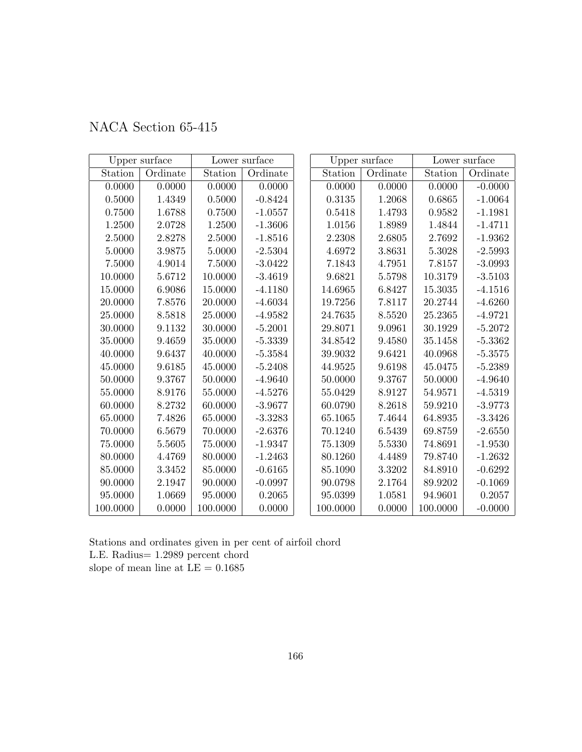# NACA Section 65-415

| Upper surface | | Lower surface | |
|---|---|---|---|
| Station | Ordinate | Station | Ordinate |
| 0.0000 | 0.0000 | 0.0000 | 0.0000 |
| 0.5000 | 1.4349 | 0.5000 | -0.8424 |
| 0.7500 | 1.6788 | 0.7500 | -1.0557 |
| 1.2500 | 2.0728 | 1.2500 | -1.3606 |
| 2.5000 | 2.8278 | 2.5000 | -1.8516 |
| 5.0000 | 3.9875 | 5.0000 | -2.5304 |
| 7.5000 | 4.9014 | 7.5000 | -3.0422 |
| 10.0000 | 5.6712 | 10.0000 | -3.4619 |
| 15.0000 | 6.9086 | 15.0000 | -4.1180 |
| 20.0000 | 7.8576 | 20.0000 | -4.6034 |
| 25.0000 | 8.5818 | 25.0000 | -4.9582 |
| 30.0000 | 9.1132 | 30.0000 | -5.2001 |
| 35.0000 | 9.4659 | 35.0000 | -5.3339 |
| 40.0000 | 9.6437 | 40.0000 | -5.3584 |
| 45.0000 | 9.6185 | 45.0000 | -5.2408 |
| 50.0000 | 9.3767 | 50.0000 | -4.9640 |
| 55.0000 | 8.9176 | 55.0000 | -4.5276 |
| 60.0000 | 8.2732 | 60.0000 | -3.9677 |
| 65.0000 | 7.4826 | 65.0000 | -3.3283 |
| 70.0000 | 6.5679 | 70.0000 | -2.6376 |
| 75.0000 | 5.5605 | 75.0000 | -1.9347 |
| 80.0000 | 4.4769 | 80.0000 | -1.2463 |
| 85.0000 | 3.3452 | 85.0000 | -0.6165 |
| 90.0000 | 2.1947 | 90.0000 | -0.0997 |
| 95.0000 | 1.0669 | 95.0000 | 0.2065 |
| 100.0000 | 0.0000 | 100.0000 | 0.0000 |

| Upper surface | | Lower surface | |
|---|---|---|---|
| Station | Ordinate | Station | Ordinate |
| 0.0000 | 0.0000 | 0.0000 | -0.0000 |
| 0.3135 | 1.2068 | 0.6865 | -1.0064 |
| 0.5418 | 1.4793 | 0.9582 | -1.1981 |
| 1.0156 | 1.8989 | 1.4844 | -1.4711 |
| 2.2308 | 2.6805 | 2.7692 | -1.9362 |
| 4.6972 | 3.8631 | 5.3028 | -2.5993 |
| 7.1843 | 4.7951 | 7.8157 | -3.0993 |
| 9.6821 | 5.5798 | 10.3179 | -3.5103 |
| 14.6965 | 6.8427 | 15.3035 | -4.1516 |
| 19.7256 | 7.8117 | 20.2744 | -4.6260 |
| 24.7635 | 8.5520 | 25.2365 | -4.9721 |
| 29.8071 | 9.0961 | 30.1929 | -5.2072 |
| 34.8542 | 9.4580 | 35.1458 | -5.3362 |
| 39.9032 | 9.6421 | 40.0968 | -5.3575 |
| 44.9525 | 9.6198 | 45.0475 | -5.2389 |
| 50.0000 | 9.3767 | 50.0000 | -4.9640 |
| 55.0429 | 8.9127 | 54.9571 | -4.5319 |
| 60.0790 | 8.2618 | 59.9210 | -3.9773 |
| 65.1065 | 7.4644 | 64.8935 | -3.3426 |
| 70.1240 | 6.5439 | 69.8759 | -2.6550 |
| 75.1309 | 5.5330 | 74.8691 | -1.9530 |
| 80.1260 | 4.4489 | 79.8740 | -1.2632 |
| 85.1090 | 3.3202 | 84.8910 | -0.6292 |
| 90.0798 | 2.1764 | 89.9202 | -0.1069 |
| 95.0399 | 1.0581 | 94.9601 | 0.2057 |
| 100.0000 | 0.0000 | 100.0000 | -0.0000 |

Stations and ordinates given in per cent of airfoil chord
L.E. Radius= 1.2989 percent chord
slope of mean line at LE = 0.1685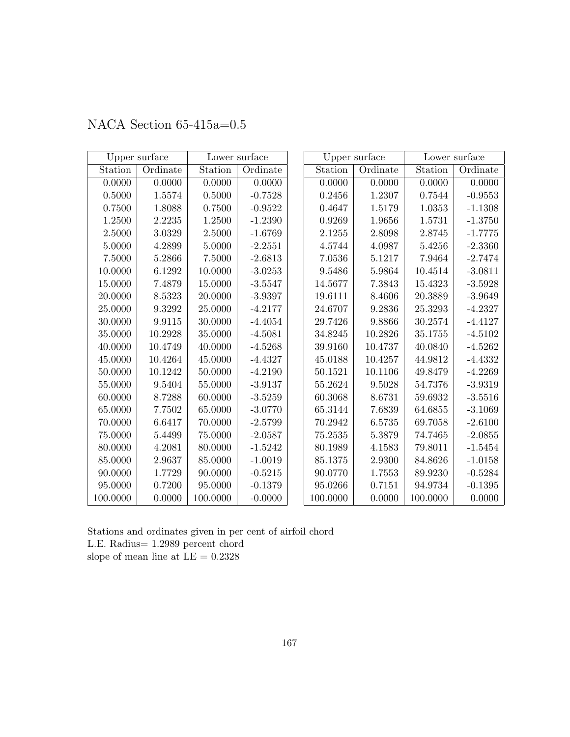NACA Section 65-415a=0.5

| Upper surface | | Lower surface | |
|---|---|---|---|
| Station | Ordinate | Station | Ordinate |
| 0.0000 | 0.0000 | 0.0000 | 0.0000 |
| 0.5000 | 1.5574 | 0.5000 | -0.7528 |
| 0.7500 | 1.8088 | 0.7500 | -0.9522 |
| 1.2500 | 2.2235 | 1.2500 | -1.2390 |
| 2.5000 | 3.0329 | 2.5000 | -1.6769 |
| 5.0000 | 4.2899 | 5.0000 | -2.2551 |
| 7.5000 | 5.2866 | 7.5000 | -2.6813 |
| 10.0000 | 6.1292 | 10.0000 | -3.0253 |
| 15.0000 | 7.4879 | 15.0000 | -3.5547 |
| 20.0000 | 8.5323 | 20.0000 | -3.9397 |
| 25.0000 | 9.3292 | 25.0000 | -4.2177 |
| 30.0000 | 9.9115 | 30.0000 | -4.4054 |
| 35.0000 | 10.2928 | 35.0000 | -4.5081 |
| 40.0000 | 10.4749 | 40.0000 | -4.5268 |
| 45.0000 | 10.4264 | 45.0000 | -4.4327 |
| 50.0000 | 10.1242 | 50.0000 | -4.2190 |
| 55.0000 | 9.5404 | 55.0000 | -3.9137 |
| 60.0000 | 8.7288 | 60.0000 | -3.5259 |
| 65.0000 | 7.7502 | 65.0000 | -3.0770 |
| 70.0000 | 6.6417 | 70.0000 | -2.5799 |
| 75.0000 | 5.4499 | 75.0000 | -2.0587 |
| 80.0000 | 4.2081 | 80.0000 | -1.5242 |
| 85.0000 | 2.9637 | 85.0000 | -1.0019 |
| 90.0000 | 1.7729 | 90.0000 | -0.5215 |
| 95.0000 | 0.7200 | 95.0000 | -0.1379 |
| 100.0000 | 0.0000 | 100.0000 | -0.0000 |

| Upper surface | | Lower surface | |
|---|---|---|---|
| Station | Ordinate | Station | Ordinate |
| 0.0000 | 0.0000 | 0.0000 | 0.0000 |
| 0.2456 | 1.2307 | 0.7544 | -0.9553 |
| 0.4647 | 1.5179 | 1.0353 | -1.1308 |
| 0.9269 | 1.9656 | 1.5731 | -1.3750 |
| 2.1255 | 2.8098 | 2.8745 | -1.7775 |
| 4.5744 | 4.0987 | 5.4256 | -2.3360 |
| 7.0536 | 5.1217 | 7.9464 | -2.7474 |
| 9.5486 | 5.9864 | 10.4514 | -3.0811 |
| 14.5677 | 7.3843 | 15.4323 | -3.5928 |
| 19.6111 | 8.4606 | 20.3889 | -3.9649 |
| 24.6707 | 9.2836 | 25.3293 | -4.2327 |
| 29.7426 | 9.8866 | 30.2574 | -4.4127 |
| 34.8245 | 10.2826 | 35.1755 | -4.5102 |
| 39.9160 | 10.4737 | 40.0840 | -4.5262 |
| 45.0188 | 10.4257 | 44.9812 | -4.4332 |
| 50.1521 | 10.1106 | 49.8479 | -4.2269 |
| 55.2624 | 9.5028 | 54.7376 | -3.9319 |
| 60.3068 | 8.6731 | 59.6932 | -3.5516 |
| 65.3144 | 7.6839 | 64.6855 | -3.1069 |
| 70.2942 | 6.5735 | 69.7058 | -2.6100 |
| 75.2535 | 5.3879 | 74.7465 | -2.0855 |
| 80.1989 | 4.1583 | 79.8011 | -1.5454 |
| 85.1375 | 2.9300 | 84.8626 | -1.0158 |
| 90.0770 | 1.7553 | 89.9230 | -0.5284 |
| 95.0266 | 0.7151 | 94.9734 | -0.1395 |
| 100.0000 | 0.0000 | 100.0000 | 0.0000 |

Stations and ordinates given in per cent of airfoil chord  
L.E. Radius= 1.2989 percent chord  
slope of mean line at LE = 0.2328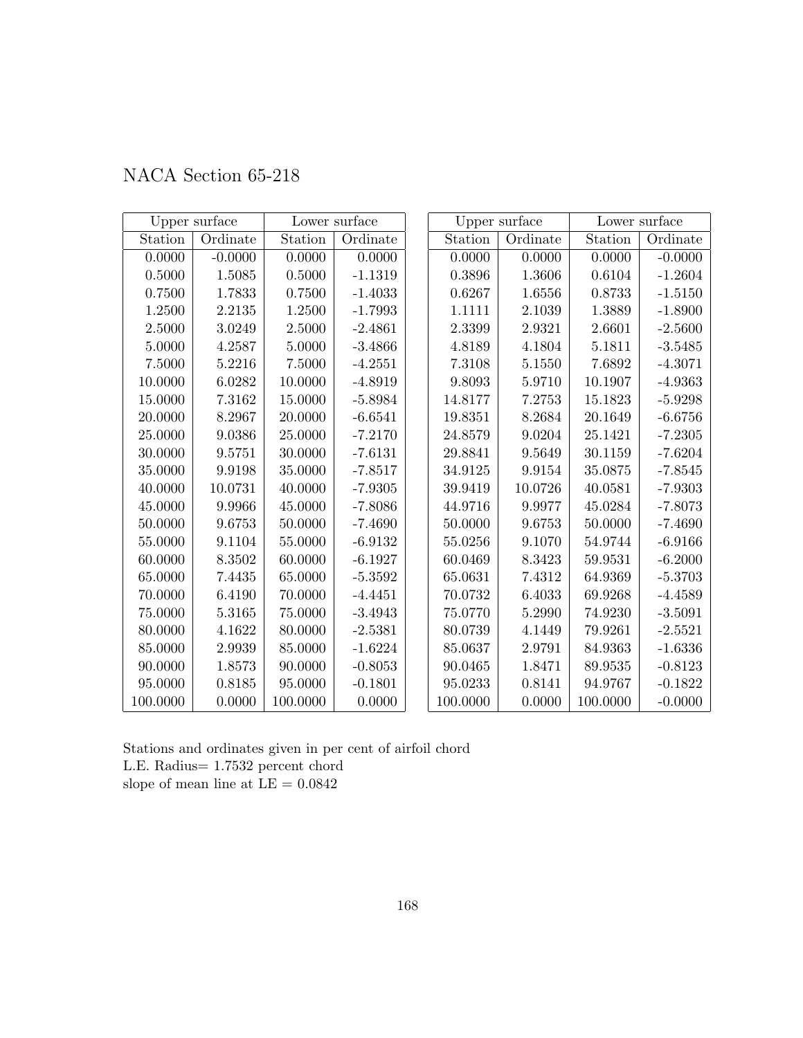NACA Section 65-218

| Upper surface | | Lower surface | |
|---|---|---|---|
| Station | Ordinate | Station | Ordinate |
| 0.0000 | -0.0000 | 0.0000 | 0.0000 |
| 0.5000 | 1.5085 | 0.5000 | -1.1319 |
| 0.7500 | 1.7833 | 0.7500 | -1.4033 |
| 1.2500 | 2.2135 | 1.2500 | -1.7993 |
| 2.5000 | 3.0249 | 2.5000 | -2.4861 |
| 5.0000 | 4.2587 | 5.0000 | -3.4866 |
| 7.5000 | 5.2216 | 7.5000 | -4.2551 |
| 10.0000 | 6.0282 | 10.0000 | -4.8919 |
| 15.0000 | 7.3162 | 15.0000 | -5.8984 |
| 20.0000 | 8.2967 | 20.0000 | -6.6541 |
| 25.0000 | 9.0386 | 25.0000 | -7.2170 |
| 30.0000 | 9.5751 | 30.0000 | -7.6131 |
| 35.0000 | 9.9198 | 35.0000 | -7.8517 |
| 40.0000 | 10.0731 | 40.0000 | -7.9305 |
| 45.0000 | 9.9966 | 45.0000 | -7.8086 |
| 50.0000 | 9.6753 | 50.0000 | -7.4690 |
| 55.0000 | 9.1104 | 55.0000 | -6.9132 |
| 60.0000 | 8.3502 | 60.0000 | -6.1927 |
| 65.0000 | 7.4435 | 65.0000 | -5.3592 |
| 70.0000 | 6.4190 | 70.0000 | -4.4451 |
| 75.0000 | 5.3165 | 75.0000 | -3.4943 |
| 80.0000 | 4.1622 | 80.0000 | -2.5381 |
| 85.0000 | 2.9939 | 85.0000 | -1.6224 |
| 90.0000 | 1.8573 | 90.0000 | -0.8053 |
| 95.0000 | 0.8185 | 95.0000 | -0.1801 |
| 100.0000 | 0.0000 | 100.0000 | 0.0000 |

| Upper surface | | Lower surface | |
|---|---|---|---|
| Station | Ordinate | Station | Ordinate |
| 0.0000 | 0.0000 | 0.0000 | -0.0000 |
| 0.3896 | 1.3606 | 0.6104 | -1.2604 |
| 0.6267 | 1.6556 | 0.8733 | -1.5150 |
| 1.1111 | 2.1039 | 1.3889 | -1.8900 |
| 2.3399 | 2.9321 | 2.6601 | -2.5600 |
| 4.8189 | 4.1804 | 5.1811 | -3.5485 |
| 7.3108 | 5.1550 | 7.6892 | -4.3071 |
| 9.8093 | 5.9710 | 10.1907 | -4.9363 |
| 14.8177 | 7.2753 | 15.1823 | -5.9298 |
| 19.8351 | 8.2684 | 20.1649 | -6.6756 |
| 24.8579 | 9.0204 | 25.1421 | -7.2305 |
| 29.8841 | 9.5649 | 30.1159 | -7.6204 |
| 34.9125 | 9.9154 | 35.0875 | -7.8545 |
| 39.9419 | 10.0726 | 40.0581 | -7.9303 |
| 44.9716 | 9.9977 | 45.0284 | -7.8073 |
| 50.0000 | 9.6753 | 50.0000 | -7.4690 |
| 55.0256 | 9.1070 | 54.9744 | -6.9166 |
| 60.0469 | 8.3423 | 59.9531 | -6.2000 |
| 65.0631 | 7.4312 | 64.9369 | -5.3703 |
| 70.0732 | 6.4033 | 69.9268 | -4.4589 |
| 75.0770 | 5.2990 | 74.9230 | -3.5091 |
| 80.0739 | 4.1449 | 79.9261 | -2.5521 |
| 85.0637 | 2.9791 | 84.9363 | -1.6336 |
| 90.0465 | 1.8471 | 89.9535 | -0.8123 |
| 95.0233 | 0.8141 | 94.9767 | -0.1822 |
| 100.0000 | 0.0000 | 100.0000 | -0.0000 |

Stations and ordinates given in per cent of airfoil chord
L.E. Radius= 1.7532 percent chord
slope of mean line at LE = 0.0842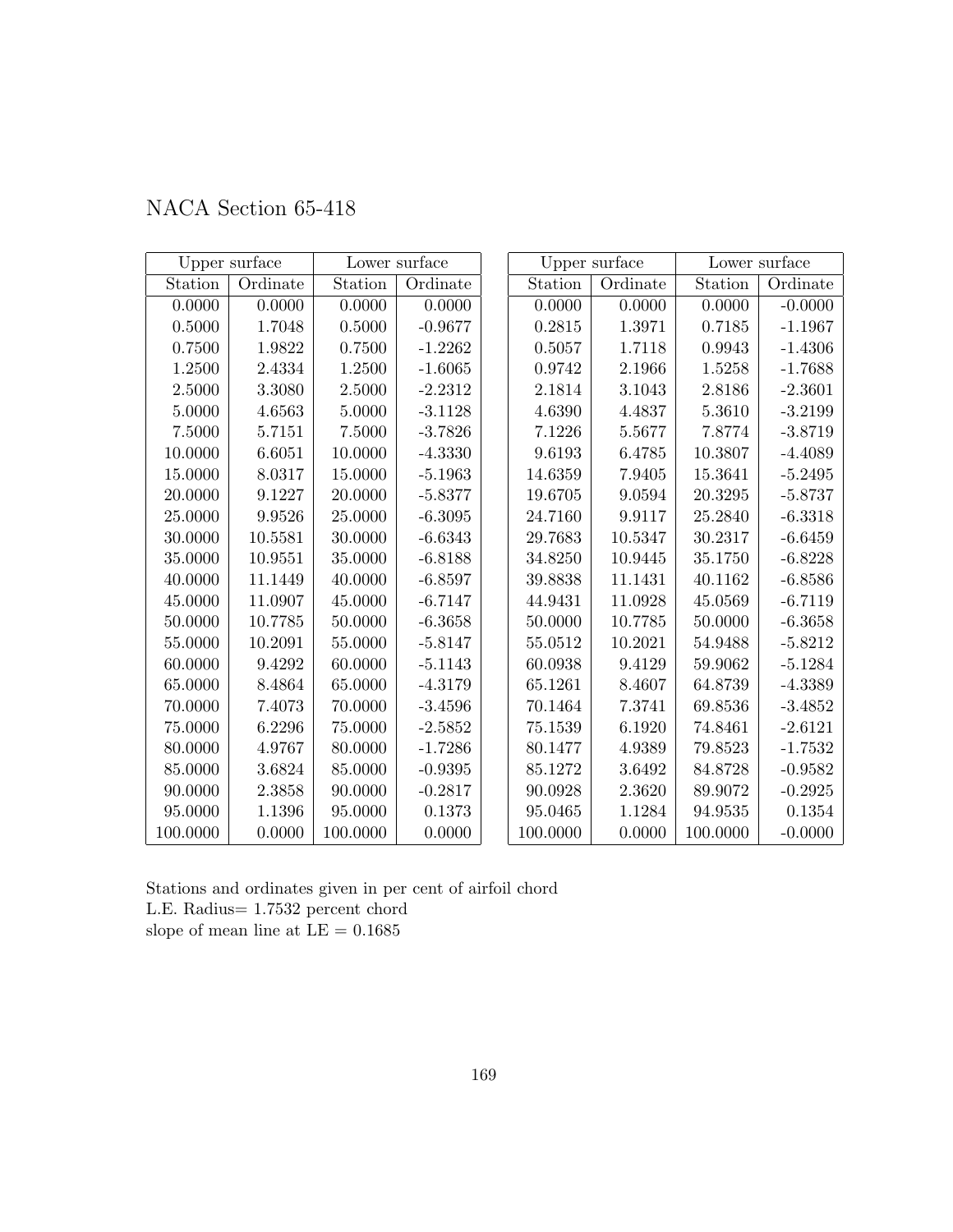# NACA Section 65-418

| Upper surface | | Lower surface | |
|---|---|---|---|
| Station | Ordinate | Station | Ordinate |
| 0.0000 | 0.0000 | 0.0000 | 0.0000 |
| 0.5000 | 1.7048 | 0.5000 | -0.9677 |
| 0.7500 | 1.9822 | 0.7500 | -1.2262 |
| 1.2500 | 2.4334 | 1.2500 | -1.6065 |
| 2.5000 | 3.3080 | 2.5000 | -2.2312 |
| 5.0000 | 4.6563 | 5.0000 | -3.1128 |
| 7.5000 | 5.7151 | 7.5000 | -3.7826 |
| 10.0000 | 6.6051 | 10.0000 | -4.3330 |
| 15.0000 | 8.0317 | 15.0000 | -5.1963 |
| 20.0000 | 9.1227 | 20.0000 | -5.8377 |
| 25.0000 | 9.9526 | 25.0000 | -6.3095 |
| 30.0000 | 10.5581 | 30.0000 | -6.6343 |
| 35.0000 | 10.9551 | 35.0000 | -6.8188 |
| 40.0000 | 11.1449 | 40.0000 | -6.8597 |
| 45.0000 | 11.0907 | 45.0000 | -6.7147 |
| 50.0000 | 10.7785 | 50.0000 | -6.3658 |
| 55.0000 | 10.2091 | 55.0000 | -5.8147 |
| 60.0000 | 9.4292 | 60.0000 | -5.1143 |
| 65.0000 | 8.4864 | 65.0000 | -4.3179 |
| 70.0000 | 7.4073 | 70.0000 | -3.4596 |
| 75.0000 | 6.2296 | 75.0000 | -2.5852 |
| 80.0000 | 4.9767 | 80.0000 | -1.7286 |
| 85.0000 | 3.6824 | 85.0000 | -0.9395 |
| 90.0000 | 2.3858 | 90.0000 | -0.2817 |
| 95.0000 | 1.1396 | 95.0000 | 0.1373 |
| 100.0000 | 0.0000 | 100.0000 | 0.0000 |

| Upper surface | | Lower surface | |
|---|---|---|---|
| Station | Ordinate | Station | Ordinate |
| 0.0000 | 0.0000 | 0.0000 | -0.0000 |
| 0.2815 | 1.3971 | 0.7185 | -1.1967 |
| 0.5057 | 1.7118 | 0.9943 | -1.4306 |
| 0.9742 | 2.1966 | 1.5258 | -1.7688 |
| 2.1814 | 3.1043 | 2.8186 | -2.3601 |
| 4.6390 | 4.4837 | 5.3610 | -3.2199 |
| 7.1226 | 5.5677 | 7.8774 | -3.8719 |
| 9.6193 | 6.4785 | 10.3807 | -4.4089 |
| 14.6359 | 7.9405 | 15.3641 | -5.2495 |
| 19.6705 | 9.0594 | 20.3295 | -5.8737 |
| 24.7160 | 9.9117 | 25.2840 | -6.3318 |
| 29.7683 | 10.5347 | 30.2317 | -6.6459 |
| 34.8250 | 10.9445 | 35.1750 | -6.8228 |
| 39.8838 | 11.1431 | 40.1162 | -6.8586 |
| 44.9431 | 11.0928 | 45.0569 | -6.7119 |
| 50.0000 | 10.7785 | 50.0000 | -6.3658 |
| 55.0512 | 10.2021 | 54.9488 | -5.8212 |
| 60.0938 | 9.4129 | 59.9062 | -5.1284 |
| 65.1261 | 8.4607 | 64.8739 | -4.3389 |
| 70.1464 | 7.3741 | 69.8536 | -3.4852 |
| 75.1539 | 6.1920 | 74.8461 | -2.6121 |
| 80.1477 | 4.9389 | 79.8523 | -1.7532 |
| 85.1272 | 3.6492 | 84.8728 | -0.9582 |
| 90.0928 | 2.3620 | 89.9072 | -0.2925 |
| 95.0465 | 1.1284 | 94.9535 | 0.1354 |
| 100.0000 | 0.0000 | 100.0000 | -0.0000 |

Stations and ordinates given in per cent of airfoil chord
L.E. Radius= 1.7532 percent chord
slope of mean line at LE = 0.1685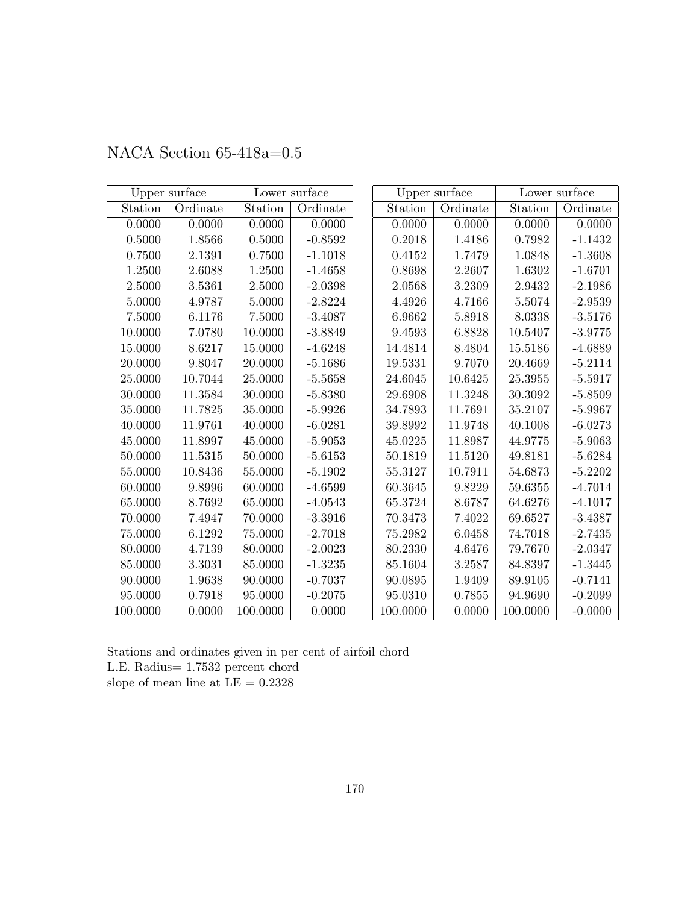# NACA Section 65-418a=0.5

| Upper surface | | Lower surface | |
|---|---|---|---|
| Station | Ordinate | Station | Ordinate |
| 0.0000 | 0.0000 | 0.0000 | 0.0000 |
| 0.5000 | 1.8566 | 0.5000 | -0.8592 |
| 0.7500 | 2.1391 | 0.7500 | -1.1018 |
| 1.2500 | 2.6088 | 1.2500 | -1.4658 |
| 2.5000 | 3.5361 | 2.5000 | -2.0398 |
| 5.0000 | 4.9787 | 5.0000 | -2.8224 |
| 7.5000 | 6.1176 | 7.5000 | -3.4087 |
| 10.0000 | 7.0780 | 10.0000 | -3.8849 |
| 15.0000 | 8.6217 | 15.0000 | -4.6248 |
| 20.0000 | 9.8047 | 20.0000 | -5.1686 |
| 25.0000 | 10.7044 | 25.0000 | -5.5658 |
| 30.0000 | 11.3584 | 30.0000 | -5.8380 |
| 35.0000 | 11.7825 | 35.0000 | -5.9926 |
| 40.0000 | 11.9761 | 40.0000 | -6.0281 |
| 45.0000 | 11.8997 | 45.0000 | -5.9053 |
| 50.0000 | 11.5315 | 50.0000 | -5.6153 |
| 55.0000 | 10.8436 | 55.0000 | -5.1902 |
| 60.0000 | 9.8996 | 60.0000 | -4.6599 |
| 65.0000 | 8.7692 | 65.0000 | -4.0543 |
| 70.0000 | 7.4947 | 70.0000 | -3.3916 |
| 75.0000 | 6.1292 | 75.0000 | -2.7018 |
| 80.0000 | 4.7139 | 80.0000 | -2.0023 |
| 85.0000 | 3.3031 | 85.0000 | -1.3235 |
| 90.0000 | 1.9638 | 90.0000 | -0.7037 |
| 95.0000 | 0.7918 | 95.0000 | -0.2075 |
| 100.0000 | 0.0000 | 100.0000 | 0.0000 |

| Upper surface | | Lower surface | |
|---|---|---|---|
| Station | Ordinate | Station | Ordinate |
| 0.0000 | 0.0000 | 0.0000 | 0.0000 |
| 0.2018 | 1.4186 | 0.7982 | -1.1432 |
| 0.4152 | 1.7479 | 1.0848 | -1.3608 |
| 0.8698 | 2.2607 | 1.6302 | -1.6701 |
| 2.0568 | 3.2309 | 2.9432 | -2.1986 |
| 4.4926 | 4.7166 | 5.5074 | -2.9539 |
| 6.9662 | 5.8918 | 8.0338 | -3.5176 |
| 9.4593 | 6.8828 | 10.5407 | -3.9775 |
| 14.4814 | 8.4804 | 15.5186 | -4.6889 |
| 19.5331 | 9.7070 | 20.4669 | -5.2114 |
| 24.6045 | 10.6425 | 25.3955 | -5.5917 |
| 29.6908 | 11.3248 | 30.3092 | -5.8509 |
| 34.7893 | 11.7691 | 35.2107 | -5.9967 |
| 39.8992 | 11.9748 | 40.1008 | -6.0273 |
| 45.0225 | 11.8987 | 44.9775 | -5.9063 |
| 50.1819 | 11.5120 | 49.8181 | -5.6284 |
| 55.3127 | 10.7911 | 54.6873 | -5.2202 |
| 60.3645 | 9.8229 | 59.6355 | -4.7014 |
| 65.3724 | 8.6787 | 64.6276 | -4.1017 |
| 70.3473 | 7.4022 | 69.6527 | -3.4387 |
| 75.2982 | 6.0458 | 74.7018 | -2.7435 |
| 80.2330 | 4.6476 | 79.7670 | -2.0347 |
| 85.1604 | 3.2587 | 84.8397 | -1.3445 |
| 90.0895 | 1.9409 | 89.9105 | -0.7141 |
| 95.0310 | 0.7855 | 94.9690 | -0.2099 |
| 100.0000 | 0.0000 | 100.0000 | -0.0000 |

Stations and ordinates given in per cent of airfoil chord
L.E. Radius= 1.7532 percent chord
slope of mean line at LE = 0.2328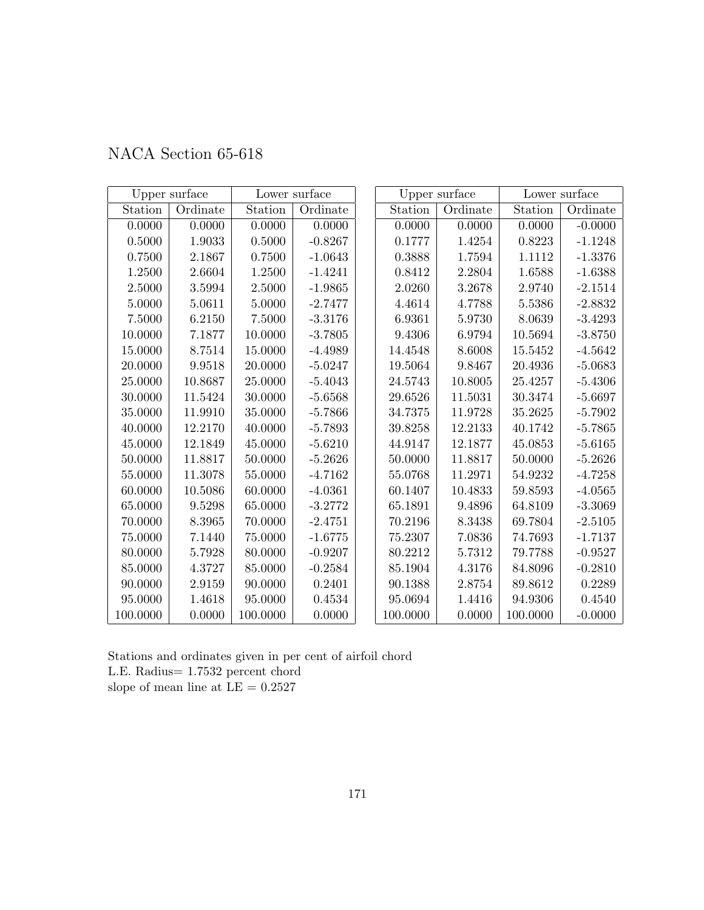# NACA Section 65-618

| Upper surface | | Lower surface | |
|---|---|---|---|
| Station | Ordinate | Station | Ordinate |
| 0.0000 | 0.0000 | 0.0000 | 0.0000 |
| 0.5000 | 1.9033 | 0.5000 | -0.8267 |
| 0.7500 | 2.1867 | 0.7500 | -1.0643 |
| 1.2500 | 2.6604 | 1.2500 | -1.4241 |
| 2.5000 | 3.5994 | 2.5000 | -1.9865 |
| 5.0000 | 5.0611 | 5.0000 | -2.7477 |
| 7.5000 | 6.2150 | 7.5000 | -3.3176 |
| 10.0000 | 7.1877 | 10.0000 | -3.7805 |
| 15.0000 | 8.7514 | 15.0000 | -4.4989 |
| 20.0000 | 9.9518 | 20.0000 | -5.0247 |
| 25.0000 | 10.8687 | 25.0000 | -5.4043 |
| 30.0000 | 11.5424 | 30.0000 | -5.6568 |
| 35.0000 | 11.9910 | 35.0000 | -5.7866 |
| 40.0000 | 12.2170 | 40.0000 | -5.7893 |
| 45.0000 | 12.1849 | 45.0000 | -5.6210 |
| 50.0000 | 11.8817 | 50.0000 | -5.2626 |
| 55.0000 | 11.3078 | 55.0000 | -4.7162 |
| 60.0000 | 10.5086 | 60.0000 | -4.0361 |
| 65.0000 | 9.5298 | 65.0000 | -3.2772 |
| 70.0000 | 8.3965 | 70.0000 | -2.4751 |
| 75.0000 | 7.1440 | 75.0000 | -1.6775 |
| 80.0000 | 5.7928 | 80.0000 | -0.9207 |
| 85.0000 | 4.3727 | 85.0000 | -0.2584 |
| 90.0000 | 2.9159 | 90.0000 | 0.2401 |
| 95.0000 | 1.4618 | 95.0000 | 0.4534 |
| 100.0000 | 0.0000 | 100.0000 | 0.0000 |

| Upper surface | | Lower surface | |
|---|---|---|---|
| Station | Ordinate | Station | Ordinate |
| 0.0000 | 0.0000 | 0.0000 | -0.0000 |
| 0.1777 | 1.4254 | 0.8223 | -1.1248 |
| 0.3888 | 1.7594 | 1.1112 | -1.3376 |
| 0.8412 | 2.2804 | 1.6588 | -1.6388 |
| 2.0260 | 3.2678 | 2.9740 | -2.1514 |
| 4.4614 | 4.7788 | 5.5386 | -2.8832 |
| 6.9361 | 5.9730 | 8.0639 | -3.4293 |
| 9.4306 | 6.9794 | 10.5694 | -3.8750 |
| 14.4548 | 8.6008 | 15.5452 | -4.5642 |
| 19.5064 | 9.8467 | 20.4936 | -5.0683 |
| 24.5743 | 10.8005 | 25.4257 | -5.4306 |
| 29.6526 | 11.5031 | 30.3474 | -5.6697 |
| 34.7375 | 11.9728 | 35.2625 | -5.7902 |
| 39.8258 | 12.2133 | 40.1742 | -5.7865 |
| 44.9147 | 12.1877 | 45.0853 | -5.6165 |
| 50.0000 | 11.8817 | 50.0000 | -5.2626 |
| 55.0768 | 11.2971 | 54.9232 | -4.7258 |
| 60.1407 | 10.4833 | 59.8593 | -4.0565 |
| 65.1891 | 9.4896 | 64.8109 | -3.3069 |
| 70.2196 | 8.3438 | 69.7804 | -2.5105 |
| 75.2307 | 7.0836 | 74.7693 | -1.7137 |
| 80.2212 | 5.7312 | 79.7788 | -0.9527 |
| 85.1904 | 4.3176 | 84.8096 | -0.2810 |
| 90.1388 | 2.8754 | 89.8612 | 0.2289 |
| 95.0694 | 1.4416 | 94.9306 | 0.4540 |
| 100.0000 | 0.0000 | 100.0000 | -0.0000 |

Stations and ordinates given in per cent of airfoil chord
L.E. Radius= 1.7532 percent chord
slope of mean line at LE = 0.2527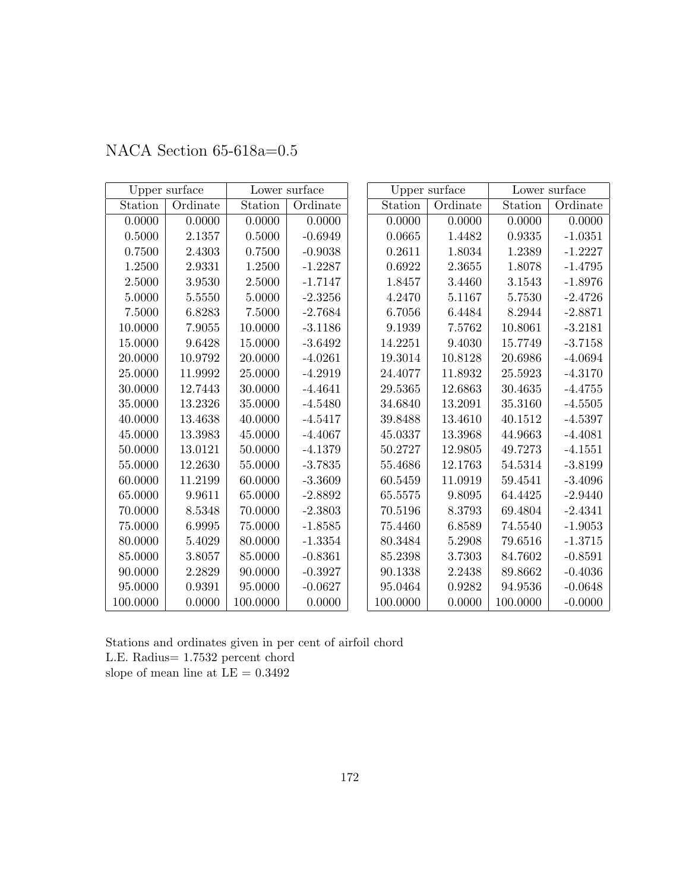NACA Section 65-618a=0.5

| Upper surface | | Lower surface | |
|---|---|---|---|
| Station | Ordinate | Station | Ordinate |
| 0.0000 | 0.0000 | 0.0000 | 0.0000 |
| 0.5000 | 2.1357 | 0.5000 | -0.6949 |
| 0.7500 | 2.4303 | 0.7500 | -0.9038 |
| 1.2500 | 2.9331 | 1.2500 | -1.2287 |
| 2.5000 | 3.9530 | 2.5000 | -1.7147 |
| 5.0000 | 5.5550 | 5.0000 | -2.3256 |
| 7.5000 | 6.8283 | 7.5000 | -2.7684 |
| 10.0000 | 7.9055 | 10.0000 | -3.1186 |
| 15.0000 | 9.6428 | 15.0000 | -3.6492 |
| 20.0000 | 10.9792 | 20.0000 | -4.0261 |
| 25.0000 | 11.9992 | 25.0000 | -4.2919 |
| 30.0000 | 12.7443 | 30.0000 | -4.4641 |
| 35.0000 | 13.2326 | 35.0000 | -4.5480 |
| 40.0000 | 13.4638 | 40.0000 | -4.5417 |
| 45.0000 | 13.3983 | 45.0000 | -4.4067 |
| 50.0000 | 13.0121 | 50.0000 | -4.1379 |
| 55.0000 | 12.2630 | 55.0000 | -3.7835 |
| 60.0000 | 11.2199 | 60.0000 | -3.3609 |
| 65.0000 | 9.9611 | 65.0000 | -2.8892 |
| 70.0000 | 8.5348 | 70.0000 | -2.3803 |
| 75.0000 | 6.9995 | 75.0000 | -1.8585 |
| 80.0000 | 5.4029 | 80.0000 | -1.3354 |
| 85.0000 | 3.8057 | 85.0000 | -0.8361 |
| 90.0000 | 2.2829 | 90.0000 | -0.3927 |
| 95.0000 | 0.9391 | 95.0000 | -0.0627 |
| 100.0000 | 0.0000 | 100.0000 | 0.0000 |

| Upper surface | | Lower surface | |
|---|---|---|---|
| Station | Ordinate | Station | Ordinate |
| 0.0000 | 0.0000 | 0.0000 | 0.0000 |
| 0.0665 | 1.4482 | 0.9335 | -1.0351 |
| 0.2611 | 1.8034 | 1.2389 | -1.2227 |
| 0.6922 | 2.3655 | 1.8078 | -1.4795 |
| 1.8457 | 3.4460 | 3.1543 | -1.8976 |
| 4.2470 | 5.1167 | 5.7530 | -2.4726 |
| 6.7056 | 6.4484 | 8.2944 | -2.8871 |
| 9.1939 | 7.5762 | 10.8061 | -3.2181 |
| 14.2251 | 9.4030 | 15.7749 | -3.7158 |
| 19.3014 | 10.8128 | 20.6986 | -4.0694 |
| 24.4077 | 11.8932 | 25.5923 | -4.3170 |
| 29.5365 | 12.6863 | 30.4635 | -4.4755 |
| 34.6840 | 13.2091 | 35.3160 | -4.5505 |
| 39.8488 | 13.4610 | 40.1512 | -4.5397 |
| 45.0337 | 13.3968 | 44.9663 | -4.4081 |
| 50.2727 | 12.9805 | 49.7273 | -4.1551 |
| 55.4686 | 12.1763 | 54.5314 | -3.8199 |
| 60.5459 | 11.0919 | 59.4541 | -3.4096 |
| 65.5575 | 9.8095 | 64.4425 | -2.9440 |
| 70.5196 | 8.3793 | 69.4804 | -2.4341 |
| 75.4460 | 6.8589 | 74.5540 | -1.9053 |
| 80.3484 | 5.2908 | 79.6516 | -1.3715 |
| 85.2398 | 3.7303 | 84.7602 | -0.8591 |
| 90.1338 | 2.2438 | 89.8662 | -0.4036 |
| 95.0464 | 0.9282 | 94.9536 | -0.0648 |
| 100.0000 | 0.0000 | 100.0000 | -0.0000 |

Stations and ordinates given in per cent of airfoil chord  
L.E. Radius= 1.7532 percent chord  
slope of mean line at LE = 0.3492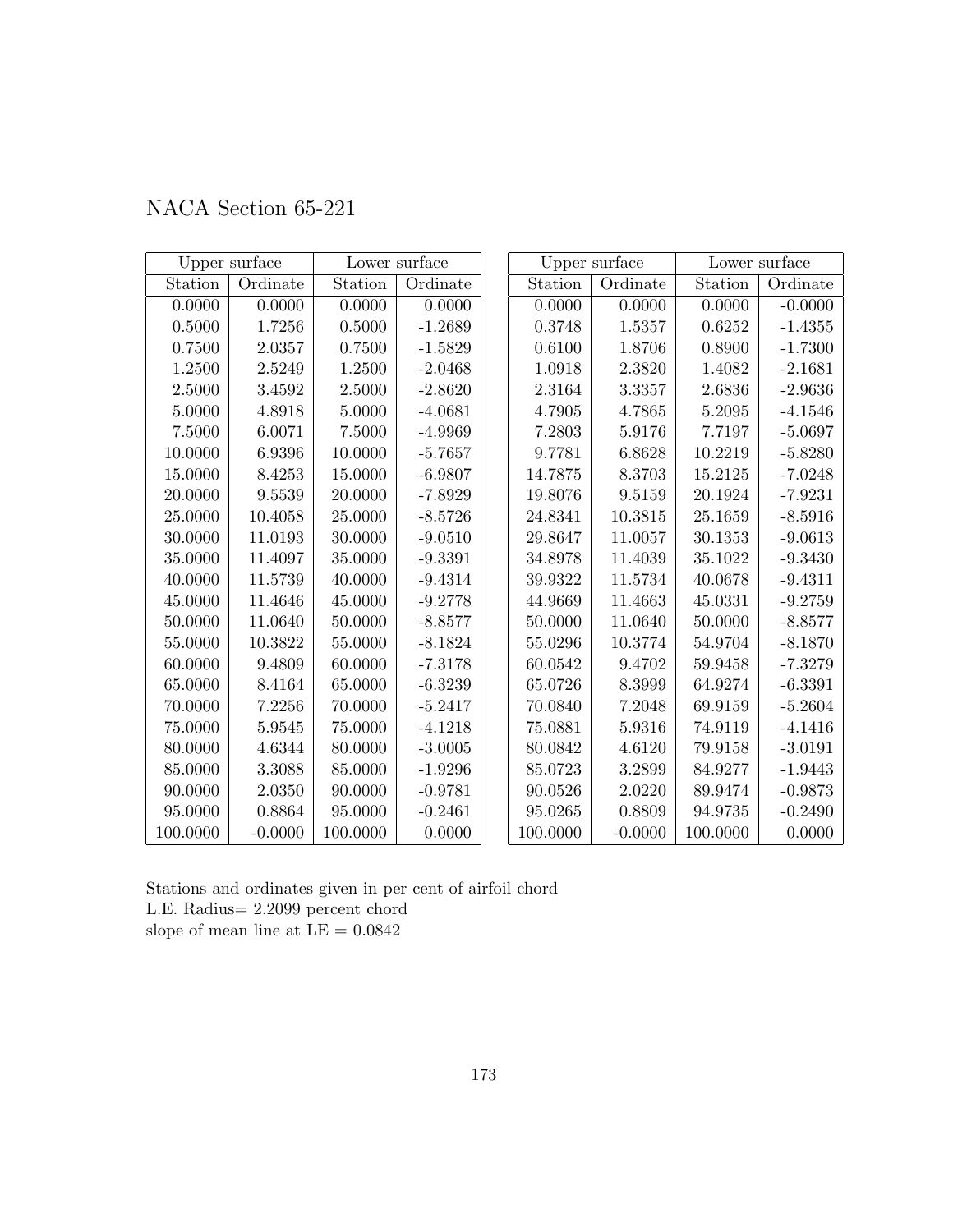NACA Section 65-221

| Upper surface | | Lower surface | |
|---|---|---|---|
| Station | Ordinate | Station | Ordinate |
| 0.0000 | 0.0000 | 0.0000 | 0.0000 |
| 0.5000 | 1.7256 | 0.5000 | -1.2689 |
| 0.7500 | 2.0357 | 0.7500 | -1.5829 |
| 1.2500 | 2.5249 | 1.2500 | -2.0468 |
| 2.5000 | 3.4592 | 2.5000 | -2.8620 |
| 5.0000 | 4.8918 | 5.0000 | -4.0681 |
| 7.5000 | 6.0071 | 7.5000 | -4.9969 |
| 10.0000 | 6.9396 | 10.0000 | -5.7657 |
| 15.0000 | 8.4253 | 15.0000 | -6.9807 |
| 20.0000 | 9.5539 | 20.0000 | -7.8929 |
| 25.0000 | 10.4058 | 25.0000 | -8.5726 |
| 30.0000 | 11.0193 | 30.0000 | -9.0510 |
| 35.0000 | 11.4097 | 35.0000 | -9.3391 |
| 40.0000 | 11.5739 | 40.0000 | -9.4314 |
| 45.0000 | 11.4646 | 45.0000 | -9.2778 |
| 50.0000 | 11.0640 | 50.0000 | -8.8577 |
| 55.0000 | 10.3822 | 55.0000 | -8.1824 |
| 60.0000 | 9.4809 | 60.0000 | -7.3178 |
| 65.0000 | 8.4164 | 65.0000 | -6.3239 |
| 70.0000 | 7.2256 | 70.0000 | -5.2417 |
| 75.0000 | 5.9545 | 75.0000 | -4.1218 |
| 80.0000 | 4.6344 | 80.0000 | -3.0005 |
| 85.0000 | 3.3088 | 85.0000 | -1.9296 |
| 90.0000 | 2.0350 | 90.0000 | -0.9781 |
| 95.0000 | 0.8864 | 95.0000 | -0.2461 |
| 100.0000 | -0.0000 | 100.0000 | 0.0000 |

| Upper surface | | Lower surface | |
|---|---|---|---|
| Station | Ordinate | Station | Ordinate |
| 0.0000 | 0.0000 | 0.0000 | -0.0000 |
| 0.3748 | 1.5357 | 0.6252 | -1.4355 |
| 0.6100 | 1.8706 | 0.8900 | -1.7300 |
| 1.0918 | 2.3820 | 1.4082 | -2.1681 |
| 2.3164 | 3.3357 | 2.6836 | -2.9636 |
| 4.7905 | 4.7865 | 5.2095 | -4.1546 |
| 7.2803 | 5.9176 | 7.7197 | -5.0697 |
| 9.7781 | 6.8628 | 10.2219 | -5.8280 |
| 14.7875 | 8.3703 | 15.2125 | -7.0248 |
| 19.8076 | 9.5159 | 20.1924 | -7.9231 |
| 24.8341 | 10.3815 | 25.1659 | -8.5916 |
| 29.8647 | 11.0057 | 30.1353 | -9.0613 |
| 34.8978 | 11.4039 | 35.1022 | -9.3430 |
| 39.9322 | 11.5734 | 40.0678 | -9.4311 |
| 44.9669 | 11.4663 | 45.0331 | -9.2759 |
| 50.0000 | 11.0640 | 50.0000 | -8.8577 |
| 55.0296 | 10.3774 | 54.9704 | -8.1870 |
| 60.0542 | 9.4702 | 59.9458 | -7.3279 |
| 65.0726 | 8.3999 | 64.9274 | -6.3391 |
| 70.0840 | 7.2048 | 69.9159 | -5.2604 |
| 75.0881 | 5.9316 | 74.9119 | -4.1416 |
| 80.0842 | 4.6120 | 79.9158 | -3.0191 |
| 85.0723 | 3.2899 | 84.9277 | -1.9443 |
| 90.0526 | 2.0220 | 89.9474 | -0.9873 |
| 95.0265 | 0.8809 | 94.9735 | -0.2490 |
| 100.0000 | -0.0000 | 100.0000 | 0.0000 |

Stations and ordinates given in per cent of airfoil chord
L.E. Radius= 2.2099 percent chord
slope of mean line at LE = 0.0842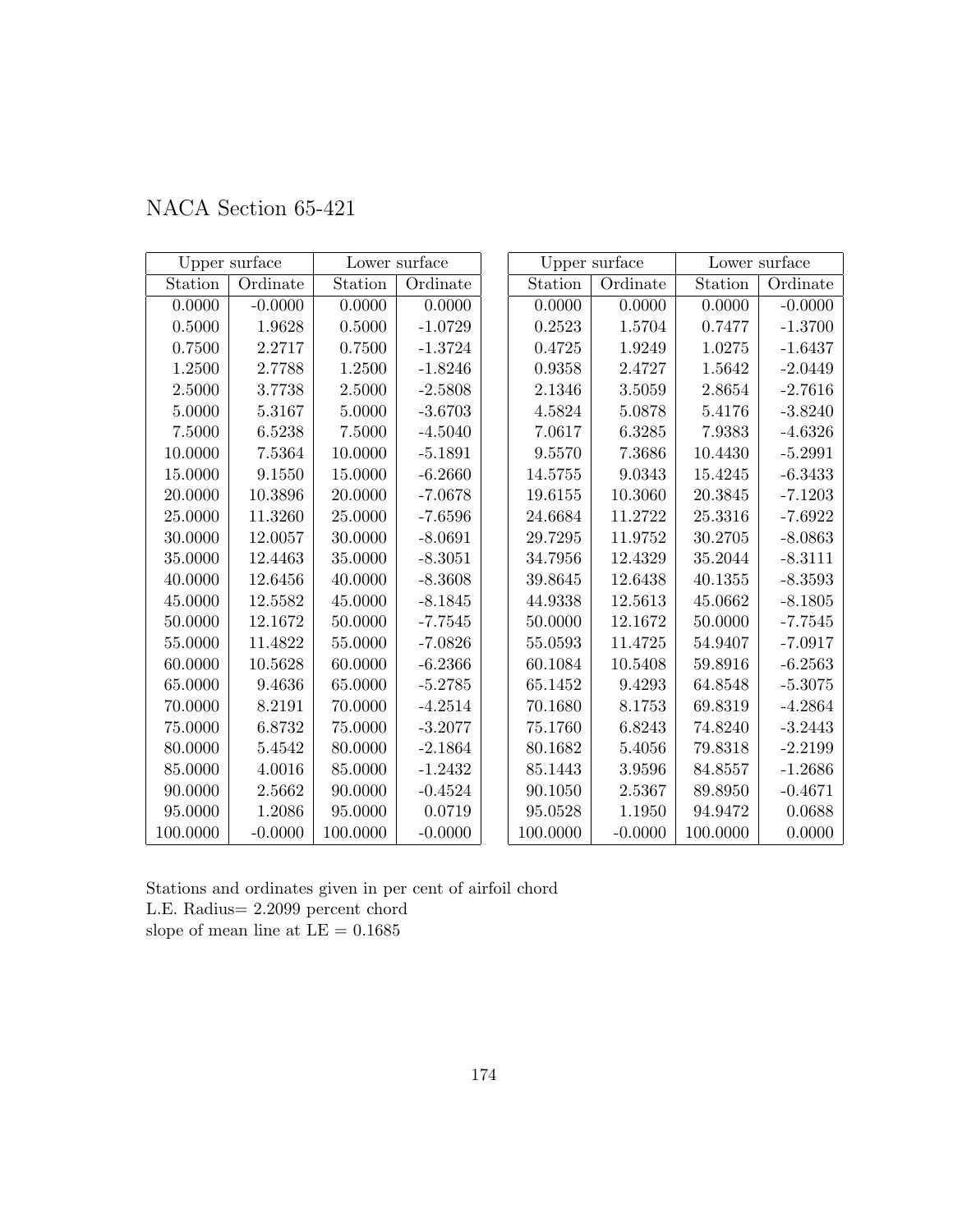# NACA Section 65-421

| Upper surface | | Lower surface | |
|---|---|---|---|
| Station | Ordinate | Station | Ordinate |
| 0.0000 | -0.0000 | 0.0000 | 0.0000 |
| 0.5000 | 1.9628 | 0.5000 | -1.0729 |
| 0.7500 | 2.2717 | 0.7500 | -1.3724 |
| 1.2500 | 2.7788 | 1.2500 | -1.8246 |
| 2.5000 | 3.7738 | 2.5000 | -2.5808 |
| 5.0000 | 5.3167 | 5.0000 | -3.6703 |
| 7.5000 | 6.5238 | 7.5000 | -4.5040 |
| 10.0000 | 7.5364 | 10.0000 | -5.1891 |
| 15.0000 | 9.1550 | 15.0000 | -6.2660 |
| 20.0000 | 10.3896 | 20.0000 | -7.0678 |
| 25.0000 | 11.3260 | 25.0000 | -7.6596 |
| 30.0000 | 12.0057 | 30.0000 | -8.0691 |
| 35.0000 | 12.4463 | 35.0000 | -8.3051 |
| 40.0000 | 12.6456 | 40.0000 | -8.3608 |
| 45.0000 | 12.5582 | 45.0000 | -8.1845 |
| 50.0000 | 12.1672 | 50.0000 | -7.7545 |
| 55.0000 | 11.4822 | 55.0000 | -7.0826 |
| 60.0000 | 10.5628 | 60.0000 | -6.2366 |
| 65.0000 | 9.4636 | 65.0000 | -5.2785 |
| 70.0000 | 8.2191 | 70.0000 | -4.2514 |
| 75.0000 | 6.8732 | 75.0000 | -3.2077 |
| 80.0000 | 5.4542 | 80.0000 | -2.1864 |
| 85.0000 | 4.0016 | 85.0000 | -1.2432 |
| 90.0000 | 2.5662 | 90.0000 | -0.4524 |
| 95.0000 | 1.2086 | 95.0000 | 0.0719 |
| 100.0000 | -0.0000 | 100.0000 | -0.0000 |

| Upper surface | | Lower surface | |
|---|---|---|---|
| Station | Ordinate | Station | Ordinate |
| 0.0000 | 0.0000 | 0.0000 | -0.0000 |
| 0.2523 | 1.5704 | 0.7477 | -1.3700 |
| 0.4725 | 1.9249 | 1.0275 | -1.6437 |
| 0.9358 | 2.4727 | 1.5642 | -2.0449 |
| 2.1346 | 3.5059 | 2.8654 | -2.7616 |
| 4.5824 | 5.0878 | 5.4176 | -3.8240 |
| 7.0617 | 6.3285 | 7.9383 | -4.6326 |
| 9.5570 | 7.3686 | 10.4430 | -5.2991 |
| 14.5755 | 9.0343 | 15.4245 | -6.3433 |
| 19.6155 | 10.3060 | 20.3845 | -7.1203 |
| 24.6684 | 11.2722 | 25.3316 | -7.6922 |
| 29.7295 | 11.9752 | 30.2705 | -8.0863 |
| 34.7956 | 12.4329 | 35.2044 | -8.3111 |
| 39.8645 | 12.6438 | 40.1355 | -8.3593 |
| 44.9338 | 12.5613 | 45.0662 | -8.1805 |
| 50.0000 | 12.1672 | 50.0000 | -7.7545 |
| 55.0593 | 11.4725 | 54.9407 | -7.0917 |
| 60.1084 | 10.5408 | 59.8916 | -6.2563 |
| 65.1452 | 9.4293 | 64.8548 | -5.3075 |
| 70.1680 | 8.1753 | 69.8319 | -4.2864 |
| 75.1760 | 6.8243 | 74.8240 | -3.2443 |
| 80.1682 | 5.4056 | 79.8318 | -2.2199 |
| 85.1443 | 3.9596 | 84.8557 | -1.2686 |
| 90.1050 | 2.5367 | 89.8950 | -0.4671 |
| 95.0528 | 1.1950 | 94.9472 | 0.0688 |
| 100.0000 | -0.0000 | 100.0000 | 0.0000 |

Stations and ordinates given in per cent of airfoil chord
L.E. Radius= 2.2099 percent chord
slope of mean line at LE = 0.1685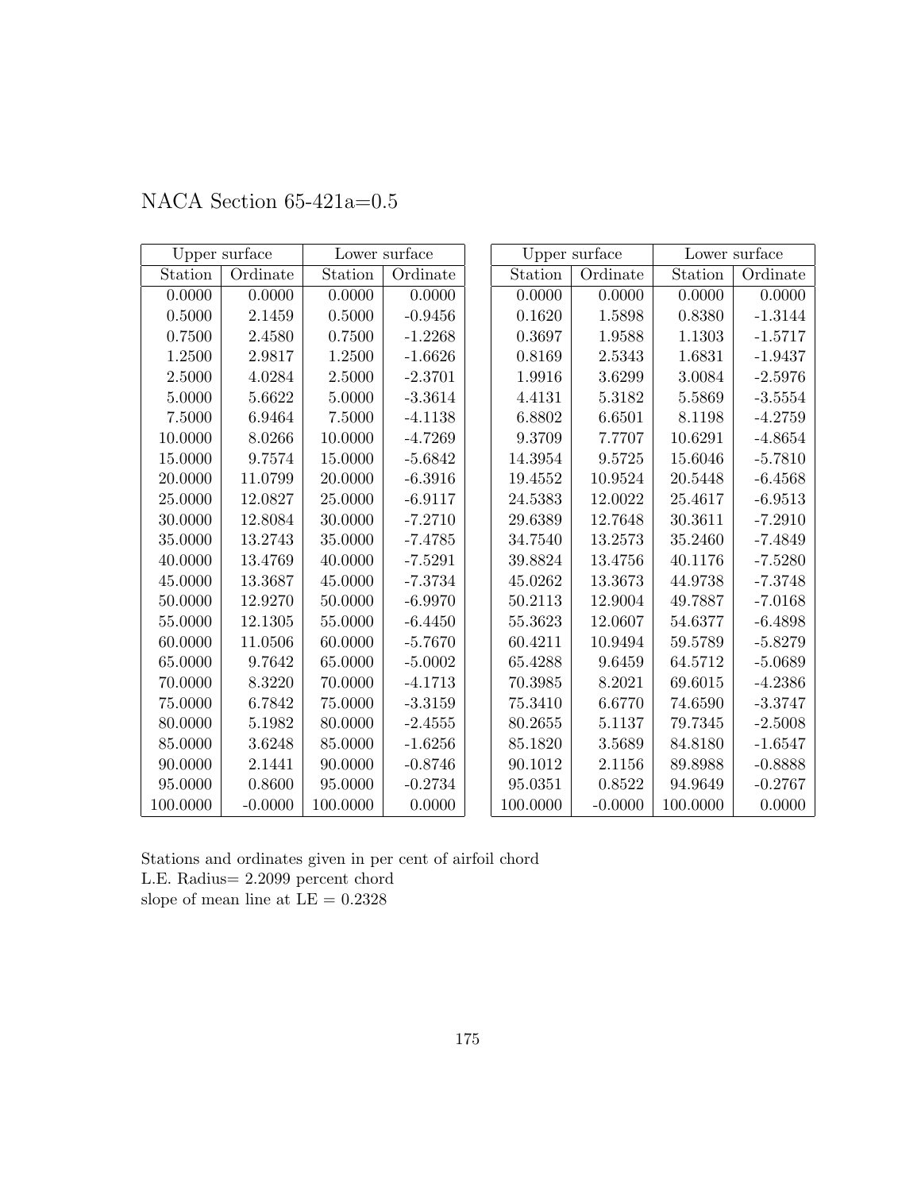# NACA Section 65-421a=0.5

| Upper surface | | Lower surface | |
|---|---|---|---|
| Station | Ordinate | Station | Ordinate |
| 0.0000 | 0.0000 | 0.0000 | 0.0000 |
| 0.5000 | 2.1459 | 0.5000 | -0.9456 |
| 0.7500 | 2.4580 | 0.7500 | -1.2268 |
| 1.2500 | 2.9817 | 1.2500 | -1.6626 |
| 2.5000 | 4.0284 | 2.5000 | -2.3701 |
| 5.0000 | 5.6622 | 5.0000 | -3.3614 |
| 7.5000 | 6.9464 | 7.5000 | -4.1138 |
| 10.0000 | 8.0266 | 10.0000 | -4.7269 |
| 15.0000 | 9.7574 | 15.0000 | -5.6842 |
| 20.0000 | 11.0799 | 20.0000 | -6.3916 |
| 25.0000 | 12.0827 | 25.0000 | -6.9117 |
| 30.0000 | 12.8084 | 30.0000 | -7.2710 |
| 35.0000 | 13.2743 | 35.0000 | -7.4785 |
| 40.0000 | 13.4769 | 40.0000 | -7.5291 |
| 45.0000 | 13.3687 | 45.0000 | -7.3734 |
| 50.0000 | 12.9270 | 50.0000 | -6.9970 |
| 55.0000 | 12.1305 | 55.0000 | -6.4450 |
| 60.0000 | 11.0506 | 60.0000 | -5.7670 |
| 65.0000 | 9.7642 | 65.0000 | -5.0002 |
| 70.0000 | 8.3220 | 70.0000 | -4.1713 |
| 75.0000 | 6.7842 | 75.0000 | -3.3159 |
| 80.0000 | 5.1982 | 80.0000 | -2.4555 |
| 85.0000 | 3.6248 | 85.0000 | -1.6256 |
| 90.0000 | 2.1441 | 90.0000 | -0.8746 |
| 95.0000 | 0.8600 | 95.0000 | -0.2734 |
| 100.0000 | -0.0000 | 100.0000 | 0.0000 |

| Upper surface | | Lower surface | |
|---|---|---|---|
| Station | Ordinate | Station | Ordinate |
| 0.0000 | 0.0000 | 0.0000 | 0.0000 |
| 0.1620 | 1.5898 | 0.8380 | -1.3144 |
| 0.3697 | 1.9588 | 1.1303 | -1.5717 |
| 0.8169 | 2.5343 | 1.6831 | -1.9437 |
| 1.9916 | 3.6299 | 3.0084 | -2.5976 |
| 4.4131 | 5.3182 | 5.5869 | -3.5554 |
| 6.8802 | 6.6501 | 8.1198 | -4.2759 |
| 9.3709 | 7.7707 | 10.6291 | -4.8654 |
| 14.3954 | 9.5725 | 15.6046 | -5.7810 |
| 19.4552 | 10.9524 | 20.5448 | -6.4568 |
| 24.5383 | 12.0022 | 25.4617 | -6.9513 |
| 29.6389 | 12.7648 | 30.3611 | -7.2910 |
| 34.7540 | 13.2573 | 35.2460 | -7.4849 |
| 39.8824 | 13.4756 | 40.1176 | -7.5280 |
| 45.0262 | 13.3673 | 44.9738 | -7.3748 |
| 50.2113 | 12.9004 | 49.7887 | -7.0168 |
| 55.3623 | 12.0607 | 54.6377 | -6.4898 |
| 60.4211 | 10.9494 | 59.5789 | -5.8279 |
| 65.4288 | 9.6459 | 64.5712 | -5.0689 |
| 70.3985 | 8.2021 | 69.6015 | -4.2386 |
| 75.3410 | 6.6770 | 74.6590 | -3.3747 |
| 80.2655 | 5.1137 | 79.7345 | -2.5008 |
| 85.1820 | 3.5689 | 84.8180 | -1.6547 |
| 90.1012 | 2.1156 | 89.8988 | -0.8888 |
| 95.0351 | 0.8522 | 94.9649 | -0.2767 |
| 100.0000 | -0.0000 | 100.0000 | 0.0000 |

Stations and ordinates given in per cent of airfoil chord
L.E. Radius= 2.2099 percent chord
slope of mean line at LE = 0.2328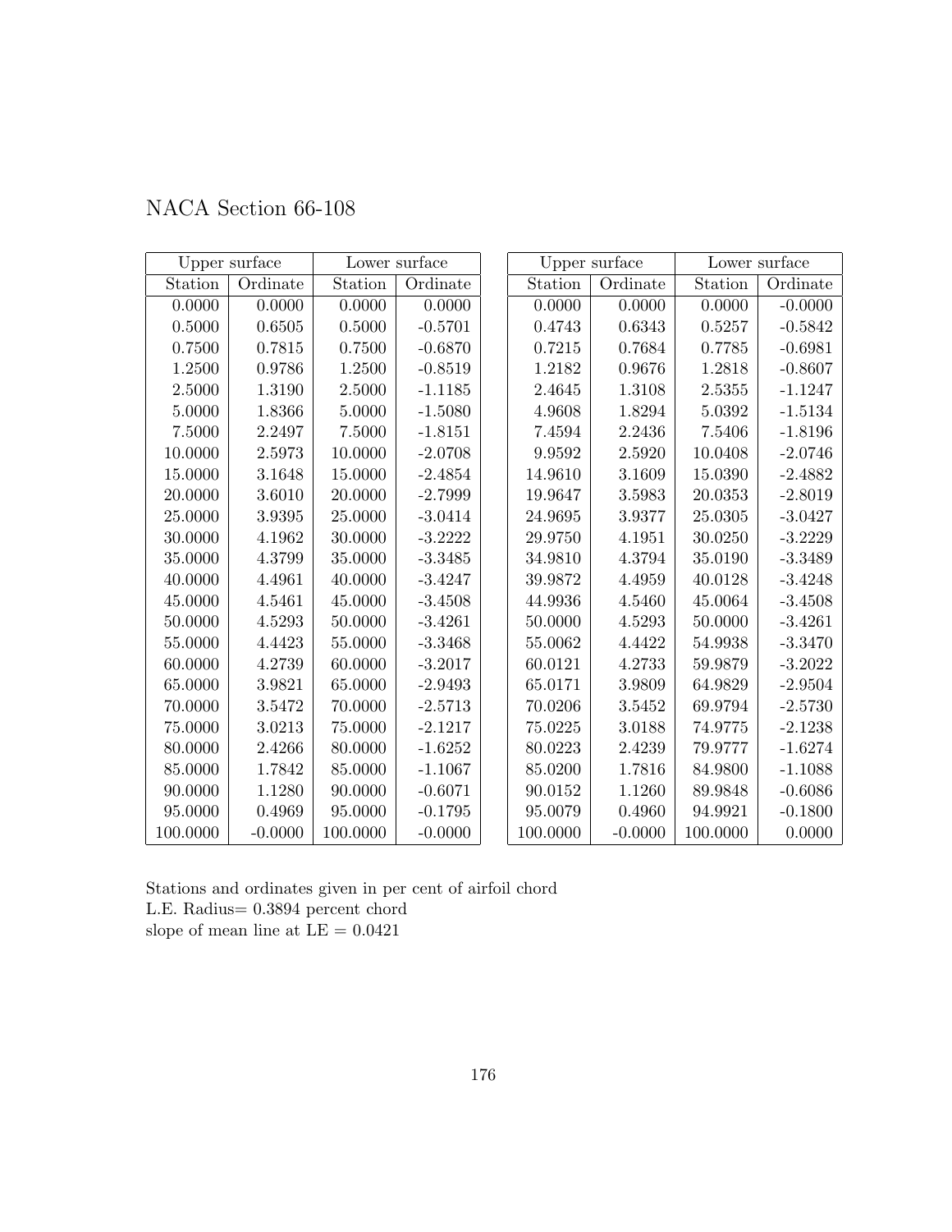# NACA Section 66-108

| Upper surface | | Lower surface | |
|---|---|---|---|
| Station | Ordinate | Station | Ordinate |
| 0.0000 | 0.0000 | 0.0000 | 0.0000 |
| 0.5000 | 0.6505 | 0.5000 | -0.5701 |
| 0.7500 | 0.7815 | 0.7500 | -0.6870 |
| 1.2500 | 0.9786 | 1.2500 | -0.8519 |
| 2.5000 | 1.3190 | 2.5000 | -1.1185 |
| 5.0000 | 1.8366 | 5.0000 | -1.5080 |
| 7.5000 | 2.2497 | 7.5000 | -1.8151 |
| 10.0000 | 2.5973 | 10.0000 | -2.0708 |
| 15.0000 | 3.1648 | 15.0000 | -2.4854 |
| 20.0000 | 3.6010 | 20.0000 | -2.7999 |
| 25.0000 | 3.9395 | 25.0000 | -3.0414 |
| 30.0000 | 4.1962 | 30.0000 | -3.2222 |
| 35.0000 | 4.3799 | 35.0000 | -3.3485 |
| 40.0000 | 4.4961 | 40.0000 | -3.4247 |
| 45.0000 | 4.5461 | 45.0000 | -3.4508 |
| 50.0000 | 4.5293 | 50.0000 | -3.4261 |
| 55.0000 | 4.4423 | 55.0000 | -3.3468 |
| 60.0000 | 4.2739 | 60.0000 | -3.2017 |
| 65.0000 | 3.9821 | 65.0000 | -2.9493 |
| 70.0000 | 3.5472 | 70.0000 | -2.5713 |
| 75.0000 | 3.0213 | 75.0000 | -2.1217 |
| 80.0000 | 2.4266 | 80.0000 | -1.6252 |
| 85.0000 | 1.7842 | 85.0000 | -1.1067 |
| 90.0000 | 1.1280 | 90.0000 | -0.6071 |
| 95.0000 | 0.4969 | 95.0000 | -0.1795 |
| 100.0000 | -0.0000 | 100.0000 | -0.0000 |

| Upper surface | | Lower surface | |
|---|---|---|---|
| Station | Ordinate | Station | Ordinate |
| 0.0000 | 0.0000 | 0.0000 | -0.0000 |
| 0.4743 | 0.6343 | 0.5257 | -0.5842 |
| 0.7215 | 0.7684 | 0.7785 | -0.6981 |
| 1.2182 | 0.9676 | 1.2818 | -0.8607 |
| 2.4645 | 1.3108 | 2.5355 | -1.1247 |
| 4.9608 | 1.8294 | 5.0392 | -1.5134 |
| 7.4594 | 2.2436 | 7.5406 | -1.8196 |
| 9.9592 | 2.5920 | 10.0408 | -2.0746 |
| 14.9610 | 3.1609 | 15.0390 | -2.4882 |
| 19.9647 | 3.5983 | 20.0353 | -2.8019 |
| 24.9695 | 3.9377 | 25.0305 | -3.0427 |
| 29.9750 | 4.1951 | 30.0250 | -3.2229 |
| 34.9810 | 4.3794 | 35.0190 | -3.3489 |
| 39.9872 | 4.4959 | 40.0128 | -3.4248 |
| 44.9936 | 4.5460 | 45.0064 | -3.4508 |
| 50.0000 | 4.5293 | 50.0000 | -3.4261 |
| 55.0062 | 4.4422 | 54.9938 | -3.3470 |
| 60.0121 | 4.2733 | 59.9879 | -3.2022 |
| 65.0171 | 3.9809 | 64.9829 | -2.9504 |
| 70.0206 | 3.5452 | 69.9794 | -2.5730 |
| 75.0225 | 3.0188 | 74.9775 | -2.1238 |
| 80.0223 | 2.4239 | 79.9777 | -1.6274 |
| 85.0200 | 1.7816 | 84.9800 | -1.1088 |
| 90.0152 | 1.1260 | 89.9848 | -0.6086 |
| 95.0079 | 0.4960 | 94.9921 | -0.1800 |
| 100.0000 | -0.0000 | 100.0000 | 0.0000 |

Stations and ordinates given in per cent of airfoil chord
L.E. Radius= 0.3894 percent chord
slope of mean line at LE = 0.0421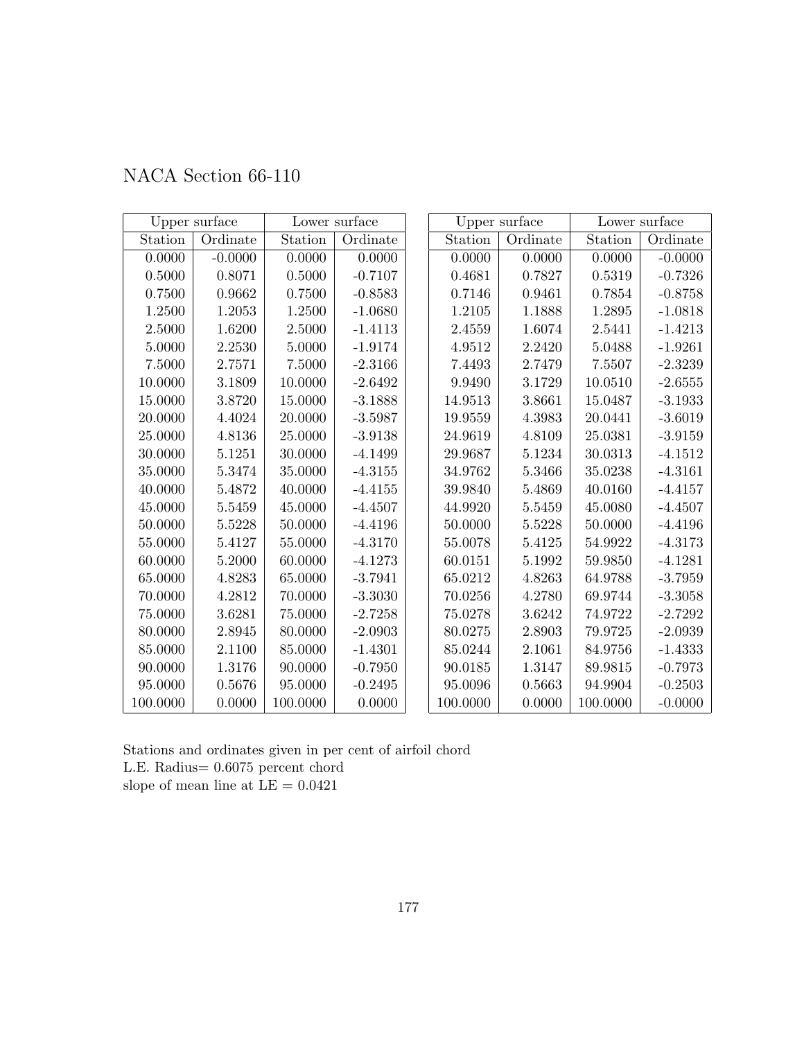# NACA Section 66-110

| Upper surface | | Lower surface | |
|---|---|---|---|
| Station | Ordinate | Station | Ordinate |
| 0.0000 | -0.0000 | 0.0000 | 0.0000 |
| 0.5000 | 0.8071 | 0.5000 | -0.7107 |
| 0.7500 | 0.9662 | 0.7500 | -0.8583 |
| 1.2500 | 1.2053 | 1.2500 | -1.0680 |
| 2.5000 | 1.6200 | 2.5000 | -1.4113 |
| 5.0000 | 2.2530 | 5.0000 | -1.9174 |
| 7.5000 | 2.7571 | 7.5000 | -2.3166 |
| 10.0000 | 3.1809 | 10.0000 | -2.6492 |
| 15.0000 | 3.8720 | 15.0000 | -3.1888 |
| 20.0000 | 4.4024 | 20.0000 | -3.5987 |
| 25.0000 | 4.8136 | 25.0000 | -3.9138 |
| 30.0000 | 5.1251 | 30.0000 | -4.1499 |
| 35.0000 | 5.3474 | 35.0000 | -4.3155 |
| 40.0000 | 5.4872 | 40.0000 | -4.4155 |
| 45.0000 | 5.5459 | 45.0000 | -4.4507 |
| 50.0000 | 5.5228 | 50.0000 | -4.4196 |
| 55.0000 | 5.4127 | 55.0000 | -4.3170 |
| 60.0000 | 5.2000 | 60.0000 | -4.1273 |
| 65.0000 | 4.8283 | 65.0000 | -3.7941 |
| 70.0000 | 4.2812 | 70.0000 | -3.3030 |
| 75.0000 | 3.6281 | 75.0000 | -2.7258 |
| 80.0000 | 2.8945 | 80.0000 | -2.0903 |
| 85.0000 | 2.1100 | 85.0000 | -1.4301 |
| 90.0000 | 1.3176 | 90.0000 | -0.7950 |
| 95.0000 | 0.5676 | 95.0000 | -0.2495 |
| 100.0000 | 0.0000 | 100.0000 | 0.0000 |

| Upper surface | | Lower surface | |
|---|---|---|---|
| Station | Ordinate | Station | Ordinate |
| 0.0000 | 0.0000 | 0.0000 | -0.0000 |
| 0.4681 | 0.7827 | 0.5319 | -0.7326 |
| 0.7146 | 0.9461 | 0.7854 | -0.8758 |
| 1.2105 | 1.1888 | 1.2895 | -1.0818 |
| 2.4559 | 1.6074 | 2.5441 | -1.4213 |
| 4.9512 | 2.2420 | 5.0488 | -1.9261 |
| 7.4493 | 2.7479 | 7.5507 | -2.3239 |
| 9.9490 | 3.1729 | 10.0510 | -2.6555 |
| 14.9513 | 3.8661 | 15.0487 | -3.1933 |
| 19.9559 | 4.3983 | 20.0441 | -3.6019 |
| 24.9619 | 4.8109 | 25.0381 | -3.9159 |
| 29.9687 | 5.1234 | 30.0313 | -4.1512 |
| 34.9762 | 5.3466 | 35.0238 | -4.3161 |
| 39.9840 | 5.4869 | 40.0160 | -4.4157 |
| 44.9920 | 5.5459 | 45.0080 | -4.4507 |
| 50.0000 | 5.5228 | 50.0000 | -4.4196 |
| 55.0078 | 5.4125 | 54.9922 | -4.3173 |
| 60.0151 | 5.1992 | 59.9850 | -4.1281 |
| 65.0212 | 4.8263 | 64.9788 | -3.7959 |
| 70.0256 | 4.2780 | 69.9744 | -3.3058 |
| 75.0278 | 3.6242 | 74.9722 | -2.7292 |
| 80.0275 | 2.8903 | 79.9725 | -2.0939 |
| 85.0244 | 2.1061 | 84.9756 | -1.4333 |
| 90.0185 | 1.3147 | 89.9815 | -0.7973 |
| 95.0096 | 0.5663 | 94.9904 | -0.2503 |
| 100.0000 | 0.0000 | 100.0000 | -0.0000 |

Stations and ordinates given in per cent of airfoil chord
L.E. Radius= 0.6075 percent chord
slope of mean line at LE = 0.0421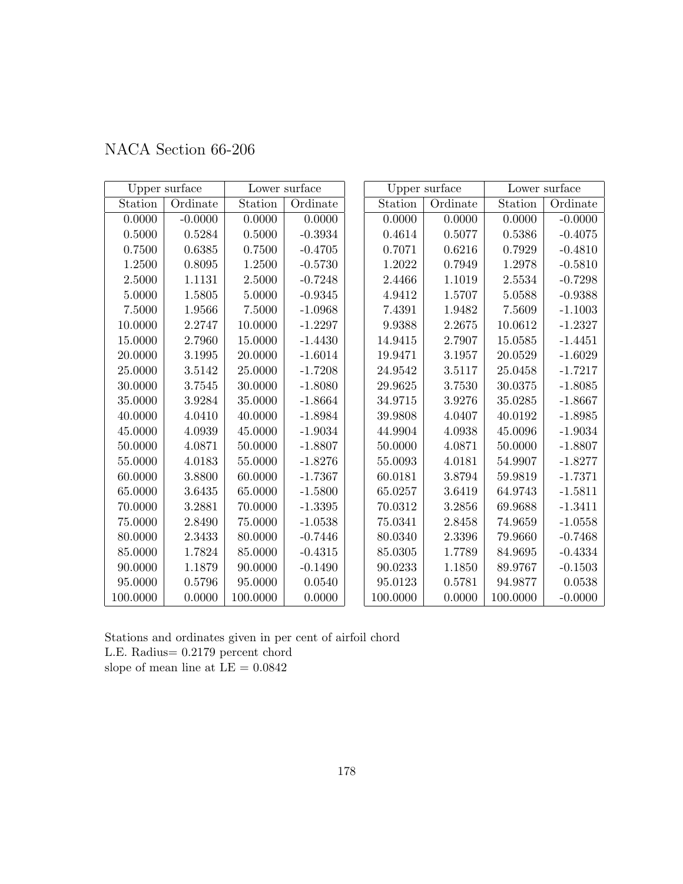# NACA Section 66-206

| Upper surface | | Lower surface | |
|---|---|---|---|
| Station | Ordinate | Station | Ordinate |
| 0.0000 | -0.0000 | 0.0000 | 0.0000 |
| 0.5000 | 0.5284 | 0.5000 | -0.3934 |
| 0.7500 | 0.6385 | 0.7500 | -0.4705 |
| 1.2500 | 0.8095 | 1.2500 | -0.5730 |
| 2.5000 | 1.1131 | 2.5000 | -0.7248 |
| 5.0000 | 1.5805 | 5.0000 | -0.9345 |
| 7.5000 | 1.9566 | 7.5000 | -1.0968 |
| 10.0000 | 2.2747 | 10.0000 | -1.2297 |
| 15.0000 | 2.7960 | 15.0000 | -1.4430 |
| 20.0000 | 3.1995 | 20.0000 | -1.6014 |
| 25.0000 | 3.5142 | 25.0000 | -1.7208 |
| 30.0000 | 3.7545 | 30.0000 | -1.8080 |
| 35.0000 | 3.9284 | 35.0000 | -1.8664 |
| 40.0000 | 4.0410 | 40.0000 | -1.8984 |
| 45.0000 | 4.0939 | 45.0000 | -1.9034 |
| 50.0000 | 4.0871 | 50.0000 | -1.8807 |
| 55.0000 | 4.0183 | 55.0000 | -1.8276 |
| 60.0000 | 3.8800 | 60.0000 | -1.7367 |
| 65.0000 | 3.6435 | 65.0000 | -1.5800 |
| 70.0000 | 3.2881 | 70.0000 | -1.3395 |
| 75.0000 | 2.8490 | 75.0000 | -1.0538 |
| 80.0000 | 2.3433 | 80.0000 | -0.7446 |
| 85.0000 | 1.7824 | 85.0000 | -0.4315 |
| 90.0000 | 1.1879 | 90.0000 | -0.1490 |
| 95.0000 | 0.5796 | 95.0000 | 0.0540 |
| 100.0000 | 0.0000 | 100.0000 | 0.0000 |

| Upper surface | | Lower surface | |
|---|---|---|---|
| Station | Ordinate | Station | Ordinate |
| 0.0000 | 0.0000 | 0.0000 | -0.0000 |
| 0.4614 | 0.5077 | 0.5386 | -0.4075 |
| 0.7071 | 0.6216 | 0.7929 | -0.4810 |
| 1.2022 | 0.7949 | 1.2978 | -0.5810 |
| 2.4466 | 1.1019 | 2.5534 | -0.7298 |
| 4.9412 | 1.5707 | 5.0588 | -0.9388 |
| 7.4391 | 1.9482 | 7.5609 | -1.1003 |
| 9.9388 | 2.2675 | 10.0612 | -1.2327 |
| 14.9415 | 2.7907 | 15.0585 | -1.4451 |
| 19.9471 | 3.1957 | 20.0529 | -1.6029 |
| 24.9542 | 3.5117 | 25.0458 | -1.7217 |
| 29.9625 | 3.7530 | 30.0375 | -1.8085 |
| 34.9715 | 3.9276 | 35.0285 | -1.8667 |
| 39.9808 | 4.0407 | 40.0192 | -1.8985 |
| 44.9904 | 4.0938 | 45.0096 | -1.9034 |
| 50.0000 | 4.0871 | 50.0000 | -1.8807 |
| 55.0093 | 4.0181 | 54.9907 | -1.8277 |
| 60.0181 | 3.8794 | 59.9819 | -1.7371 |
| 65.0257 | 3.6419 | 64.9743 | -1.5811 |
| 70.0312 | 3.2856 | 69.9688 | -1.3411 |
| 75.0341 | 2.8458 | 74.9659 | -1.0558 |
| 80.0340 | 2.3396 | 79.9660 | -0.7468 |
| 85.0305 | 1.7789 | 84.9695 | -0.4334 |
| 90.0233 | 1.1850 | 89.9767 | -0.1503 |
| 95.0123 | 0.5781 | 94.9877 | 0.0538 |
| 100.0000 | 0.0000 | 100.0000 | -0.0000 |

Stations and ordinates given in per cent of airfoil chord
L.E. Radius= 0.2179 percent chord
slope of mean line at LE = 0.0842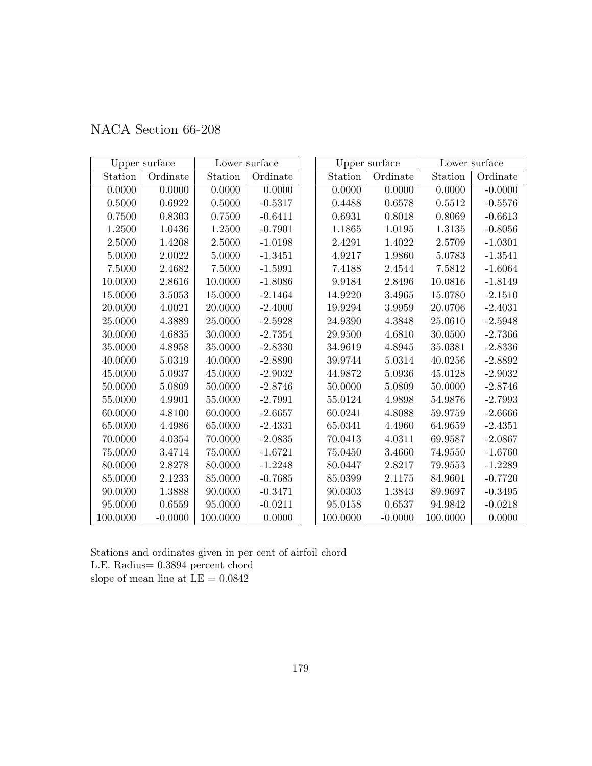# NACA Section 66-208

| Upper surface | | Lower surface | |
|---|---|---|---|
| Station | Ordinate | Station | Ordinate |
| 0.0000 | 0.0000 | 0.0000 | 0.0000 |
| 0.5000 | 0.6922 | 0.5000 | -0.5317 |
| 0.7500 | 0.8303 | 0.7500 | -0.6411 |
| 1.2500 | 1.0436 | 1.2500 | -0.7901 |
| 2.5000 | 1.4208 | 2.5000 | -1.0198 |
| 5.0000 | 2.0022 | 5.0000 | -1.3451 |
| 7.5000 | 2.4682 | 7.5000 | -1.5991 |
| 10.0000 | 2.8616 | 10.0000 | -1.8086 |
| 15.0000 | 3.5053 | 15.0000 | -2.1464 |
| 20.0000 | 4.0021 | 20.0000 | -2.4000 |
| 25.0000 | 4.3889 | 25.0000 | -2.5928 |
| 30.0000 | 4.6835 | 30.0000 | -2.7354 |
| 35.0000 | 4.8958 | 35.0000 | -2.8330 |
| 40.0000 | 5.0319 | 40.0000 | -2.8890 |
| 45.0000 | 5.0937 | 45.0000 | -2.9032 |
| 50.0000 | 5.0809 | 50.0000 | -2.8746 |
| 55.0000 | 4.9901 | 55.0000 | -2.7991 |
| 60.0000 | 4.8100 | 60.0000 | -2.6657 |
| 65.0000 | 4.4986 | 65.0000 | -2.4331 |
| 70.0000 | 4.0354 | 70.0000 | -2.0835 |
| 75.0000 | 3.4714 | 75.0000 | -1.6721 |
| 80.0000 | 2.8278 | 80.0000 | -1.2248 |
| 85.0000 | 2.1233 | 85.0000 | -0.7685 |
| 90.0000 | 1.3888 | 90.0000 | -0.3471 |
| 95.0000 | 0.6559 | 95.0000 | -0.0211 |
| 100.0000 | -0.0000 | 100.0000 | 0.0000 |

| Upper surface | | Lower surface | |
|---|---|---|---|
| Station | Ordinate | Station | Ordinate |
| 0.0000 | 0.0000 | 0.0000 | -0.0000 |
| 0.4488 | 0.6578 | 0.5512 | -0.5576 |
| 0.6931 | 0.8018 | 0.8069 | -0.6613 |
| 1.1865 | 1.0195 | 1.3135 | -0.8056 |
| 2.4291 | 1.4022 | 2.5709 | -1.0301 |
| 4.9217 | 1.9860 | 5.0783 | -1.3541 |
| 7.4188 | 2.4544 | 7.5812 | -1.6064 |
| 9.9184 | 2.8496 | 10.0816 | -1.8149 |
| 14.9220 | 3.4965 | 15.0780 | -2.1510 |
| 19.9294 | 3.9959 | 20.0706 | -2.4031 |
| 24.9390 | 4.3848 | 25.0610 | -2.5948 |
| 29.9500 | 4.6810 | 30.0500 | -2.7366 |
| 34.9619 | 4.8945 | 35.0381 | -2.8336 |
| 39.9744 | 5.0314 | 40.0256 | -2.8892 |
| 44.9872 | 5.0936 | 45.0128 | -2.9032 |
| 50.0000 | 5.0809 | 50.0000 | -2.8746 |
| 55.0124 | 4.9898 | 54.9876 | -2.7993 |
| 60.0241 | 4.8088 | 59.9759 | -2.6666 |
| 65.0341 | 4.4960 | 64.9659 | -2.4351 |
| 70.0413 | 4.0311 | 69.9587 | -2.0867 |
| 75.0450 | 3.4660 | 74.9550 | -1.6760 |
| 80.0447 | 2.8217 | 79.9553 | -1.2289 |
| 85.0399 | 2.1175 | 84.9601 | -0.7720 |
| 90.0303 | 1.3843 | 89.9697 | -0.3495 |
| 95.0158 | 0.6537 | 94.9842 | -0.0218 |
| 100.0000 | -0.0000 | 100.0000 | 0.0000 |

Stations and ordinates given in per cent of airfoil chord  
L.E. Radius= 0.3894 percent chord  
slope of mean line at LE = 0.0842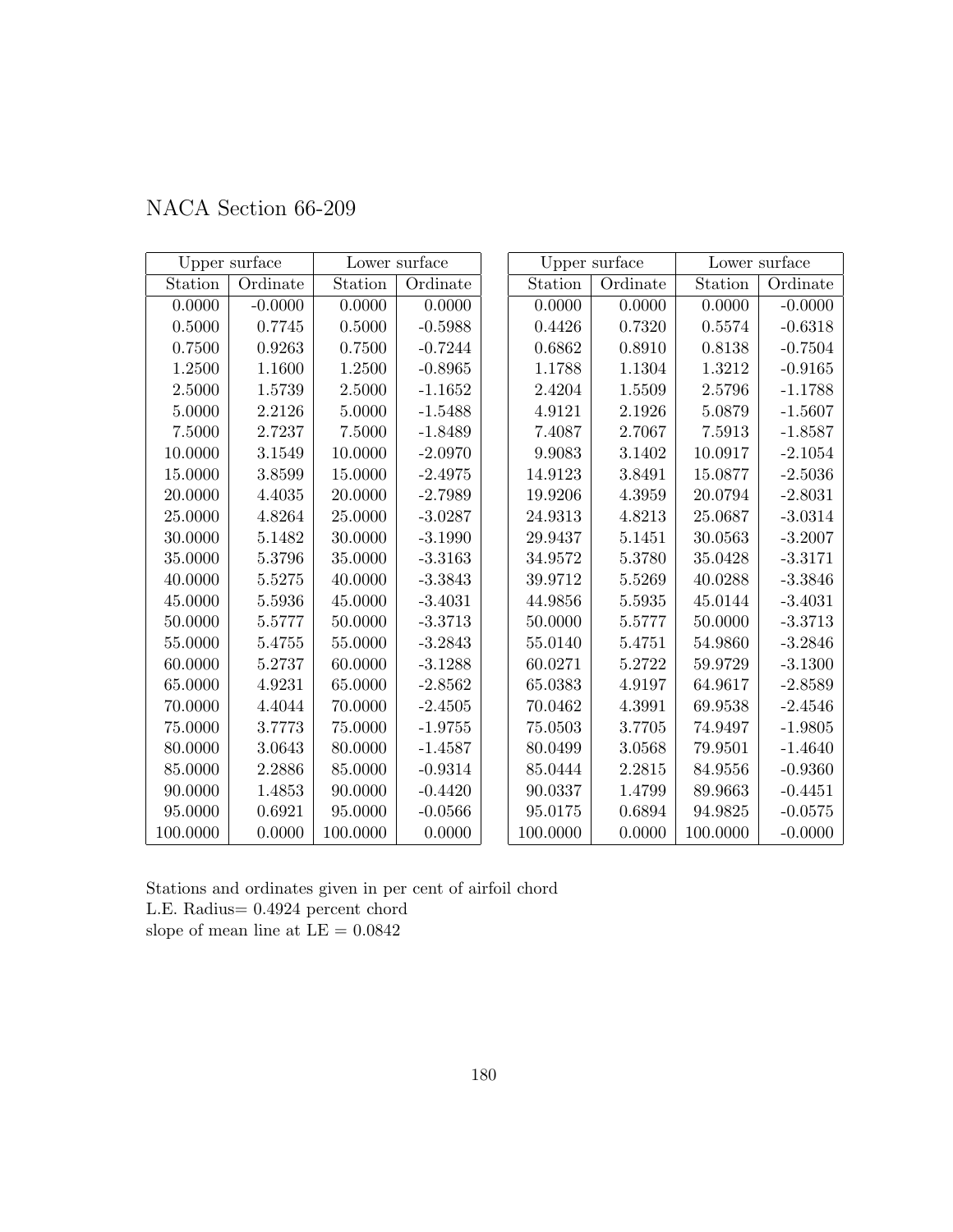# NACA Section 66-209

| Upper surface | | Lower surface | |
|---|---|---|---|
| Station | Ordinate | Station | Ordinate |
| 0.0000 | -0.0000 | 0.0000 | 0.0000 |
| 0.5000 | 0.7745 | 0.5000 | -0.5988 |
| 0.7500 | 0.9263 | 0.7500 | -0.7244 |
| 1.2500 | 1.1600 | 1.2500 | -0.8965 |
| 2.5000 | 1.5739 | 2.5000 | -1.1652 |
| 5.0000 | 2.2126 | 5.0000 | -1.5488 |
| 7.5000 | 2.7237 | 7.5000 | -1.8489 |
| 10.0000 | 3.1549 | 10.0000 | -2.0970 |
| 15.0000 | 3.8599 | 15.0000 | -2.4975 |
| 20.0000 | 4.4035 | 20.0000 | -2.7989 |
| 25.0000 | 4.8264 | 25.0000 | -3.0287 |
| 30.0000 | 5.1482 | 30.0000 | -3.1990 |
| 35.0000 | 5.3796 | 35.0000 | -3.3163 |
| 40.0000 | 5.5275 | 40.0000 | -3.3843 |
| 45.0000 | 5.5936 | 45.0000 | -3.4031 |
| 50.0000 | 5.5777 | 50.0000 | -3.3713 |
| 55.0000 | 5.4755 | 55.0000 | -3.2843 |
| 60.0000 | 5.2737 | 60.0000 | -3.1288 |
| 65.0000 | 4.9231 | 65.0000 | -2.8562 |
| 70.0000 | 4.4044 | 70.0000 | -2.4505 |
| 75.0000 | 3.7773 | 75.0000 | -1.9755 |
| 80.0000 | 3.0643 | 80.0000 | -1.4587 |
| 85.0000 | 2.2886 | 85.0000 | -0.9314 |
| 90.0000 | 1.4853 | 90.0000 | -0.4420 |
| 95.0000 | 0.6921 | 95.0000 | -0.0566 |
| 100.0000 | 0.0000 | 100.0000 | 0.0000 |

| Upper surface | | Lower surface | |
|---|---|---|---|
| Station | Ordinate | Station | Ordinate |
| 0.0000 | 0.0000 | 0.0000 | -0.0000 |
| 0.4426 | 0.7320 | 0.5574 | -0.6318 |
| 0.6862 | 0.8910 | 0.8138 | -0.7504 |
| 1.1788 | 1.1304 | 1.3212 | -0.9165 |
| 2.4204 | 1.5509 | 2.5796 | -1.1788 |
| 4.9121 | 2.1926 | 5.0879 | -1.5607 |
| 7.4087 | 2.7067 | 7.5913 | -1.8587 |
| 9.9083 | 3.1402 | 10.0917 | -2.1054 |
| 14.9123 | 3.8491 | 15.0877 | -2.5036 |
| 19.9206 | 4.3959 | 20.0794 | -2.8031 |
| 24.9313 | 4.8213 | 25.0687 | -3.0314 |
| 29.9437 | 5.1451 | 30.0563 | -3.2007 |
| 34.9572 | 5.3780 | 35.0428 | -3.3171 |
| 39.9712 | 5.5269 | 40.0288 | -3.3846 |
| 44.9856 | 5.5935 | 45.0144 | -3.4031 |
| 50.0000 | 5.5777 | 50.0000 | -3.3713 |
| 55.0140 | 5.4751 | 54.9860 | -3.2846 |
| 60.0271 | 5.2722 | 59.9729 | -3.1300 |
| 65.0383 | 4.9197 | 64.9617 | -2.8589 |
| 70.0462 | 4.3991 | 69.9538 | -2.4546 |
| 75.0503 | 3.7705 | 74.9497 | -1.9805 |
| 80.0499 | 3.0568 | 79.9501 | -1.4640 |
| 85.0444 | 2.2815 | 84.9556 | -0.9360 |
| 90.0337 | 1.4799 | 89.9663 | -0.4451 |
| 95.0175 | 0.6894 | 94.9825 | -0.0575 |
| 100.0000 | 0.0000 | 100.0000 | -0.0000 |

Stations and ordinates given in per cent of airfoil chord
L.E. Radius= 0.4924 percent chord
slope of mean line at LE = 0.0842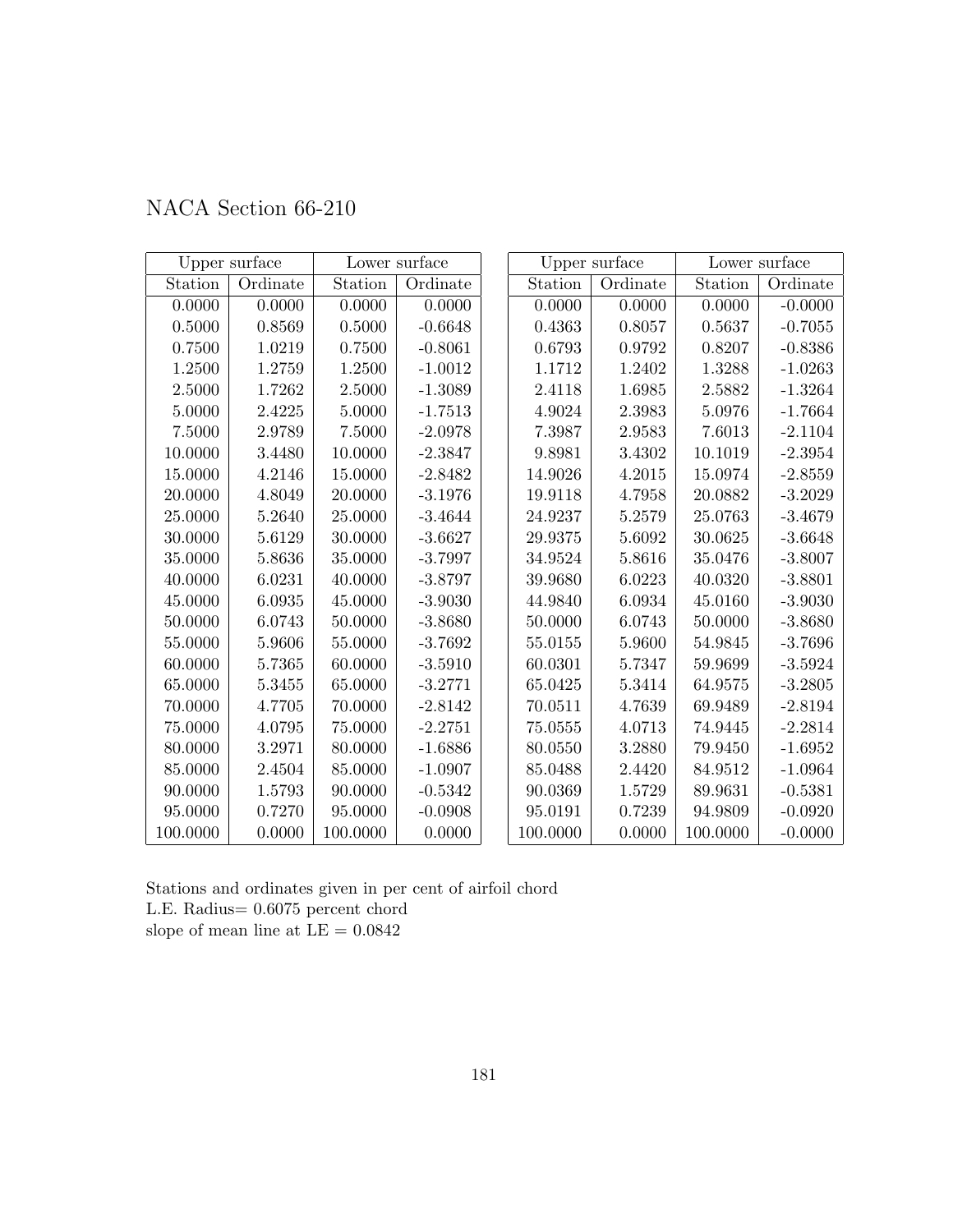# NACA Section 66-210

| Upper surface | | Lower surface | |
|---|---|---|---|
| Station | Ordinate | Station | Ordinate |
| 0.0000 | 0.0000 | 0.0000 | 0.0000 |
| 0.5000 | 0.8569 | 0.5000 | -0.6648 |
| 0.7500 | 1.0219 | 0.7500 | -0.8061 |
| 1.2500 | 1.2759 | 1.2500 | -1.0012 |
| 2.5000 | 1.7262 | 2.5000 | -1.3089 |
| 5.0000 | 2.4225 | 5.0000 | -1.7513 |
| 7.5000 | 2.9789 | 7.5000 | -2.0978 |
| 10.0000 | 3.4480 | 10.0000 | -2.3847 |
| 15.0000 | 4.2146 | 15.0000 | -2.8482 |
| 20.0000 | 4.8049 | 20.0000 | -3.1976 |
| 25.0000 | 5.2640 | 25.0000 | -3.4644 |
| 30.0000 | 5.6129 | 30.0000 | -3.6627 |
| 35.0000 | 5.8636 | 35.0000 | -3.7997 |
| 40.0000 | 6.0231 | 40.0000 | -3.8797 |
| 45.0000 | 6.0935 | 45.0000 | -3.9030 |
| 50.0000 | 6.0743 | 50.0000 | -3.8680 |
| 55.0000 | 5.9606 | 55.0000 | -3.7692 |
| 60.0000 | 5.7365 | 60.0000 | -3.5910 |
| 65.0000 | 5.3455 | 65.0000 | -3.2771 |
| 70.0000 | 4.7705 | 70.0000 | -2.8142 |
| 75.0000 | 4.0795 | 75.0000 | -2.2751 |
| 80.0000 | 3.2971 | 80.0000 | -1.6886 |
| 85.0000 | 2.4504 | 85.0000 | -1.0907 |
| 90.0000 | 1.5793 | 90.0000 | -0.5342 |
| 95.0000 | 0.7270 | 95.0000 | -0.0908 |
| 100.0000 | 0.0000 | 100.0000 | 0.0000 |

| Upper surface | | Lower surface | |
|---|---|---|---|
| Station | Ordinate | Station | Ordinate |
| 0.0000 | 0.0000 | 0.0000 | -0.0000 |
| 0.4363 | 0.8057 | 0.5637 | -0.7055 |
| 0.6793 | 0.9792 | 0.8207 | -0.8386 |
| 1.1712 | 1.2402 | 1.3288 | -1.0263 |
| 2.4118 | 1.6985 | 2.5882 | -1.3264 |
| 4.9024 | 2.3983 | 5.0976 | -1.7664 |
| 7.3987 | 2.9583 | 7.6013 | -2.1104 |
| 9.8981 | 3.4302 | 10.1019 | -2.3954 |
| 14.9026 | 4.2015 | 15.0974 | -2.8559 |
| 19.9118 | 4.7958 | 20.0882 | -3.2029 |
| 24.9237 | 5.2579 | 25.0763 | -3.4679 |
| 29.9375 | 5.6092 | 30.0625 | -3.6648 |
| 34.9524 | 5.8616 | 35.0476 | -3.8007 |
| 39.9680 | 6.0223 | 40.0320 | -3.8801 |
| 44.9840 | 6.0934 | 45.0160 | -3.9030 |
| 50.0000 | 6.0743 | 50.0000 | -3.8680 |
| 55.0155 | 5.9600 | 54.9845 | -3.7696 |
| 60.0301 | 5.7347 | 59.9699 | -3.5924 |
| 65.0425 | 5.3414 | 64.9575 | -3.2805 |
| 70.0511 | 4.7639 | 69.9489 | -2.8194 |
| 75.0555 | 4.0713 | 74.9445 | -2.2814 |
| 80.0550 | 3.2880 | 79.9450 | -1.6952 |
| 85.0488 | 2.4420 | 84.9512 | -1.0964 |
| 90.0369 | 1.5729 | 89.9631 | -0.5381 |
| 95.0191 | 0.7239 | 94.9809 | -0.0920 |
| 100.0000 | 0.0000 | 100.0000 | -0.0000 |

Stations and ordinates given in per cent of airfoil chord
L.E. Radius= 0.6075 percent chord
slope of mean line at LE = 0.0842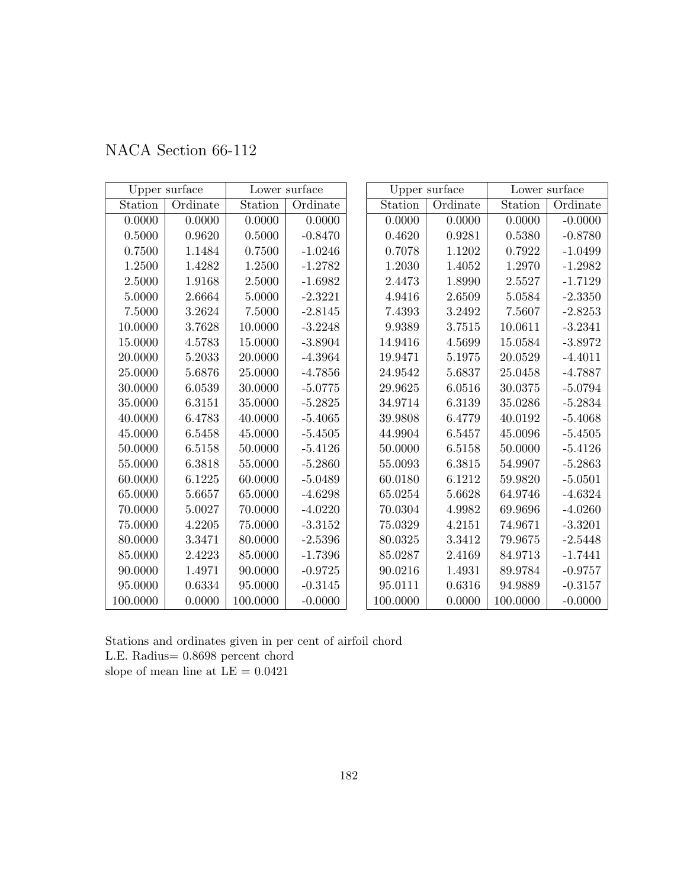# NACA Section 66-112

| Upper surface | | Lower surface | |
|---|---|---|---|
| Station | Ordinate | Station | Ordinate |
| 0.0000 | 0.0000 | 0.0000 | 0.0000 |
| 0.5000 | 0.9620 | 0.5000 | -0.8470 |
| 0.7500 | 1.1484 | 0.7500 | -1.0246 |
| 1.2500 | 1.4282 | 1.2500 | -1.2782 |
| 2.5000 | 1.9168 | 2.5000 | -1.6982 |
| 5.0000 | 2.6664 | 5.0000 | -2.3221 |
| 7.5000 | 3.2624 | 7.5000 | -2.8145 |
| 10.0000 | 3.7628 | 10.0000 | -3.2248 |
| 15.0000 | 4.5783 | 15.0000 | -3.8904 |
| 20.0000 | 5.2033 | 20.0000 | -4.3964 |
| 25.0000 | 5.6876 | 25.0000 | -4.7856 |
| 30.0000 | 6.0539 | 30.0000 | -5.0775 |
| 35.0000 | 6.3151 | 35.0000 | -5.2825 |
| 40.0000 | 6.4783 | 40.0000 | -5.4065 |
| 45.0000 | 6.5458 | 45.0000 | -5.4505 |
| 50.0000 | 6.5158 | 50.0000 | -5.4126 |
| 55.0000 | 6.3818 | 55.0000 | -5.2860 |
| 60.0000 | 6.1225 | 60.0000 | -5.0489 |
| 65.0000 | 5.6657 | 65.0000 | -4.6298 |
| 70.0000 | 5.0027 | 70.0000 | -4.0220 |
| 75.0000 | 4.2205 | 75.0000 | -3.3152 |
| 80.0000 | 3.3471 | 80.0000 | -2.5396 |
| 85.0000 | 2.4223 | 85.0000 | -1.7396 |
| 90.0000 | 1.4971 | 90.0000 | -0.9725 |
| 95.0000 | 0.6334 | 95.0000 | -0.3145 |
| 100.0000 | 0.0000 | 100.0000 | -0.0000 |

| Upper surface | | Lower surface | |
|---|---|---|---|
| Station | Ordinate | Station | Ordinate |
| 0.0000 | 0.0000 | 0.0000 | -0.0000 |
| 0.4620 | 0.9281 | 0.5380 | -0.8780 |
| 0.7078 | 1.1202 | 0.7922 | -1.0499 |
| 1.2030 | 1.4052 | 1.2970 | -1.2982 |
| 2.4473 | 1.8990 | 2.5527 | -1.7129 |
| 4.9416 | 2.6509 | 5.0584 | -2.3350 |
| 7.4393 | 3.2492 | 7.5607 | -2.8253 |
| 9.9389 | 3.7515 | 10.0611 | -3.2341 |
| 14.9416 | 4.5699 | 15.0584 | -3.8972 |
| 19.9471 | 5.1975 | 20.0529 | -4.4011 |
| 24.9542 | 5.6837 | 25.0458 | -4.7887 |
| 29.9625 | 6.0516 | 30.0375 | -5.0794 |
| 34.9714 | 6.3139 | 35.0286 | -5.2834 |
| 39.9808 | 6.4779 | 40.0192 | -5.4068 |
| 44.9904 | 6.5457 | 45.0096 | -5.4505 |
| 50.0000 | 6.5158 | 50.0000 | -5.4126 |
| 55.0093 | 6.3815 | 54.9907 | -5.2863 |
| 60.0180 | 6.1212 | 59.9820 | -5.0501 |
| 65.0254 | 5.6628 | 64.9746 | -4.6324 |
| 70.0304 | 4.9982 | 69.9696 | -4.0260 |
| 75.0329 | 4.2151 | 74.9671 | -3.3201 |
| 80.0325 | 3.3412 | 79.9675 | -2.5448 |
| 85.0287 | 2.4169 | 84.9713 | -1.7441 |
| 90.0216 | 1.4931 | 89.9784 | -0.9757 |
| 95.0111 | 0.6316 | 94.9889 | -0.3157 |
| 100.0000 | 0.0000 | 100.0000 | -0.0000 |

Stations and ordinates given in per cent of airfoil chord
L.E. Radius= 0.8698 percent chord
slope of mean line at LE = 0.0421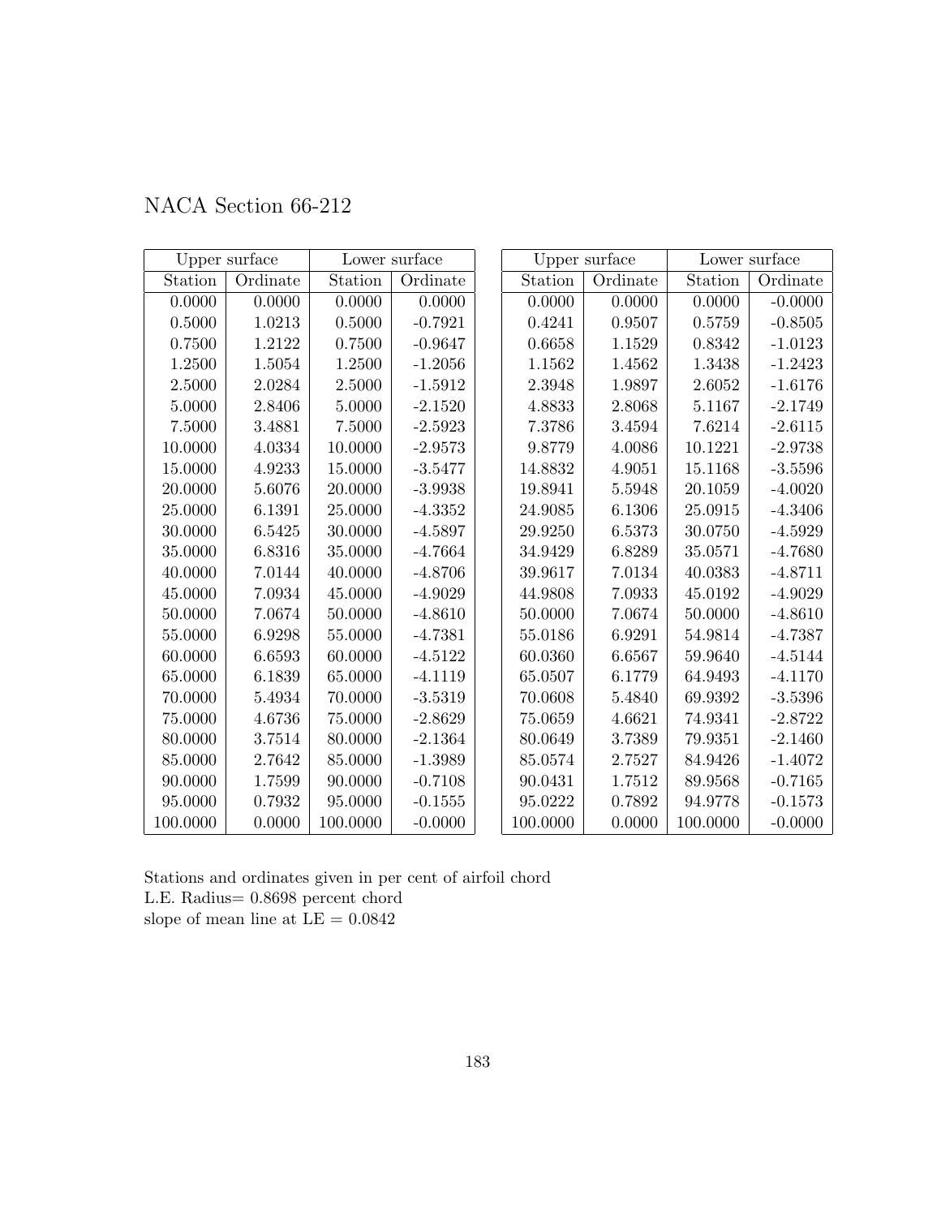# NACA Section 66-212

| Upper surface | | Lower surface | |
|---|---|---|---|
| Station | Ordinate | Station | Ordinate |
| 0.0000 | 0.0000 | 0.0000 | 0.0000 |
| 0.5000 | 1.0213 | 0.5000 | -0.7921 |
| 0.7500 | 1.2122 | 0.7500 | -0.9647 |
| 1.2500 | 1.5054 | 1.2500 | -1.2056 |
| 2.5000 | 2.0284 | 2.5000 | -1.5912 |
| 5.0000 | 2.8406 | 5.0000 | -2.1520 |
| 7.5000 | 3.4881 | 7.5000 | -2.5923 |
| 10.0000 | 4.0334 | 10.0000 | -2.9573 |
| 15.0000 | 4.9233 | 15.0000 | -3.5477 |
| 20.0000 | 5.6076 | 20.0000 | -3.9938 |
| 25.0000 | 6.1391 | 25.0000 | -4.3352 |
| 30.0000 | 6.5425 | 30.0000 | -4.5897 |
| 35.0000 | 6.8316 | 35.0000 | -4.7664 |
| 40.0000 | 7.0144 | 40.0000 | -4.8706 |
| 45.0000 | 7.0934 | 45.0000 | -4.9029 |
| 50.0000 | 7.0674 | 50.0000 | -4.8610 |
| 55.0000 | 6.9298 | 55.0000 | -4.7381 |
| 60.0000 | 6.6593 | 60.0000 | -4.5122 |
| 65.0000 | 6.1839 | 65.0000 | -4.1119 |
| 70.0000 | 5.4934 | 70.0000 | -3.5319 |
| 75.0000 | 4.6736 | 75.0000 | -2.8629 |
| 80.0000 | 3.7514 | 80.0000 | -2.1364 |
| 85.0000 | 2.7642 | 85.0000 | -1.3989 |
| 90.0000 | 1.7599 | 90.0000 | -0.7108 |
| 95.0000 | 0.7932 | 95.0000 | -0.1555 |
| 100.0000 | 0.0000 | 100.0000 | -0.0000 |

| Upper surface | | Lower surface | |
|---|---|---|---|
| Station | Ordinate | Station | Ordinate |
| 0.0000 | 0.0000 | 0.0000 | -0.0000 |
| 0.4241 | 0.9507 | 0.5759 | -0.8505 |
| 0.6658 | 1.1529 | 0.8342 | -1.0123 |
| 1.1562 | 1.4562 | 1.3438 | -1.2423 |
| 2.3948 | 1.9897 | 2.6052 | -1.6176 |
| 4.8833 | 2.8068 | 5.1167 | -2.1749 |
| 7.3786 | 3.4594 | 7.6214 | -2.6115 |
| 9.8779 | 4.0086 | 10.1221 | -2.9738 |
| 14.8832 | 4.9051 | 15.1168 | -3.5596 |
| 19.8941 | 5.5948 | 20.1059 | -4.0020 |
| 24.9085 | 6.1306 | 25.0915 | -4.3406 |
| 29.9250 | 6.5373 | 30.0750 | -4.5929 |
| 34.9429 | 6.8289 | 35.0571 | -4.7680 |
| 39.9617 | 7.0134 | 40.0383 | -4.8711 |
| 44.9808 | 7.0933 | 45.0192 | -4.9029 |
| 50.0000 | 7.0674 | 50.0000 | -4.8610 |
| 55.0186 | 6.9291 | 54.9814 | -4.7387 |
| 60.0360 | 6.6567 | 59.9640 | -4.5144 |
| 65.0507 | 6.1779 | 64.9493 | -4.1170 |
| 70.0608 | 5.4840 | 69.9392 | -3.5396 |
| 75.0659 | 4.6621 | 74.9341 | -2.8722 |
| 80.0649 | 3.7389 | 79.9351 | -2.1460 |
| 85.0574 | 2.7527 | 84.9426 | -1.4072 |
| 90.0431 | 1.7512 | 89.9568 | -0.7165 |
| 95.0222 | 0.7892 | 94.9778 | -0.1573 |
| 100.0000 | 0.0000 | 100.0000 | -0.0000 |

Stations and ordinates given in per cent of airfoil chord
L.E. Radius= 0.8698 percent chord
slope of mean line at LE = 0.0842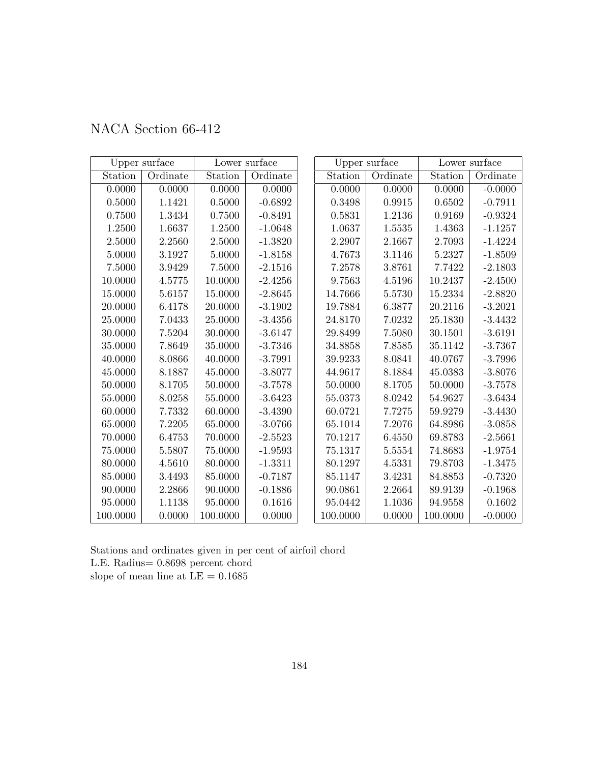# NACA Section 66-412

| Upper surface | | Lower surface | |
|---|---|---|---|
| Station | Ordinate | Station | Ordinate |
| 0.0000 | 0.0000 | 0.0000 | 0.0000 |
| 0.5000 | 1.1421 | 0.5000 | -0.6892 |
| 0.7500 | 1.3434 | 0.7500 | -0.8491 |
| 1.2500 | 1.6637 | 1.2500 | -1.0648 |
| 2.5000 | 2.2560 | 2.5000 | -1.3820 |
| 5.0000 | 3.1927 | 5.0000 | -1.8158 |
| 7.5000 | 3.9429 | 7.5000 | -2.1516 |
| 10.0000 | 4.5775 | 10.0000 | -2.4256 |
| 15.0000 | 5.6157 | 15.0000 | -2.8645 |
| 20.0000 | 6.4178 | 20.0000 | -3.1902 |
| 25.0000 | 7.0433 | 25.0000 | -3.4356 |
| 30.0000 | 7.5204 | 30.0000 | -3.6147 |
| 35.0000 | 7.8649 | 35.0000 | -3.7346 |
| 40.0000 | 8.0866 | 40.0000 | -3.7991 |
| 45.0000 | 8.1887 | 45.0000 | -3.8077 |
| 50.0000 | 8.1705 | 50.0000 | -3.7578 |
| 55.0000 | 8.0258 | 55.0000 | -3.6423 |
| 60.0000 | 7.7332 | 60.0000 | -3.4390 |
| 65.0000 | 7.2205 | 65.0000 | -3.0766 |
| 70.0000 | 6.4753 | 70.0000 | -2.5523 |
| 75.0000 | 5.5807 | 75.0000 | -1.9593 |
| 80.0000 | 4.5610 | 80.0000 | -1.3311 |
| 85.0000 | 3.4493 | 85.0000 | -0.7187 |
| 90.0000 | 2.2866 | 90.0000 | -0.1886 |
| 95.0000 | 1.1138 | 95.0000 | 0.1616 |
| 100.0000 | 0.0000 | 100.0000 | 0.0000 |

| Upper surface | | Lower surface | |
|---|---|---|---|
| Station | Ordinate | Station | Ordinate |
| 0.0000 | 0.0000 | 0.0000 | -0.0000 |
| 0.3498 | 0.9915 | 0.6502 | -0.7911 |
| 0.5831 | 1.2136 | 0.9169 | -0.9324 |
| 1.0637 | 1.5535 | 1.4363 | -1.1257 |
| 2.2907 | 2.1667 | 2.7093 | -1.4224 |
| 4.7673 | 3.1146 | 5.2327 | -1.8509 |
| 7.2578 | 3.8761 | 7.7422 | -2.1803 |
| 9.7563 | 4.5196 | 10.2437 | -2.4500 |
| 14.7666 | 5.5730 | 15.2334 | -2.8820 |
| 19.7884 | 6.3877 | 20.2116 | -3.2021 |
| 24.8170 | 7.0232 | 25.1830 | -3.4432 |
| 29.8499 | 7.5080 | 30.1501 | -3.6191 |
| 34.8858 | 7.8585 | 35.1142 | -3.7367 |
| 39.9233 | 8.0841 | 40.0767 | -3.7996 |
| 44.9617 | 8.1884 | 45.0383 | -3.8076 |
| 50.0000 | 8.1705 | 50.0000 | -3.7578 |
| 55.0373 | 8.0242 | 54.9627 | -3.6434 |
| 60.0721 | 7.7275 | 59.9279 | -3.4430 |
| 65.1014 | 7.2076 | 64.8986 | -3.0858 |
| 70.1217 | 6.4550 | 69.8783 | -2.5661 |
| 75.1317 | 5.5554 | 74.8683 | -1.9754 |
| 80.1297 | 4.5331 | 79.8703 | -1.3475 |
| 85.1147 | 3.4231 | 84.8853 | -0.7320 |
| 90.0861 | 2.2664 | 89.9139 | -0.1968 |
| 95.0442 | 1.1036 | 94.9558 | 0.1602 |
| 100.0000 | 0.0000 | 100.0000 | -0.0000 |

Stations and ordinates given in per cent of airfoil chord
L.E. Radius= 0.8698 percent chord
slope of mean line at LE = 0.1685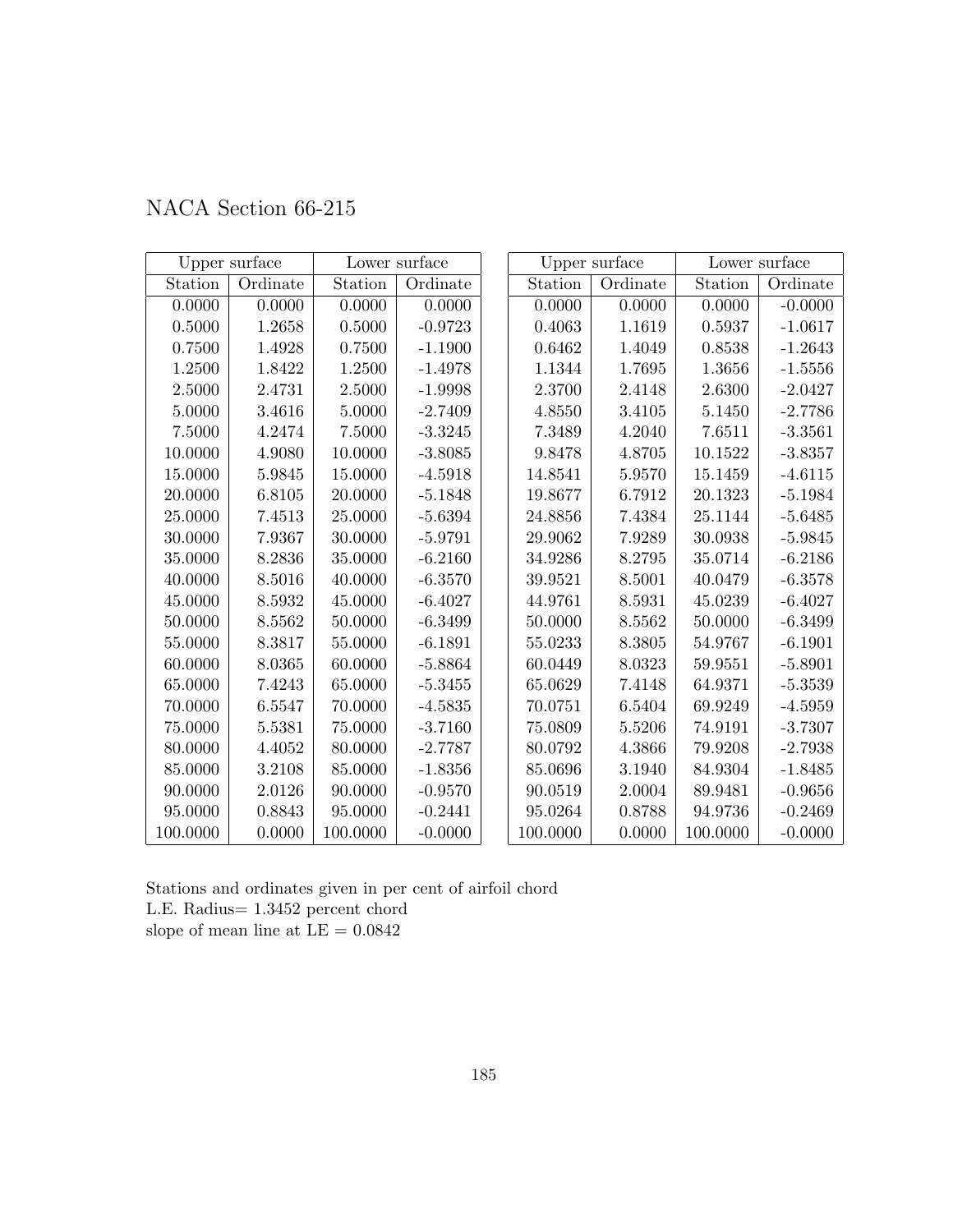# NACA Section 66-215

| Upper surface | | Lower surface | |
|---|---|---|---|
| Station | Ordinate | Station | Ordinate |
| 0.0000 | 0.0000 | 0.0000 | 0.0000 |
| 0.5000 | 1.2658 | 0.5000 | -0.9723 |
| 0.7500 | 1.4928 | 0.7500 | -1.1900 |
| 1.2500 | 1.8422 | 1.2500 | -1.4978 |
| 2.5000 | 2.4731 | 2.5000 | -1.9998 |
| 5.0000 | 3.4616 | 5.0000 | -2.7409 |
| 7.5000 | 4.2474 | 7.5000 | -3.3245 |
| 10.0000 | 4.9080 | 10.0000 | -3.8085 |
| 15.0000 | 5.9845 | 15.0000 | -4.5918 |
| 20.0000 | 6.8105 | 20.0000 | -5.1848 |
| 25.0000 | 7.4513 | 25.0000 | -5.6394 |
| 30.0000 | 7.9367 | 30.0000 | -5.9791 |
| 35.0000 | 8.2836 | 35.0000 | -6.2160 |
| 40.0000 | 8.5016 | 40.0000 | -6.3570 |
| 45.0000 | 8.5932 | 45.0000 | -6.4027 |
| 50.0000 | 8.5562 | 50.0000 | -6.3499 |
| 55.0000 | 8.3817 | 55.0000 | -6.1891 |
| 60.0000 | 8.0365 | 60.0000 | -5.8864 |
| 65.0000 | 7.4243 | 65.0000 | -5.3455 |
| 70.0000 | 6.5547 | 70.0000 | -4.5835 |
| 75.0000 | 5.5381 | 75.0000 | -3.7160 |
| 80.0000 | 4.4052 | 80.0000 | -2.7787 |
| 85.0000 | 3.2108 | 85.0000 | -1.8356 |
| 90.0000 | 2.0126 | 90.0000 | -0.9570 |
| 95.0000 | 0.8843 | 95.0000 | -0.2441 |
| 100.0000 | 0.0000 | 100.0000 | -0.0000 |

| Upper surface | | Lower surface | |
|---|---|---|---|
| Station | Ordinate | Station | Ordinate |
| 0.0000 | 0.0000 | 0.0000 | -0.0000 |
| 0.4063 | 1.1619 | 0.5937 | -1.0617 |
| 0.6462 | 1.4049 | 0.8538 | -1.2643 |
| 1.1344 | 1.7695 | 1.3656 | -1.5556 |
| 2.3700 | 2.4148 | 2.6300 | -2.0427 |
| 4.8550 | 3.4105 | 5.1450 | -2.7786 |
| 7.3489 | 4.2040 | 7.6511 | -3.3561 |
| 9.8478 | 4.8705 | 10.1522 | -3.8357 |
| 14.8541 | 5.9570 | 15.1459 | -4.6115 |
| 19.8677 | 6.7912 | 20.1323 | -5.1984 |
| 24.8856 | 7.4384 | 25.1144 | -5.6485 |
| 29.9062 | 7.9289 | 30.0938 | -5.9845 |
| 34.9286 | 8.2795 | 35.0714 | -6.2186 |
| 39.9521 | 8.5001 | 40.0479 | -6.3578 |
| 44.9761 | 8.5931 | 45.0239 | -6.4027 |
| 50.0000 | 8.5562 | 50.0000 | -6.3499 |
| 55.0233 | 8.3805 | 54.9767 | -6.1901 |
| 60.0449 | 8.0323 | 59.9551 | -5.8901 |
| 65.0629 | 7.4148 | 64.9371 | -5.3539 |
| 70.0751 | 6.5404 | 69.9249 | -4.5959 |
| 75.0809 | 5.5206 | 74.9191 | -3.7307 |
| 80.0792 | 4.3866 | 79.9208 | -2.7938 |
| 85.0696 | 3.1940 | 84.9304 | -1.8485 |
| 90.0519 | 2.0004 | 89.9481 | -0.9656 |
| 95.0264 | 0.8788 | 94.9736 | -0.2469 |
| 100.0000 | 0.0000 | 100.0000 | -0.0000 |

Stations and ordinates given in per cent of airfoil chord
L.E. Radius= 1.3452 percent chord
slope of mean line at LE = 0.0842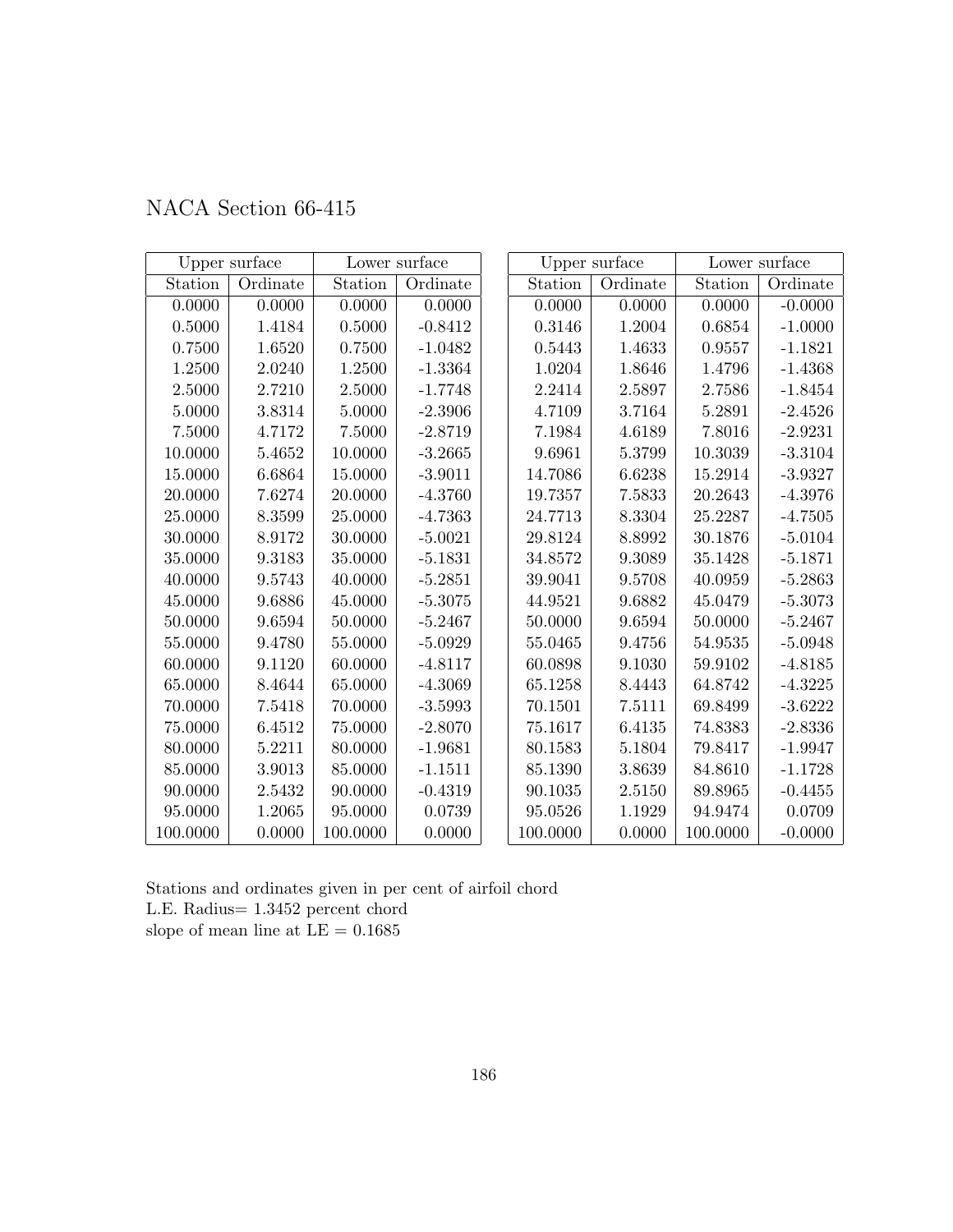# NACA Section 66-415

| Upper surface | | Lower surface | |
|---|---|---|---|
| Station | Ordinate | Station | Ordinate |
| 0.0000 | 0.0000 | 0.0000 | 0.0000 |
| 0.5000 | 1.4184 | 0.5000 | -0.8412 |
| 0.7500 | 1.6520 | 0.7500 | -1.0482 |
| 1.2500 | 2.0240 | 1.2500 | -1.3364 |
| 2.5000 | 2.7210 | 2.5000 | -1.7748 |
| 5.0000 | 3.8314 | 5.0000 | -2.3906 |
| 7.5000 | 4.7172 | 7.5000 | -2.8719 |
| 10.0000 | 5.4652 | 10.0000 | -3.2665 |
| 15.0000 | 6.6864 | 15.0000 | -3.9011 |
| 20.0000 | 7.6274 | 20.0000 | -4.3760 |
| 25.0000 | 8.3599 | 25.0000 | -4.7363 |
| 30.0000 | 8.9172 | 30.0000 | -5.0021 |
| 35.0000 | 9.3183 | 35.0000 | -5.1831 |
| 40.0000 | 9.5743 | 40.0000 | -5.2851 |
| 45.0000 | 9.6886 | 45.0000 | -5.3075 |
| 50.0000 | 9.6594 | 50.0000 | -5.2467 |
| 55.0000 | 9.4780 | 55.0000 | -5.0929 |
| 60.0000 | 9.1120 | 60.0000 | -4.8117 |
| 65.0000 | 8.4644 | 65.0000 | -4.3069 |
| 70.0000 | 7.5418 | 70.0000 | -3.5993 |
| 75.0000 | 6.4512 | 75.0000 | -2.8070 |
| 80.0000 | 5.2211 | 80.0000 | -1.9681 |
| 85.0000 | 3.9013 | 85.0000 | -1.1511 |
| 90.0000 | 2.5432 | 90.0000 | -0.4319 |
| 95.0000 | 1.2065 | 95.0000 | 0.0739 |
| 100.0000 | 0.0000 | 100.0000 | 0.0000 |

| Upper surface | | Lower surface | |
|---|---|---|---|
| Station | Ordinate | Station | Ordinate |
| 0.0000 | 0.0000 | 0.0000 | -0.0000 |
| 0.3146 | 1.2004 | 0.6854 | -1.0000 |
| 0.5443 | 1.4633 | 0.9557 | -1.1821 |
| 1.0204 | 1.8646 | 1.4796 | -1.4368 |
| 2.2414 | 2.5897 | 2.7586 | -1.8454 |
| 4.7109 | 3.7164 | 5.2891 | -2.4526 |
| 7.1984 | 4.6189 | 7.8016 | -2.9231 |
| 9.6961 | 5.3799 | 10.3039 | -3.3104 |
| 14.7086 | 6.6238 | 15.2914 | -3.9327 |
| 19.7357 | 7.5833 | 20.2643 | -4.3976 |
| 24.7713 | 8.3304 | 25.2287 | -4.7505 |
| 29.8124 | 8.8992 | 30.1876 | -5.0104 |
| 34.8572 | 9.3089 | 35.1428 | -5.1871 |
| 39.9041 | 9.5708 | 40.0959 | -5.2863 |
| 44.9521 | 9.6882 | 45.0479 | -5.3073 |
| 50.0000 | 9.6594 | 50.0000 | -5.2467 |
| 55.0465 | 9.4756 | 54.9535 | -5.0948 |
| 60.0898 | 9.1030 | 59.9102 | -4.8185 |
| 65.1258 | 8.4443 | 64.8742 | -4.3225 |
| 70.1501 | 7.5111 | 69.8499 | -3.6222 |
| 75.1617 | 6.4135 | 74.8383 | -2.8336 |
| 80.1583 | 5.1804 | 79.8417 | -1.9947 |
| 85.1390 | 3.8639 | 84.8610 | -1.1728 |
| 90.1035 | 2.5150 | 89.8965 | -0.4455 |
| 95.0526 | 1.1929 | 94.9474 | 0.0709 |
| 100.0000 | 0.0000 | 100.0000 | -0.0000 |

Stations and ordinates given in per cent of airfoil chord
L.E. Radius= 1.3452 percent chord
slope of mean line at LE = 0.1685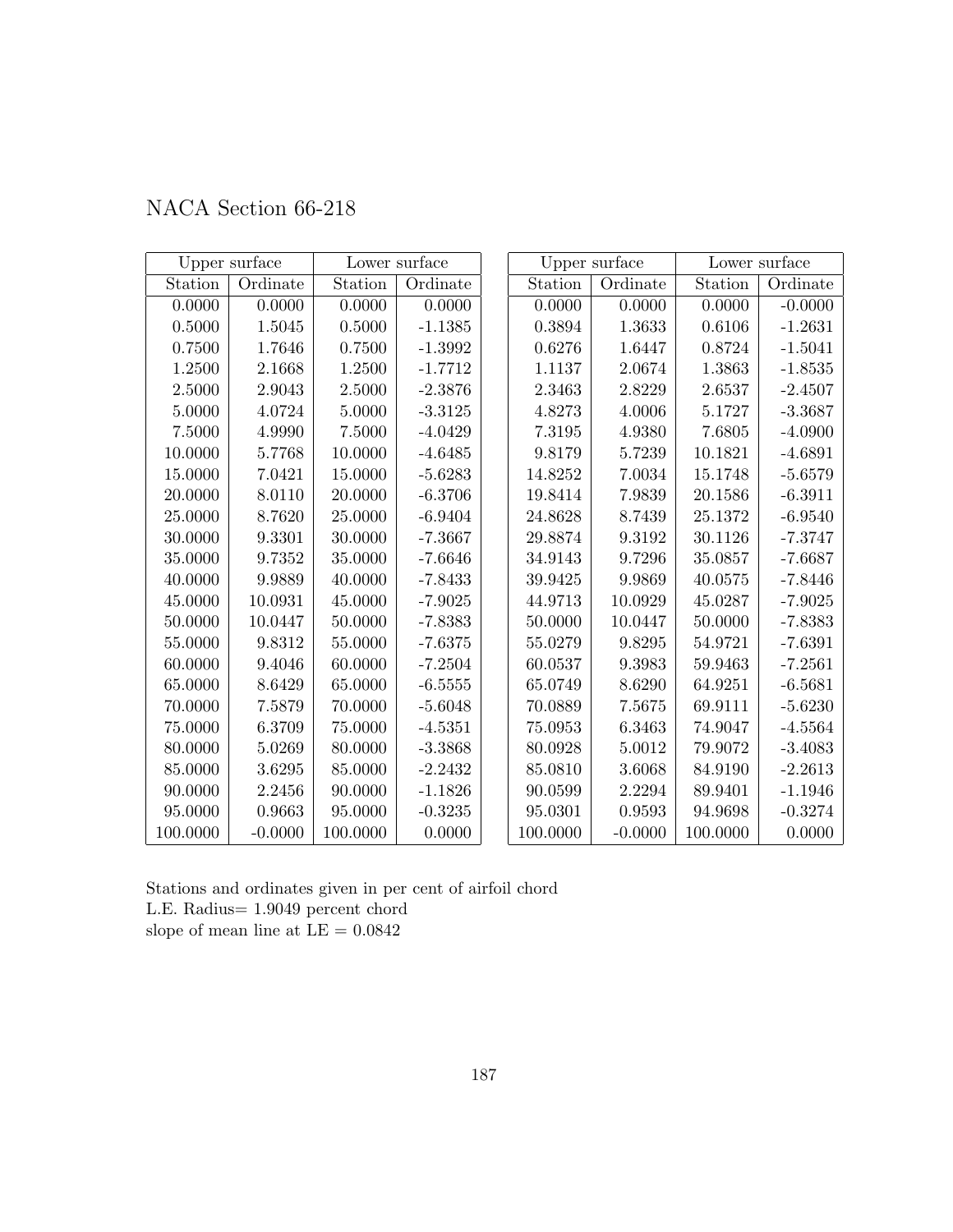# NACA Section 66-218

| Upper surface | | Lower surface | |
|---|---|---|---|
| Station | Ordinate | Station | Ordinate |
| 0.0000 | 0.0000 | 0.0000 | 0.0000 |
| 0.5000 | 1.5045 | 0.5000 | -1.1385 |
| 0.7500 | 1.7646 | 0.7500 | -1.3992 |
| 1.2500 | 2.1668 | 1.2500 | -1.7712 |
| 2.5000 | 2.9043 | 2.5000 | -2.3876 |
| 5.0000 | 4.0724 | 5.0000 | -3.3125 |
| 7.5000 | 4.9990 | 7.5000 | -4.0429 |
| 10.0000 | 5.7768 | 10.0000 | -4.6485 |
| 15.0000 | 7.0421 | 15.0000 | -5.6283 |
| 20.0000 | 8.0110 | 20.0000 | -6.3706 |
| 25.0000 | 8.7620 | 25.0000 | -6.9404 |
| 30.0000 | 9.3301 | 30.0000 | -7.3667 |
| 35.0000 | 9.7352 | 35.0000 | -7.6646 |
| 40.0000 | 9.9889 | 40.0000 | -7.8433 |
| 45.0000 | 10.0931 | 45.0000 | -7.9025 |
| 50.0000 | 10.0447 | 50.0000 | -7.8383 |
| 55.0000 | 9.8312 | 55.0000 | -7.6375 |
| 60.0000 | 9.4046 | 60.0000 | -7.2504 |
| 65.0000 | 8.6429 | 65.0000 | -6.5555 |
| 70.0000 | 7.5879 | 70.0000 | -5.6048 |
| 75.0000 | 6.3709 | 75.0000 | -4.5351 |
| 80.0000 | 5.0269 | 80.0000 | -3.3868 |
| 85.0000 | 3.6295 | 85.0000 | -2.2432 |
| 90.0000 | 2.2456 | 90.0000 | -1.1826 |
| 95.0000 | 0.9663 | 95.0000 | -0.3235 |
| 100.0000 | -0.0000 | 100.0000 | 0.0000 |

| Upper surface | | Lower surface | |
|---|---|---|---|
| Station | Ordinate | Station | Ordinate |
| 0.0000 | 0.0000 | 0.0000 | -0.0000 |
| 0.3894 | 1.3633 | 0.6106 | -1.2631 |
| 0.6276 | 1.6447 | 0.8724 | -1.5041 |
| 1.1137 | 2.0674 | 1.3863 | -1.8535 |
| 2.3463 | 2.8229 | 2.6537 | -2.4507 |
| 4.8273 | 4.0006 | 5.1727 | -3.3687 |
| 7.3195 | 4.9380 | 7.6805 | -4.0900 |
| 9.8179 | 5.7239 | 10.1821 | -4.6891 |
| 14.8252 | 7.0034 | 15.1748 | -5.6579 |
| 19.8414 | 7.9839 | 20.1586 | -6.3911 |
| 24.8628 | 8.7439 | 25.1372 | -6.9540 |
| 29.8874 | 9.3192 | 30.1126 | -7.3747 |
| 34.9143 | 9.7296 | 35.0857 | -7.6687 |
| 39.9425 | 9.9869 | 40.0575 | -7.8446 |
| 44.9713 | 10.0929 | 45.0287 | -7.9025 |
| 50.0000 | 10.0447 | 50.0000 | -7.8383 |
| 55.0279 | 9.8295 | 54.9721 | -7.6391 |
| 60.0537 | 9.3983 | 59.9463 | -7.2561 |
| 65.0749 | 8.6290 | 64.9251 | -6.5681 |
| 70.0889 | 7.5675 | 69.9111 | -5.6230 |
| 75.0953 | 6.3463 | 74.9047 | -4.5564 |
| 80.0928 | 5.0012 | 79.9072 | -3.4083 |
| 85.0810 | 3.6068 | 84.9190 | -2.2613 |
| 90.0599 | 2.2294 | 89.9401 | -1.1946 |
| 95.0301 | 0.9593 | 94.9698 | -0.3274 |
| 100.0000 | -0.0000 | 100.0000 | 0.0000 |

Stations and ordinates given in per cent of airfoil chord
L.E. Radius= 1.9049 percent chord
slope of mean line at LE = 0.0842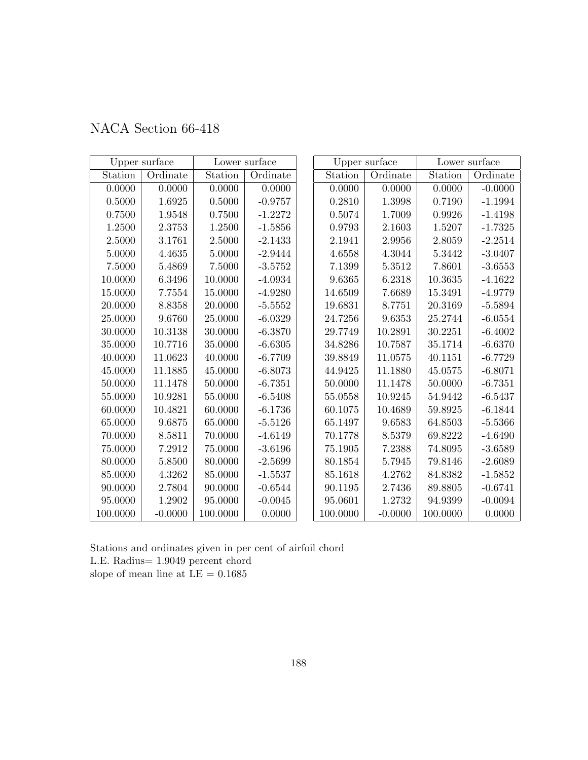# NACA Section 66-418

| Upper surface | | Lower surface | |
|---|---|---|---|
| Station | Ordinate | Station | Ordinate |
| 0.0000 | 0.0000 | 0.0000 | 0.0000 |
| 0.5000 | 1.6925 | 0.5000 | -0.9757 |
| 0.7500 | 1.9548 | 0.7500 | -1.2272 |
| 1.2500 | 2.3753 | 1.2500 | -1.5856 |
| 2.5000 | 3.1761 | 2.5000 | -2.1433 |
| 5.0000 | 4.4635 | 5.0000 | -2.9444 |
| 7.5000 | 5.4869 | 7.5000 | -3.5752 |
| 10.0000 | 6.3496 | 10.0000 | -4.0934 |
| 15.0000 | 7.7554 | 15.0000 | -4.9280 |
| 20.0000 | 8.8358 | 20.0000 | -5.5552 |
| 25.0000 | 9.6760 | 25.0000 | -6.0329 |
| 30.0000 | 10.3138 | 30.0000 | -6.3870 |
| 35.0000 | 10.7716 | 35.0000 | -6.6305 |
| 40.0000 | 11.0623 | 40.0000 | -6.7709 |
| 45.0000 | 11.1885 | 45.0000 | -6.8073 |
| 50.0000 | 11.1478 | 50.0000 | -6.7351 |
| 55.0000 | 10.9281 | 55.0000 | -6.5408 |
| 60.0000 | 10.4821 | 60.0000 | -6.1736 |
| 65.0000 | 9.6875 | 65.0000 | -5.5126 |
| 70.0000 | 8.5811 | 70.0000 | -4.6149 |
| 75.0000 | 7.2912 | 75.0000 | -3.6196 |
| 80.0000 | 5.8500 | 80.0000 | -2.5699 |
| 85.0000 | 4.3262 | 85.0000 | -1.5537 |
| 90.0000 | 2.7804 | 90.0000 | -0.6544 |
| 95.0000 | 1.2902 | 95.0000 | -0.0045 |
| 100.0000 | -0.0000 | 100.0000 | 0.0000 |

| Upper surface | | Lower surface | |
|---|---|---|---|
| Station | Ordinate | Station | Ordinate |
| 0.0000 | 0.0000 | 0.0000 | -0.0000 |
| 0.2810 | 1.3998 | 0.7190 | -1.1994 |
| 0.5074 | 1.7009 | 0.9926 | -1.4198 |
| 0.9793 | 2.1603 | 1.5207 | -1.7325 |
| 2.1941 | 2.9956 | 2.8059 | -2.2514 |
| 4.6558 | 4.3044 | 5.3442 | -3.0407 |
| 7.1399 | 5.3512 | 7.8601 | -3.6553 |
| 9.6365 | 6.2318 | 10.3635 | -4.1622 |
| 14.6509 | 7.6689 | 15.3491 | -4.9779 |
| 19.6831 | 8.7751 | 20.3169 | -5.5894 |
| 24.7256 | 9.6353 | 25.2744 | -6.0554 |
| 29.7749 | 10.2891 | 30.2251 | -6.4002 |
| 34.8286 | 10.7587 | 35.1714 | -6.6370 |
| 39.8849 | 11.0575 | 40.1151 | -6.7729 |
| 44.9425 | 11.1880 | 45.0575 | -6.8071 |
| 50.0000 | 11.1478 | 50.0000 | -6.7351 |
| 55.0558 | 10.9245 | 54.9442 | -6.5437 |
| 60.1075 | 10.4689 | 59.8925 | -6.1844 |
| 65.1497 | 9.6583 | 64.8503 | -5.5366 |
| 70.1778 | 8.5379 | 69.8222 | -4.6490 |
| 75.1905 | 7.2388 | 74.8095 | -3.6589 |
| 80.1854 | 5.7945 | 79.8146 | -2.6089 |
| 85.1618 | 4.2762 | 84.8382 | -1.5852 |
| 90.1195 | 2.7436 | 89.8805 | -0.6741 |
| 95.0601 | 1.2732 | 94.9399 | -0.0094 |
| 100.0000 | -0.0000 | 100.0000 | 0.0000 |

Stations and ordinates given in per cent of airfoil chord
L.E. Radius= 1.9049 percent chord
slope of mean line at LE = 0.1685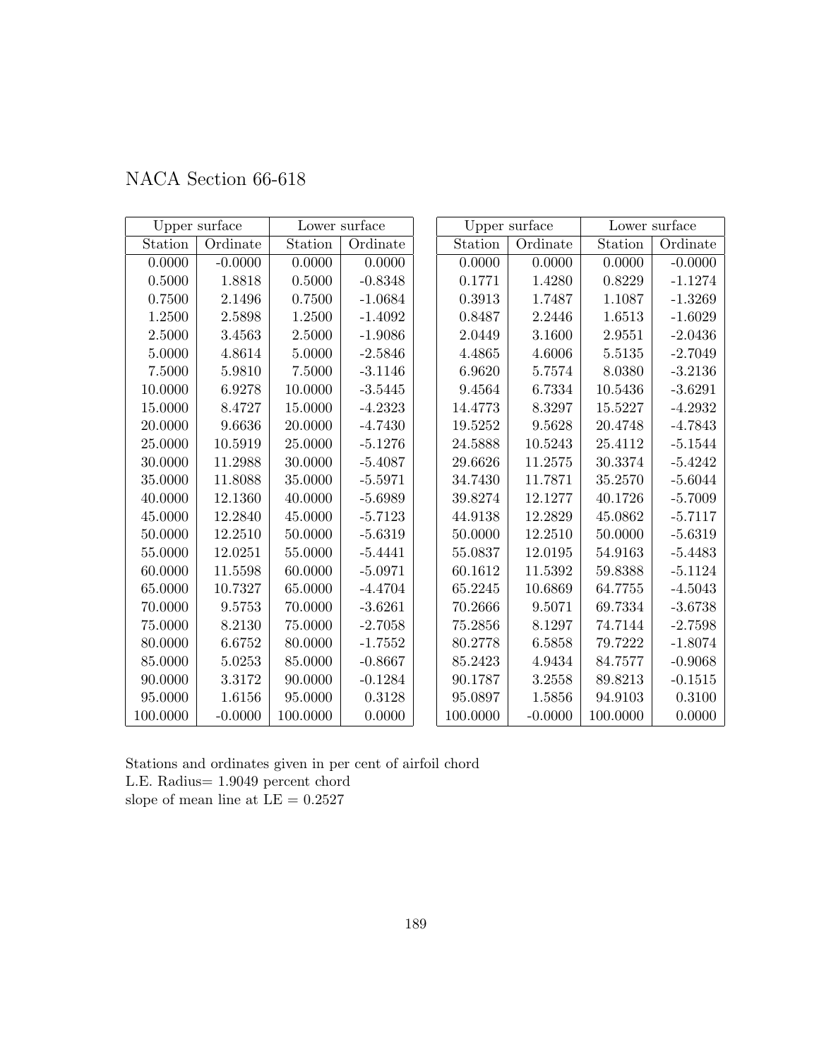# NACA Section 66-618

| Upper surface | | Lower surface | |
|---|---|---|---|
| Station | Ordinate | Station | Ordinate |
| 0.0000 | -0.0000 | 0.0000 | 0.0000 |
| 0.5000 | 1.8818 | 0.5000 | -0.8348 |
| 0.7500 | 2.1496 | 0.7500 | -1.0684 |
| 1.2500 | 2.5898 | 1.2500 | -1.4092 |
| 2.5000 | 3.4563 | 2.5000 | -1.9086 |
| 5.0000 | 4.8614 | 5.0000 | -2.5846 |
| 7.5000 | 5.9810 | 7.5000 | -3.1146 |
| 10.0000 | 6.9278 | 10.0000 | -3.5445 |
| 15.0000 | 8.4727 | 15.0000 | -4.2323 |
| 20.0000 | 9.6636 | 20.0000 | -4.7430 |
| 25.0000 | 10.5919 | 25.0000 | -5.1276 |
| 30.0000 | 11.2988 | 30.0000 | -5.4087 |
| 35.0000 | 11.8088 | 35.0000 | -5.5971 |
| 40.0000 | 12.1360 | 40.0000 | -5.6989 |
| 45.0000 | 12.2840 | 45.0000 | -5.7123 |
| 50.0000 | 12.2510 | 50.0000 | -5.6319 |
| 55.0000 | 12.0251 | 55.0000 | -5.4441 |
| 60.0000 | 11.5598 | 60.0000 | -5.0971 |
| 65.0000 | 10.7327 | 65.0000 | -4.4704 |
| 70.0000 | 9.5753 | 70.0000 | -3.6261 |
| 75.0000 | 8.2130 | 75.0000 | -2.7058 |
| 80.0000 | 6.6752 | 80.0000 | -1.7552 |
| 85.0000 | 5.0253 | 85.0000 | -0.8667 |
| 90.0000 | 3.3172 | 90.0000 | -0.1284 |
| 95.0000 | 1.6156 | 95.0000 | 0.3128 |
| 100.0000 | -0.0000 | 100.0000 | 0.0000 |

| Upper surface | | Lower surface | |
|---|---|---|---|
| Station | Ordinate | Station | Ordinate |
| 0.0000 | 0.0000 | 0.0000 | -0.0000 |
| 0.1771 | 1.4280 | 0.8229 | -1.1274 |
| 0.3913 | 1.7487 | 1.1087 | -1.3269 |
| 0.8487 | 2.2446 | 1.6513 | -1.6029 |
| 2.0449 | 3.1600 | 2.9551 | -2.0436 |
| 4.4865 | 4.6006 | 5.5135 | -2.7049 |
| 6.9620 | 5.7574 | 8.0380 | -3.2136 |
| 9.4564 | 6.7334 | 10.5436 | -3.6291 |
| 14.4773 | 8.3297 | 15.5227 | -4.2932 |
| 19.5252 | 9.5628 | 20.4748 | -4.7843 |
| 24.5888 | 10.5243 | 25.4112 | -5.1544 |
| 29.6626 | 11.2575 | 30.3374 | -5.4242 |
| 34.7430 | 11.7871 | 35.2570 | -5.6044 |
| 39.8274 | 12.1277 | 40.1726 | -5.7009 |
| 44.9138 | 12.2829 | 45.0862 | -5.7117 |
| 50.0000 | 12.2510 | 50.0000 | -5.6319 |
| 55.0837 | 12.0195 | 54.9163 | -5.4483 |
| 60.1612 | 11.5392 | 59.8388 | -5.1124 |
| 65.2245 | 10.6869 | 64.7755 | -4.5043 |
| 70.2666 | 9.5071 | 69.7334 | -3.6738 |
| 75.2856 | 8.1297 | 74.7144 | -2.7598 |
| 80.2778 | 6.5858 | 79.7222 | -1.8074 |
| 85.2423 | 4.9434 | 84.7577 | -0.9068 |
| 90.1787 | 3.2558 | 89.8213 | -0.1515 |
| 95.0897 | 1.5856 | 94.9103 | 0.3100 |
| 100.0000 | -0.0000 | 100.0000 | 0.0000 |

Stations and ordinates given in per cent of airfoil chord
L.E. Radius= 1.9049 percent chord
slope of mean line at LE = 0.2527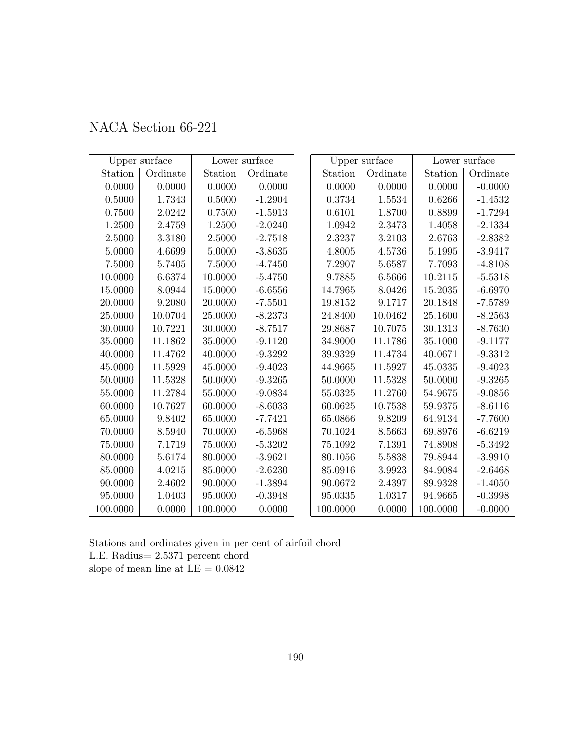# NACA Section 66-221

| Upper surface | | Lower surface | |
|---|---|---|---|
| Station | Ordinate | Station | Ordinate |
| 0.0000 | 0.0000 | 0.0000 | 0.0000 |
| 0.5000 | 1.7343 | 0.5000 | -1.2904 |
| 0.7500 | 2.0242 | 0.7500 | -1.5913 |
| 1.2500 | 2.4759 | 1.2500 | -2.0240 |
| 2.5000 | 3.3180 | 2.5000 | -2.7518 |
| 5.0000 | 4.6699 | 5.0000 | -3.8635 |
| 7.5000 | 5.7405 | 7.5000 | -4.7450 |
| 10.0000 | 6.6374 | 10.0000 | -5.4750 |
| 15.0000 | 8.0944 | 15.0000 | -6.6556 |
| 20.0000 | 9.2080 | 20.0000 | -7.5501 |
| 25.0000 | 10.0704 | 25.0000 | -8.2373 |
| 30.0000 | 10.7221 | 30.0000 | -8.7517 |
| 35.0000 | 11.1862 | 35.0000 | -9.1120 |
| 40.0000 | 11.4762 | 40.0000 | -9.3292 |
| 45.0000 | 11.5929 | 45.0000 | -9.4023 |
| 50.0000 | 11.5328 | 50.0000 | -9.3265 |
| 55.0000 | 11.2784 | 55.0000 | -9.0834 |
| 60.0000 | 10.7627 | 60.0000 | -8.6033 |
| 65.0000 | 9.8402 | 65.0000 | -7.7421 |
| 70.0000 | 8.5940 | 70.0000 | -6.5968 |
| 75.0000 | 7.1719 | 75.0000 | -5.3202 |
| 80.0000 | 5.6174 | 80.0000 | -3.9621 |
| 85.0000 | 4.0215 | 85.0000 | -2.6230 |
| 90.0000 | 2.4602 | 90.0000 | -1.3894 |
| 95.0000 | 1.0403 | 95.0000 | -0.3948 |
| 100.0000 | 0.0000 | 100.0000 | 0.0000 |

| Upper surface | | Lower surface | |
|---|---|---|---|
| Station | Ordinate | Station | Ordinate |
| 0.0000 | 0.0000 | 0.0000 | -0.0000 |
| 0.3734 | 1.5534 | 0.6266 | -1.4532 |
| 0.6101 | 1.8700 | 0.8899 | -1.7294 |
| 1.0942 | 2.3473 | 1.4058 | -2.1334 |
| 2.3237 | 3.2103 | 2.6763 | -2.8382 |
| 4.8005 | 4.5736 | 5.1995 | -3.9417 |
| 7.2907 | 5.6587 | 7.7093 | -4.8108 |
| 9.7885 | 6.5666 | 10.2115 | -5.5318 |
| 14.7965 | 8.0426 | 15.2035 | -6.6970 |
| 19.8152 | 9.1717 | 20.1848 | -7.5789 |
| 24.8400 | 10.0462 | 25.1600 | -8.2563 |
| 29.8687 | 10.7075 | 30.1313 | -8.7630 |
| 34.9000 | 11.1786 | 35.1000 | -9.1177 |
| 39.9329 | 11.4734 | 40.0671 | -9.3312 |
| 44.9665 | 11.5927 | 45.0335 | -9.4023 |
| 50.0000 | 11.5328 | 50.0000 | -9.3265 |
| 55.0325 | 11.2760 | 54.9675 | -9.0856 |
| 60.0625 | 10.7538 | 59.9375 | -8.6116 |
| 65.0866 | 9.8209 | 64.9134 | -7.7600 |
| 70.1024 | 8.5663 | 69.8976 | -6.6219 |
| 75.1092 | 7.1391 | 74.8908 | -5.3492 |
| 80.1056 | 5.5838 | 79.8944 | -3.9910 |
| 85.0916 | 3.9923 | 84.9084 | -2.6468 |
| 90.0672 | 2.4397 | 89.9328 | -1.4050 |
| 95.0335 | 1.0317 | 94.9665 | -0.3998 |
| 100.0000 | 0.0000 | 100.0000 | -0.0000 |

Stations and ordinates given in per cent of airfoil chord
L.E. Radius= 2.5371 percent chord
slope of mean line at LE = 0.0842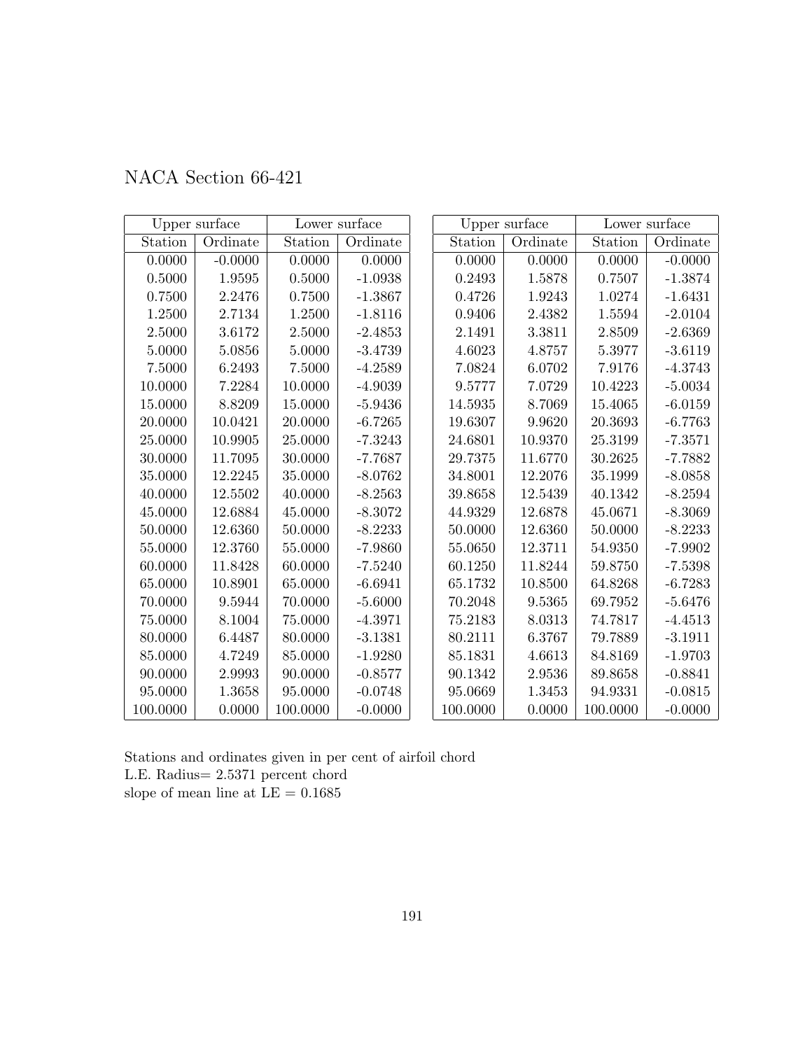# NACA Section 66-421

| Upper surface | | Lower surface | |
|---|---|---|---|
| Station | Ordinate | Station | Ordinate |
| 0.0000 | -0.0000 | 0.0000 | 0.0000 |
| 0.5000 | 1.9595 | 0.5000 | -1.0938 |
| 0.7500 | 2.2476 | 0.7500 | -1.3867 |
| 1.2500 | 2.7134 | 1.2500 | -1.8116 |
| 2.5000 | 3.6172 | 2.5000 | -2.4853 |
| 5.0000 | 5.0856 | 5.0000 | -3.4739 |
| 7.5000 | 6.2493 | 7.5000 | -4.2589 |
| 10.0000 | 7.2284 | 10.0000 | -4.9039 |
| 15.0000 | 8.8209 | 15.0000 | -5.9436 |
| 20.0000 | 10.0421 | 20.0000 | -6.7265 |
| 25.0000 | 10.9905 | 25.0000 | -7.3243 |
| 30.0000 | 11.7095 | 30.0000 | -7.7687 |
| 35.0000 | 12.2245 | 35.0000 | -8.0762 |
| 40.0000 | 12.5502 | 40.0000 | -8.2563 |
| 45.0000 | 12.6884 | 45.0000 | -8.3072 |
| 50.0000 | 12.6360 | 50.0000 | -8.2233 |
| 55.0000 | 12.3760 | 55.0000 | -7.9860 |
| 60.0000 | 11.8428 | 60.0000 | -7.5240 |
| 65.0000 | 10.8901 | 65.0000 | -6.6941 |
| 70.0000 | 9.5944 | 70.0000 | -5.6000 |
| 75.0000 | 8.1004 | 75.0000 | -4.3971 |
| 80.0000 | 6.4487 | 80.0000 | -3.1381 |
| 85.0000 | 4.7249 | 85.0000 | -1.9280 |
| 90.0000 | 2.9993 | 90.0000 | -0.8577 |
| 95.0000 | 1.3658 | 95.0000 | -0.0748 |
| 100.0000 | 0.0000 | 100.0000 | -0.0000 |

| Upper surface | | Lower surface | |
|---|---|---|---|
| Station | Ordinate | Station | Ordinate |
| 0.0000 | 0.0000 | 0.0000 | -0.0000 |
| 0.2493 | 1.5878 | 0.7507 | -1.3874 |
| 0.4726 | 1.9243 | 1.0274 | -1.6431 |
| 0.9406 | 2.4382 | 1.5594 | -2.0104 |
| 2.1491 | 3.3811 | 2.8509 | -2.6369 |
| 4.6023 | 4.8757 | 5.3977 | -3.6119 |
| 7.0824 | 6.0702 | 7.9176 | -4.3743 |
| 9.5777 | 7.0729 | 10.4223 | -5.0034 |
| 14.5935 | 8.7069 | 15.4065 | -6.0159 |
| 19.6307 | 9.9620 | 20.3693 | -6.7763 |
| 24.6801 | 10.9370 | 25.3199 | -7.3571 |
| 29.7375 | 11.6770 | 30.2625 | -7.7882 |
| 34.8001 | 12.2076 | 35.1999 | -8.0858 |
| 39.8658 | 12.5439 | 40.1342 | -8.2594 |
| 44.9329 | 12.6878 | 45.0671 | -8.3069 |
| 50.0000 | 12.6360 | 50.0000 | -8.2233 |
| 55.0650 | 12.3711 | 54.9350 | -7.9902 |
| 60.1250 | 11.8244 | 59.8750 | -7.5398 |
| 65.1732 | 10.8500 | 64.8268 | -6.7283 |
| 70.2048 | 9.5365 | 69.7952 | -5.6476 |
| 75.2183 | 8.0313 | 74.7817 | -4.4513 |
| 80.2111 | 6.3767 | 79.7889 | -3.1911 |
| 85.1831 | 4.6613 | 84.8169 | -1.9703 |
| 90.1342 | 2.9536 | 89.8658 | -0.8841 |
| 95.0669 | 1.3453 | 94.9331 | -0.0815 |
| 100.0000 | 0.0000 | 100.0000 | -0.0000 |

Stations and ordinates given in per cent of airfoil chord
L.E. Radius= 2.5371 percent chord
slope of mean line at LE = 0.1685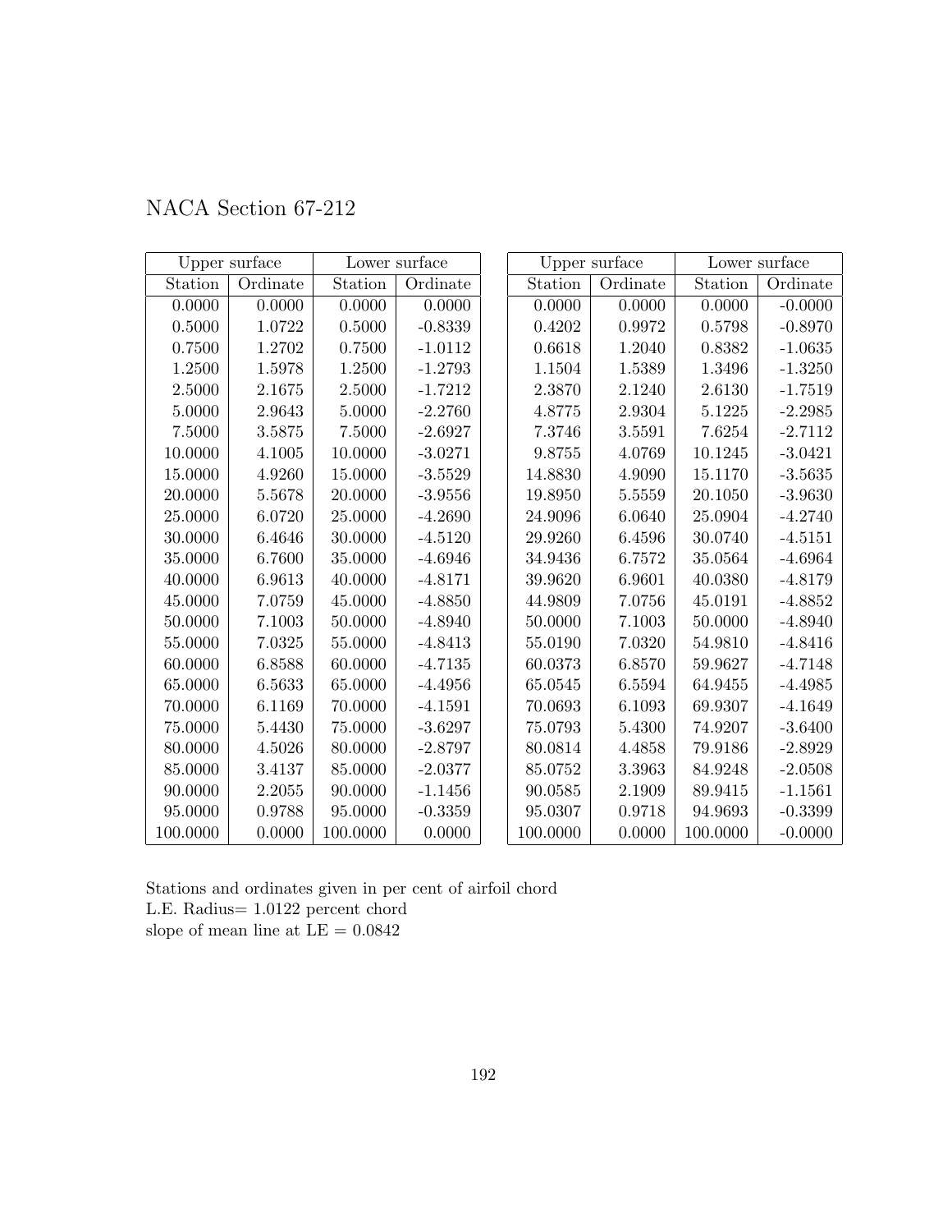## NACA Section 67-212

| Upper surface | | Lower surface | |
|---|---|---|---|
| Station | Ordinate | Station | Ordinate |
| 0.0000 | 0.0000 | 0.0000 | 0.0000 |
| 0.5000 | 1.0722 | 0.5000 | -0.8339 |
| 0.7500 | 1.2702 | 0.7500 | -1.0112 |
| 1.2500 | 1.5978 | 1.2500 | -1.2793 |
| 2.5000 | 2.1675 | 2.5000 | -1.7212 |
| 5.0000 | 2.9643 | 5.0000 | -2.2760 |
| 7.5000 | 3.5875 | 7.5000 | -2.6927 |
| 10.0000 | 4.1005 | 10.0000 | -3.0271 |
| 15.0000 | 4.9260 | 15.0000 | -3.5529 |
| 20.0000 | 5.5678 | 20.0000 | -3.9556 |
| 25.0000 | 6.0720 | 25.0000 | -4.2690 |
| 30.0000 | 6.4646 | 30.0000 | -4.5120 |
| 35.0000 | 6.7600 | 35.0000 | -4.6946 |
| 40.0000 | 6.9613 | 40.0000 | -4.8171 |
| 45.0000 | 7.0759 | 45.0000 | -4.8850 |
| 50.0000 | 7.1003 | 50.0000 | -4.8940 |
| 55.0000 | 7.0325 | 55.0000 | -4.8413 |
| 60.0000 | 6.8588 | 60.0000 | -4.7135 |
| 65.0000 | 6.5633 | 65.0000 | -4.4956 |
| 70.0000 | 6.1169 | 70.0000 | -4.1591 |
| 75.0000 | 5.4430 | 75.0000 | -3.6297 |
| 80.0000 | 4.5026 | 80.0000 | -2.8797 |
| 85.0000 | 3.4137 | 85.0000 | -2.0377 |
| 90.0000 | 2.2055 | 90.0000 | -1.1456 |
| 95.0000 | 0.9788 | 95.0000 | -0.3359 |
| 100.0000 | 0.0000 | 100.0000 | 0.0000 |

| Upper surface | | Lower surface | |
|---|---|---|---|
| Station | Ordinate | Station | Ordinate |
| 0.0000 | 0.0000 | 0.0000 | -0.0000 |
| 0.4202 | 0.9972 | 0.5798 | -0.8970 |
| 0.6618 | 1.2040 | 0.8382 | -1.0635 |
| 1.1504 | 1.5389 | 1.3496 | -1.3250 |
| 2.3870 | 2.1240 | 2.6130 | -1.7519 |
| 4.8775 | 2.9304 | 5.1225 | -2.2985 |
| 7.3746 | 3.5591 | 7.6254 | -2.7112 |
| 9.8755 | 4.0769 | 10.1245 | -3.0421 |
| 14.8830 | 4.9090 | 15.1170 | -3.5635 |
| 19.8950 | 5.5559 | 20.1050 | -3.9630 |
| 24.9096 | 6.0640 | 25.0904 | -4.2740 |
| 29.9260 | 6.4596 | 30.0740 | -4.5151 |
| 34.9436 | 6.7572 | 35.0564 | -4.6964 |
| 39.9620 | 6.9601 | 40.0380 | -4.8179 |
| 44.9809 | 7.0756 | 45.0191 | -4.8852 |
| 50.0000 | 7.1003 | 50.0000 | -4.8940 |
| 55.0190 | 7.0320 | 54.9810 | -4.8416 |
| 60.0373 | 6.8570 | 59.9627 | -4.7148 |
| 65.0545 | 6.5594 | 64.9455 | -4.4985 |
| 70.0693 | 6.1093 | 69.9307 | -4.1649 |
| 75.0793 | 5.4300 | 74.9207 | -3.6400 |
| 80.0814 | 4.4858 | 79.9186 | -2.8929 |
| 85.0752 | 3.3963 | 84.9248 | -2.0508 |
| 90.0585 | 2.1909 | 89.9415 | -1.1561 |
| 95.0307 | 0.9718 | 94.9693 | -0.3399 |
| 100.0000 | 0.0000 | 100.0000 | -0.0000 |

Stations and ordinates given in per cent of airfoil chord
L.E. Radius= 1.0122 percent chord
slope of mean line at LE = 0.0842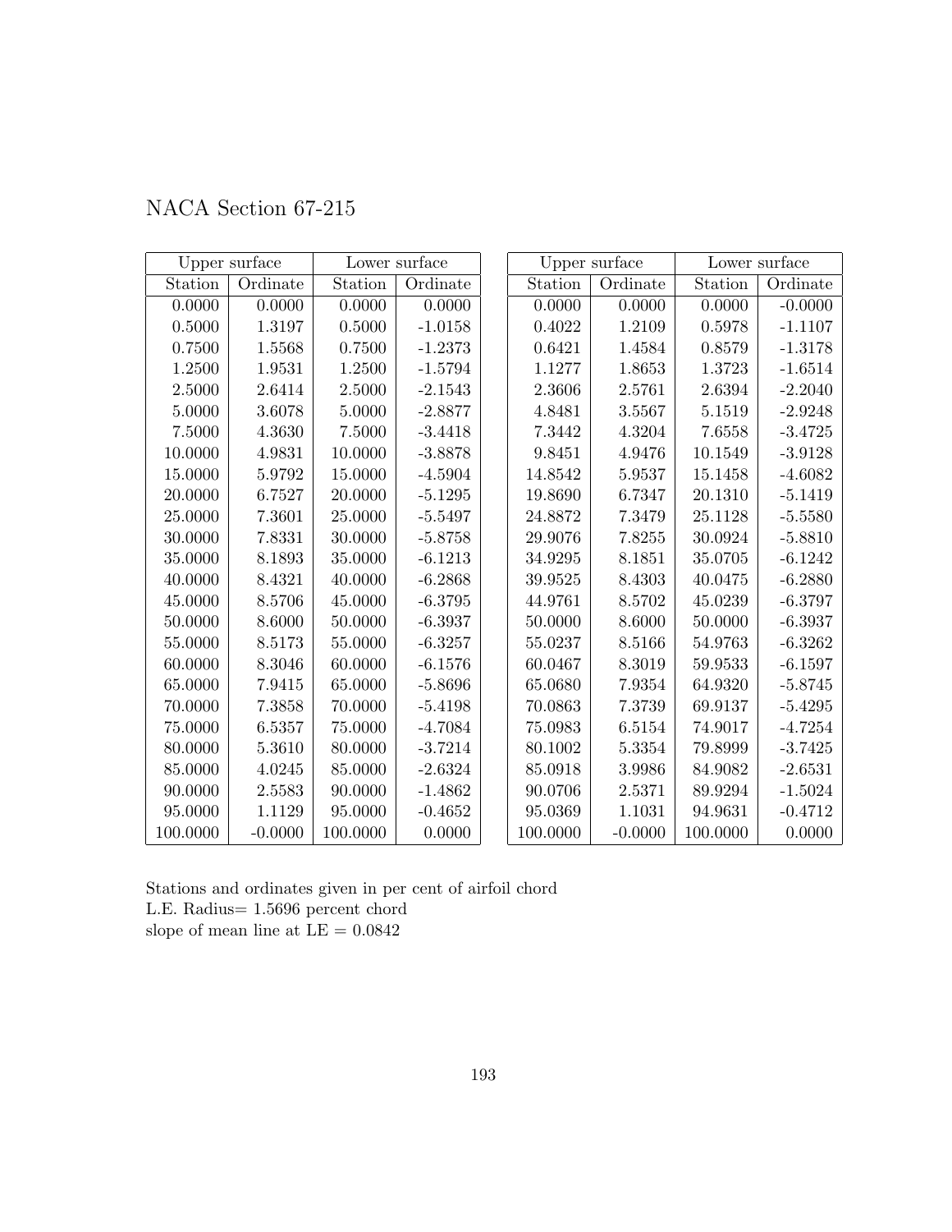NACA Section 67-215

| Upper surface | | Lower surface | |
|---|---|---|---|
| Station | Ordinate | Station | Ordinate |
| 0.0000 | 0.0000 | 0.0000 | 0.0000 |
| 0.5000 | 1.3197 | 0.5000 | -1.0158 |
| 0.7500 | 1.5568 | 0.7500 | -1.2373 |
| 1.2500 | 1.9531 | 1.2500 | -1.5794 |
| 2.5000 | 2.6414 | 2.5000 | -2.1543 |
| 5.0000 | 3.6078 | 5.0000 | -2.8877 |
| 7.5000 | 4.3630 | 7.5000 | -3.4418 |
| 10.0000 | 4.9831 | 10.0000 | -3.8878 |
| 15.0000 | 5.9792 | 15.0000 | -4.5904 |
| 20.0000 | 6.7527 | 20.0000 | -5.1295 |
| 25.0000 | 7.3601 | 25.0000 | -5.5497 |
| 30.0000 | 7.8331 | 30.0000 | -5.8758 |
| 35.0000 | 8.1893 | 35.0000 | -6.1213 |
| 40.0000 | 8.4321 | 40.0000 | -6.2868 |
| 45.0000 | 8.5706 | 45.0000 | -6.3795 |
| 50.0000 | 8.6000 | 50.0000 | -6.3937 |
| 55.0000 | 8.5173 | 55.0000 | -6.3257 |
| 60.0000 | 8.3046 | 60.0000 | -6.1576 |
| 65.0000 | 7.9415 | 65.0000 | -5.8696 |
| 70.0000 | 7.3858 | 70.0000 | -5.4198 |
| 75.0000 | 6.5357 | 75.0000 | -4.7084 |
| 80.0000 | 5.3610 | 80.0000 | -3.7214 |
| 85.0000 | 4.0245 | 85.0000 | -2.6324 |
| 90.0000 | 2.5583 | 90.0000 | -1.4862 |
| 95.0000 | 1.1129 | 95.0000 | -0.4652 |
| 100.0000 | -0.0000 | 100.0000 | 0.0000 |

| Upper surface | | Lower surface | |
|---|---|---|---|
| Station | Ordinate | Station | Ordinate |
| 0.0000 | 0.0000 | 0.0000 | -0.0000 |
| 0.4022 | 1.2109 | 0.5978 | -1.1107 |
| 0.6421 | 1.4584 | 0.8579 | -1.3178 |
| 1.1277 | 1.8653 | 1.3723 | -1.6514 |
| 2.3606 | 2.5761 | 2.6394 | -2.2040 |
| 4.8481 | 3.5567 | 5.1519 | -2.9248 |
| 7.3442 | 4.3204 | 7.6558 | -3.4725 |
| 9.8451 | 4.9476 | 10.1549 | -3.9128 |
| 14.8542 | 5.9537 | 15.1458 | -4.6082 |
| 19.8690 | 6.7347 | 20.1310 | -5.1419 |
| 24.8872 | 7.3479 | 25.1128 | -5.5580 |
| 29.9076 | 7.8255 | 30.0924 | -5.8810 |
| 34.9295 | 8.1851 | 35.0705 | -6.1242 |
| 39.9525 | 8.4303 | 40.0475 | -6.2880 |
| 44.9761 | 8.5702 | 45.0239 | -6.3797 |
| 50.0000 | 8.6000 | 50.0000 | -6.3937 |
| 55.0237 | 8.5166 | 54.9763 | -6.3262 |
| 60.0467 | 8.3019 | 59.9533 | -6.1597 |
| 65.0680 | 7.9354 | 64.9320 | -5.8745 |
| 70.0863 | 7.3739 | 69.9137 | -5.4295 |
| 75.0983 | 6.5154 | 74.9017 | -4.7254 |
| 80.1002 | 5.3354 | 79.8999 | -3.7425 |
| 85.0918 | 3.9986 | 84.9082 | -2.6531 |
| 90.0706 | 2.5371 | 89.9294 | -1.5024 |
| 95.0369 | 1.1031 | 94.9631 | -0.4712 |
| 100.0000 | -0.0000 | 100.0000 | 0.0000 |

Stations and ordinates given in per cent of airfoil chord
L.E. Radius= 1.5696 percent chord
slope of mean line at LE = 0.0842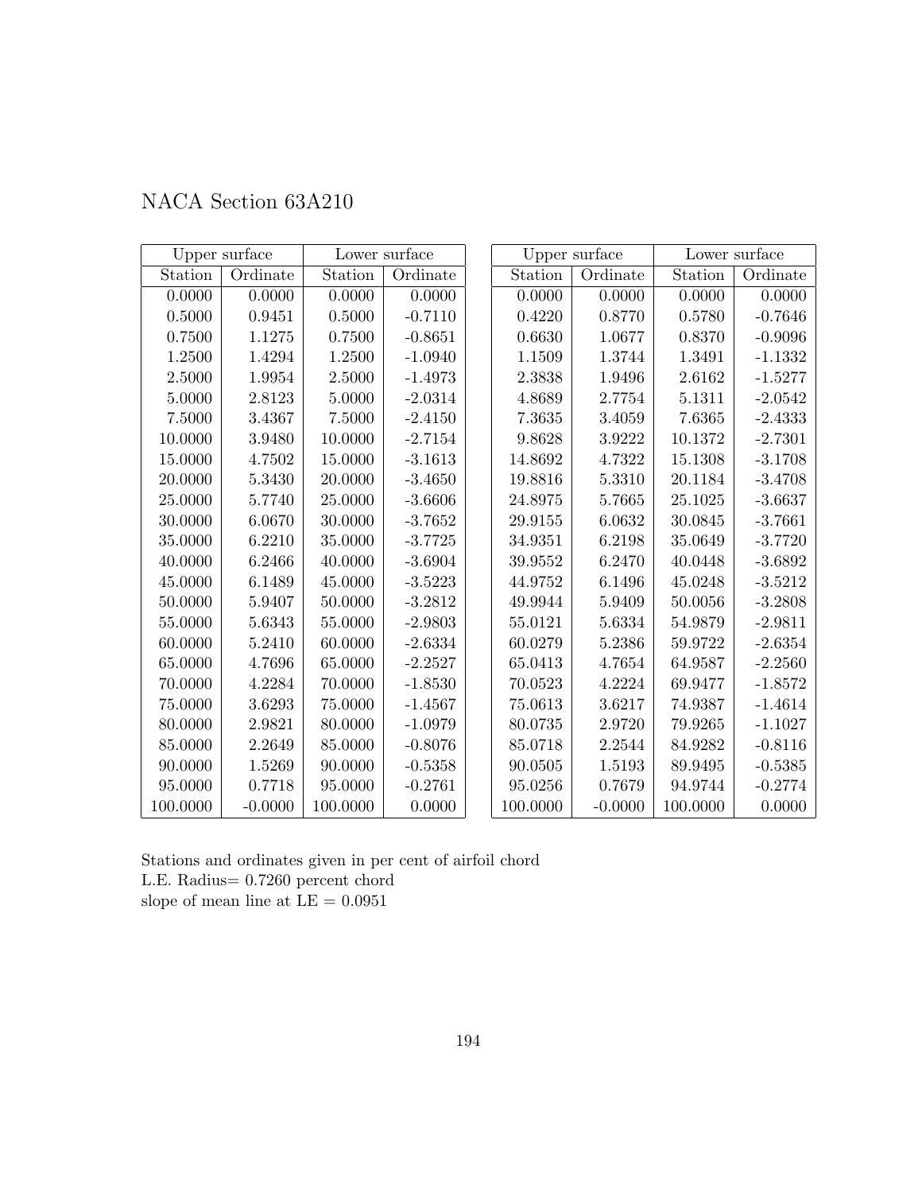# NACA Section 63A210

| Upper surface | | Lower surface | |
|---|---|---|---|
| Station | Ordinate | Station | Ordinate |
| 0.0000 | 0.0000 | 0.0000 | 0.0000 |
| 0.5000 | 0.9451 | 0.5000 | -0.7110 |
| 0.7500 | 1.1275 | 0.7500 | -0.8651 |
| 1.2500 | 1.4294 | 1.2500 | -1.0940 |
| 2.5000 | 1.9954 | 2.5000 | -1.4973 |
| 5.0000 | 2.8123 | 5.0000 | -2.0314 |
| 7.5000 | 3.4367 | 7.5000 | -2.4150 |
| 10.0000 | 3.9480 | 10.0000 | -2.7154 |
| 15.0000 | 4.7502 | 15.0000 | -3.1613 |
| 20.0000 | 5.3430 | 20.0000 | -3.4650 |
| 25.0000 | 5.7740 | 25.0000 | -3.6606 |
| 30.0000 | 6.0670 | 30.0000 | -3.7652 |
| 35.0000 | 6.2210 | 35.0000 | -3.7725 |
| 40.0000 | 6.2466 | 40.0000 | -3.6904 |
| 45.0000 | 6.1489 | 45.0000 | -3.5223 |
| 50.0000 | 5.9407 | 50.0000 | -3.2812 |
| 55.0000 | 5.6343 | 55.0000 | -2.9803 |
| 60.0000 | 5.2410 | 60.0000 | -2.6334 |
| 65.0000 | 4.7696 | 65.0000 | -2.2527 |
| 70.0000 | 4.2284 | 70.0000 | -1.8530 |
| 75.0000 | 3.6293 | 75.0000 | -1.4567 |
| 80.0000 | 2.9821 | 80.0000 | -1.0979 |
| 85.0000 | 2.2649 | 85.0000 | -0.8076 |
| 90.0000 | 1.5269 | 90.0000 | -0.5358 |
| 95.0000 | 0.7718 | 95.0000 | -0.2761 |
| 100.0000 | -0.0000 | 100.0000 | 0.0000 |

| Upper surface | | Lower surface | |
|---|---|---|---|
| Station | Ordinate | Station | Ordinate |
| 0.0000 | 0.0000 | 0.0000 | 0.0000 |
| 0.4220 | 0.8770 | 0.5780 | -0.7646 |
| 0.6630 | 1.0677 | 0.8370 | -0.9096 |
| 1.1509 | 1.3744 | 1.3491 | -1.1332 |
| 2.3838 | 1.9496 | 2.6162 | -1.5277 |
| 4.8689 | 2.7754 | 5.1311 | -2.0542 |
| 7.3635 | 3.4059 | 7.6365 | -2.4333 |
| 9.8628 | 3.9222 | 10.1372 | -2.7301 |
| 14.8692 | 4.7322 | 15.1308 | -3.1708 |
| 19.8816 | 5.3310 | 20.1184 | -3.4708 |
| 24.8975 | 5.7665 | 25.1025 | -3.6637 |
| 29.9155 | 6.0632 | 30.0845 | -3.7661 |
| 34.9351 | 6.2198 | 35.0649 | -3.7720 |
| 39.9552 | 6.2470 | 40.0448 | -3.6892 |
| 44.9752 | 6.1496 | 45.0248 | -3.5212 |
| 49.9944 | 5.9409 | 50.0056 | -3.2808 |
| 55.0121 | 5.6334 | 54.9879 | -2.9811 |
| 60.0279 | 5.2386 | 59.9722 | -2.6354 |
| 65.0413 | 4.7654 | 64.9587 | -2.2560 |
| 70.0523 | 4.2224 | 69.9477 | -1.8572 |
| 75.0613 | 3.6217 | 74.9387 | -1.4614 |
| 80.0735 | 2.9720 | 79.9265 | -1.1027 |
| 85.0718 | 2.2544 | 84.9282 | -0.8116 |
| 90.0505 | 1.5193 | 89.9495 | -0.5385 |
| 95.0256 | 0.7679 | 94.9744 | -0.2774 |
| 100.0000 | -0.0000 | 100.0000 | 0.0000 |

Stations and ordinates given in per cent of airfoil chord
L.E. Radius= 0.7260 percent chord
slope of mean line at LE = 0.0951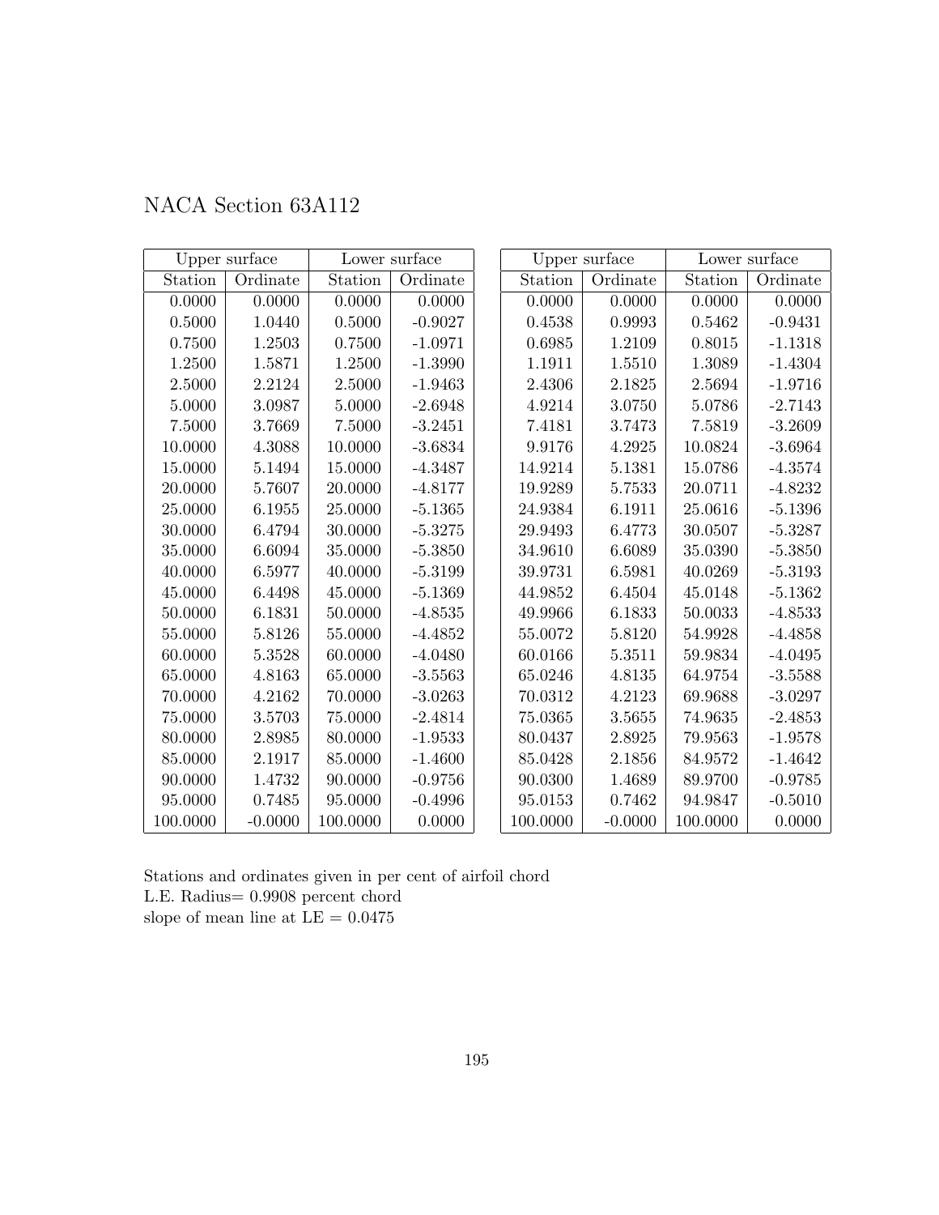# NACA Section 63A112

| Upper surface | | Lower surface | |
|---|---|---|---|
| Station | Ordinate | Station | Ordinate |
| 0.0000 | 0.0000 | 0.0000 | 0.0000 |
| 0.5000 | 1.0440 | 0.5000 | -0.9027 |
| 0.7500 | 1.2503 | 0.7500 | -1.0971 |
| 1.2500 | 1.5871 | 1.2500 | -1.3990 |
| 2.5000 | 2.2124 | 2.5000 | -1.9463 |
| 5.0000 | 3.0987 | 5.0000 | -2.6948 |
| 7.5000 | 3.7669 | 7.5000 | -3.2451 |
| 10.0000 | 4.3088 | 10.0000 | -3.6834 |
| 15.0000 | 5.1494 | 15.0000 | -4.3487 |
| 20.0000 | 5.7607 | 20.0000 | -4.8177 |
| 25.0000 | 6.1955 | 25.0000 | -5.1365 |
| 30.0000 | 6.4794 | 30.0000 | -5.3275 |
| 35.0000 | 6.6094 | 35.0000 | -5.3850 |
| 40.0000 | 6.5977 | 40.0000 | -5.3199 |
| 45.0000 | 6.4498 | 45.0000 | -5.1369 |
| 50.0000 | 6.1831 | 50.0000 | -4.8535 |
| 55.0000 | 5.8126 | 55.0000 | -4.4852 |
| 60.0000 | 5.3528 | 60.0000 | -4.0480 |
| 65.0000 | 4.8163 | 65.0000 | -3.5563 |
| 70.0000 | 4.2162 | 70.0000 | -3.0263 |
| 75.0000 | 3.5703 | 75.0000 | -2.4814 |
| 80.0000 | 2.8985 | 80.0000 | -1.9533 |
| 85.0000 | 2.1917 | 85.0000 | -1.4600 |
| 90.0000 | 1.4732 | 90.0000 | -0.9756 |
| 95.0000 | 0.7485 | 95.0000 | -0.4996 |
| 100.0000 | -0.0000 | 100.0000 | 0.0000 |

| Upper surface | | Lower surface | |
|---|---|---|---|
| Station | Ordinate | Station | Ordinate |
| 0.0000 | 0.0000 | 0.0000 | 0.0000 |
| 0.4538 | 0.9993 | 0.5462 | -0.9431 |
| 0.6985 | 1.2109 | 0.8015 | -1.1318 |
| 1.1911 | 1.5510 | 1.3089 | -1.4304 |
| 2.4306 | 2.1825 | 2.5694 | -1.9716 |
| 4.9214 | 3.0750 | 5.0786 | -2.7143 |
| 7.4181 | 3.7473 | 7.5819 | -3.2609 |
| 9.9176 | 4.2925 | 10.0824 | -3.6964 |
| 14.9214 | 5.1381 | 15.0786 | -4.3574 |
| 19.9289 | 5.7533 | 20.0711 | -4.8232 |
| 24.9384 | 6.1911 | 25.0616 | -5.1396 |
| 29.9493 | 6.4773 | 30.0507 | -5.3287 |
| 34.9610 | 6.6089 | 35.0390 | -5.3850 |
| 39.9731 | 6.5981 | 40.0269 | -5.3193 |
| 44.9852 | 6.4504 | 45.0148 | -5.1362 |
| 49.9966 | 6.1833 | 50.0033 | -4.8533 |
| 55.0072 | 5.8120 | 54.9928 | -4.4858 |
| 60.0166 | 5.3511 | 59.9834 | -4.0495 |
| 65.0246 | 4.8135 | 64.9754 | -3.5588 |
| 70.0312 | 4.2123 | 69.9688 | -3.0297 |
| 75.0365 | 3.5655 | 74.9635 | -2.4853 |
| 80.0437 | 2.8925 | 79.9563 | -1.9578 |
| 85.0428 | 2.1856 | 84.9572 | -1.4642 |
| 90.0300 | 1.4689 | 89.9700 | -0.9785 |
| 95.0153 | 0.7462 | 94.9847 | -0.5010 |
| 100.0000 | -0.0000 | 100.0000 | 0.0000 |

Stations and ordinates given in per cent of airfoil chord
L.E. Radius= 0.9908 percent chord
slope of mean line at LE = 0.0475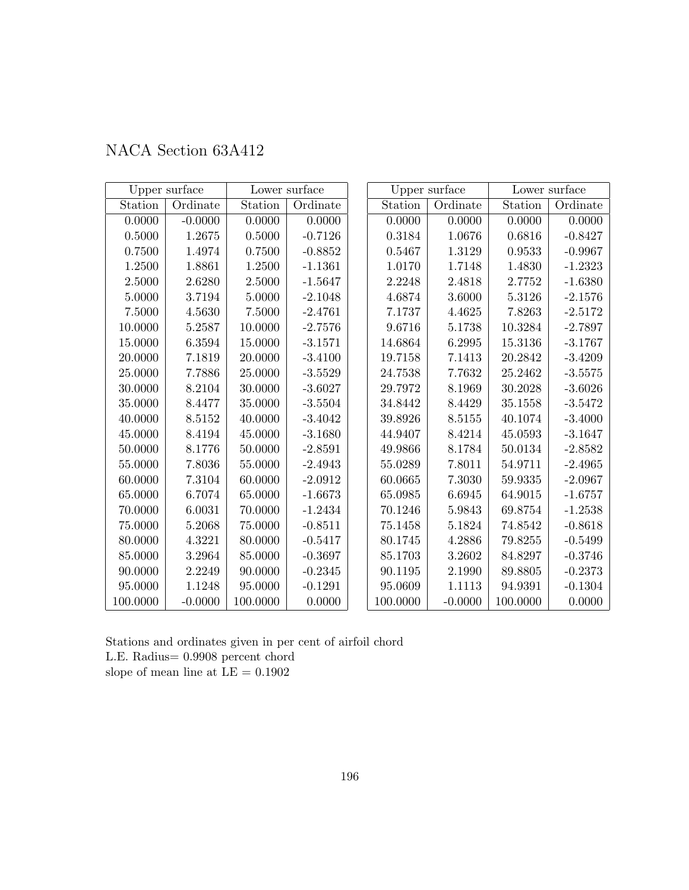# NACA Section 63A412

| Upper surface | | Lower surface | |
|---|---|---|---|
| Station | Ordinate | Station | Ordinate |
| 0.0000 | -0.0000 | 0.0000 | 0.0000 |
| 0.5000 | 1.2675 | 0.5000 | -0.7126 |
| 0.7500 | 1.4974 | 0.7500 | -0.8852 |
| 1.2500 | 1.8861 | 1.2500 | -1.1361 |
| 2.5000 | 2.6280 | 2.5000 | -1.5647 |
| 5.0000 | 3.7194 | 5.0000 | -2.1048 |
| 7.5000 | 4.5630 | 7.5000 | -2.4761 |
| 10.0000 | 5.2587 | 10.0000 | -2.7576 |
| 15.0000 | 6.3594 | 15.0000 | -3.1571 |
| 20.0000 | 7.1819 | 20.0000 | -3.4100 |
| 25.0000 | 7.7886 | 25.0000 | -3.5529 |
| 30.0000 | 8.2104 | 30.0000 | -3.6027 |
| 35.0000 | 8.4477 | 35.0000 | -3.5504 |
| 40.0000 | 8.5152 | 40.0000 | -3.4042 |
| 45.0000 | 8.4194 | 45.0000 | -3.1680 |
| 50.0000 | 8.1776 | 50.0000 | -2.8591 |
| 55.0000 | 7.8036 | 55.0000 | -2.4943 |
| 60.0000 | 7.3104 | 60.0000 | -2.0912 |
| 65.0000 | 6.7074 | 65.0000 | -1.6673 |
| 70.0000 | 6.0031 | 70.0000 | -1.2434 |
| 75.0000 | 5.2068 | 75.0000 | -0.8511 |
| 80.0000 | 4.3221 | 80.0000 | -0.5417 |
| 85.0000 | 3.2964 | 85.0000 | -0.3697 |
| 90.0000 | 2.2249 | 90.0000 | -0.2345 |
| 95.0000 | 1.1248 | 95.0000 | -0.1291 |
| 100.0000 | -0.0000 | 100.0000 | 0.0000 |

| Upper surface | | Lower surface | |
|---|---|---|---|
| Station | Ordinate | Station | Ordinate |
| 0.0000 | 0.0000 | 0.0000 | 0.0000 |
| 0.3184 | 1.0676 | 0.6816 | -0.8427 |
| 0.5467 | 1.3129 | 0.9533 | -0.9967 |
| 1.0170 | 1.7148 | 1.4830 | -1.2323 |
| 2.2248 | 2.4818 | 2.7752 | -1.6380 |
| 4.6874 | 3.6000 | 5.3126 | -2.1576 |
| 7.1737 | 4.4625 | 7.8263 | -2.5172 |
| 9.6716 | 5.1738 | 10.3284 | -2.7897 |
| 14.6864 | 6.2995 | 15.3136 | -3.1767 |
| 19.7158 | 7.1413 | 20.2842 | -3.4209 |
| 24.7538 | 7.7632 | 25.2462 | -3.5575 |
| 29.7972 | 8.1969 | 30.2028 | -3.6026 |
| 34.8442 | 8.4429 | 35.1558 | -3.5472 |
| 39.8926 | 8.5155 | 40.1074 | -3.4000 |
| 44.9407 | 8.4214 | 45.0593 | -3.1647 |
| 49.9866 | 8.1784 | 50.0134 | -2.8582 |
| 55.0289 | 7.8011 | 54.9711 | -2.4965 |
| 60.0665 | 7.3030 | 59.9335 | -2.0967 |
| 65.0985 | 6.6945 | 64.9015 | -1.6757 |
| 70.1246 | 5.9843 | 69.8754 | -1.2538 |
| 75.1458 | 5.1824 | 74.8542 | -0.8618 |
| 80.1745 | 4.2886 | 79.8255 | -0.5499 |
| 85.1703 | 3.2602 | 84.8297 | -0.3746 |
| 90.1195 | 2.1990 | 89.8805 | -0.2373 |
| 95.0609 | 1.1113 | 94.9391 | -0.1304 |
| 100.0000 | -0.0000 | 100.0000 | 0.0000 |

Stations and ordinates given in per cent of airfoil chord
L.E. Radius= 0.9908 percent chord
slope of mean line at LE = 0.1902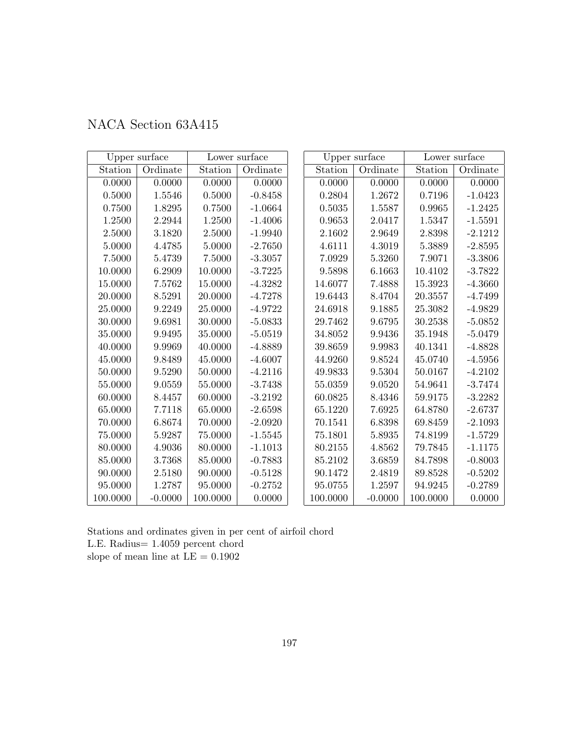# NACA Section 63A415

| Upper surface | | Lower surface | |
|---|---|---|---|
| Station | Ordinate | Station | Ordinate |
| 0.0000 | 0.0000 | 0.0000 | 0.0000 |
| 0.5000 | 1.5546 | 0.5000 | -0.8458 |
| 0.7500 | 1.8295 | 0.7500 | -1.0664 |
| 1.2500 | 2.2944 | 1.2500 | -1.4006 |
| 2.5000 | 3.1820 | 2.5000 | -1.9940 |
| 5.0000 | 4.4785 | 5.0000 | -2.7650 |
| 7.5000 | 5.4739 | 7.5000 | -3.3057 |
| 10.0000 | 6.2909 | 10.0000 | -3.7225 |
| 15.0000 | 7.5762 | 15.0000 | -4.3282 |
| 20.0000 | 8.5291 | 20.0000 | -4.7278 |
| 25.0000 | 9.2249 | 25.0000 | -4.9722 |
| 30.0000 | 9.6981 | 30.0000 | -5.0833 |
| 35.0000 | 9.9495 | 35.0000 | -5.0519 |
| 40.0000 | 9.9969 | 40.0000 | -4.8889 |
| 45.0000 | 9.8489 | 45.0000 | -4.6007 |
| 50.0000 | 9.5290 | 50.0000 | -4.2116 |
| 55.0000 | 9.0559 | 55.0000 | -3.7438 |
| 60.0000 | 8.4457 | 60.0000 | -3.2192 |
| 65.0000 | 7.7118 | 65.0000 | -2.6598 |
| 70.0000 | 6.8674 | 70.0000 | -2.0920 |
| 75.0000 | 5.9287 | 75.0000 | -1.5545 |
| 80.0000 | 4.9036 | 80.0000 | -1.1013 |
| 85.0000 | 3.7368 | 85.0000 | -0.7883 |
| 90.0000 | 2.5180 | 90.0000 | -0.5128 |
| 95.0000 | 1.2787 | 95.0000 | -0.2752 |
| 100.0000 | -0.0000 | 100.0000 | 0.0000 |

| Upper surface | | Lower surface | |
|---|---|---|---|
| Station | Ordinate | Station | Ordinate |
| 0.0000 | 0.0000 | 0.0000 | 0.0000 |
| 0.2804 | 1.2672 | 0.7196 | -1.0423 |
| 0.5035 | 1.5587 | 0.9965 | -1.2425 |
| 0.9653 | 2.0417 | 1.5347 | -1.5591 |
| 2.1602 | 2.9649 | 2.8398 | -2.1212 |
| 4.6111 | 4.3019 | 5.3889 | -2.8595 |
| 7.0929 | 5.3260 | 7.9071 | -3.3806 |
| 9.5898 | 6.1663 | 10.4102 | -3.7822 |
| 14.6077 | 7.4888 | 15.3923 | -4.3660 |
| 19.6443 | 8.4704 | 20.3557 | -4.7499 |
| 24.6918 | 9.1885 | 25.3082 | -4.9829 |
| 29.7462 | 9.6795 | 30.2538 | -5.0852 |
| 34.8052 | 9.9436 | 35.1948 | -5.0479 |
| 39.8659 | 9.9983 | 40.1341 | -4.8828 |
| 44.9260 | 9.8524 | 45.0740 | -4.5956 |
| 49.9833 | 9.5304 | 50.0167 | -4.2102 |
| 55.0359 | 9.0520 | 54.9641 | -3.7474 |
| 60.0825 | 8.4346 | 59.9175 | -3.2282 |
| 65.1220 | 7.6925 | 64.8780 | -2.6737 |
| 70.1541 | 6.8398 | 69.8459 | -2.1093 |
| 75.1801 | 5.8935 | 74.8199 | -1.5729 |
| 80.2155 | 4.8562 | 79.7845 | -1.1175 |
| 85.2102 | 3.6859 | 84.7898 | -0.8003 |
| 90.1472 | 2.4819 | 89.8528 | -0.5202 |
| 95.0755 | 1.2597 | 94.9245 | -0.2789 |
| 100.0000 | -0.0000 | 100.0000 | 0.0000 |

Stations and ordinates given in per cent of airfoil chord
L.E. Radius= 1.4059 percent chord
slope of mean line at LE = 0.1902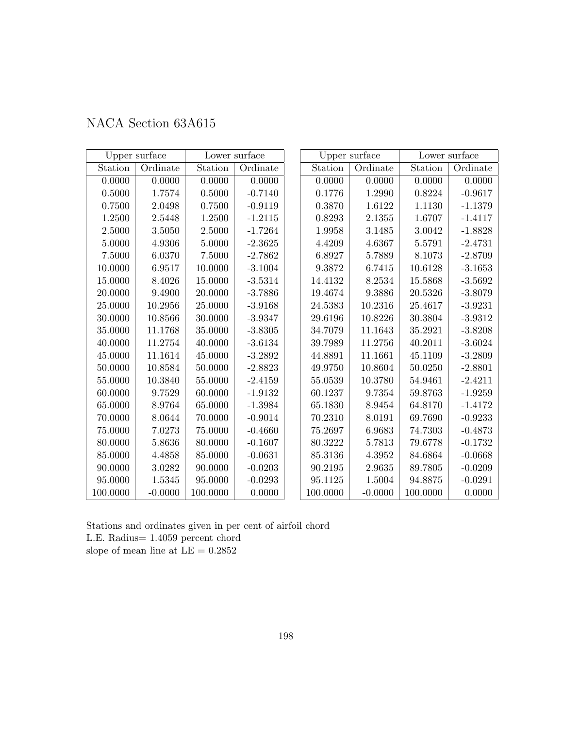# NACA Section 63A615

| Upper surface | | Lower surface | |
|---|---|---|---|
| Station | Ordinate | Station | Ordinate |
| 0.0000 | 0.0000 | 0.0000 | 0.0000 |
| 0.5000 | 1.7574 | 0.5000 | -0.7140 |
| 0.7500 | 2.0498 | 0.7500 | -0.9119 |
| 1.2500 | 2.5448 | 1.2500 | -1.2115 |
| 2.5000 | 3.5050 | 2.5000 | -1.7264 |
| 5.0000 | 4.9306 | 5.0000 | -2.3625 |
| 7.5000 | 6.0370 | 7.5000 | -2.7862 |
| 10.0000 | 6.9517 | 10.0000 | -3.1004 |
| 15.0000 | 8.4026 | 15.0000 | -3.5314 |
| 20.0000 | 9.4900 | 20.0000 | -3.7886 |
| 25.0000 | 10.2956 | 25.0000 | -3.9168 |
| 30.0000 | 10.8566 | 30.0000 | -3.9347 |
| 35.0000 | 11.1768 | 35.0000 | -3.8305 |
| 40.0000 | 11.2754 | 40.0000 | -3.6134 |
| 45.0000 | 11.1614 | 45.0000 | -3.2892 |
| 50.0000 | 10.8584 | 50.0000 | -2.8823 |
| 55.0000 | 10.3840 | 55.0000 | -2.4159 |
| 60.0000 | 9.7529 | 60.0000 | -1.9132 |
| 65.0000 | 8.9764 | 65.0000 | -1.3984 |
| 70.0000 | 8.0644 | 70.0000 | -0.9014 |
| 75.0000 | 7.0273 | 75.0000 | -0.4660 |
| 80.0000 | 5.8636 | 80.0000 | -0.1607 |
| 85.0000 | 4.4858 | 85.0000 | -0.0631 |
| 90.0000 | 3.0282 | 90.0000 | -0.0203 |
| 95.0000 | 1.5345 | 95.0000 | -0.0293 |
| 100.0000 | -0.0000 | 100.0000 | 0.0000 |

| Upper surface | | Lower surface | |
|---|---|---|---|
| Station | Ordinate | Station | Ordinate |
| 0.0000 | 0.0000 | 0.0000 | 0.0000 |
| 0.1776 | 1.2990 | 0.8224 | -0.9617 |
| 0.3870 | 1.6122 | 1.1130 | -1.1379 |
| 0.8293 | 2.1355 | 1.6707 | -1.4117 |
| 1.9958 | 3.1485 | 3.0042 | -1.8828 |
| 4.4209 | 4.6367 | 5.5791 | -2.4731 |
| 6.8927 | 5.7889 | 8.1073 | -2.8709 |
| 9.3872 | 6.7415 | 10.6128 | -3.1653 |
| 14.4132 | 8.2534 | 15.5868 | -3.5692 |
| 19.4674 | 9.3886 | 20.5326 | -3.8079 |
| 24.5383 | 10.2316 | 25.4617 | -3.9231 |
| 29.6196 | 10.8226 | 30.3804 | -3.9312 |
| 34.7079 | 11.1643 | 35.2921 | -3.8208 |
| 39.7989 | 11.2756 | 40.2011 | -3.6024 |
| 44.8891 | 11.1661 | 45.1109 | -3.2809 |
| 49.9750 | 10.8604 | 50.0250 | -2.8801 |
| 55.0539 | 10.3780 | 54.9461 | -2.4211 |
| 60.1237 | 9.7354 | 59.8763 | -1.9259 |
| 65.1830 | 8.9454 | 64.8170 | -1.4172 |
| 70.2310 | 8.0191 | 69.7690 | -0.9233 |
| 75.2697 | 6.9683 | 74.7303 | -0.4873 |
| 80.3222 | 5.7813 | 79.6778 | -0.1732 |
| 85.3136 | 4.3952 | 84.6864 | -0.0668 |
| 90.2195 | 2.9635 | 89.7805 | -0.0209 |
| 95.1125 | 1.5004 | 94.8875 | -0.0291 |
| 100.0000 | -0.0000 | 100.0000 | 0.0000 |

Stations and ordinates given in per cent of airfoil chord
L.E. Radius= 1.4059 percent chord
slope of mean line at LE = 0.2852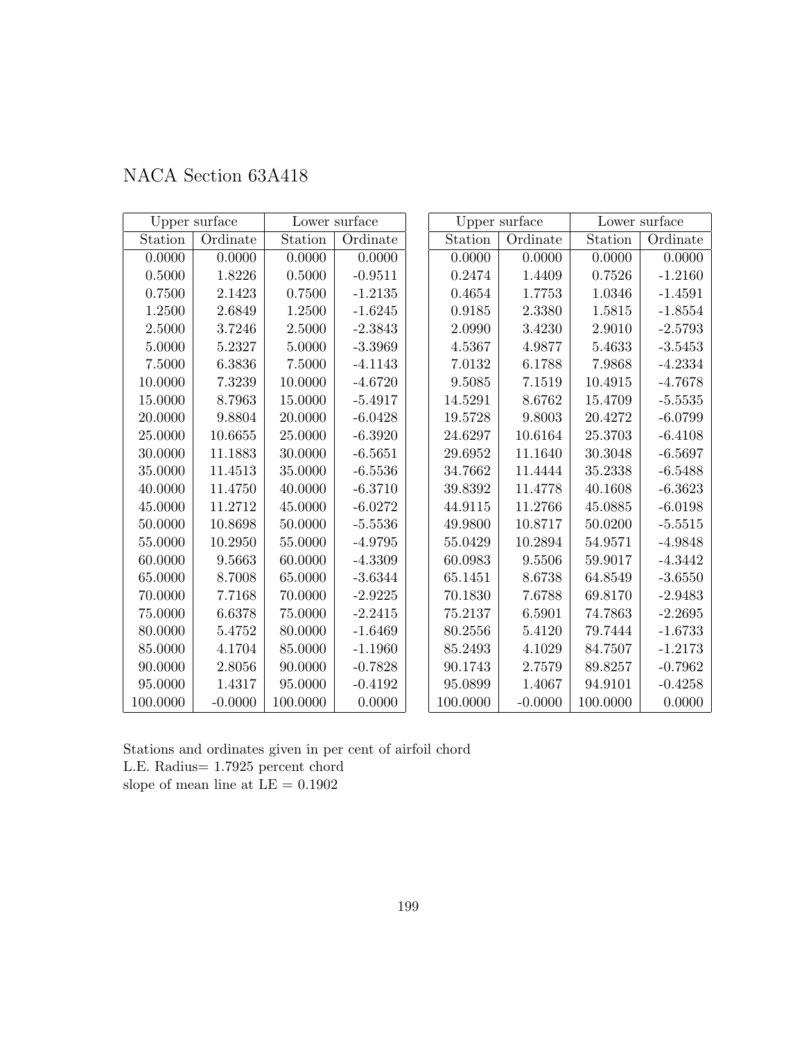# NACA Section 63A418

| Upper surface | | Lower surface | |
|---|---|---|---|
| Station | Ordinate | Station | Ordinate |
| 0.0000 | 0.0000 | 0.0000 | 0.0000 |
| 0.5000 | 1.8226 | 0.5000 | -0.9511 |
| 0.7500 | 2.1423 | 0.7500 | -1.2135 |
| 1.2500 | 2.6849 | 1.2500 | -1.6245 |
| 2.5000 | 3.7246 | 2.5000 | -2.3843 |
| 5.0000 | 5.2327 | 5.0000 | -3.3969 |
| 7.5000 | 6.3836 | 7.5000 | -4.1143 |
| 10.0000 | 7.3239 | 10.0000 | -4.6720 |
| 15.0000 | 8.7963 | 15.0000 | -5.4917 |
| 20.0000 | 9.8804 | 20.0000 | -6.0428 |
| 25.0000 | 10.6655 | 25.0000 | -6.3920 |
| 30.0000 | 11.1883 | 30.0000 | -6.5651 |
| 35.0000 | 11.4513 | 35.0000 | -6.5536 |
| 40.0000 | 11.4750 | 40.0000 | -6.3710 |
| 45.0000 | 11.2712 | 45.0000 | -6.0272 |
| 50.0000 | 10.8698 | 50.0000 | -5.5536 |
| 55.0000 | 10.2950 | 55.0000 | -4.9795 |
| 60.0000 | 9.5663 | 60.0000 | -4.3309 |
| 65.0000 | 8.7008 | 65.0000 | -3.6344 |
| 70.0000 | 7.7168 | 70.0000 | -2.9225 |
| 75.0000 | 6.6378 | 75.0000 | -2.2415 |
| 80.0000 | 5.4752 | 80.0000 | -1.6469 |
| 85.0000 | 4.1704 | 85.0000 | -1.1960 |
| 90.0000 | 2.8056 | 90.0000 | -0.7828 |
| 95.0000 | 1.4317 | 95.0000 | -0.4192 |
| 100.0000 | -0.0000 | 100.0000 | 0.0000 |

| Upper surface | | Lower surface | |
|---|---|---|---|
| Station | Ordinate | Station | Ordinate |
| 0.0000 | 0.0000 | 0.0000 | 0.0000 |
| 0.2474 | 1.4409 | 0.7526 | -1.2160 |
| 0.4654 | 1.7753 | 1.0346 | -1.4591 |
| 0.9185 | 2.3380 | 1.5815 | -1.8554 |
| 2.0990 | 3.4230 | 2.9010 | -2.5793 |
| 4.5367 | 4.9877 | 5.4633 | -3.5453 |
| 7.0132 | 6.1788 | 7.9868 | -4.2334 |
| 9.5085 | 7.1519 | 10.4915 | -4.7678 |
| 14.5291 | 8.6762 | 15.4709 | -5.5535 |
| 19.5728 | 9.8003 | 20.4272 | -6.0799 |
| 24.6297 | 10.6164 | 25.3703 | -6.4108 |
| 29.6952 | 11.1640 | 30.3048 | -6.5697 |
| 34.7662 | 11.4444 | 35.2338 | -6.5488 |
| 39.8392 | 11.4778 | 40.1608 | -6.3623 |
| 44.9115 | 11.2766 | 45.0885 | -6.0198 |
| 49.9800 | 10.8717 | 50.0200 | -5.5515 |
| 55.0429 | 10.2894 | 54.9571 | -4.9848 |
| 60.0983 | 9.5506 | 59.9017 | -4.3442 |
| 65.1451 | 8.6738 | 64.8549 | -3.6550 |
| 70.1830 | 7.6788 | 69.8170 | -2.9483 |
| 75.2137 | 6.5901 | 74.7863 | -2.2695 |
| 80.2556 | 5.4120 | 79.7444 | -1.6733 |
| 85.2493 | 4.1029 | 84.7507 | -1.2173 |
| 90.1743 | 2.7579 | 89.8257 | -0.7962 |
| 95.0899 | 1.4067 | 94.9101 | -0.4258 |
| 100.0000 | -0.0000 | 100.0000 | 0.0000 |

Stations and ordinates given in per cent of airfoil chord
L.E. Radius= 1.7925 percent chord
slope of mean line at LE = 0.1902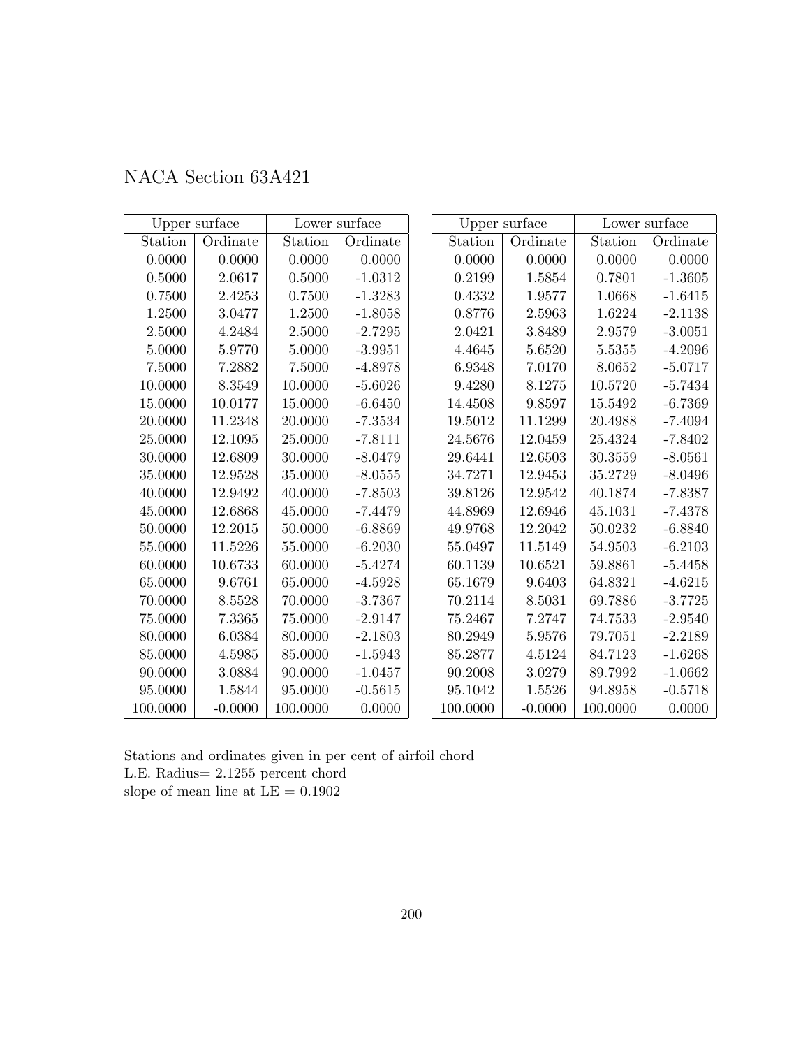NACA Section 63A421

| Upper surface | | Lower surface | |
|---|---|---|---|
| Station | Ordinate | Station | Ordinate |
| 0.0000 | 0.0000 | 0.0000 | 0.0000 |
| 0.5000 | 2.0617 | 0.5000 | -1.0312 |
| 0.7500 | 2.4253 | 0.7500 | -1.3283 |
| 1.2500 | 3.0477 | 1.2500 | -1.8058 |
| 2.5000 | 4.2484 | 2.5000 | -2.7295 |
| 5.0000 | 5.9770 | 5.0000 | -3.9951 |
| 7.5000 | 7.2882 | 7.5000 | -4.8978 |
| 10.0000 | 8.3549 | 10.0000 | -5.6026 |
| 15.0000 | 10.0177 | 15.0000 | -6.6450 |
| 20.0000 | 11.2348 | 20.0000 | -7.3534 |
| 25.0000 | 12.1095 | 25.0000 | -7.8111 |
| 30.0000 | 12.6809 | 30.0000 | -8.0479 |
| 35.0000 | 12.9528 | 35.0000 | -8.0555 |
| 40.0000 | 12.9492 | 40.0000 | -7.8503 |
| 45.0000 | 12.6868 | 45.0000 | -7.4479 |
| 50.0000 | 12.2015 | 50.0000 | -6.8869 |
| 55.0000 | 11.5226 | 55.0000 | -6.2030 |
| 60.0000 | 10.6733 | 60.0000 | -5.4274 |
| 65.0000 | 9.6761 | 65.0000 | -4.5928 |
| 70.0000 | 8.5528 | 70.0000 | -3.7367 |
| 75.0000 | 7.3365 | 75.0000 | -2.9147 |
| 80.0000 | 6.0384 | 80.0000 | -2.1803 |
| 85.0000 | 4.5985 | 85.0000 | -1.5943 |
| 90.0000 | 3.0884 | 90.0000 | -1.0457 |
| 95.0000 | 1.5844 | 95.0000 | -0.5615 |
| 100.0000 | -0.0000 | 100.0000 | 0.0000 |

| Upper surface | | Lower surface | |
|---|---|---|---|
| Station | Ordinate | Station | Ordinate |
| 0.0000 | 0.0000 | 0.0000 | 0.0000 |
| 0.2199 | 1.5854 | 0.7801 | -1.3605 |
| 0.4332 | 1.9577 | 1.0668 | -1.6415 |
| 0.8776 | 2.5963 | 1.6224 | -2.1138 |
| 2.0421 | 3.8489 | 2.9579 | -3.0051 |
| 4.4645 | 5.6520 | 5.5355 | -4.2096 |
| 6.9348 | 7.0170 | 8.0652 | -5.0717 |
| 9.4280 | 8.1275 | 10.5720 | -5.7434 |
| 14.4508 | 9.8597 | 15.5492 | -6.7369 |
| 19.5012 | 11.1299 | 20.4988 | -7.4094 |
| 24.5676 | 12.0459 | 25.4324 | -7.8402 |
| 29.6441 | 12.6503 | 30.3559 | -8.0561 |
| 34.7271 | 12.9453 | 35.2729 | -8.0496 |
| 39.8126 | 12.9542 | 40.1874 | -7.8387 |
| 44.8969 | 12.6946 | 45.1031 | -7.4378 |
| 49.9768 | 12.2042 | 50.0232 | -6.8840 |
| 55.0497 | 11.5149 | 54.9503 | -6.2103 |
| 60.1139 | 10.6521 | 59.8861 | -5.4458 |
| 65.1679 | 9.6403 | 64.8321 | -4.6215 |
| 70.2114 | 8.5031 | 69.7886 | -3.7725 |
| 75.2467 | 7.2747 | 74.7533 | -2.9540 |
| 80.2949 | 5.9576 | 79.7051 | -2.2189 |
| 85.2877 | 4.5124 | 84.7123 | -1.6268 |
| 90.2008 | 3.0279 | 89.7992 | -1.0662 |
| 95.1042 | 1.5526 | 94.8958 | -0.5718 |
| 100.0000 | -0.0000 | 100.0000 | 0.0000 |

Stations and ordinates given in per cent of airfoil chord
L.E. Radius= 2.1255 percent chord
slope of mean line at LE = 0.1902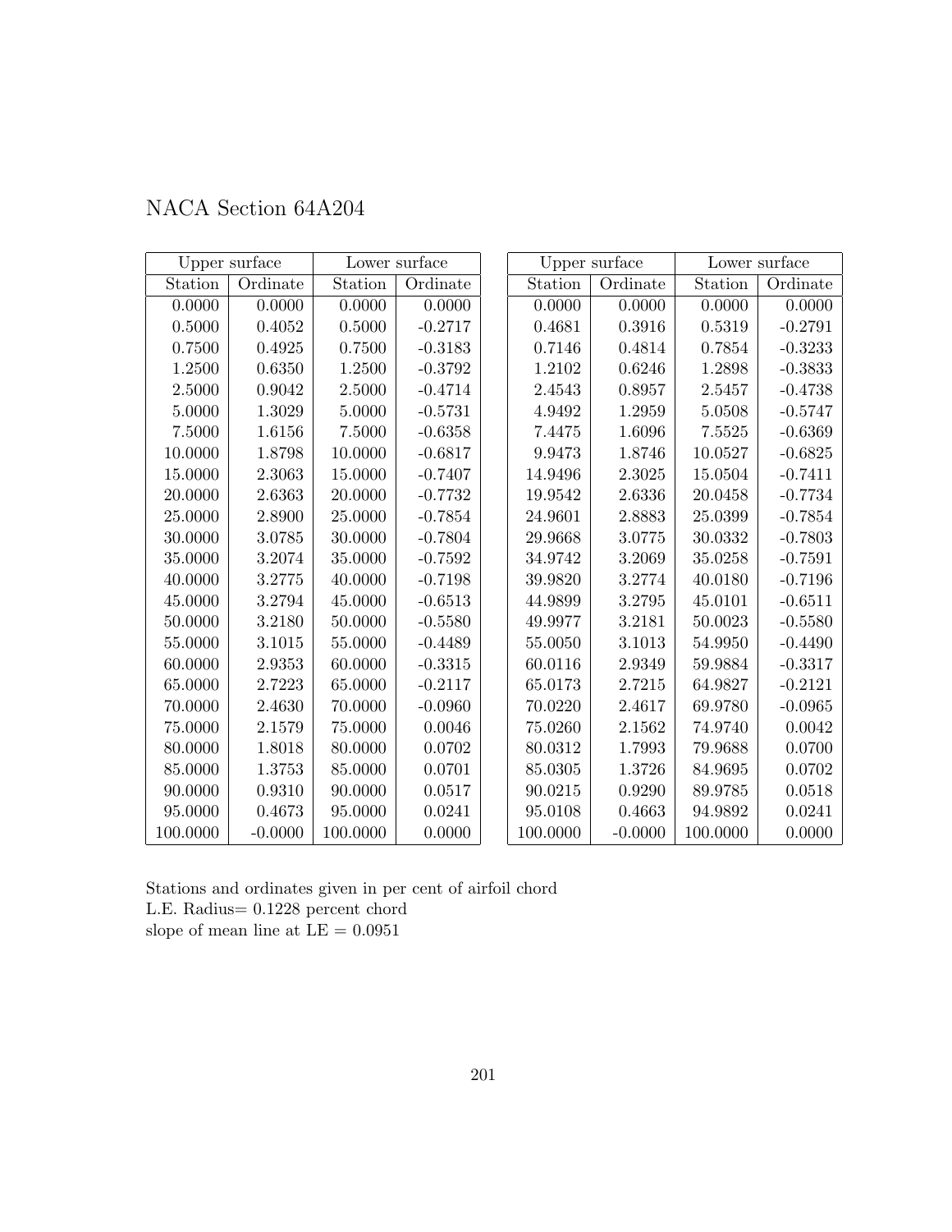# NACA Section 64A204

| Upper surface | | Lower surface | |
|---|---|---|---|
| Station | Ordinate | Station | Ordinate |
| 0.0000 | 0.0000 | 0.0000 | 0.0000 |
| 0.5000 | 0.4052 | 0.5000 | -0.2717 |
| 0.7500 | 0.4925 | 0.7500 | -0.3183 |
| 1.2500 | 0.6350 | 1.2500 | -0.3792 |
| 2.5000 | 0.9042 | 2.5000 | -0.4714 |
| 5.0000 | 1.3029 | 5.0000 | -0.5731 |
| 7.5000 | 1.6156 | 7.5000 | -0.6358 |
| 10.0000 | 1.8798 | 10.0000 | -0.6817 |
| 15.0000 | 2.3063 | 15.0000 | -0.7407 |
| 20.0000 | 2.6363 | 20.0000 | -0.7732 |
| 25.0000 | 2.8900 | 25.0000 | -0.7854 |
| 30.0000 | 3.0785 | 30.0000 | -0.7804 |
| 35.0000 | 3.2074 | 35.0000 | -0.7592 |
| 40.0000 | 3.2775 | 40.0000 | -0.7198 |
| 45.0000 | 3.2794 | 45.0000 | -0.6513 |
| 50.0000 | 3.2180 | 50.0000 | -0.5580 |
| 55.0000 | 3.1015 | 55.0000 | -0.4489 |
| 60.0000 | 2.9353 | 60.0000 | -0.3315 |
| 65.0000 | 2.7223 | 65.0000 | -0.2117 |
| 70.0000 | 2.4630 | 70.0000 | -0.0960 |
| 75.0000 | 2.1579 | 75.0000 | 0.0046 |
| 80.0000 | 1.8018 | 80.0000 | 0.0702 |
| 85.0000 | 1.3753 | 85.0000 | 0.0701 |
| 90.0000 | 0.9310 | 90.0000 | 0.0517 |
| 95.0000 | 0.4673 | 95.0000 | 0.0241 |
| 100.0000 | -0.0000 | 100.0000 | 0.0000 |

| Upper surface | | Lower surface | |
|---|---|---|---|
| Station | Ordinate | Station | Ordinate |
| 0.0000 | 0.0000 | 0.0000 | 0.0000 |
| 0.4681 | 0.3916 | 0.5319 | -0.2791 |
| 0.7146 | 0.4814 | 0.7854 | -0.3233 |
| 1.2102 | 0.6246 | 1.2898 | -0.3833 |
| 2.4543 | 0.8957 | 2.5457 | -0.4738 |
| 4.9492 | 1.2959 | 5.0508 | -0.5747 |
| 7.4475 | 1.6096 | 7.5525 | -0.6369 |
| 9.9473 | 1.8746 | 10.0527 | -0.6825 |
| 14.9496 | 2.3025 | 15.0504 | -0.7411 |
| 19.9542 | 2.6336 | 20.0458 | -0.7734 |
| 24.9601 | 2.8883 | 25.0399 | -0.7854 |
| 29.9668 | 3.0775 | 30.0332 | -0.7803 |
| 34.9742 | 3.2069 | 35.0258 | -0.7591 |
| 39.9820 | 3.2774 | 40.0180 | -0.7196 |
| 44.9899 | 3.2795 | 45.0101 | -0.6511 |
| 49.9977 | 3.2181 | 50.0023 | -0.5580 |
| 55.0050 | 3.1013 | 54.9950 | -0.4490 |
| 60.0116 | 2.9349 | 59.9884 | -0.3317 |
| 65.0173 | 2.7215 | 64.9827 | -0.2121 |
| 70.0220 | 2.4617 | 69.9780 | -0.0965 |
| 75.0260 | 2.1562 | 74.9740 | 0.0042 |
| 80.0312 | 1.7993 | 79.9688 | 0.0700 |
| 85.0305 | 1.3726 | 84.9695 | 0.0702 |
| 90.0215 | 0.9290 | 89.9785 | 0.0518 |
| 95.0108 | 0.4663 | 94.9892 | 0.0241 |
| 100.0000 | -0.0000 | 100.0000 | 0.0000 |

Stations and ordinates given in per cent of airfoil chord
L.E. Radius= 0.1228 percent chord
slope of mean line at LE = 0.0951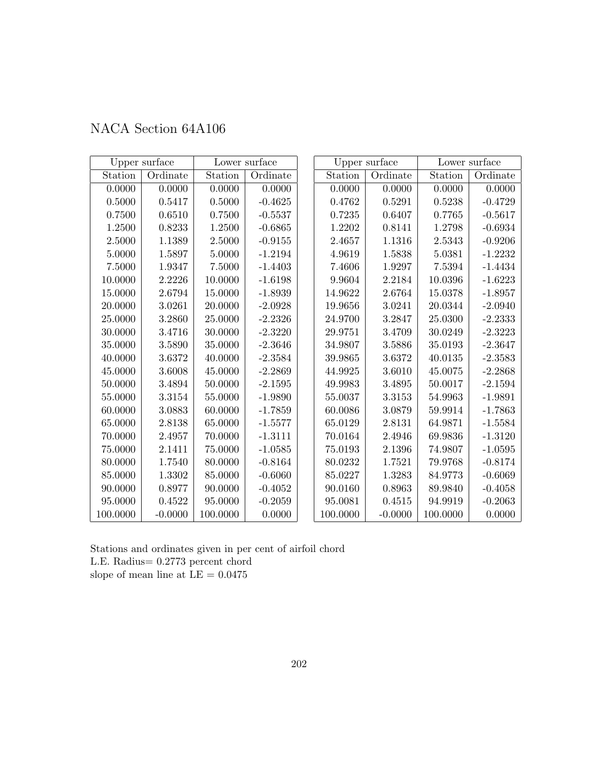# NACA Section 64A106

| Upper surface | | Lower surface | |
|---|---|---|---|
| Station | Ordinate | Station | Ordinate |
| 0.0000 | 0.0000 | 0.0000 | 0.0000 |
| 0.5000 | 0.5417 | 0.5000 | -0.4625 |
| 0.7500 | 0.6510 | 0.7500 | -0.5537 |
| 1.2500 | 0.8233 | 1.2500 | -0.6865 |
| 2.5000 | 1.1389 | 2.5000 | -0.9155 |
| 5.0000 | 1.5897 | 5.0000 | -1.2194 |
| 7.5000 | 1.9347 | 7.5000 | -1.4403 |
| 10.0000 | 2.2226 | 10.0000 | -1.6198 |
| 15.0000 | 2.6794 | 15.0000 | -1.8939 |
| 20.0000 | 3.0261 | 20.0000 | -2.0928 |
| 25.0000 | 3.2860 | 25.0000 | -2.2326 |
| 30.0000 | 3.4716 | 30.0000 | -2.3220 |
| 35.0000 | 3.5890 | 35.0000 | -2.3646 |
| 40.0000 | 3.6372 | 40.0000 | -2.3584 |
| 45.0000 | 3.6008 | 45.0000 | -2.2869 |
| 50.0000 | 3.4894 | 50.0000 | -2.1595 |
| 55.0000 | 3.3154 | 55.0000 | -1.9890 |
| 60.0000 | 3.0883 | 60.0000 | -1.7859 |
| 65.0000 | 2.8138 | 65.0000 | -1.5577 |
| 70.0000 | 2.4957 | 70.0000 | -1.3111 |
| 75.0000 | 2.1411 | 75.0000 | -1.0585 |
| 80.0000 | 1.7540 | 80.0000 | -0.8164 |
| 85.0000 | 1.3302 | 85.0000 | -0.6060 |
| 90.0000 | 0.8977 | 90.0000 | -0.4052 |
| 95.0000 | 0.4522 | 95.0000 | -0.2059 |
| 100.0000 | -0.0000 | 100.0000 | 0.0000 |

| Upper surface | | Lower surface | |
|---|---|---|---|
| Station | Ordinate | Station | Ordinate |
| 0.0000 | 0.0000 | 0.0000 | 0.0000 |
| 0.4762 | 0.5291 | 0.5238 | -0.4729 |
| 0.7235 | 0.6407 | 0.7765 | -0.5617 |
| 1.2202 | 0.8141 | 1.2798 | -0.6934 |
| 2.4657 | 1.1316 | 2.5343 | -0.9206 |
| 4.9619 | 1.5838 | 5.0381 | -1.2232 |
| 7.4606 | 1.9297 | 7.5394 | -1.4434 |
| 9.9604 | 2.2184 | 10.0396 | -1.6223 |
| 14.9622 | 2.6764 | 15.0378 | -1.8957 |
| 19.9656 | 3.0241 | 20.0344 | -2.0940 |
| 24.9700 | 3.2847 | 25.0300 | -2.2333 |
| 29.9751 | 3.4709 | 30.0249 | -2.3223 |
| 34.9807 | 3.5886 | 35.0193 | -2.3647 |
| 39.9865 | 3.6372 | 40.0135 | -2.3583 |
| 44.9925 | 3.6010 | 45.0075 | -2.2868 |
| 49.9983 | 3.4895 | 50.0017 | -2.1594 |
| 55.0037 | 3.3153 | 54.9963 | -1.9891 |
| 60.0086 | 3.0879 | 59.9914 | -1.7863 |
| 65.0129 | 2.8131 | 64.9871 | -1.5584 |
| 70.0164 | 2.4946 | 69.9836 | -1.3120 |
| 75.0193 | 2.1396 | 74.9807 | -1.0595 |
| 80.0232 | 1.7521 | 79.9768 | -0.8174 |
| 85.0227 | 1.3283 | 84.9773 | -0.6069 |
| 90.0160 | 0.8963 | 89.9840 | -0.4058 |
| 95.0081 | 0.4515 | 94.9919 | -0.2063 |
| 100.0000 | -0.0000 | 100.0000 | 0.0000 |

Stations and ordinates given in per cent of airfoil chord
L.E. Radius= 0.2773 percent chord
slope of mean line at LE = 0.0475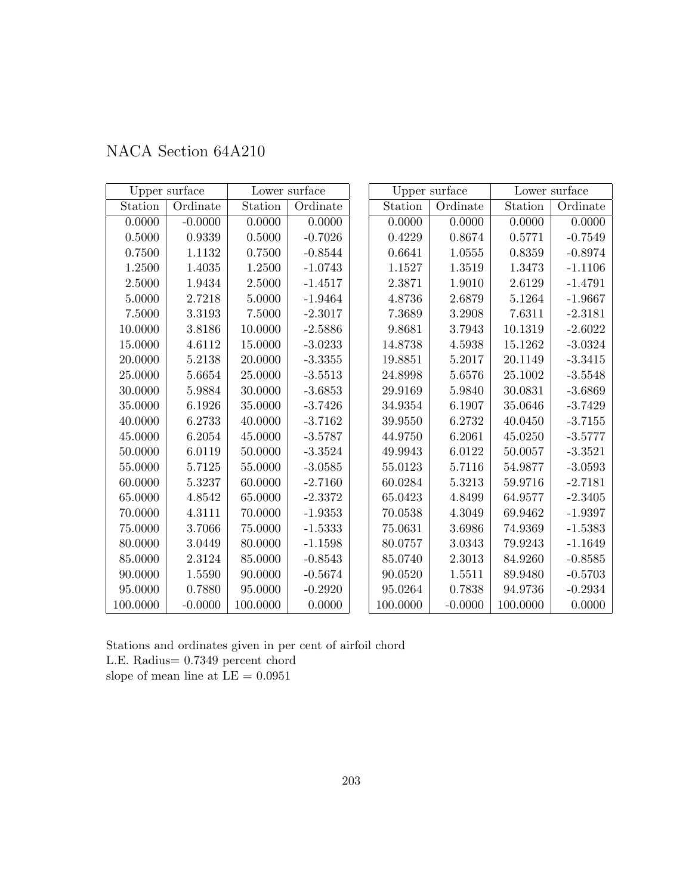# NACA Section 64A210

| Upper surface | | Lower surface | |
|---|---|---|---|
| Station | Ordinate | Station | Ordinate |
| 0.0000 | -0.0000 | 0.0000 | 0.0000 |
| 0.5000 | 0.9339 | 0.5000 | -0.7026 |
| 0.7500 | 1.1132 | 0.7500 | -0.8544 |
| 1.2500 | 1.4035 | 1.2500 | -1.0743 |
| 2.5000 | 1.9434 | 2.5000 | -1.4517 |
| 5.0000 | 2.7218 | 5.0000 | -1.9464 |
| 7.5000 | 3.3193 | 7.5000 | -2.3017 |
| 10.0000 | 3.8186 | 10.0000 | -2.5886 |
| 15.0000 | 4.6112 | 15.0000 | -3.0233 |
| 20.0000 | 5.2138 | 20.0000 | -3.3355 |
| 25.0000 | 5.6654 | 25.0000 | -3.5513 |
| 30.0000 | 5.9884 | 30.0000 | -3.6853 |
| 35.0000 | 6.1926 | 35.0000 | -3.7426 |
| 40.0000 | 6.2733 | 40.0000 | -3.7162 |
| 45.0000 | 6.2054 | 45.0000 | -3.5787 |
| 50.0000 | 6.0119 | 50.0000 | -3.3524 |
| 55.0000 | 5.7125 | 55.0000 | -3.0585 |
| 60.0000 | 5.3237 | 60.0000 | -2.7160 |
| 65.0000 | 4.8542 | 65.0000 | -2.3372 |
| 70.0000 | 4.3111 | 70.0000 | -1.9353 |
| 75.0000 | 3.7066 | 75.0000 | -1.5333 |
| 80.0000 | 3.0449 | 80.0000 | -1.1598 |
| 85.0000 | 2.3124 | 85.0000 | -0.8543 |
| 90.0000 | 1.5590 | 90.0000 | -0.5674 |
| 95.0000 | 0.7880 | 95.0000 | -0.2920 |
| 100.0000 | -0.0000 | 100.0000 | 0.0000 |

| Upper surface | | Lower surface | |
|---|---|---|---|
| Station | Ordinate | Station | Ordinate |
| 0.0000 | 0.0000 | 0.0000 | 0.0000 |
| 0.4229 | 0.8674 | 0.5771 | -0.7549 |
| 0.6641 | 1.0555 | 0.8359 | -0.8974 |
| 1.1527 | 1.3519 | 1.3473 | -1.1106 |
| 2.3871 | 1.9010 | 2.6129 | -1.4791 |
| 4.8736 | 2.6879 | 5.1264 | -1.9667 |
| 7.3689 | 3.2908 | 7.6311 | -2.3181 |
| 9.8681 | 3.7943 | 10.1319 | -2.6022 |
| 14.8738 | 4.5938 | 15.1262 | -3.0324 |
| 19.8851 | 5.2017 | 20.1149 | -3.3415 |
| 24.8998 | 5.6576 | 25.1002 | -3.5548 |
| 29.9169 | 5.9840 | 30.0831 | -3.6869 |
| 34.9354 | 6.1907 | 35.0646 | -3.7429 |
| 39.9550 | 6.2732 | 40.0450 | -3.7155 |
| 44.9750 | 6.2061 | 45.0250 | -3.5777 |
| 49.9943 | 6.0122 | 50.0057 | -3.3521 |
| 55.0123 | 5.7116 | 54.9877 | -3.0593 |
| 60.0284 | 5.3213 | 59.9716 | -2.7181 |
| 65.0423 | 4.8499 | 64.9577 | -2.3405 |
| 70.0538 | 4.3049 | 69.9462 | -1.9397 |
| 75.0631 | 3.6986 | 74.9369 | -1.5383 |
| 80.0757 | 3.0343 | 79.9243 | -1.1649 |
| 85.0740 | 2.3013 | 84.9260 | -0.8585 |
| 90.0520 | 1.5511 | 89.9480 | -0.5703 |
| 95.0264 | 0.7838 | 94.9736 | -0.2934 |
| 100.0000 | -0.0000 | 100.0000 | 0.0000 |

Stations and ordinates given in per cent of airfoil chord
L.E. Radius= 0.7349 percent chord
slope of mean line at LE = 0.0951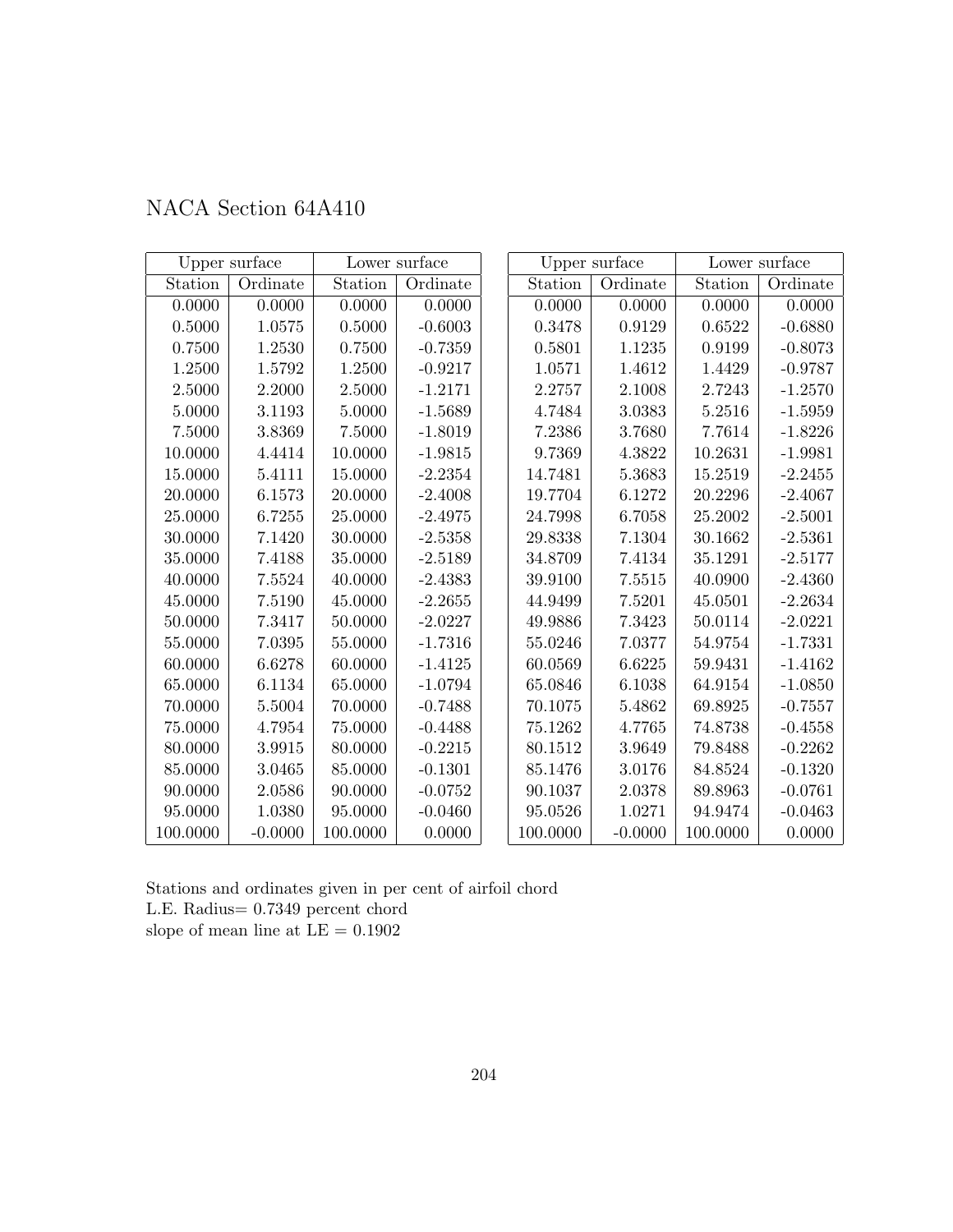# NACA Section 64A410

| Upper surface | | Lower surface | |
|---|---|---|---|
| Station | Ordinate | Station | Ordinate |
| 0.0000 | 0.0000 | 0.0000 | 0.0000 |
| 0.5000 | 1.0575 | 0.5000 | -0.6003 |
| 0.7500 | 1.2530 | 0.7500 | -0.7359 |
| 1.2500 | 1.5792 | 1.2500 | -0.9217 |
| 2.5000 | 2.2000 | 2.5000 | -1.2171 |
| 5.0000 | 3.1193 | 5.0000 | -1.5689 |
| 7.5000 | 3.8369 | 7.5000 | -1.8019 |
| 10.0000 | 4.4414 | 10.0000 | -1.9815 |
| 15.0000 | 5.4111 | 15.0000 | -2.2354 |
| 20.0000 | 6.1573 | 20.0000 | -2.4008 |
| 25.0000 | 6.7255 | 25.0000 | -2.4975 |
| 30.0000 | 7.1420 | 30.0000 | -2.5358 |
| 35.0000 | 7.4188 | 35.0000 | -2.5189 |
| 40.0000 | 7.5524 | 40.0000 | -2.4383 |
| 45.0000 | 7.5190 | 45.0000 | -2.2655 |
| 50.0000 | 7.3417 | 50.0000 | -2.0227 |
| 55.0000 | 7.0395 | 55.0000 | -1.7316 |
| 60.0000 | 6.6278 | 60.0000 | -1.4125 |
| 65.0000 | 6.1134 | 65.0000 | -1.0794 |
| 70.0000 | 5.5004 | 70.0000 | -0.7488 |
| 75.0000 | 4.7954 | 75.0000 | -0.4488 |
| 80.0000 | 3.9915 | 80.0000 | -0.2215 |
| 85.0000 | 3.0465 | 85.0000 | -0.1301 |
| 90.0000 | 2.0586 | 90.0000 | -0.0752 |
| 95.0000 | 1.0380 | 95.0000 | -0.0460 |
| 100.0000 | -0.0000 | 100.0000 | 0.0000 |

| Upper surface | | Lower surface | |
|---|---|---|---|
| Station | Ordinate | Station | Ordinate |
| 0.0000 | 0.0000 | 0.0000 | 0.0000 |
| 0.3478 | 0.9129 | 0.6522 | -0.6880 |
| 0.5801 | 1.1235 | 0.9199 | -0.8073 |
| 1.0571 | 1.4612 | 1.4429 | -0.9787 |
| 2.2757 | 2.1008 | 2.7243 | -1.2570 |
| 4.7484 | 3.0383 | 5.2516 | -1.5959 |
| 7.2386 | 3.7680 | 7.7614 | -1.8226 |
| 9.7369 | 4.3822 | 10.2631 | -1.9981 |
| 14.7481 | 5.3683 | 15.2519 | -2.2455 |
| 19.7704 | 6.1272 | 20.2296 | -2.4067 |
| 24.7998 | 6.7058 | 25.2002 | -2.5001 |
| 29.8338 | 7.1304 | 30.1662 | -2.5361 |
| 34.8709 | 7.4134 | 35.1291 | -2.5177 |
| 39.9100 | 7.5515 | 40.0900 | -2.4360 |
| 44.9499 | 7.5201 | 45.0501 | -2.2634 |
| 49.9886 | 7.3423 | 50.0114 | -2.0221 |
| 55.0246 | 7.0377 | 54.9754 | -1.7331 |
| 60.0569 | 6.6225 | 59.9431 | -1.4162 |
| 65.0846 | 6.1038 | 64.9154 | -1.0850 |
| 70.1075 | 5.4862 | 69.8925 | -0.7557 |
| 75.1262 | 4.7765 | 74.8738 | -0.4558 |
| 80.1512 | 3.9649 | 79.8488 | -0.2262 |
| 85.1476 | 3.0176 | 84.8524 | -0.1320 |
| 90.1037 | 2.0378 | 89.8963 | -0.0761 |
| 95.0526 | 1.0271 | 94.9474 | -0.0463 |
| 100.0000 | -0.0000 | 100.0000 | 0.0000 |

Stations and ordinates given in per cent of airfoil chord
L.E. Radius= 0.7349 percent chord
slope of mean line at LE = 0.1902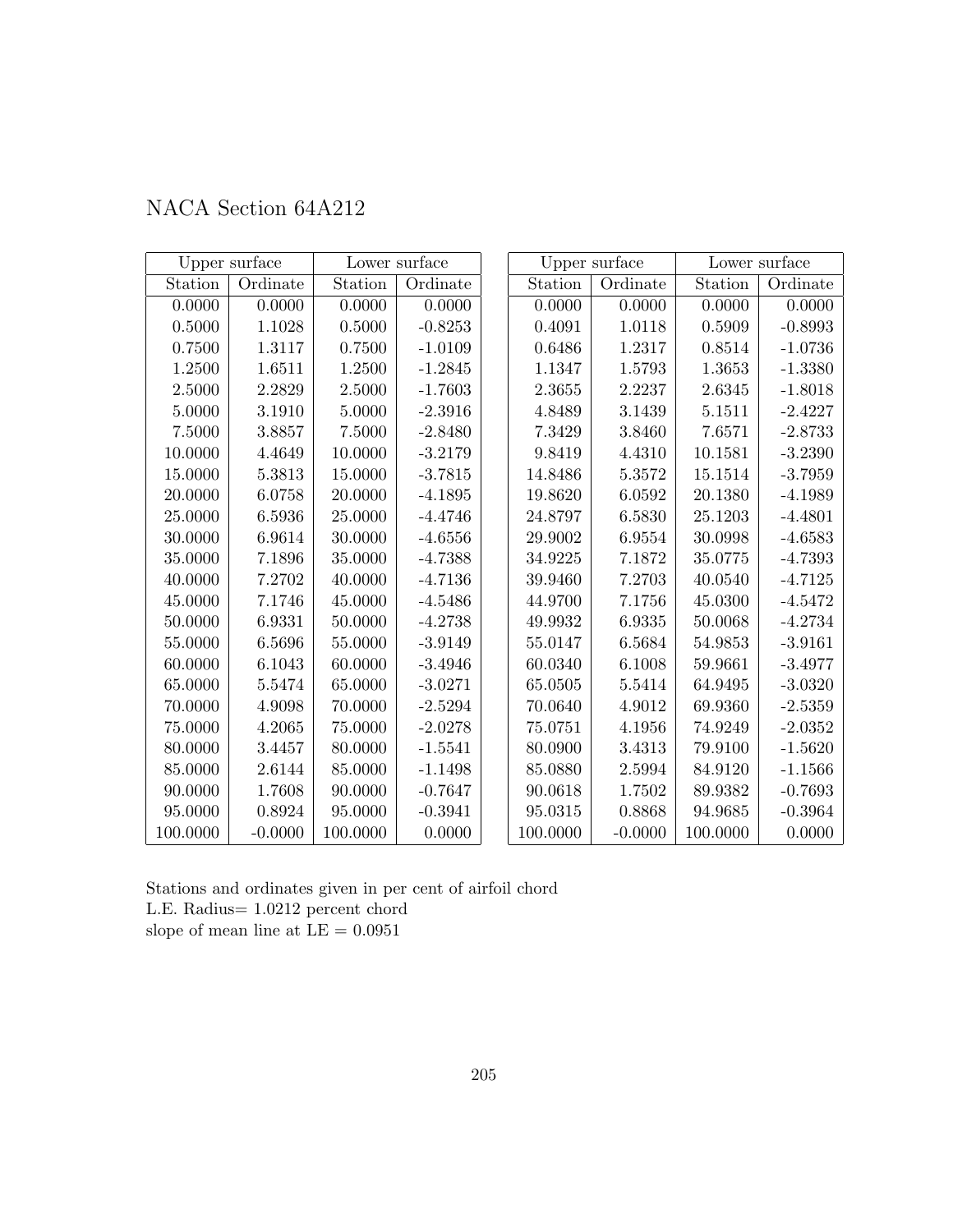# NACA Section 64A212

| Upper surface | | Lower surface | |
|---|---|---|---|
| Station | Ordinate | Station | Ordinate |
| 0.0000 | 0.0000 | 0.0000 | 0.0000 |
| 0.5000 | 1.1028 | 0.5000 | -0.8253 |
| 0.7500 | 1.3117 | 0.7500 | -1.0109 |
| 1.2500 | 1.6511 | 1.2500 | -1.2845 |
| 2.5000 | 2.2829 | 2.5000 | -1.7603 |
| 5.0000 | 3.1910 | 5.0000 | -2.3916 |
| 7.5000 | 3.8857 | 7.5000 | -2.8480 |
| 10.0000 | 4.4649 | 10.0000 | -3.2179 |
| 15.0000 | 5.3813 | 15.0000 | -3.7815 |
| 20.0000 | 6.0758 | 20.0000 | -4.1895 |
| 25.0000 | 6.5936 | 25.0000 | -4.4746 |
| 30.0000 | 6.9614 | 30.0000 | -4.6556 |
| 35.0000 | 7.1896 | 35.0000 | -4.7388 |
| 40.0000 | 7.2702 | 40.0000 | -4.7136 |
| 45.0000 | 7.1746 | 45.0000 | -4.5486 |
| 50.0000 | 6.9331 | 50.0000 | -4.2738 |
| 55.0000 | 6.5696 | 55.0000 | -3.9149 |
| 60.0000 | 6.1043 | 60.0000 | -3.4946 |
| 65.0000 | 5.5474 | 65.0000 | -3.0271 |
| 70.0000 | 4.9098 | 70.0000 | -2.5294 |
| 75.0000 | 4.2065 | 75.0000 | -2.0278 |
| 80.0000 | 3.4457 | 80.0000 | -1.5541 |
| 85.0000 | 2.6144 | 85.0000 | -1.1498 |
| 90.0000 | 1.7608 | 90.0000 | -0.7647 |
| 95.0000 | 0.8924 | 95.0000 | -0.3941 |
| 100.0000 | -0.0000 | 100.0000 | 0.0000 |

| Upper surface | | Lower surface | |
|---|---|---|---|
| Station | Ordinate | Station | Ordinate |
| 0.0000 | 0.0000 | 0.0000 | 0.0000 |
| 0.4091 | 1.0118 | 0.5909 | -0.8993 |
| 0.6486 | 1.2317 | 0.8514 | -1.0736 |
| 1.1347 | 1.5793 | 1.3653 | -1.3380 |
| 2.3655 | 2.2237 | 2.6345 | -1.8018 |
| 4.8489 | 3.1439 | 5.1511 | -2.4227 |
| 7.3429 | 3.8460 | 7.6571 | -2.8733 |
| 9.8419 | 4.4310 | 10.1581 | -3.2390 |
| 14.8486 | 5.3572 | 15.1514 | -3.7959 |
| 19.8620 | 6.0592 | 20.1380 | -4.1989 |
| 24.8797 | 6.5830 | 25.1203 | -4.4801 |
| 29.9002 | 6.9554 | 30.0998 | -4.6583 |
| 34.9225 | 7.1872 | 35.0775 | -4.7393 |
| 39.9460 | 7.2703 | 40.0540 | -4.7125 |
| 44.9700 | 7.1756 | 45.0300 | -4.5472 |
| 49.9932 | 6.9335 | 50.0068 | -4.2734 |
| 55.0147 | 6.5684 | 54.9853 | -3.9161 |
| 60.0340 | 6.1008 | 59.9661 | -3.4977 |
| 65.0505 | 5.5414 | 64.9495 | -3.0320 |
| 70.0640 | 4.9012 | 69.9360 | -2.5359 |
| 75.0751 | 4.1956 | 74.9249 | -2.0352 |
| 80.0900 | 3.4313 | 79.9100 | -1.5620 |
| 85.0880 | 2.5994 | 84.9120 | -1.1566 |
| 90.0618 | 1.7502 | 89.9382 | -0.7693 |
| 95.0315 | 0.8868 | 94.9685 | -0.3964 |
| 100.0000 | -0.0000 | 100.0000 | 0.0000 |

Stations and ordinates given in per cent of airfoil chord
L.E. Radius= 1.0212 percent chord
slope of mean line at LE = 0.0951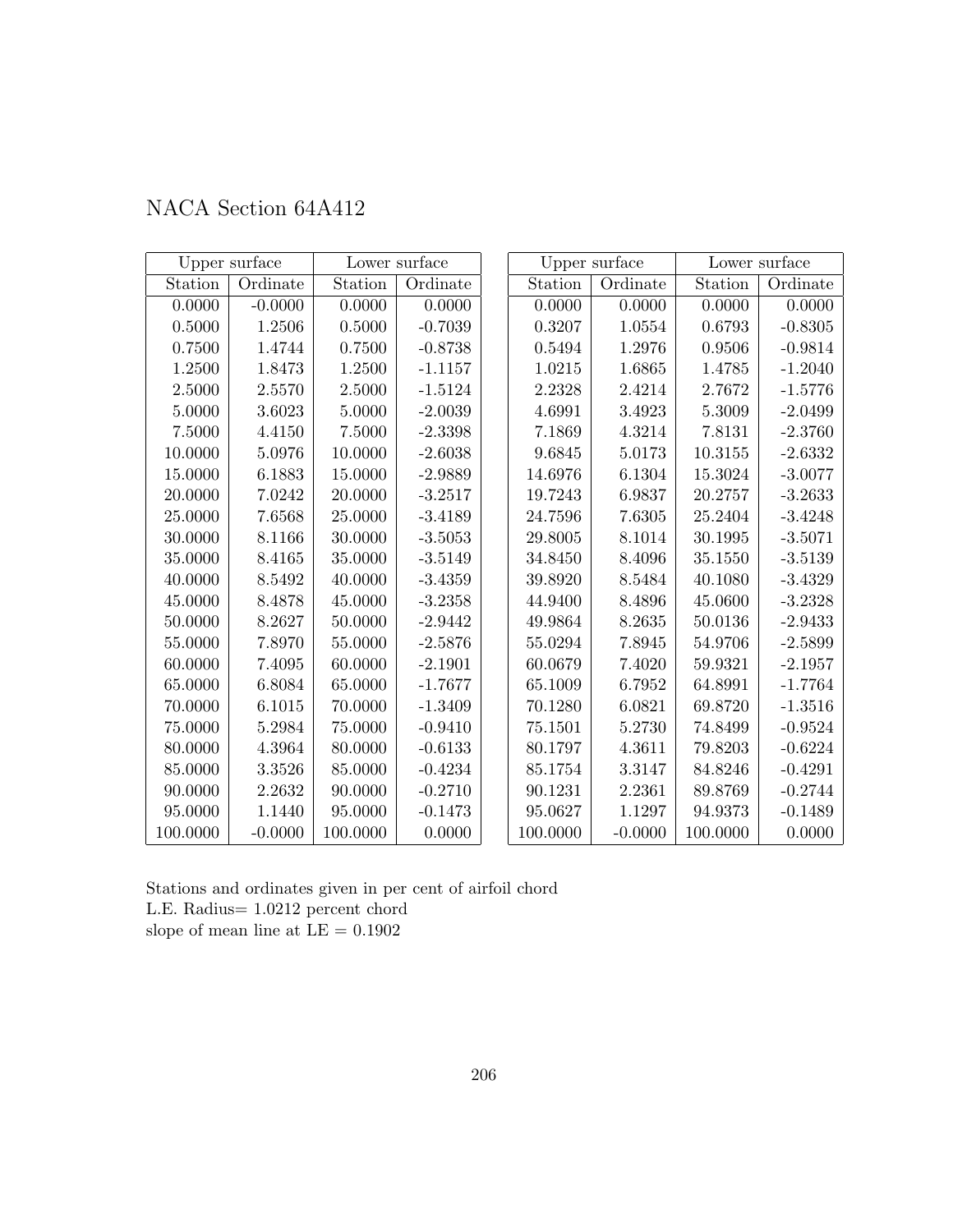# NACA Section 64A412

| Upper surface | | Lower surface | |
|---|---|---|---|
| Station | Ordinate | Station | Ordinate |
| 0.0000 | -0.0000 | 0.0000 | 0.0000 |
| 0.5000 | 1.2506 | 0.5000 | -0.7039 |
| 0.7500 | 1.4744 | 0.7500 | -0.8738 |
| 1.2500 | 1.8473 | 1.2500 | -1.1157 |
| 2.5000 | 2.5570 | 2.5000 | -1.5124 |
| 5.0000 | 3.6023 | 5.0000 | -2.0039 |
| 7.5000 | 4.4150 | 7.5000 | -2.3398 |
| 10.0000 | 5.0976 | 10.0000 | -2.6038 |
| 15.0000 | 6.1883 | 15.0000 | -2.9889 |
| 20.0000 | 7.0242 | 20.0000 | -3.2517 |
| 25.0000 | 7.6568 | 25.0000 | -3.4189 |
| 30.0000 | 8.1166 | 30.0000 | -3.5053 |
| 35.0000 | 8.4165 | 35.0000 | -3.5149 |
| 40.0000 | 8.5492 | 40.0000 | -3.4359 |
| 45.0000 | 8.4878 | 45.0000 | -3.2358 |
| 50.0000 | 8.2627 | 50.0000 | -2.9442 |
| 55.0000 | 7.8970 | 55.0000 | -2.5876 |
| 60.0000 | 7.4095 | 60.0000 | -2.1901 |
| 65.0000 | 6.8084 | 65.0000 | -1.7677 |
| 70.0000 | 6.1015 | 70.0000 | -1.3409 |
| 75.0000 | 5.2984 | 75.0000 | -0.9410 |
| 80.0000 | 4.3964 | 80.0000 | -0.6133 |
| 85.0000 | 3.3526 | 85.0000 | -0.4234 |
| 90.0000 | 2.2632 | 90.0000 | -0.2710 |
| 95.0000 | 1.1440 | 95.0000 | -0.1473 |
| 100.0000 | -0.0000 | 100.0000 | 0.0000 |

| Upper surface | | Lower surface | |
|---|---|---|---|
| Station | Ordinate | Station | Ordinate |
| 0.0000 | 0.0000 | 0.0000 | 0.0000 |
| 0.3207 | 1.0554 | 0.6793 | -0.8305 |
| 0.5494 | 1.2976 | 0.9506 | -0.9814 |
| 1.0215 | 1.6865 | 1.4785 | -1.2040 |
| 2.2328 | 2.4214 | 2.7672 | -1.5776 |
| 4.6991 | 3.4923 | 5.3009 | -2.0499 |
| 7.1869 | 4.3214 | 7.8131 | -2.3760 |
| 9.6845 | 5.0173 | 10.3155 | -2.6332 |
| 14.6976 | 6.1304 | 15.3024 | -3.0077 |
| 19.7243 | 6.9837 | 20.2757 | -3.2633 |
| 24.7596 | 7.6305 | 25.2404 | -3.4248 |
| 29.8005 | 8.1014 | 30.1995 | -3.5071 |
| 34.8450 | 8.4096 | 35.1550 | -3.5139 |
| 39.8920 | 8.5484 | 40.1080 | -3.4329 |
| 44.9400 | 8.4896 | 45.0600 | -3.2328 |
| 49.9864 | 8.2635 | 50.0136 | -2.9433 |
| 55.0294 | 7.8945 | 54.9706 | -2.5899 |
| 60.0679 | 7.4020 | 59.9321 | -2.1957 |
| 65.1009 | 6.7952 | 64.8991 | -1.7764 |
| 70.1280 | 6.0821 | 69.8720 | -1.3516 |
| 75.1501 | 5.2730 | 74.8499 | -0.9524 |
| 80.1797 | 4.3611 | 79.8203 | -0.6224 |
| 85.1754 | 3.3147 | 84.8246 | -0.4291 |
| 90.1231 | 2.2361 | 89.8769 | -0.2744 |
| 95.0627 | 1.1297 | 94.9373 | -0.1489 |
| 100.0000 | -0.0000 | 100.0000 | 0.0000 |

Stations and ordinates given in per cent of airfoil chord
L.E. Radius= 1.0212 percent chord
slope of mean line at LE = 0.1902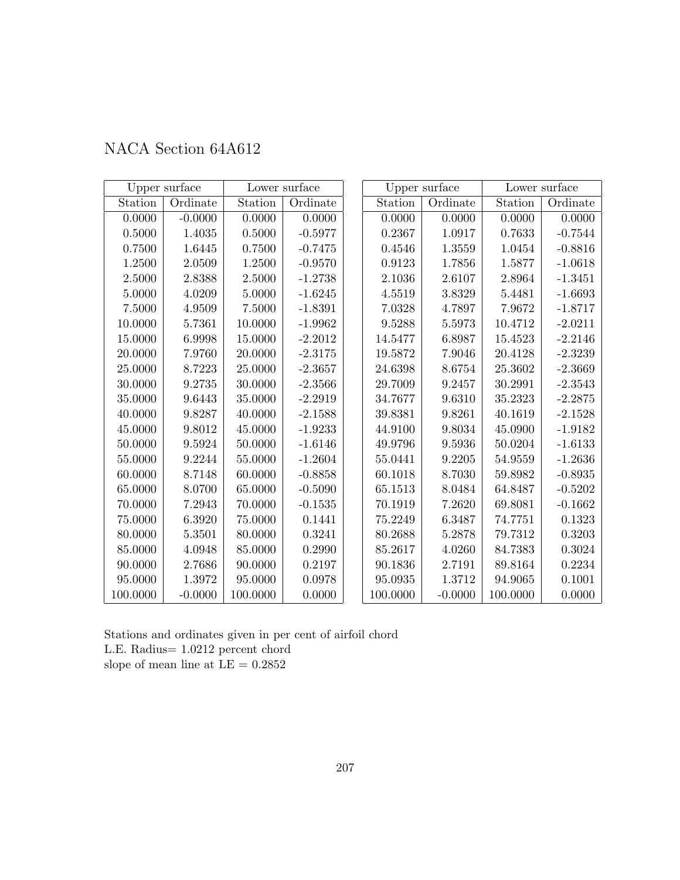# NACA Section 64A612

| Upper surface | | Lower surface | |
|---|---|---|---|
| Station | Ordinate | Station | Ordinate |
| 0.0000 | -0.0000 | 0.0000 | 0.0000 |
| 0.5000 | 1.4035 | 0.5000 | -0.5977 |
| 0.7500 | 1.6445 | 0.7500 | -0.7475 |
| 1.2500 | 2.0509 | 1.2500 | -0.9570 |
| 2.5000 | 2.8388 | 2.5000 | -1.2738 |
| 5.0000 | 4.0209 | 5.0000 | -1.6245 |
| 7.5000 | 4.9509 | 7.5000 | -1.8391 |
| 10.0000 | 5.7361 | 10.0000 | -1.9962 |
| 15.0000 | 6.9998 | 15.0000 | -2.2012 |
| 20.0000 | 7.9760 | 20.0000 | -2.3175 |
| 25.0000 | 8.7223 | 25.0000 | -2.3657 |
| 30.0000 | 9.2735 | 30.0000 | -2.3566 |
| 35.0000 | 9.6443 | 35.0000 | -2.2919 |
| 40.0000 | 9.8287 | 40.0000 | -2.1588 |
| 45.0000 | 9.8012 | 45.0000 | -1.9233 |
| 50.0000 | 9.5924 | 50.0000 | -1.6146 |
| 55.0000 | 9.2244 | 55.0000 | -1.2604 |
| 60.0000 | 8.7148 | 60.0000 | -0.8858 |
| 65.0000 | 8.0700 | 65.0000 | -0.5090 |
| 70.0000 | 7.2943 | 70.0000 | -0.1535 |
| 75.0000 | 6.3920 | 75.0000 | 0.1441 |
| 80.0000 | 5.3501 | 80.0000 | 0.3241 |
| 85.0000 | 4.0948 | 85.0000 | 0.2990 |
| 90.0000 | 2.7686 | 90.0000 | 0.2197 |
| 95.0000 | 1.3972 | 95.0000 | 0.0978 |
| 100.0000 | -0.0000 | 100.0000 | 0.0000 |

| Upper surface | | Lower surface | |
|---|---|---|---|
| Station | Ordinate | Station | Ordinate |
| 0.0000 | 0.0000 | 0.0000 | 0.0000 |
| 0.2367 | 1.0917 | 0.7633 | -0.7544 |
| 0.4546 | 1.3559 | 1.0454 | -0.8816 |
| 0.9123 | 1.7856 | 1.5877 | -1.0618 |
| 2.1036 | 2.6107 | 2.8964 | -1.3451 |
| 4.5519 | 3.8329 | 5.4481 | -1.6693 |
| 7.0328 | 4.7897 | 7.9672 | -1.8717 |
| 9.5288 | 5.5973 | 10.4712 | -2.0211 |
| 14.5477 | 6.8987 | 15.4523 | -2.2146 |
| 19.5872 | 7.9046 | 20.4128 | -2.3239 |
| 24.6398 | 8.6754 | 25.3602 | -2.3669 |
| 29.7009 | 9.2457 | 30.2991 | -2.3543 |
| 34.7677 | 9.6310 | 35.2323 | -2.2875 |
| 39.8381 | 9.8261 | 40.1619 | -2.1528 |
| 44.9100 | 9.8034 | 45.0900 | -1.9182 |
| 49.9796 | 9.5936 | 50.0204 | -1.6133 |
| 55.0441 | 9.2205 | 54.9559 | -1.2636 |
| 60.1018 | 8.7030 | 59.8982 | -0.8935 |
| 65.1513 | 8.0484 | 64.8487 | -0.5202 |
| 70.1919 | 7.2620 | 69.8081 | -0.1662 |
| 75.2249 | 6.3487 | 74.7751 | 0.1323 |
| 80.2688 | 5.2878 | 79.7312 | 0.3203 |
| 85.2617 | 4.0260 | 84.7383 | 0.3024 |
| 90.1836 | 2.7191 | 89.8164 | 0.2234 |
| 95.0935 | 1.3712 | 94.9065 | 0.1001 |
| 100.0000 | -0.0000 | 100.0000 | 0.0000 |

Stations and ordinates given in per cent of airfoil chord
L.E. Radius= 1.0212 percent chord
slope of mean line at LE = 0.2852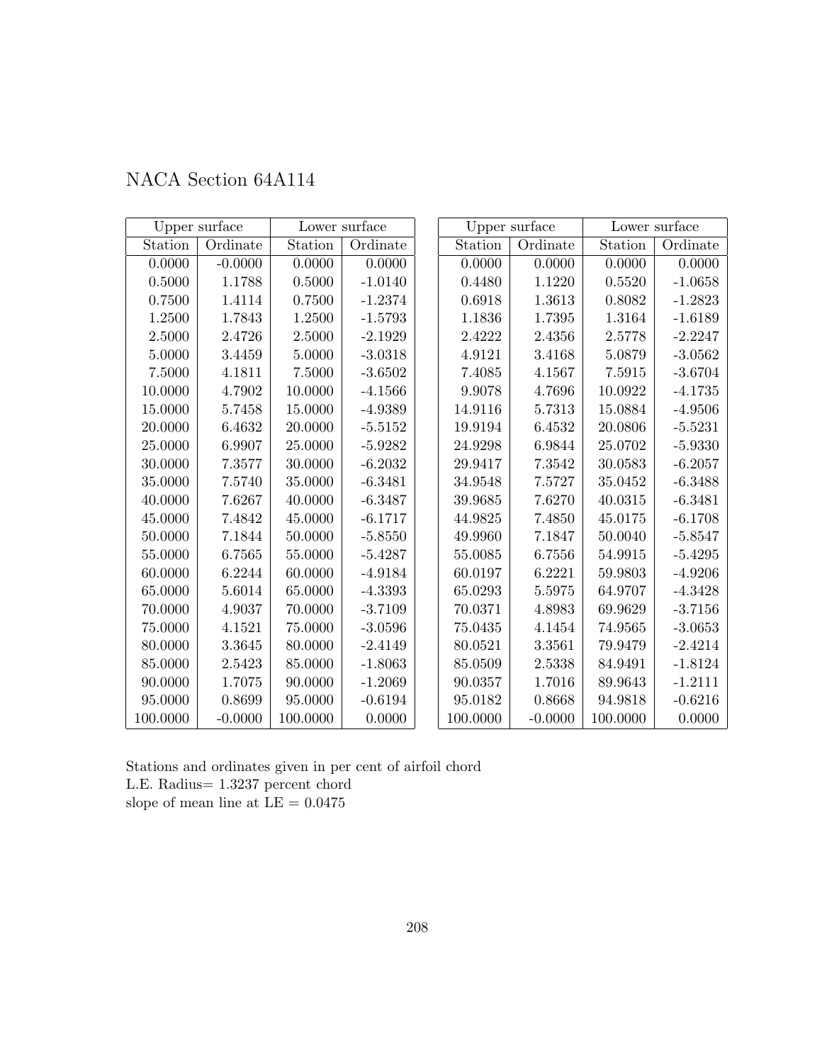# NACA Section 64A114

| Upper surface | | Lower surface | |
|---|---|---|---|
| Station | Ordinate | Station | Ordinate |
| 0.0000 | -0.0000 | 0.0000 | 0.0000 |
| 0.5000 | 1.1788 | 0.5000 | -1.0140 |
| 0.7500 | 1.4114 | 0.7500 | -1.2374 |
| 1.2500 | 1.7843 | 1.2500 | -1.5793 |
| 2.5000 | 2.4726 | 2.5000 | -2.1929 |
| 5.0000 | 3.4459 | 5.0000 | -3.0318 |
| 7.5000 | 4.1811 | 7.5000 | -3.6502 |
| 10.0000 | 4.7902 | 10.0000 | -4.1566 |
| 15.0000 | 5.7458 | 15.0000 | -4.9389 |
| 20.0000 | 6.4632 | 20.0000 | -5.5152 |
| 25.0000 | 6.9907 | 25.0000 | -5.9282 |
| 30.0000 | 7.3577 | 30.0000 | -6.2032 |
| 35.0000 | 7.5740 | 35.0000 | -6.3481 |
| 40.0000 | 7.6267 | 40.0000 | -6.3487 |
| 45.0000 | 7.4842 | 45.0000 | -6.1717 |
| 50.0000 | 7.1844 | 50.0000 | -5.8550 |
| 55.0000 | 6.7565 | 55.0000 | -5.4287 |
| 60.0000 | 6.2244 | 60.0000 | -4.9184 |
| 65.0000 | 5.6014 | 65.0000 | -4.3393 |
| 70.0000 | 4.9037 | 70.0000 | -3.7109 |
| 75.0000 | 4.1521 | 75.0000 | -3.0596 |
| 80.0000 | 3.3645 | 80.0000 | -2.4149 |
| 85.0000 | 2.5423 | 85.0000 | -1.8063 |
| 90.0000 | 1.7075 | 90.0000 | -1.2069 |
| 95.0000 | 0.8699 | 95.0000 | -0.6194 |
| 100.0000 | -0.0000 | 100.0000 | 0.0000 |

| Upper surface | | Lower surface | |
|---|---|---|---|
| Station | Ordinate | Station | Ordinate |
| 0.0000 | 0.0000 | 0.0000 | 0.0000 |
| 0.4480 | 1.1220 | 0.5520 | -1.0658 |
| 0.6918 | 1.3613 | 0.8082 | -1.2823 |
| 1.1836 | 1.7395 | 1.3164 | -1.6189 |
| 2.4222 | 2.4356 | 2.5778 | -2.2247 |
| 4.9121 | 3.4168 | 5.0879 | -3.0562 |
| 7.4085 | 4.1567 | 7.5915 | -3.6704 |
| 9.9078 | 4.7696 | 10.0922 | -4.1735 |
| 14.9116 | 5.7313 | 15.0884 | -4.9506 |
| 19.9194 | 6.4532 | 20.0806 | -5.5231 |
| 24.9298 | 6.9844 | 25.0702 | -5.9330 |
| 29.9417 | 7.3542 | 30.0583 | -6.2057 |
| 34.9548 | 7.5727 | 35.0452 | -6.3488 |
| 39.9685 | 7.6270 | 40.0315 | -6.3481 |
| 44.9825 | 7.4850 | 45.0175 | -6.1708 |
| 49.9960 | 7.1847 | 50.0040 | -5.8547 |
| 55.0085 | 6.7556 | 54.9915 | -5.4295 |
| 60.0197 | 6.2221 | 59.9803 | -4.9206 |
| 65.0293 | 5.5975 | 64.9707 | -4.3428 |
| 70.0371 | 4.8983 | 69.9629 | -3.7156 |
| 75.0435 | 4.1454 | 74.9565 | -3.0653 |
| 80.0521 | 3.3561 | 79.9479 | -2.4214 |
| 85.0509 | 2.5338 | 84.9491 | -1.8124 |
| 90.0357 | 1.7016 | 89.9643 | -1.2111 |
| 95.0182 | 0.8668 | 94.9818 | -0.6216 |
| 100.0000 | -0.0000 | 100.0000 | 0.0000 |

Stations and ordinates given in per cent of airfoil chord
L.E. Radius= 1.3237 percent chord
slope of mean line at LE = 0.0475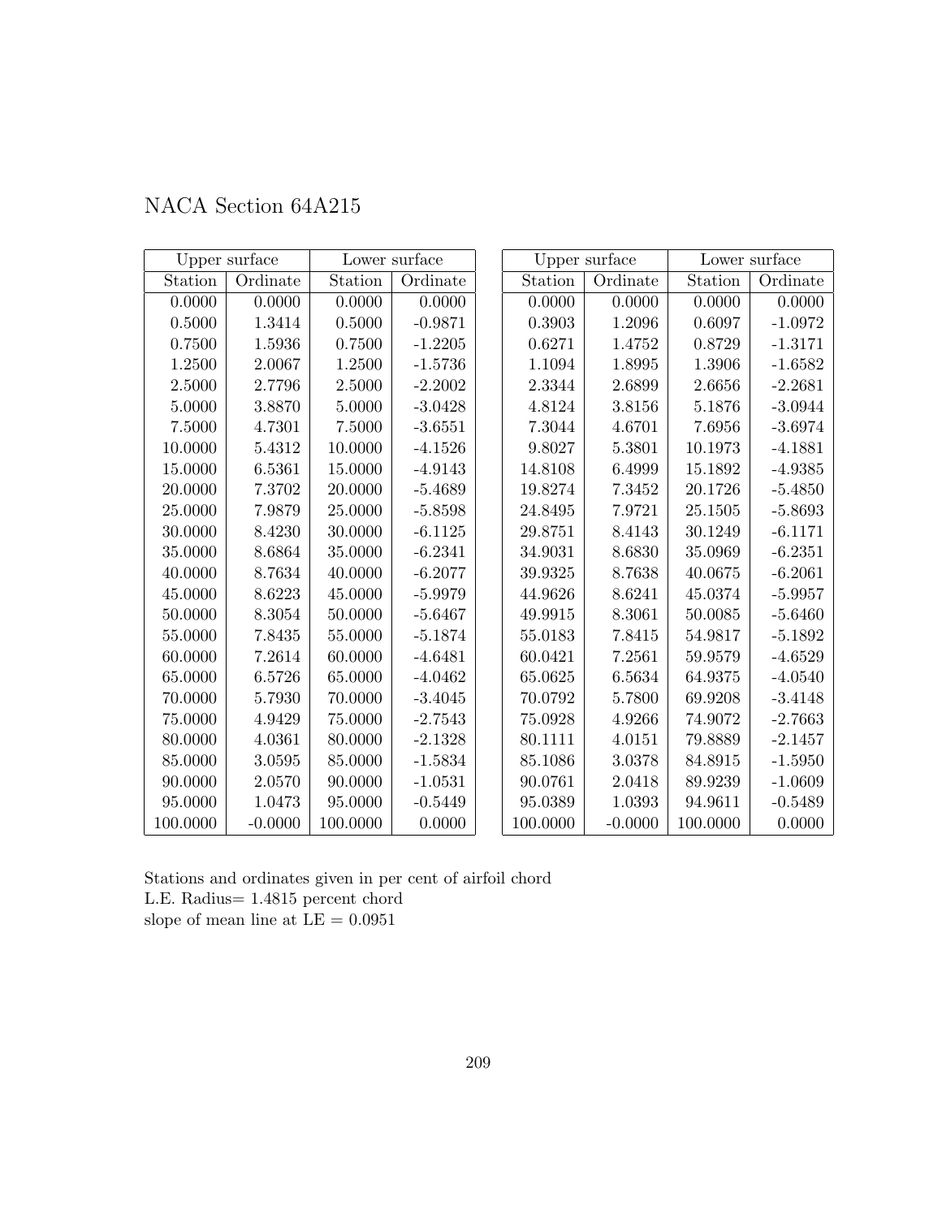# NACA Section 64A215

| Upper surface | | Lower surface | |
|---|---|---|---|
| Station | Ordinate | Station | Ordinate |
| 0.0000 | 0.0000 | 0.0000 | 0.0000 |
| 0.5000 | 1.3414 | 0.5000 | -0.9871 |
| 0.7500 | 1.5936 | 0.7500 | -1.2205 |
| 1.2500 | 2.0067 | 1.2500 | -1.5736 |
| 2.5000 | 2.7796 | 2.5000 | -2.2002 |
| 5.0000 | 3.8870 | 5.0000 | -3.0428 |
| 7.5000 | 4.7301 | 7.5000 | -3.6551 |
| 10.0000 | 5.4312 | 10.0000 | -4.1526 |
| 15.0000 | 6.5361 | 15.0000 | -4.9143 |
| 20.0000 | 7.3702 | 20.0000 | -5.4689 |
| 25.0000 | 7.9879 | 25.0000 | -5.8598 |
| 30.0000 | 8.4230 | 30.0000 | -6.1125 |
| 35.0000 | 8.6864 | 35.0000 | -6.2341 |
| 40.0000 | 8.7634 | 40.0000 | -6.2077 |
| 45.0000 | 8.6223 | 45.0000 | -5.9979 |
| 50.0000 | 8.3054 | 50.0000 | -5.6467 |
| 55.0000 | 7.8435 | 55.0000 | -5.1874 |
| 60.0000 | 7.2614 | 60.0000 | -4.6481 |
| 65.0000 | 6.5726 | 65.0000 | -4.0462 |
| 70.0000 | 5.7930 | 70.0000 | -3.4045 |
| 75.0000 | 4.9429 | 75.0000 | -2.7543 |
| 80.0000 | 4.0361 | 80.0000 | -2.1328 |
| 85.0000 | 3.0595 | 85.0000 | -1.5834 |
| 90.0000 | 2.0570 | 90.0000 | -1.0531 |
| 95.0000 | 1.0473 | 95.0000 | -0.5449 |
| 100.0000 | -0.0000 | 100.0000 | 0.0000 |

| Upper surface | | Lower surface | |
|---|---|---|---|
| Station | Ordinate | Station | Ordinate |
| 0.0000 | 0.0000 | 0.0000 | 0.0000 |
| 0.3903 | 1.2096 | 0.6097 | -1.0972 |
| 0.6271 | 1.4752 | 0.8729 | -1.3171 |
| 1.1094 | 1.8995 | 1.3906 | -1.6582 |
| 2.3344 | 2.6899 | 2.6656 | -2.2681 |
| 4.8124 | 3.8156 | 5.1876 | -3.0944 |
| 7.3044 | 4.6701 | 7.6956 | -3.6974 |
| 9.8027 | 5.3801 | 10.1973 | -4.1881 |
| 14.8108 | 6.4999 | 15.1892 | -4.9385 |
| 19.8274 | 7.3452 | 20.1726 | -5.4850 |
| 24.8495 | 7.9721 | 25.1505 | -5.8693 |
| 29.8751 | 8.4143 | 30.1249 | -6.1171 |
| 34.9031 | 8.6830 | 35.0969 | -6.2351 |
| 39.9325 | 8.7638 | 40.0675 | -6.2061 |
| 44.9626 | 8.6241 | 45.0374 | -5.9957 |
| 49.9915 | 8.3061 | 50.0085 | -5.6460 |
| 55.0183 | 7.8415 | 54.9817 | -5.1892 |
| 60.0421 | 7.2561 | 59.9579 | -4.6529 |
| 65.0625 | 6.5634 | 64.9375 | -4.0540 |
| 70.0792 | 5.7800 | 69.9208 | -3.4148 |
| 75.0928 | 4.9266 | 74.9072 | -2.7663 |
| 80.1111 | 4.0151 | 79.8889 | -2.1457 |
| 85.1086 | 3.0378 | 84.8915 | -1.5950 |
| 90.0761 | 2.0418 | 89.9239 | -1.0609 |
| 95.0389 | 1.0393 | 94.9611 | -0.5489 |
| 100.0000 | -0.0000 | 100.0000 | 0.0000 |

Stations and ordinates given in per cent of airfoil chord
L.E. Radius= 1.4815 percent chord
slope of mean line at LE = 0.0951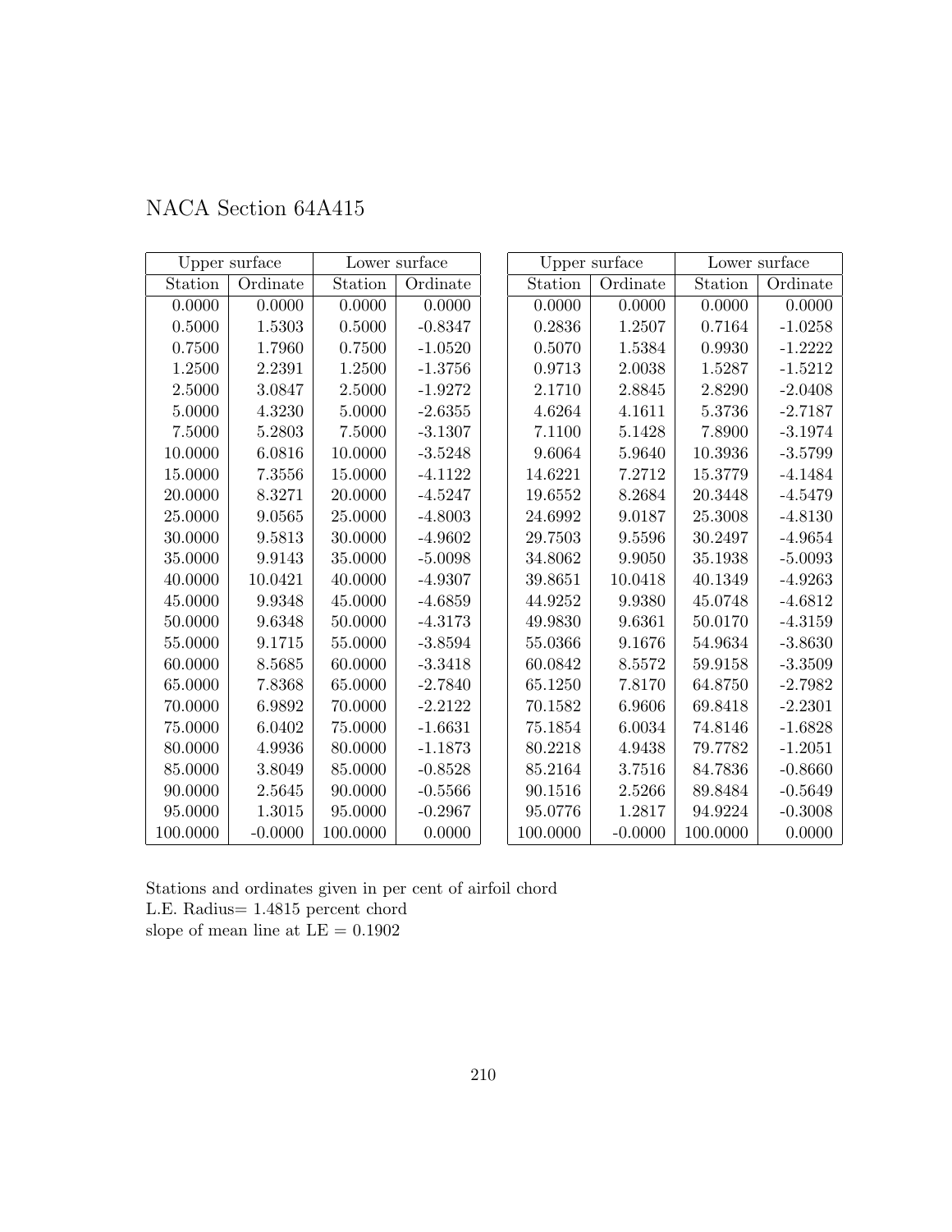# NACA Section 64A415

| Upper surface | | Lower surface | |
|---|---|---|---|
| Station | Ordinate | Station | Ordinate |
| 0.0000 | 0.0000 | 0.0000 | 0.0000 |
| 0.5000 | 1.5303 | 0.5000 | -0.8347 |
| 0.7500 | 1.7960 | 0.7500 | -1.0520 |
| 1.2500 | 2.2391 | 1.2500 | -1.3756 |
| 2.5000 | 3.0847 | 2.5000 | -1.9272 |
| 5.0000 | 4.3230 | 5.0000 | -2.6355 |
| 7.5000 | 5.2803 | 7.5000 | -3.1307 |
| 10.0000 | 6.0816 | 10.0000 | -3.5248 |
| 15.0000 | 7.3556 | 15.0000 | -4.1122 |
| 20.0000 | 8.3271 | 20.0000 | -4.5247 |
| 25.0000 | 9.0565 | 25.0000 | -4.8003 |
| 30.0000 | 9.5813 | 30.0000 | -4.9602 |
| 35.0000 | 9.9143 | 35.0000 | -5.0098 |
| 40.0000 | 10.0421 | 40.0000 | -4.9307 |
| 45.0000 | 9.9348 | 45.0000 | -4.6859 |
| 50.0000 | 9.6348 | 50.0000 | -4.3173 |
| 55.0000 | 9.1715 | 55.0000 | -3.8594 |
| 60.0000 | 8.5685 | 60.0000 | -3.3418 |
| 65.0000 | 7.8368 | 65.0000 | -2.7840 |
| 70.0000 | 6.9892 | 70.0000 | -2.2122 |
| 75.0000 | 6.0402 | 75.0000 | -1.6631 |
| 80.0000 | 4.9936 | 80.0000 | -1.1873 |
| 85.0000 | 3.8049 | 85.0000 | -0.8528 |
| 90.0000 | 2.5645 | 90.0000 | -0.5566 |
| 95.0000 | 1.3015 | 95.0000 | -0.2967 |
| 100.0000 | -0.0000 | 100.0000 | 0.0000 |

| Upper surface | | Lower surface | |
|---|---|---|---|
| Station | Ordinate | Station | Ordinate |
| 0.0000 | 0.0000 | 0.0000 | 0.0000 |
| 0.2836 | 1.2507 | 0.7164 | -1.0258 |
| 0.5070 | 1.5384 | 0.9930 | -1.2222 |
| 0.9713 | 2.0038 | 1.5287 | -1.5212 |
| 2.1710 | 2.8845 | 2.8290 | -2.0408 |
| 4.6264 | 4.1611 | 5.3736 | -2.7187 |
| 7.1100 | 5.1428 | 7.8900 | -3.1974 |
| 9.6064 | 5.9640 | 10.3936 | -3.5799 |
| 14.6221 | 7.2712 | 15.3779 | -4.1484 |
| 19.6552 | 8.2684 | 20.3448 | -4.5479 |
| 24.6992 | 9.0187 | 25.3008 | -4.8130 |
| 29.7503 | 9.5596 | 30.2497 | -4.9654 |
| 34.8062 | 9.9050 | 35.1938 | -5.0093 |
| 39.8651 | 10.0418 | 40.1349 | -4.9263 |
| 44.9252 | 9.9380 | 45.0748 | -4.6812 |
| 49.9830 | 9.6361 | 50.0170 | -4.3159 |
| 55.0366 | 9.1676 | 54.9634 | -3.8630 |
| 60.0842 | 8.5572 | 59.9158 | -3.3509 |
| 65.1250 | 7.8170 | 64.8750 | -2.7982 |
| 70.1582 | 6.9606 | 69.8418 | -2.2301 |
| 75.1854 | 6.0034 | 74.8146 | -1.6828 |
| 80.2218 | 4.9438 | 79.7782 | -1.2051 |
| 85.2164 | 3.7516 | 84.7836 | -0.8660 |
| 90.1516 | 2.5266 | 89.8484 | -0.5649 |
| 95.0776 | 1.2817 | 94.9224 | -0.3008 |
| 100.0000 | -0.0000 | 100.0000 | 0.0000 |

Stations and ordinates given in per cent of airfoil chord
L.E. Radius= 1.4815 percent chord
slope of mean line at LE = 0.1902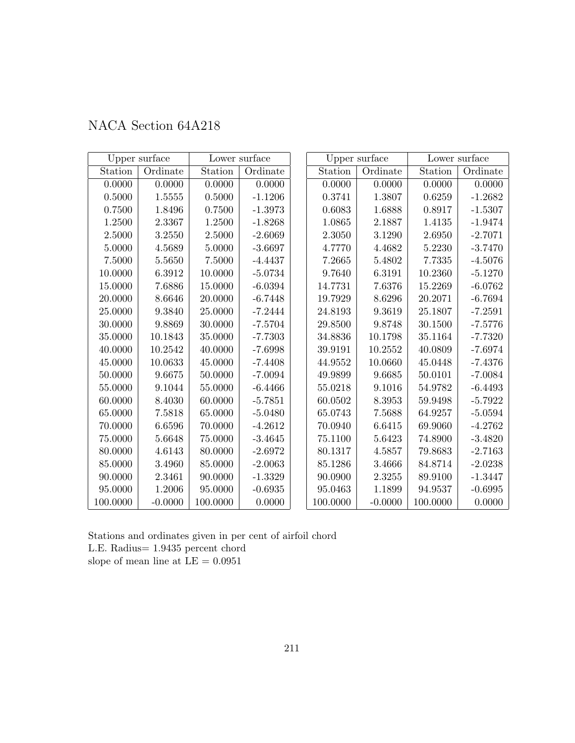# NACA Section 64A218

| Upper surface | | Lower surface | |
|---|---|---|---|
| Station | Ordinate | Station | Ordinate |
| 0.0000 | 0.0000 | 0.0000 | 0.0000 |
| 0.5000 | 1.5555 | 0.5000 | -1.1206 |
| 0.7500 | 1.8496 | 0.7500 | -1.3973 |
| 1.2500 | 2.3367 | 1.2500 | -1.8268 |
| 2.5000 | 3.2550 | 2.5000 | -2.6069 |
| 5.0000 | 4.5689 | 5.0000 | -3.6697 |
| 7.5000 | 5.5650 | 7.5000 | -4.4437 |
| 10.0000 | 6.3912 | 10.0000 | -5.0734 |
| 15.0000 | 7.6886 | 15.0000 | -6.0394 |
| 20.0000 | 8.6646 | 20.0000 | -6.7448 |
| 25.0000 | 9.3840 | 25.0000 | -7.2444 |
| 30.0000 | 9.8869 | 30.0000 | -7.5704 |
| 35.0000 | 10.1843 | 35.0000 | -7.7303 |
| 40.0000 | 10.2542 | 40.0000 | -7.6998 |
| 45.0000 | 10.0633 | 45.0000 | -7.4408 |
| 50.0000 | 9.6675 | 50.0000 | -7.0094 |
| 55.0000 | 9.1044 | 55.0000 | -6.4466 |
| 60.0000 | 8.4030 | 60.0000 | -5.7851 |
| 65.0000 | 7.5818 | 65.0000 | -5.0480 |
| 70.0000 | 6.6596 | 70.0000 | -4.2612 |
| 75.0000 | 5.6648 | 75.0000 | -3.4645 |
| 80.0000 | 4.6143 | 80.0000 | -2.6972 |
| 85.0000 | 3.4960 | 85.0000 | -2.0063 |
| 90.0000 | 2.3461 | 90.0000 | -1.3329 |
| 95.0000 | 1.2006 | 95.0000 | -0.6935 |
| 100.0000 | -0.0000 | 100.0000 | 0.0000 |

| Upper surface | | Lower surface | |
|---|---|---|---|
| Station | Ordinate | Station | Ordinate |
| 0.0000 | 0.0000 | 0.0000 | 0.0000 |
| 0.3741 | 1.3807 | 0.6259 | -1.2682 |
| 0.6083 | 1.6888 | 0.8917 | -1.5307 |
| 1.0865 | 2.1887 | 1.4135 | -1.9474 |
| 2.3050 | 3.1290 | 2.6950 | -2.7071 |
| 4.7770 | 4.4682 | 5.2230 | -3.7470 |
| 7.2665 | 5.4802 | 7.7335 | -4.5076 |
| 9.7640 | 6.3191 | 10.2360 | -5.1270 |
| 14.7731 | 7.6376 | 15.2269 | -6.0762 |
| 19.7929 | 8.6296 | 20.2071 | -6.7694 |
| 24.8193 | 9.3619 | 25.1807 | -7.2591 |
| 29.8500 | 9.8748 | 30.1500 | -7.5776 |
| 34.8836 | 10.1798 | 35.1164 | -7.7320 |
| 39.9191 | 10.2552 | 40.0809 | -7.6974 |
| 44.9552 | 10.0660 | 45.0448 | -7.4376 |
| 49.9899 | 9.6685 | 50.0101 | -7.0084 |
| 55.0218 | 9.1016 | 54.9782 | -6.4493 |
| 60.0502 | 8.3953 | 59.9498 | -5.7922 |
| 65.0743 | 7.5688 | 64.9257 | -5.0594 |
| 70.0940 | 6.6415 | 69.9060 | -4.2762 |
| 75.1100 | 5.6423 | 74.8900 | -3.4820 |
| 80.1317 | 4.5857 | 79.8683 | -2.7163 |
| 85.1286 | 3.4666 | 84.8714 | -2.0238 |
| 90.0900 | 2.3255 | 89.9100 | -1.3447 |
| 95.0463 | 1.1899 | 94.9537 | -0.6995 |
| 100.0000 | -0.0000 | 100.0000 | 0.0000 |

Stations and ordinates given in per cent of airfoil chord
L.E. Radius= 1.9435 percent chord
slope of mean line at LE = 0.0951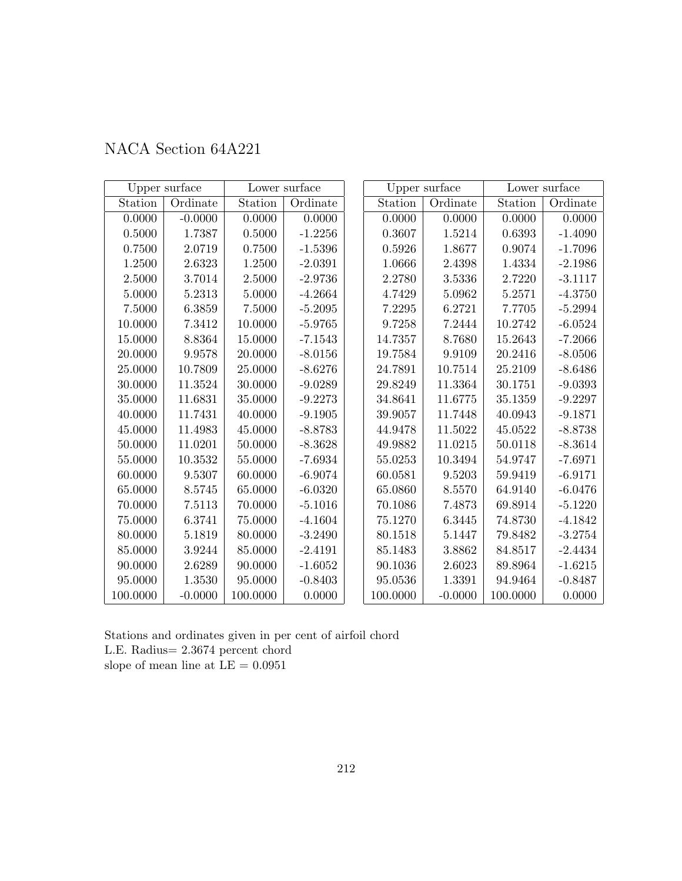# NACA Section 64A221

| Upper surface | | Lower surface | |
|---|---|---|---|
| Station | Ordinate | Station | Ordinate |
| 0.0000 | -0.0000 | 0.0000 | 0.0000 |
| 0.5000 | 1.7387 | 0.5000 | -1.2256 |
| 0.7500 | 2.0719 | 0.7500 | -1.5396 |
| 1.2500 | 2.6323 | 1.2500 | -2.0391 |
| 2.5000 | 3.7014 | 2.5000 | -2.9736 |
| 5.0000 | 5.2313 | 5.0000 | -4.2664 |
| 7.5000 | 6.3859 | 7.5000 | -5.2095 |
| 10.0000 | 7.3412 | 10.0000 | -5.9765 |
| 15.0000 | 8.8364 | 15.0000 | -7.1543 |
| 20.0000 | 9.9578 | 20.0000 | -8.0156 |
| 25.0000 | 10.7809 | 25.0000 | -8.6276 |
| 30.0000 | 11.3524 | 30.0000 | -9.0289 |
| 35.0000 | 11.6831 | 35.0000 | -9.2273 |
| 40.0000 | 11.7431 | 40.0000 | -9.1905 |
| 45.0000 | 11.4983 | 45.0000 | -8.8783 |
| 50.0000 | 11.0201 | 50.0000 | -8.3628 |
| 55.0000 | 10.3532 | 55.0000 | -7.6934 |
| 60.0000 | 9.5307 | 60.0000 | -6.9074 |
| 65.0000 | 8.5745 | 65.0000 | -6.0320 |
| 70.0000 | 7.5113 | 70.0000 | -5.1016 |
| 75.0000 | 6.3741 | 75.0000 | -4.1604 |
| 80.0000 | 5.1819 | 80.0000 | -3.2490 |
| 85.0000 | 3.9244 | 85.0000 | -2.4191 |
| 90.0000 | 2.6289 | 90.0000 | -1.6052 |
| 95.0000 | 1.3530 | 95.0000 | -0.8403 |
| 100.0000 | -0.0000 | 100.0000 | 0.0000 |

| Upper surface | | Lower surface | |
|---|---|---|---|
| Station | Ordinate | Station | Ordinate |
| 0.0000 | 0.0000 | 0.0000 | 0.0000 |
| 0.3607 | 1.5214 | 0.6393 | -1.4090 |
| 0.5926 | 1.8677 | 0.9074 | -1.7096 |
| 1.0666 | 2.4398 | 1.4334 | -2.1986 |
| 2.2780 | 3.5336 | 2.7220 | -3.1117 |
| 4.7429 | 5.0962 | 5.2571 | -4.3750 |
| 7.2295 | 6.2721 | 7.7705 | -5.2994 |
| 9.7258 | 7.2444 | 10.2742 | -6.0524 |
| 14.7357 | 8.7680 | 15.2643 | -7.2066 |
| 19.7584 | 9.9109 | 20.2416 | -8.0506 |
| 24.7891 | 10.7514 | 25.2109 | -8.6486 |
| 29.8249 | 11.3364 | 30.1751 | -9.0393 |
| 34.8641 | 11.6775 | 35.1359 | -9.2297 |
| 39.9057 | 11.7448 | 40.0943 | -9.1871 |
| 44.9478 | 11.5022 | 45.0522 | -8.8738 |
| 49.9882 | 11.0215 | 50.0118 | -8.3614 |
| 55.0253 | 10.3494 | 54.9747 | -7.6971 |
| 60.0581 | 9.5203 | 59.9419 | -6.9171 |
| 65.0860 | 8.5570 | 64.9140 | -6.0476 |
| 70.1086 | 7.4873 | 69.8914 | -5.1220 |
| 75.1270 | 6.3445 | 74.8730 | -4.1842 |
| 80.1518 | 5.1447 | 79.8482 | -3.2754 |
| 85.1483 | 3.8862 | 84.8517 | -2.4434 |
| 90.1036 | 2.6023 | 89.8964 | -1.6215 |
| 95.0536 | 1.3391 | 94.9464 | -0.8487 |
| 100.0000 | -0.0000 | 100.0000 | 0.0000 |

Stations and ordinates given in per cent of airfoil chord
L.E. Radius= 2.3674 percent chord
slope of mean line at LE = 0.0951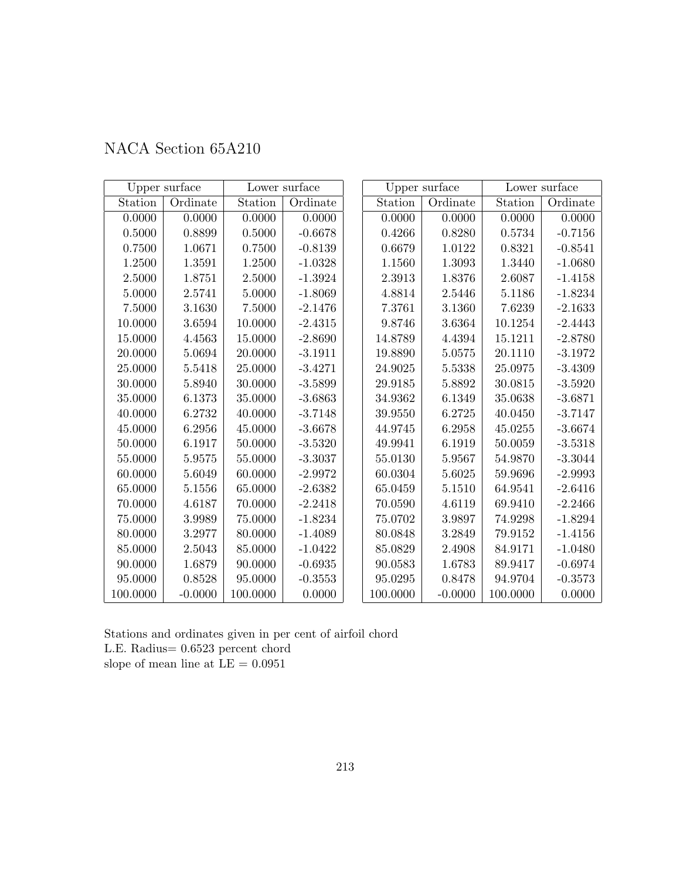# NACA Section 65A210

| Upper surface | | Lower surface | |
|---|---|---|---|
| Station | Ordinate | Station | Ordinate |
| 0.0000 | 0.0000 | 0.0000 | 0.0000 |
| 0.5000 | 0.8899 | 0.5000 | -0.6678 |
| 0.7500 | 1.0671 | 0.7500 | -0.8139 |
| 1.2500 | 1.3591 | 1.2500 | -1.0328 |
| 2.5000 | 1.8751 | 2.5000 | -1.3924 |
| 5.0000 | 2.5741 | 5.0000 | -1.8069 |
| 7.5000 | 3.1630 | 7.5000 | -2.1476 |
| 10.0000 | 3.6594 | 10.0000 | -2.4315 |
| 15.0000 | 4.4563 | 15.0000 | -2.8690 |
| 20.0000 | 5.0694 | 20.0000 | -3.1911 |
| 25.0000 | 5.5418 | 25.0000 | -3.4271 |
| 30.0000 | 5.8940 | 30.0000 | -3.5899 |
| 35.0000 | 6.1373 | 35.0000 | -3.6863 |
| 40.0000 | 6.2732 | 40.0000 | -3.7148 |
| 45.0000 | 6.2956 | 45.0000 | -3.6678 |
| 50.0000 | 6.1917 | 50.0000 | -3.5320 |
| 55.0000 | 5.9575 | 55.0000 | -3.3037 |
| 60.0000 | 5.6049 | 60.0000 | -2.9972 |
| 65.0000 | 5.1556 | 65.0000 | -2.6382 |
| 70.0000 | 4.6187 | 70.0000 | -2.2418 |
| 75.0000 | 3.9989 | 75.0000 | -1.8234 |
| 80.0000 | 3.2977 | 80.0000 | -1.4089 |
| 85.0000 | 2.5043 | 85.0000 | -1.0422 |
| 90.0000 | 1.6879 | 90.0000 | -0.6935 |
| 95.0000 | 0.8528 | 95.0000 | -0.3553 |
| 100.0000 | -0.0000 | 100.0000 | 0.0000 |

| Upper surface | | Lower surface | |
|---|---|---|---|
| Station | Ordinate | Station | Ordinate |
| 0.0000 | 0.0000 | 0.0000 | 0.0000 |
| 0.4266 | 0.8280 | 0.5734 | -0.7156 |
| 0.6679 | 1.0122 | 0.8321 | -0.8541 |
| 1.1560 | 1.3093 | 1.3440 | -1.0680 |
| 2.3913 | 1.8376 | 2.6087 | -1.4158 |
| 4.8814 | 2.5446 | 5.1186 | -1.8234 |
| 7.3761 | 3.1360 | 7.6239 | -2.1633 |
| 9.8746 | 3.6364 | 10.1254 | -2.4443 |
| 14.8789 | 4.4394 | 15.1211 | -2.8780 |
| 19.8890 | 5.0575 | 20.1110 | -3.1972 |
| 24.9025 | 5.5338 | 25.0975 | -3.4309 |
| 29.9185 | 5.8892 | 30.0815 | -3.5920 |
| 34.9362 | 6.1349 | 35.0638 | -3.6871 |
| 39.9550 | 6.2725 | 40.0450 | -3.7147 |
| 44.9745 | 6.2958 | 45.0255 | -3.6674 |
| 49.9941 | 6.1919 | 50.0059 | -3.5318 |
| 55.0130 | 5.9567 | 54.9870 | -3.3044 |
| 60.0304 | 5.6025 | 59.9696 | -2.9993 |
| 65.0459 | 5.1510 | 64.9541 | -2.6416 |
| 70.0590 | 4.6119 | 69.9410 | -2.2466 |
| 75.0702 | 3.9897 | 74.9298 | -1.8294 |
| 80.0848 | 3.2849 | 79.9152 | -1.4156 |
| 85.0829 | 2.4908 | 84.9171 | -1.0480 |
| 90.0583 | 1.6783 | 89.9417 | -0.6974 |
| 95.0295 | 0.8478 | 94.9704 | -0.3573 |
| 100.0000 | -0.0000 | 100.0000 | 0.0000 |

Stations and ordinates given in per cent of airfoil chord
L.E. Radius= 0.6523 percent chord
slope of mean line at LE = 0.0951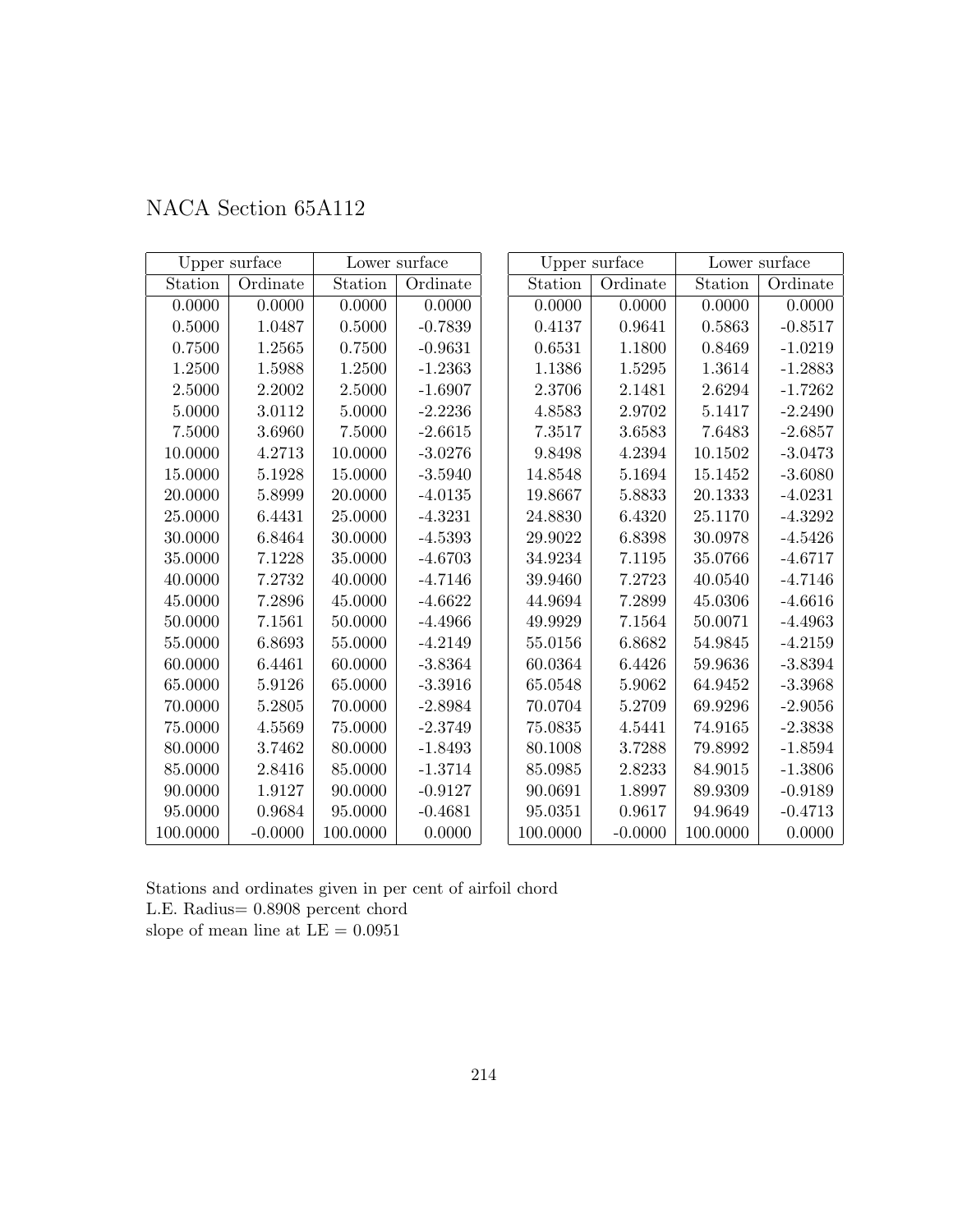# NACA Section 65A112

| Upper surface | | Lower surface | |
|---|---|---|---|
| Station | Ordinate | Station | Ordinate |
| 0.0000 | 0.0000 | 0.0000 | 0.0000 |
| 0.5000 | 1.0487 | 0.5000 | -0.7839 |
| 0.7500 | 1.2565 | 0.7500 | -0.9631 |
| 1.2500 | 1.5988 | 1.2500 | -1.2363 |
| 2.5000 | 2.2002 | 2.5000 | -1.6907 |
| 5.0000 | 3.0112 | 5.0000 | -2.2236 |
| 7.5000 | 3.6960 | 7.5000 | -2.6615 |
| 10.0000 | 4.2713 | 10.0000 | -3.0276 |
| 15.0000 | 5.1928 | 15.0000 | -3.5940 |
| 20.0000 | 5.8999 | 20.0000 | -4.0135 |
| 25.0000 | 6.4431 | 25.0000 | -4.3231 |
| 30.0000 | 6.8464 | 30.0000 | -4.5393 |
| 35.0000 | 7.1228 | 35.0000 | -4.6703 |
| 40.0000 | 7.2732 | 40.0000 | -4.7146 |
| 45.0000 | 7.2896 | 45.0000 | -4.6622 |
| 50.0000 | 7.1561 | 50.0000 | -4.4966 |
| 55.0000 | 6.8693 | 55.0000 | -4.2149 |
| 60.0000 | 6.4461 | 60.0000 | -3.8364 |
| 65.0000 | 5.9126 | 65.0000 | -3.3916 |
| 70.0000 | 5.2805 | 70.0000 | -2.8984 |
| 75.0000 | 4.5569 | 75.0000 | -2.3749 |
| 80.0000 | 3.7462 | 80.0000 | -1.8493 |
| 85.0000 | 2.8416 | 85.0000 | -1.3714 |
| 90.0000 | 1.9127 | 90.0000 | -0.9127 |
| 95.0000 | 0.9684 | 95.0000 | -0.4681 |
| 100.0000 | -0.0000 | 100.0000 | 0.0000 |

| Upper surface | | Lower surface | |
|---|---|---|---|
| Station | Ordinate | Station | Ordinate |
| 0.0000 | 0.0000 | 0.0000 | 0.0000 |
| 0.4137 | 0.9641 | 0.5863 | -0.8517 |
| 0.6531 | 1.1800 | 0.8469 | -1.0219 |
| 1.1386 | 1.5295 | 1.3614 | -1.2883 |
| 2.3706 | 2.1481 | 2.6294 | -1.7262 |
| 4.8583 | 2.9702 | 5.1417 | -2.2490 |
| 7.3517 | 3.6583 | 7.6483 | -2.6857 |
| 9.8498 | 4.2394 | 10.1502 | -3.0473 |
| 14.8548 | 5.1694 | 15.1452 | -3.6080 |
| 19.8667 | 5.8833 | 20.1333 | -4.0231 |
| 24.8830 | 6.4320 | 25.1170 | -4.3292 |
| 29.9022 | 6.8398 | 30.0978 | -4.5426 |
| 34.9234 | 7.1195 | 35.0766 | -4.6717 |
| 39.9460 | 7.2723 | 40.0540 | -4.7146 |
| 44.9694 | 7.2899 | 45.0306 | -4.6616 |
| 49.9929 | 7.1564 | 50.0071 | -4.4963 |
| 55.0156 | 6.8682 | 54.9845 | -4.2159 |
| 60.0364 | 6.4426 | 59.9636 | -3.8394 |
| 65.0548 | 5.9062 | 64.9452 | -3.3968 |
| 70.0704 | 5.2709 | 69.9296 | -2.9056 |
| 75.0835 | 4.5441 | 74.9165 | -2.3838 |
| 80.1008 | 3.7288 | 79.8992 | -1.8594 |
| 85.0985 | 2.8233 | 84.9015 | -1.3806 |
| 90.0691 | 1.8997 | 89.9309 | -0.9189 |
| 95.0351 | 0.9617 | 94.9649 | -0.4713 |
| 100.0000 | -0.0000 | 100.0000 | 0.0000 |

Stations and ordinates given in per cent of airfoil chord
L.E. Radius= 0.8908 percent chord
slope of mean line at LE = 0.0951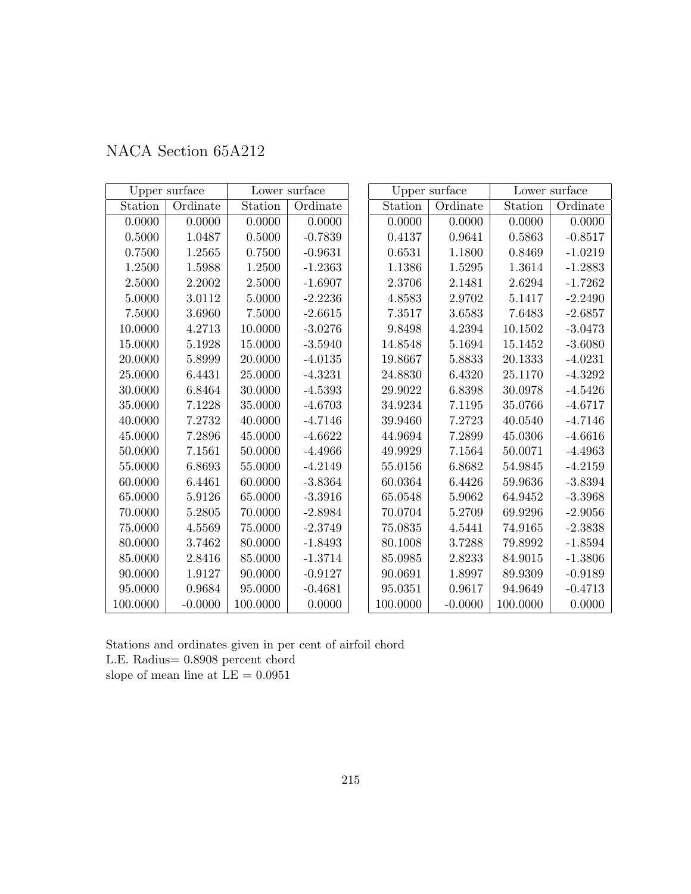# NACA Section 65A212

| Upper surface | | Lower surface | |
|---|---|---|---|
| Station | Ordinate | Station | Ordinate |
| 0.0000 | 0.0000 | 0.0000 | 0.0000 |
| 0.5000 | 1.0487 | 0.5000 | -0.7839 |
| 0.7500 | 1.2565 | 0.7500 | -0.9631 |
| 1.2500 | 1.5988 | 1.2500 | -1.2363 |
| 2.5000 | 2.2002 | 2.5000 | -1.6907 |
| 5.0000 | 3.0112 | 5.0000 | -2.2236 |
| 7.5000 | 3.6960 | 7.5000 | -2.6615 |
| 10.0000 | 4.2713 | 10.0000 | -3.0276 |
| 15.0000 | 5.1928 | 15.0000 | -3.5940 |
| 20.0000 | 5.8999 | 20.0000 | -4.0135 |
| 25.0000 | 6.4431 | 25.0000 | -4.3231 |
| 30.0000 | 6.8464 | 30.0000 | -4.5393 |
| 35.0000 | 7.1228 | 35.0000 | -4.6703 |
| 40.0000 | 7.2732 | 40.0000 | -4.7146 |
| 45.0000 | 7.2896 | 45.0000 | -4.6622 |
| 50.0000 | 7.1561 | 50.0000 | -4.4966 |
| 55.0000 | 6.8693 | 55.0000 | -4.2149 |
| 60.0000 | 6.4461 | 60.0000 | -3.8364 |
| 65.0000 | 5.9126 | 65.0000 | -3.3916 |
| 70.0000 | 5.2805 | 70.0000 | -2.8984 |
| 75.0000 | 4.5569 | 75.0000 | -2.3749 |
| 80.0000 | 3.7462 | 80.0000 | -1.8493 |
| 85.0000 | 2.8416 | 85.0000 | -1.3714 |
| 90.0000 | 1.9127 | 90.0000 | -0.9127 |
| 95.0000 | 0.9684 | 95.0000 | -0.4681 |
| 100.0000 | -0.0000 | 100.0000 | 0.0000 |

| Upper surface | | Lower surface | |
|---|---|---|---|
| Station | Ordinate | Station | Ordinate |
| 0.0000 | 0.0000 | 0.0000 | 0.0000 |
| 0.4137 | 0.9641 | 0.5863 | -0.8517 |
| 0.6531 | 1.1800 | 0.8469 | -1.0219 |
| 1.1386 | 1.5295 | 1.3614 | -1.2883 |
| 2.3706 | 2.1481 | 2.6294 | -1.7262 |
| 4.8583 | 2.9702 | 5.1417 | -2.2490 |
| 7.3517 | 3.6583 | 7.6483 | -2.6857 |
| 9.8498 | 4.2394 | 10.1502 | -3.0473 |
| 14.8548 | 5.1694 | 15.1452 | -3.6080 |
| 19.8667 | 5.8833 | 20.1333 | -4.0231 |
| 24.8830 | 6.4320 | 25.1170 | -4.3292 |
| 29.9022 | 6.8398 | 30.0978 | -4.5426 |
| 34.9234 | 7.1195 | 35.0766 | -4.6717 |
| 39.9460 | 7.2723 | 40.0540 | -4.7146 |
| 44.9694 | 7.2899 | 45.0306 | -4.6616 |
| 49.9929 | 7.1564 | 50.0071 | -4.4963 |
| 55.0156 | 6.8682 | 54.9845 | -4.2159 |
| 60.0364 | 6.4426 | 59.9636 | -3.8394 |
| 65.0548 | 5.9062 | 64.9452 | -3.3968 |
| 70.0704 | 5.2709 | 69.9296 | -2.9056 |
| 75.0835 | 4.5441 | 74.9165 | -2.3838 |
| 80.1008 | 3.7288 | 79.8992 | -1.8594 |
| 85.0985 | 2.8233 | 84.9015 | -1.3806 |
| 90.0691 | 1.8997 | 89.9309 | -0.9189 |
| 95.0351 | 0.9617 | 94.9649 | -0.4713 |
| 100.0000 | -0.0000 | 100.0000 | 0.0000 |

Stations and ordinates given in per cent of airfoil chord
L.E. Radius= 0.8908 percent chord
slope of mean line at LE = 0.0951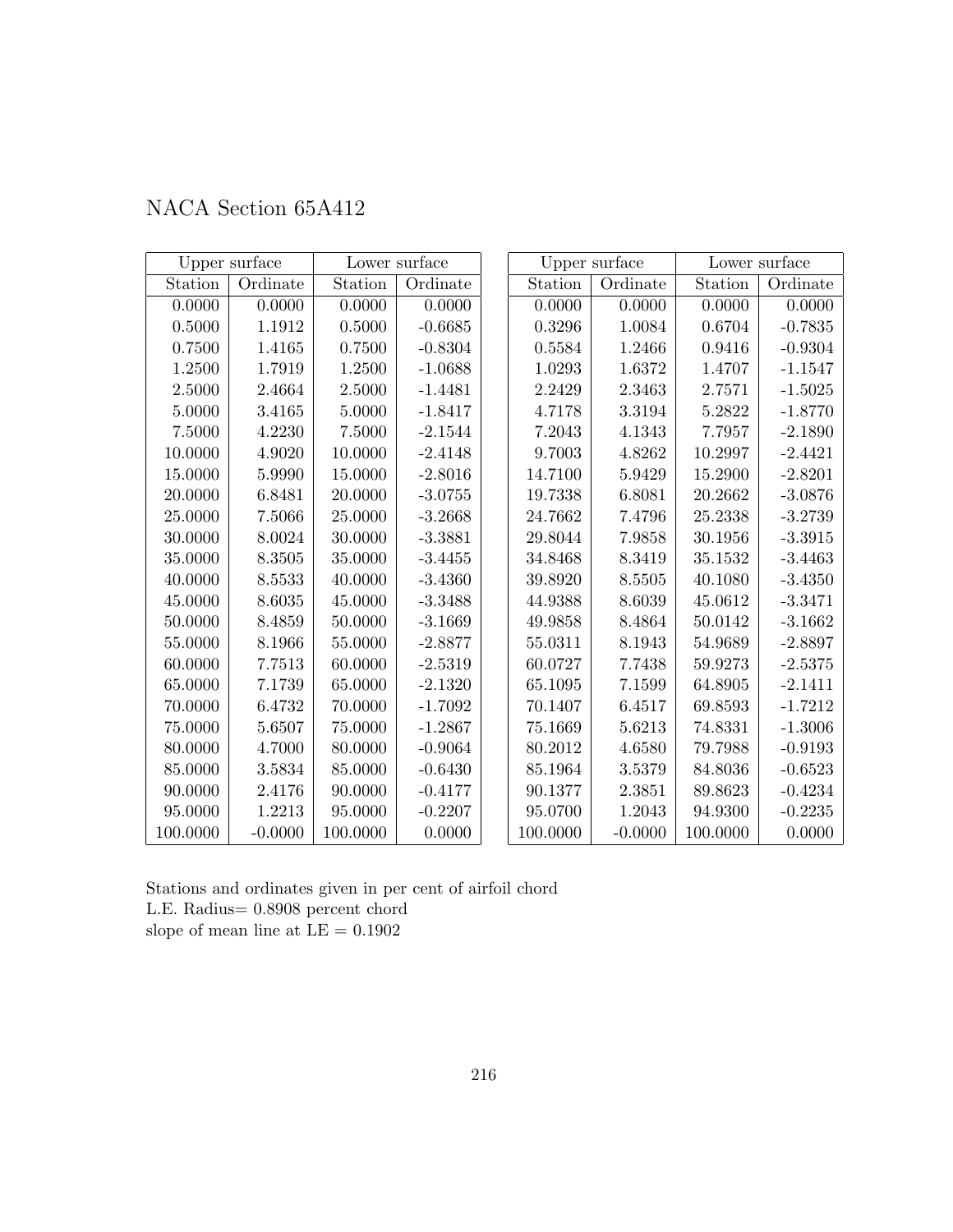# NACA Section 65A412

| Upper surface | | Lower surface | |
|---|---|---|---|
| Station | Ordinate | Station | Ordinate |
| 0.0000 | 0.0000 | 0.0000 | 0.0000 |
| 0.5000 | 1.1912 | 0.5000 | -0.6685 |
| 0.7500 | 1.4165 | 0.7500 | -0.8304 |
| 1.2500 | 1.7919 | 1.2500 | -1.0688 |
| 2.5000 | 2.4664 | 2.5000 | -1.4481 |
| 5.0000 | 3.4165 | 5.0000 | -1.8417 |
| 7.5000 | 4.2230 | 7.5000 | -2.1544 |
| 10.0000 | 4.9020 | 10.0000 | -2.4148 |
| 15.0000 | 5.9990 | 15.0000 | -2.8016 |
| 20.0000 | 6.8481 | 20.0000 | -3.0755 |
| 25.0000 | 7.5066 | 25.0000 | -3.2668 |
| 30.0000 | 8.0024 | 30.0000 | -3.3881 |
| 35.0000 | 8.3505 | 35.0000 | -3.4455 |
| 40.0000 | 8.5533 | 40.0000 | -3.4360 |
| 45.0000 | 8.6035 | 45.0000 | -3.3488 |
| 50.0000 | 8.4859 | 50.0000 | -3.1669 |
| 55.0000 | 8.1966 | 55.0000 | -2.8877 |
| 60.0000 | 7.7513 | 60.0000 | -2.5319 |
| 65.0000 | 7.1739 | 65.0000 | -2.1320 |
| 70.0000 | 6.4732 | 70.0000 | -1.7092 |
| 75.0000 | 5.6507 | 75.0000 | -1.2867 |
| 80.0000 | 4.7000 | 80.0000 | -0.9064 |
| 85.0000 | 3.5834 | 85.0000 | -0.6430 |
| 90.0000 | 2.4176 | 90.0000 | -0.4177 |
| 95.0000 | 1.2213 | 95.0000 | -0.2207 |
| 100.0000 | -0.0000 | 100.0000 | 0.0000 |

| Upper surface | | Lower surface | |
|---|---|---|---|
| Station | Ordinate | Station | Ordinate |
| 0.0000 | 0.0000 | 0.0000 | 0.0000 |
| 0.3296 | 1.0084 | 0.6704 | -0.7835 |
| 0.5584 | 1.2466 | 0.9416 | -0.9304 |
| 1.0293 | 1.6372 | 1.4707 | -1.1547 |
| 2.2429 | 2.3463 | 2.7571 | -1.5025 |
| 4.7178 | 3.3194 | 5.2822 | -1.8770 |
| 7.2043 | 4.1343 | 7.7957 | -2.1890 |
| 9.7003 | 4.8262 | 10.2997 | -2.4421 |
| 14.7100 | 5.9429 | 15.2900 | -2.8201 |
| 19.7338 | 6.8081 | 20.2662 | -3.0876 |
| 24.7662 | 7.4796 | 25.2338 | -3.2739 |
| 29.8044 | 7.9858 | 30.1956 | -3.3915 |
| 34.8468 | 8.3419 | 35.1532 | -3.4463 |
| 39.8920 | 8.5505 | 40.1080 | -3.4350 |
| 44.9388 | 8.6039 | 45.0612 | -3.3471 |
| 49.9858 | 8.4864 | 50.0142 | -3.1662 |
| 55.0311 | 8.1943 | 54.9689 | -2.8897 |
| 60.0727 | 7.7438 | 59.9273 | -2.5375 |
| 65.1095 | 7.1599 | 64.8905 | -2.1411 |
| 70.1407 | 6.4517 | 69.8593 | -1.7212 |
| 75.1669 | 5.6213 | 74.8331 | -1.3006 |
| 80.2012 | 4.6580 | 79.7988 | -0.9193 |
| 85.1964 | 3.5379 | 84.8036 | -0.6523 |
| 90.1377 | 2.3851 | 89.8623 | -0.4234 |
| 95.0700 | 1.2043 | 94.9300 | -0.2235 |
| 100.0000 | -0.0000 | 100.0000 | 0.0000 |

Stations and ordinates given in per cent of airfoil chord
L.E. Radius= 0.8908 percent chord
slope of mean line at LE = 0.1902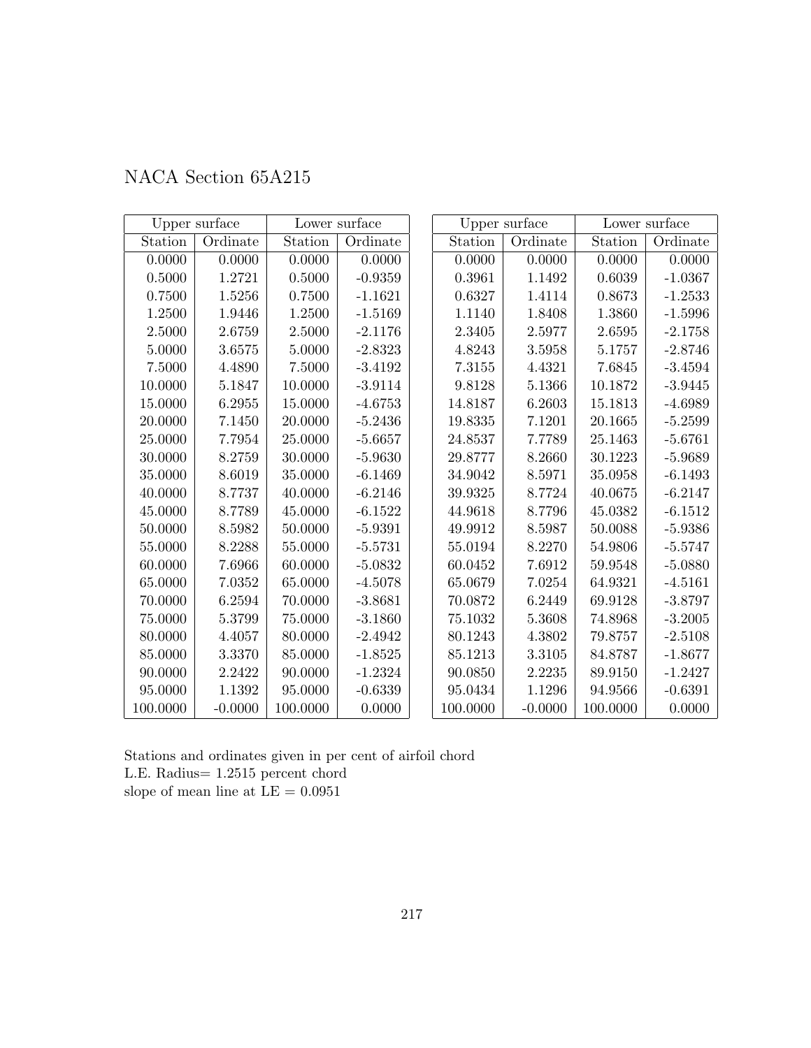# NACA Section 65A215

| Upper surface | | Lower surface | |
|---|---|---|---|
| Station | Ordinate | Station | Ordinate |
| 0.0000 | 0.0000 | 0.0000 | 0.0000 |
| 0.5000 | 1.2721 | 0.5000 | -0.9359 |
| 0.7500 | 1.5256 | 0.7500 | -1.1621 |
| 1.2500 | 1.9446 | 1.2500 | -1.5169 |
| 2.5000 | 2.6759 | 2.5000 | -2.1176 |
| 5.0000 | 3.6575 | 5.0000 | -2.8323 |
| 7.5000 | 4.4890 | 7.5000 | -3.4192 |
| 10.0000 | 5.1847 | 10.0000 | -3.9114 |
| 15.0000 | 6.2955 | 15.0000 | -4.6753 |
| 20.0000 | 7.1450 | 20.0000 | -5.2436 |
| 25.0000 | 7.7954 | 25.0000 | -5.6657 |
| 30.0000 | 8.2759 | 30.0000 | -5.9630 |
| 35.0000 | 8.6019 | 35.0000 | -6.1469 |
| 40.0000 | 8.7737 | 40.0000 | -6.2146 |
| 45.0000 | 8.7789 | 45.0000 | -6.1522 |
| 50.0000 | 8.5982 | 50.0000 | -5.9391 |
| 55.0000 | 8.2288 | 55.0000 | -5.5731 |
| 60.0000 | 7.6966 | 60.0000 | -5.0832 |
| 65.0000 | 7.0352 | 65.0000 | -4.5078 |
| 70.0000 | 6.2594 | 70.0000 | -3.8681 |
| 75.0000 | 5.3799 | 75.0000 | -3.1860 |
| 80.0000 | 4.4057 | 80.0000 | -2.4942 |
| 85.0000 | 3.3370 | 85.0000 | -1.8525 |
| 90.0000 | 2.2422 | 90.0000 | -1.2324 |
| 95.0000 | 1.1392 | 95.0000 | -0.6339 |
| 100.0000 | -0.0000 | 100.0000 | 0.0000 |

| Upper surface | | Lower surface | |
|---|---|---|---|
| Station | Ordinate | Station | Ordinate |
| 0.0000 | 0.0000 | 0.0000 | 0.0000 |
| 0.3961 | 1.1492 | 0.6039 | -1.0367 |
| 0.6327 | 1.4114 | 0.8673 | -1.2533 |
| 1.1140 | 1.8408 | 1.3860 | -1.5996 |
| 2.3405 | 2.5977 | 2.6595 | -2.1758 |
| 4.8243 | 3.5958 | 5.1757 | -2.8746 |
| 7.3155 | 4.4321 | 7.6845 | -3.4594 |
| 9.8128 | 5.1366 | 10.1872 | -3.9445 |
| 14.8187 | 6.2603 | 15.1813 | -4.6989 |
| 19.8335 | 7.1201 | 20.1665 | -5.2599 |
| 24.8537 | 7.7789 | 25.1463 | -5.6761 |
| 29.8777 | 8.2660 | 30.1223 | -5.9689 |
| 34.9042 | 8.5971 | 35.0958 | -6.1493 |
| 39.9325 | 8.7724 | 40.0675 | -6.2147 |
| 44.9618 | 8.7796 | 45.0382 | -6.1512 |
| 49.9912 | 8.5987 | 50.0088 | -5.9386 |
| 55.0194 | 8.2270 | 54.9806 | -5.5747 |
| 60.0452 | 7.6912 | 59.9548 | -5.0880 |
| 65.0679 | 7.0254 | 64.9321 | -4.5161 |
| 70.0872 | 6.2449 | 69.9128 | -3.8797 |
| 75.1032 | 5.3608 | 74.8968 | -3.2005 |
| 80.1243 | 4.3802 | 79.8757 | -2.5108 |
| 85.1213 | 3.3105 | 84.8787 | -1.8677 |
| 90.0850 | 2.2235 | 89.9150 | -1.2427 |
| 95.0434 | 1.1296 | 94.9566 | -0.6391 |
| 100.0000 | -0.0000 | 100.0000 | 0.0000 |

Stations and ordinates given in per cent of airfoil chord
L.E. Radius= 1.2515 percent chord
slope of mean line at LE = 0.0951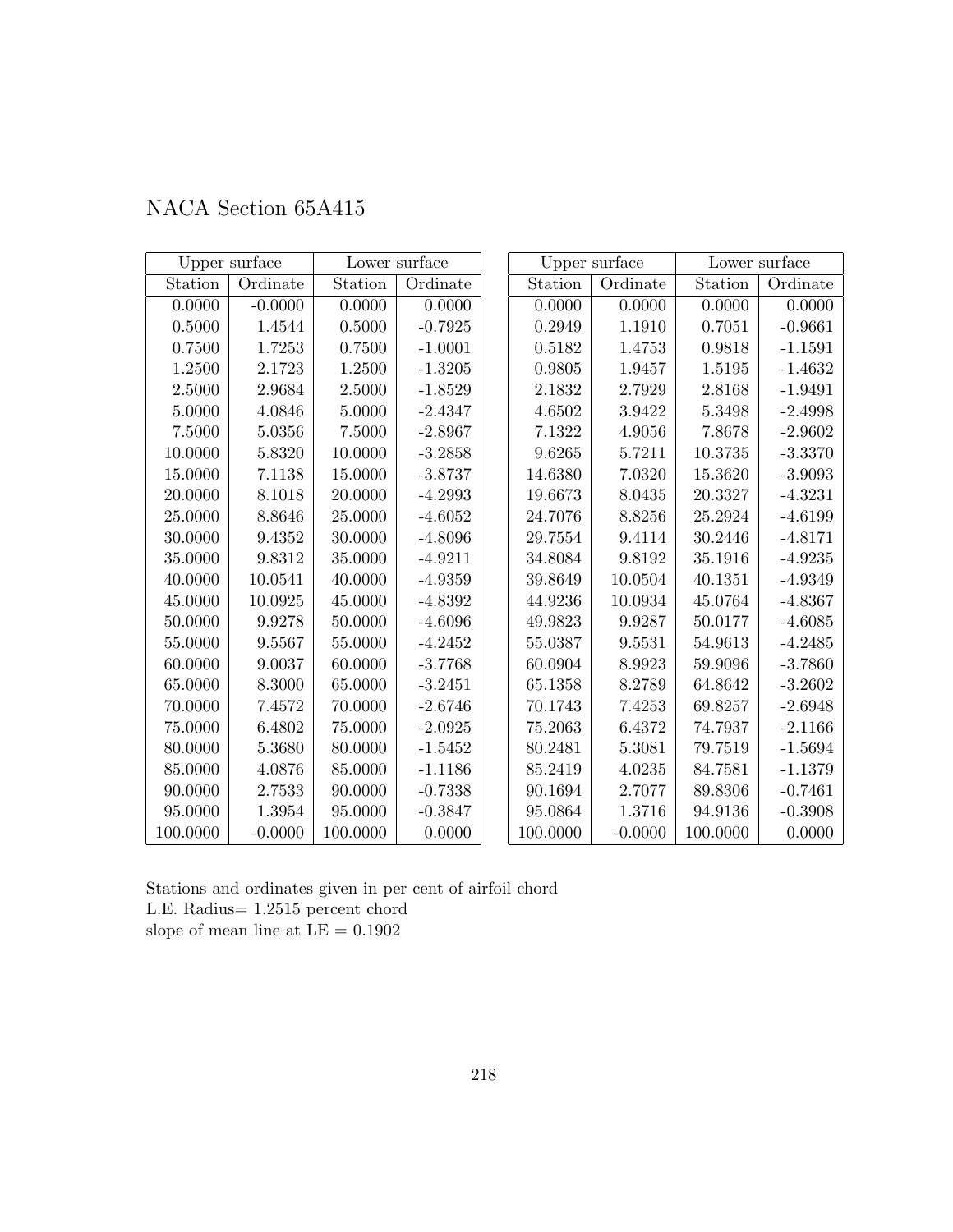# NACA Section 65A415

| Upper surface | | Lower surface | |
|---|---|---|---|
| Station | Ordinate | Station | Ordinate |
| 0.0000 | -0.0000 | 0.0000 | 0.0000 |
| 0.5000 | 1.4544 | 0.5000 | -0.7925 |
| 0.7500 | 1.7253 | 0.7500 | -1.0001 |
| 1.2500 | 2.1723 | 1.2500 | -1.3205 |
| 2.5000 | 2.9684 | 2.5000 | -1.8529 |
| 5.0000 | 4.0846 | 5.0000 | -2.4347 |
| 7.5000 | 5.0356 | 7.5000 | -2.8967 |
| 10.0000 | 5.8320 | 10.0000 | -3.2858 |
| 15.0000 | 7.1138 | 15.0000 | -3.8737 |
| 20.0000 | 8.1018 | 20.0000 | -4.2993 |
| 25.0000 | 8.8646 | 25.0000 | -4.6052 |
| 30.0000 | 9.4352 | 30.0000 | -4.8096 |
| 35.0000 | 9.8312 | 35.0000 | -4.9211 |
| 40.0000 | 10.0541 | 40.0000 | -4.9359 |
| 45.0000 | 10.0925 | 45.0000 | -4.8392 |
| 50.0000 | 9.9278 | 50.0000 | -4.6096 |
| 55.0000 | 9.5567 | 55.0000 | -4.2452 |
| 60.0000 | 9.0037 | 60.0000 | -3.7768 |
| 65.0000 | 8.3000 | 65.0000 | -3.2451 |
| 70.0000 | 7.4572 | 70.0000 | -2.6746 |
| 75.0000 | 6.4802 | 75.0000 | -2.0925 |
| 80.0000 | 5.3680 | 80.0000 | -1.5452 |
| 85.0000 | 4.0876 | 85.0000 | -1.1186 |
| 90.0000 | 2.7533 | 90.0000 | -0.7338 |
| 95.0000 | 1.3954 | 95.0000 | -0.3847 |
| 100.0000 | -0.0000 | 100.0000 | 0.0000 |

| Upper surface | | Lower surface | |
|---|---|---|---|
| Station | Ordinate | Station | Ordinate |
| 0.0000 | 0.0000 | 0.0000 | 0.0000 |
| 0.2949 | 1.1910 | 0.7051 | -0.9661 |
| 0.5182 | 1.4753 | 0.9818 | -1.1591 |
| 0.9805 | 1.9457 | 1.5195 | -1.4632 |
| 2.1832 | 2.7929 | 2.8168 | -1.9491 |
| 4.6502 | 3.9422 | 5.3498 | -2.4998 |
| 7.1322 | 4.9056 | 7.8678 | -2.9602 |
| 9.6265 | 5.7211 | 10.3735 | -3.3370 |
| 14.6380 | 7.0320 | 15.3620 | -3.9093 |
| 19.6673 | 8.0435 | 20.3327 | -4.3231 |
| 24.7076 | 8.8256 | 25.2924 | -4.6199 |
| 29.7554 | 9.4114 | 30.2446 | -4.8171 |
| 34.8084 | 9.8192 | 35.1916 | -4.9235 |
| 39.8649 | 10.0504 | 40.1351 | -4.9349 |
| 44.9236 | 10.0934 | 45.0764 | -4.8367 |
| 49.9823 | 9.9287 | 50.0177 | -4.6085 |
| 55.0387 | 9.5531 | 54.9613 | -4.2485 |
| 60.0904 | 8.9923 | 59.9096 | -3.7860 |
| 65.1358 | 8.2789 | 64.8642 | -3.2602 |
| 70.1743 | 7.4253 | 69.8257 | -2.6948 |
| 75.2063 | 6.4372 | 74.7937 | -2.1166 |
| 80.2481 | 5.3081 | 79.7519 | -1.5694 |
| 85.2419 | 4.0235 | 84.7581 | -1.1379 |
| 90.1694 | 2.7077 | 89.8306 | -0.7461 |
| 95.0864 | 1.3716 | 94.9136 | -0.3908 |
| 100.0000 | -0.0000 | 100.0000 | 0.0000 |

Stations and ordinates given in per cent of airfoil chord
L.E. Radius= 1.2515 percent chord
slope of mean line at LE = 0.1902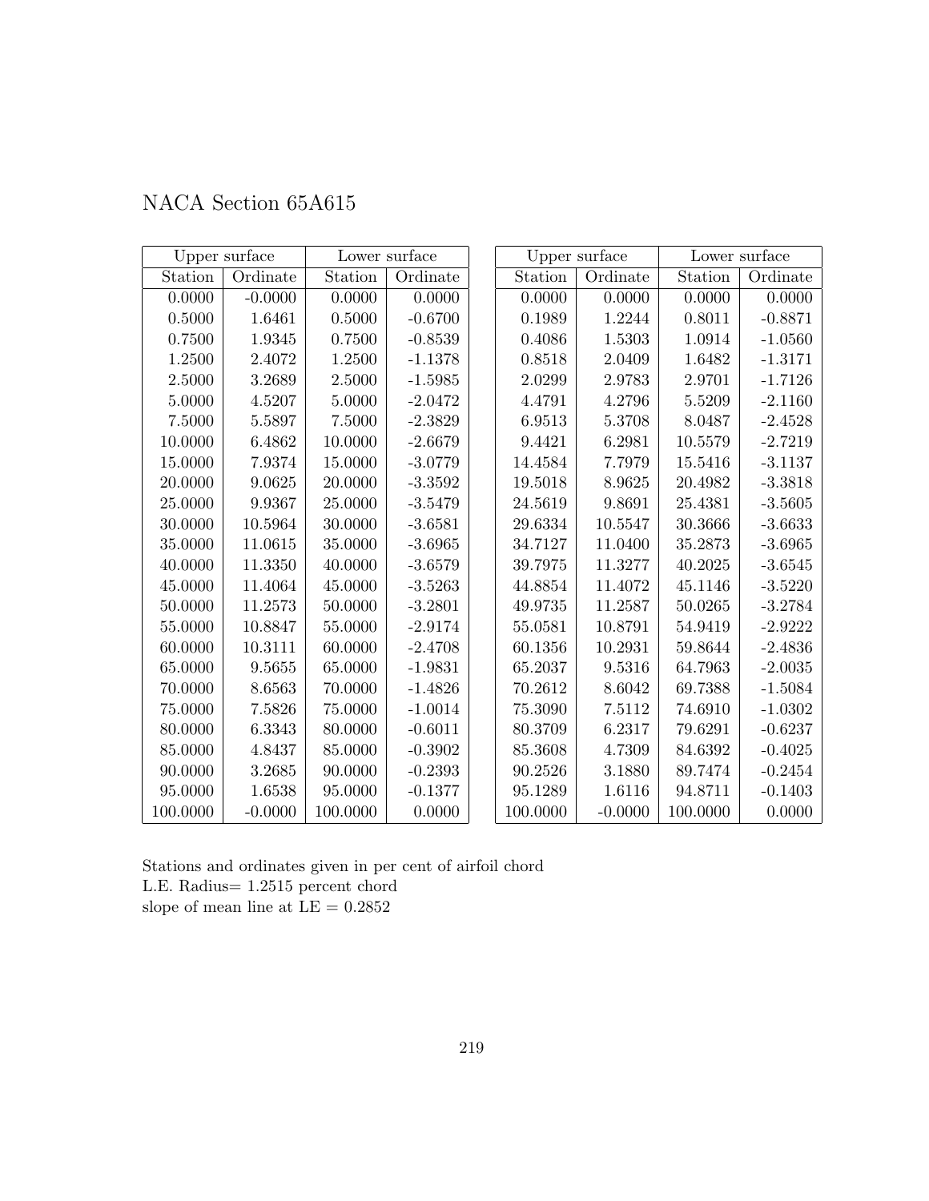# NACA Section 65A615

| Upper surface | | Lower surface | |
|---|---|---|---|
| Station | Ordinate | Station | Ordinate |
| 0.0000 | -0.0000 | 0.0000 | 0.0000 |
| 0.5000 | 1.6461 | 0.5000 | -0.6700 |
| 0.7500 | 1.9345 | 0.7500 | -0.8539 |
| 1.2500 | 2.4072 | 1.2500 | -1.1378 |
| 2.5000 | 3.2689 | 2.5000 | -1.5985 |
| 5.0000 | 4.5207 | 5.0000 | -2.0472 |
| 7.5000 | 5.5897 | 7.5000 | -2.3829 |
| 10.0000 | 6.4862 | 10.0000 | -2.6679 |
| 15.0000 | 7.9374 | 15.0000 | -3.0779 |
| 20.0000 | 9.0625 | 20.0000 | -3.3592 |
| 25.0000 | 9.9367 | 25.0000 | -3.5479 |
| 30.0000 | 10.5964 | 30.0000 | -3.6581 |
| 35.0000 | 11.0615 | 35.0000 | -3.6965 |
| 40.0000 | 11.3350 | 40.0000 | -3.6579 |
| 45.0000 | 11.4064 | 45.0000 | -3.5263 |
| 50.0000 | 11.2573 | 50.0000 | -3.2801 |
| 55.0000 | 10.8847 | 55.0000 | -2.9174 |
| 60.0000 | 10.3111 | 60.0000 | -2.4708 |
| 65.0000 | 9.5655 | 65.0000 | -1.9831 |
| 70.0000 | 8.6563 | 70.0000 | -1.4826 |
| 75.0000 | 7.5826 | 75.0000 | -1.0014 |
| 80.0000 | 6.3343 | 80.0000 | -0.6011 |
| 85.0000 | 4.8437 | 85.0000 | -0.3902 |
| 90.0000 | 3.2685 | 90.0000 | -0.2393 |
| 95.0000 | 1.6538 | 95.0000 | -0.1377 |
| 100.0000 | -0.0000 | 100.0000 | 0.0000 |

| Upper surface | | Lower surface | |
|---|---|---|---|
| Station | Ordinate | Station | Ordinate |
| 0.0000 | 0.0000 | 0.0000 | 0.0000 |
| 0.1989 | 1.2244 | 0.8011 | -0.8871 |
| 0.4086 | 1.5303 | 1.0914 | -1.0560 |
| 0.8518 | 2.0409 | 1.6482 | -1.3171 |
| 2.0299 | 2.9783 | 2.9701 | -1.7126 |
| 4.4791 | 4.2796 | 5.5209 | -2.1160 |
| 6.9513 | 5.3708 | 8.0487 | -2.4528 |
| 9.4421 | 6.2981 | 10.5579 | -2.7219 |
| 14.4584 | 7.7979 | 15.5416 | -3.1137 |
| 19.5018 | 8.9625 | 20.4982 | -3.3818 |
| 24.5619 | 9.8691 | 25.4381 | -3.5605 |
| 29.6334 | 10.5547 | 30.3666 | -3.6633 |
| 34.7127 | 11.0400 | 35.2873 | -3.6965 |
| 39.7975 | 11.3277 | 40.2025 | -3.6545 |
| 44.8854 | 11.4072 | 45.1146 | -3.5220 |
| 49.9735 | 11.2587 | 50.0265 | -3.2784 |
| 55.0581 | 10.8791 | 54.9419 | -2.9222 |
| 60.1356 | 10.2931 | 59.8644 | -2.4836 |
| 65.2037 | 9.5316 | 64.7963 | -2.0035 |
| 70.2612 | 8.6042 | 69.7388 | -1.5084 |
| 75.3090 | 7.5112 | 74.6910 | -1.0302 |
| 80.3709 | 6.2317 | 79.6291 | -0.6237 |
| 85.3608 | 4.7309 | 84.6392 | -0.4025 |
| 90.2526 | 3.1880 | 89.7474 | -0.2454 |
| 95.1289 | 1.6116 | 94.8711 | -0.1403 |
| 100.0000 | -0.0000 | 100.0000 | 0.0000 |

Stations and ordinates given in per cent of airfoil chord
L.E. Radius= 1.2515 percent chord
slope of mean line at LE = 0.2852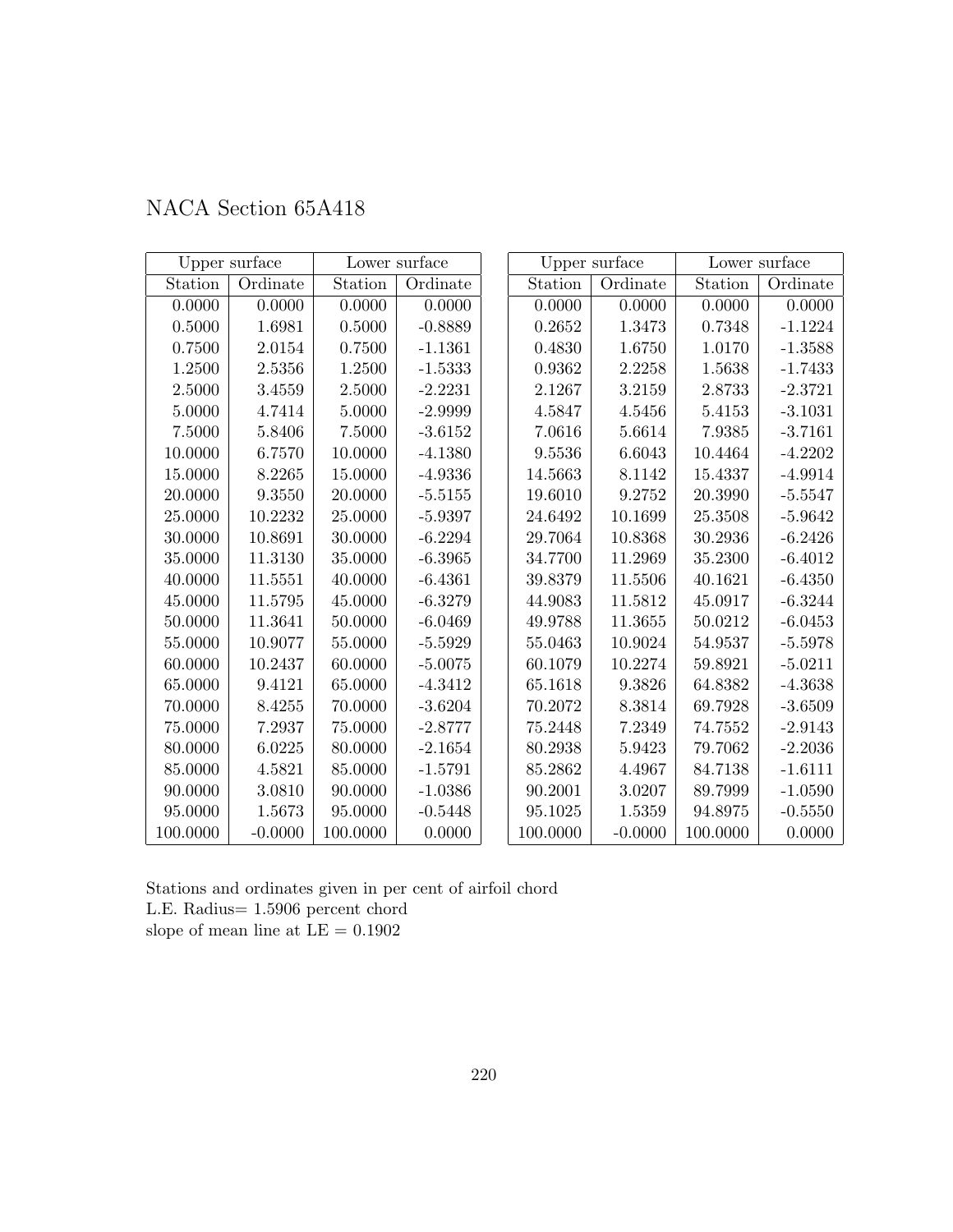# NACA Section 65A418

| Upper surface | | Lower surface | |
|---|---|---|---|
| Station | Ordinate | Station | Ordinate |
| 0.0000 | 0.0000 | 0.0000 | 0.0000 |
| 0.5000 | 1.6981 | 0.5000 | -0.8889 |
| 0.7500 | 2.0154 | 0.7500 | -1.1361 |
| 1.2500 | 2.5356 | 1.2500 | -1.5333 |
| 2.5000 | 3.4559 | 2.5000 | -2.2231 |
| 5.0000 | 4.7414 | 5.0000 | -2.9999 |
| 7.5000 | 5.8406 | 7.5000 | -3.6152 |
| 10.0000 | 6.7570 | 10.0000 | -4.1380 |
| 15.0000 | 8.2265 | 15.0000 | -4.9336 |
| 20.0000 | 9.3550 | 20.0000 | -5.5155 |
| 25.0000 | 10.2232 | 25.0000 | -5.9397 |
| 30.0000 | 10.8691 | 30.0000 | -6.2294 |
| 35.0000 | 11.3130 | 35.0000 | -6.3965 |
| 40.0000 | 11.5551 | 40.0000 | -6.4361 |
| 45.0000 | 11.5795 | 45.0000 | -6.3279 |
| 50.0000 | 11.3641 | 50.0000 | -6.0469 |
| 55.0000 | 10.9077 | 55.0000 | -5.5929 |
| 60.0000 | 10.2437 | 60.0000 | -5.0075 |
| 65.0000 | 9.4121 | 65.0000 | -4.3412 |
| 70.0000 | 8.4255 | 70.0000 | -3.6204 |
| 75.0000 | 7.2937 | 75.0000 | -2.8777 |
| 80.0000 | 6.0225 | 80.0000 | -2.1654 |
| 85.0000 | 4.5821 | 85.0000 | -1.5791 |
| 90.0000 | 3.0810 | 90.0000 | -1.0386 |
| 95.0000 | 1.5673 | 95.0000 | -0.5448 |
| 100.0000 | -0.0000 | 100.0000 | 0.0000 |

| Upper surface | | Lower surface | |
|---|---|---|---|
| Station | Ordinate | Station | Ordinate |
| 0.0000 | 0.0000 | 0.0000 | 0.0000 |
| 0.2652 | 1.3473 | 0.7348 | -1.1224 |
| 0.4830 | 1.6750 | 1.0170 | -1.3588 |
| 0.9362 | 2.2258 | 1.5638 | -1.7433 |
| 2.1267 | 3.2159 | 2.8733 | -2.3721 |
| 4.5847 | 4.5456 | 5.4153 | -3.1031 |
| 7.0616 | 5.6614 | 7.9385 | -3.7161 |
| 9.5536 | 6.6043 | 10.4464 | -4.2202 |
| 14.5663 | 8.1142 | 15.4337 | -4.9914 |
| 19.6010 | 9.2752 | 20.3990 | -5.5547 |
| 24.6492 | 10.1699 | 25.3508 | -5.9642 |
| 29.7064 | 10.8368 | 30.2936 | -6.2426 |
| 34.7700 | 11.2969 | 35.2300 | -6.4012 |
| 39.8379 | 11.5506 | 40.1621 | -6.4350 |
| 44.9083 | 11.5812 | 45.0917 | -6.3244 |
| 49.9788 | 11.3655 | 50.0212 | -6.0453 |
| 55.0463 | 10.9024 | 54.9537 | -5.5978 |
| 60.1079 | 10.2274 | 59.8921 | -5.0211 |
| 65.1618 | 9.3826 | 64.8382 | -4.3638 |
| 70.2072 | 8.3814 | 69.7928 | -3.6509 |
| 75.2448 | 7.2349 | 74.7552 | -2.9143 |
| 80.2938 | 5.9423 | 79.7062 | -2.2036 |
| 85.2862 | 4.4967 | 84.7138 | -1.6111 |
| 90.2001 | 3.0207 | 89.7999 | -1.0590 |
| 95.1025 | 1.5359 | 94.8975 | -0.5550 |
| 100.0000 | -0.0000 | 100.0000 | 0.0000 |

Stations and ordinates given in per cent of airfoil chord
L.E. Radius= 1.5906 percent chord
slope of mean line at LE = 0.1902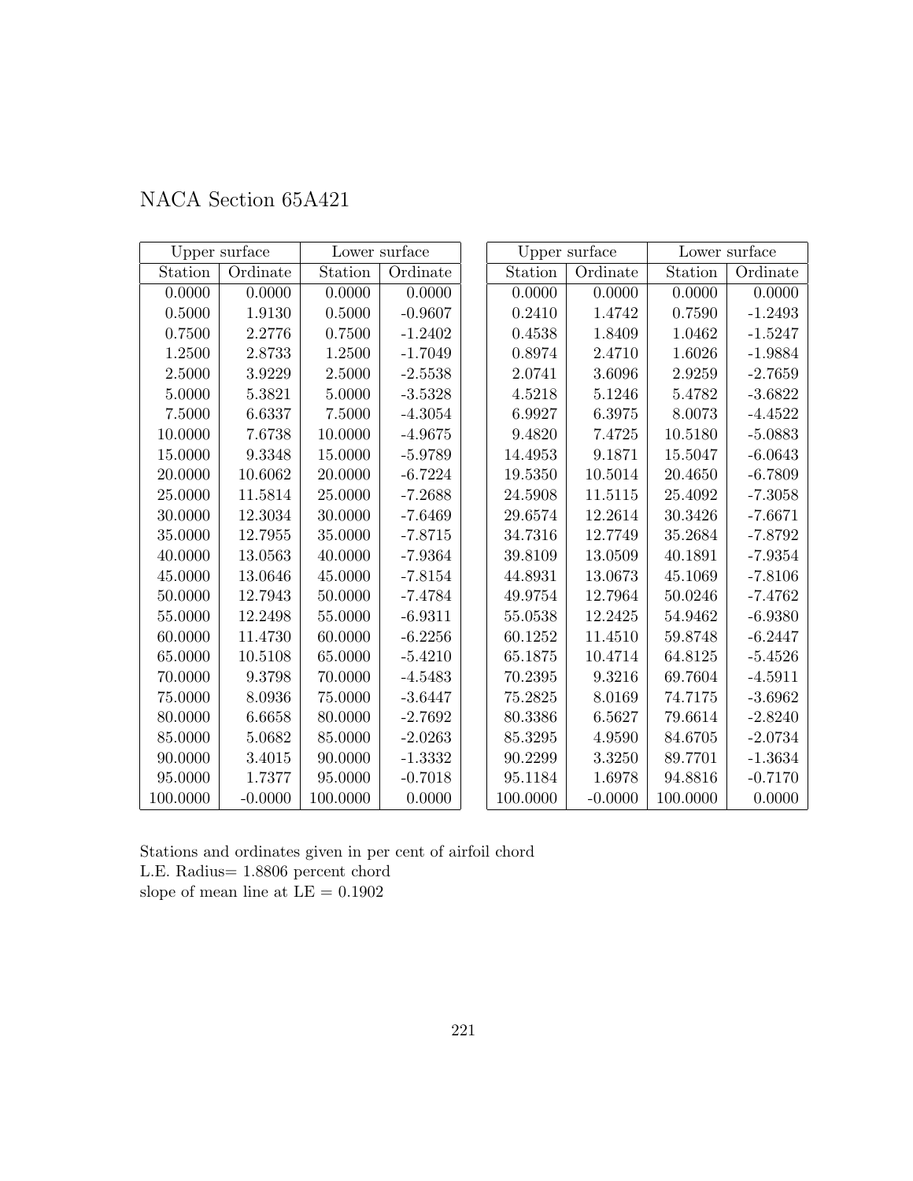# NACA Section 65A421

| Upper surface | | Lower surface | |
|---|---|---|---|
| Station | Ordinate | Station | Ordinate |
| 0.0000 | 0.0000 | 0.0000 | 0.0000 |
| 0.5000 | 1.9130 | 0.5000 | -0.9607 |
| 0.7500 | 2.2776 | 0.7500 | -1.2402 |
| 1.2500 | 2.8733 | 1.2500 | -1.7049 |
| 2.5000 | 3.9229 | 2.5000 | -2.5538 |
| 5.0000 | 5.3821 | 5.0000 | -3.5328 |
| 7.5000 | 6.6337 | 7.5000 | -4.3054 |
| 10.0000 | 7.6738 | 10.0000 | -4.9675 |
| 15.0000 | 9.3348 | 15.0000 | -5.9789 |
| 20.0000 | 10.6062 | 20.0000 | -6.7224 |
| 25.0000 | 11.5814 | 25.0000 | -7.2688 |
| 30.0000 | 12.3034 | 30.0000 | -7.6469 |
| 35.0000 | 12.7955 | 35.0000 | -7.8715 |
| 40.0000 | 13.0563 | 40.0000 | -7.9364 |
| 45.0000 | 13.0646 | 45.0000 | -7.8154 |
| 50.0000 | 12.7943 | 50.0000 | -7.4784 |
| 55.0000 | 12.2498 | 55.0000 | -6.9311 |
| 60.0000 | 11.4730 | 60.0000 | -6.2256 |
| 65.0000 | 10.5108 | 65.0000 | -5.4210 |
| 70.0000 | 9.3798 | 70.0000 | -4.5483 |
| 75.0000 | 8.0936 | 75.0000 | -3.6447 |
| 80.0000 | 6.6658 | 80.0000 | -2.7692 |
| 85.0000 | 5.0682 | 85.0000 | -2.0263 |
| 90.0000 | 3.4015 | 90.0000 | -1.3332 |
| 95.0000 | 1.7377 | 95.0000 | -0.7018 |
| 100.0000 | -0.0000 | 100.0000 | 0.0000 |

| Upper surface | | Lower surface | |
|---|---|---|---|
| Station | Ordinate | Station | Ordinate |
| 0.0000 | 0.0000 | 0.0000 | 0.0000 |
| 0.2410 | 1.4742 | 0.7590 | -1.2493 |
| 0.4538 | 1.8409 | 1.0462 | -1.5247 |
| 0.8974 | 2.4710 | 1.6026 | -1.9884 |
| 2.0741 | 3.6096 | 2.9259 | -2.7659 |
| 4.5218 | 5.1246 | 5.4782 | -3.6822 |
| 6.9927 | 6.3975 | 8.0073 | -4.4522 |
| 9.4820 | 7.4725 | 10.5180 | -5.0883 |
| 14.4953 | 9.1871 | 15.5047 | -6.0643 |
| 19.5350 | 10.5014 | 20.4650 | -6.7809 |
| 24.5908 | 11.5115 | 25.4092 | -7.3058 |
| 29.6574 | 12.2614 | 30.3426 | -7.6671 |
| 34.7316 | 12.7749 | 35.2684 | -7.8792 |
| 39.8109 | 13.0509 | 40.1891 | -7.9354 |
| 44.8931 | 13.0673 | 45.1069 | -7.8106 |
| 49.9754 | 12.7964 | 50.0246 | -7.4762 |
| 55.0538 | 12.2425 | 54.9462 | -6.9380 |
| 60.1252 | 11.4510 | 59.8748 | -6.2447 |
| 65.1875 | 10.4714 | 64.8125 | -5.4526 |
| 70.2395 | 9.3216 | 69.7604 | -4.5911 |
| 75.2825 | 8.0169 | 74.7175 | -3.6962 |
| 80.3386 | 6.5627 | 79.6614 | -2.8240 |
| 85.3295 | 4.9590 | 84.6705 | -2.0734 |
| 90.2299 | 3.3250 | 89.7701 | -1.3634 |
| 95.1184 | 1.6978 | 94.8816 | -0.7170 |
| 100.0000 | -0.0000 | 100.0000 | 0.0000 |

Stations and ordinates given in per cent of airfoil chord
L.E. Radius= 1.8806 percent chord
slope of mean line at LE = 0.1902